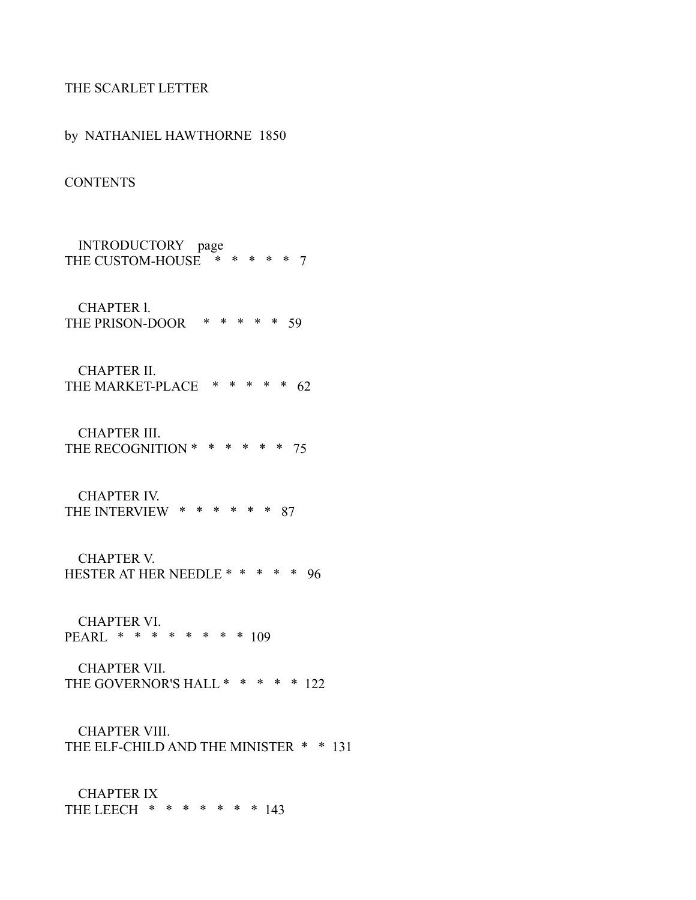# THE SCARLET LETTER

by NATHANIEL HAWTHORNE 1850

## CONTENTS

INTRODUCTORY page
THE CUSTOM-HOUSE * * * * * 7

CHAPTER I.
THE PRISON-DOOR * * * * * 59

CHAPTER II.
THE MARKET-PLACE * * * * * 62

CHAPTER III.
THE RECOGNITION * * * * * * 75

CHAPTER IV.
THE INTERVIEW * * * * * * 87

CHAPTER V.
HESTER AT HER NEEDLE * * * * * 96

CHAPTER VI.
PEARL * * * * * * * * 109

CHAPTER VII.
THE GOVERNOR'S HALL * * * * * 122

CHAPTER VIII.
THE ELF-CHILD AND THE MINISTER * * 131

CHAPTER IX
THE LEECH * * * * * * * 143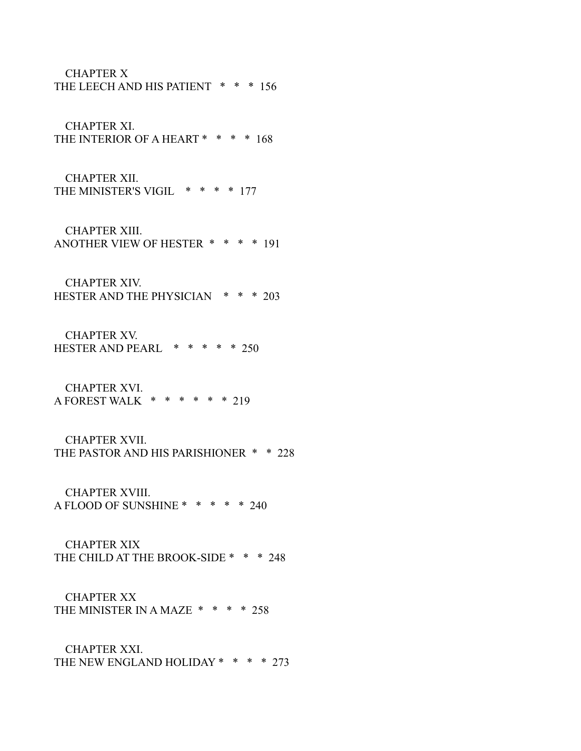CHAPTER X
THE LEECH AND HIS PATIENT * * * 156

CHAPTER XI.
THE INTERIOR OF A HEART * * * * 168

CHAPTER XII.
THE MINISTER'S VIGIL * * * * 177

CHAPTER XIII.
ANOTHER VIEW OF HESTER * * * * 191

CHAPTER XIV.
HESTER AND THE PHYSICIAN * * * 203

CHAPTER XV.
HESTER AND PEARL * * * * * 250

CHAPTER XVI.
A FOREST WALK * * * * * * 219

CHAPTER XVII.
THE PASTOR AND HIS PARISHIONER * * 228

CHAPTER XVIII.
A FLOOD OF SUNSHINE * * * * * 240

CHAPTER XIX
THE CHILD AT THE BROOK-SIDE * * * 248

CHAPTER XX
THE MINISTER IN A MAZE * * * * 258

CHAPTER XXI.
THE NEW ENGLAND HOLIDAY * * * * 273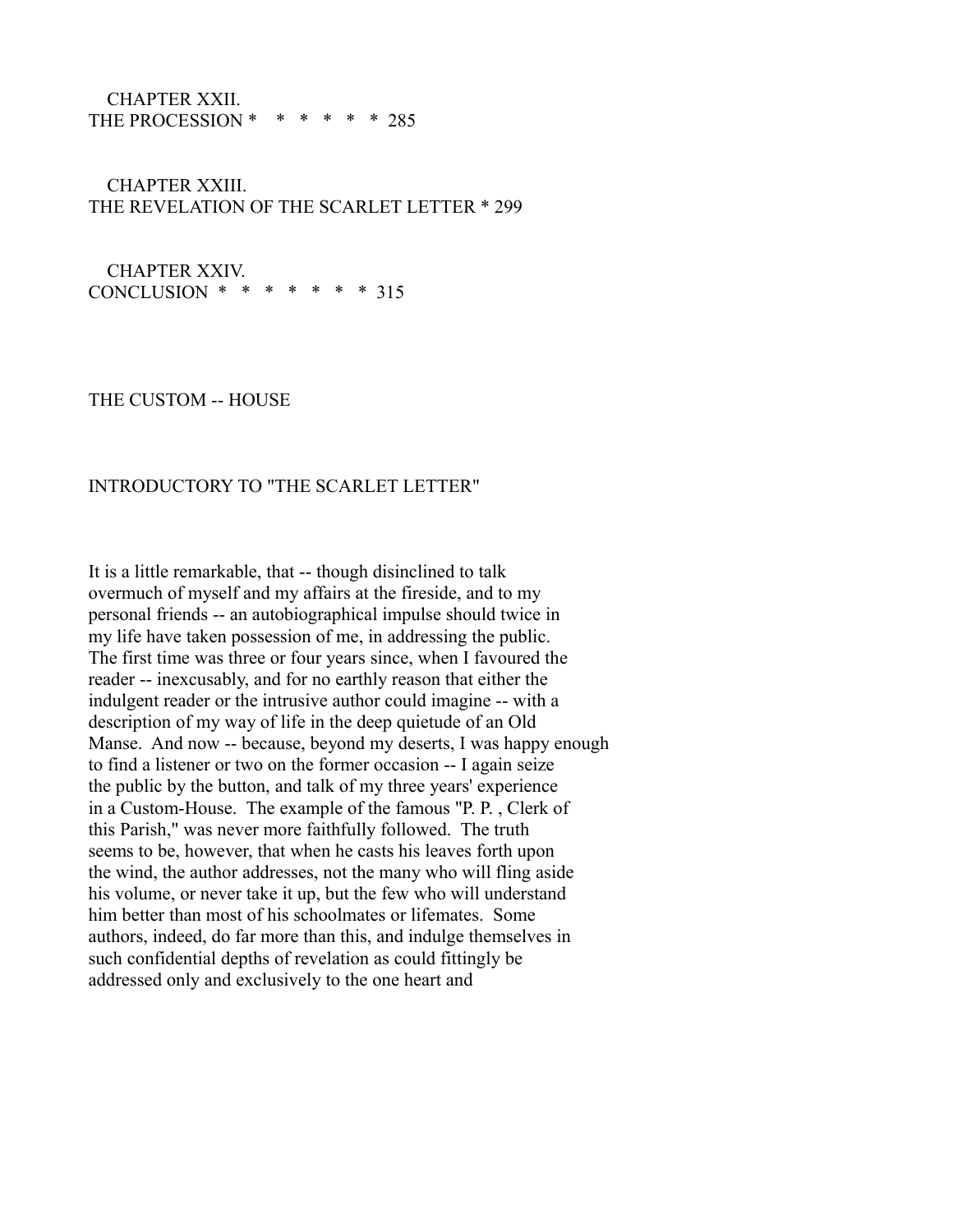CHAPTER XXII.
THE PROCESSION * * * * * * 285

CHAPTER XXIII.
THE REVELATION OF THE SCARLET LETTER * 299

CHAPTER XXIV.
CONCLUSION * * * * * * * 315

# THE CUSTOM -- HOUSE

## INTRODUCTORY TO "THE SCARLET LETTER"

It is a little remarkable, that -- though disinclined to talk overmuch of myself and my affairs at the fireside, and to my personal friends -- an autobiographical impulse should twice in my life have taken possession of me, in addressing the public. The first time was three or four years since, when I favoured the reader -- inexcusably, and for no earthly reason that either the indulgent reader or the intrusive author could imagine -- with a description of my way of life in the deep quietude of an Old Manse. And now -- because, beyond my deserts, I was happy enough to find a listener or two on the former occasion -- I again seize the public by the button, and talk of my three years' experience in a Custom-House. The example of the famous "P. P. , Clerk of this Parish," was never more faithfully followed. The truth seems to be, however, that when he casts his leaves forth upon the wind, the author addresses, not the many who will fling aside his volume, or never take it up, but the few who will understand him better than most of his schoolmates or lifemates. Some authors, indeed, do far more than this, and indulge themselves in such confidential depths of revelation as could fittingly be addressed only and exclusively to the one heart and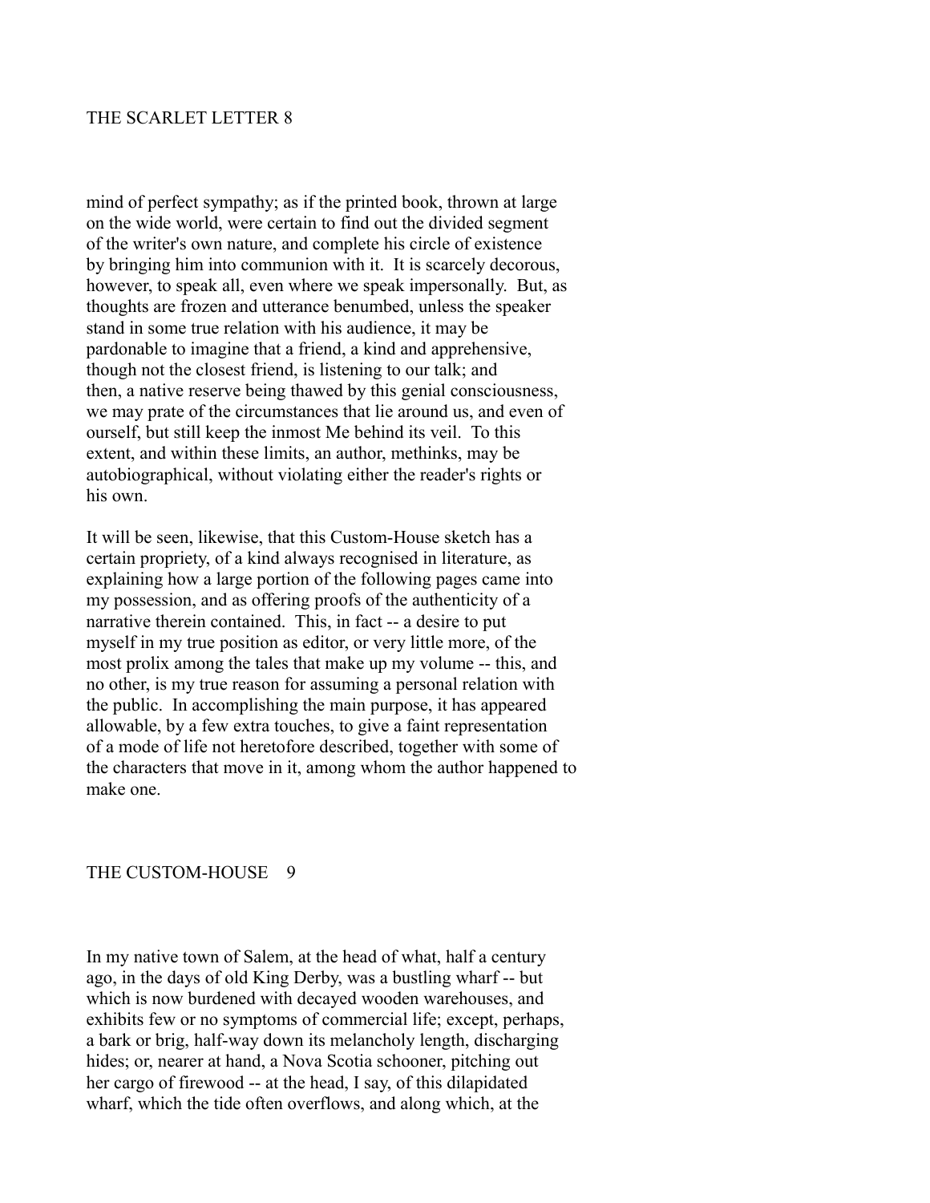mind of perfect sympathy; as if the printed book, thrown at large on the wide world, were certain to find out the divided segment of the writer's own nature, and complete his circle of existence by bringing him into communion with it. It is scarcely decorous, however, to speak all, even where we speak impersonally. But, as thoughts are frozen and utterance benumbed, unless the speaker stand in some true relation with his audience, it may be pardonable to imagine that a friend, a kind and apprehensive, though not the closest friend, is listening to our talk; and then, a native reserve being thawed by this genial consciousness, we may prate of the circumstances that lie around us, and even of ourself, but still keep the inmost Me behind its veil. To this extent, and within these limits, an author, methinks, may be autobiographical, without violating either the reader's rights or his own.

It will be seen, likewise, that this Custom-House sketch has a certain propriety, of a kind always recognised in literature, as explaining how a large portion of the following pages came into my possession, and as offering proofs of the authenticity of a narrative therein contained. This, in fact -- a desire to put myself in my true position as editor, or very little more, of the most prolix among the tales that make up my volume -- this, and no other, is my true reason for assuming a personal relation with the public. In accomplishing the main purpose, it has appeared allowable, by a few extra touches, to give a faint representation of a mode of life not heretofore described, together with some of the characters that move in it, among whom the author happened to make one.

In my native town of Salem, at the head of what, half a century ago, in the days of old King Derby, was a bustling wharf -- but which is now burdened with decayed wooden warehouses, and exhibits few or no symptoms of commercial life; except, perhaps, a bark or brig, half-way down its melancholy length, discharging hides; or, nearer at hand, a Nova Scotia schooner, pitching out her cargo of firewood -- at the head, I say, of this dilapidated wharf, which the tide often overflows, and along which, at the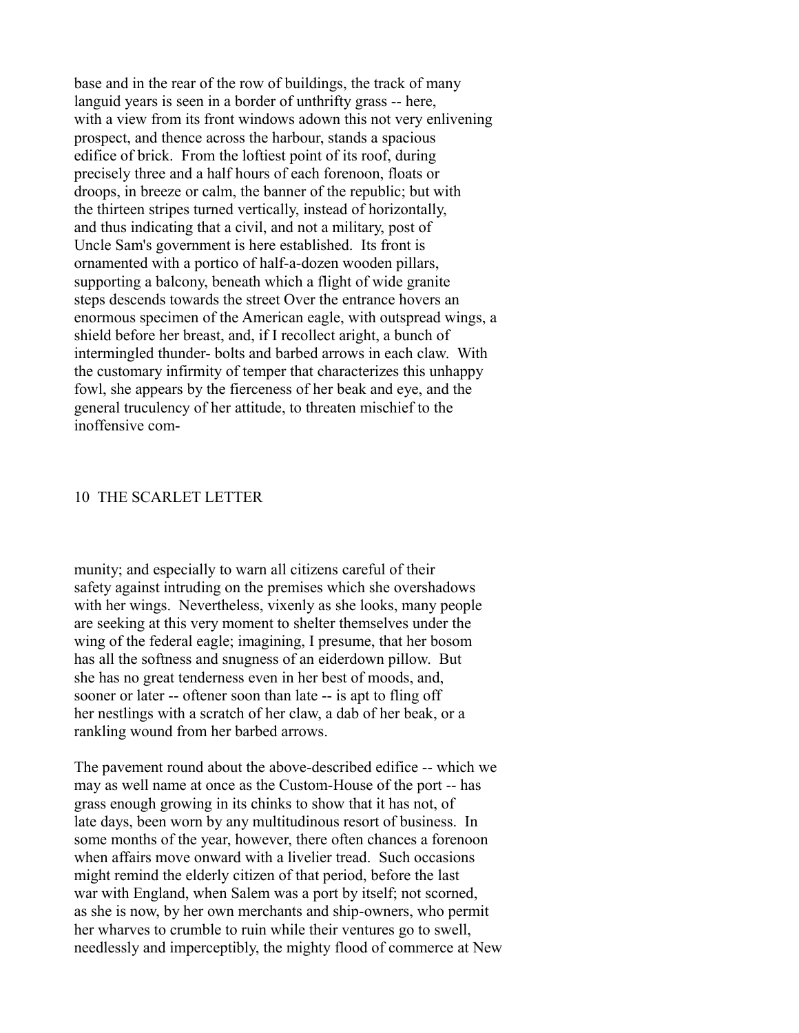base and in the rear of the row of buildings, the track of many languid years is seen in a border of unthrifty grass -- here, with a view from its front windows adown this not very enlivening prospect, and thence across the harbour, stands a spacious edifice of brick. From the loftiest point of its roof, during precisely three and a half hours of each forenoon, floats or droops, in breeze or calm, the banner of the republic; but with the thirteen stripes turned vertically, instead of horizontally, and thus indicating that a civil, and not a military, post of Uncle Sam's government is here established. Its front is ornamented with a portico of half-a-dozen wooden pillars, supporting a balcony, beneath which a flight of wide granite steps descends towards the street Over the entrance hovers an enormous specimen of the American eagle, with outspread wings, a shield before her breast, and, if I recollect aright, a bunch of intermingled thunder- bolts and barbed arrows in each claw. With the customary infirmity of temper that characterizes this unhappy fowl, she appears by the fierceness of her beak and eye, and the general truculency of her attitude, to threaten mischief to the inoffensive community; and especially to warn all citizens careful of their safety against intruding on the premises which she overshadows with her wings. Nevertheless, vixenly as she looks, many people are seeking at this very moment to shelter themselves under the wing of the federal eagle; imagining, I presume, that her bosom has all the softness and snugness of an eiderdown pillow. But she has no great tenderness even in her best of moods, and, sooner or later -- oftener soon than late -- is apt to fling off her nestlings with a scratch of her claw, a dab of her beak, or a rankling wound from her barbed arrows.

The pavement round about the above-described edifice -- which we may as well name at once as the Custom-House of the port -- has grass enough growing in its chinks to show that it has not, of late days, been worn by any multitudinous resort of business. In some months of the year, however, there often chances a forenoon when affairs move onward with a livelier tread. Such occasions might remind the elderly citizen of that period, before the last war with England, when Salem was a port by itself; not scorned, as she is now, by her own merchants and ship-owners, who permit her wharves to crumble to ruin while their ventures go to swell, needlessly and imperceptibly, the mighty flood of commerce at New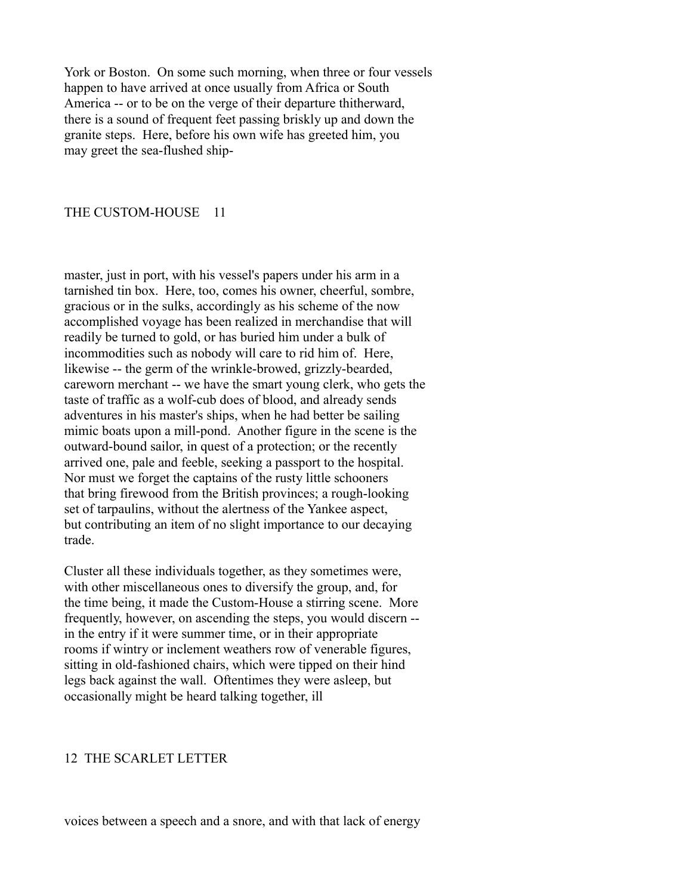York or Boston. On some such morning, when three or four vessels happen to have arrived at once usually from Africa or South America -- or to be on the verge of their departure thitherward, there is a sound of frequent feet passing briskly up and down the granite steps. Here, before his own wife has greeted him, you may greet the sea-flushed ship-master, just in port, with his vessel's papers under his arm in a tarnished tin box. Here, too, comes his owner, cheerful, sombre, gracious or in the sulks, accordingly as his scheme of the now accomplished voyage has been realized in merchandise that will readily be turned to gold, or has buried him under a bulk of incommodities such as nobody will care to rid him of. Here, likewise -- the germ of the wrinkle-browed, grizzly-bearded, careworn merchant -- we have the smart young clerk, who gets the taste of traffic as a wolf-cub does of blood, and already sends adventures in his master's ships, when he had better be sailing mimic boats upon a mill-pond. Another figure in the scene is the outward-bound sailor, in quest of a protection; or the recently arrived one, pale and feeble, seeking a passport to the hospital. Nor must we forget the captains of the rusty little schooners that bring firewood from the British provinces; a rough-looking set of tarpaulins, without the alertness of the Yankee aspect, but contributing an item of no slight importance to our decaying trade.

Cluster all these individuals together, as they sometimes were, with other miscellaneous ones to diversify the group, and, for the time being, it made the Custom-House a stirring scene. More frequently, however, on ascending the steps, you would discern -- in the entry if it were summer time, or in their appropriate rooms if wintry or inclement weathers row of venerable figures, sitting in old-fashioned chairs, which were tipped on their hind legs back against the wall. Oftentimes they were asleep, but occasionally might be heard talking together, ill voices between a speech and a snore, and with that lack of energy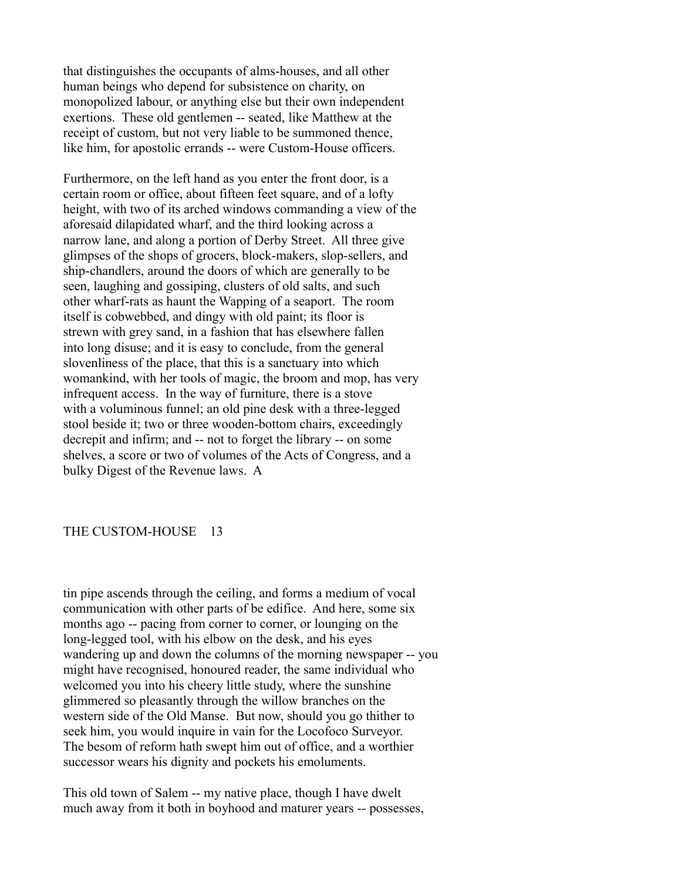that distinguishes the occupants of alms-houses, and all other human beings who depend for subsistence on charity, on monopolized labour, or anything else but their own independent exertions. These old gentlemen -- seated, like Matthew at the receipt of custom, but not very liable to be summoned thence, like him, for apostolic errands -- were Custom-House officers.

Furthermore, on the left hand as you enter the front door, is a certain room or office, about fifteen feet square, and of a lofty height, with two of its arched windows commanding a view of the aforesaid dilapidated wharf, and the third looking across a narrow lane, and along a portion of Derby Street. All three give glimpses of the shops of grocers, block-makers, slop-sellers, and ship-chandlers, around the doors of which are generally to be seen, laughing and gossiping, clusters of old salts, and such other wharf-rats as haunt the Wapping of a seaport. The room itself is cobwebbed, and dingy with old paint; its floor is strewn with grey sand, in a fashion that has elsewhere fallen into long disuse; and it is easy to conclude, from the general slovenliness of the place, that this is a sanctuary into which womankind, with her tools of magic, the broom and mop, has very infrequent access. In the way of furniture, there is a stove with a voluminous funnel; an old pine desk with a three-legged stool beside it; two or three wooden-bottom chairs, exceedingly decrepit and infirm; and -- not to forget the library -- on some shelves, a score or two of volumes of the Acts of Congress, and a bulky Digest of the Revenue laws. A tin pipe ascends through the ceiling, and forms a medium of vocal communication with other parts of be edifice. And here, some six months ago -- pacing from corner to corner, or lounging on the long-legged tool, with his elbow on the desk, and his eyes wandering up and down the columns of the morning newspaper -- you might have recognised, honoured reader, the same individual who welcomed you into his cheery little study, where the sunshine glimmered so pleasantly through the willow branches on the western side of the Old Manse. But now, should you go thither to seek him, you would inquire in vain for the Locofoco Surveyor. The besom of reform hath swept him out of office, and a worthier successor wears his dignity and pockets his emoluments.

This old town of Salem -- my native place, though I have dwelt much away from it both in boyhood and maturer years -- possesses,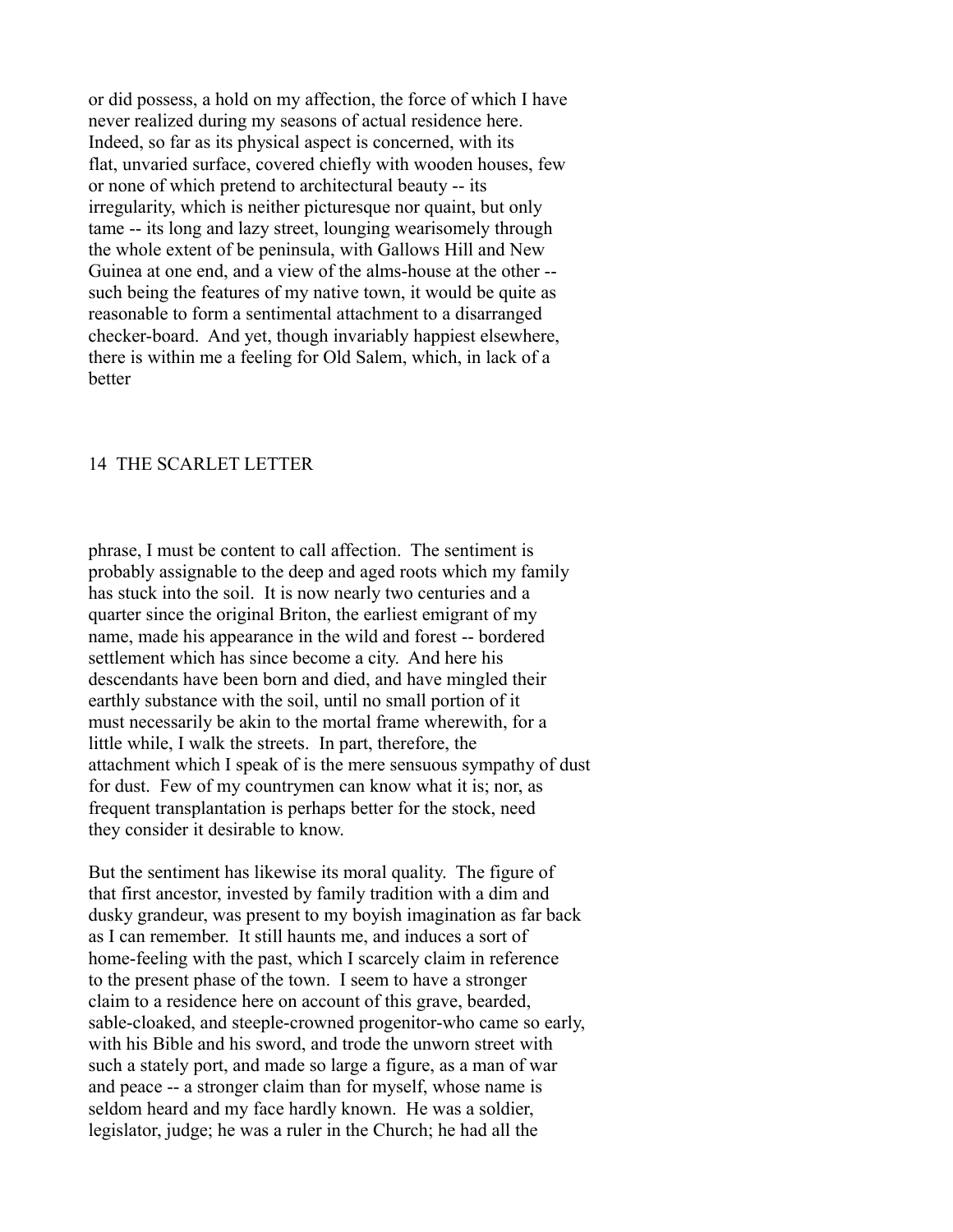or did possess, a hold on my affection, the force of which I have never realized during my seasons of actual residence here. Indeed, so far as its physical aspect is concerned, with its flat, unvaried surface, covered chiefly with wooden houses, few or none of which pretend to architectural beauty -- its irregularity, which is neither picturesque nor quaint, but only tame -- its long and lazy street, lounging wearisomely through the whole extent of be peninsula, with Gallows Hill and New Guinea at one end, and a view of the alms-house at the other -- such being the features of my native town, it would be quite as reasonable to form a sentimental attachment to a disarranged checker-board. And yet, though invariably happiest elsewhere, there is within me a feeling for Old Salem, which, in lack of a better phrase, I must be content to call affection. The sentiment is probably assignable to the deep and aged roots which my family has stuck into the soil. It is now nearly two centuries and a quarter since the original Briton, the earliest emigrant of my name, made his appearance in the wild and forest -- bordered settlement which has since become a city. And here his descendants have been born and died, and have mingled their earthly substance with the soil, until no small portion of it must necessarily be akin to the mortal frame wherewith, for a little while, I walk the streets. In part, therefore, the attachment which I speak of is the mere sensuous sympathy of dust for dust. Few of my countrymen can know what it is; nor, as frequent transplantation is perhaps better for the stock, need they consider it desirable to know.

But the sentiment has likewise its moral quality. The figure of that first ancestor, invested by family tradition with a dim and dusky grandeur, was present to my boyish imagination as far back as I can remember. It still haunts me, and induces a sort of home-feeling with the past, which I scarcely claim in reference to the present phase of the town. I seem to have a stronger claim to a residence here on account of this grave, bearded, sable-cloaked, and steeple-crowned progenitor-who came so early, with his Bible and his sword, and trode the unworn street with such a stately port, and made so large a figure, as a man of war and peace -- a stronger claim than for myself, whose name is seldom heard and my face hardly known. He was a soldier, legislator, judge; he was a ruler in the Church; he had all the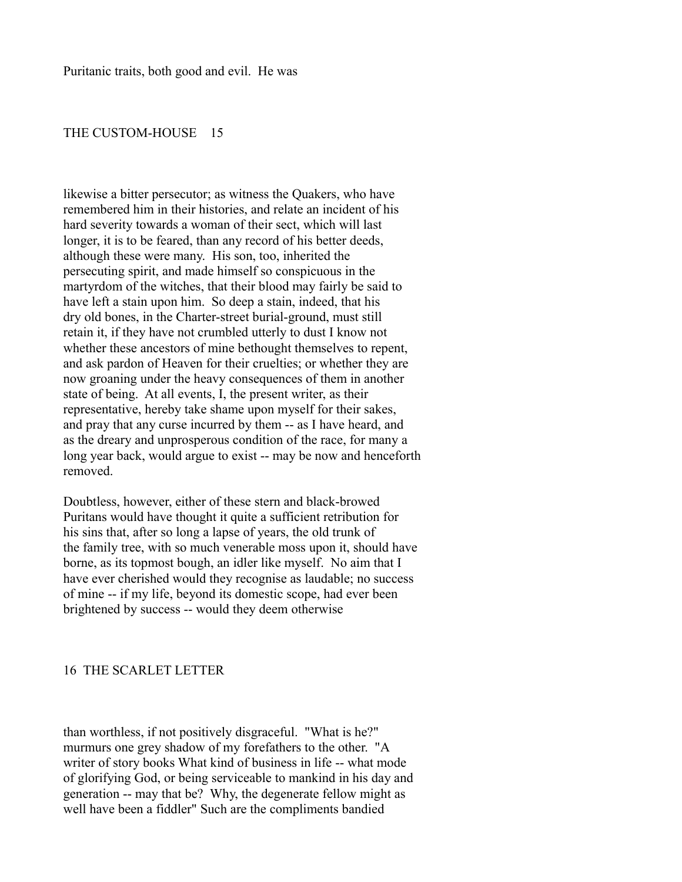Puritanic traits, both good and evil. He was likewise a bitter persecutor; as witness the Quakers, who have remembered him in their histories, and relate an incident of his hard severity towards a woman of their sect, which will last longer, it is to be feared, than any record of his better deeds, although these were many. His son, too, inherited the persecuting spirit, and made himself so conspicuous in the martyrdom of the witches, that their blood may fairly be said to have left a stain upon him. So deep a stain, indeed, that his dry old bones, in the Charter-street burial-ground, must still retain it, if they have not crumbled utterly to dust I know not whether these ancestors of mine bethought themselves to repent, and ask pardon of Heaven for their cruelties; or whether they are now groaning under the heavy consequences of them in another state of being. At all events, I, the present writer, as their representative, hereby take shame upon myself for their sakes, and pray that any curse incurred by them -- as I have heard, and as the dreary and unprosperous condition of the race, for many a long year back, would argue to exist -- may be now and henceforth removed.

Doubtless, however, either of these stern and black-browed Puritans would have thought it quite a sufficient retribution for his sins that, after so long a lapse of years, the old trunk of the family tree, with so much venerable moss upon it, should have borne, as its topmost bough, an idler like myself. No aim that I have ever cherished would they recognise as laudable; no success of mine -- if my life, beyond its domestic scope, had ever been brightened by success -- would they deem otherwise than worthless, if not positively disgraceful. "What is he?" murmurs one grey shadow of my forefathers to the other. "A writer of story books What kind of business in life -- what mode of glorifying God, or being serviceable to mankind in his day and generation -- may that be? Why, the degenerate fellow might as well have been a fiddler" Such are the compliments bandied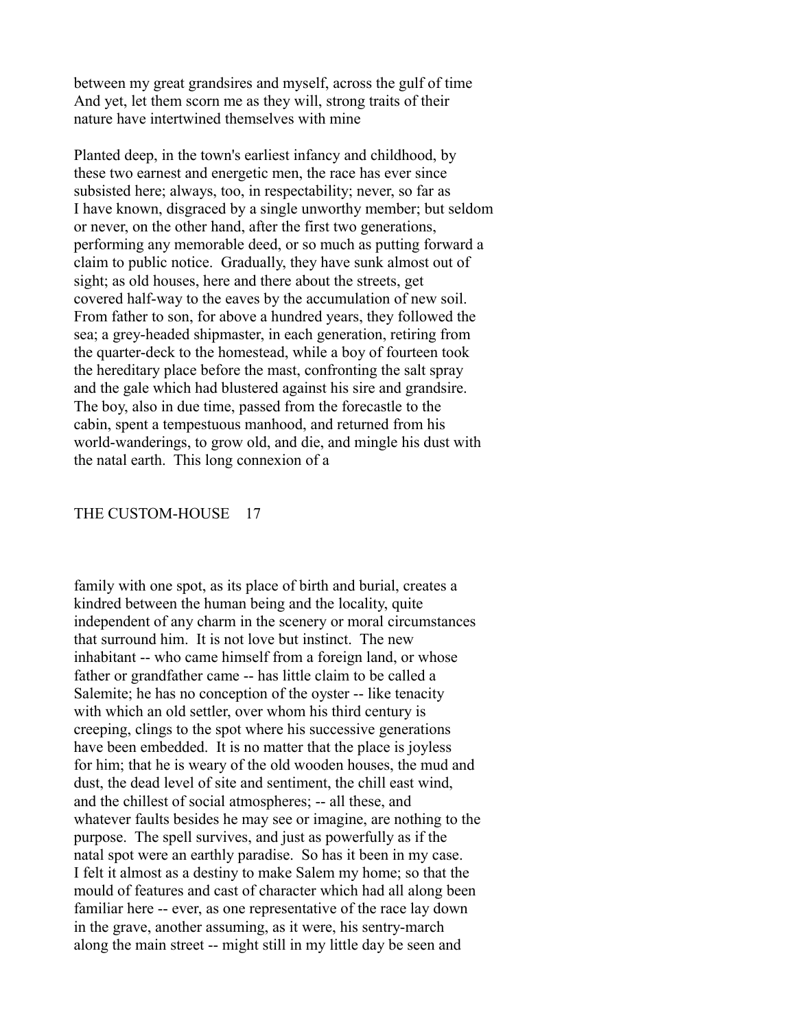between my great grandsires and myself, across the gulf of time And yet, let them scorn me as they will, strong traits of their nature have intertwined themselves with mine

Planted deep, in the town's earliest infancy and childhood, by these two earnest and energetic men, the race has ever since subsisted here; always, too, in respectability; never, so far as I have known, disgraced by a single unworthy member; but seldom or never, on the other hand, after the first two generations, performing any memorable deed, or so much as putting forward a claim to public notice. Gradually, they have sunk almost out of sight; as old houses, here and there about the streets, get covered half-way to the eaves by the accumulation of new soil. From father to son, for above a hundred years, they followed the sea; a grey-headed shipmaster, in each generation, retiring from the quarter-deck to the homestead, while a boy of fourteen took the hereditary place before the mast, confronting the salt spray and the gale which had blustered against his sire and grandsire. The boy, also in due time, passed from the forecastle to the cabin, spent a tempestuous manhood, and returned from his world-wanderings, to grow old, and die, and mingle his dust with the natal earth. This long connexion of a family with one spot, as its place of birth and burial, creates a kindred between the human being and the locality, quite independent of any charm in the scenery or moral circumstances that surround him. It is not love but instinct. The new inhabitant -- who came himself from a foreign land, or whose father or grandfather came -- has little claim to be called a Salemite; he has no conception of the oyster -- like tenacity with which an old settler, over whom his third century is creeping, clings to the spot where his successive generations have been embedded. It is no matter that the place is joyless for him; that he is weary of the old wooden houses, the mud and dust, the dead level of site and sentiment, the chill east wind, and the chillest of social atmospheres; -- all these, and whatever faults besides he may see or imagine, are nothing to the purpose. The spell survives, and just as powerfully as if the natal spot were an earthly paradise. So has it been in my case. I felt it almost as a destiny to make Salem my home; so that the mould of features and cast of character which had all along been familiar here -- ever, as one representative of the race lay down in the grave, another assuming, as it were, his sentry-march along the main street -- might still in my little day be seen and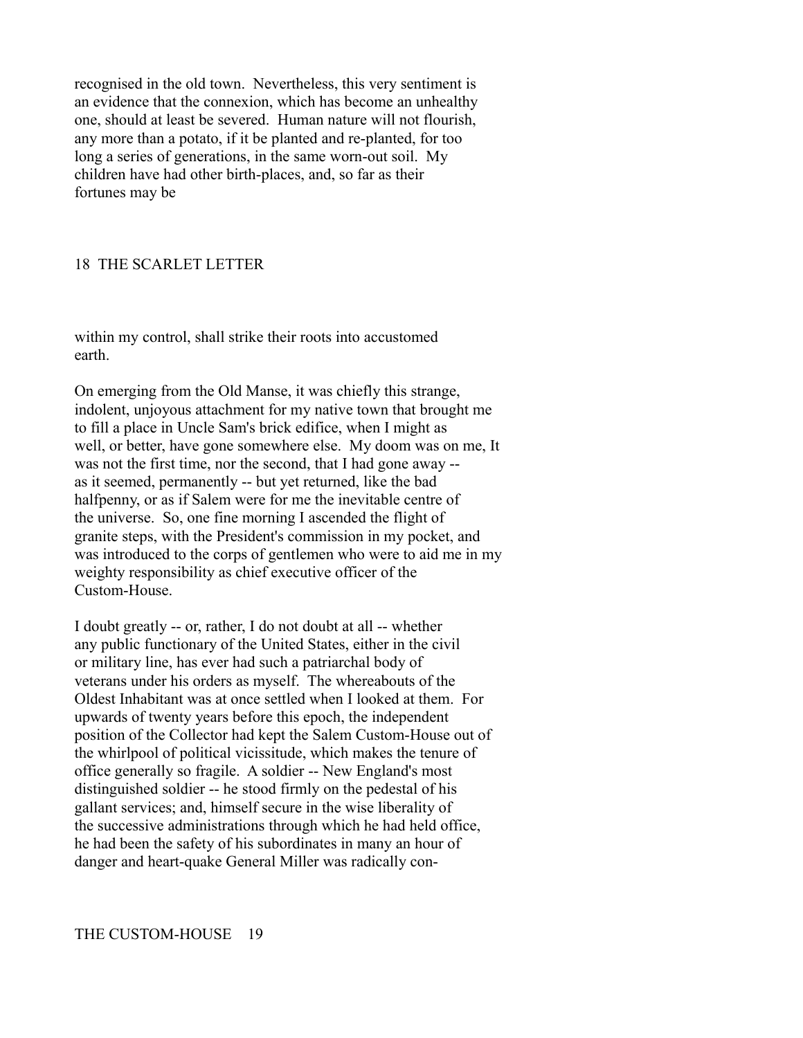recognised in the old town. Nevertheless, this very sentiment is an evidence that the connexion, which has become an unhealthy one, should at least be severed. Human nature will not flourish, any more than a potato, if it be planted and re-planted, for too long a series of generations, in the same worn-out soil. My children have had other birth-places, and, so far as their fortunes may be within my control, shall strike their roots into accustomed earth.

On emerging from the Old Manse, it was chiefly this strange, indolent, unjoyous attachment for my native town that brought me to fill a place in Uncle Sam's brick edifice, when I might as well, or better, have gone somewhere else. My doom was on me, It was not the first time, nor the second, that I had gone away -- as it seemed, permanently -- but yet returned, like the bad halfpenny, or as if Salem were for me the inevitable centre of the universe. So, one fine morning I ascended the flight of granite steps, with the President's commission in my pocket, and was introduced to the corps of gentlemen who were to aid me in my weighty responsibility as chief executive officer of the Custom-House.

I doubt greatly -- or, rather, I do not doubt at all -- whether any public functionary of the United States, either in the civil or military line, has ever had such a patriarchal body of veterans under his orders as myself. The whereabouts of the Oldest Inhabitant was at once settled when I looked at them. For upwards of twenty years before this epoch, the independent position of the Collector had kept the Salem Custom-House out of the whirlpool of political vicissitude, which makes the tenure of office generally so fragile. A soldier -- New England's most distinguished soldier -- he stood firmly on the pedestal of his gallant services; and, himself secure in the wise liberality of the successive administrations through which he had held office, he had been the safety of his subordinates in many an hour of danger and heart-quake General Miller was radically con-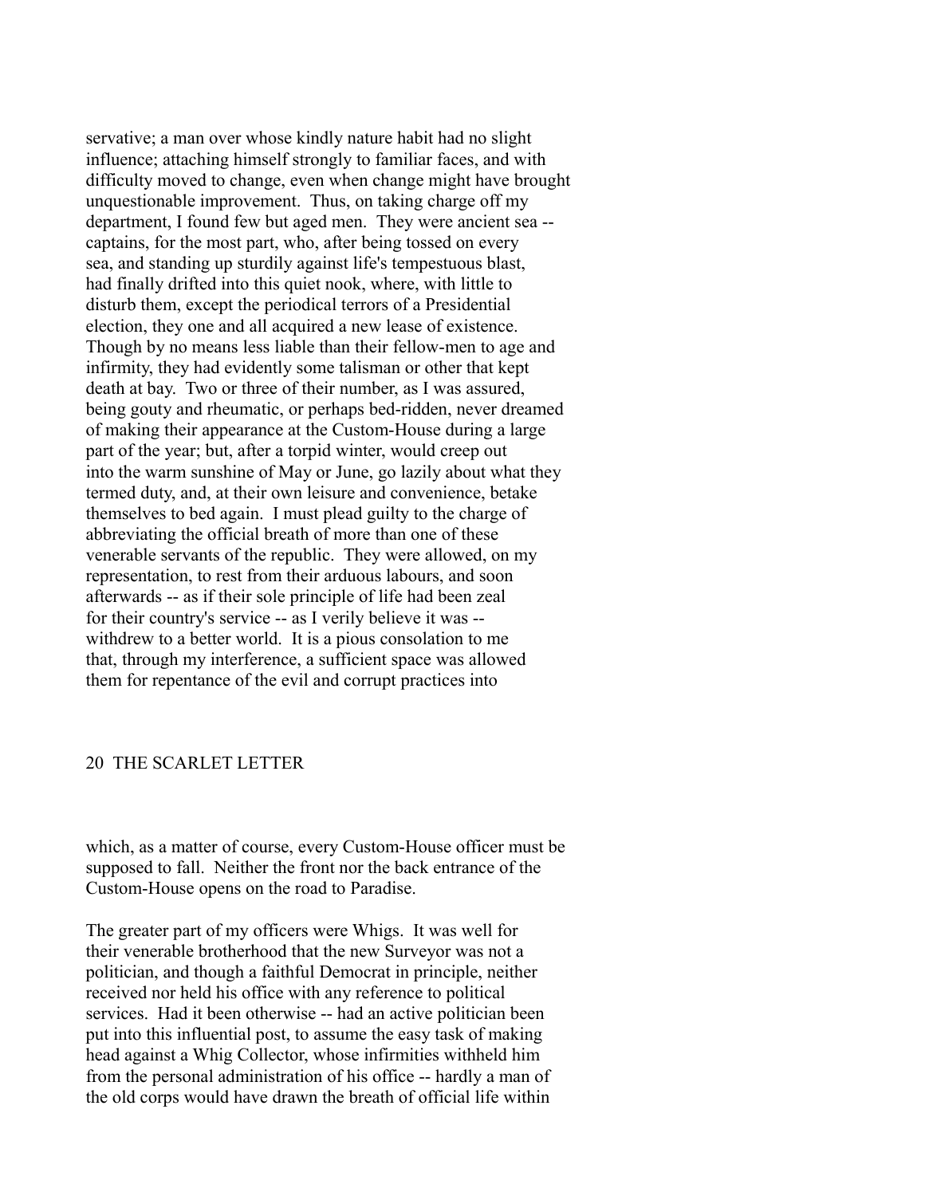servative; a man over whose kindly nature habit had no slight influence; attaching himself strongly to familiar faces, and with difficulty moved to change, even when change might have brought unquestionable improvement. Thus, on taking charge off my department, I found few but aged men. They were ancient sea -- captains, for the most part, who, after being tossed on every sea, and standing up sturdily against life's tempestuous blast, had finally drifted into this quiet nook, where, with little to disturb them, except the periodical terrors of a Presidential election, they one and all acquired a new lease of existence. Though by no means less liable than their fellow-men to age and infirmity, they had evidently some talisman or other that kept death at bay. Two or three of their number, as I was assured, being gouty and rheumatic, or perhaps bed-ridden, never dreamed of making their appearance at the Custom-House during a large part of the year; but, after a torpid winter, would creep out into the warm sunshine of May or June, go lazily about what they termed duty, and, at their own leisure and convenience, betake themselves to bed again. I must plead guilty to the charge of abbreviating the official breath of more than one of these venerable servants of the republic. They were allowed, on my representation, to rest from their arduous labours, and soon afterwards -- as if their sole principle of life had been zeal for their country's service -- as I verily believe it was -- withdrew to a better world. It is a pious consolation to me that, through my interference, a sufficient space was allowed them for repentance of the evil and corrupt practices into which, as a matter of course, every Custom-House officer must be supposed to fall. Neither the front nor the back entrance of the Custom-House opens on the road to Paradise.

The greater part of my officers were Whigs. It was well for their venerable brotherhood that the new Surveyor was not a politician, and though a faithful Democrat in principle, neither received nor held his office with any reference to political services. Had it been otherwise -- had an active politician been put into this influential post, to assume the easy task of making head against a Whig Collector, whose infirmities withheld him from the personal administration of his office -- hardly a man of the old corps would have drawn the breath of official life within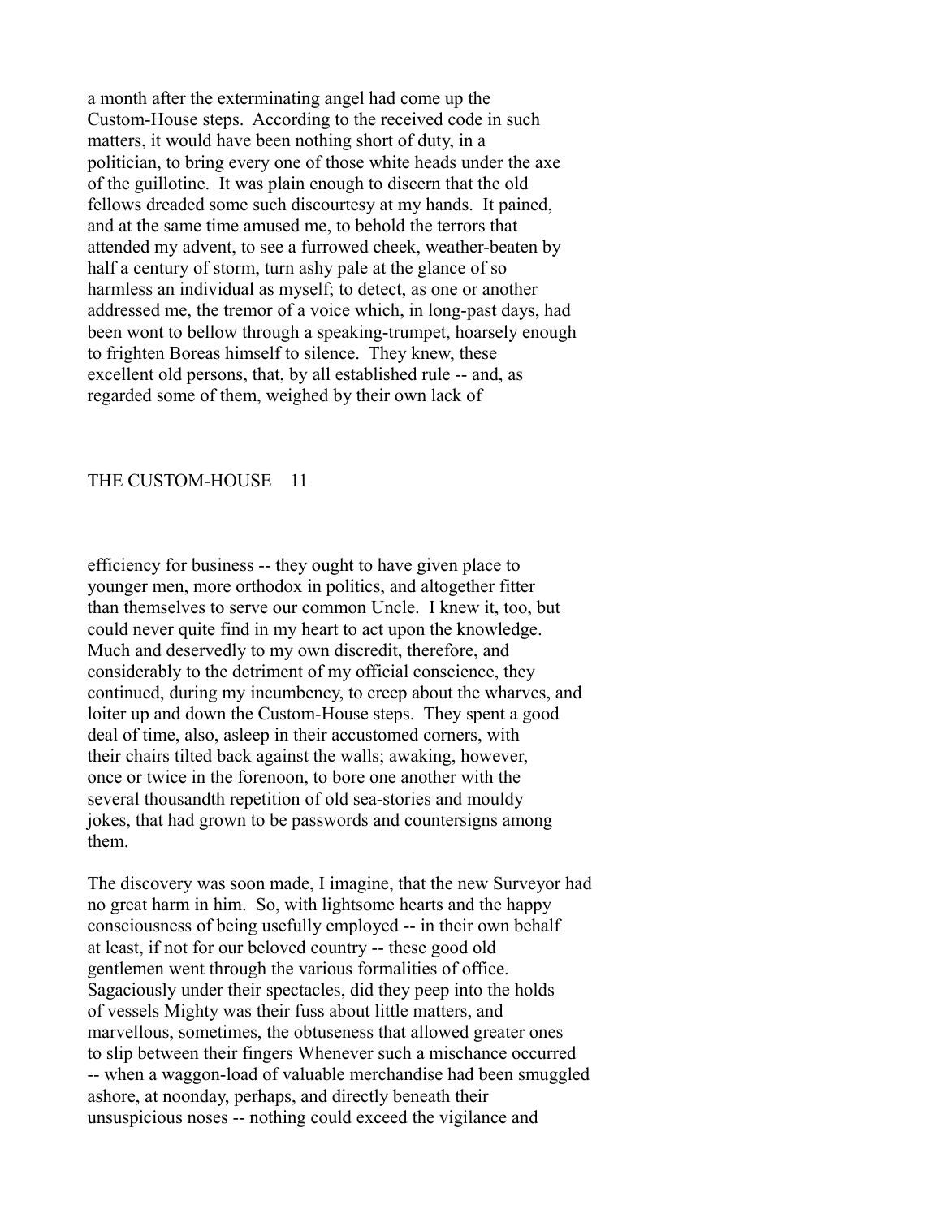a month after the exterminating angel had come up the Custom-House steps. According to the received code in such matters, it would have been nothing short of duty, in a politician, to bring every one of those white heads under the axe of the guillotine. It was plain enough to discern that the old fellows dreaded some such discourtesy at my hands. It pained, and at the same time amused me, to behold the terrors that attended my advent, to see a furrowed cheek, weather-beaten by half a century of storm, turn ashy pale at the glance of so harmless an individual as myself; to detect, as one or another addressed me, the tremor of a voice which, in long-past days, had been wont to bellow through a speaking-trumpet, hoarsely enough to frighten Boreas himself to silence. They knew, these excellent old persons, that, by all established rule -- and, as regarded some of them, weighed by their own lack of efficiency for business -- they ought to have given place to younger men, more orthodox in politics, and altogether fitter than themselves to serve our common Uncle. I knew it, too, but could never quite find in my heart to act upon the knowledge. Much and deservedly to my own discredit, therefore, and considerably to the detriment of my official conscience, they continued, during my incumbency, to creep about the wharves, and loiter up and down the Custom-House steps. They spent a good deal of time, also, asleep in their accustomed corners, with their chairs tilted back against the walls; awaking, however, once or twice in the forenoon, to bore one another with the several thousandth repetition of old sea-stories and mouldy jokes, that had grown to be passwords and countersigns among them.

The discovery was soon made, I imagine, that the new Surveyor had no great harm in him. So, with lightsome hearts and the happy consciousness of being usefully employed -- in their own behalf at least, if not for our beloved country -- these good old gentlemen went through the various formalities of office. Sagaciously under their spectacles, did they peep into the holds of vessels Mighty was their fuss about little matters, and marvellous, sometimes, the obtuseness that allowed greater ones to slip between their fingers Whenever such a mischance occurred -- when a waggon-load of valuable merchandise had been smuggled ashore, at noonday, perhaps, and directly beneath their unsuspicious noses -- nothing could exceed the vigilance and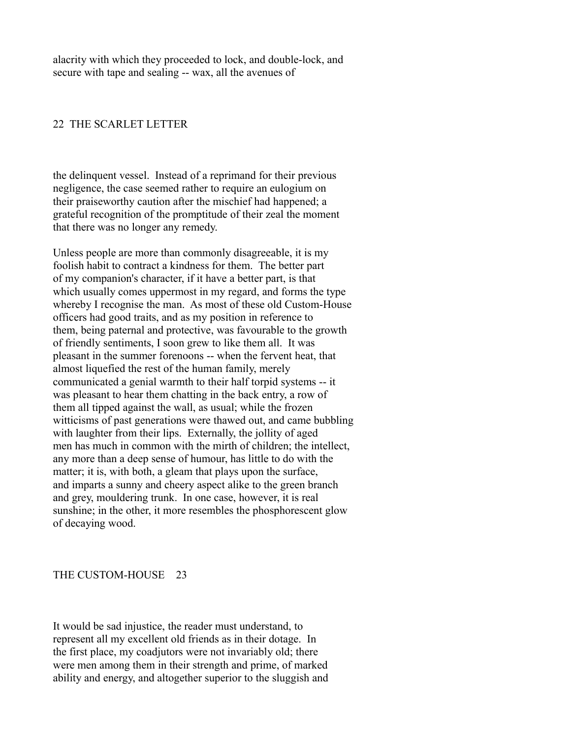alacrity with which they proceeded to lock, and double-lock, and secure with tape and sealing -- wax, all the avenues of the delinquent vessel. Instead of a reprimand for their previous negligence, the case seemed rather to require an eulogium on their praiseworthy caution after the mischief had happened; a grateful recognition of the promptitude of their zeal the moment that there was no longer any remedy.

Unless people are more than commonly disagreeable, it is my foolish habit to contract a kindness for them. The better part of my companion's character, if it have a better part, is that which usually comes uppermost in my regard, and forms the type whereby I recognise the man. As most of these old Custom-House officers had good traits, and as my position in reference to them, being paternal and protective, was favourable to the growth of friendly sentiments, I soon grew to like them all. It was pleasant in the summer forenoons -- when the fervent heat, that almost liquefied the rest of the human family, merely communicated a genial warmth to their half torpid systems -- it was pleasant to hear them chatting in the back entry, a row of them all tipped against the wall, as usual; while the frozen witticisms of past generations were thawed out, and came bubbling with laughter from their lips. Externally, the jollity of aged men has much in common with the mirth of children; the intellect, any more than a deep sense of humour, has little to do with the matter; it is, with both, a gleam that plays upon the surface, and imparts a sunny and cheery aspect alike to the green branch and grey, mouldering trunk. In one case, however, it is real sunshine; in the other, it more resembles the phosphorescent glow of decaying wood.

It would be sad injustice, the reader must understand, to represent all my excellent old friends as in their dotage. In the first place, my coadjutors were not invariably old; there were men among them in their strength and prime, of marked ability and energy, and altogether superior to the sluggish and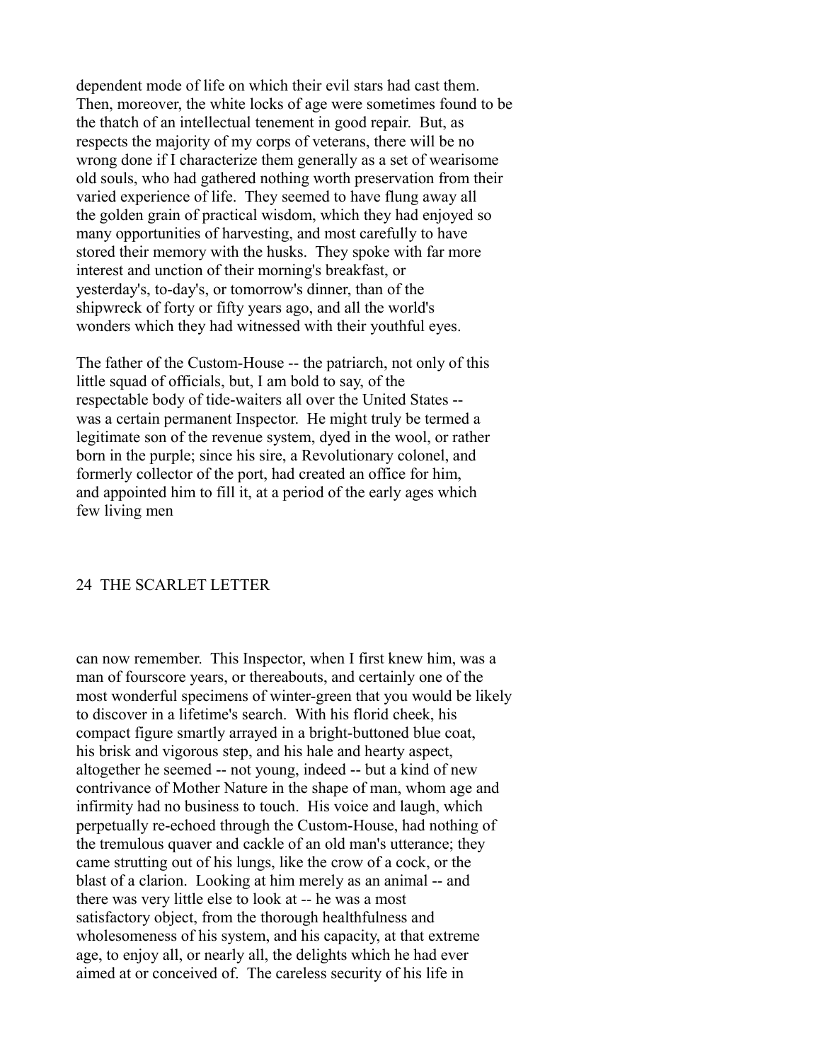dependent mode of life on which their evil stars had cast them. Then, moreover, the white locks of age were sometimes found to be the thatch of an intellectual tenement in good repair. But, as respects the majority of my corps of veterans, there will be no wrong done if I characterize them generally as a set of wearisome old souls, who had gathered nothing worth preservation from their varied experience of life. They seemed to have flung away all the golden grain of practical wisdom, which they had enjoyed so many opportunities of harvesting, and most carefully to have stored their memory with the husks. They spoke with far more interest and unction of their morning's breakfast, or yesterday's, to-day's, or tomorrow's dinner, than of the shipwreck of forty or fifty years ago, and all the world's wonders which they had witnessed with their youthful eyes.

The father of the Custom-House -- the patriarch, not only of this little squad of officials, but, I am bold to say, of the respectable body of tide-waiters all over the United States -- was a certain permanent Inspector. He might truly be termed a legitimate son of the revenue system, dyed in the wool, or rather born in the purple; since his sire, a Revolutionary colonel, and formerly collector of the port, had created an office for him, and appointed him to fill it, at a period of the early ages which few living men can now remember. This Inspector, when I first knew him, was a man of fourscore years, or thereabouts, and certainly one of the most wonderful specimens of winter-green that you would be likely to discover in a lifetime's search. With his florid cheek, his compact figure smartly arrayed in a bright-buttoned blue coat, his brisk and vigorous step, and his hale and hearty aspect, altogether he seemed -- not young, indeed -- but a kind of new contrivance of Mother Nature in the shape of man, whom age and infirmity had no business to touch. His voice and laugh, which perpetually re-echoed through the Custom-House, had nothing of the tremulous quaver and cackle of an old man's utterance; they came strutting out of his lungs, like the crow of a cock, or the blast of a clarion. Looking at him merely as an animal -- and there was very little else to look at -- he was a most satisfactory object, from the thorough healthfulness and wholesomeness of his system, and his capacity, at that extreme age, to enjoy all, or nearly all, the delights which he had ever aimed at or conceived of. The careless security of his life in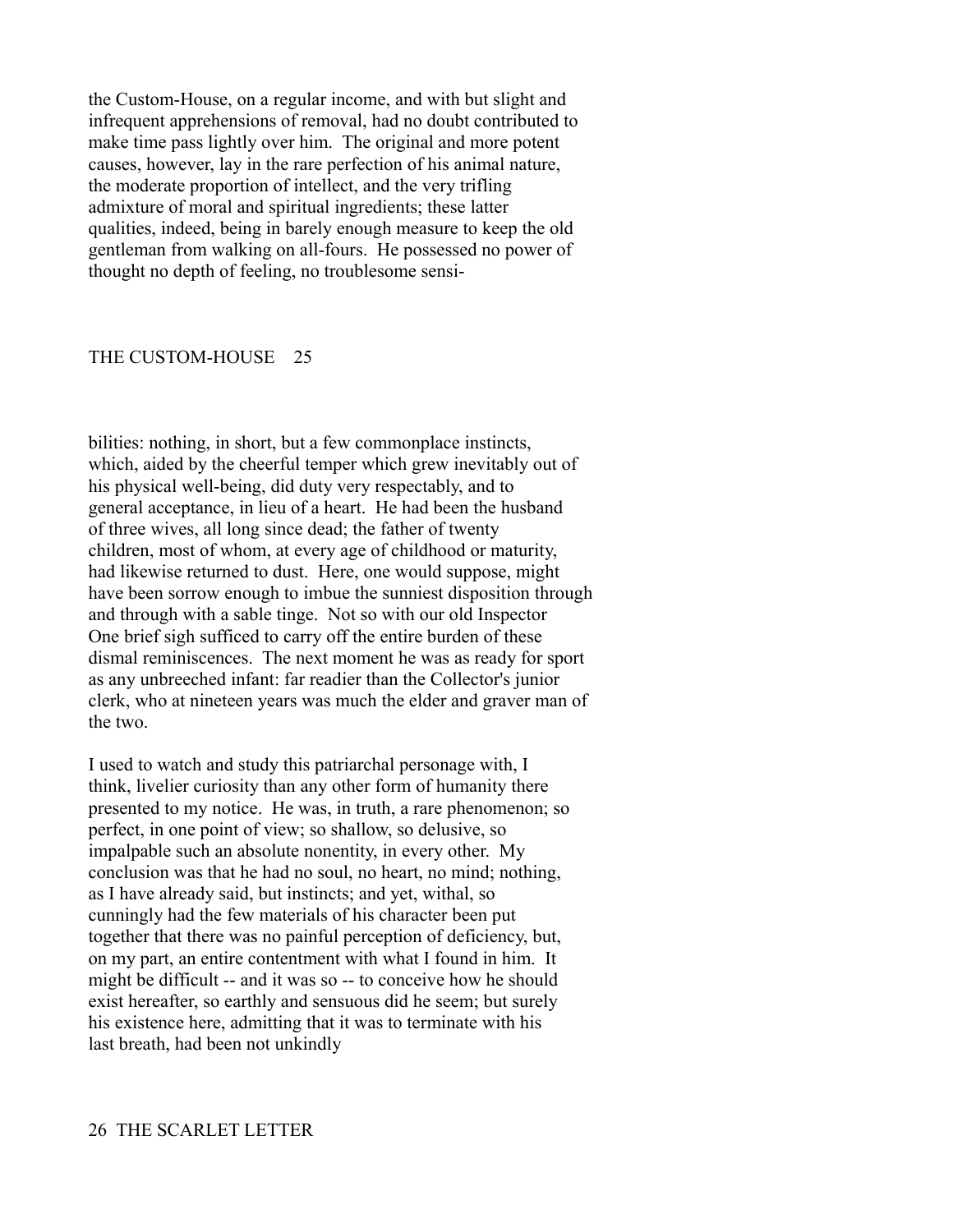the Custom-House, on a regular income, and with but slight and infrequent apprehensions of removal, had no doubt contributed to make time pass lightly over him. The original and more potent causes, however, lay in the rare perfection of his animal nature, the moderate proportion of intellect, and the very trifling admixture of moral and spiritual ingredients; these latter qualities, indeed, being in barely enough measure to keep the old gentleman from walking on all-fours. He possessed no power of thought no depth of feeling, no troublesome sensibilities: nothing, in short, but a few commonplace instincts, which, aided by the cheerful temper which grew inevitably out of his physical well-being, did duty very respectably, and to general acceptance, in lieu of a heart. He had been the husband of three wives, all long since dead; the father of twenty children, most of whom, at every age of childhood or maturity, had likewise returned to dust. Here, one would suppose, might have been sorrow enough to imbue the sunniest disposition through and through with a sable tinge. Not so with our old Inspector One brief sigh sufficed to carry off the entire burden of these dismal reminiscences. The next moment he was as ready for sport as any unbreeched infant: far readier than the Collector's junior clerk, who at nineteen years was much the elder and graver man of the two.

I used to watch and study this patriarchal personage with, I think, livelier curiosity than any other form of humanity there presented to my notice. He was, in truth, a rare phenomenon; so perfect, in one point of view; so shallow, so delusive, so impalpable such an absolute nonentity, in every other. My conclusion was that he had no soul, no heart, no mind; nothing, as I have already said, but instincts; and yet, withal, so cunningly had the few materials of his character been put together that there was no painful perception of deficiency, but, on my part, an entire contentment with what I found in him. It might be difficult -- and it was so -- to conceive how he should exist hereafter, so earthly and sensuous did he seem; but surely his existence here, admitting that it was to terminate with his last breath, had been not unkindly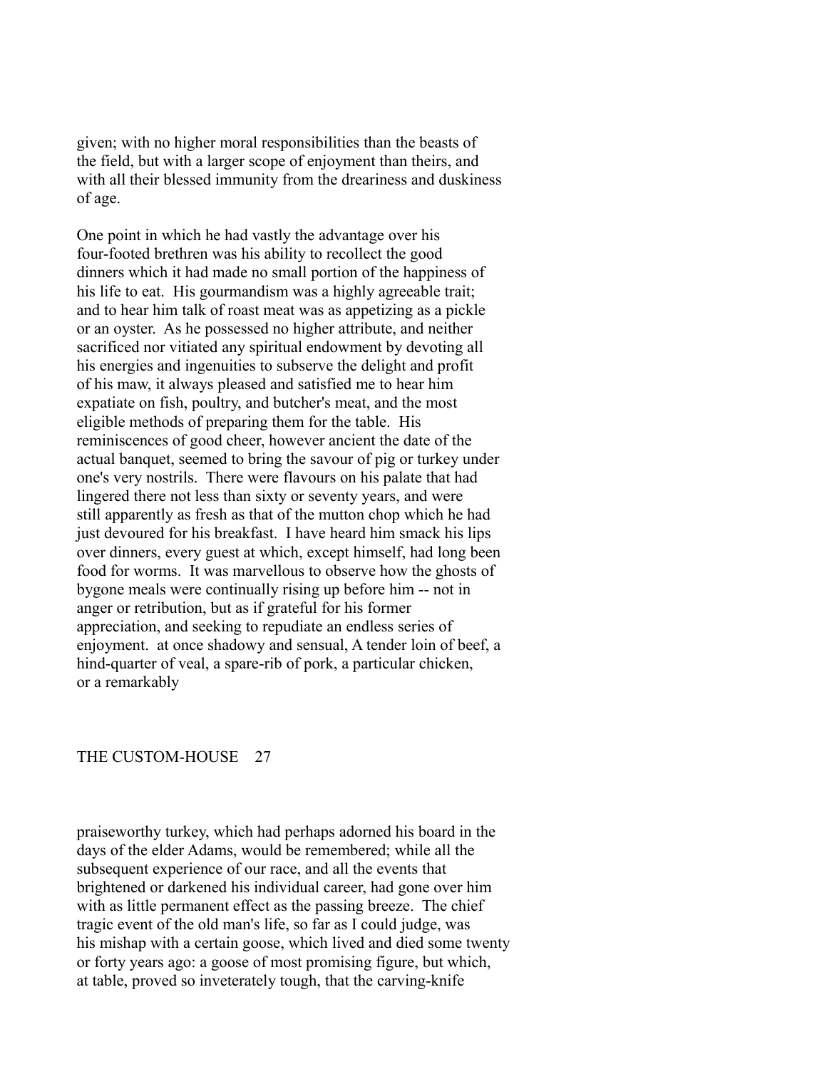given; with no higher moral responsibilities than the beasts of the field, but with a larger scope of enjoyment than theirs, and with all their blessed immunity from the dreariness and duskiness of age.

One point in which he had vastly the advantage over his four-footed brethren was his ability to recollect the good dinners which it had made no small portion of the happiness of his life to eat. His gourmandism was a highly agreeable trait; and to hear him talk of roast meat was as appetizing as a pickle or an oyster. As he possessed no higher attribute, and neither sacrificed nor vitiated any spiritual endowment by devoting all his energies and ingenuities to subserve the delight and profit of his maw, it always pleased and satisfied me to hear him expatiate on fish, poultry, and butcher's meat, and the most eligible methods of preparing them for the table. His reminiscences of good cheer, however ancient the date of the actual banquet, seemed to bring the savour of pig or turkey under one's very nostrils. There were flavours on his palate that had lingered there not less than sixty or seventy years, and were still apparently as fresh as that of the mutton chop which he had just devoured for his breakfast. I have heard him smack his lips over dinners, every guest at which, except himself, had long been food for worms. It was marvellous to observe how the ghosts of bygone meals were continually rising up before him -- not in anger or retribution, but as if grateful for his former appreciation, and seeking to repudiate an endless series of enjoyment. at once shadowy and sensual, A tender loin of beef, a hind-quarter of veal, a spare-rib of pork, a particular chicken, or a remarkably praiseworthy turkey, which had perhaps adorned his board in the days of the elder Adams, would be remembered; while all the subsequent experience of our race, and all the events that brightened or darkened his individual career, had gone over him with as little permanent effect as the passing breeze. The chief tragic event of the old man's life, so far as I could judge, was his mishap with a certain goose, which lived and died some twenty or forty years ago: a goose of most promising figure, but which, at table, proved so inveterately tough, that the carving-knife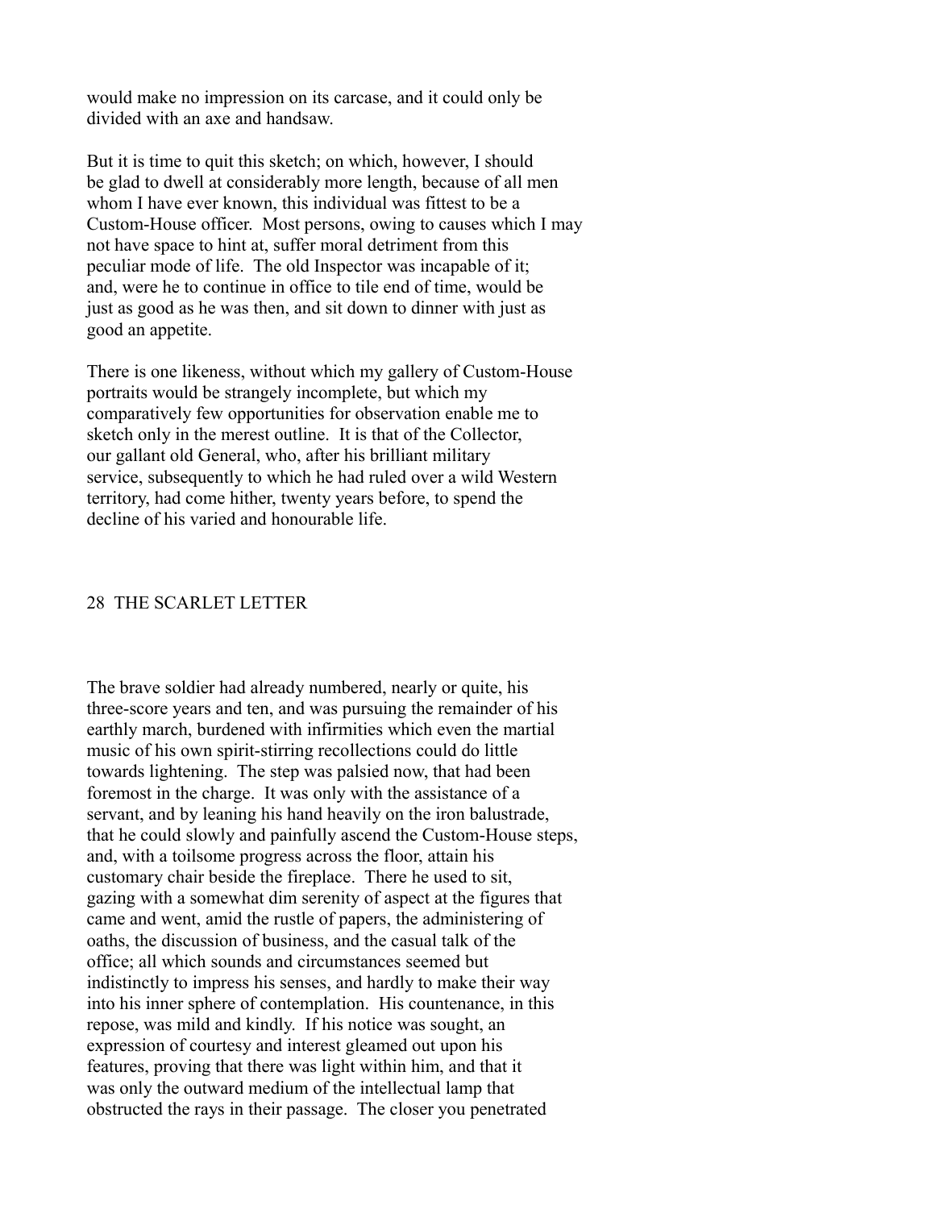would make no impression on its carcase, and it could only be divided with an axe and handsaw.

But it is time to quit this sketch; on which, however, I should be glad to dwell at considerably more length, because of all men whom I have ever known, this individual was fittest to be a Custom-House officer. Most persons, owing to causes which I may not have space to hint at, suffer moral detriment from this peculiar mode of life. The old Inspector was incapable of it; and, were he to continue in office to tile end of time, would be just as good as he was then, and sit down to dinner with just as good an appetite.

There is one likeness, without which my gallery of Custom-House portraits would be strangely incomplete, but which my comparatively few opportunities for observation enable me to sketch only in the merest outline. It is that of the Collector, our gallant old General, who, after his brilliant military service, subsequently to which he had ruled over a wild Western territory, had come hither, twenty years before, to spend the decline of his varied and honourable life.

The brave soldier had already numbered, nearly or quite, his three-score years and ten, and was pursuing the remainder of his earthly march, burdened with infirmities which even the martial music of his own spirit-stirring recollections could do little towards lightening. The step was palsied now, that had been foremost in the charge. It was only with the assistance of a servant, and by leaning his hand heavily on the iron balustrade, that he could slowly and painfully ascend the Custom-House steps, and, with a toilsome progress across the floor, attain his customary chair beside the fireplace. There he used to sit, gazing with a somewhat dim serenity of aspect at the figures that came and went, amid the rustle of papers, the administering of oaths, the discussion of business, and the casual talk of the office; all which sounds and circumstances seemed but indistinctly to impress his senses, and hardly to make their way into his inner sphere of contemplation. His countenance, in this repose, was mild and kindly. If his notice was sought, an expression of courtesy and interest gleamed out upon his features, proving that there was light within him, and that it was only the outward medium of the intellectual lamp that obstructed the rays in their passage. The closer you penetrated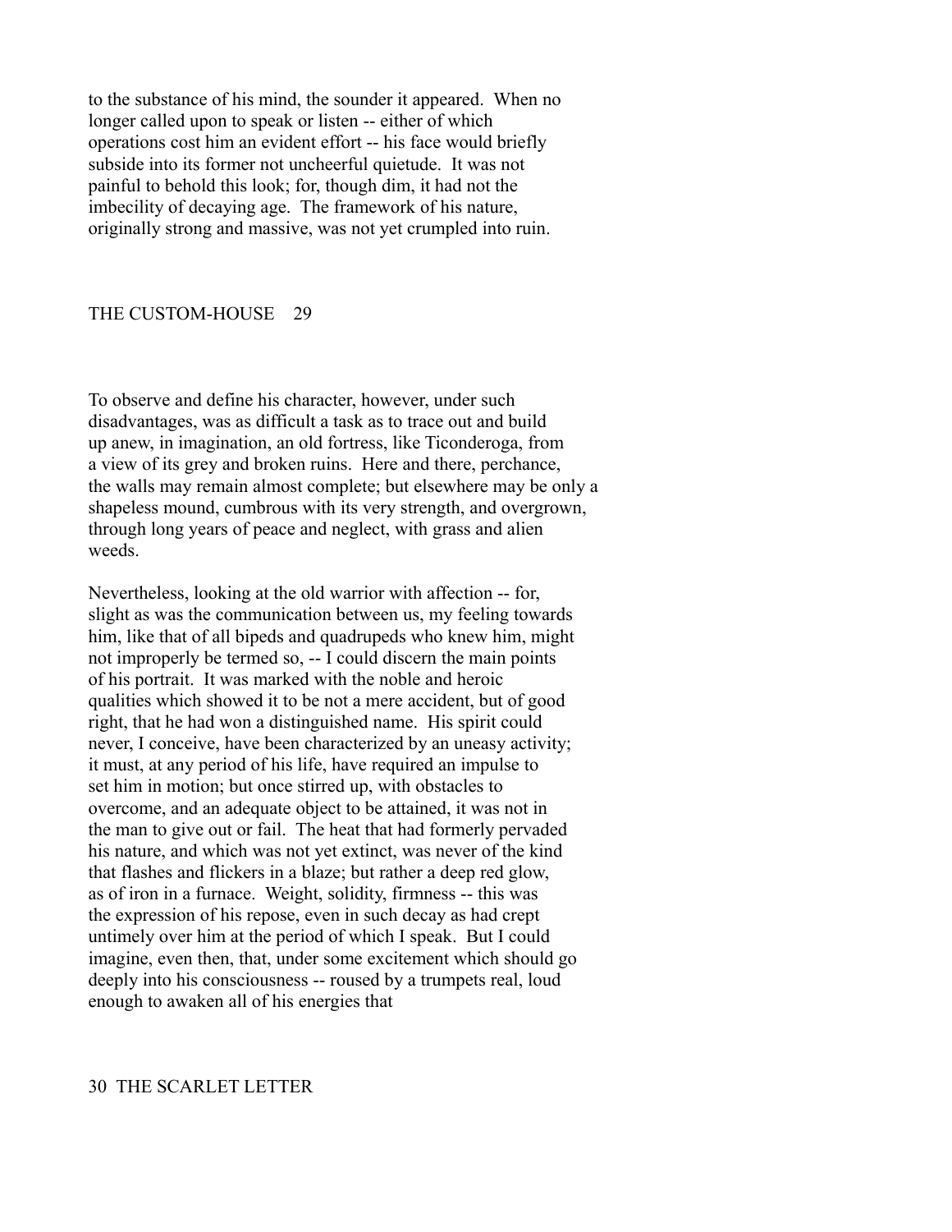to the substance of his mind, the sounder it appeared. When no longer called upon to speak or listen -- either of which operations cost him an evident effort -- his face would briefly subside into its former not uncheerful quietude. It was not painful to behold this look; for, though dim, it had not the imbecility of decaying age. The framework of his nature, originally strong and massive, was not yet crumpled into ruin.

To observe and define his character, however, under such disadvantages, was as difficult a task as to trace out and build up anew, in imagination, an old fortress, like Ticonderoga, from a view of its grey and broken ruins. Here and there, perchance, the walls may remain almost complete; but elsewhere may be only a shapeless mound, cumbrous with its very strength, and overgrown, through long years of peace and neglect, with grass and alien weeds.

Nevertheless, looking at the old warrior with affection -- for, slight as was the communication between us, my feeling towards him, like that of all bipeds and quadrupeds who knew him, might not improperly be termed so, -- I could discern the main points of his portrait. It was marked with the noble and heroic qualities which showed it to be not a mere accident, but of good right, that he had won a distinguished name. His spirit could never, I conceive, have been characterized by an uneasy activity; it must, at any period of his life, have required an impulse to set him in motion; but once stirred up, with obstacles to overcome, and an adequate object to be attained, it was not in the man to give out or fail. The heat that had formerly pervaded his nature, and which was not yet extinct, was never of the kind that flashes and flickers in a blaze; but rather a deep red glow, as of iron in a furnace. Weight, solidity, firmness -- this was the expression of his repose, even in such decay as had crept untimely over him at the period of which I speak. But I could imagine, even then, that, under some excitement which should go deeply into his consciousness -- roused by a trumpets real, loud enough to awaken all of his energies that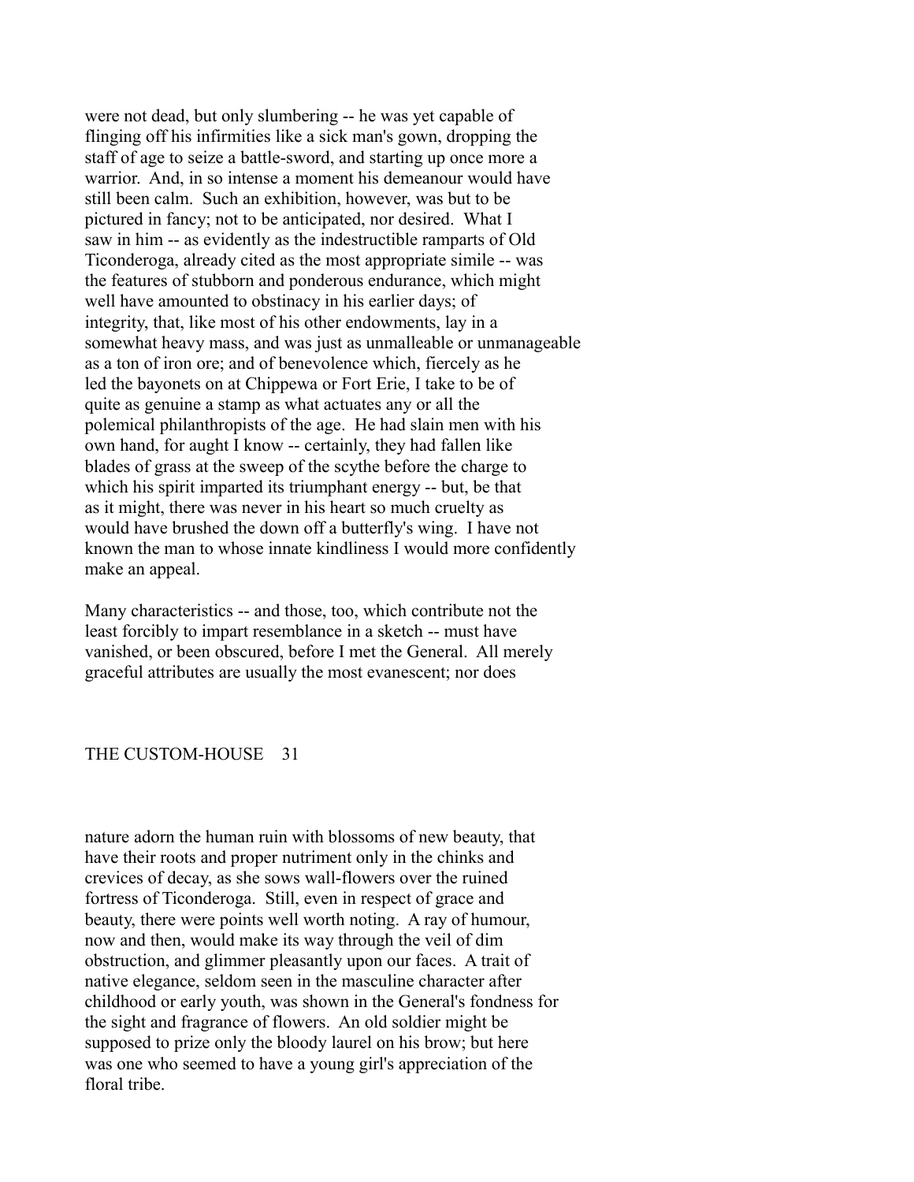were not dead, but only slumbering -- he was yet capable of flinging off his infirmities like a sick man's gown, dropping the staff of age to seize a battle-sword, and starting up once more a warrior. And, in so intense a moment his demeanour would have still been calm. Such an exhibition, however, was but to be pictured in fancy; not to be anticipated, nor desired. What I saw in him -- as evidently as the indestructible ramparts of Old Ticonderoga, already cited as the most appropriate simile -- was the features of stubborn and ponderous endurance, which might well have amounted to obstinacy in his earlier days; of integrity, that, like most of his other endowments, lay in a somewhat heavy mass, and was just as unmalleable or unmanageable as a ton of iron ore; and of benevolence which, fiercely as he led the bayonets on at Chippewa or Fort Erie, I take to be of quite as genuine a stamp as what actuates any or all the polemical philanthropists of the age. He had slain men with his own hand, for aught I know -- certainly, they had fallen like blades of grass at the sweep of the scythe before the charge to which his spirit imparted its triumphant energy -- but, be that as it might, there was never in his heart so much cruelty as would have brushed the down off a butterfly's wing. I have not known the man to whose innate kindliness I would more confidently make an appeal.

Many characteristics -- and those, too, which contribute not the least forcibly to impart resemblance in a sketch -- must have vanished, or been obscured, before I met the General. All merely graceful attributes are usually the most evanescent; nor does nature adorn the human ruin with blossoms of new beauty, that have their roots and proper nutriment only in the chinks and crevices of decay, as she sows wall-flowers over the ruined fortress of Ticonderoga. Still, even in respect of grace and beauty, there were points well worth noting. A ray of humour, now and then, would make its way through the veil of dim obstruction, and glimmer pleasantly upon our faces. A trait of native elegance, seldom seen in the masculine character after childhood or early youth, was shown in the General's fondness for the sight and fragrance of flowers. An old soldier might be supposed to prize only the bloody laurel on his brow; but here was one who seemed to have a young girl's appreciation of the floral tribe.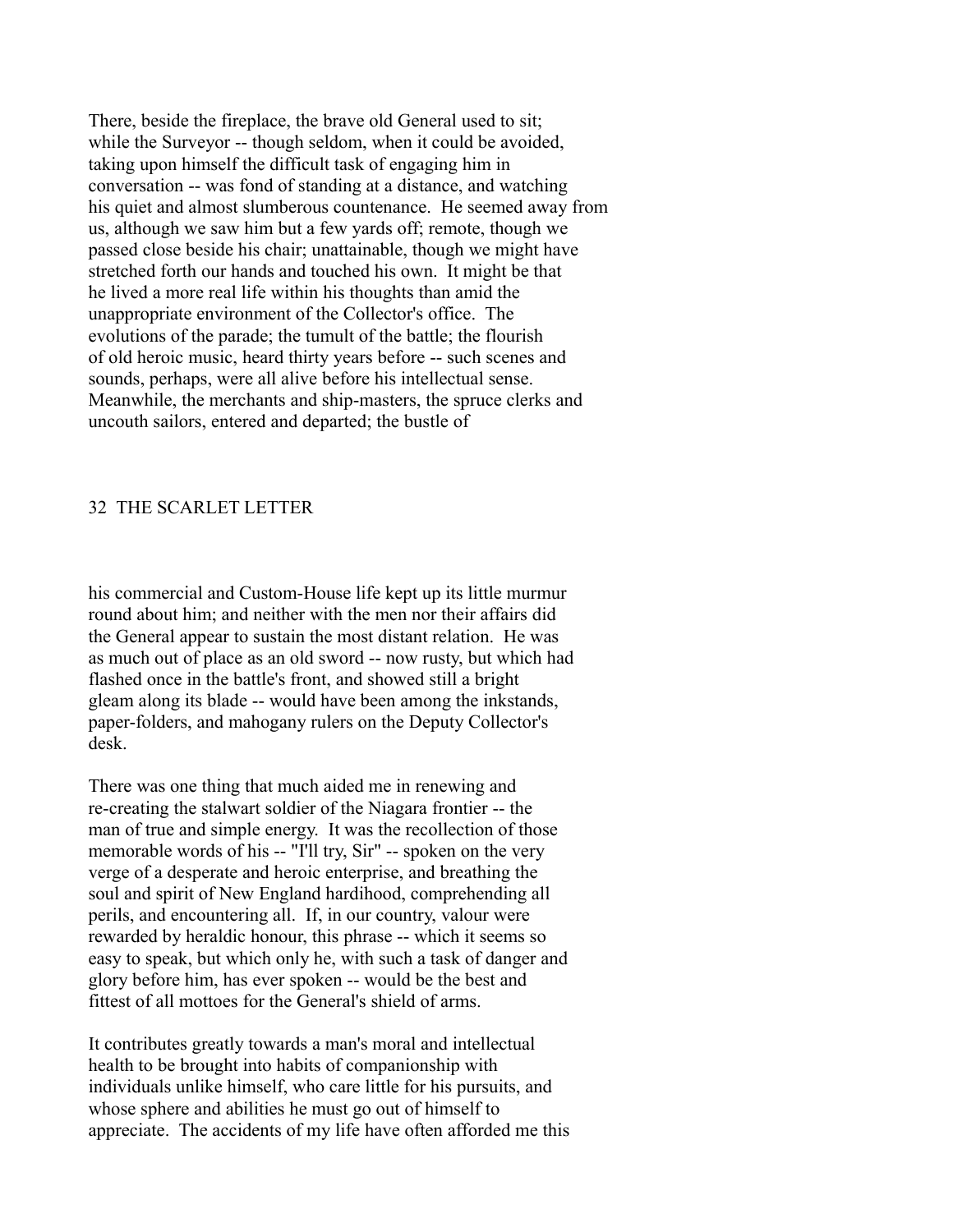There, beside the fireplace, the brave old General used to sit; while the Surveyor -- though seldom, when it could be avoided, taking upon himself the difficult task of engaging him in conversation -- was fond of standing at a distance, and watching his quiet and almost slumberous countenance. He seemed away from us, although we saw him but a few yards off; remote, though we passed close beside his chair; unattainable, though we might have stretched forth our hands and touched his own. It might be that he lived a more real life within his thoughts than amid the unappropriate environment of the Collector's office. The evolutions of the parade; the tumult of the battle; the flourish of old heroic music, heard thirty years before -- such scenes and sounds, perhaps, were all alive before his intellectual sense. Meanwhile, the merchants and ship-masters, the spruce clerks and uncouth sailors, entered and departed; the bustle of his commercial and Custom-House life kept up its little murmur round about him; and neither with the men nor their affairs did the General appear to sustain the most distant relation. He was as much out of place as an old sword -- now rusty, but which had flashed once in the battle's front, and showed still a bright gleam along its blade -- would have been among the inkstands, paper-folders, and mahogany rulers on the Deputy Collector's desk.

There was one thing that much aided me in renewing and re-creating the stalwart soldier of the Niagara frontier -- the man of true and simple energy. It was the recollection of those memorable words of his -- "I'll try, Sir" -- spoken on the very verge of a desperate and heroic enterprise, and breathing the soul and spirit of New England hardihood, comprehending all perils, and encountering all. If, in our country, valour were rewarded by heraldic honour, this phrase -- which it seems so easy to speak, but which only he, with such a task of danger and glory before him, has ever spoken -- would be the best and fittest of all mottoes for the General's shield of arms.

It contributes greatly towards a man's moral and intellectual health to be brought into habits of companionship with individuals unlike himself, who care little for his pursuits, and whose sphere and abilities he must go out of himself to appreciate. The accidents of my life have often afforded me this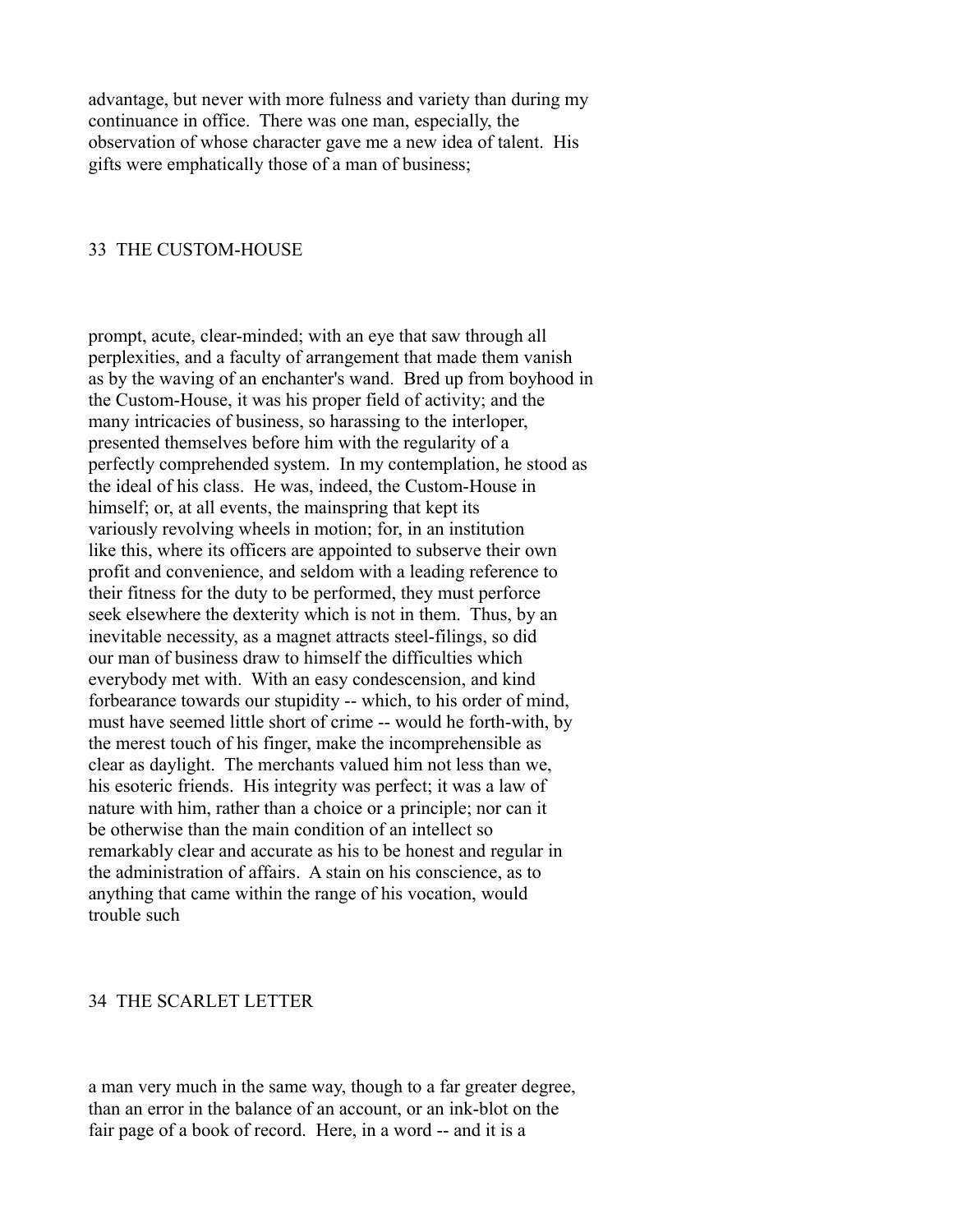advantage, but never with more fulness and variety than during my continuance in office. There was one man, especially, the observation of whose character gave me a new idea of talent. His gifts were emphatically those of a man of business;

prompt, acute, clear-minded; with an eye that saw through all perplexities, and a faculty of arrangement that made them vanish as by the waving of an enchanter's wand. Bred up from boyhood in the Custom-House, it was his proper field of activity; and the many intricacies of business, so harassing to the interloper, presented themselves before him with the regularity of a perfectly comprehended system. In my contemplation, he stood as the ideal of his class. He was, indeed, the Custom-House in himself; or, at all events, the mainspring that kept its variously revolving wheels in motion; for, in an institution like this, where its officers are appointed to subserve their own profit and convenience, and seldom with a leading reference to their fitness for the duty to be performed, they must perforce seek elsewhere the dexterity which is not in them. Thus, by an inevitable necessity, as a magnet attracts steel-filings, so did our man of business draw to himself the difficulties which everybody met with. With an easy condescension, and kind forbearance towards our stupidity -- which, to his order of mind, must have seemed little short of crime -- would he forth-with, by the merest touch of his finger, make the incomprehensible as clear as daylight. The merchants valued him not less than we, his esoteric friends. His integrity was perfect; it was a law of nature with him, rather than a choice or a principle; nor can it be otherwise than the main condition of an intellect so remarkably clear and accurate as his to be honest and regular in the administration of affairs. A stain on his conscience, as to anything that came within the range of his vocation, would trouble such

a man very much in the same way, though to a far greater degree, than an error in the balance of an account, or an ink-blot on the fair page of a book of record. Here, in a word -- and it is a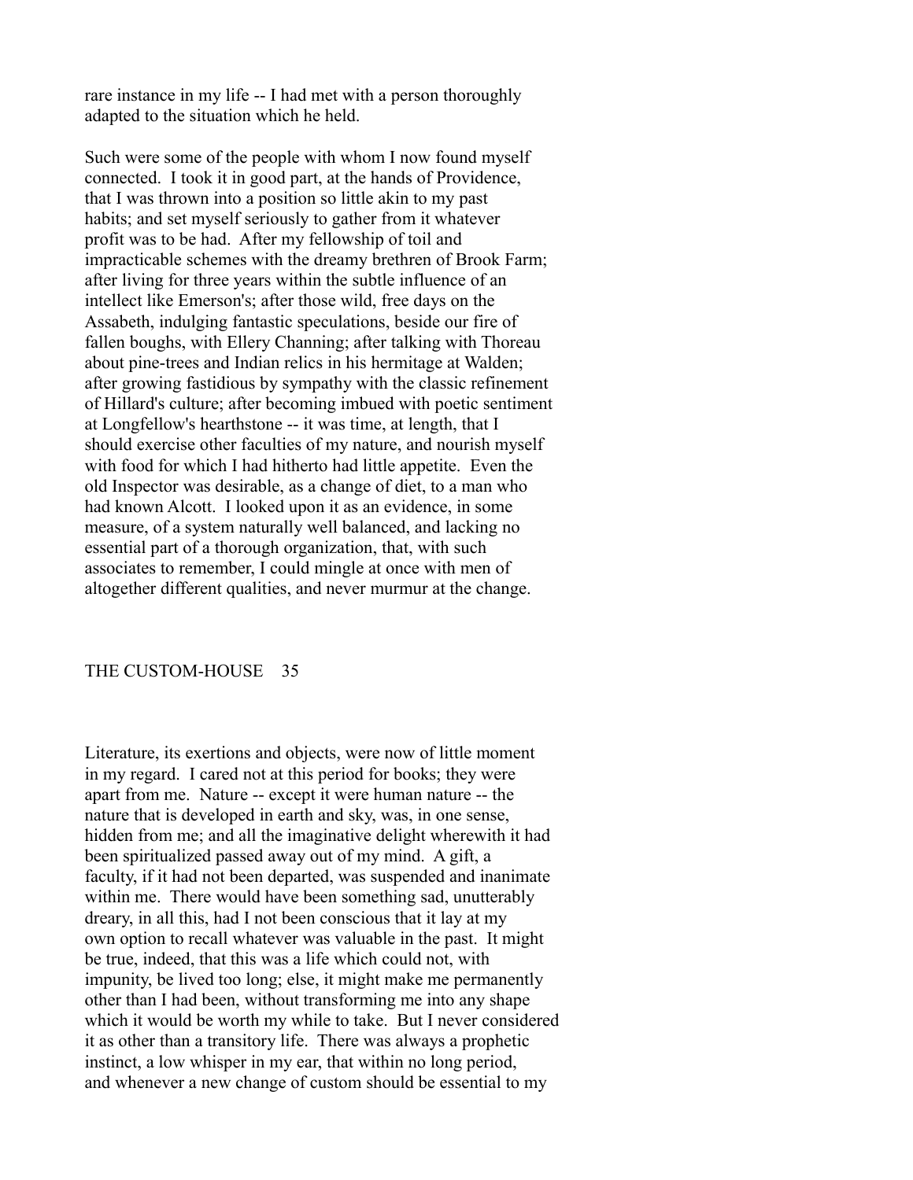rare instance in my life -- I had met with a person thoroughly adapted to the situation which he held.

Such were some of the people with whom I now found myself connected. I took it in good part, at the hands of Providence, that I was thrown into a position so little akin to my past habits; and set myself seriously to gather from it whatever profit was to be had. After my fellowship of toil and impracticable schemes with the dreamy brethren of Brook Farm; after living for three years within the subtle influence of an intellect like Emerson's; after those wild, free days on the Assabeth, indulging fantastic speculations, beside our fire of fallen boughs, with Ellery Channing; after talking with Thoreau about pine-trees and Indian relics in his hermitage at Walden; after growing fastidious by sympathy with the classic refinement of Hillard's culture; after becoming imbued with poetic sentiment at Longfellow's hearthstone -- it was time, at length, that I should exercise other faculties of my nature, and nourish myself with food for which I had hitherto had little appetite. Even the old Inspector was desirable, as a change of diet, to a man who had known Alcott. I looked upon it as an evidence, in some measure, of a system naturally well balanced, and lacking no essential part of a thorough organization, that, with such associates to remember, I could mingle at once with men of altogether different qualities, and never murmur at the change.

Literature, its exertions and objects, were now of little moment in my regard. I cared not at this period for books; they were apart from me. Nature -- except it were human nature -- the nature that is developed in earth and sky, was, in one sense, hidden from me; and all the imaginative delight wherewith it had been spiritualized passed away out of my mind. A gift, a faculty, if it had not been departed, was suspended and inanimate within me. There would have been something sad, unutterably dreary, in all this, had I not been conscious that it lay at my own option to recall whatever was valuable in the past. It might be true, indeed, that this was a life which could not, with impunity, be lived too long; else, it might make me permanently other than I had been, without transforming me into any shape which it would be worth my while to take. But I never considered it as other than a transitory life. There was always a prophetic instinct, a low whisper in my ear, that within no long period, and whenever a new change of custom should be essential to my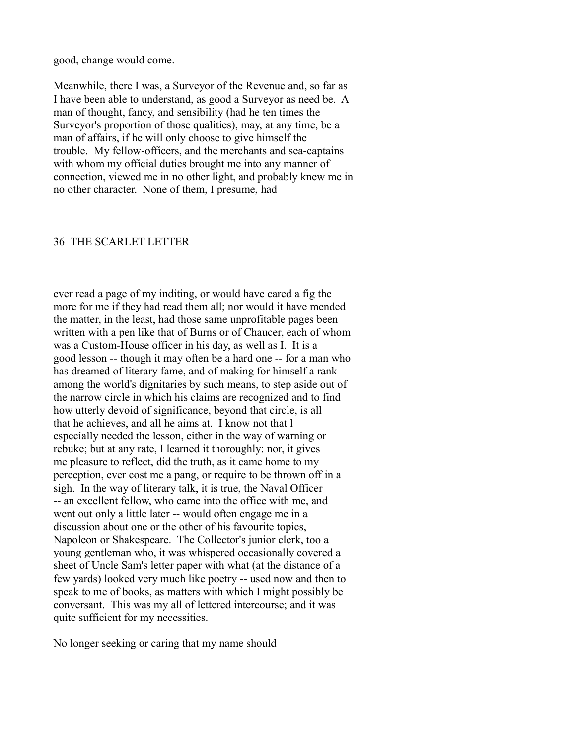good, change would come.

Meanwhile, there I was, a Surveyor of the Revenue and, so far as I have been able to understand, as good a Surveyor as need be. A man of thought, fancy, and sensibility (had he ten times the Surveyor's proportion of those qualities), may, at any time, be a man of affairs, if he will only choose to give himself the trouble. My fellow-officers, and the merchants and sea-captains with whom my official duties brought me into any manner of connection, viewed me in no other light, and probably knew me in no other character. None of them, I presume, had ever read a page of my inditing, or would have cared a fig the more for me if they had read them all; nor would it have mended the matter, in the least, had those same unprofitable pages been written with a pen like that of Burns or of Chaucer, each of whom was a Custom-House officer in his day, as well as I. It is a good lesson -- though it may often be a hard one -- for a man who has dreamed of literary fame, and of making for himself a rank among the world's dignitaries by such means, to step aside out of the narrow circle in which his claims are recognized and to find how utterly devoid of significance, beyond that circle, is all that he achieves, and all he aims at. I know not that l especially needed the lesson, either in the way of warning or rebuke; but at any rate, I learned it thoroughly: nor, it gives me pleasure to reflect, did the truth, as it came home to my perception, ever cost me a pang, or require to be thrown off in a sigh. In the way of literary talk, it is true, the Naval Officer -- an excellent fellow, who came into the office with me, and went out only a little later -- would often engage me in a discussion about one or the other of his favourite topics, Napoleon or Shakespeare. The Collector's junior clerk, too a young gentleman who, it was whispered occasionally covered a sheet of Uncle Sam's letter paper with what (at the distance of a few yards) looked very much like poetry -- used now and then to speak to me of books, as matters with which I might possibly be conversant. This was my all of lettered intercourse; and it was quite sufficient for my necessities.

No longer seeking or caring that my name should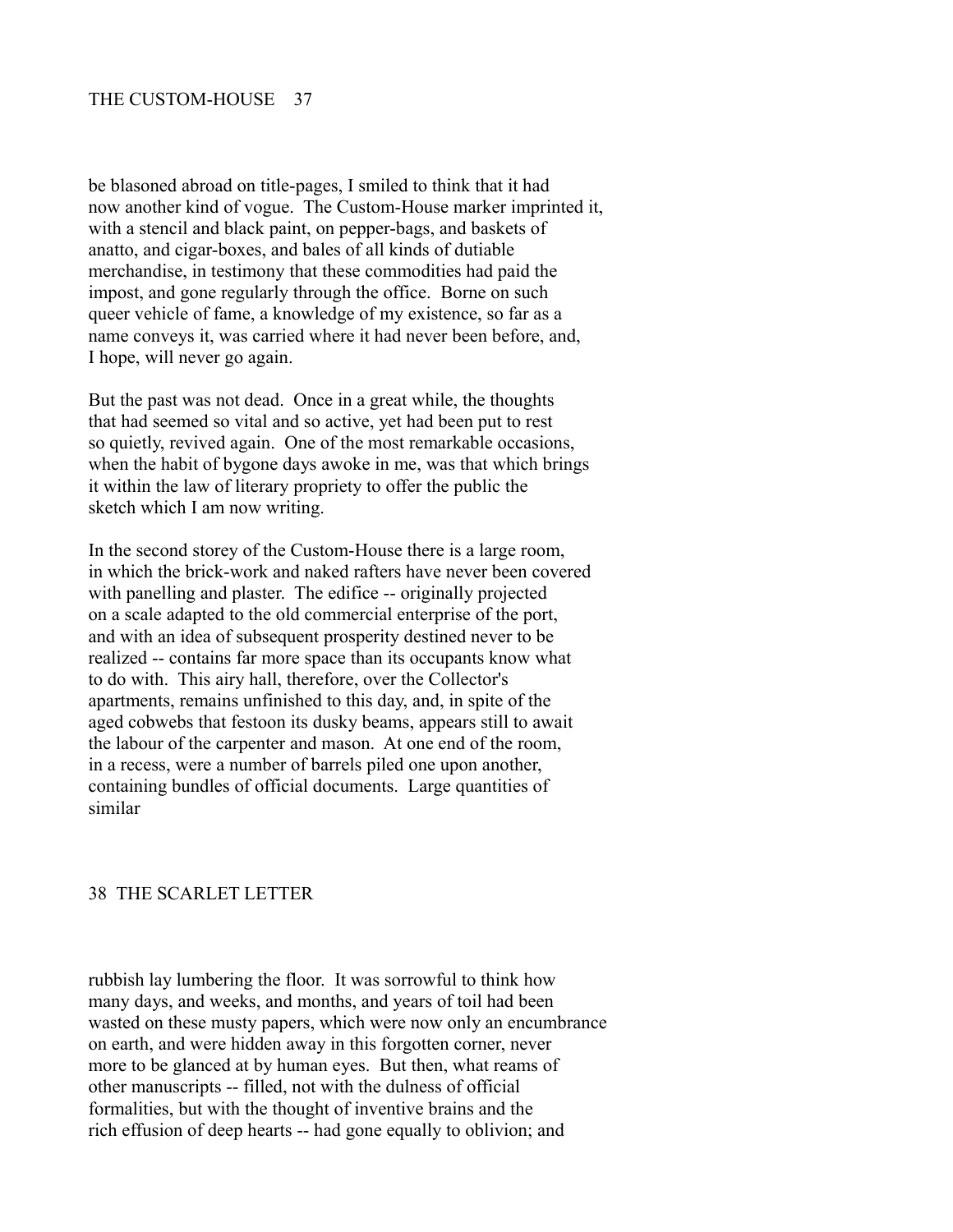be blasoned abroad on title-pages, I smiled to think that it had now another kind of vogue. The Custom-House marker imprinted it, with a stencil and black paint, on pepper-bags, and baskets of anatto, and cigar-boxes, and bales of all kinds of dutiable merchandise, in testimony that these commodities had paid the impost, and gone regularly through the office. Borne on such queer vehicle of fame, a knowledge of my existence, so far as a name conveys it, was carried where it had never been before, and, I hope, will never go again.

But the past was not dead. Once in a great while, the thoughts that had seemed so vital and so active, yet had been put to rest so quietly, revived again. One of the most remarkable occasions, when the habit of bygone days awoke in me, was that which brings it within the law of literary propriety to offer the public the sketch which I am now writing.

In the second storey of the Custom-House there is a large room, in which the brick-work and naked rafters have never been covered with panelling and plaster. The edifice -- originally projected on a scale adapted to the old commercial enterprise of the port, and with an idea of subsequent prosperity destined never to be realized -- contains far more space than its occupants know what to do with. This airy hall, therefore, over the Collector's apartments, remains unfinished to this day, and, in spite of the aged cobwebs that festoon its dusky beams, appears still to await the labour of the carpenter and mason. At one end of the room, in a recess, were a number of barrels piled one upon another, containing bundles of official documents. Large quantities of similar rubbish lay lumbering the floor. It was sorrowful to think how many days, and weeks, and months, and years of toil had been wasted on these musty papers, which were now only an encumbrance on earth, and were hidden away in this forgotten corner, never more to be glanced at by human eyes. But then, what reams of other manuscripts -- filled, not with the dulness of official formalities, but with the thought of inventive brains and the rich effusion of deep hearts -- had gone equally to oblivion; and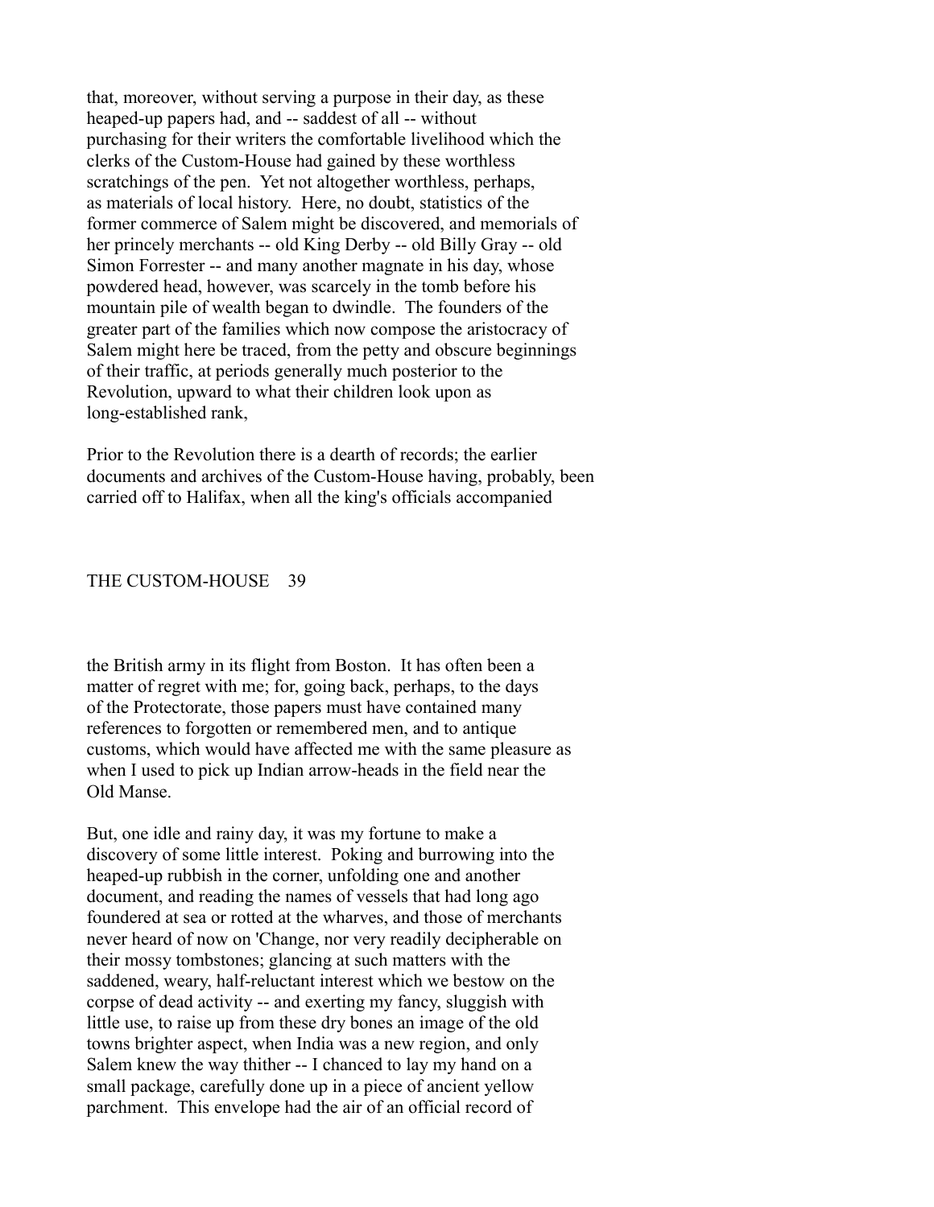that, moreover, without serving a purpose in their day, as these heaped-up papers had, and -- saddest of all -- without purchasing for their writers the comfortable livelihood which the clerks of the Custom-House had gained by these worthless scratchings of the pen. Yet not altogether worthless, perhaps, as materials of local history. Here, no doubt, statistics of the former commerce of Salem might be discovered, and memorials of her princely merchants -- old King Derby -- old Billy Gray -- old Simon Forrester -- and many another magnate in his day, whose powdered head, however, was scarcely in the tomb before his mountain pile of wealth began to dwindle. The founders of the greater part of the families which now compose the aristocracy of Salem might here be traced, from the petty and obscure beginnings of their traffic, at periods generally much posterior to the Revolution, upward to what their children look upon as long-established rank,

Prior to the Revolution there is a dearth of records; the earlier documents and archives of the Custom-House having, probably, been carried off to Halifax, when all the king's officials accompanied the British army in its flight from Boston. It has often been a matter of regret with me; for, going back, perhaps, to the days of the Protectorate, those papers must have contained many references to forgotten or remembered men, and to antique customs, which would have affected me with the same pleasure as when I used to pick up Indian arrow-heads in the field near the Old Manse.

But, one idle and rainy day, it was my fortune to make a discovery of some little interest. Poking and burrowing into the heaped-up rubbish in the corner, unfolding one and another document, and reading the names of vessels that had long ago foundered at sea or rotted at the wharves, and those of merchants never heard of now on 'Change, nor very readily decipherable on their mossy tombstones; glancing at such matters with the saddened, weary, half-reluctant interest which we bestow on the corpse of dead activity -- and exerting my fancy, sluggish with little use, to raise up from these dry bones an image of the old towns brighter aspect, when India was a new region, and only Salem knew the way thither -- I chanced to lay my hand on a small package, carefully done up in a piece of ancient yellow parchment. This envelope had the air of an official record of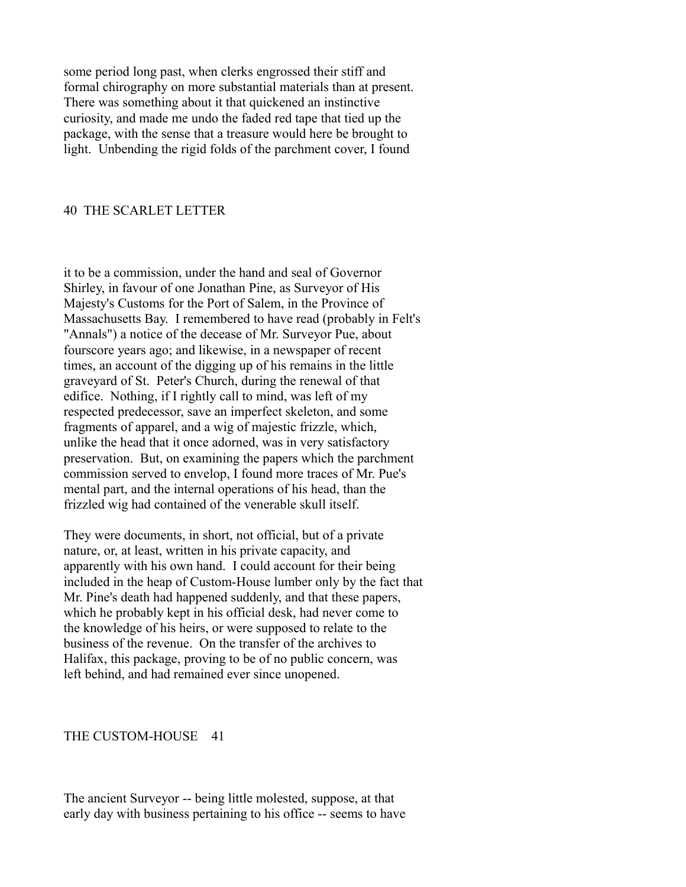some period long past, when clerks engrossed their stiff and formal chirography on more substantial materials than at present. There was something about it that quickened an instinctive curiosity, and made me undo the faded red tape that tied up the package, with the sense that a treasure would here be brought to light. Unbending the rigid folds of the parchment cover, I found it to be a commission, under the hand and seal of Governor Shirley, in favour of one Jonathan Pine, as Surveyor of His Majesty's Customs for the Port of Salem, in the Province of Massachusetts Bay. I remembered to have read (probably in Felt's "Annals") a notice of the decease of Mr. Surveyor Pue, about fourscore years ago; and likewise, in a newspaper of recent times, an account of the digging up of his remains in the little graveyard of St. Peter's Church, during the renewal of that edifice. Nothing, if I rightly call to mind, was left of my respected predecessor, save an imperfect skeleton, and some fragments of apparel, and a wig of majestic frizzle, which, unlike the head that it once adorned, was in very satisfactory preservation. But, on examining the papers which the parchment commission served to envelop, I found more traces of Mr. Pue's mental part, and the internal operations of his head, than the frizzled wig had contained of the venerable skull itself.

They were documents, in short, not official, but of a private nature, or, at least, written in his private capacity, and apparently with his own hand. I could account for their being included in the heap of Custom-House lumber only by the fact that Mr. Pine's death had happened suddenly, and that these papers, which he probably kept in his official desk, had never come to the knowledge of his heirs, or were supposed to relate to the business of the revenue. On the transfer of the archives to Halifax, this package, proving to be of no public concern, was left behind, and had remained ever since unopened.

The ancient Surveyor -- being little molested, suppose, at that early day with business pertaining to his office -- seems to have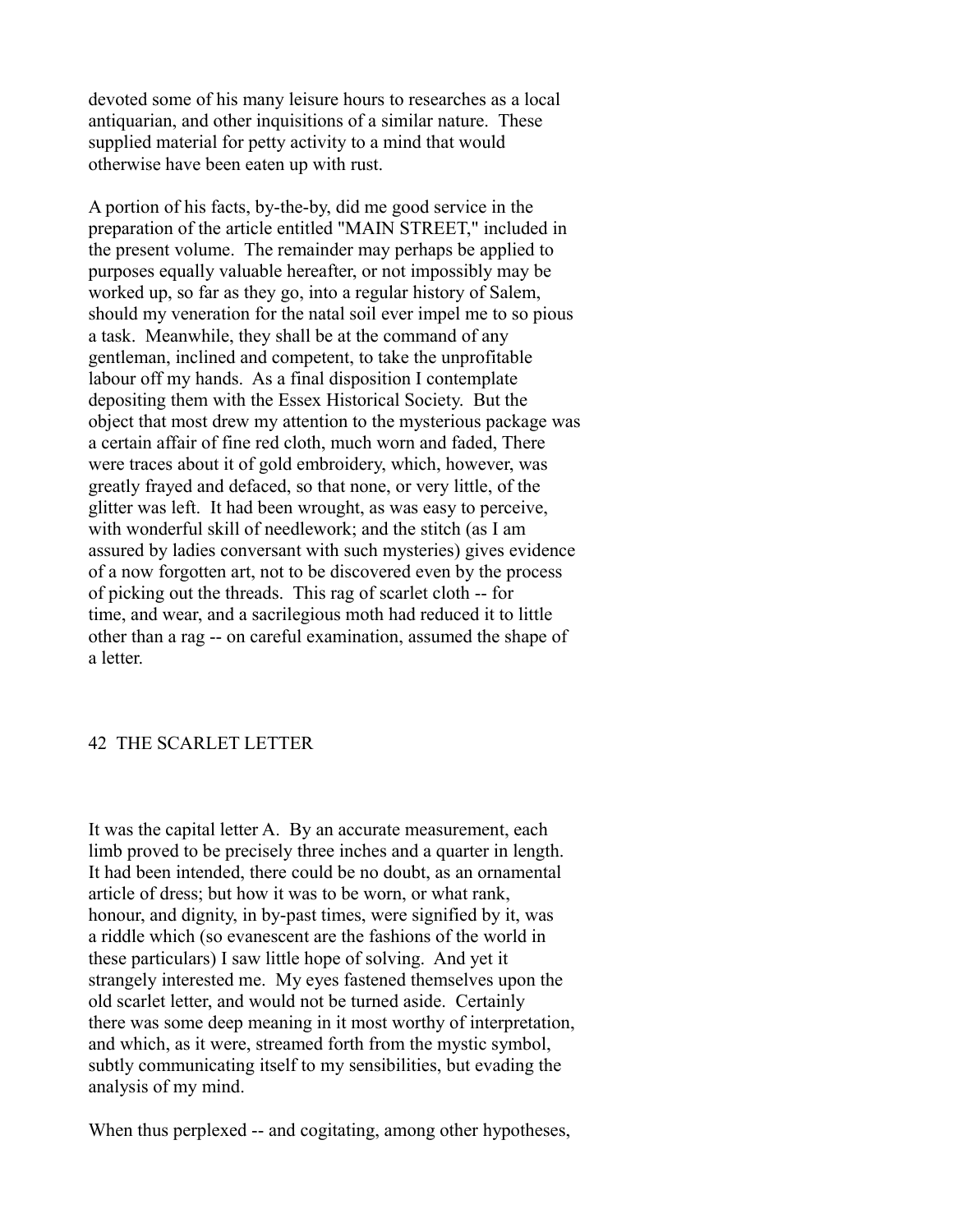devoted some of his many leisure hours to researches as a local antiquarian, and other inquisitions of a similar nature. These supplied material for petty activity to a mind that would otherwise have been eaten up with rust.

A portion of his facts, by-the-by, did me good service in the preparation of the article entitled "MAIN STREET," included in the present volume. The remainder may perhaps be applied to purposes equally valuable hereafter, or not impossibly may be worked up, so far as they go, into a regular history of Salem, should my veneration for the natal soil ever impel me to so pious a task. Meanwhile, they shall be at the command of any gentleman, inclined and competent, to take the unprofitable labour off my hands. As a final disposition I contemplate depositing them with the Essex Historical Society. But the object that most drew my attention to the mysterious package was a certain affair of fine red cloth, much worn and faded, There were traces about it of gold embroidery, which, however, was greatly frayed and defaced, so that none, or very little, of the glitter was left. It had been wrought, as was easy to perceive, with wonderful skill of needlework; and the stitch (as I am assured by ladies conversant with such mysteries) gives evidence of a now forgotten art, not to be discovered even by the process of picking out the threads. This rag of scarlet cloth -- for time, and wear, and a sacrilegious moth had reduced it to little other than a rag -- on careful examination, assumed the shape of a letter.

It was the capital letter A. By an accurate measurement, each limb proved to be precisely three inches and a quarter in length. It had been intended, there could be no doubt, as an ornamental article of dress; but how it was to be worn, or what rank, honour, and dignity, in by-past times, were signified by it, was a riddle which (so evanescent are the fashions of the world in these particulars) I saw little hope of solving. And yet it strangely interested me. My eyes fastened themselves upon the old scarlet letter, and would not be turned aside. Certainly there was some deep meaning in it most worthy of interpretation, and which, as it were, streamed forth from the mystic symbol, subtly communicating itself to my sensibilities, but evading the analysis of my mind.

When thus perplexed -- and cogitating, among other hypotheses,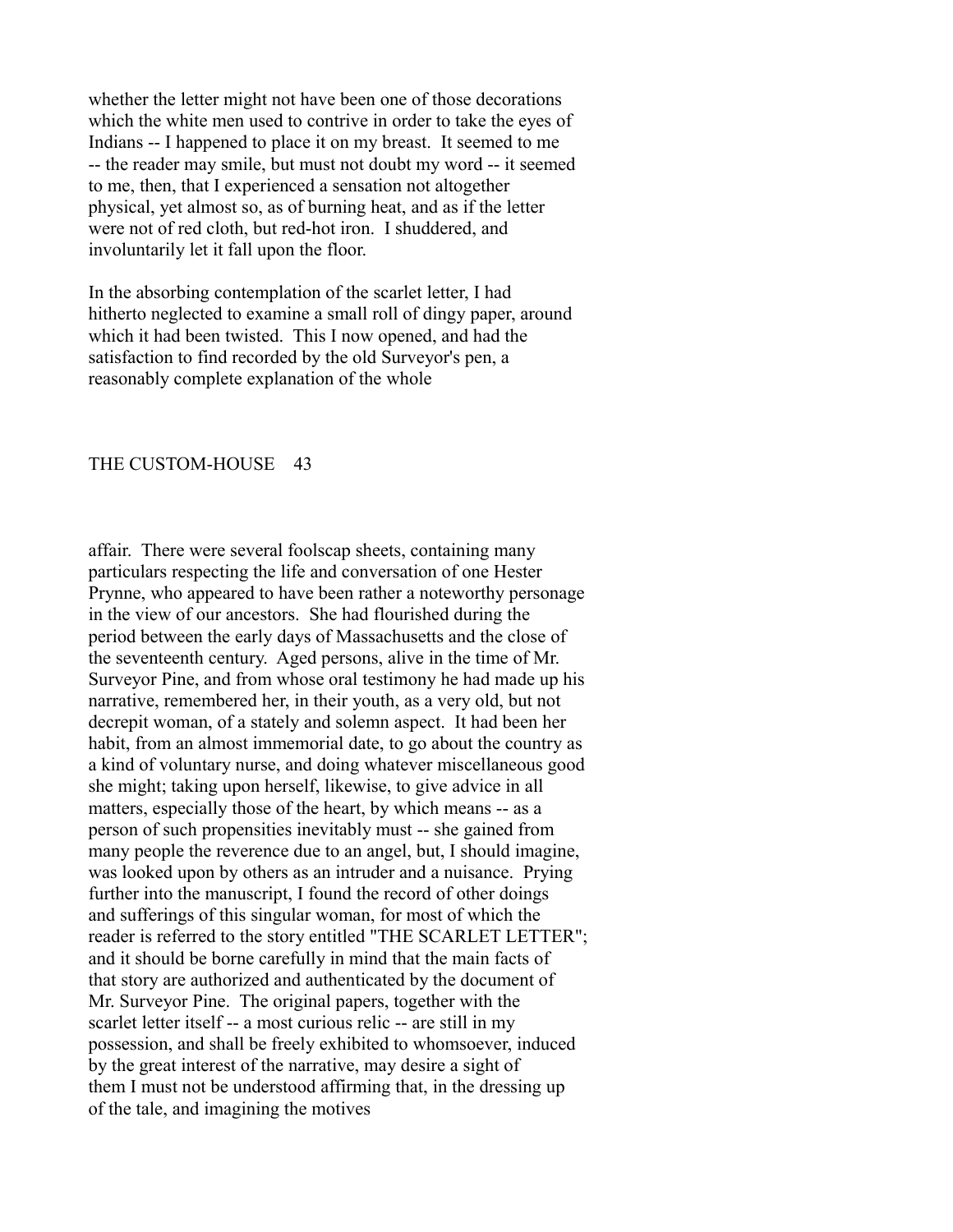whether the letter might not have been one of those decorations which the white men used to contrive in order to take the eyes of Indians -- I happened to place it on my breast. It seemed to me -- the reader may smile, but must not doubt my word -- it seemed to me, then, that I experienced a sensation not altogether physical, yet almost so, as of burning heat, and as if the letter were not of red cloth, but red-hot iron. I shuddered, and involuntarily let it fall upon the floor.

In the absorbing contemplation of the scarlet letter, I had hitherto neglected to examine a small roll of dingy paper, around which it had been twisted. This I now opened, and had the satisfaction to find recorded by the old Surveyor's pen, a reasonably complete explanation of the whole affair. There were several foolscap sheets, containing many particulars respecting the life and conversation of one Hester Prynne, who appeared to have been rather a noteworthy personage in the view of our ancestors. She had flourished during the period between the early days of Massachusetts and the close of the seventeenth century. Aged persons, alive in the time of Mr. Surveyor Pine, and from whose oral testimony he had made up his narrative, remembered her, in their youth, as a very old, but not decrepit woman, of a stately and solemn aspect. It had been her habit, from an almost immemorial date, to go about the country as a kind of voluntary nurse, and doing whatever miscellaneous good she might; taking upon herself, likewise, to give advice in all matters, especially those of the heart, by which means -- as a person of such propensities inevitably must -- she gained from many people the reverence due to an angel, but, I should imagine, was looked upon by others as an intruder and a nuisance. Prying further into the manuscript, I found the record of other doings and sufferings of this singular woman, for most of which the reader is referred to the story entitled "THE SCARLET LETTER"; and it should be borne carefully in mind that the main facts of that story are authorized and authenticated by the document of Mr. Surveyor Pine. The original papers, together with the scarlet letter itself -- a most curious relic -- are still in my possession, and shall be freely exhibited to whomsoever, induced by the great interest of the narrative, may desire a sight of them I must not be understood affirming that, in the dressing up of the tale, and imagining the motives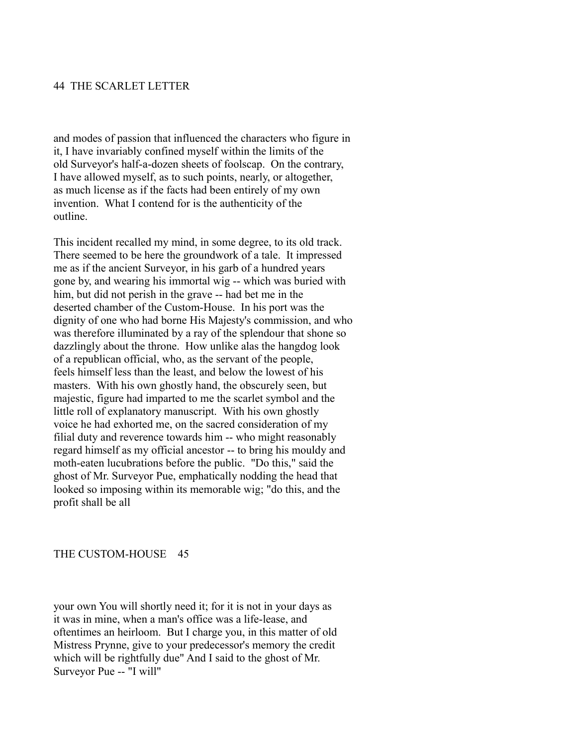and modes of passion that influenced the characters who figure in it, I have invariably confined myself within the limits of the old Surveyor's half-a-dozen sheets of foolscap. On the contrary, I have allowed myself, as to such points, nearly, or altogether, as much license as if the facts had been entirely of my own invention. What I contend for is the authenticity of the outline.

This incident recalled my mind, in some degree, to its old track. There seemed to be here the groundwork of a tale. It impressed me as if the ancient Surveyor, in his garb of a hundred years gone by, and wearing his immortal wig -- which was buried with him, but did not perish in the grave -- had bet me in the deserted chamber of the Custom-House. In his port was the dignity of one who had borne His Majesty's commission, and who was therefore illuminated by a ray of the splendour that shone so dazzlingly about the throne. How unlike alas the hangdog look of a republican official, who, as the servant of the people, feels himself less than the least, and below the lowest of his masters. With his own ghostly hand, the obscurely seen, but majestic, figure had imparted to me the scarlet symbol and the little roll of explanatory manuscript. With his own ghostly voice he had exhorted me, on the sacred consideration of my filial duty and reverence towards him -- who might reasonably regard himself as my official ancestor -- to bring his mouldy and moth-eaten lucubrations before the public. "Do this," said the ghost of Mr. Surveyor Pue, emphatically nodding the head that looked so imposing within its memorable wig; "do this, and the profit shall be all your own You will shortly need it; for it is not in your days as it was in mine, when a man's office was a life-lease, and oftentimes an heirloom. But I charge you, in this matter of old Mistress Prynne, give to your predecessor's memory the credit which will be rightfully due" And I said to the ghost of Mr. Surveyor Pue -- "I will"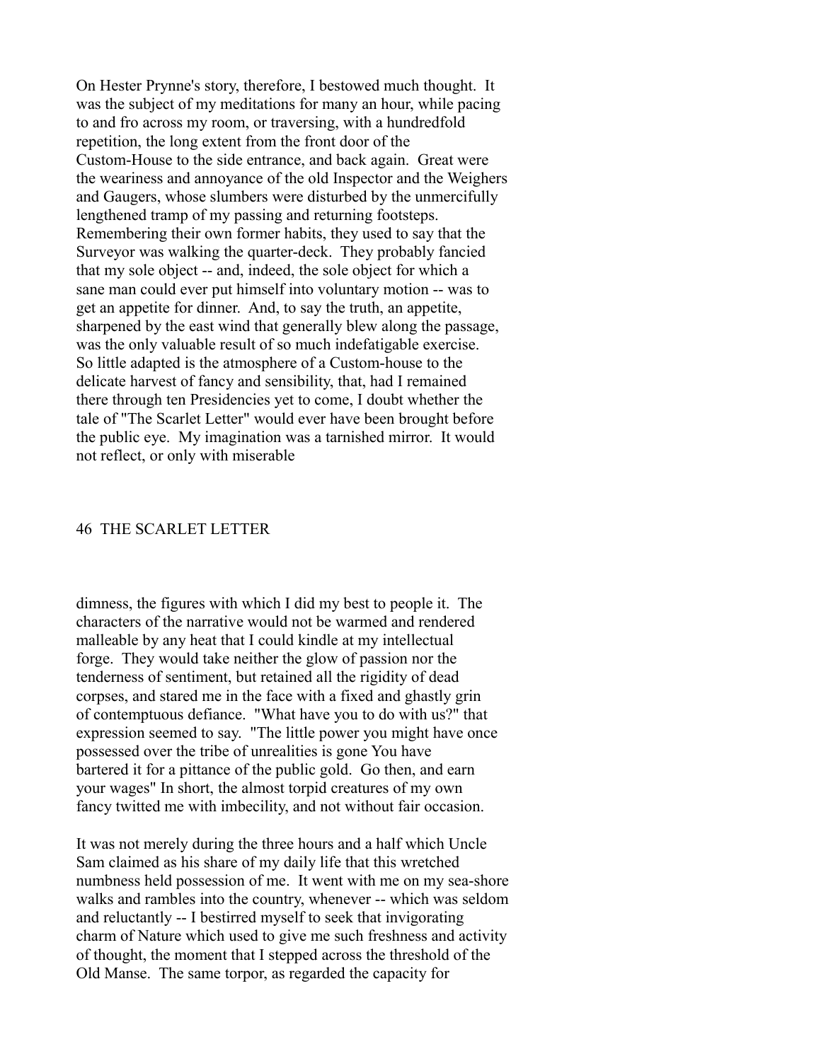On Hester Prynne's story, therefore, I bestowed much thought. It was the subject of my meditations for many an hour, while pacing to and fro across my room, or traversing, with a hundredfold repetition, the long extent from the front door of the Custom-House to the side entrance, and back again. Great were the weariness and annoyance of the old Inspector and the Weighers and Gaugers, whose slumbers were disturbed by the unmercifully lengthened tramp of my passing and returning footsteps. Remembering their own former habits, they used to say that the Surveyor was walking the quarter-deck. They probably fancied that my sole object -- and, indeed, the sole object for which a sane man could ever put himself into voluntary motion -- was to get an appetite for dinner. And, to say the truth, an appetite, sharpened by the east wind that generally blew along the passage, was the only valuable result of so much indefatigable exercise. So little adapted is the atmosphere of a Custom-house to the delicate harvest of fancy and sensibility, that, had I remained there through ten Presidencies yet to come, I doubt whether the tale of "The Scarlet Letter" would ever have been brought before the public eye. My imagination was a tarnished mirror. It would not reflect, or only with miserable dimness, the figures with which I did my best to people it. The characters of the narrative would not be warmed and rendered malleable by any heat that I could kindle at my intellectual forge. They would take neither the glow of passion nor the tenderness of sentiment, but retained all the rigidity of dead corpses, and stared me in the face with a fixed and ghastly grin of contemptuous defiance. "What have you to do with us?" that expression seemed to say. "The little power you might have once possessed over the tribe of unrealities is gone You have bartered it for a pittance of the public gold. Go then, and earn your wages" In short, the almost torpid creatures of my own fancy twitted me with imbecility, and not without fair occasion.

It was not merely during the three hours and a half which Uncle Sam claimed as his share of my daily life that this wretched numbness held possession of me. It went with me on my sea-shore walks and rambles into the country, whenever -- which was seldom and reluctantly -- I bestirred myself to seek that invigorating charm of Nature which used to give me such freshness and activity of thought, the moment that I stepped across the threshold of the Old Manse. The same torpor, as regarded the capacity for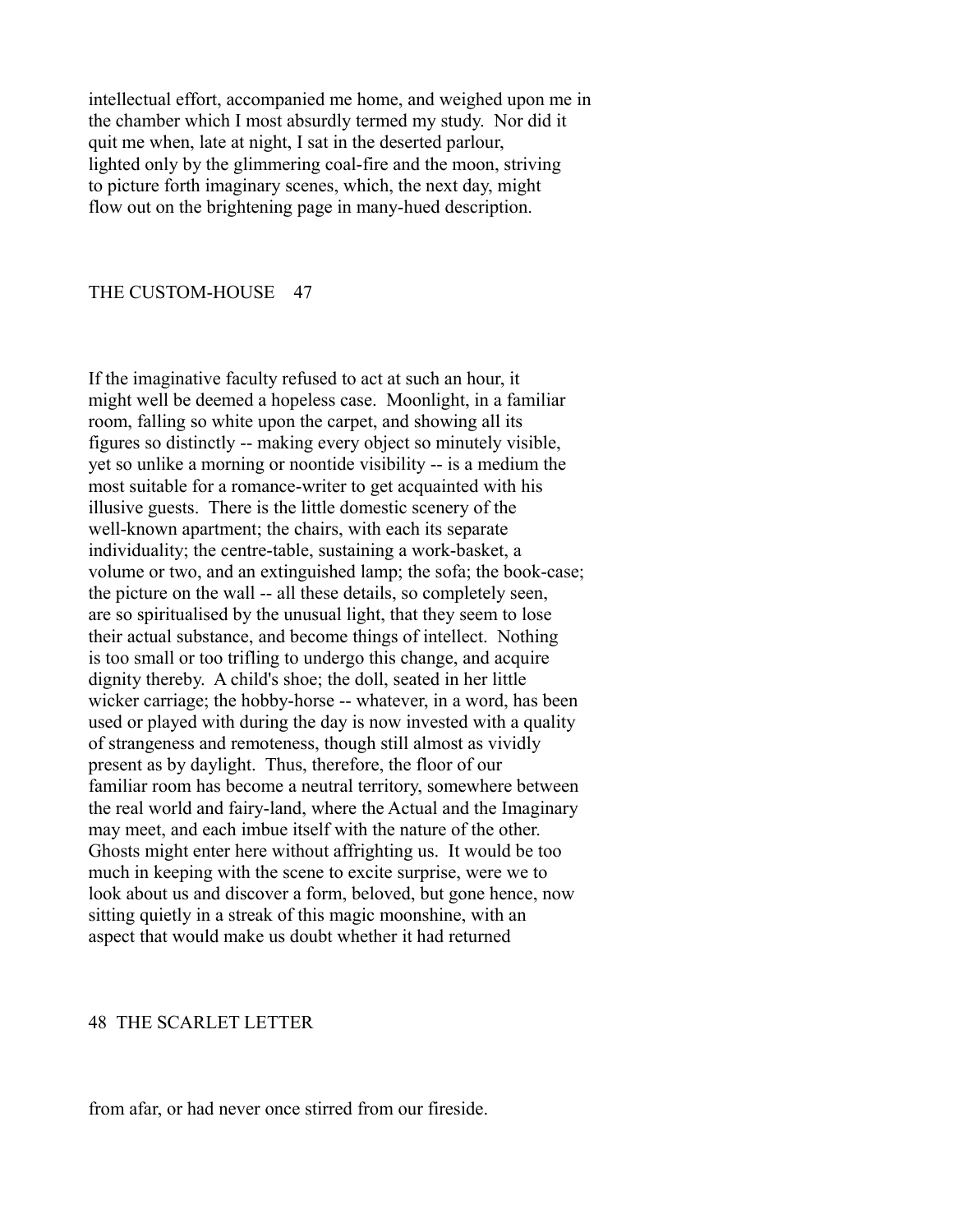intellectual effort, accompanied me home, and weighed upon me in the chamber which I most absurdly termed my study. Nor did it quit me when, late at night, I sat in the deserted parlour, lighted only by the glimmering coal-fire and the moon, striving to picture forth imaginary scenes, which, the next day, might flow out on the brightening page in many-hued description.

If the imaginative faculty refused to act at such an hour, it might well be deemed a hopeless case. Moonlight, in a familiar room, falling so white upon the carpet, and showing all its figures so distinctly -- making every object so minutely visible, yet so unlike a morning or noontide visibility -- is a medium the most suitable for a romance-writer to get acquainted with his illusive guests. There is the little domestic scenery of the well-known apartment; the chairs, with each its separate individuality; the centre-table, sustaining a work-basket, a volume or two, and an extinguished lamp; the sofa; the book-case; the picture on the wall -- all these details, so completely seen, are so spiritualised by the unusual light, that they seem to lose their actual substance, and become things of intellect. Nothing is too small or too trifling to undergo this change, and acquire dignity thereby. A child's shoe; the doll, seated in her little wicker carriage; the hobby-horse -- whatever, in a word, has been used or played with during the day is now invested with a quality of strangeness and remoteness, though still almost as vividly present as by daylight. Thus, therefore, the floor of our familiar room has become a neutral territory, somewhere between the real world and fairy-land, where the Actual and the Imaginary may meet, and each imbue itself with the nature of the other. Ghosts might enter here without affrighting us. It would be too much in keeping with the scene to excite surprise, were we to look about us and discover a form, beloved, but gone hence, now sitting quietly in a streak of this magic moonshine, with an aspect that would make us doubt whether it had returned from afar, or had never once stirred from our fireside.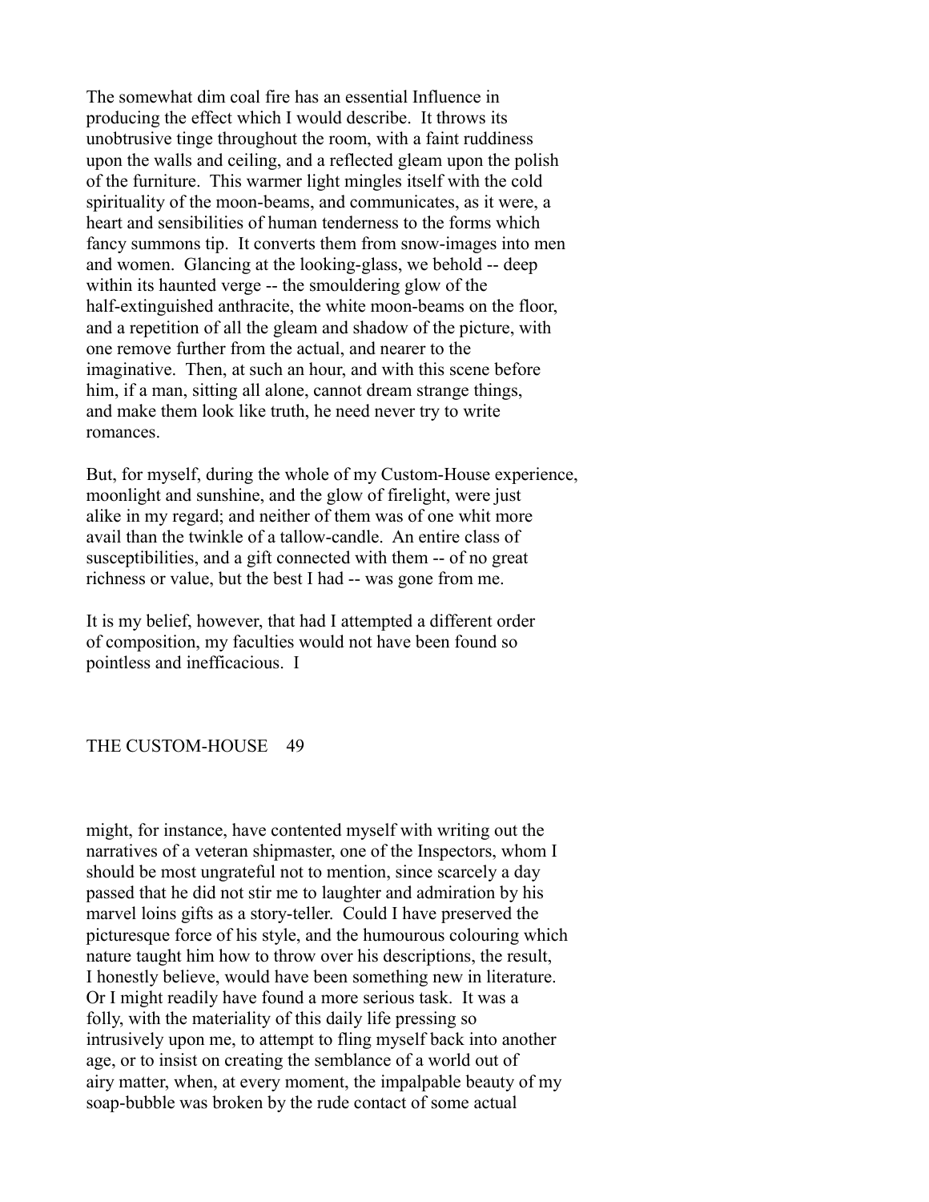The somewhat dim coal fire has an essential Influence in producing the effect which I would describe. It throws its unobtrusive tinge throughout the room, with a faint ruddiness upon the walls and ceiling, and a reflected gleam upon the polish of the furniture. This warmer light mingles itself with the cold spirituality of the moon-beams, and communicates, as it were, a heart and sensibilities of human tenderness to the forms which fancy summons tip. It converts them from snow-images into men and women. Glancing at the looking-glass, we behold -- deep within its haunted verge -- the smouldering glow of the half-extinguished anthracite, the white moon-beams on the floor, and a repetition of all the gleam and shadow of the picture, with one remove further from the actual, and nearer to the imaginative. Then, at such an hour, and with this scene before him, if a man, sitting all alone, cannot dream strange things, and make them look like truth, he need never try to write romances.

But, for myself, during the whole of my Custom-House experience, moonlight and sunshine, and the glow of firelight, were just alike in my regard; and neither of them was of one whit more avail than the twinkle of a tallow-candle. An entire class of susceptibilities, and a gift connected with them -- of no great richness or value, but the best I had -- was gone from me.

It is my belief, however, that had I attempted a different order of composition, my faculties would not have been found so pointless and inefficacious. I might, for instance, have contented myself with writing out the narratives of a veteran shipmaster, one of the Inspectors, whom I should be most ungrateful not to mention, since scarcely a day passed that he did not stir me to laughter and admiration by his marvel loins gifts as a story-teller. Could I have preserved the picturesque force of his style, and the humourous colouring which nature taught him how to throw over his descriptions, the result, I honestly believe, would have been something new in literature. Or I might readily have found a more serious task. It was a folly, with the materiality of this daily life pressing so intrusively upon me, to attempt to fling myself back into another age, or to insist on creating the semblance of a world out of airy matter, when, at every moment, the impalpable beauty of my soap-bubble was broken by the rude contact of some actual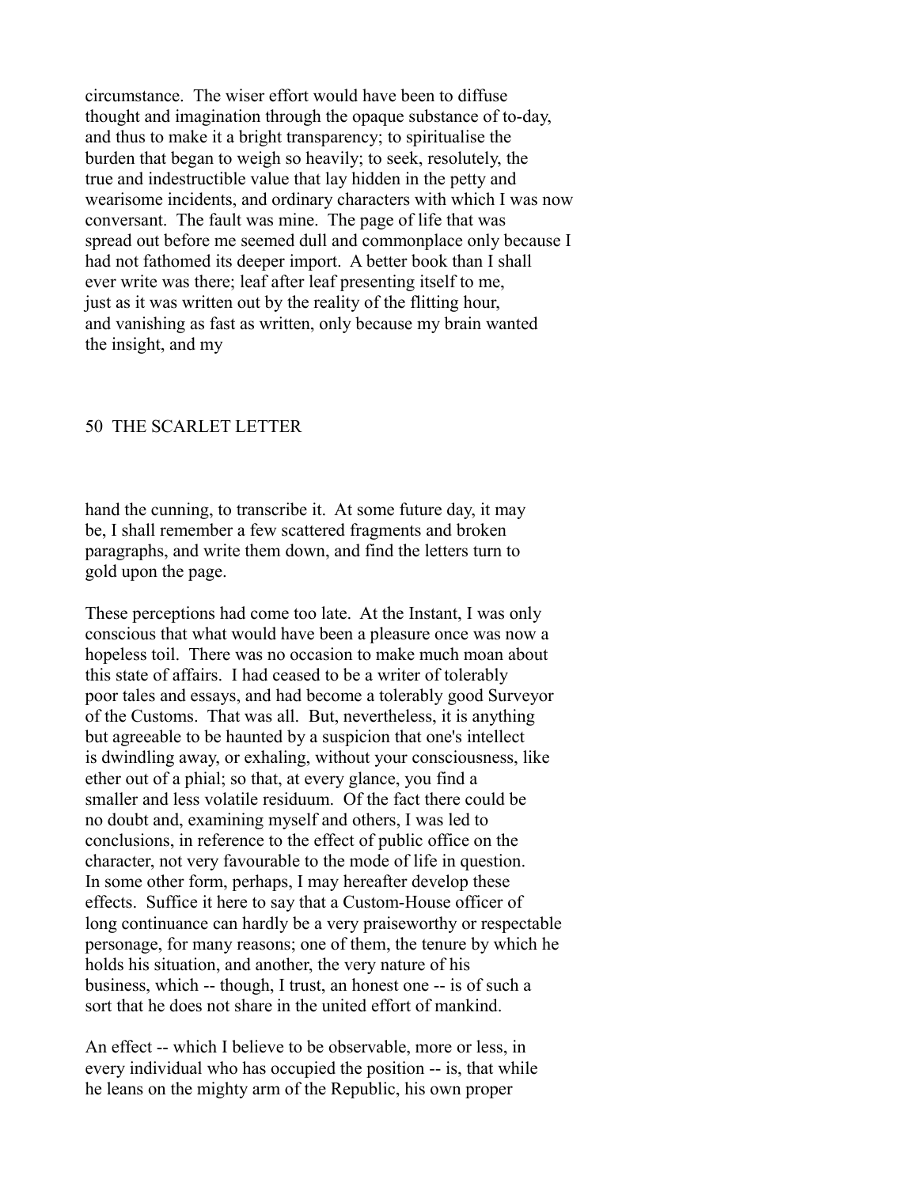circumstance. The wiser effort would have been to diffuse thought and imagination through the opaque substance of to-day, and thus to make it a bright transparency; to spiritualise the burden that began to weigh so heavily; to seek, resolutely, the true and indestructible value that lay hidden in the petty and wearisome incidents, and ordinary characters with which I was now conversant. The fault was mine. The page of life that was spread out before me seemed dull and commonplace only because I had not fathomed its deeper import. A better book than I shall ever write was there; leaf after leaf presenting itself to me, just as it was written out by the reality of the flitting hour, and vanishing as fast as written, only because my brain wanted the insight, and my hand the cunning, to transcribe it. At some future day, it may be, I shall remember a few scattered fragments and broken paragraphs, and write them down, and find the letters turn to gold upon the page.

These perceptions had come too late. At the Instant, I was only conscious that what would have been a pleasure once was now a hopeless toil. There was no occasion to make much moan about this state of affairs. I had ceased to be a writer of tolerably poor tales and essays, and had become a tolerably good Surveyor of the Customs. That was all. But, nevertheless, it is anything but agreeable to be haunted by a suspicion that one's intellect is dwindling away, or exhaling, without your consciousness, like ether out of a phial; so that, at every glance, you find a smaller and less volatile residuum. Of the fact there could be no doubt and, examining myself and others, I was led to conclusions, in reference to the effect of public office on the character, not very favourable to the mode of life in question. In some other form, perhaps, I may hereafter develop these effects. Suffice it here to say that a Custom-House officer of long continuance can hardly be a very praiseworthy or respectable personage, for many reasons; one of them, the tenure by which he holds his situation, and another, the very nature of his business, which -- though, I trust, an honest one -- is of such a sort that he does not share in the united effort of mankind.

An effect -- which I believe to be observable, more or less, in every individual who has occupied the position -- is, that while he leans on the mighty arm of the Republic, his own proper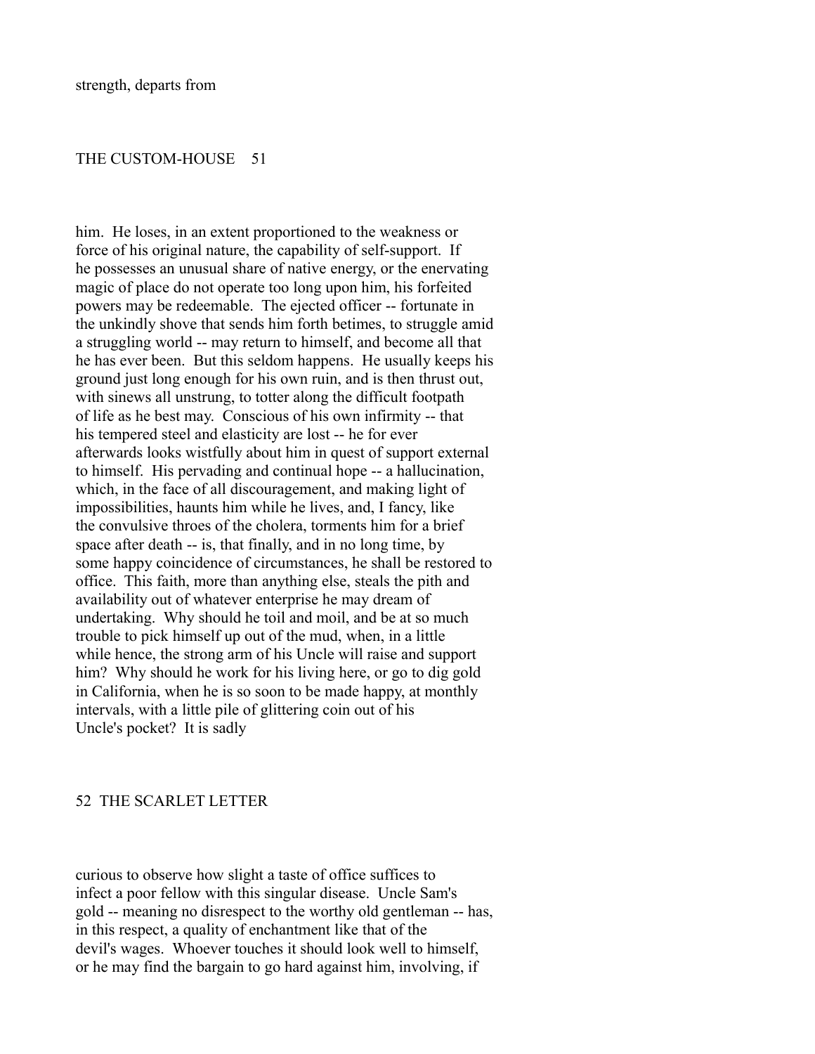strength, departs from him. He loses, in an extent proportioned to the weakness or force of his original nature, the capability of self-support. If he possesses an unusual share of native energy, or the enervating magic of place do not operate too long upon him, his forfeited powers may be redeemable. The ejected officer -- fortunate in the unkindly shove that sends him forth betimes, to struggle amid a struggling world -- may return to himself, and become all that he has ever been. But this seldom happens. He usually keeps his ground just long enough for his own ruin, and is then thrust out, with sinews all unstrung, to totter along the difficult footpath of life as he best may. Conscious of his own infirmity -- that his tempered steel and elasticity are lost -- he for ever afterwards looks wistfully about him in quest of support external to himself. His pervading and continual hope -- a hallucination, which, in the face of all discouragement, and making light of impossibilities, haunts him while he lives, and, I fancy, like the convulsive throes of the cholera, torments him for a brief space after death -- is, that finally, and in no long time, by some happy coincidence of circumstances, he shall be restored to office. This faith, more than anything else, steals the pith and availability out of whatever enterprise he may dream of undertaking. Why should he toil and moil, and be at so much trouble to pick himself up out of the mud, when, in a little while hence, the strong arm of his Uncle will raise and support him? Why should he work for his living here, or go to dig gold in California, when he is so soon to be made happy, at monthly intervals, with a little pile of glittering coin out of his Uncle's pocket? It is sadly curious to observe how slight a taste of office suffices to infect a poor fellow with this singular disease. Uncle Sam's gold -- meaning no disrespect to the worthy old gentleman -- has, in this respect, a quality of enchantment like that of the devil's wages. Whoever touches it should look well to himself, or he may find the bargain to go hard against him, involving, if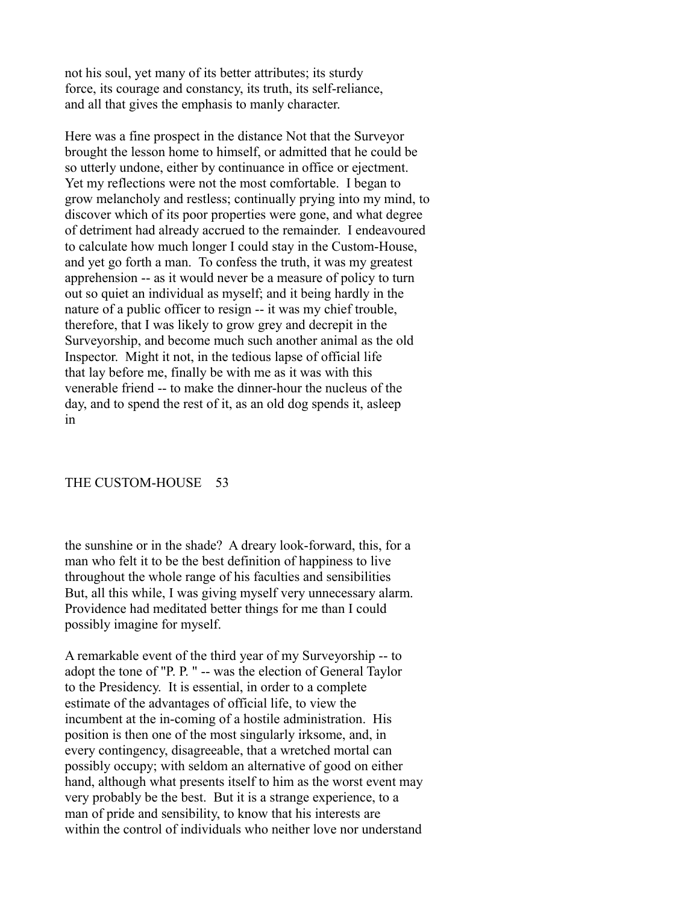not his soul, yet many of its better attributes; its sturdy force, its courage and constancy, its truth, its self-reliance, and all that gives the emphasis to manly character.

Here was a fine prospect in the distance Not that the Surveyor brought the lesson home to himself, or admitted that he could be so utterly undone, either by continuance in office or ejectment. Yet my reflections were not the most comfortable. I began to grow melancholy and restless; continually prying into my mind, to discover which of its poor properties were gone, and what degree of detriment had already accrued to the remainder. I endeavoured to calculate how much longer I could stay in the Custom-House, and yet go forth a man. To confess the truth, it was my greatest apprehension -- as it would never be a measure of policy to turn out so quiet an individual as myself; and it being hardly in the nature of a public officer to resign -- it was my chief trouble, therefore, that I was likely to grow grey and decrepit in the Surveyorship, and become much such another animal as the old Inspector. Might it not, in the tedious lapse of official life that lay before me, finally be with me as it was with this venerable friend -- to make the dinner-hour the nucleus of the day, and to spend the rest of it, as an old dog spends it, asleep in the sunshine or in the shade? A dreary look-forward, this, for a man who felt it to be the best definition of happiness to live throughout the whole range of his faculties and sensibilities But, all this while, I was giving myself very unnecessary alarm. Providence had meditated better things for me than I could possibly imagine for myself.

A remarkable event of the third year of my Surveyorship -- to adopt the tone of "P. P. " -- was the election of General Taylor to the Presidency. It is essential, in order to a complete estimate of the advantages of official life, to view the incumbent at the in-coming of a hostile administration. His position is then one of the most singularly irksome, and, in every contingency, disagreeable, that a wretched mortal can possibly occupy; with seldom an alternative of good on either hand, although what presents itself to him as the worst event may very probably be the best. But it is a strange experience, to a man of pride and sensibility, to know that his interests are within the control of individuals who neither love nor understand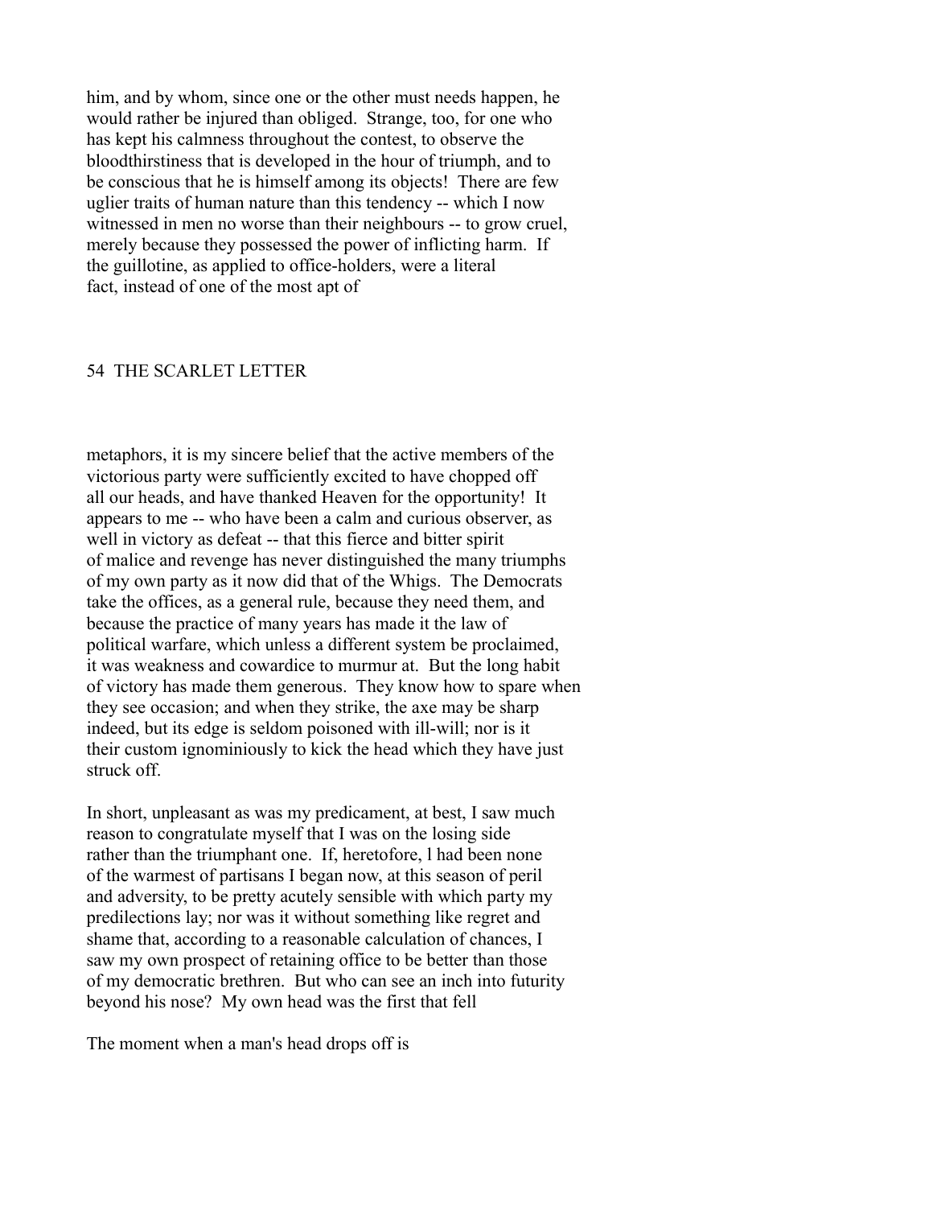him, and by whom, since one or the other must needs happen, he would rather be injured than obliged. Strange, too, for one who has kept his calmness throughout the contest, to observe the bloodthirstiness that is developed in the hour of triumph, and to be conscious that he is himself among its objects! There are few uglier traits of human nature than this tendency -- which I now witnessed in men no worse than their neighbours -- to grow cruel, merely because they possessed the power of inflicting harm. If the guillotine, as applied to office-holders, were a literal fact, instead of one of the most apt of metaphors, it is my sincere belief that the active members of the victorious party were sufficiently excited to have chopped off all our heads, and have thanked Heaven for the opportunity! It appears to me -- who have been a calm and curious observer, as well in victory as defeat -- that this fierce and bitter spirit of malice and revenge has never distinguished the many triumphs of my own party as it now did that of the Whigs. The Democrats take the offices, as a general rule, because they need them, and because the practice of many years has made it the law of political warfare, which unless a different system be proclaimed, it was weakness and cowardice to murmur at. But the long habit of victory has made them generous. They know how to spare when they see occasion; and when they strike, the axe may be sharp indeed, but its edge is seldom poisoned with ill-will; nor is it their custom ignominiously to kick the head which they have just struck off.

In short, unpleasant as was my predicament, at best, I saw much reason to congratulate myself that I was on the losing side rather than the triumphant one. If, heretofore, l had been none of the warmest of partisans I began now, at this season of peril and adversity, to be pretty acutely sensible with which party my predilections lay; nor was it without something like regret and shame that, according to a reasonable calculation of chances, I saw my own prospect of retaining office to be better than those of my democratic brethren. But who can see an inch into futurity beyond his nose? My own head was the first that fell

The moment when a man's head drops off is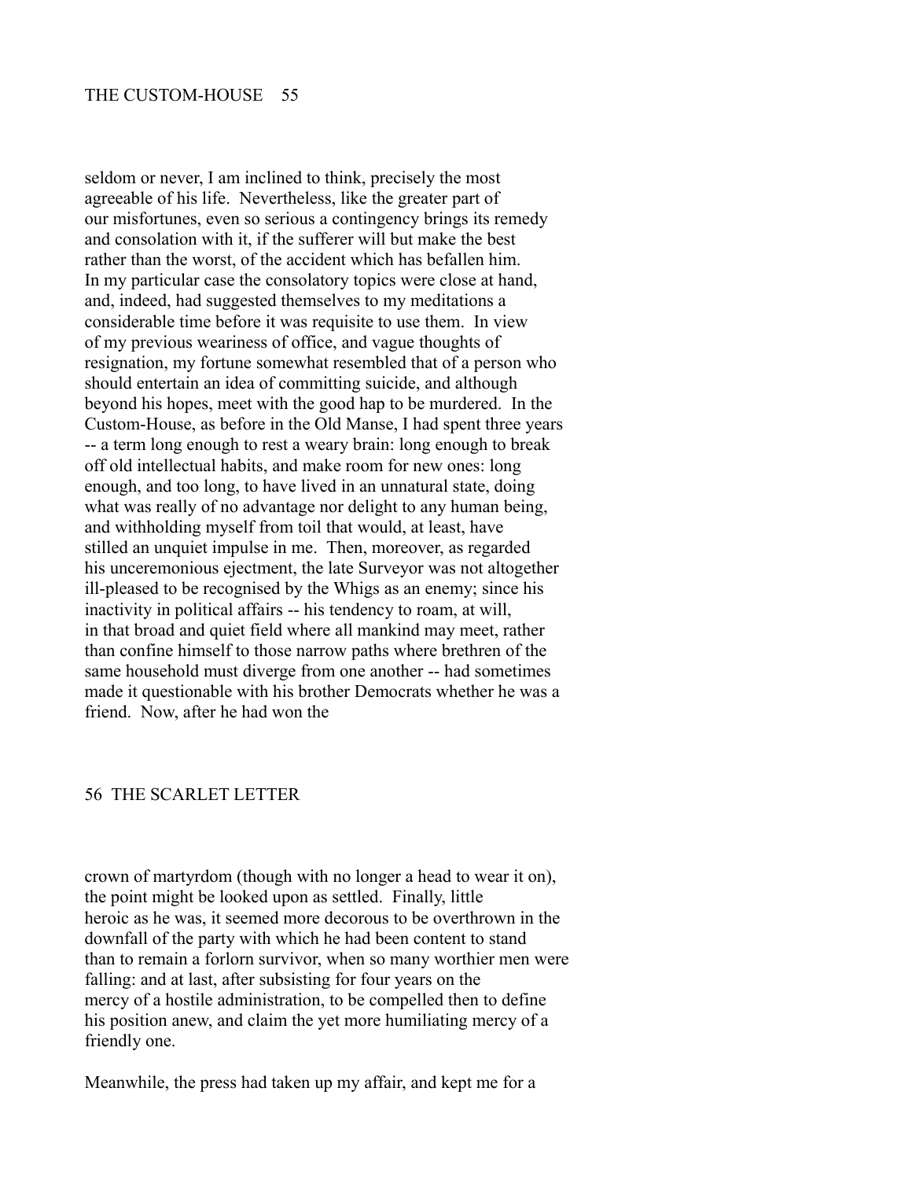seldom or never, I am inclined to think, precisely the most agreeable of his life. Nevertheless, like the greater part of our misfortunes, even so serious a contingency brings its remedy and consolation with it, if the sufferer will but make the best rather than the worst, of the accident which has befallen him. In my particular case the consolatory topics were close at hand, and, indeed, had suggested themselves to my meditations a considerable time before it was requisite to use them. In view of my previous weariness of office, and vague thoughts of resignation, my fortune somewhat resembled that of a person who should entertain an idea of committing suicide, and although beyond his hopes, meet with the good hap to be murdered. In the Custom-House, as before in the Old Manse, I had spent three years -- a term long enough to rest a weary brain: long enough to break off old intellectual habits, and make room for new ones: long enough, and too long, to have lived in an unnatural state, doing what was really of no advantage nor delight to any human being, and withholding myself from toil that would, at least, have stilled an unquiet impulse in me. Then, moreover, as regarded his unceremonious ejectment, the late Surveyor was not altogether ill-pleased to be recognised by the Whigs as an enemy; since his inactivity in political affairs -- his tendency to roam, at will, in that broad and quiet field where all mankind may meet, rather than confine himself to those narrow paths where brethren of the same household must diverge from one another -- had sometimes made it questionable with his brother Democrats whether he was a friend. Now, after he had won the crown of martyrdom (though with no longer a head to wear it on), the point might be looked upon as settled. Finally, little heroic as he was, it seemed more decorous to be overthrown in the downfall of the party with which he had been content to stand than to remain a forlorn survivor, when so many worthier men were falling: and at last, after subsisting for four years on the mercy of a hostile administration, to be compelled then to define his position anew, and claim the yet more humiliating mercy of a friendly one.

Meanwhile, the press had taken up my affair, and kept me for a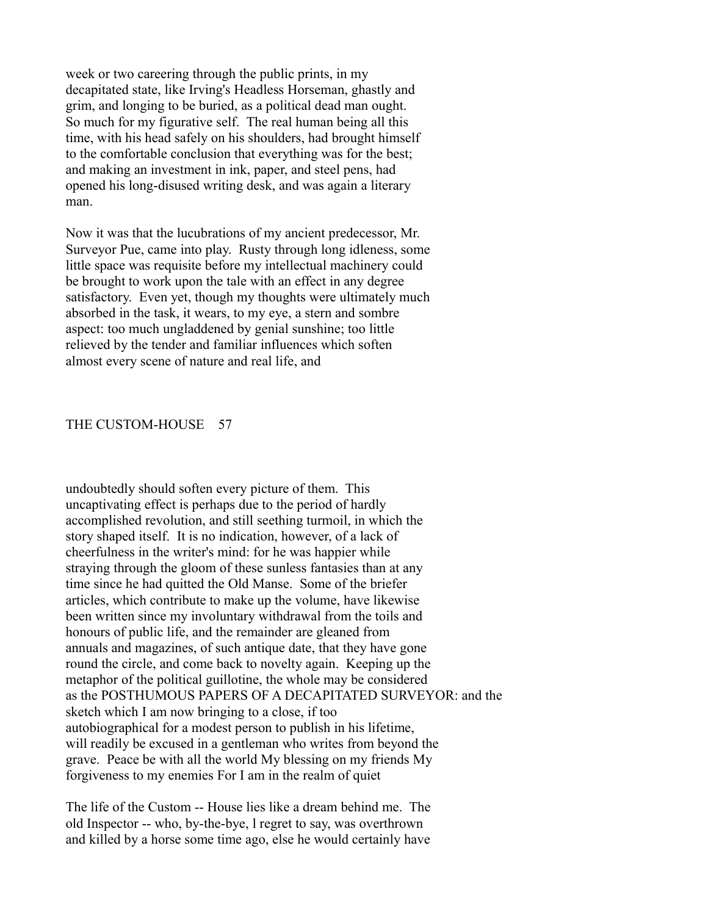week or two careering through the public prints, in my decapitated state, like Irving's Headless Horseman, ghastly and grim, and longing to be buried, as a political dead man ought. So much for my figurative self. The real human being all this time, with his head safely on his shoulders, had brought himself to the comfortable conclusion that everything was for the best; and making an investment in ink, paper, and steel pens, had opened his long-disused writing desk, and was again a literary man.

Now it was that the lucubrations of my ancient predecessor, Mr. Surveyor Pue, came into play. Rusty through long idleness, some little space was requisite before my intellectual machinery could be brought to work upon the tale with an effect in any degree satisfactory. Even yet, though my thoughts were ultimately much absorbed in the task, it wears, to my eye, a stern and sombre aspect: too much ungladdened by genial sunshine; too little relieved by the tender and familiar influences which soften almost every scene of nature and real life, and undoubtedly should soften every picture of them. This uncaptivating effect is perhaps due to the period of hardly accomplished revolution, and still seething turmoil, in which the story shaped itself. It is no indication, however, of a lack of cheerfulness in the writer's mind: for he was happier while straying through the gloom of these sunless fantasies than at any time since he had quitted the Old Manse. Some of the briefer articles, which contribute to make up the volume, have likewise been written since my involuntary withdrawal from the toils and honours of public life, and the remainder are gleaned from annuals and magazines, of such antique date, that they have gone round the circle, and come back to novelty again. Keeping up the metaphor of the political guillotine, the whole may be considered as the POSTHUMOUS PAPERS OF A DECAPITATED SURVEYOR: and the sketch which I am now bringing to a close, if too autobiographical for a modest person to publish in his lifetime, will readily be excused in a gentleman who writes from beyond the grave. Peace be with all the world My blessing on my friends My forgiveness to my enemies For I am in the realm of quiet

The life of the Custom -- House lies like a dream behind me. The old Inspector -- who, by-the-bye, I regret to say, was overthrown and killed by a horse some time ago, else he would certainly have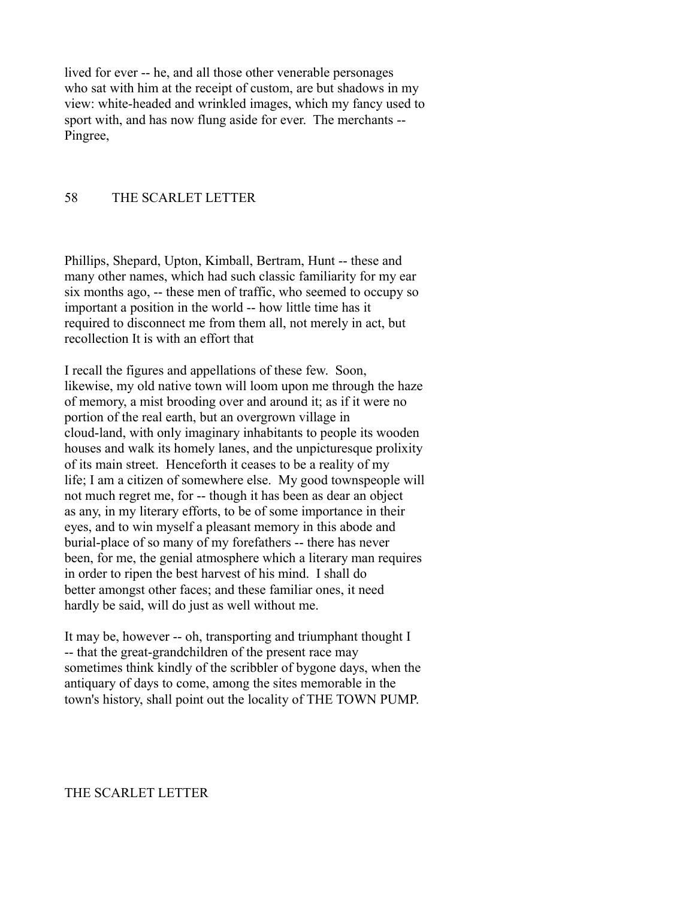lived for ever -- he, and all those other venerable personages who sat with him at the receipt of custom, are but shadows in my view: white-headed and wrinkled images, which my fancy used to sport with, and has now flung aside for ever. The merchants -- Pingree,

Phillips, Shepard, Upton, Kimball, Bertram, Hunt -- these and many other names, which had such classic familiarity for my ear six months ago, -- these men of traffic, who seemed to occupy so important a position in the world -- how little time has it required to disconnect me from them all, not merely in act, but recollection It is with an effort that

I recall the figures and appellations of these few. Soon, likewise, my old native town will loom upon me through the haze of memory, a mist brooding over and around it; as if it were no portion of the real earth, but an overgrown village in cloud-land, with only imaginary inhabitants to people its wooden houses and walk its homely lanes, and the unpicturesque prolixity of its main street. Henceforth it ceases to be a reality of my life; I am a citizen of somewhere else. My good townspeople will not much regret me, for -- though it has been as dear an object as any, in my literary efforts, to be of some importance in their eyes, and to win myself a pleasant memory in this abode and burial-place of so many of my forefathers -- there has never been, for me, the genial atmosphere which a literary man requires in order to ripen the best harvest of his mind. I shall do better amongst other faces; and these familiar ones, it need hardly be said, will do just as well without me.

It may be, however -- oh, transporting and triumphant thought I -- that the great-grandchildren of the present race may sometimes think kindly of the scribbler of bygone days, when the antiquary of days to come, among the sites memorable in the town's history, shall point out the locality of THE TOWN PUMP.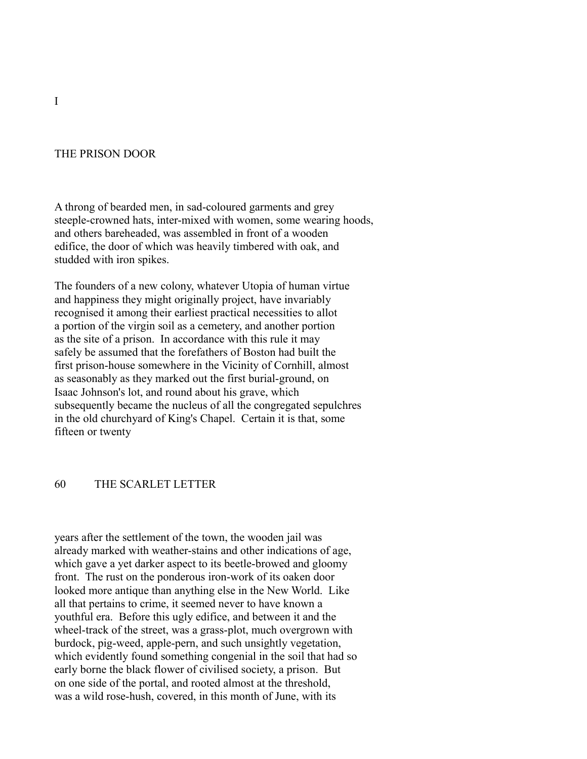# I

## THE PRISON DOOR

A throng of bearded men, in sad-coloured garments and grey steeple-crowned hats, inter-mixed with women, some wearing hoods, and others bareheaded, was assembled in front of a wooden edifice, the door of which was heavily timbered with oak, and studded with iron spikes.

The founders of a new colony, whatever Utopia of human virtue and happiness they might originally project, have invariably recognised it among their earliest practical necessities to allot a portion of the virgin soil as a cemetery, and another portion as the site of a prison. In accordance with this rule it may safely be assumed that the forefathers of Boston had built the first prison-house somewhere in the Vicinity of Cornhill, almost as seasonably as they marked out the first burial-ground, on Isaac Johnson's lot, and round about his grave, which subsequently became the nucleus of all the congregated sepulchres in the old churchyard of King's Chapel. Certain it is that, some fifteen or twenty years after the settlement of the town, the wooden jail was already marked with weather-stains and other indications of age, which gave a yet darker aspect to its beetle-browed and gloomy front. The rust on the ponderous iron-work of its oaken door looked more antique than anything else in the New World. Like all that pertains to crime, it seemed never to have known a youthful era. Before this ugly edifice, and between it and the wheel-track of the street, was a grass-plot, much overgrown with burdock, pig-weed, apple-pern, and such unsightly vegetation, which evidently found something congenial in the soil that had so early borne the black flower of civilised society, a prison. But on one side of the portal, and rooted almost at the threshold, was a wild rose-hush, covered, in this month of June, with its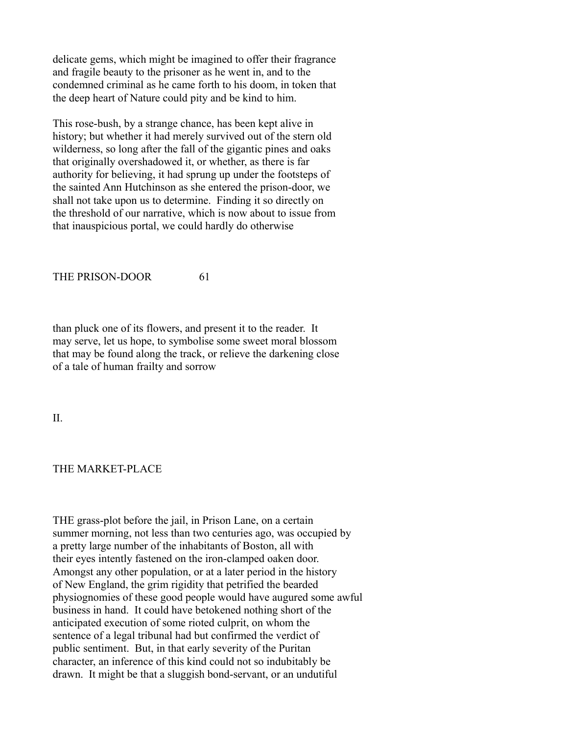delicate gems, which might be imagined to offer their fragrance and fragile beauty to the prisoner as he went in, and to the condemned criminal as he came forth to his doom, in token that the deep heart of Nature could pity and be kind to him.

This rose-bush, by a strange chance, has been kept alive in history; but whether it had merely survived out of the stern old wilderness, so long after the fall of the gigantic pines and oaks that originally overshadowed it, or whether, as there is far authority for believing, it had sprung up under the footsteps of the sainted Ann Hutchinson as she entered the prison-door, we shall not take upon us to determine. Finding it so directly on the threshold of our narrative, which is now about to issue from that inauspicious portal, we could hardly do otherwise than pluck one of its flowers, and present it to the reader. It may serve, let us hope, to symbolise some sweet moral blossom that may be found along the track, or relieve the darkening close of a tale of human frailty and sorrow

## II.

## THE MARKET-PLACE

THE grass-plot before the jail, in Prison Lane, on a certain summer morning, not less than two centuries ago, was occupied by a pretty large number of the inhabitants of Boston, all with their eyes intently fastened on the iron-clamped oaken door. Amongst any other population, or at a later period in the history of New England, the grim rigidity that petrified the bearded physiognomies of these good people would have augured some awful business in hand. It could have betokened nothing short of the anticipated execution of some rioted culprit, on whom the sentence of a legal tribunal had but confirmed the verdict of public sentiment. But, in that early severity of the Puritan character, an inference of this kind could not so indubitably be drawn. It might be that a sluggish bond-servant, or an undutiful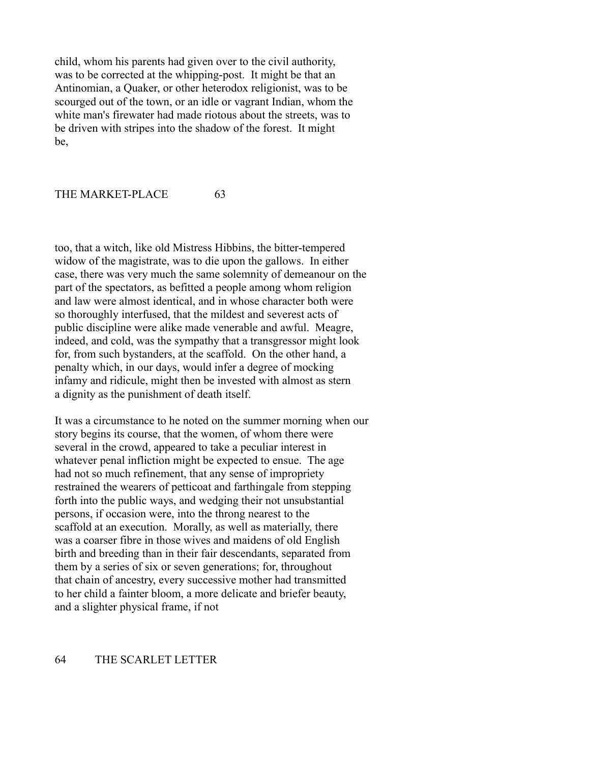child, whom his parents had given over to the civil authority, was to be corrected at the whipping-post. It might be that an Antinomian, a Quaker, or other heterodox religionist, was to be scourged out of the town, or an idle or vagrant Indian, whom the white man's firewater had made riotous about the streets, was to be driven with stripes into the shadow of the forest. It might be, too, that a witch, like old Mistress Hibbins, the bitter-tempered widow of the magistrate, was to die upon the gallows. In either case, there was very much the same solemnity of demeanour on the part of the spectators, as befitted a people among whom religion and law were almost identical, and in whose character both were so thoroughly interfused, that the mildest and severest acts of public discipline were alike made venerable and awful. Meagre, indeed, and cold, was the sympathy that a transgressor might look for, from such bystanders, at the scaffold. On the other hand, a penalty which, in our days, would infer a degree of mocking infamy and ridicule, might then be invested with almost as stern a dignity as the punishment of death itself.

It was a circumstance to he noted on the summer morning when our story begins its course, that the women, of whom there were several in the crowd, appeared to take a peculiar interest in whatever penal infliction might be expected to ensue. The age had not so much refinement, that any sense of impropriety restrained the wearers of petticoat and farthingale from stepping forth into the public ways, and wedging their not unsubstantial persons, if occasion were, into the throng nearest to the scaffold at an execution. Morally, as well as materially, there was a coarser fibre in those wives and maidens of old English birth and breeding than in their fair descendants, separated from them by a series of six or seven generations; for, throughout that chain of ancestry, every successive mother had transmitted to her child a fainter bloom, a more delicate and briefer beauty, and a slighter physical frame, if not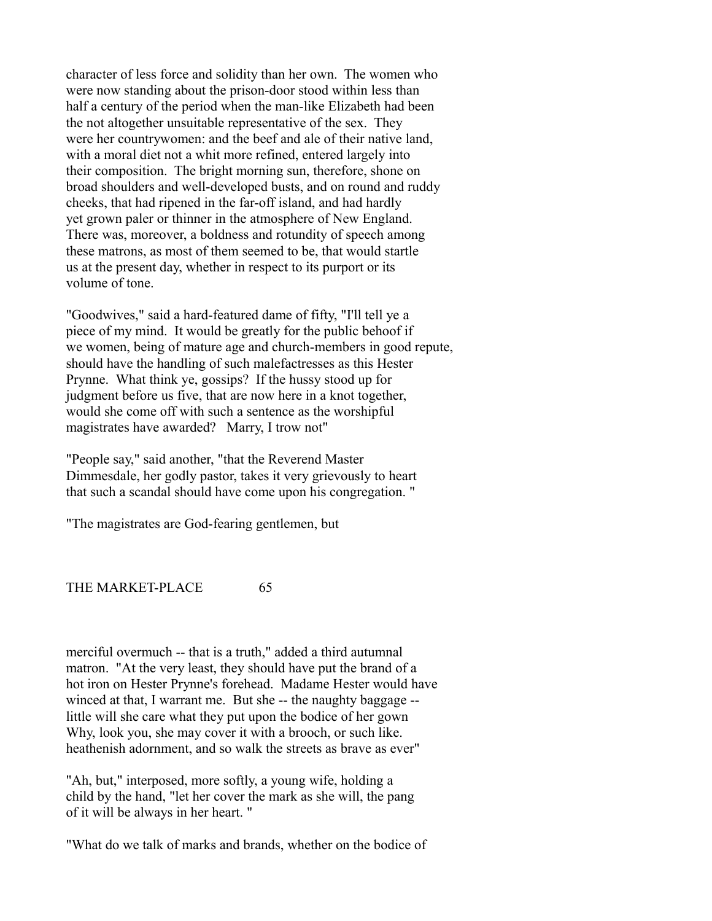character of less force and solidity than her own. The women who were now standing about the prison-door stood within less than half a century of the period when the man-like Elizabeth had been the not altogether unsuitable representative of the sex. They were her countrywomen: and the beef and ale of their native land, with a moral diet not a whit more refined, entered largely into their composition. The bright morning sun, therefore, shone on broad shoulders and well-developed busts, and on round and ruddy cheeks, that had ripened in the far-off island, and had hardly yet grown paler or thinner in the atmosphere of New England. There was, moreover, a boldness and rotundity of speech among these matrons, as most of them seemed to be, that would startle us at the present day, whether in respect to its purport or its volume of tone.

"Goodwives," said a hard-featured dame of fifty, "I'll tell ye a piece of my mind. It would be greatly for the public behoof if we women, being of mature age and church-members in good repute, should have the handling of such malefactresses as this Hester Prynne. What think ye, gossips? If the hussy stood up for judgment before us five, that are now here in a knot together, would she come off with such a sentence as the worshipful magistrates have awarded? Marry, I trow not"

"People say," said another, "that the Reverend Master Dimmesdale, her godly pastor, takes it very grievously to heart that such a scandal should have come upon his congregation. "

"The magistrates are God-fearing gentlemen, but merciful overmuch -- that is a truth," added a third autumnal matron. "At the very least, they should have put the brand of a hot iron on Hester Prynne's forehead. Madame Hester would have winced at that, I warrant me. But she -- the naughty baggage -- little will she care what they put upon the bodice of her gown Why, look you, she may cover it with a brooch, or such like. heathenish adornment, and so walk the streets as brave as ever"

"Ah, but," interposed, more softly, a young wife, holding a child by the hand, "let her cover the mark as she will, the pang of it will be always in her heart. "

"What do we talk of marks and brands, whether on the bodice of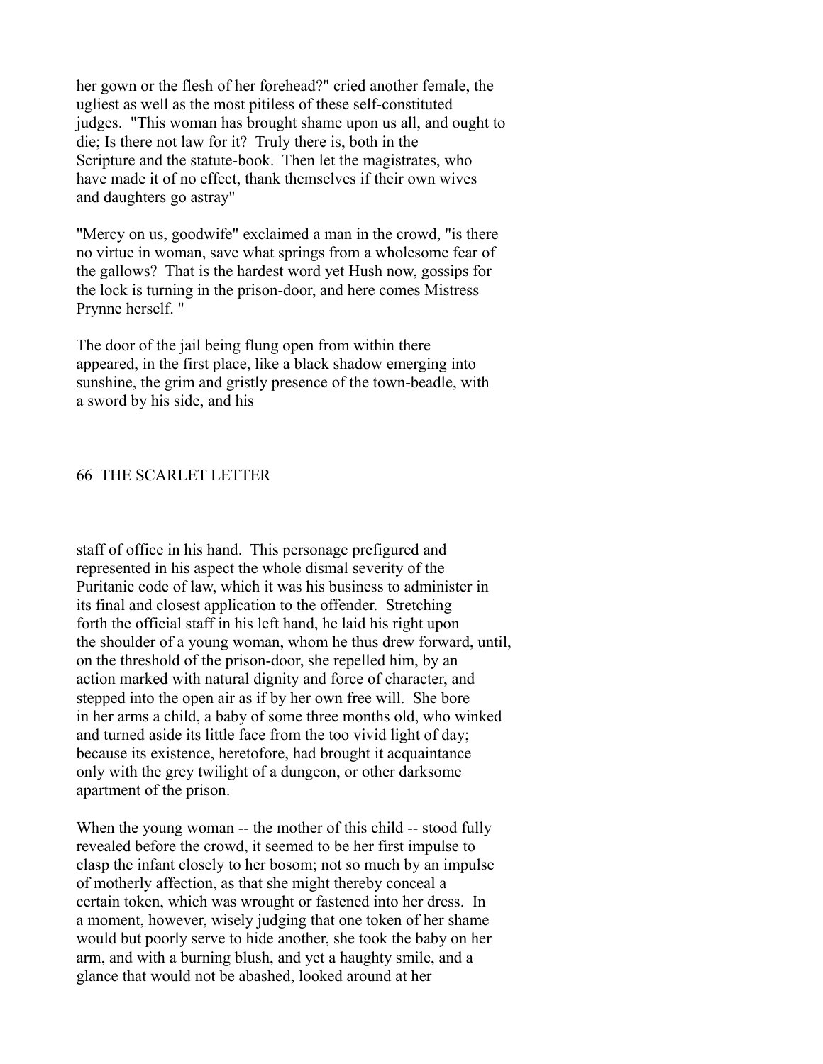her gown or the flesh of her forehead?" cried another female, the ugliest as well as the most pitiless of these self-constituted judges. "This woman has brought shame upon us all, and ought to die; Is there not law for it? Truly there is, both in the Scripture and the statute-book. Then let the magistrates, who have made it of no effect, thank themselves if their own wives and daughters go astray"

"Mercy on us, goodwife" exclaimed a man in the crowd, "is there no virtue in woman, save what springs from a wholesome fear of the gallows? That is the hardest word yet Hush now, gossips for the lock is turning in the prison-door, and here comes Mistress Prynne herself. "

The door of the jail being flung open from within there appeared, in the first place, like a black shadow emerging into sunshine, the grim and gristly presence of the town-beadle, with a sword by his side, and his staff of office in his hand. This personage prefigured and represented in his aspect the whole dismal severity of the Puritanic code of law, which it was his business to administer in its final and closest application to the offender. Stretching forth the official staff in his left hand, he laid his right upon the shoulder of a young woman, whom he thus drew forward, until, on the threshold of the prison-door, she repelled him, by an action marked with natural dignity and force of character, and stepped into the open air as if by her own free will. She bore in her arms a child, a baby of some three months old, who winked and turned aside its little face from the too vivid light of day; because its existence, heretofore, had brought it acquaintance only with the grey twilight of a dungeon, or other darksome apartment of the prison.

When the young woman -- the mother of this child -- stood fully revealed before the crowd, it seemed to be her first impulse to clasp the infant closely to her bosom; not so much by an impulse of motherly affection, as that she might thereby conceal a certain token, which was wrought or fastened into her dress. In a moment, however, wisely judging that one token of her shame would but poorly serve to hide another, she took the baby on her arm, and with a burning blush, and yet a haughty smile, and a glance that would not be abashed, looked around at her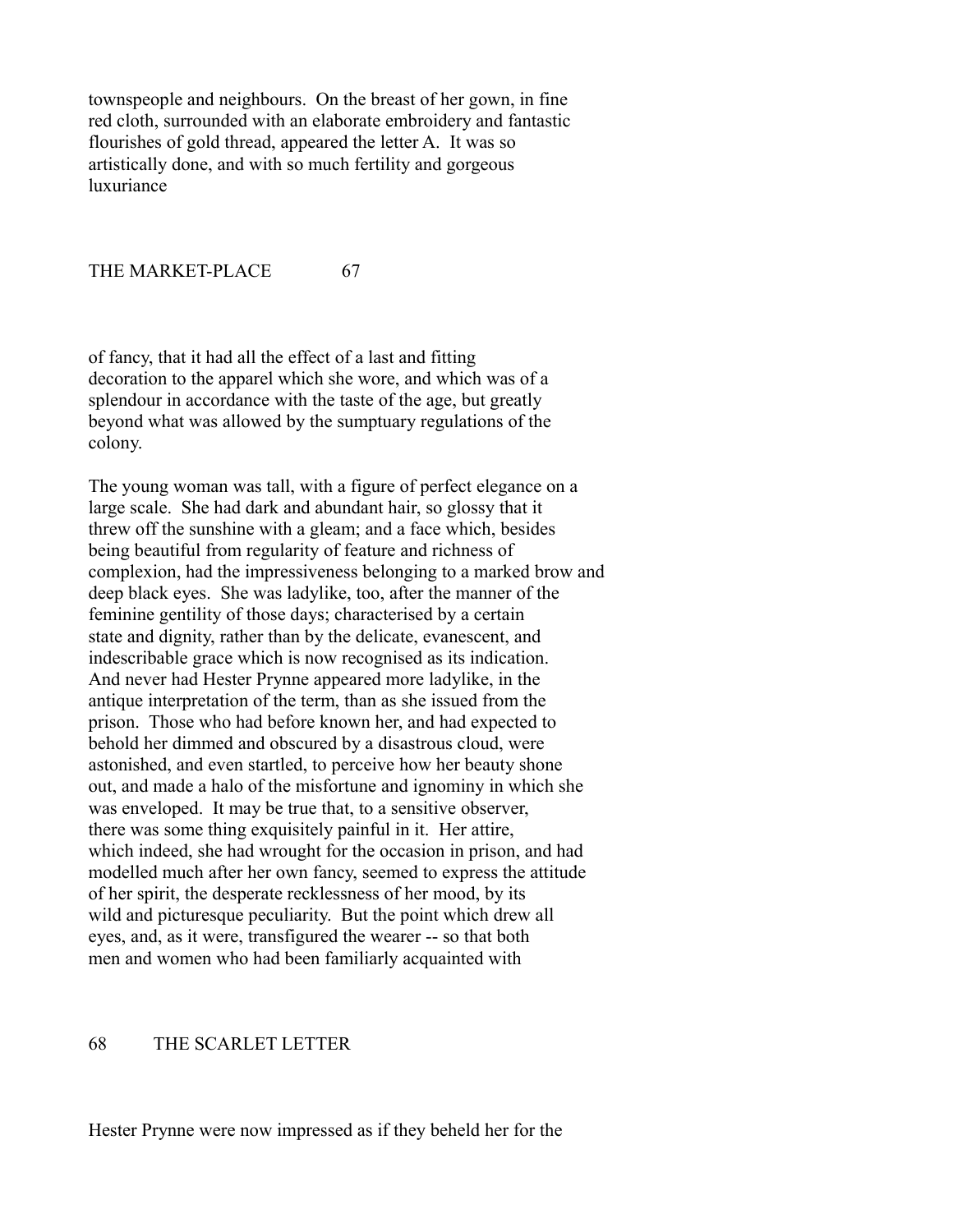townspeople and neighbours. On the breast of her gown, in fine red cloth, surrounded with an elaborate embroidery and fantastic flourishes of gold thread, appeared the letter A. It was so artistically done, and with so much fertility and gorgeous luxuriance of fancy, that it had all the effect of a last and fitting decoration to the apparel which she wore, and which was of a splendour in accordance with the taste of the age, but greatly beyond what was allowed by the sumptuary regulations of the colony.

The young woman was tall, with a figure of perfect elegance on a large scale. She had dark and abundant hair, so glossy that it threw off the sunshine with a gleam; and a face which, besides being beautiful from regularity of feature and richness of complexion, had the impressiveness belonging to a marked brow and deep black eyes. She was ladylike, too, after the manner of the feminine gentility of those days; characterised by a certain state and dignity, rather than by the delicate, evanescent, and indescribable grace which is now recognised as its indication. And never had Hester Prynne appeared more ladylike, in the antique interpretation of the term, than as she issued from the prison. Those who had before known her, and had expected to behold her dimmed and obscured by a disastrous cloud, were astonished, and even startled, to perceive how her beauty shone out, and made a halo of the misfortune and ignominy in which she was enveloped. It may be true that, to a sensitive observer, there was some thing exquisitely painful in it. Her attire, which indeed, she had wrought for the occasion in prison, and had modelled much after her own fancy, seemed to express the attitude of her spirit, the desperate recklessness of her mood, by its wild and picturesque peculiarity. But the point which drew all eyes, and, as it were, transfigured the wearer -- so that both men and women who had been familiarly acquainted with Hester Prynne were now impressed as if they beheld her for the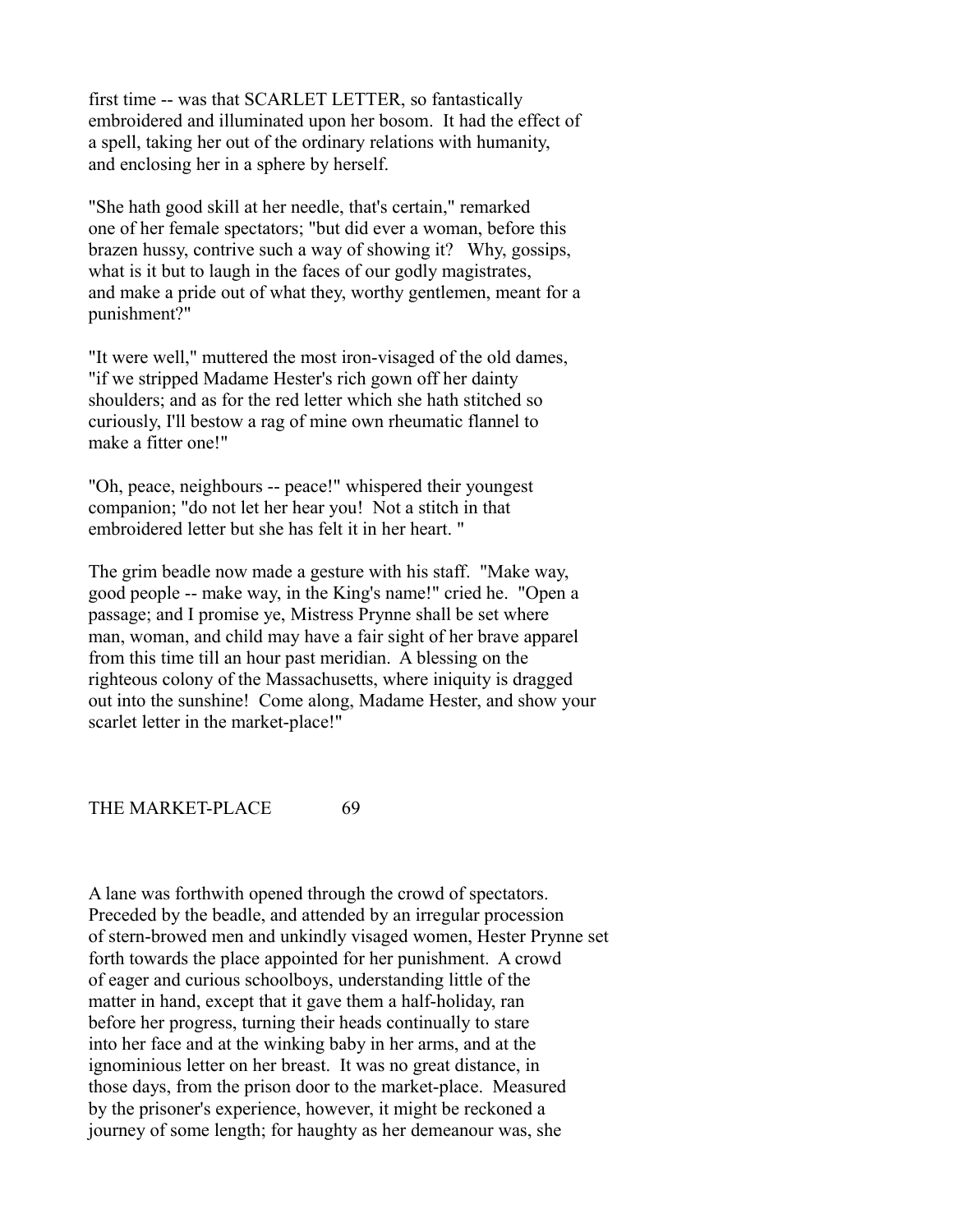first time -- was that SCARLET LETTER, so fantastically embroidered and illuminated upon her bosom. It had the effect of a spell, taking her out of the ordinary relations with humanity, and enclosing her in a sphere by herself.

"She hath good skill at her needle, that's certain," remarked one of her female spectators; "but did ever a woman, before this brazen hussy, contrive such a way of showing it? Why, gossips, what is it but to laugh in the faces of our godly magistrates, and make a pride out of what they, worthy gentlemen, meant for a punishment?"

"It were well," muttered the most iron-visaged of the old dames, "if we stripped Madame Hester's rich gown off her dainty shoulders; and as for the red letter which she hath stitched so curiously, I'll bestow a rag of mine own rheumatic flannel to make a fitter one!"

"Oh, peace, neighbours -- peace!" whispered their youngest companion; "do not let her hear you! Not a stitch in that embroidered letter but she has felt it in her heart. "

The grim beadle now made a gesture with his staff. "Make way, good people -- make way, in the King's name!" cried he. "Open a passage; and I promise ye, Mistress Prynne shall be set where man, woman, and child may have a fair sight of her brave apparel from this time till an hour past meridian. A blessing on the righteous colony of the Massachusetts, where iniquity is dragged out into the sunshine! Come along, Madame Hester, and show your scarlet letter in the market-place!"

A lane was forthwith opened through the crowd of spectators. Preceded by the beadle, and attended by an irregular procession of stern-browed men and unkindly visaged women, Hester Prynne set forth towards the place appointed for her punishment. A crowd of eager and curious schoolboys, understanding little of the matter in hand, except that it gave them a half-holiday, ran before her progress, turning their heads continually to stare into her face and at the winking baby in her arms, and at the ignominious letter on her breast. It was no great distance, in those days, from the prison door to the market-place. Measured by the prisoner's experience, however, it might be reckoned a journey of some length; for haughty as her demeanour was, she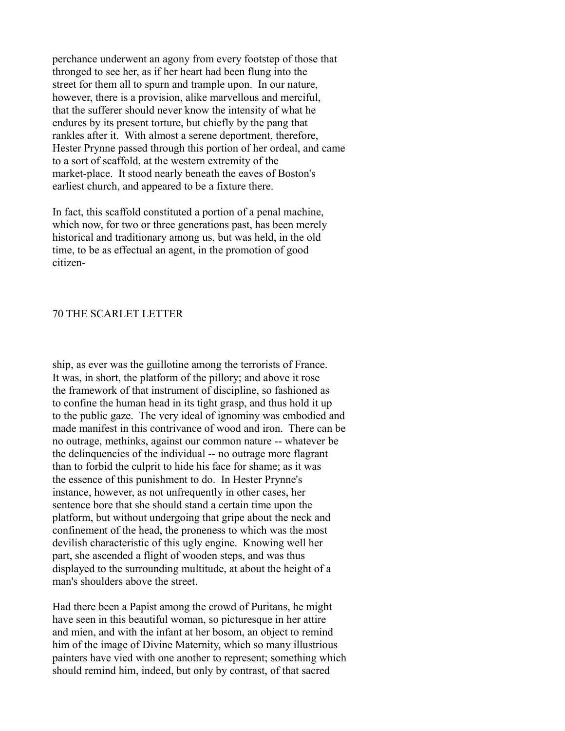perchance underwent an agony from every footstep of those that thronged to see her, as if her heart had been flung into the street for them all to spurn and trample upon. In our nature, however, there is a provision, alike marvellous and merciful, that the sufferer should never know the intensity of what he endures by its present torture, but chiefly by the pang that rankles after it. With almost a serene deportment, therefore, Hester Prynne passed through this portion of her ordeal, and came to a sort of scaffold, at the western extremity of the market-place. It stood nearly beneath the eaves of Boston's earliest church, and appeared to be a fixture there.

In fact, this scaffold constituted a portion of a penal machine, which now, for two or three generations past, has been merely historical and traditionary among us, but was held, in the old time, to be as effectual an agent, in the promotion of good citizenship, as ever was the guillotine among the terrorists of France. It was, in short, the platform of the pillory; and above it rose the framework of that instrument of discipline, so fashioned as to confine the human head in its tight grasp, and thus hold it up to the public gaze. The very ideal of ignominy was embodied and made manifest in this contrivance of wood and iron. There can be no outrage, methinks, against our common nature -- whatever be the delinquencies of the individual -- no outrage more flagrant than to forbid the culprit to hide his face for shame; as it was the essence of this punishment to do. In Hester Prynne's instance, however, as not unfrequently in other cases, her sentence bore that she should stand a certain time upon the platform, but without undergoing that gripe about the neck and confinement of the head, the proneness to which was the most devilish characteristic of this ugly engine. Knowing well her part, she ascended a flight of wooden steps, and was thus displayed to the surrounding multitude, at about the height of a man's shoulders above the street.

Had there been a Papist among the crowd of Puritans, he might have seen in this beautiful woman, so picturesque in her attire and mien, and with the infant at her bosom, an object to remind him of the image of Divine Maternity, which so many illustrious painters have vied with one another to represent; something which should remind him, indeed, but only by contrast, of that sacred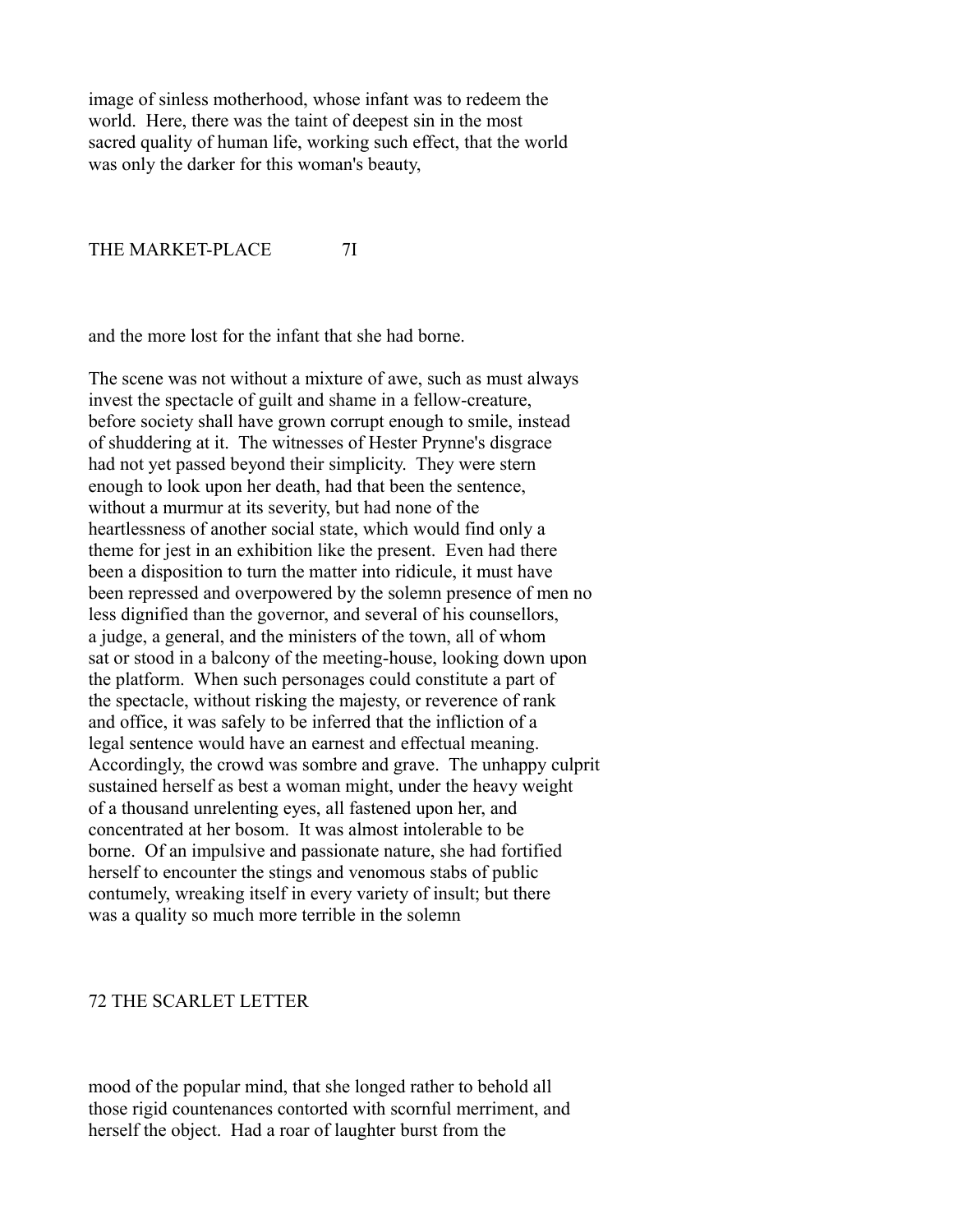image of sinless motherhood, whose infant was to redeem the world. Here, there was the taint of deepest sin in the most sacred quality of human life, working such effect, that the world was only the darker for this woman's beauty, and the more lost for the infant that she had borne.

The scene was not without a mixture of awe, such as must always invest the spectacle of guilt and shame in a fellow-creature, before society shall have grown corrupt enough to smile, instead of shuddering at it. The witnesses of Hester Prynne's disgrace had not yet passed beyond their simplicity. They were stern enough to look upon her death, had that been the sentence, without a murmur at its severity, but had none of the heartlessness of another social state, which would find only a theme for jest in an exhibition like the present. Even had there been a disposition to turn the matter into ridicule, it must have been repressed and overpowered by the solemn presence of men no less dignified than the governor, and several of his counsellors, a judge, a general, and the ministers of the town, all of whom sat or stood in a balcony of the meeting-house, looking down upon the platform. When such personages could constitute a part of the spectacle, without risking the majesty, or reverence of rank and office, it was safely to be inferred that the infliction of a legal sentence would have an earnest and effectual meaning. Accordingly, the crowd was sombre and grave. The unhappy culprit sustained herself as best a woman might, under the heavy weight of a thousand unrelenting eyes, all fastened upon her, and concentrated at her bosom. It was almost intolerable to be borne. Of an impulsive and passionate nature, she had fortified herself to encounter the stings and venomous stabs of public contumely, wreaking itself in every variety of insult; but there was a quality so much more terrible in the solemn mood of the popular mind, that she longed rather to behold all those rigid countenances contorted with scornful merriment, and herself the object. Had a roar of laughter burst from the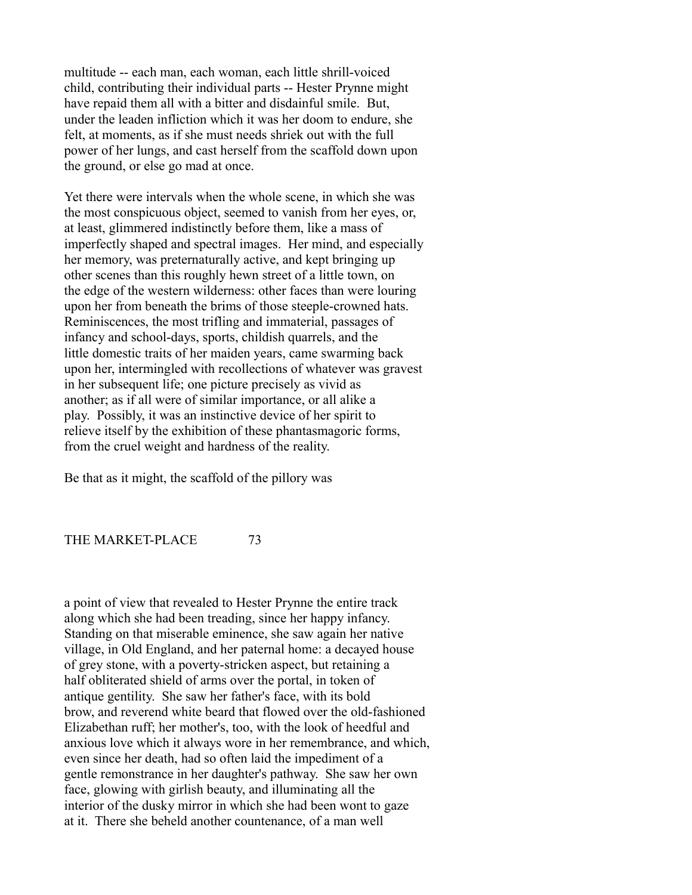multitude -- each man, each woman, each little shrill-voiced child, contributing their individual parts -- Hester Prynne might have repaid them all with a bitter and disdainful smile. But, under the leaden infliction which it was her doom to endure, she felt, at moments, as if she must needs shriek out with the full power of her lungs, and cast herself from the scaffold down upon the ground, or else go mad at once.

Yet there were intervals when the whole scene, in which she was the most conspicuous object, seemed to vanish from her eyes, or, at least, glimmered indistinctly before them, like a mass of imperfectly shaped and spectral images. Her mind, and especially her memory, was preternaturally active, and kept bringing up other scenes than this roughly hewn street of a little town, on the edge of the western wilderness: other faces than were louring upon her from beneath the brims of those steeple-crowned hats. Reminiscences, the most trifling and immaterial, passages of infancy and school-days, sports, childish quarrels, and the little domestic traits of her maiden years, came swarming back upon her, intermingled with recollections of whatever was gravest in her subsequent life; one picture precisely as vivid as another; as if all were of similar importance, or all alike a play. Possibly, it was an instinctive device of her spirit to relieve itself by the exhibition of these phantasmagoric forms, from the cruel weight and hardness of the reality.

Be that as it might, the scaffold of the pillory was a point of view that revealed to Hester Prynne the entire track along which she had been treading, since her happy infancy. Standing on that miserable eminence, she saw again her native village, in Old England, and her paternal home: a decayed house of grey stone, with a poverty-stricken aspect, but retaining a half obliterated shield of arms over the portal, in token of antique gentility. She saw her father's face, with its bold brow, and reverend white beard that flowed over the old-fashioned Elizabethan ruff; her mother's, too, with the look of heedful and anxious love which it always wore in her remembrance, and which, even since her death, had so often laid the impediment of a gentle remonstrance in her daughter's pathway. She saw her own face, glowing with girlish beauty, and illuminating all the interior of the dusky mirror in which she had been wont to gaze at it. There she beheld another countenance, of a man well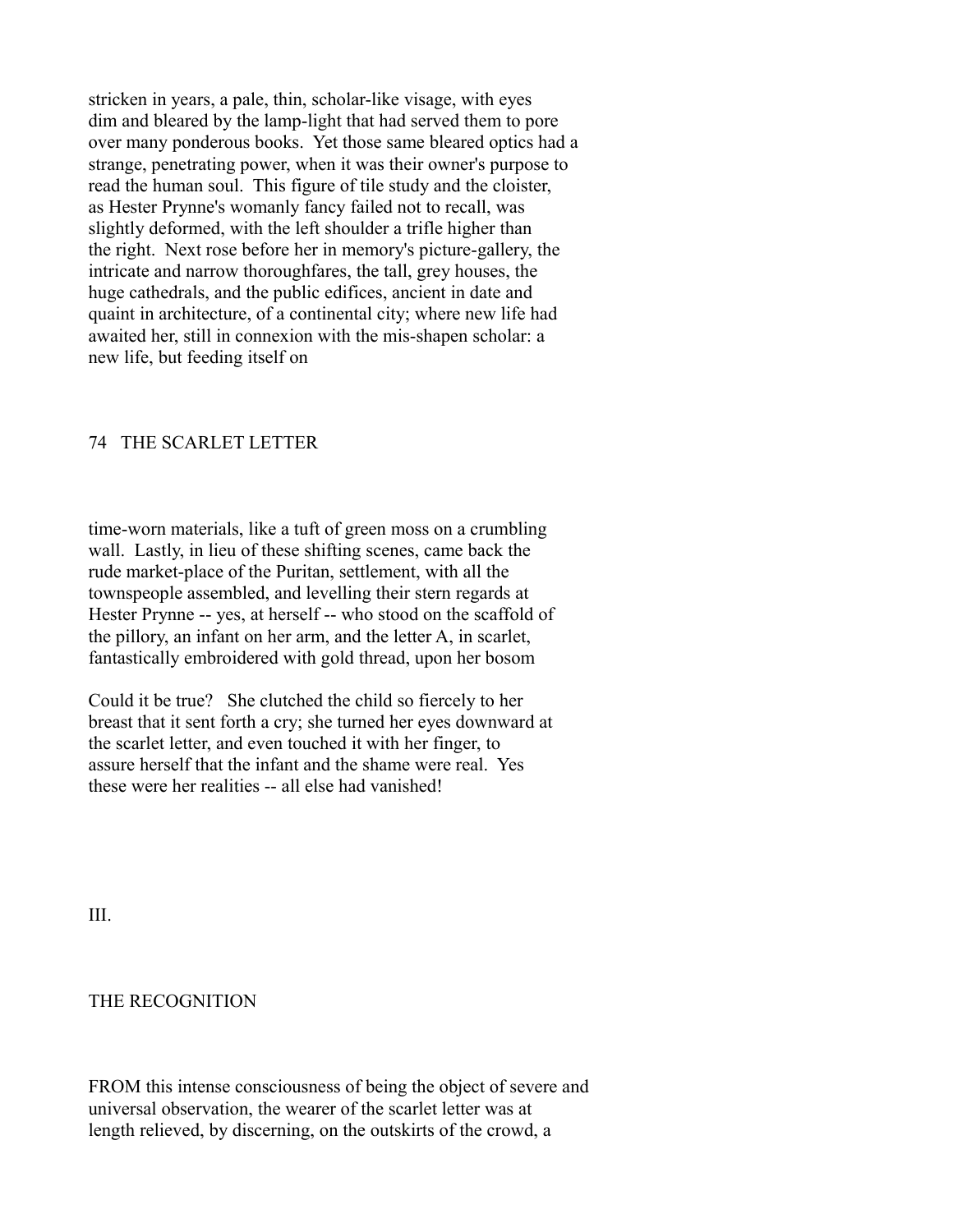stricken in years, a pale, thin, scholar-like visage, with eyes dim and bleared by the lamp-light that had served them to pore over many ponderous books. Yet those same bleared optics had a strange, penetrating power, when it was their owner's purpose to read the human soul. This figure of tile study and the cloister, as Hester Prynne's womanly fancy failed not to recall, was slightly deformed, with the left shoulder a trifle higher than the right. Next rose before her in memory's picture-gallery, the intricate and narrow thoroughfares, the tall, grey houses, the huge cathedrals, and the public edifices, ancient in date and quaint in architecture, of a continental city; where new life had awaited her, still in connexion with the mis-shapen scholar: a new life, but feeding itself on time-worn materials, like a tuft of green moss on a crumbling wall. Lastly, in lieu of these shifting scenes, came back the rude market-place of the Puritan, settlement, with all the townspeople assembled, and levelling their stern regards at Hester Prynne -- yes, at herself -- who stood on the scaffold of the pillory, an infant on her arm, and the letter A, in scarlet, fantastically embroidered with gold thread, upon her bosom

Could it be true? She clutched the child so fiercely to her breast that it sent forth a cry; she turned her eyes downward at the scarlet letter, and even touched it with her finger, to assure herself that the infant and the shame were real. Yes these were her realities -- all else had vanished!

## III.

## THE RECOGNITION

FROM this intense consciousness of being the object of severe and universal observation, the wearer of the scarlet letter was at length relieved, by discerning, on the outskirts of the crowd, a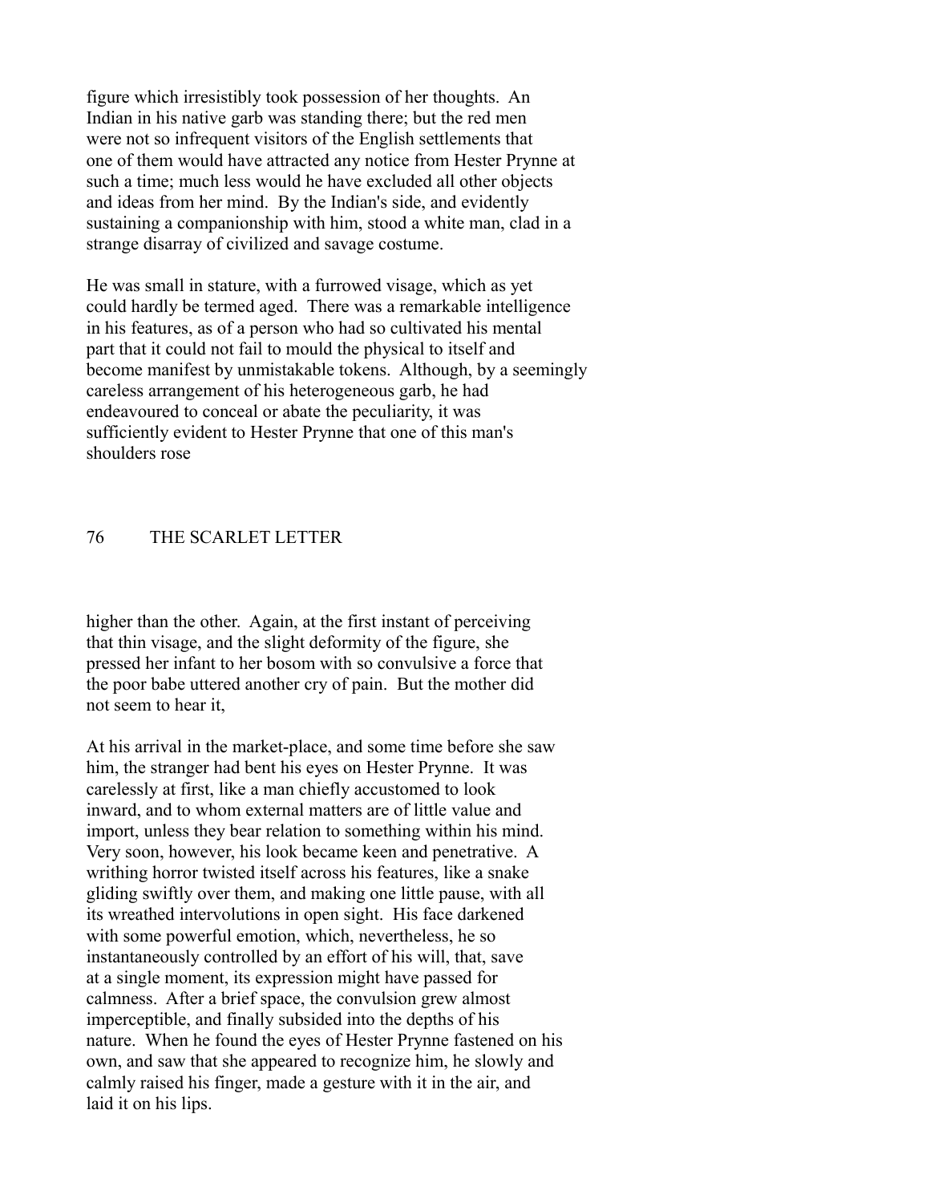figure which irresistibly took possession of her thoughts. An Indian in his native garb was standing there; but the red men were not so infrequent visitors of the English settlements that one of them would have attracted any notice from Hester Prynne at such a time; much less would he have excluded all other objects and ideas from her mind. By the Indian's side, and evidently sustaining a companionship with him, stood a white man, clad in a strange disarray of civilized and savage costume.

He was small in stature, with a furrowed visage, which as yet could hardly be termed aged. There was a remarkable intelligence in his features, as of a person who had so cultivated his mental part that it could not fail to mould the physical to itself and become manifest by unmistakable tokens. Although, by a seemingly careless arrangement of his heterogeneous garb, he had endeavoured to conceal or abate the peculiarity, it was sufficiently evident to Hester Prynne that one of this man's shoulders rose higher than the other. Again, at the first instant of perceiving that thin visage, and the slight deformity of the figure, she pressed her infant to her bosom with so convulsive a force that the poor babe uttered another cry of pain. But the mother did not seem to hear it,

At his arrival in the market-place, and some time before she saw him, the stranger had bent his eyes on Hester Prynne. It was carelessly at first, like a man chiefly accustomed to look inward, and to whom external matters are of little value and import, unless they bear relation to something within his mind. Very soon, however, his look became keen and penetrative. A writhing horror twisted itself across his features, like a snake gliding swiftly over them, and making one little pause, with all its wreathed intervolutions in open sight. His face darkened with some powerful emotion, which, nevertheless, he so instantaneously controlled by an effort of his will, that, save at a single moment, its expression might have passed for calmness. After a brief space, the convulsion grew almost imperceptible, and finally subsided into the depths of his nature. When he found the eyes of Hester Prynne fastened on his own, and saw that she appeared to recognize him, he slowly and calmly raised his finger, made a gesture with it in the air, and laid it on his lips.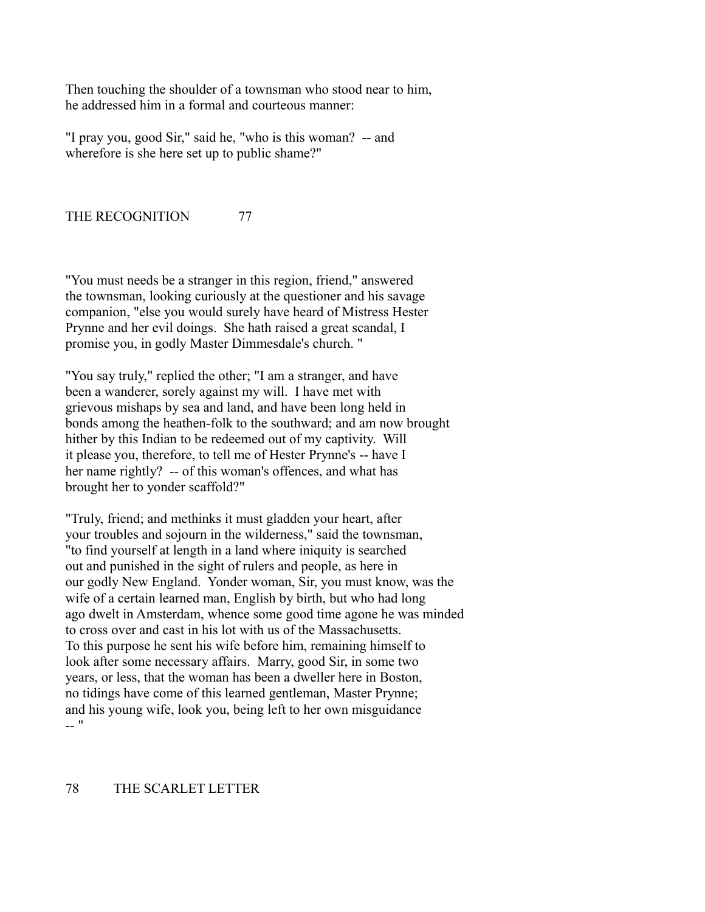Then touching the shoulder of a townsman who stood near to him, he addressed him in a formal and courteous manner:

"I pray you, good Sir," said he, "who is this woman? -- and wherefore is she here set up to public shame?"

"You must needs be a stranger in this region, friend," answered the townsman, looking curiously at the questioner and his savage companion, "else you would surely have heard of Mistress Hester Prynne and her evil doings. She hath raised a great scandal, I promise you, in godly Master Dimmesdale's church. "

"You say truly," replied the other; "I am a stranger, and have been a wanderer, sorely against my will. I have met with grievous mishaps by sea and land, and have been long held in bonds among the heathen-folk to the southward; and am now brought hither by this Indian to be redeemed out of my captivity. Will it please you, therefore, to tell me of Hester Prynne's -- have I her name rightly? -- of this woman's offences, and what has brought her to yonder scaffold?"

"Truly, friend; and methinks it must gladden your heart, after your troubles and sojourn in the wilderness," said the townsman, "to find yourself at length in a land where iniquity is searched out and punished in the sight of rulers and people, as here in our godly New England. Yonder woman, Sir, you must know, was the wife of a certain learned man, English by birth, but who had long ago dwelt in Amsterdam, whence some good time agone he was minded to cross over and cast in his lot with us of the Massachusetts. To this purpose he sent his wife before him, remaining himself to look after some necessary affairs. Marry, good Sir, in some two years, or less, that the woman has been a dweller here in Boston, no tidings have come of this learned gentleman, Master Prynne; and his young wife, look you, being left to her own misguidance -- "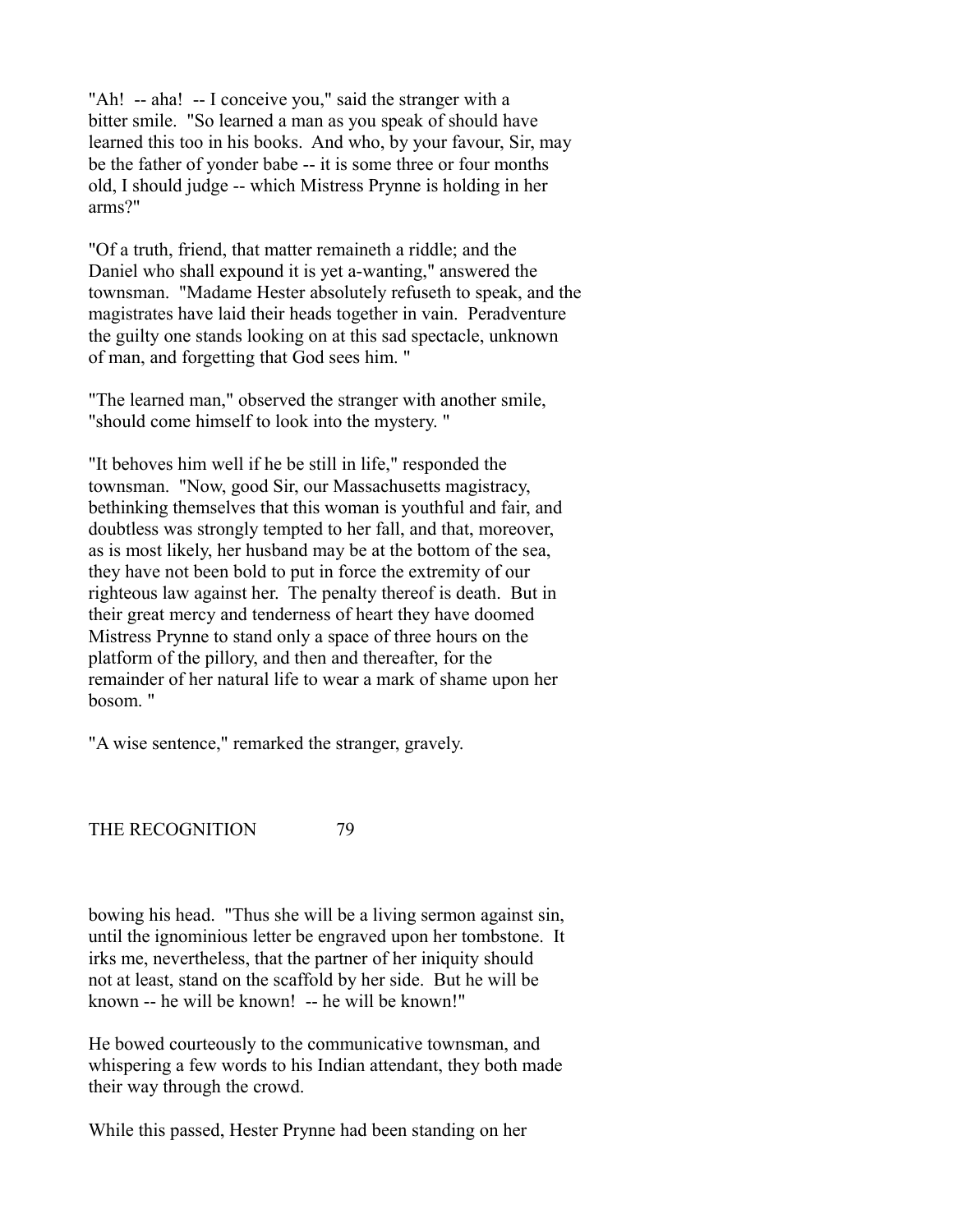"Ah! -- aha! -- I conceive you," said the stranger with a bitter smile. "So learned a man as you speak of should have learned this too in his books. And who, by your favour, Sir, may be the father of yonder babe -- it is some three or four months old, I should judge -- which Mistress Prynne is holding in her arms?"

"Of a truth, friend, that matter remaineth a riddle; and the Daniel who shall expound it is yet a-wanting," answered the townsman. "Madame Hester absolutely refuseth to speak, and the magistrates have laid their heads together in vain. Peradventure the guilty one stands looking on at this sad spectacle, unknown of man, and forgetting that God sees him. "

"The learned man," observed the stranger with another smile, "should come himself to look into the mystery. "

"It behoves him well if he be still in life," responded the townsman. "Now, good Sir, our Massachusetts magistracy, bethinking themselves that this woman is youthful and fair, and doubtless was strongly tempted to her fall, and that, moreover, as is most likely, her husband may be at the bottom of the sea, they have not been bold to put in force the extremity of our righteous law against her. The penalty thereof is death. But in their great mercy and tenderness of heart they have doomed Mistress Prynne to stand only a space of three hours on the platform of the pillory, and then and thereafter, for the remainder of her natural life to wear a mark of shame upon her bosom. "

"A wise sentence," remarked the stranger, gravely, bowing his head. "Thus she will be a living sermon against sin, until the ignominious letter be engraved upon her tombstone. It irks me, nevertheless, that the partner of her iniquity should not at least, stand on the scaffold by her side. But he will be known -- he will be known! -- he will be known!"

He bowed courteously to the communicative townsman, and whispering a few words to his Indian attendant, they both made their way through the crowd.

While this passed, Hester Prynne had been standing on her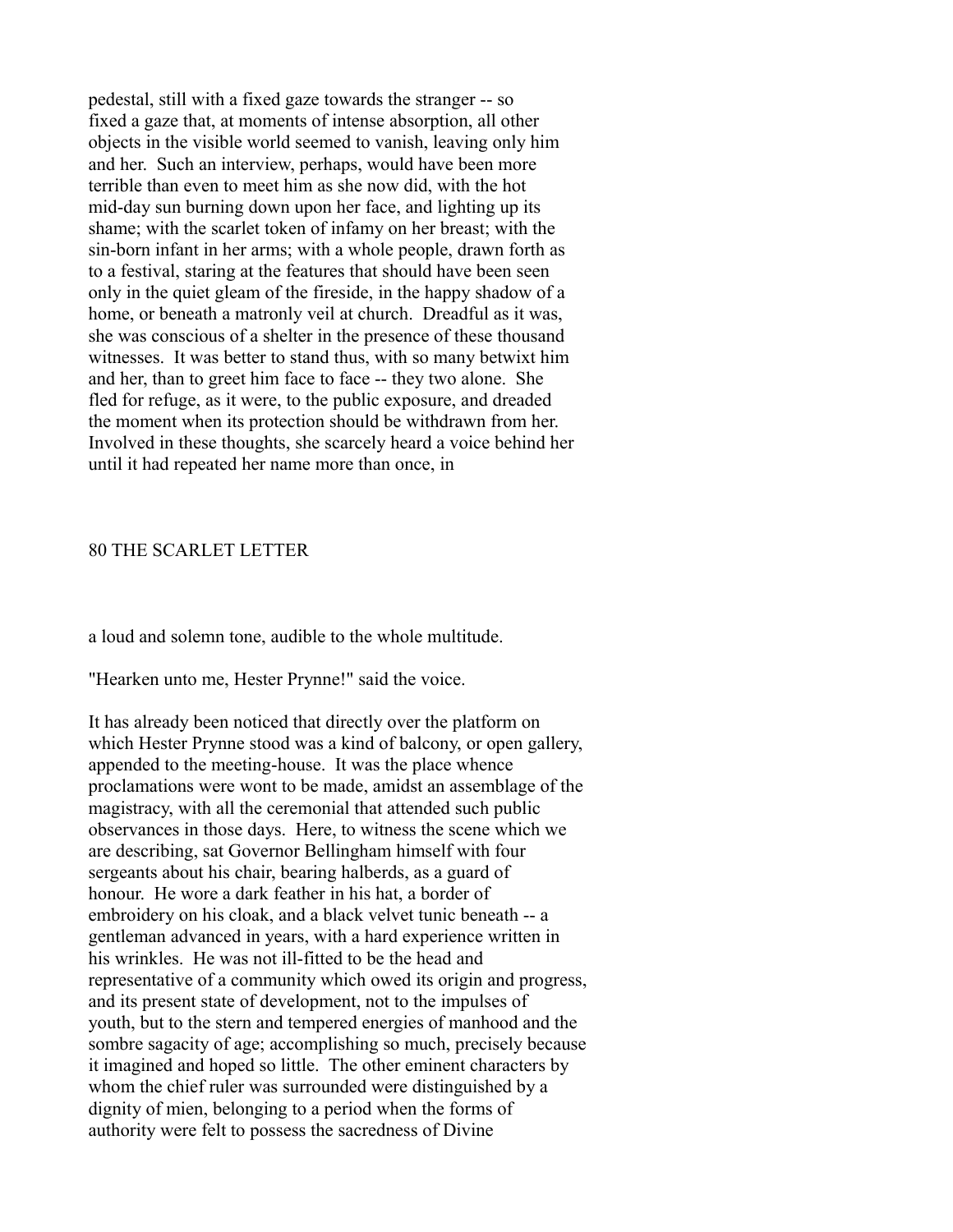pedestal, still with a fixed gaze towards the stranger -- so fixed a gaze that, at moments of intense absorption, all other objects in the visible world seemed to vanish, leaving only him and her. Such an interview, perhaps, would have been more terrible than even to meet him as she now did, with the hot mid-day sun burning down upon her face, and lighting up its shame; with the scarlet token of infamy on her breast; with the sin-born infant in her arms; with a whole people, drawn forth as to a festival, staring at the features that should have been seen only in the quiet gleam of the fireside, in the happy shadow of a home, or beneath a matronly veil at church. Dreadful as it was, she was conscious of a shelter in the presence of these thousand witnesses. It was better to stand thus, with so many betwixt him and her, than to greet him face to face -- they two alone. She fled for refuge, as it were, to the public exposure, and dreaded the moment when its protection should be withdrawn from her. Involved in these thoughts, she scarcely heard a voice behind her until it had repeated her name more than once, in a loud and solemn tone, audible to the whole multitude.

"Hearken unto me, Hester Prynne!" said the voice.

It has already been noticed that directly over the platform on which Hester Prynne stood was a kind of balcony, or open gallery, appended to the meeting-house. It was the place whence proclamations were wont to be made, amidst an assemblage of the magistracy, with all the ceremonial that attended such public observances in those days. Here, to witness the scene which we are describing, sat Governor Bellingham himself with four sergeants about his chair, bearing halberds, as a guard of honour. He wore a dark feather in his hat, a border of embroidery on his cloak, and a black velvet tunic beneath -- a gentleman advanced in years, with a hard experience written in his wrinkles. He was not ill-fitted to be the head and representative of a community which owed its origin and progress, and its present state of development, not to the impulses of youth, but to the stern and tempered energies of manhood and the sombre sagacity of age; accomplishing so much, precisely because it imagined and hoped so little. The other eminent characters by whom the chief ruler was surrounded were distinguished by a dignity of mien, belonging to a period when the forms of authority were felt to possess the sacredness of Divine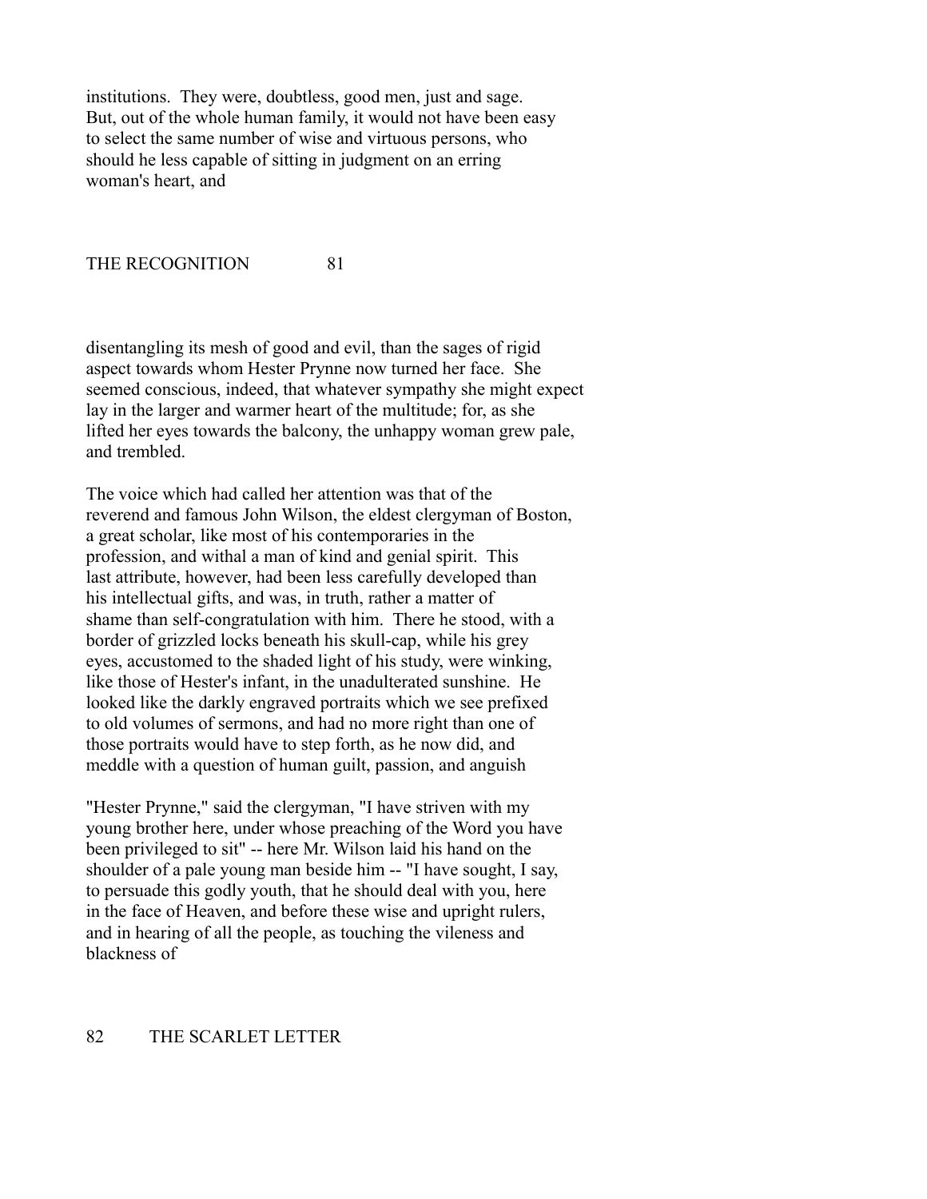institutions. They were, doubtless, good men, just and sage. But, out of the whole human family, it would not have been easy to select the same number of wise and virtuous persons, who should he less capable of sitting in judgment on an erring woman's heart, and

disentangling its mesh of good and evil, than the sages of rigid aspect towards whom Hester Prynne now turned her face. She seemed conscious, indeed, that whatever sympathy she might expect lay in the larger and warmer heart of the multitude; for, as she lifted her eyes towards the balcony, the unhappy woman grew pale, and trembled.

The voice which had called her attention was that of the reverend and famous John Wilson, the eldest clergyman of Boston, a great scholar, like most of his contemporaries in the profession, and withal a man of kind and genial spirit. This last attribute, however, had been less carefully developed than his intellectual gifts, and was, in truth, rather a matter of shame than self-congratulation with him. There he stood, with a border of grizzled locks beneath his skull-cap, while his grey eyes, accustomed to the shaded light of his study, were winking, like those of Hester's infant, in the unadulterated sunshine. He looked like the darkly engraved portraits which we see prefixed to old volumes of sermons, and had no more right than one of those portraits would have to step forth, as he now did, and meddle with a question of human guilt, passion, and anguish

"Hester Prynne," said the clergyman, "I have striven with my young brother here, under whose preaching of the Word you have been privileged to sit" -- here Mr. Wilson laid his hand on the shoulder of a pale young man beside him -- "I have sought, I say, to persuade this godly youth, that he should deal with you, here in the face of Heaven, and before these wise and upright rulers, and in hearing of all the people, as touching the vileness and blackness of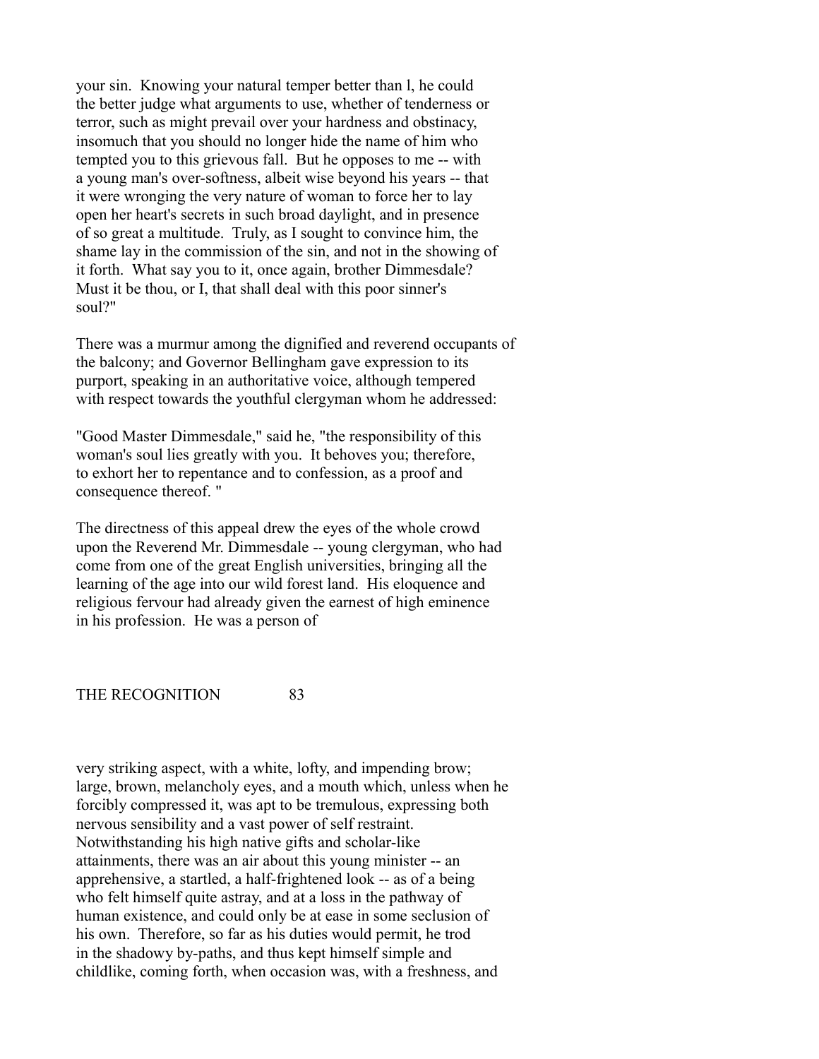your sin. Knowing your natural temper better than l, he could the better judge what arguments to use, whether of tenderness or terror, such as might prevail over your hardness and obstinacy, insomuch that you should no longer hide the name of him who tempted you to this grievous fall. But he opposes to me -- with a young man's over-softness, albeit wise beyond his years -- that it were wronging the very nature of woman to force her to lay open her heart's secrets in such broad daylight, and in presence of so great a multitude. Truly, as I sought to convince him, the shame lay in the commission of the sin, and not in the showing of it forth. What say you to it, once again, brother Dimmesdale? Must it be thou, or I, that shall deal with this poor sinner's soul?"

There was a murmur among the dignified and reverend occupants of the balcony; and Governor Bellingham gave expression to its purport, speaking in an authoritative voice, although tempered with respect towards the youthful clergyman whom he addressed:

"Good Master Dimmesdale," said he, "the responsibility of this woman's soul lies greatly with you. It behoves you; therefore, to exhort her to repentance and to confession, as a proof and consequence thereof. "

The directness of this appeal drew the eyes of the whole crowd upon the Reverend Mr. Dimmesdale -- young clergyman, who had come from one of the great English universities, bringing all the learning of the age into our wild forest land. His eloquence and religious fervour had already given the earnest of high eminence in his profession. He was a person of very striking aspect, with a white, lofty, and impending brow; large, brown, melancholy eyes, and a mouth which, unless when he forcibly compressed it, was apt to be tremulous, expressing both nervous sensibility and a vast power of self restraint. Notwithstanding his high native gifts and scholar-like attainments, there was an air about this young minister -- an apprehensive, a startled, a half-frightened look -- as of a being who felt himself quite astray, and at a loss in the pathway of human existence, and could only be at ease in some seclusion of his own. Therefore, so far as his duties would permit, he trod in the shadowy by-paths, and thus kept himself simple and childlike, coming forth, when occasion was, with a freshness, and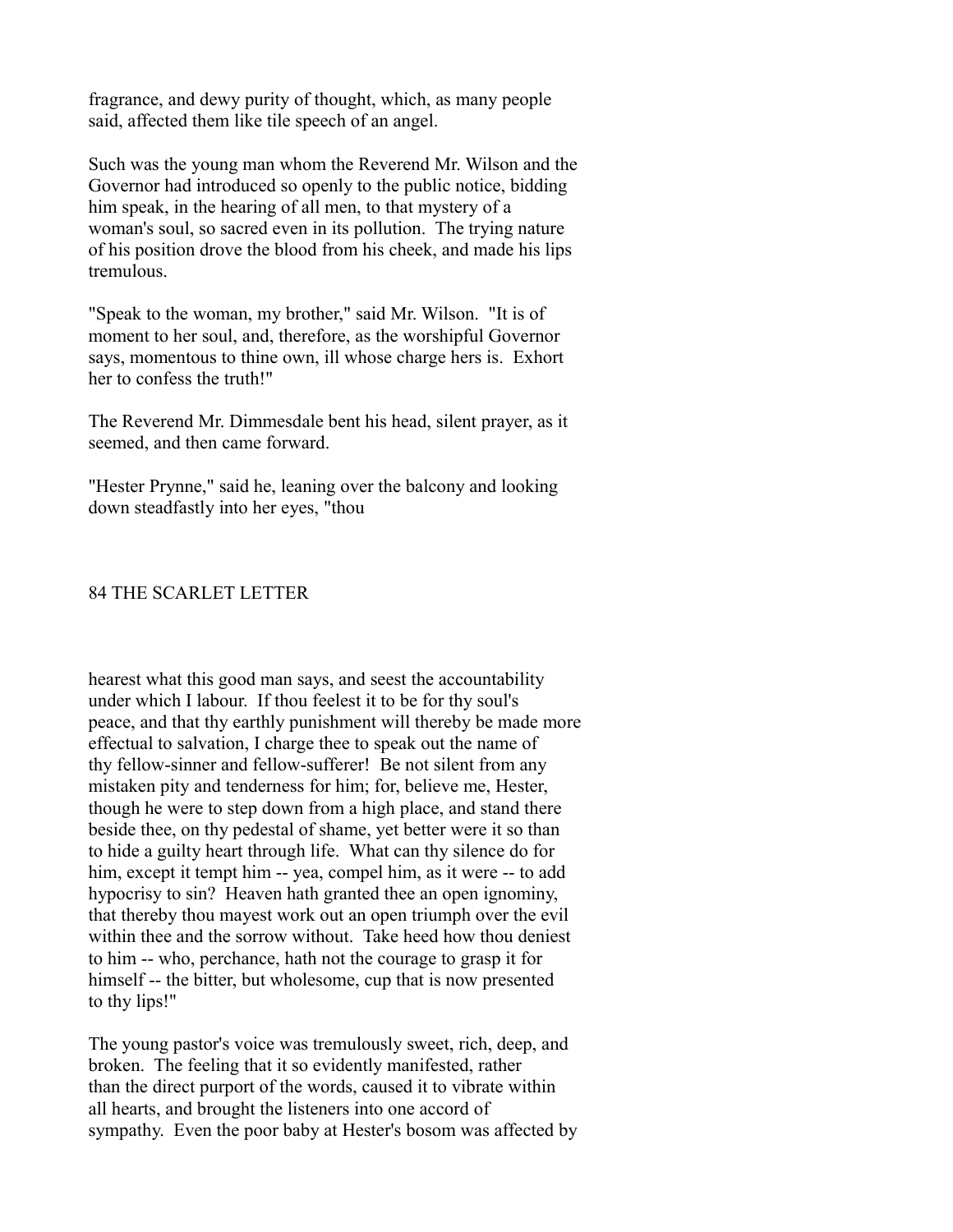fragrance, and dewy purity of thought, which, as many people said, affected them like tile speech of an angel.

Such was the young man whom the Reverend Mr. Wilson and the Governor had introduced so openly to the public notice, bidding him speak, in the hearing of all men, to that mystery of a woman's soul, so sacred even in its pollution. The trying nature of his position drove the blood from his cheek, and made his lips tremulous.

"Speak to the woman, my brother," said Mr. Wilson. "It is of moment to her soul, and, therefore, as the worshipful Governor says, momentous to thine own, ill whose charge hers is. Exhort her to confess the truth!"

The Reverend Mr. Dimmesdale bent his head, silent prayer, as it seemed, and then came forward.

"Hester Prynne," said he, leaning over the balcony and looking down steadfastly into her eyes, "thou hearest what this good man says, and seest the accountability under which I labour. If thou feelest it to be for thy soul's peace, and that thy earthly punishment will thereby be made more effectual to salvation, I charge thee to speak out the name of thy fellow-sinner and fellow-sufferer! Be not silent from any mistaken pity and tenderness for him; for, believe me, Hester, though he were to step down from a high place, and stand there beside thee, on thy pedestal of shame, yet better were it so than to hide a guilty heart through life. What can thy silence do for him, except it tempt him -- yea, compel him, as it were -- to add hypocrisy to sin? Heaven hath granted thee an open ignominy, that thereby thou mayest work out an open triumph over the evil within thee and the sorrow without. Take heed how thou deniest to him -- who, perchance, hath not the courage to grasp it for himself -- the bitter, but wholesome, cup that is now presented to thy lips!"

The young pastor's voice was tremulously sweet, rich, deep, and broken. The feeling that it so evidently manifested, rather than the direct purport of the words, caused it to vibrate within all hearts, and brought the listeners into one accord of sympathy. Even the poor baby at Hester's bosom was affected by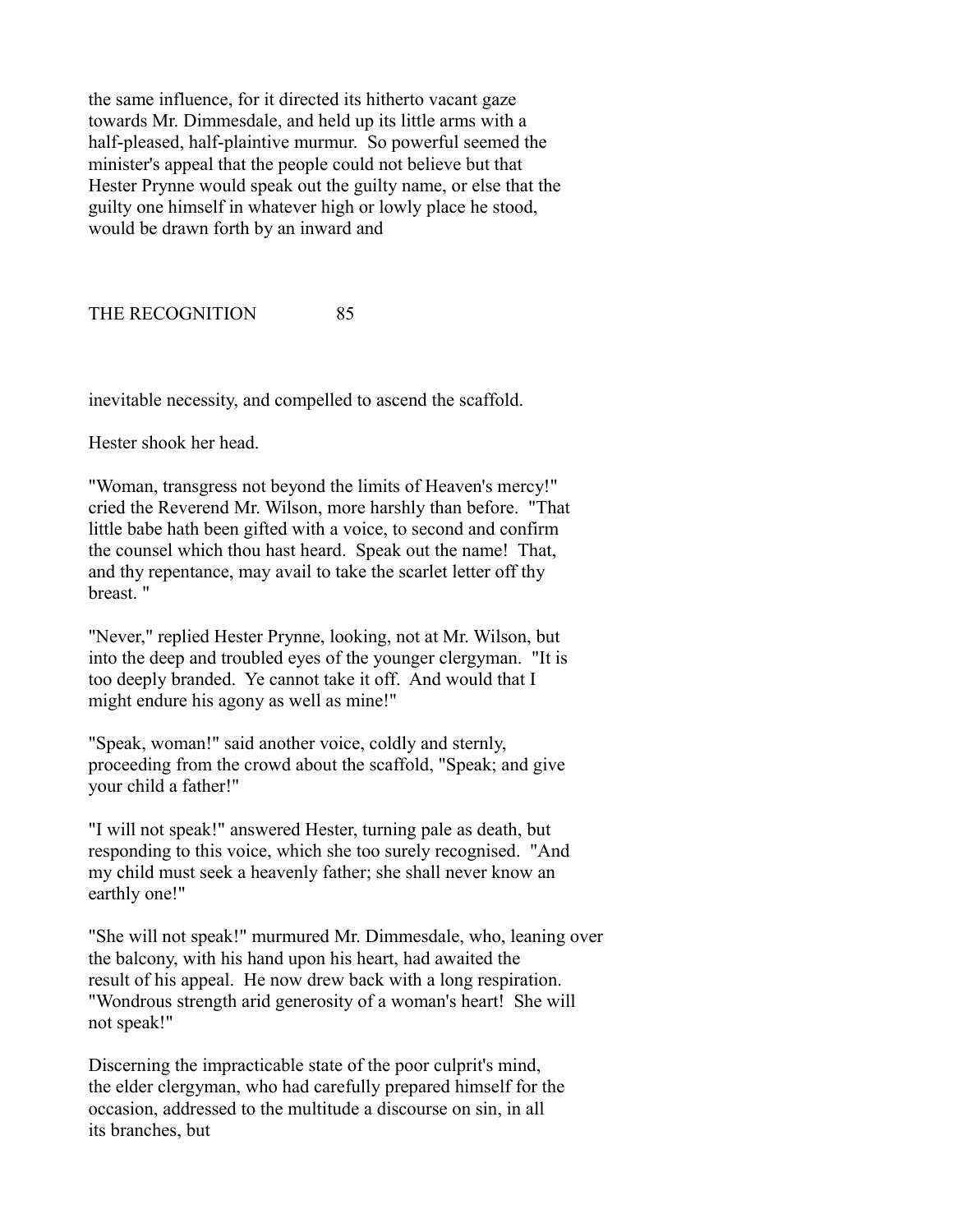the same influence, for it directed its hitherto vacant gaze towards Mr. Dimmesdale, and held up its little arms with a half-pleased, half-plaintive murmur. So powerful seemed the minister's appeal that the people could not believe but that Hester Prynne would speak out the guilty name, or else that the guilty one himself in whatever high or lowly place he stood, would be drawn forth by an inward and inevitable necessity, and compelled to ascend the scaffold.

Hester shook her head.

"Woman, transgress not beyond the limits of Heaven's mercy!" cried the Reverend Mr. Wilson, more harshly than before. "That little babe hath been gifted with a voice, to second and confirm the counsel which thou hast heard. Speak out the name! That, and thy repentance, may avail to take the scarlet letter off thy breast. "

"Never," replied Hester Prynne, looking, not at Mr. Wilson, but into the deep and troubled eyes of the younger clergyman. "It is too deeply branded. Ye cannot take it off. And would that I might endure his agony as well as mine!"

"Speak, woman!" said another voice, coldly and sternly, proceeding from the crowd about the scaffold, "Speak; and give your child a father!"

"I will not speak!" answered Hester, turning pale as death, but responding to this voice, which she too surely recognised. "And my child must seek a heavenly father; she shall never know an earthly one!"

"She will not speak!" murmured Mr. Dimmesdale, who, leaning over the balcony, with his hand upon his heart, had awaited the result of his appeal. He now drew back with a long respiration. "Wondrous strength arid generosity of a woman's heart! She will not speak!"

Discerning the impracticable state of the poor culprit's mind, the elder clergyman, who had carefully prepared himself for the occasion, addressed to the multitude a discourse on sin, in all its branches, but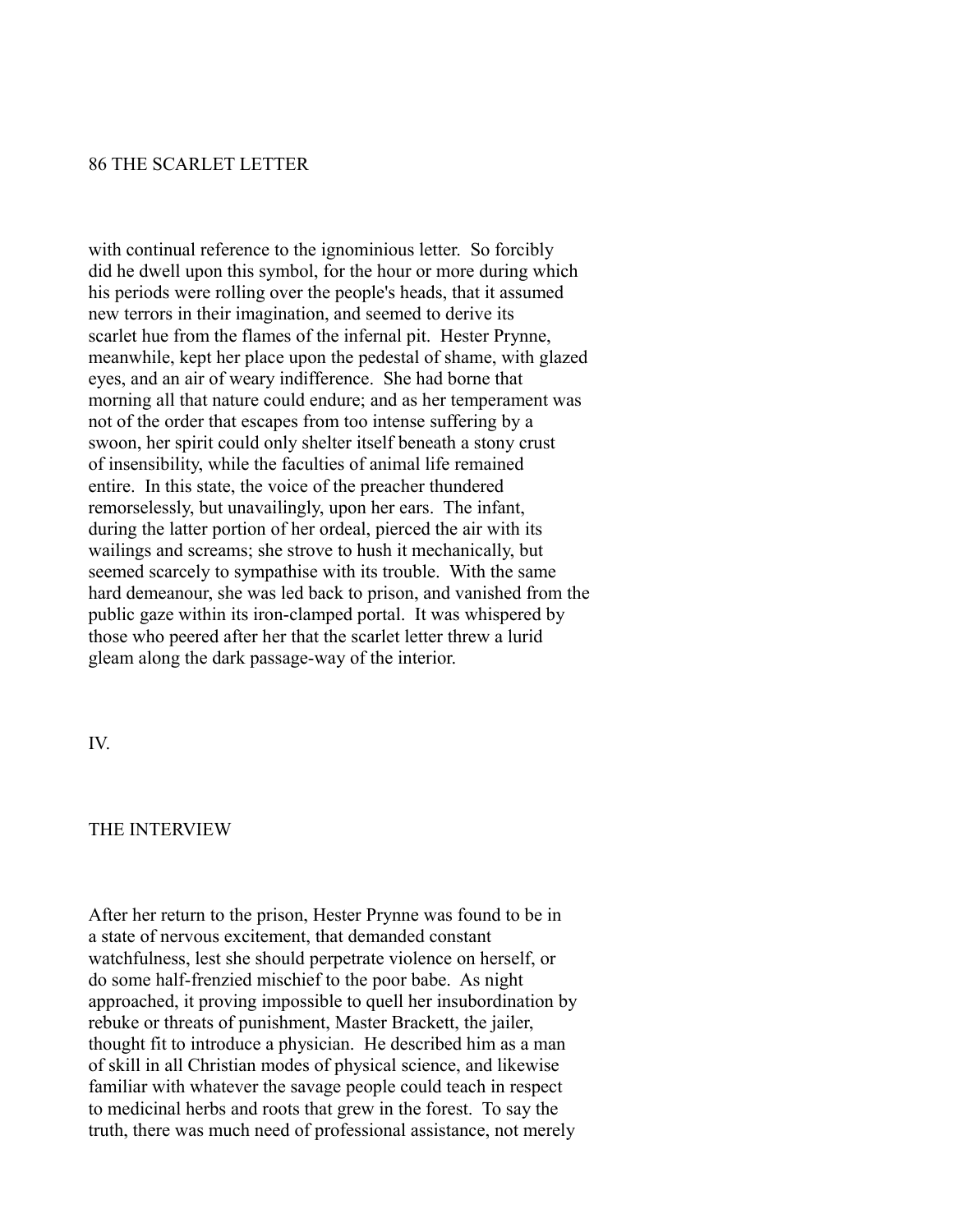with continual reference to the ignominious letter. So forcibly did he dwell upon this symbol, for the hour or more during which his periods were rolling over the people's heads, that it assumed new terrors in their imagination, and seemed to derive its scarlet hue from the flames of the infernal pit. Hester Prynne, meanwhile, kept her place upon the pedestal of shame, with glazed eyes, and an air of weary indifference. She had borne that morning all that nature could endure; and as her temperament was not of the order that escapes from too intense suffering by a swoon, her spirit could only shelter itself beneath a stony crust of insensibility, while the faculties of animal life remained entire. In this state, the voice of the preacher thundered remorselessly, but unavailingly, upon her ears. The infant, during the latter portion of her ordeal, pierced the air with its wailings and screams; she strove to hush it mechanically, but seemed scarcely to sympathise with its trouble. With the same hard demeanour, she was led back to prison, and vanished from the public gaze within its iron-clamped portal. It was whispered by those who peered after her that the scarlet letter threw a lurid gleam along the dark passage-way of the interior.

## IV.

## THE INTERVIEW

After her return to the prison, Hester Prynne was found to be in a state of nervous excitement, that demanded constant watchfulness, lest she should perpetrate violence on herself, or do some half-frenzied mischief to the poor babe. As night approached, it proving impossible to quell her insubordination by rebuke or threats of punishment, Master Brackett, the jailer, thought fit to introduce a physician. He described him as a man of skill in all Christian modes of physical science, and likewise familiar with whatever the savage people could teach in respect to medicinal herbs and roots that grew in the forest. To say the truth, there was much need of professional assistance, not merely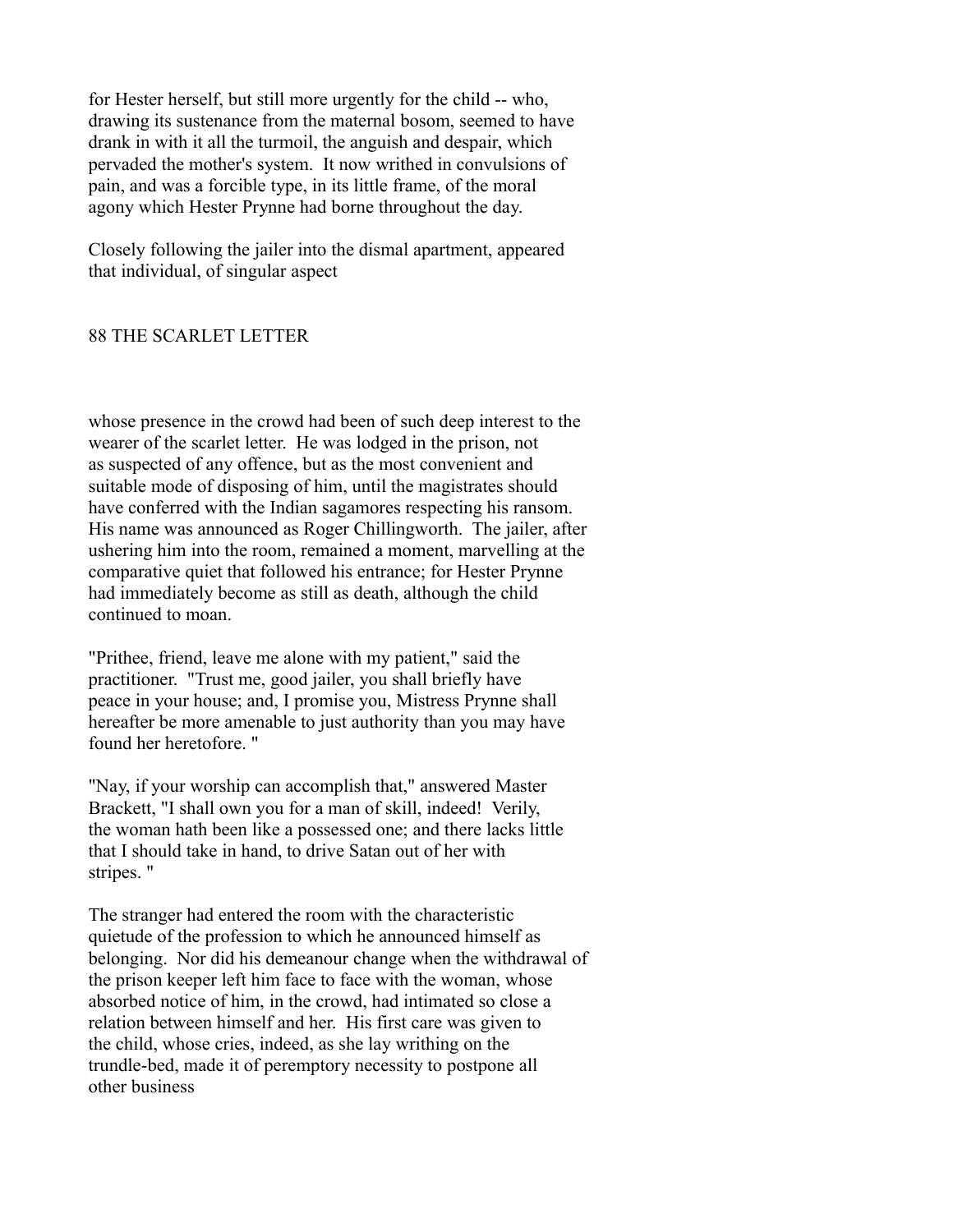for Hester herself, but still more urgently for the child -- who, drawing its sustenance from the maternal bosom, seemed to have drank in with it all the turmoil, the anguish and despair, which pervaded the mother's system. It now writhed in convulsions of pain, and was a forcible type, in its little frame, of the moral agony which Hester Prynne had borne throughout the day.

Closely following the jailer into the dismal apartment, appeared that individual, of singular aspect whose presence in the crowd had been of such deep interest to the wearer of the scarlet letter. He was lodged in the prison, not as suspected of any offence, but as the most convenient and suitable mode of disposing of him, until the magistrates should have conferred with the Indian sagamores respecting his ransom. His name was announced as Roger Chillingworth. The jailer, after ushering him into the room, remained a moment, marvelling at the comparative quiet that followed his entrance; for Hester Prynne had immediately become as still as death, although the child continued to moan.

"Prithee, friend, leave me alone with my patient," said the practitioner. "Trust me, good jailer, you shall briefly have peace in your house; and, I promise you, Mistress Prynne shall hereafter be more amenable to just authority than you may have found her heretofore. "

"Nay, if your worship can accomplish that," answered Master Brackett, "I shall own you for a man of skill, indeed! Verily, the woman hath been like a possessed one; and there lacks little that I should take in hand, to drive Satan out of her with stripes. "

The stranger had entered the room with the characteristic quietude of the profession to which he announced himself as belonging. Nor did his demeanour change when the withdrawal of the prison keeper left him face to face with the woman, whose absorbed notice of him, in the crowd, had intimated so close a relation between himself and her. His first care was given to the child, whose cries, indeed, as she lay writhing on the trundle-bed, made it of peremptory necessity to postpone all other business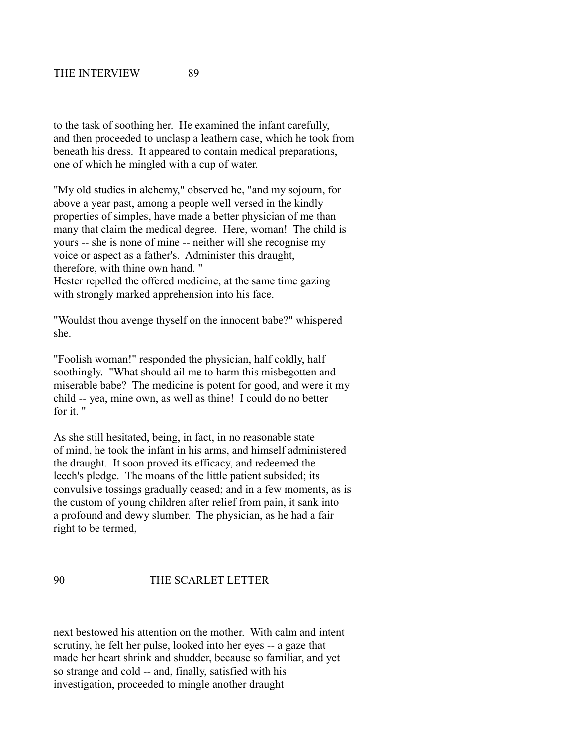to the task of soothing her. He examined the infant carefully, and then proceeded to unclasp a leathern case, which he took from beneath his dress. It appeared to contain medical preparations, one of which he mingled with a cup of water.

"My old studies in alchemy," observed he, "and my sojourn, for above a year past, among a people well versed in the kindly properties of simples, have made a better physician of me than many that claim the medical degree. Here, woman! The child is yours -- she is none of mine -- neither will she recognise my voice or aspect as a father's. Administer this draught, therefore, with thine own hand. "

Hester repelled the offered medicine, at the same time gazing with strongly marked apprehension into his face.

"Wouldst thou avenge thyself on the innocent babe?" whispered she.

"Foolish woman!" responded the physician, half coldly, half soothingly. "What should ail me to harm this misbegotten and miserable babe? The medicine is potent for good, and were it my child -- yea, mine own, as well as thine! I could do no better for it. "

As she still hesitated, being, in fact, in no reasonable state of mind, he took the infant in his arms, and himself administered the draught. It soon proved its efficacy, and redeemed the leech's pledge. The moans of the little patient subsided; its convulsive tossings gradually ceased; and in a few moments, as is the custom of young children after relief from pain, it sank into a profound and dewy slumber. The physician, as he had a fair right to be termed, next bestowed his attention on the mother. With calm and intent scrutiny, he felt her pulse, looked into her eyes -- a gaze that made her heart shrink and shudder, because so familiar, and yet so strange and cold -- and, finally, satisfied with his investigation, proceeded to mingle another draught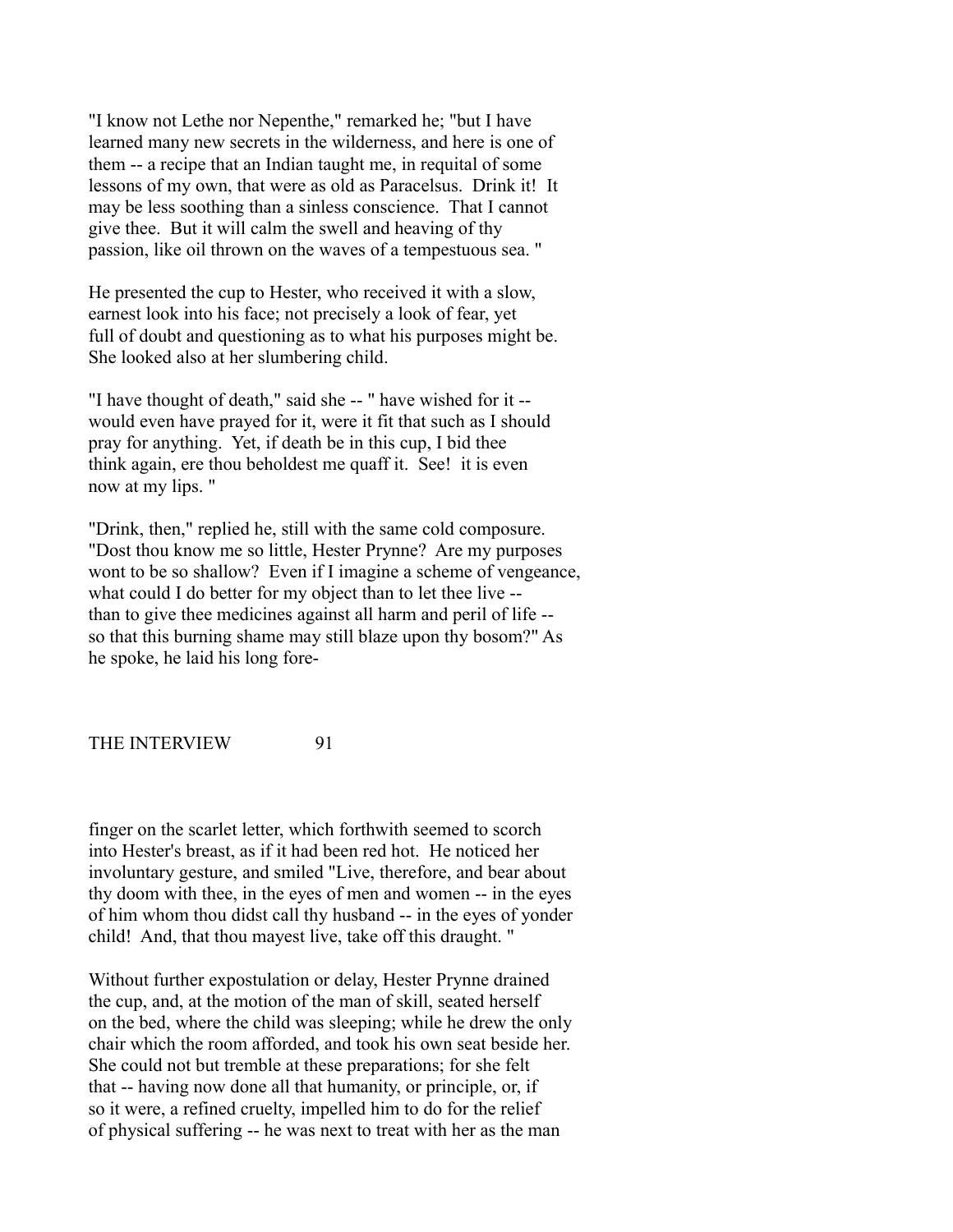"I know not Lethe nor Nepenthe," remarked he; "but I have learned many new secrets in the wilderness, and here is one of them -- a recipe that an Indian taught me, in requital of some lessons of my own, that were as old as Paracelsus. Drink it! It may be less soothing than a sinless conscience. That I cannot give thee. But it will calm the swell and heaving of thy passion, like oil thrown on the waves of a tempestuous sea. "

He presented the cup to Hester, who received it with a slow, earnest look into his face; not precisely a look of fear, yet full of doubt and questioning as to what his purposes might be. She looked also at her slumbering child.

"I have thought of death," said she -- " have wished for it -- would even have prayed for it, were it fit that such as I should pray for anything. Yet, if death be in this cup, I bid thee think again, ere thou beholdest me quaff it. See! it is even now at my lips. "

"Drink, then," replied he, still with the same cold composure. "Dost thou know me so little, Hester Prynne? Are my purposes wont to be so shallow? Even if I imagine a scheme of vengeance, what could I do better for my object than to let thee live -- than to give thee medicines against all harm and peril of life -- so that this burning shame may still blaze upon thy bosom?" As he spoke, he laid his long fore-finger on the scarlet letter, which forthwith seemed to scorch into Hester's breast, as if it had been red hot. He noticed her involuntary gesture, and smiled "Live, therefore, and bear about thy doom with thee, in the eyes of men and women -- in the eyes of him whom thou didst call thy husband -- in the eyes of yonder child! And, that thou mayest live, take off this draught. "

Without further expostulation or delay, Hester Prynne drained the cup, and, at the motion of the man of skill, seated herself on the bed, where the child was sleeping; while he drew the only chair which the room afforded, and took his own seat beside her. She could not but tremble at these preparations; for she felt that -- having now done all that humanity, or principle, or, if so it were, a refined cruelty, impelled him to do for the relief of physical suffering -- he was next to treat with her as the man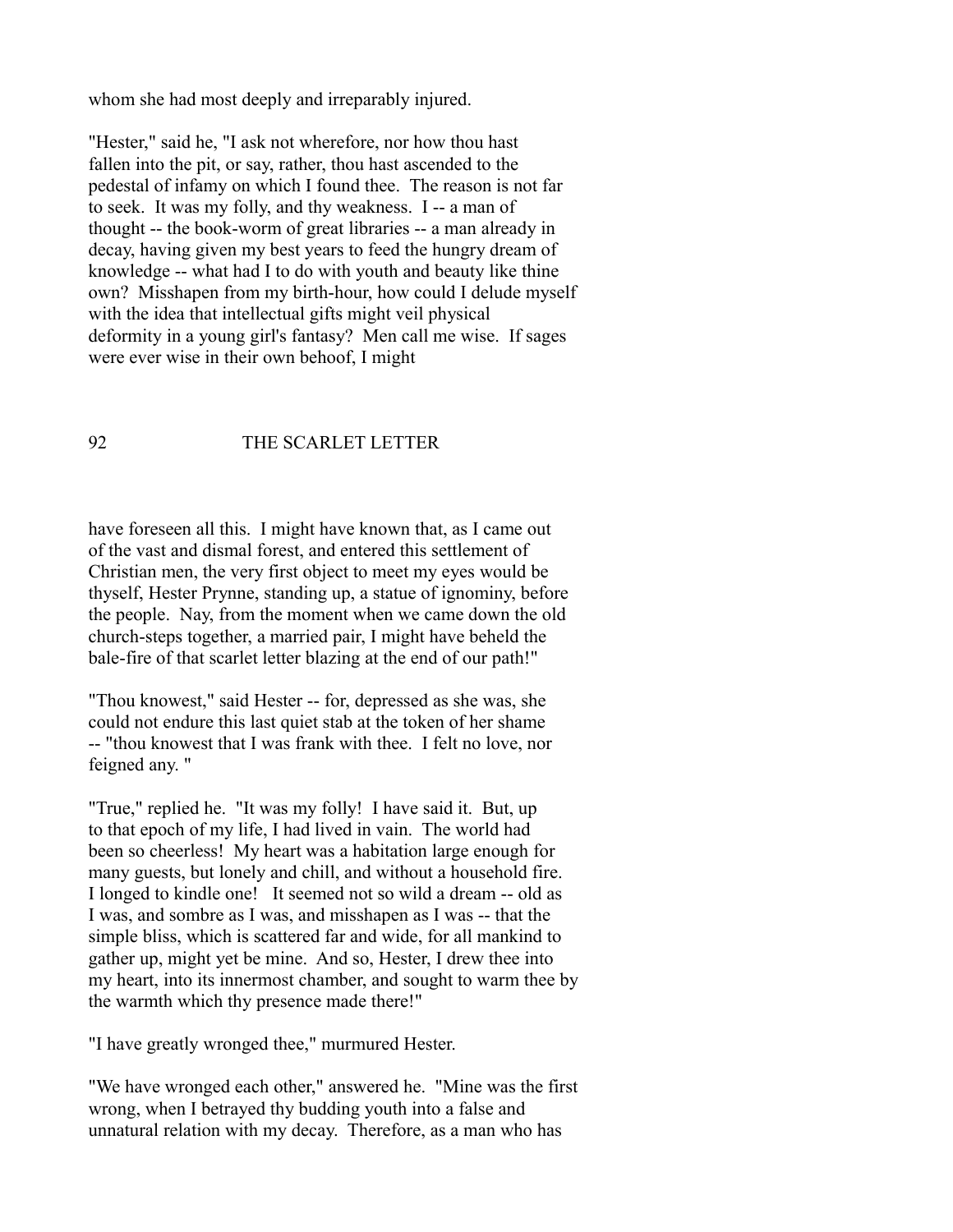whom she had most deeply and irreparably injured.

"Hester," said he, "I ask not wherefore, nor how thou hast fallen into the pit, or say, rather, thou hast ascended to the pedestal of infamy on which I found thee. The reason is not far to seek. It was my folly, and thy weakness. I -- a man of thought -- the book-worm of great libraries -- a man already in decay, having given my best years to feed the hungry dream of knowledge -- what had I to do with youth and beauty like thine own? Misshapen from my birth-hour, how could I delude myself with the idea that intellectual gifts might veil physical deformity in a young girl's fantasy? Men call me wise. If sages were ever wise in their own behoof, I might have foreseen all this. I might have known that, as I came out of the vast and dismal forest, and entered this settlement of Christian men, the very first object to meet my eyes would be thyself, Hester Prynne, standing up, a statue of ignominy, before the people. Nay, from the moment when we came down the old church-steps together, a married pair, I might have beheld the bale-fire of that scarlet letter blazing at the end of our path!"

"Thou knowest," said Hester -- for, depressed as she was, she could not endure this last quiet stab at the token of her shame -- "thou knowest that I was frank with thee. I felt no love, nor feigned any. "

"True," replied he. "It was my folly! I have said it. But, up to that epoch of my life, I had lived in vain. The world had been so cheerless! My heart was a habitation large enough for many guests, but lonely and chill, and without a household fire. I longed to kindle one! It seemed not so wild a dream -- old as I was, and sombre as I was, and misshapen as I was -- that the simple bliss, which is scattered far and wide, for all mankind to gather up, might yet be mine. And so, Hester, I drew thee into my heart, into its innermost chamber, and sought to warm thee by the warmth which thy presence made there!"

"I have greatly wronged thee," murmured Hester.

"We have wronged each other," answered he. "Mine was the first wrong, when I betrayed thy budding youth into a false and unnatural relation with my decay. Therefore, as a man who has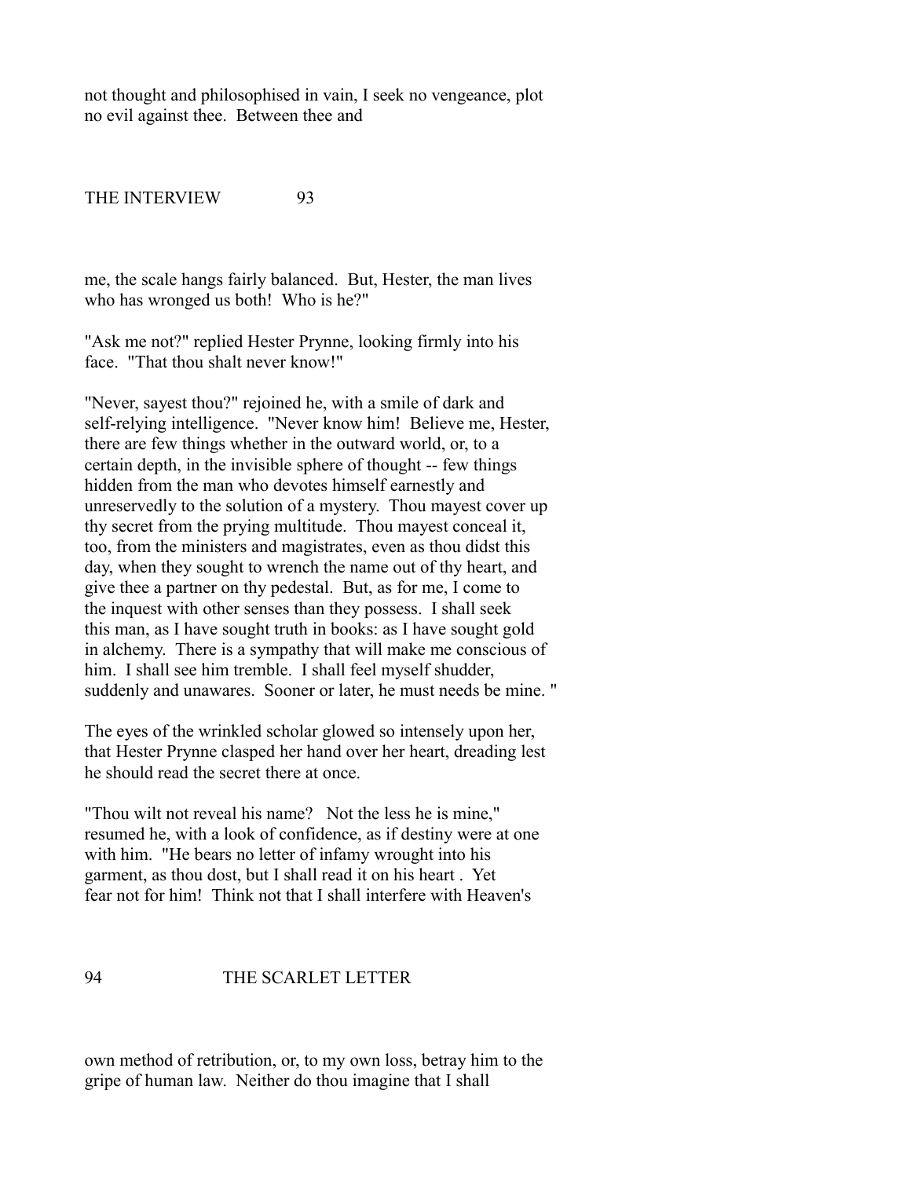not thought and philosophised in vain, I seek no vengeance, plot no evil against thee. Between thee and

me, the scale hangs fairly balanced. But, Hester, the man lives who has wronged us both! Who is he?"

"Ask me not?" replied Hester Prynne, looking firmly into his face. "That thou shalt never know!"

"Never, sayest thou?" rejoined he, with a smile of dark and self-relying intelligence. "Never know him! Believe me, Hester, there are few things whether in the outward world, or, to a certain depth, in the invisible sphere of thought -- few things hidden from the man who devotes himself earnestly and unreservedly to the solution of a mystery. Thou mayest cover up thy secret from the prying multitude. Thou mayest conceal it, too, from the ministers and magistrates, even as thou didst this day, when they sought to wrench the name out of thy heart, and give thee a partner on thy pedestal. But, as for me, I come to the inquest with other senses than they possess. I shall seek this man, as I have sought truth in books: as I have sought gold in alchemy. There is a sympathy that will make me conscious of him. I shall see him tremble. I shall feel myself shudder, suddenly and unawares. Sooner or later, he must needs be mine. "

The eyes of the wrinkled scholar glowed so intensely upon her, that Hester Prynne clasped her hand over her heart, dreading lest he should read the secret there at once.

"Thou wilt not reveal his name? Not the less he is mine," resumed he, with a look of confidence, as if destiny were at one with him. "He bears no letter of infamy wrought into his garment, as thou dost, but I shall read it on his heart . Yet fear not for him! Think not that I shall interfere with Heaven's

own method of retribution, or, to my own loss, betray him to the gripe of human law. Neither do thou imagine that I shall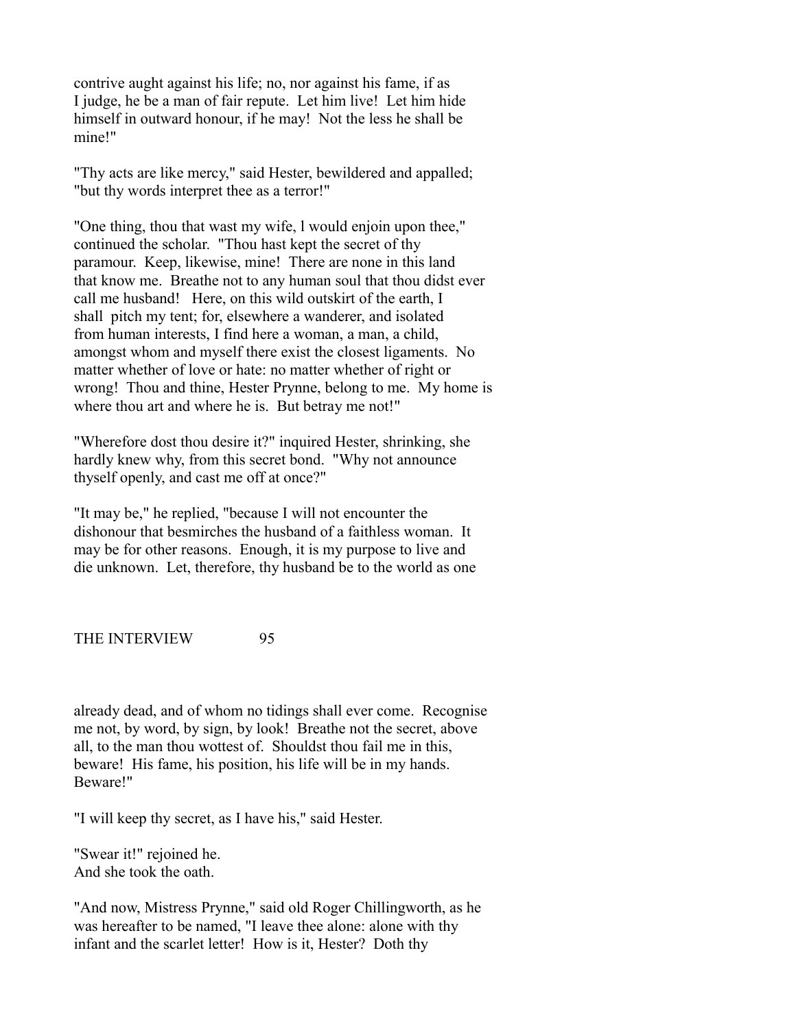contrive aught against his life; no, nor against his fame, if as I judge, he be a man of fair repute. Let him live! Let him hide himself in outward honour, if he may! Not the less he shall be mine!"

"Thy acts are like mercy," said Hester, bewildered and appalled; "but thy words interpret thee as a terror!"

"One thing, thou that wast my wife, l would enjoin upon thee," continued the scholar. "Thou hast kept the secret of thy paramour. Keep, likewise, mine! There are none in this land that know me. Breathe not to any human soul that thou didst ever call me husband! Here, on this wild outskirt of the earth, I shall pitch my tent; for, elsewhere a wanderer, and isolated from human interests, I find here a woman, a man, a child, amongst whom and myself there exist the closest ligaments. No matter whether of love or hate: no matter whether of right or wrong! Thou and thine, Hester Prynne, belong to me. My home is where thou art and where he is. But betray me not!"

"Wherefore dost thou desire it?" inquired Hester, shrinking, she hardly knew why, from this secret bond. "Why not announce thyself openly, and cast me off at once?"

"It may be," he replied, "because I will not encounter the dishonour that besmirches the husband of a faithless woman. It may be for other reasons. Enough, it is my purpose to live and die unknown. Let, therefore, thy husband be to the world as one already dead, and of whom no tidings shall ever come. Recognise me not, by word, by sign, by look! Breathe not the secret, above all, to the man thou wottest of. Shouldst thou fail me in this, beware! His fame, his position, his life will be in my hands. Beware!"

"I will keep thy secret, as I have his," said Hester.

"Swear it!" rejoined he.
And she took the oath.

"And now, Mistress Prynne," said old Roger Chillingworth, as he was hereafter to be named, "I leave thee alone: alone with thy infant and the scarlet letter! How is it, Hester? Doth thy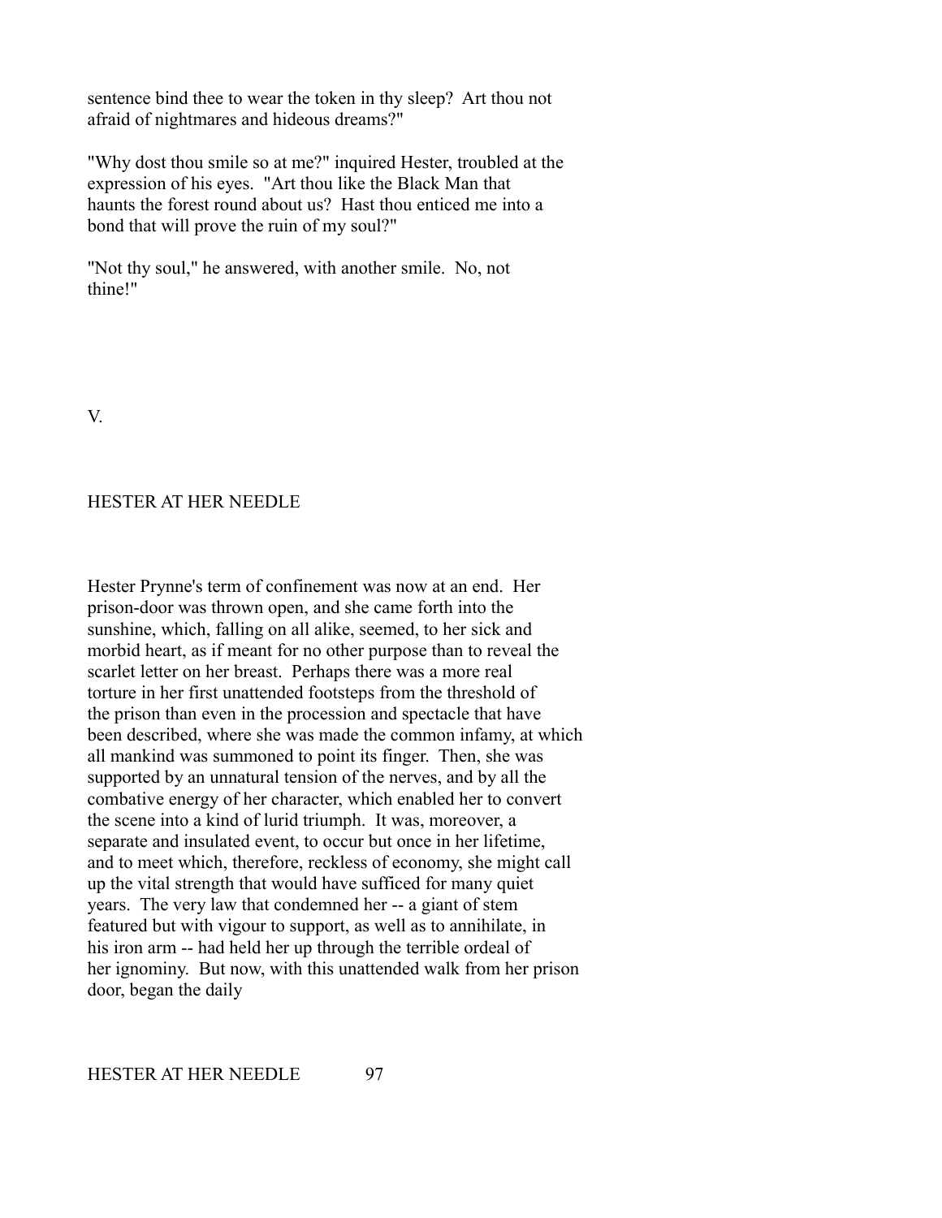sentence bind thee to wear the token in thy sleep? Art thou not afraid of nightmares and hideous dreams?"

"Why dost thou smile so at me?" inquired Hester, troubled at the expression of his eyes. "Art thou like the Black Man that haunts the forest round about us? Hast thou enticed me into a bond that will prove the ruin of my soul?"

"Not thy soul," he answered, with another smile. No, not thine!"

# V.

## HESTER AT HER NEEDLE

Hester Prynne's term of confinement was now at an end. Her prison-door was thrown open, and she came forth into the sunshine, which, falling on all alike, seemed, to her sick and morbid heart, as if meant for no other purpose than to reveal the scarlet letter on her breast. Perhaps there was a more real torture in her first unattended footsteps from the threshold of the prison than even in the procession and spectacle that have been described, where she was made the common infamy, at which all mankind was summoned to point its finger. Then, she was supported by an unnatural tension of the nerves, and by all the combative energy of her character, which enabled her to convert the scene into a kind of lurid triumph. It was, moreover, a separate and insulated event, to occur but once in her lifetime, and to meet which, therefore, reckless of economy, she might call up the vital strength that would have sufficed for many quiet years. The very law that condemned her -- a giant of stem featured but with vigour to support, as well as to annihilate, in his iron arm -- had held her up through the terrible ordeal of her ignominy. But now, with this unattended walk from her prison door, began the daily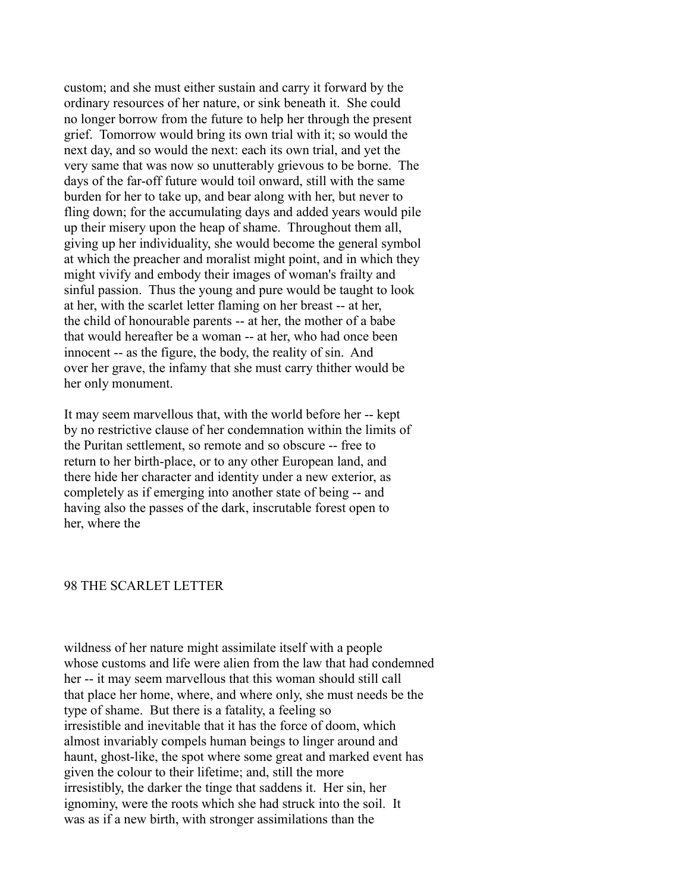custom; and she must either sustain and carry it forward by the ordinary resources of her nature, or sink beneath it. She could no longer borrow from the future to help her through the present grief. Tomorrow would bring its own trial with it; so would the next day, and so would the next: each its own trial, and yet the very same that was now so unutterably grievous to be borne. The days of the far-off future would toil onward, still with the same burden for her to take up, and bear along with her, but never to fling down; for the accumulating days and added years would pile up their misery upon the heap of shame. Throughout them all, giving up her individuality, she would become the general symbol at which the preacher and moralist might point, and in which they might vivify and embody their images of woman's frailty and sinful passion. Thus the young and pure would be taught to look at her, with the scarlet letter flaming on her breast -- at her, the child of honourable parents -- at her, the mother of a babe that would hereafter be a woman -- at her, who had once been innocent -- as the figure, the body, the reality of sin. And over her grave, the infamy that she must carry thither would be her only monument.

It may seem marvellous that, with the world before her -- kept by no restrictive clause of her condemnation within the limits of the Puritan settlement, so remote and so obscure -- free to return to her birth-place, or to any other European land, and there hide her character and identity under a new exterior, as completely as if emerging into another state of being -- and having also the passes of the dark, inscrutable forest open to her, where the wildness of her nature might assimilate itself with a people whose customs and life were alien from the law that had condemned her -- it may seem marvellous that this woman should still call that place her home, where, and where only, she must needs be the type of shame. But there is a fatality, a feeling so irresistible and inevitable that it has the force of doom, which almost invariably compels human beings to linger around and haunt, ghost-like, the spot where some great and marked event has given the colour to their lifetime; and, still the more irresistibly, the darker the tinge that saddens it. Her sin, her ignominy, were the roots which she had struck into the soil. It was as if a new birth, with stronger assimilations than the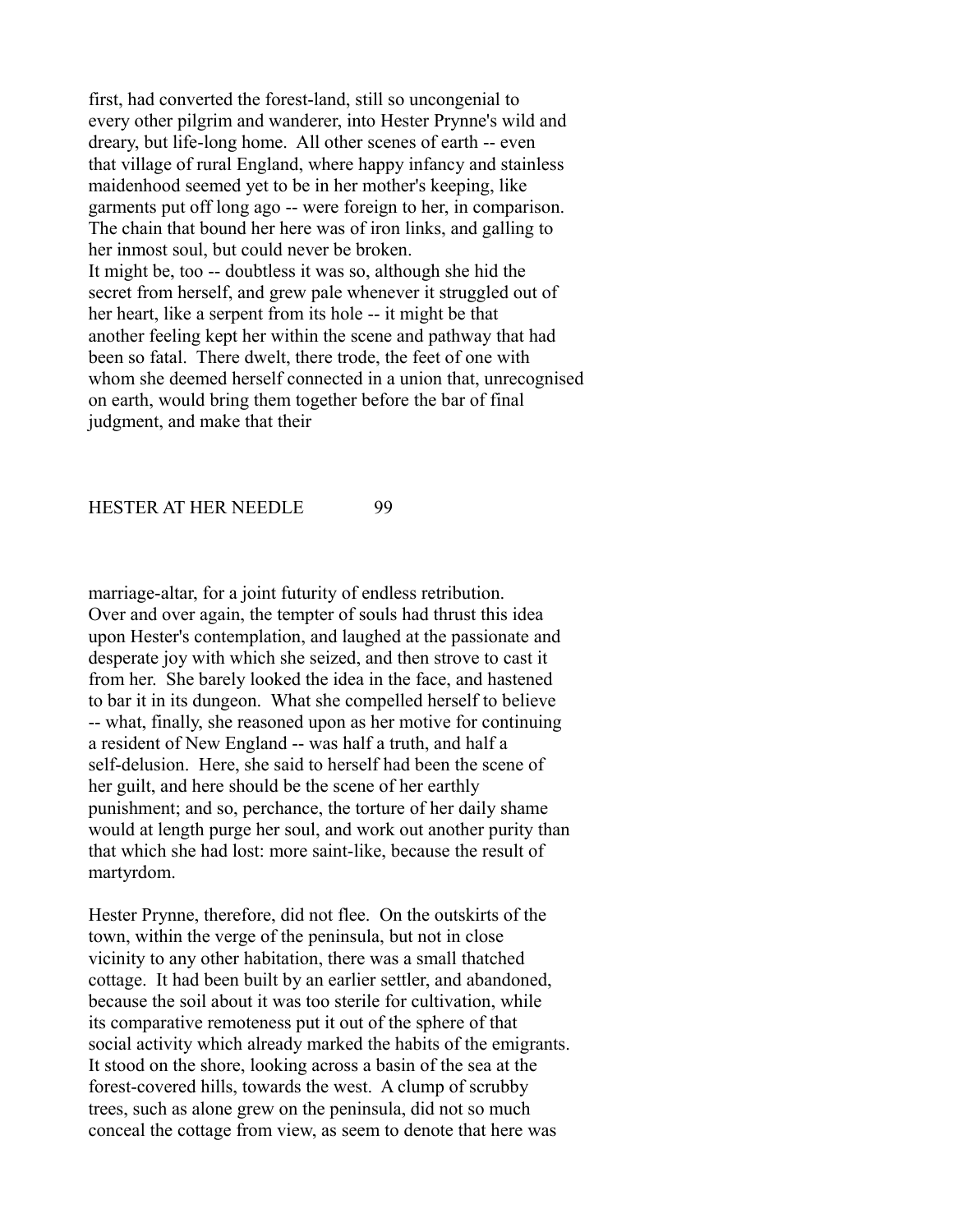first, had converted the forest-land, still so uncongenial to every other pilgrim and wanderer, into Hester Prynne's wild and dreary, but life-long home. All other scenes of earth -- even that village of rural England, where happy infancy and stainless maidenhood seemed yet to be in her mother's keeping, like garments put off long ago -- were foreign to her, in comparison. The chain that bound her here was of iron links, and galling to her inmost soul, but could never be broken.

It might be, too -- doubtless it was so, although she hid the secret from herself, and grew pale whenever it struggled out of her heart, like a serpent from its hole -- it might be that another feeling kept her within the scene and pathway that had been so fatal. There dwelt, there trode, the feet of one with whom she deemed herself connected in a union that, unrecognised on earth, would bring them together before the bar of final judgment, and make that their marriage-altar, for a joint futurity of endless retribution.

Over and over again, the tempter of souls had thrust this idea upon Hester's contemplation, and laughed at the passionate and desperate joy with which she seized, and then strove to cast it from her. She barely looked the idea in the face, and hastened to bar it in its dungeon. What she compelled herself to believe -- what, finally, she reasoned upon as her motive for continuing a resident of New England -- was half a truth, and half a self-delusion. Here, she said to herself had been the scene of her guilt, and here should be the scene of her earthly punishment; and so, perchance, the torture of her daily shame would at length purge her soul, and work out another purity than that which she had lost: more saint-like, because the result of martyrdom.

Hester Prynne, therefore, did not flee. On the outskirts of the town, within the verge of the peninsula, but not in close vicinity to any other habitation, there was a small thatched cottage. It had been built by an earlier settler, and abandoned, because the soil about it was too sterile for cultivation, while its comparative remoteness put it out of the sphere of that social activity which already marked the habits of the emigrants. It stood on the shore, looking across a basin of the sea at the forest-covered hills, towards the west. A clump of scrubby trees, such as alone grew on the peninsula, did not so much conceal the cottage from view, as seem to denote that here was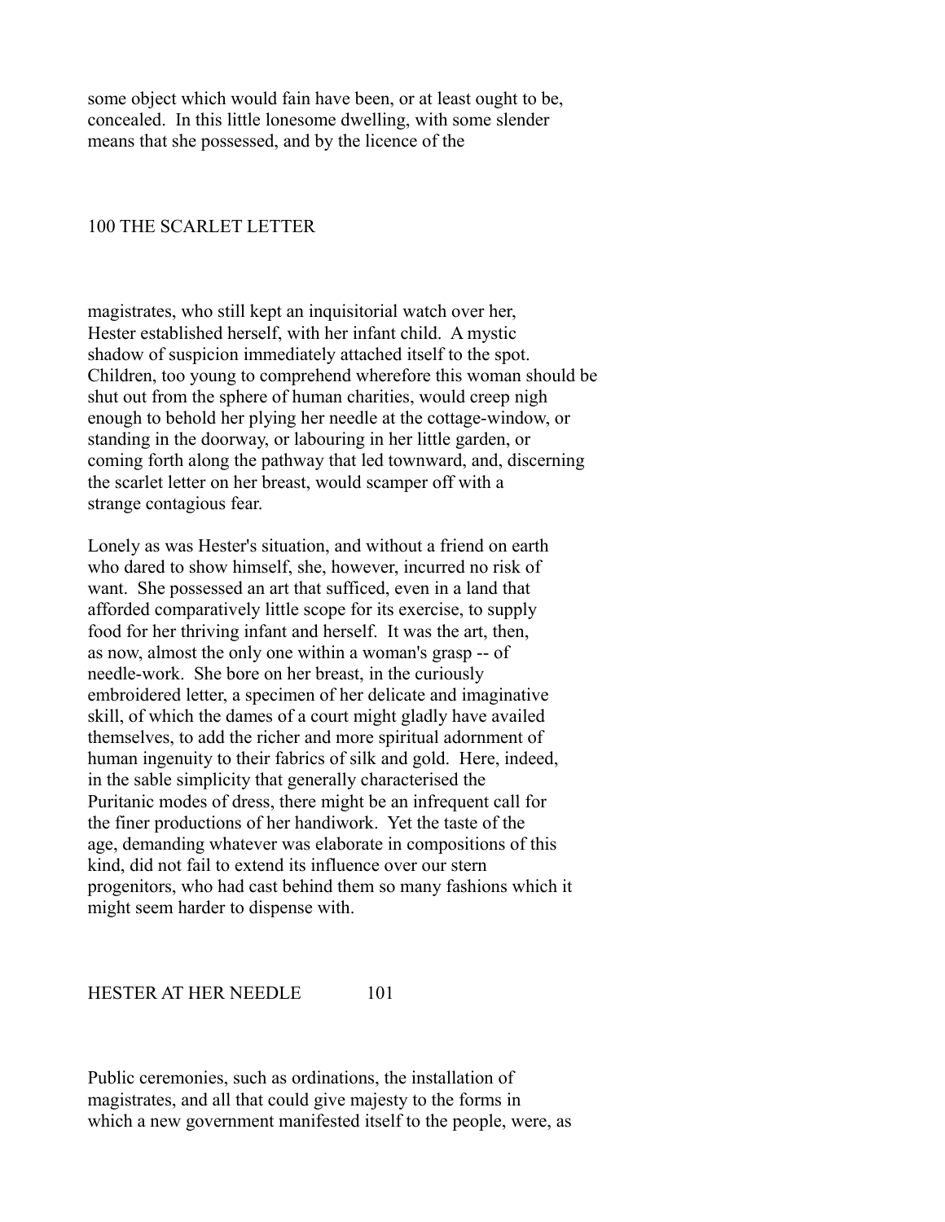some object which would fain have been, or at least ought to be, concealed. In this little lonesome dwelling, with some slender means that she possessed, and by the licence of the magistrates, who still kept an inquisitorial watch over her, Hester established herself, with her infant child. A mystic shadow of suspicion immediately attached itself to the spot. Children, too young to comprehend wherefore this woman should be shut out from the sphere of human charities, would creep nigh enough to behold her plying her needle at the cottage-window, or standing in the doorway, or labouring in her little garden, or coming forth along the pathway that led townward, and, discerning the scarlet letter on her breast, would scamper off with a strange contagious fear.

Lonely as was Hester's situation, and without a friend on earth who dared to show himself, she, however, incurred no risk of want. She possessed an art that sufficed, even in a land that afforded comparatively little scope for its exercise, to supply food for her thriving infant and herself. It was the art, then, as now, almost the only one within a woman's grasp -- of needle-work. She bore on her breast, in the curiously embroidered letter, a specimen of her delicate and imaginative skill, of which the dames of a court might gladly have availed themselves, to add the richer and more spiritual adornment of human ingenuity to their fabrics of silk and gold. Here, indeed, in the sable simplicity that generally characterised the Puritanic modes of dress, there might be an infrequent call for the finer productions of her handiwork. Yet the taste of the age, demanding whatever was elaborate in compositions of this kind, did not fail to extend its influence over our stern progenitors, who had cast behind them so many fashions which it might seem harder to dispense with.

Public ceremonies, such as ordinations, the installation of magistrates, and all that could give majesty to the forms in which a new government manifested itself to the people, were, as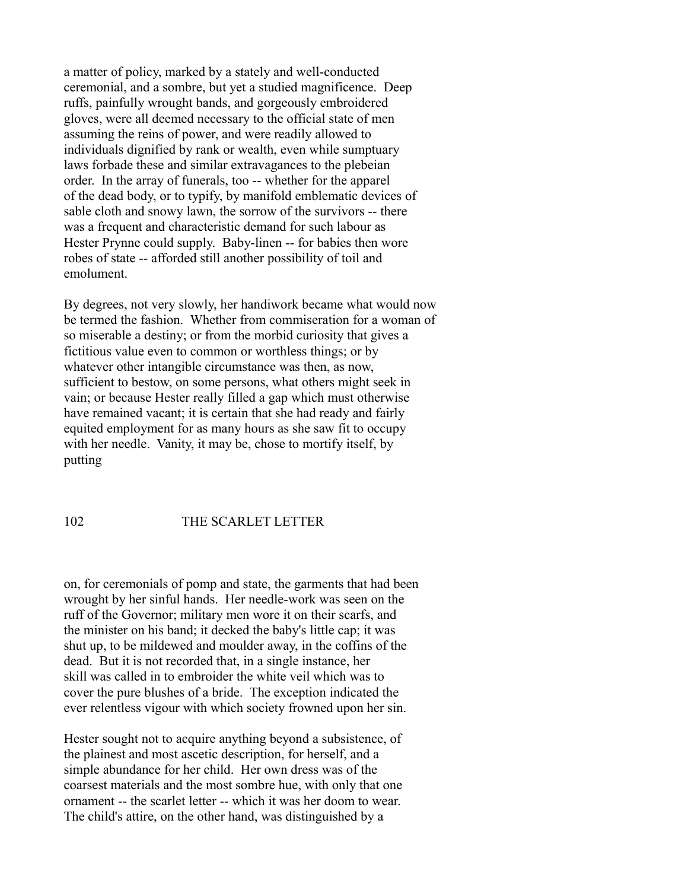a matter of policy, marked by a stately and well-conducted ceremonial, and a sombre, but yet a studied magnificence. Deep ruffs, painfully wrought bands, and gorgeously embroidered gloves, were all deemed necessary to the official state of men assuming the reins of power, and were readily allowed to individuals dignified by rank or wealth, even while sumptuary laws forbade these and similar extravagances to the plebeian order. In the array of funerals, too -- whether for the apparel of the dead body, or to typify, by manifold emblematic devices of sable cloth and snowy lawn, the sorrow of the survivors -- there was a frequent and characteristic demand for such labour as Hester Prynne could supply. Baby-linen -- for babies then wore robes of state -- afforded still another possibility of toil and emolument.

By degrees, not very slowly, her handiwork became what would now be termed the fashion. Whether from commiseration for a woman of so miserable a destiny; or from the morbid curiosity that gives a fictitious value even to common or worthless things; or by whatever other intangible circumstance was then, as now, sufficient to bestow, on some persons, what others might seek in vain; or because Hester really filled a gap which must otherwise have remained vacant; it is certain that she had ready and fairly equited employment for as many hours as she saw fit to occupy with her needle. Vanity, it may be, chose to mortify itself, by putting on, for ceremonials of pomp and state, the garments that had been wrought by her sinful hands. Her needle-work was seen on the ruff of the Governor; military men wore it on their scarfs, and the minister on his band; it decked the baby's little cap; it was shut up, to be mildewed and moulder away, in the coffins of the dead. But it is not recorded that, in a single instance, her skill was called in to embroider the white veil which was to cover the pure blushes of a bride. The exception indicated the ever relentless vigour with which society frowned upon her sin.

Hester sought not to acquire anything beyond a subsistence, of the plainest and most ascetic description, for herself, and a simple abundance for her child. Her own dress was of the coarsest materials and the most sombre hue, with only that one ornament -- the scarlet letter -- which it was her doom to wear. The child's attire, on the other hand, was distinguished by a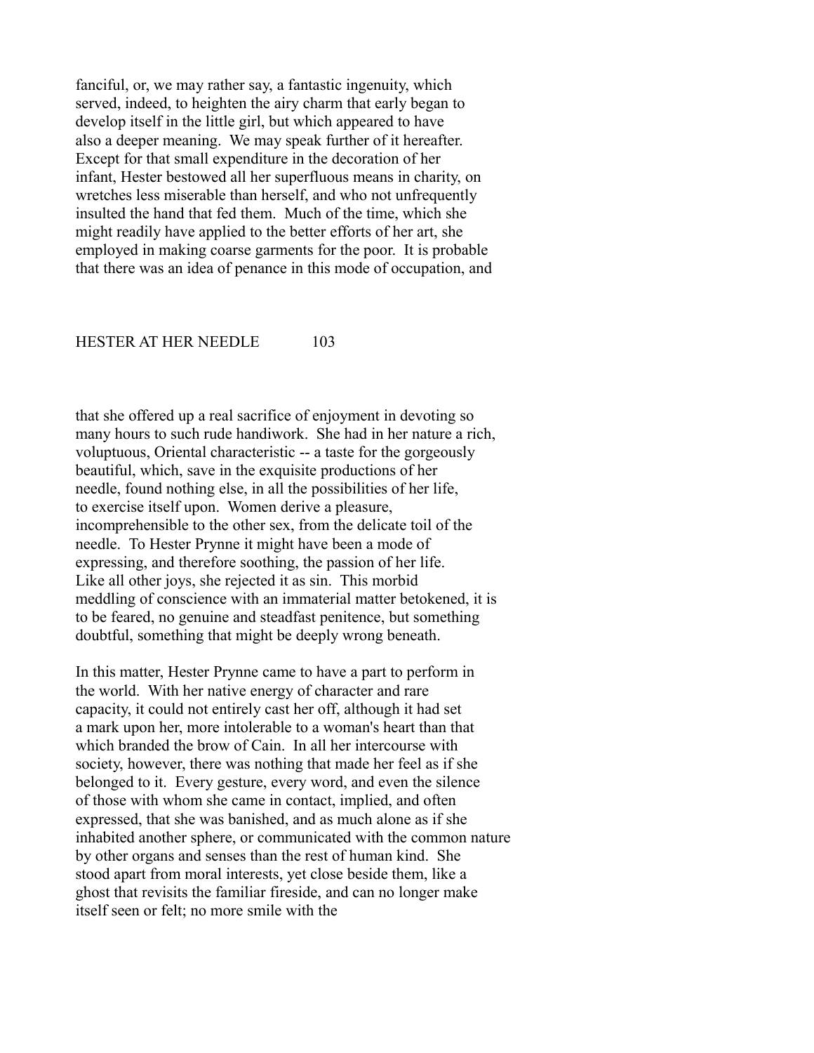fanciful, or, we may rather say, a fantastic ingenuity, which served, indeed, to heighten the airy charm that early began to develop itself in the little girl, but which appeared to have also a deeper meaning. We may speak further of it hereafter. Except for that small expenditure in the decoration of her infant, Hester bestowed all her superfluous means in charity, on wretches less miserable than herself, and who not unfrequently insulted the hand that fed them. Much of the time, which she might readily have applied to the better efforts of her art, she employed in making coarse garments for the poor. It is probable that there was an idea of penance in this mode of occupation, and that she offered up a real sacrifice of enjoyment in devoting so many hours to such rude handiwork. She had in her nature a rich, voluptuous, Oriental characteristic -- a taste for the gorgeously beautiful, which, save in the exquisite productions of her needle, found nothing else, in all the possibilities of her life, to exercise itself upon. Women derive a pleasure, incomprehensible to the other sex, from the delicate toil of the needle. To Hester Prynne it might have been a mode of expressing, and therefore soothing, the passion of her life. Like all other joys, she rejected it as sin. This morbid meddling of conscience with an immaterial matter betokened, it is to be feared, no genuine and steadfast penitence, but something doubtful, something that might be deeply wrong beneath.

In this matter, Hester Prynne came to have a part to perform in the world. With her native energy of character and rare capacity, it could not entirely cast her off, although it had set a mark upon her, more intolerable to a woman's heart than that which branded the brow of Cain. In all her intercourse with society, however, there was nothing that made her feel as if she belonged to it. Every gesture, every word, and even the silence of those with whom she came in contact, implied, and often expressed, that she was banished, and as much alone as if she inhabited another sphere, or communicated with the common nature by other organs and senses than the rest of human kind. She stood apart from moral interests, yet close beside them, like a ghost that revisits the familiar fireside, and can no longer make itself seen or felt; no more smile with the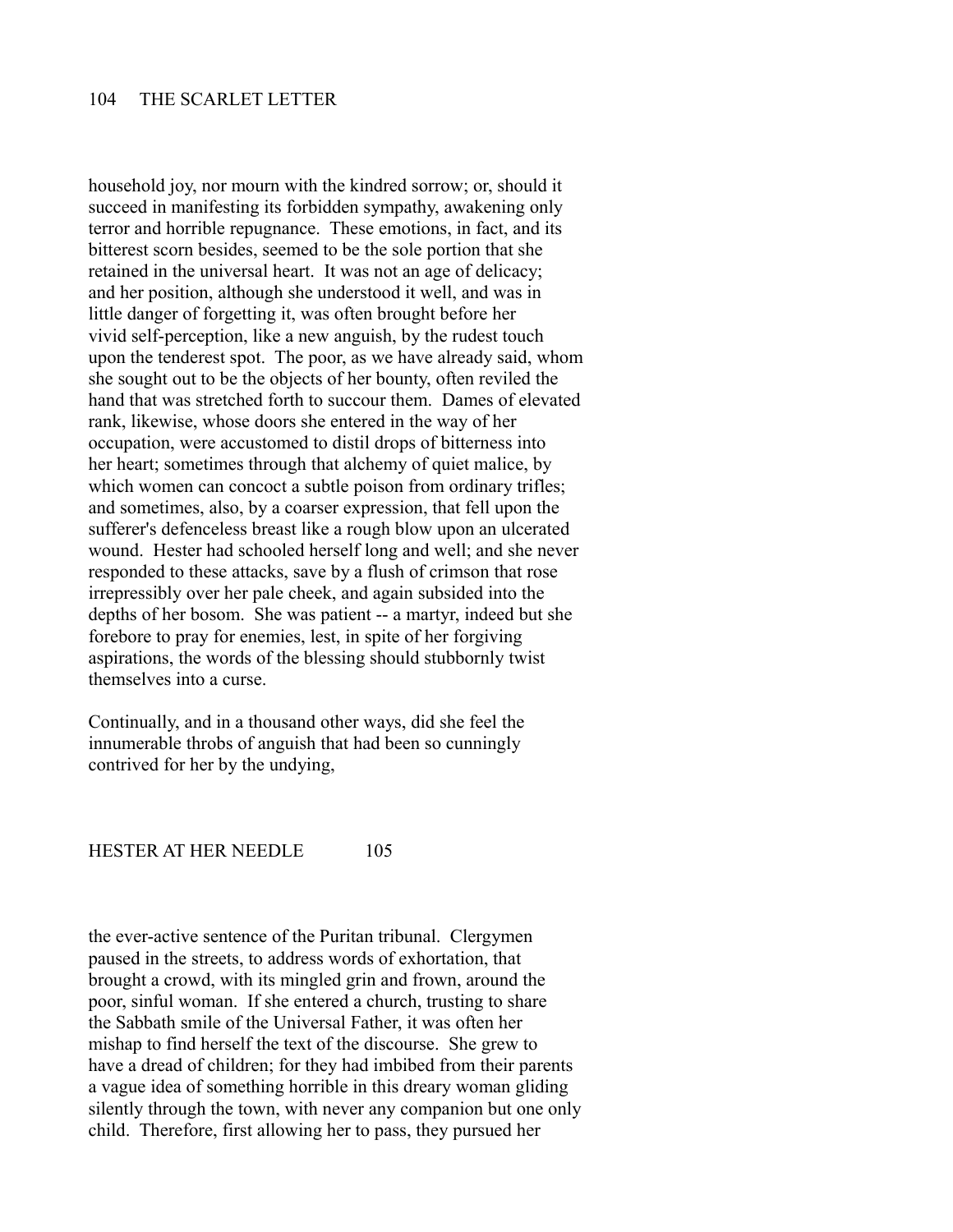household joy, nor mourn with the kindred sorrow; or, should it succeed in manifesting its forbidden sympathy, awakening only terror and horrible repugnance. These emotions, in fact, and its bitterest scorn besides, seemed to be the sole portion that she retained in the universal heart. It was not an age of delicacy; and her position, although she understood it well, and was in little danger of forgetting it, was often brought before her vivid self-perception, like a new anguish, by the rudest touch upon the tenderest spot. The poor, as we have already said, whom she sought out to be the objects of her bounty, often reviled the hand that was stretched forth to succour them. Dames of elevated rank, likewise, whose doors she entered in the way of her occupation, were accustomed to distil drops of bitterness into her heart; sometimes through that alchemy of quiet malice, by which women can concoct a subtle poison from ordinary trifles; and sometimes, also, by a coarser expression, that fell upon the sufferer's defenceless breast like a rough blow upon an ulcerated wound. Hester had schooled herself long and well; and she never responded to these attacks, save by a flush of crimson that rose irrepressibly over her pale cheek, and again subsided into the depths of her bosom. She was patient -- a martyr, indeed but she forebore to pray for enemies, lest, in spite of her forgiving aspirations, the words of the blessing should stubbornly twist themselves into a curse.

Continually, and in a thousand other ways, did she feel the innumerable throbs of anguish that had been so cunningly contrived for her by the undying, the ever-active sentence of the Puritan tribunal. Clergymen paused in the streets, to address words of exhortation, that brought a crowd, with its mingled grin and frown, around the poor, sinful woman. If she entered a church, trusting to share the Sabbath smile of the Universal Father, it was often her mishap to find herself the text of the discourse. She grew to have a dread of children; for they had imbibed from their parents a vague idea of something horrible in this dreary woman gliding silently through the town, with never any companion but one only child. Therefore, first allowing her to pass, they pursued her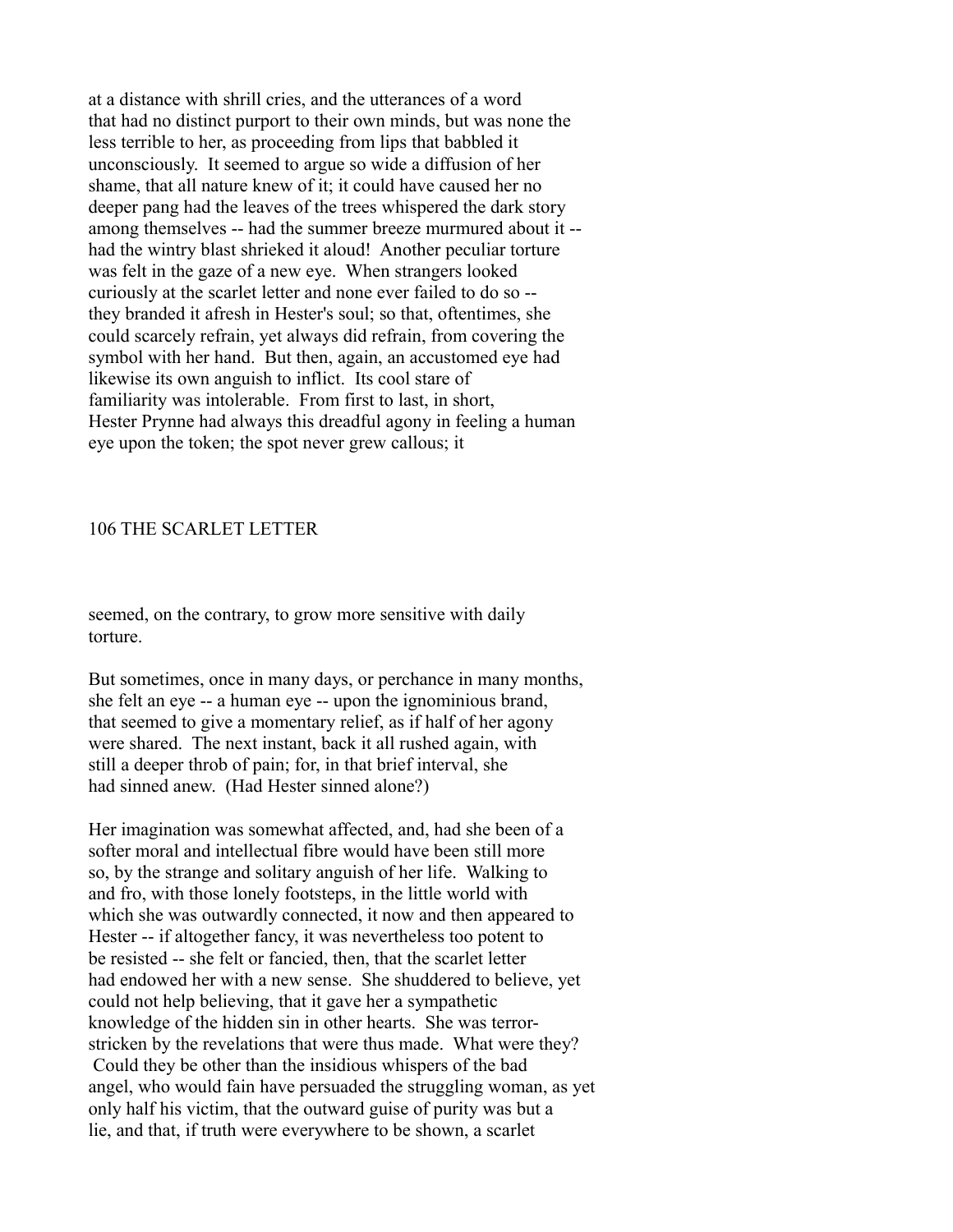at a distance with shrill cries, and the utterances of a word that had no distinct purport to their own minds, but was none the less terrible to her, as proceeding from lips that babbled it unconsciously. It seemed to argue so wide a diffusion of her shame, that all nature knew of it; it could have caused her no deeper pang had the leaves of the trees whispered the dark story among themselves -- had the summer breeze murmured about it -- had the wintry blast shrieked it aloud! Another peculiar torture was felt in the gaze of a new eye. When strangers looked curiously at the scarlet letter and none ever failed to do so -- they branded it afresh in Hester's soul; so that, oftentimes, she could scarcely refrain, yet always did refrain, from covering the symbol with her hand. But then, again, an accustomed eye had likewise its own anguish to inflict. Its cool stare of familiarity was intolerable. From first to last, in short, Hester Prynne had always this dreadful agony in feeling a human eye upon the token; the spot never grew callous; it seemed, on the contrary, to grow more sensitive with daily torture.

But sometimes, once in many days, or perchance in many months, she felt an eye -- a human eye -- upon the ignominious brand, that seemed to give a momentary relief, as if half of her agony were shared. The next instant, back it all rushed again, with still a deeper throb of pain; for, in that brief interval, she had sinned anew. (Had Hester sinned alone?)

Her imagination was somewhat affected, and, had she been of a softer moral and intellectual fibre would have been still more so, by the strange and solitary anguish of her life. Walking to and fro, with those lonely footsteps, in the little world with which she was outwardly connected, it now and then appeared to Hester -- if altogether fancy, it was nevertheless too potent to be resisted -- she felt or fancied, then, that the scarlet letter had endowed her with a new sense. She shuddered to believe, yet could not help believing, that it gave her a sympathetic knowledge of the hidden sin in other hearts. She was terror-stricken by the revelations that were thus made. What were they? Could they be other than the insidious whispers of the bad angel, who would fain have persuaded the struggling woman, as yet only half his victim, that the outward guise of purity was but a lie, and that, if truth were everywhere to be shown, a scarlet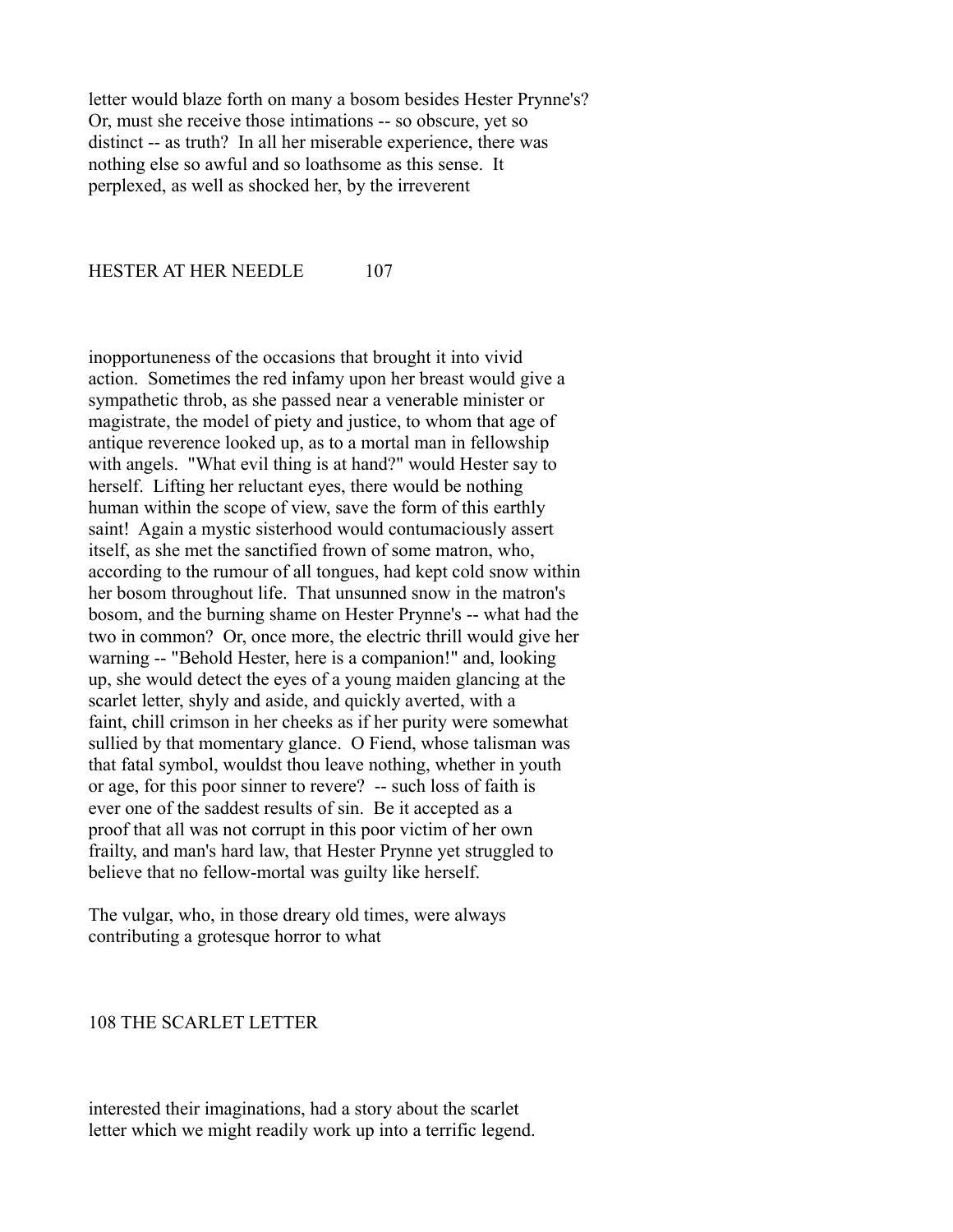letter would blaze forth on many a bosom besides Hester Prynne's? Or, must she receive those intimations -- so obscure, yet so distinct -- as truth? In all her miserable experience, there was nothing else so awful and so loathsome as this sense. It perplexed, as well as shocked her, by the irreverent inopportuneness of the occasions that brought it into vivid action. Sometimes the red infamy upon her breast would give a sympathetic throb, as she passed near a venerable minister or magistrate, the model of piety and justice, to whom that age of antique reverence looked up, as to a mortal man in fellowship with angels. "What evil thing is at hand?" would Hester say to herself. Lifting her reluctant eyes, there would be nothing human within the scope of view, save the form of this earthly saint! Again a mystic sisterhood would contumaciously assert itself, as she met the sanctified frown of some matron, who, according to the rumour of all tongues, had kept cold snow within her bosom throughout life. That unsunned snow in the matron's bosom, and the burning shame on Hester Prynne's -- what had the two in common? Or, once more, the electric thrill would give her warning -- "Behold Hester, here is a companion!" and, looking up, she would detect the eyes of a young maiden glancing at the scarlet letter, shyly and aside, and quickly averted, with a faint, chill crimson in her cheeks as if her purity were somewhat sullied by that momentary glance. O Fiend, whose talisman was that fatal symbol, wouldst thou leave nothing, whether in youth or age, for this poor sinner to revere? -- such loss of faith is ever one of the saddest results of sin. Be it accepted as a proof that all was not corrupt in this poor victim of her own frailty, and man's hard law, that Hester Prynne yet struggled to believe that no fellow-mortal was guilty like herself.

The vulgar, who, in those dreary old times, were always contributing a grotesque horror to what interested their imaginations, had a story about the scarlet letter which we might readily work up into a terrific legend.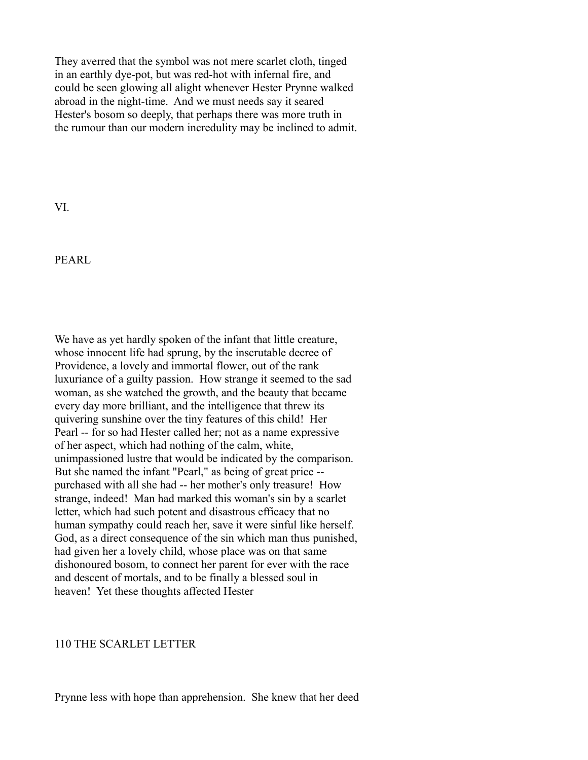They averred that the symbol was not mere scarlet cloth, tinged in an earthly dye-pot, but was red-hot with infernal fire, and could be seen glowing all alight whenever Hester Prynne walked abroad in the night-time. And we must needs say it seared Hester's bosom so deeply, that perhaps there was more truth in the rumour than our modern incredulity may be inclined to admit.

## VI.

## PEARL

We have as yet hardly spoken of the infant that little creature, whose innocent life had sprung, by the inscrutable decree of Providence, a lovely and immortal flower, out of the rank luxuriance of a guilty passion. How strange it seemed to the sad woman, as she watched the growth, and the beauty that became every day more brilliant, and the intelligence that threw its quivering sunshine over the tiny features of this child! Her Pearl -- for so had Hester called her; not as a name expressive of her aspect, which had nothing of the calm, white, unimpassioned lustre that would be indicated by the comparison. But she named the infant "Pearl," as being of great price -- purchased with all she had -- her mother's only treasure! How strange, indeed! Man had marked this woman's sin by a scarlet letter, which had such potent and disastrous efficacy that no human sympathy could reach her, save it were sinful like herself. God, as a direct consequence of the sin which man thus punished, had given her a lovely child, whose place was on that same dishonoured bosom, to connect her parent for ever with the race and descent of mortals, and to be finally a blessed soul in heaven! Yet these thoughts affected Hester Prynne less with hope than apprehension. She knew that her deed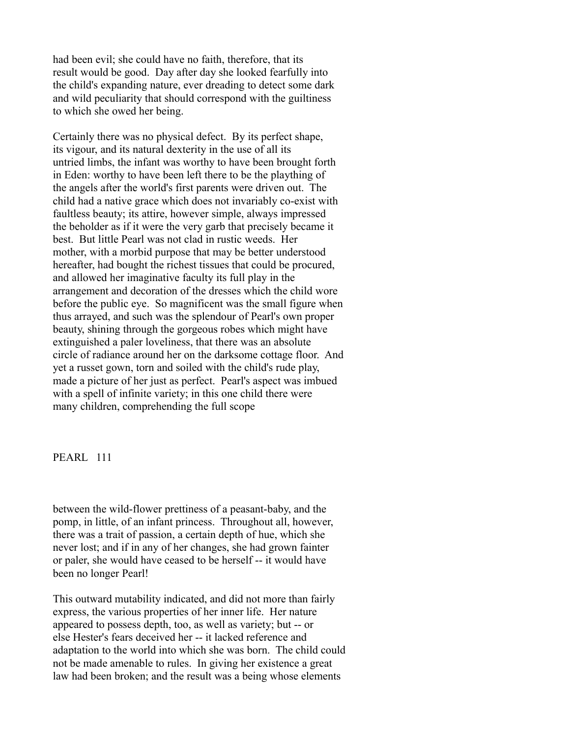had been evil; she could have no faith, therefore, that its result would be good. Day after day she looked fearfully into the child's expanding nature, ever dreading to detect some dark and wild peculiarity that should correspond with the guiltiness to which she owed her being.

Certainly there was no physical defect. By its perfect shape, its vigour, and its natural dexterity in the use of all its untried limbs, the infant was worthy to have been brought forth in Eden: worthy to have been left there to be the plaything of the angels after the world's first parents were driven out. The child had a native grace which does not invariably co-exist with faultless beauty; its attire, however simple, always impressed the beholder as if it were the very garb that precisely became it best. But little Pearl was not clad in rustic weeds. Her mother, with a morbid purpose that may be better understood hereafter, had bought the richest tissues that could be procured, and allowed her imaginative faculty its full play in the arrangement and decoration of the dresses which the child wore before the public eye. So magnificent was the small figure when thus arrayed, and such was the splendour of Pearl's own proper beauty, shining through the gorgeous robes which might have extinguished a paler loveliness, that there was an absolute circle of radiance around her on the darksome cottage floor. And yet a russet gown, torn and soiled with the child's rude play, made a picture of her just as perfect. Pearl's aspect was imbued with a spell of infinite variety; in this one child there were many children, comprehending the full scope between the wild-flower prettiness of a peasant-baby, and the pomp, in little, of an infant princess. Throughout all, however, there was a trait of passion, a certain depth of hue, which she never lost; and if in any of her changes, she had grown fainter or paler, she would have ceased to be herself -- it would have been no longer Pearl!

This outward mutability indicated, and did not more than fairly express, the various properties of her inner life. Her nature appeared to possess depth, too, as well as variety; but -- or else Hester's fears deceived her -- it lacked reference and adaptation to the world into which she was born. The child could not be made amenable to rules. In giving her existence a great law had been broken; and the result was a being whose elements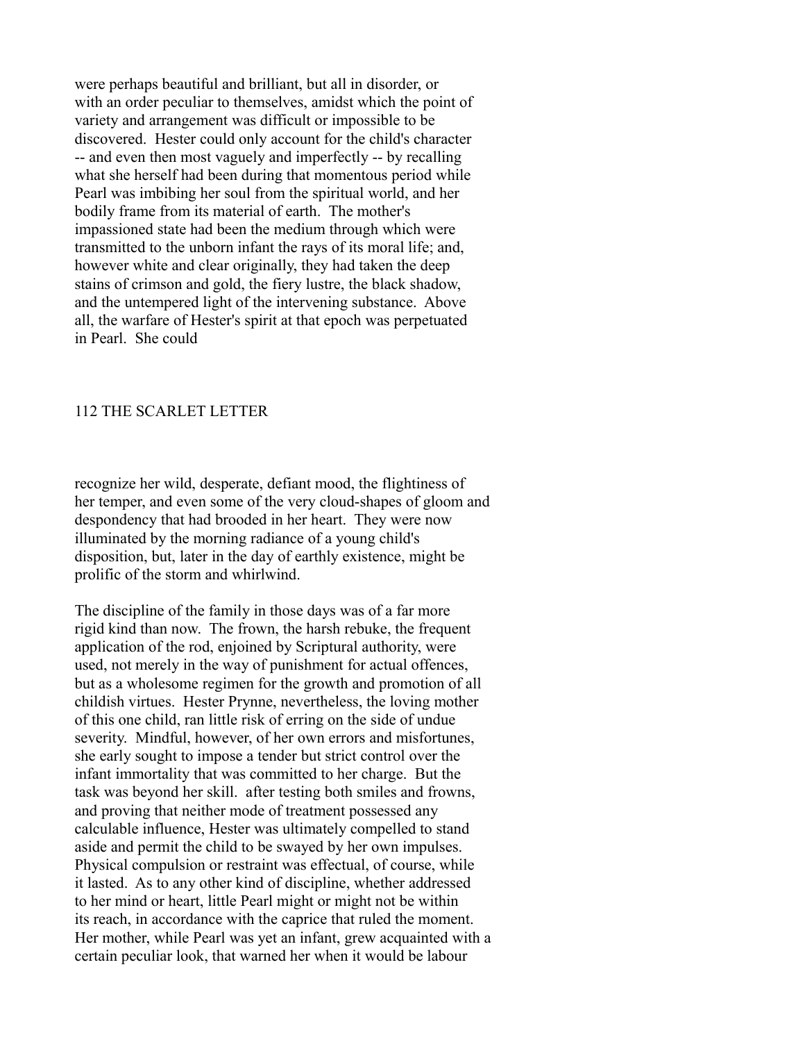were perhaps beautiful and brilliant, but all in disorder, or with an order peculiar to themselves, amidst which the point of variety and arrangement was difficult or impossible to be discovered. Hester could only account for the child's character -- and even then most vaguely and imperfectly -- by recalling what she herself had been during that momentous period while Pearl was imbibing her soul from the spiritual world, and her bodily frame from its material of earth. The mother's impassioned state had been the medium through which were transmitted to the unborn infant the rays of its moral life; and, however white and clear originally, they had taken the deep stains of crimson and gold, the fiery lustre, the black shadow, and the untempered light of the intervening substance. Above all, the warfare of Hester's spirit at that epoch was perpetuated in Pearl. She could recognize her wild, desperate, defiant mood, the flightiness of her temper, and even some of the very cloud-shapes of gloom and despondency that had brooded in her heart. They were now illuminated by the morning radiance of a young child's disposition, but, later in the day of earthly existence, might be prolific of the storm and whirlwind.

The discipline of the family in those days was of a far more rigid kind than now. The frown, the harsh rebuke, the frequent application of the rod, enjoined by Scriptural authority, were used, not merely in the way of punishment for actual offences, but as a wholesome regimen for the growth and promotion of all childish virtues. Hester Prynne, nevertheless, the loving mother of this one child, ran little risk of erring on the side of undue severity. Mindful, however, of her own errors and misfortunes, she early sought to impose a tender but strict control over the infant immortality that was committed to her charge. But the task was beyond her skill. after testing both smiles and frowns, and proving that neither mode of treatment possessed any calculable influence, Hester was ultimately compelled to stand aside and permit the child to be swayed by her own impulses. Physical compulsion or restraint was effectual, of course, while it lasted. As to any other kind of discipline, whether addressed to her mind or heart, little Pearl might or might not be within its reach, in accordance with the caprice that ruled the moment. Her mother, while Pearl was yet an infant, grew acquainted with a certain peculiar look, that warned her when it would be labour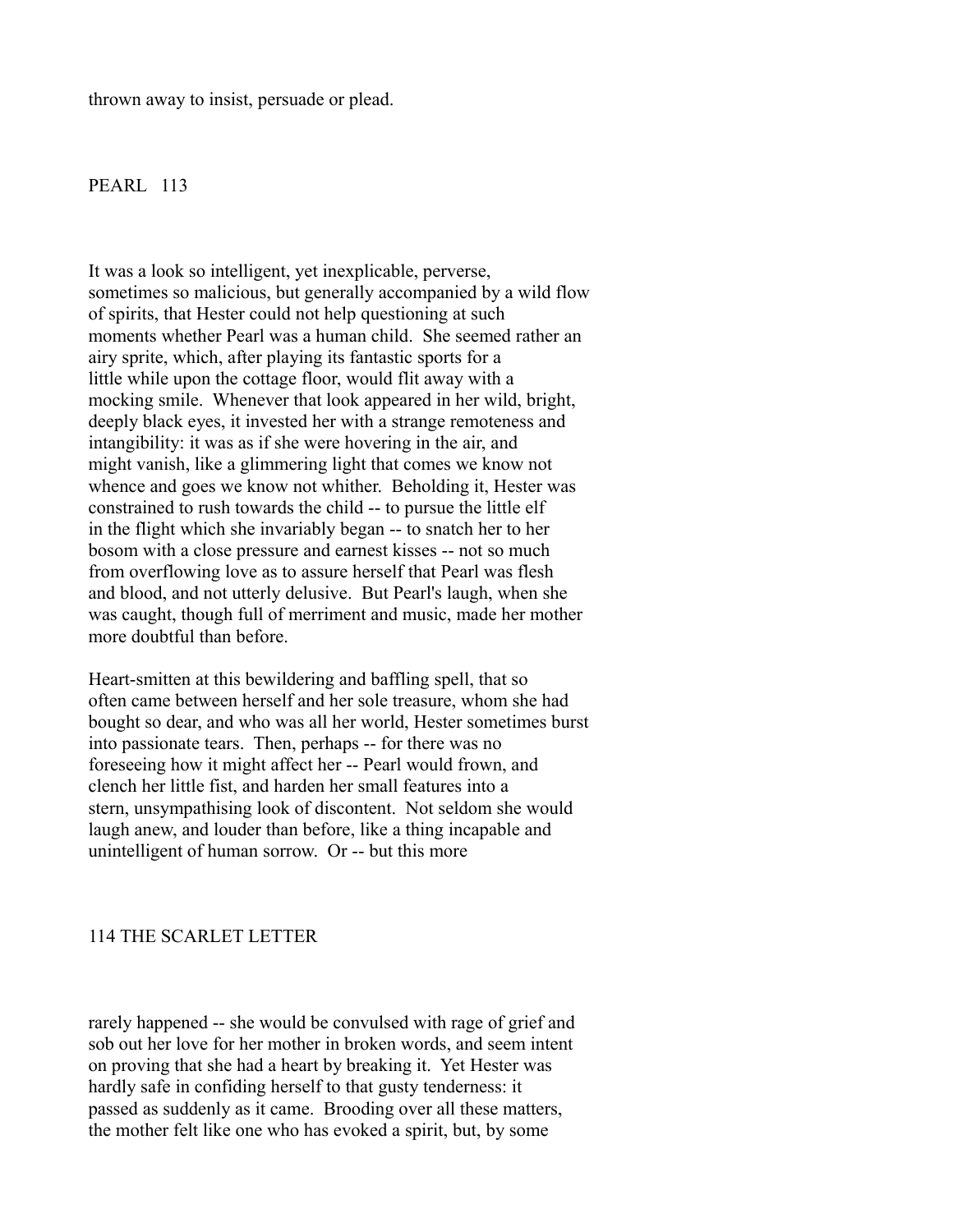thrown away to insist, persuade or plead.

It was a look so intelligent, yet inexplicable, perverse, sometimes so malicious, but generally accompanied by a wild flow of spirits, that Hester could not help questioning at such moments whether Pearl was a human child. She seemed rather an airy sprite, which, after playing its fantastic sports for a little while upon the cottage floor, would flit away with a mocking smile. Whenever that look appeared in her wild, bright, deeply black eyes, it invested her with a strange remoteness and intangibility: it was as if she were hovering in the air, and might vanish, like a glimmering light that comes we know not whence and goes we know not whither. Beholding it, Hester was constrained to rush towards the child -- to pursue the little elf in the flight which she invariably began -- to snatch her to her bosom with a close pressure and earnest kisses -- not so much from overflowing love as to assure herself that Pearl was flesh and blood, and not utterly delusive. But Pearl's laugh, when she was caught, though full of merriment and music, made her mother more doubtful than before.

Heart-smitten at this bewildering and baffling spell, that so often came between herself and her sole treasure, whom she had bought so dear, and who was all her world, Hester sometimes burst into passionate tears. Then, perhaps -- for there was no foreseeing how it might affect her -- Pearl would frown, and clench her little fist, and harden her small features into a stern, unsympathising look of discontent. Not seldom she would laugh anew, and louder than before, like a thing incapable and unintelligent of human sorrow. Or -- but this more rarely happened -- she would be convulsed with rage of grief and sob out her love for her mother in broken words, and seem intent on proving that she had a heart by breaking it. Yet Hester was hardly safe in confiding herself to that gusty tenderness: it passed as suddenly as it came. Brooding over all these matters, the mother felt like one who has evoked a spirit, but, by some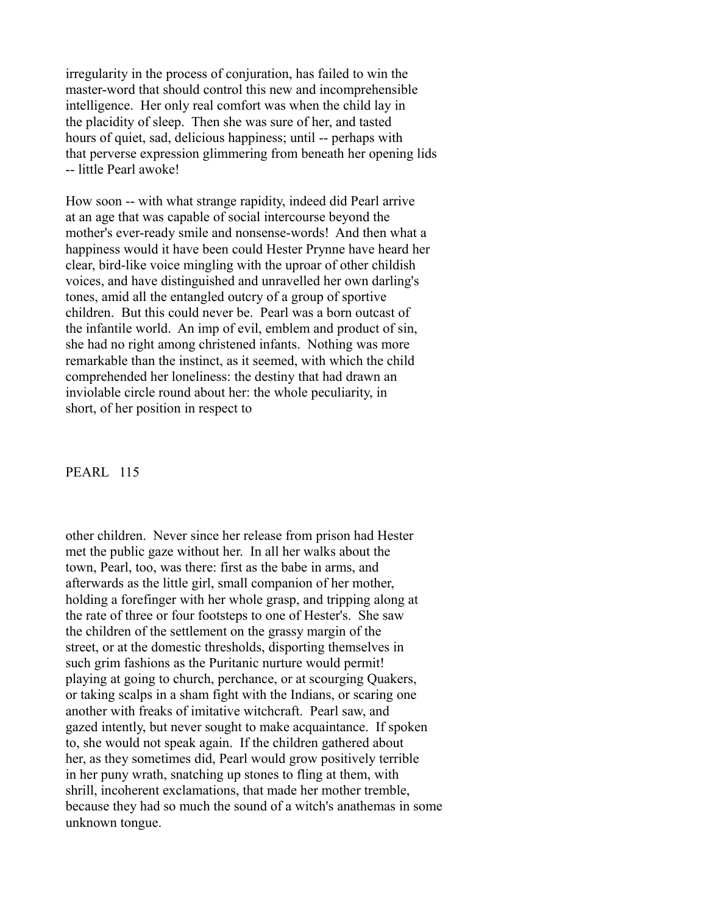irregularity in the process of conjuration, has failed to win the master-word that should control this new and incomprehensible intelligence. Her only real comfort was when the child lay in the placidity of sleep. Then she was sure of her, and tasted hours of quiet, sad, delicious happiness; until -- perhaps with that perverse expression glimmering from beneath her opening lids -- little Pearl awoke!

How soon -- with what strange rapidity, indeed did Pearl arrive at an age that was capable of social intercourse beyond the mother's ever-ready smile and nonsense-words! And then what a happiness would it have been could Hester Prynne have heard her clear, bird-like voice mingling with the uproar of other childish voices, and have distinguished and unravelled her own darling's tones, amid all the entangled outcry of a group of sportive children. But this could never be. Pearl was a born outcast of the infantile world. An imp of evil, emblem and product of sin, she had no right among christened infants. Nothing was more remarkable than the instinct, as it seemed, with which the child comprehended her loneliness: the destiny that had drawn an inviolable circle round about her: the whole peculiarity, in short, of her position in respect to other children. Never since her release from prison had Hester met the public gaze without her. In all her walks about the town, Pearl, too, was there: first as the babe in arms, and afterwards as the little girl, small companion of her mother, holding a forefinger with her whole grasp, and tripping along at the rate of three or four footsteps to one of Hester's. She saw the children of the settlement on the grassy margin of the street, or at the domestic thresholds, disporting themselves in such grim fashions as the Puritanic nurture would permit! playing at going to church, perchance, or at scourging Quakers, or taking scalps in a sham fight with the Indians, or scaring one another with freaks of imitative witchcraft. Pearl saw, and gazed intently, but never sought to make acquaintance. If spoken to, she would not speak again. If the children gathered about her, as they sometimes did, Pearl would grow positively terrible in her puny wrath, snatching up stones to fling at them, with shrill, incoherent exclamations, that made her mother tremble, because they had so much the sound of a witch's anathemas in some unknown tongue.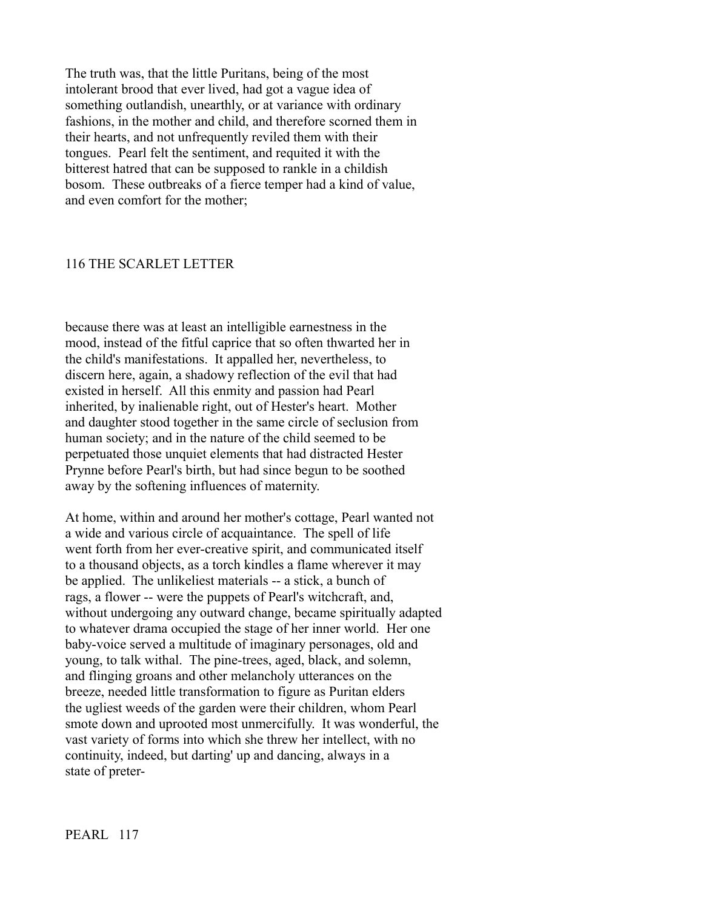The truth was, that the little Puritans, being of the most intolerant brood that ever lived, had got a vague idea of something outlandish, unearthly, or at variance with ordinary fashions, in the mother and child, and therefore scorned them in their hearts, and not unfrequently reviled them with their tongues. Pearl felt the sentiment, and requited it with the bitterest hatred that can be supposed to rankle in a childish bosom. These outbreaks of a fierce temper had a kind of value, and even comfort for the mother; because there was at least an intelligible earnestness in the mood, instead of the fitful caprice that so often thwarted her in the child's manifestations. It appalled her, nevertheless, to discern here, again, a shadowy reflection of the evil that had existed in herself. All this enmity and passion had Pearl inherited, by inalienable right, out of Hester's heart. Mother and daughter stood together in the same circle of seclusion from human society; and in the nature of the child seemed to be perpetuated those unquiet elements that had distracted Hester Prynne before Pearl's birth, but had since begun to be soothed away by the softening influences of maternity.

At home, within and around her mother's cottage, Pearl wanted not a wide and various circle of acquaintance. The spell of life went forth from her ever-creative spirit, and communicated itself to a thousand objects, as a torch kindles a flame wherever it may be applied. The unlikeliest materials -- a stick, a bunch of rags, a flower -- were the puppets of Pearl's witchcraft, and, without undergoing any outward change, became spiritually adapted to whatever drama occupied the stage of her inner world. Her one baby-voice served a multitude of imaginary personages, old and young, to talk withal. The pine-trees, aged, black, and solemn, and flinging groans and other melancholy utterances on the breeze, needed little transformation to figure as Puritan elders the ugliest weeds of the garden were their children, whom Pearl smote down and uprooted most unmercifully. It was wonderful, the vast variety of forms into which she threw her intellect, with no continuity, indeed, but darting' up and dancing, always in a state of preter-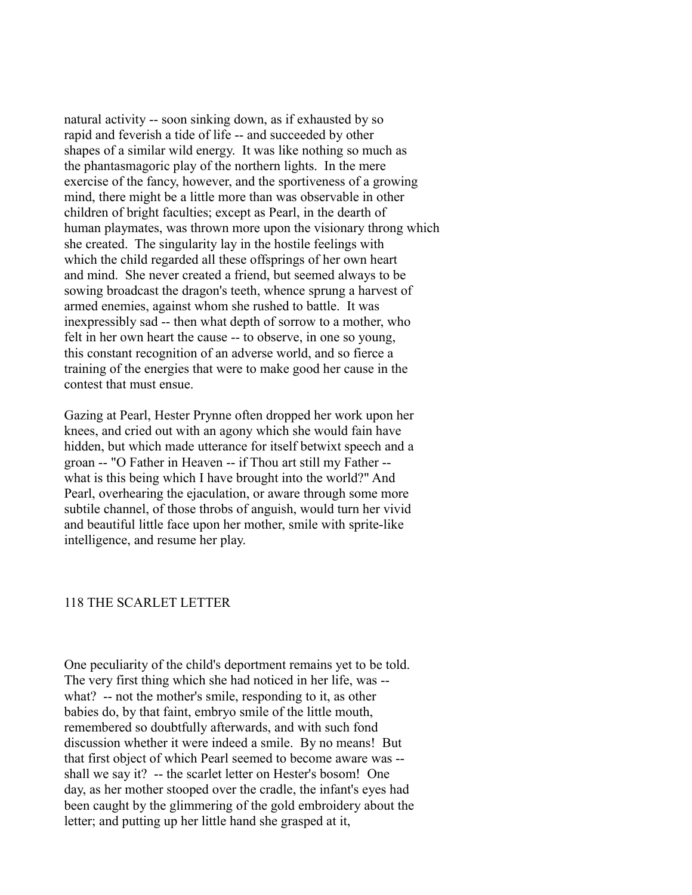natural activity -- soon sinking down, as if exhausted by so rapid and feverish a tide of life -- and succeeded by other shapes of a similar wild energy. It was like nothing so much as the phantasmagoric play of the northern lights. In the mere exercise of the fancy, however, and the sportiveness of a growing mind, there might be a little more than was observable in other children of bright faculties; except as Pearl, in the dearth of human playmates, was thrown more upon the visionary throng which she created. The singularity lay in the hostile feelings with which the child regarded all these offsprings of her own heart and mind. She never created a friend, but seemed always to be sowing broadcast the dragon's teeth, whence sprung a harvest of armed enemies, against whom she rushed to battle. It was inexpressibly sad -- then what depth of sorrow to a mother, who felt in her own heart the cause -- to observe, in one so young, this constant recognition of an adverse world, and so fierce a training of the energies that were to make good her cause in the contest that must ensue.

Gazing at Pearl, Hester Prynne often dropped her work upon her knees, and cried out with an agony which she would fain have hidden, but which made utterance for itself betwixt speech and a groan -- "O Father in Heaven -- if Thou art still my Father -- what is this being which I have brought into the world?" And Pearl, overhearing the ejaculation, or aware through some more subtile channel, of those throbs of anguish, would turn her vivid and beautiful little face upon her mother, smile with sprite-like intelligence, and resume her play.

One peculiarity of the child's deportment remains yet to be told. The very first thing which she had noticed in her life, was -- what? -- not the mother's smile, responding to it, as other babies do, by that faint, embryo smile of the little mouth, remembered so doubtfully afterwards, and with such fond discussion whether it were indeed a smile. By no means! But that first object of which Pearl seemed to become aware was -- shall we say it? -- the scarlet letter on Hester's bosom! One day, as her mother stooped over the cradle, the infant's eyes had been caught by the glimmering of the gold embroidery about the letter; and putting up her little hand she grasped at it,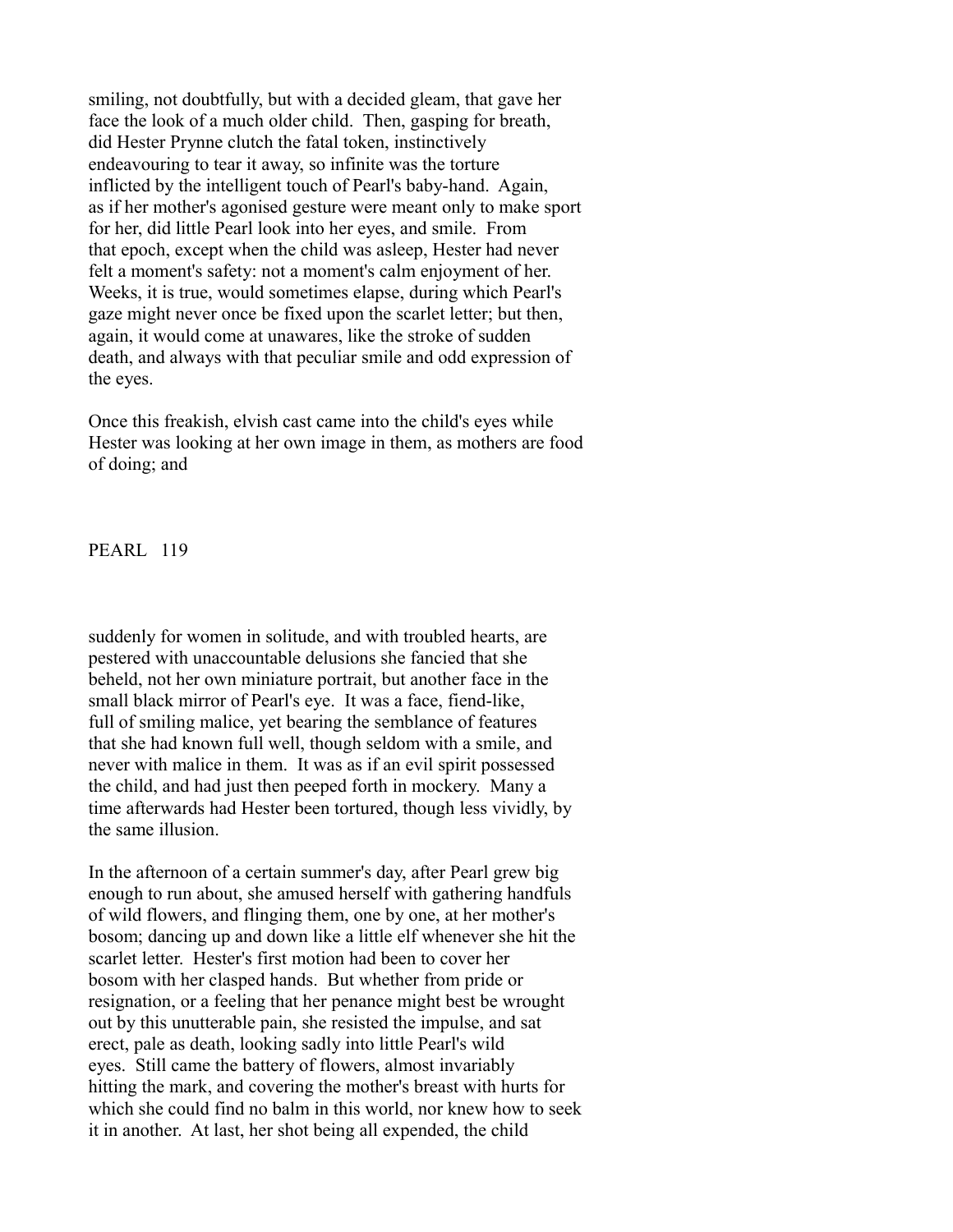smiling, not doubtfully, but with a decided gleam, that gave her face the look of a much older child. Then, gasping for breath, did Hester Prynne clutch the fatal token, instinctively endeavouring to tear it away, so infinite was the torture inflicted by the intelligent touch of Pearl's baby-hand. Again, as if her mother's agonised gesture were meant only to make sport for her, did little Pearl look into her eyes, and smile. From that epoch, except when the child was asleep, Hester had never felt a moment's safety: not a moment's calm enjoyment of her. Weeks, it is true, would sometimes elapse, during which Pearl's gaze might never once be fixed upon the scarlet letter; but then, again, it would come at unawares, like the stroke of sudden death, and always with that peculiar smile and odd expression of the eyes.

Once this freakish, elvish cast came into the child's eyes while Hester was looking at her own image in them, as mothers are food of doing; and suddenly for women in solitude, and with troubled hearts, are pestered with unaccountable delusions she fancied that she beheld, not her own miniature portrait, but another face in the small black mirror of Pearl's eye. It was a face, fiend-like, full of smiling malice, yet bearing the semblance of features that she had known full well, though seldom with a smile, and never with malice in them. It was as if an evil spirit possessed the child, and had just then peeped forth in mockery. Many a time afterwards had Hester been tortured, though less vividly, by the same illusion.

In the afternoon of a certain summer's day, after Pearl grew big enough to run about, she amused herself with gathering handfuls of wild flowers, and flinging them, one by one, at her mother's bosom; dancing up and down like a little elf whenever she hit the scarlet letter. Hester's first motion had been to cover her bosom with her clasped hands. But whether from pride or resignation, or a feeling that her penance might best be wrought out by this unutterable pain, she resisted the impulse, and sat erect, pale as death, looking sadly into little Pearl's wild eyes. Still came the battery of flowers, almost invariably hitting the mark, and covering the mother's breast with hurts for which she could find no balm in this world, nor knew how to seek it in another. At last, her shot being all expended, the child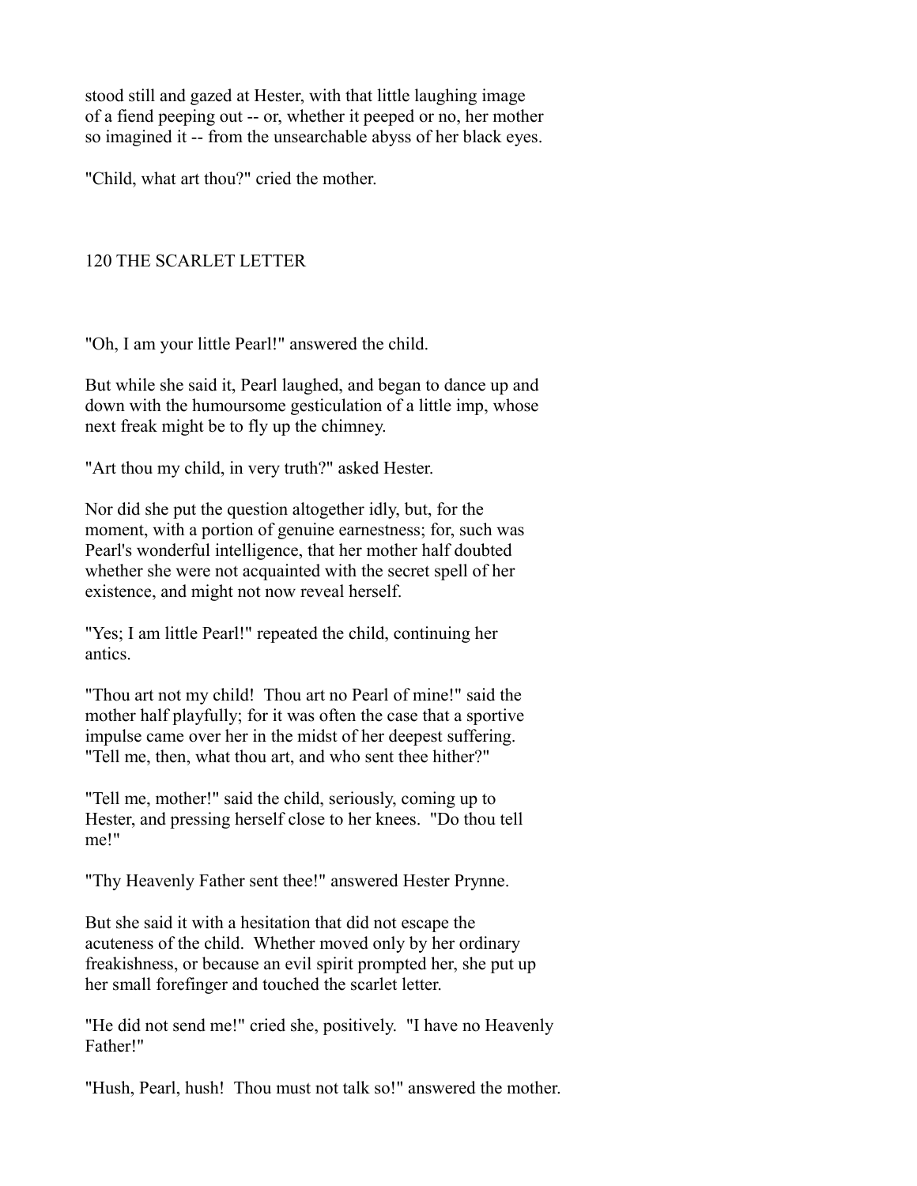stood still and gazed at Hester, with that little laughing image of a fiend peeping out -- or, whether it peeped or no, her mother so imagined it -- from the unsearchable abyss of her black eyes.

"Child, what art thou?" cried the mother.

"Oh, I am your little Pearl!" answered the child.

But while she said it, Pearl laughed, and began to dance up and down with the humoursome gesticulation of a little imp, whose next freak might be to fly up the chimney.

"Art thou my child, in very truth?" asked Hester.

Nor did she put the question altogether idly, but, for the moment, with a portion of genuine earnestness; for, such was Pearl's wonderful intelligence, that her mother half doubted whether she were not acquainted with the secret spell of her existence, and might not now reveal herself.

"Yes; I am little Pearl!" repeated the child, continuing her antics.

"Thou art not my child! Thou art no Pearl of mine!" said the mother half playfully; for it was often the case that a sportive impulse came over her in the midst of her deepest suffering. "Tell me, then, what thou art, and who sent thee hither?"

"Tell me, mother!" said the child, seriously, coming up to Hester, and pressing herself close to her knees. "Do thou tell me!"

"Thy Heavenly Father sent thee!" answered Hester Prynne.

But she said it with a hesitation that did not escape the acuteness of the child. Whether moved only by her ordinary freakishness, or because an evil spirit prompted her, she put up her small forefinger and touched the scarlet letter.

"He did not send me!" cried she, positively. "I have no Heavenly Father!"

"Hush, Pearl, hush! Thou must not talk so!" answered the mother.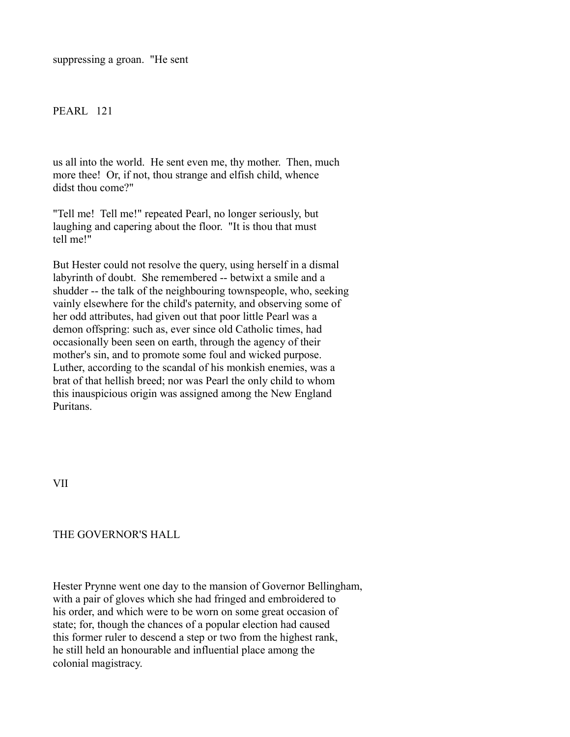suppressing a groan. "He sent

us all into the world. He sent even me, thy mother. Then, much more thee! Or, if not, thou strange and elfish child, whence didst thou come?"

"Tell me! Tell me!" repeated Pearl, no longer seriously, but laughing and capering about the floor. "It is thou that must tell me!"

But Hester could not resolve the query, using herself in a dismal labyrinth of doubt. She remembered -- betwixt a smile and a shudder -- the talk of the neighbouring townspeople, who, seeking vainly elsewhere for the child's paternity, and observing some of her odd attributes, had given out that poor little Pearl was a demon offspring: such as, ever since old Catholic times, had occasionally been seen on earth, through the agency of their mother's sin, and to promote some foul and wicked purpose. Luther, according to the scandal of his monkish enemies, was a brat of that hellish breed; nor was Pearl the only child to whom this inauspicious origin was assigned among the New England Puritans.

## VII

## THE GOVERNOR'S HALL

Hester Prynne went one day to the mansion of Governor Bellingham, with a pair of gloves which she had fringed and embroidered to his order, and which were to be worn on some great occasion of state; for, though the chances of a popular election had caused this former ruler to descend a step or two from the highest rank, he still held an honourable and influential place among the colonial magistracy.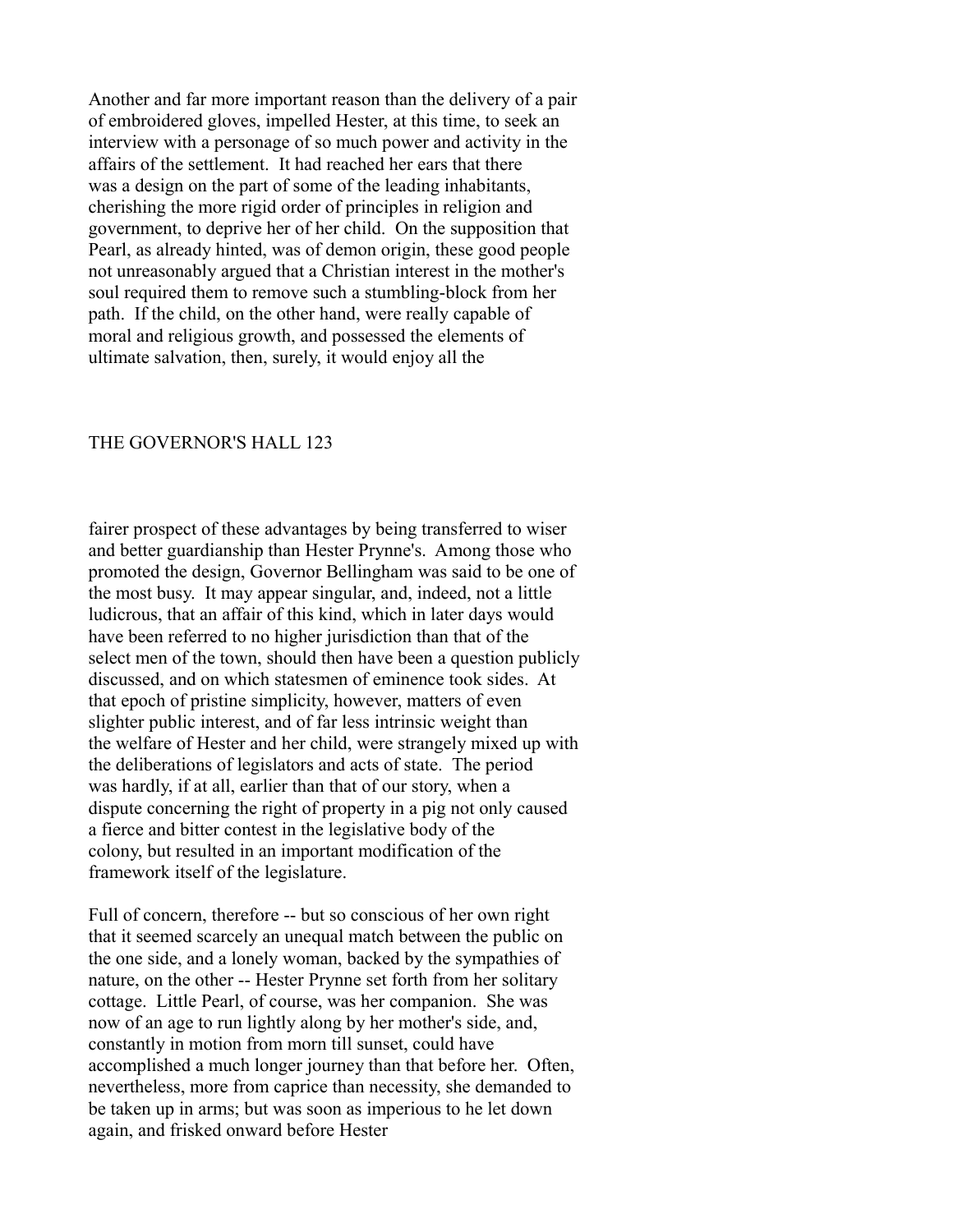Another and far more important reason than the delivery of a pair of embroidered gloves, impelled Hester, at this time, to seek an interview with a personage of so much power and activity in the affairs of the settlement. It had reached her ears that there was a design on the part of some of the leading inhabitants, cherishing the more rigid order of principles in religion and government, to deprive her of her child. On the supposition that Pearl, as already hinted, was of demon origin, these good people not unreasonably argued that a Christian interest in the mother's soul required them to remove such a stumbling-block from her path. If the child, on the other hand, were really capable of moral and religious growth, and possessed the elements of ultimate salvation, then, surely, it would enjoy all the fairer prospect of these advantages by being transferred to wiser and better guardianship than Hester Prynne's. Among those who promoted the design, Governor Bellingham was said to be one of the most busy. It may appear singular, and, indeed, not a little ludicrous, that an affair of this kind, which in later days would have been referred to no higher jurisdiction than that of the select men of the town, should then have been a question publicly discussed, and on which statesmen of eminence took sides. At that epoch of pristine simplicity, however, matters of even slighter public interest, and of far less intrinsic weight than the welfare of Hester and her child, were strangely mixed up with the deliberations of legislators and acts of state. The period was hardly, if at all, earlier than that of our story, when a dispute concerning the right of property in a pig not only caused a fierce and bitter contest in the legislative body of the colony, but resulted in an important modification of the framework itself of the legislature.

Full of concern, therefore -- but so conscious of her own right that it seemed scarcely an unequal match between the public on the one side, and a lonely woman, backed by the sympathies of nature, on the other -- Hester Prynne set forth from her solitary cottage. Little Pearl, of course, was her companion. She was now of an age to run lightly along by her mother's side, and, constantly in motion from morn till sunset, could have accomplished a much longer journey than that before her. Often, nevertheless, more from caprice than necessity, she demanded to be taken up in arms; but was soon as imperious to he let down again, and frisked onward before Hester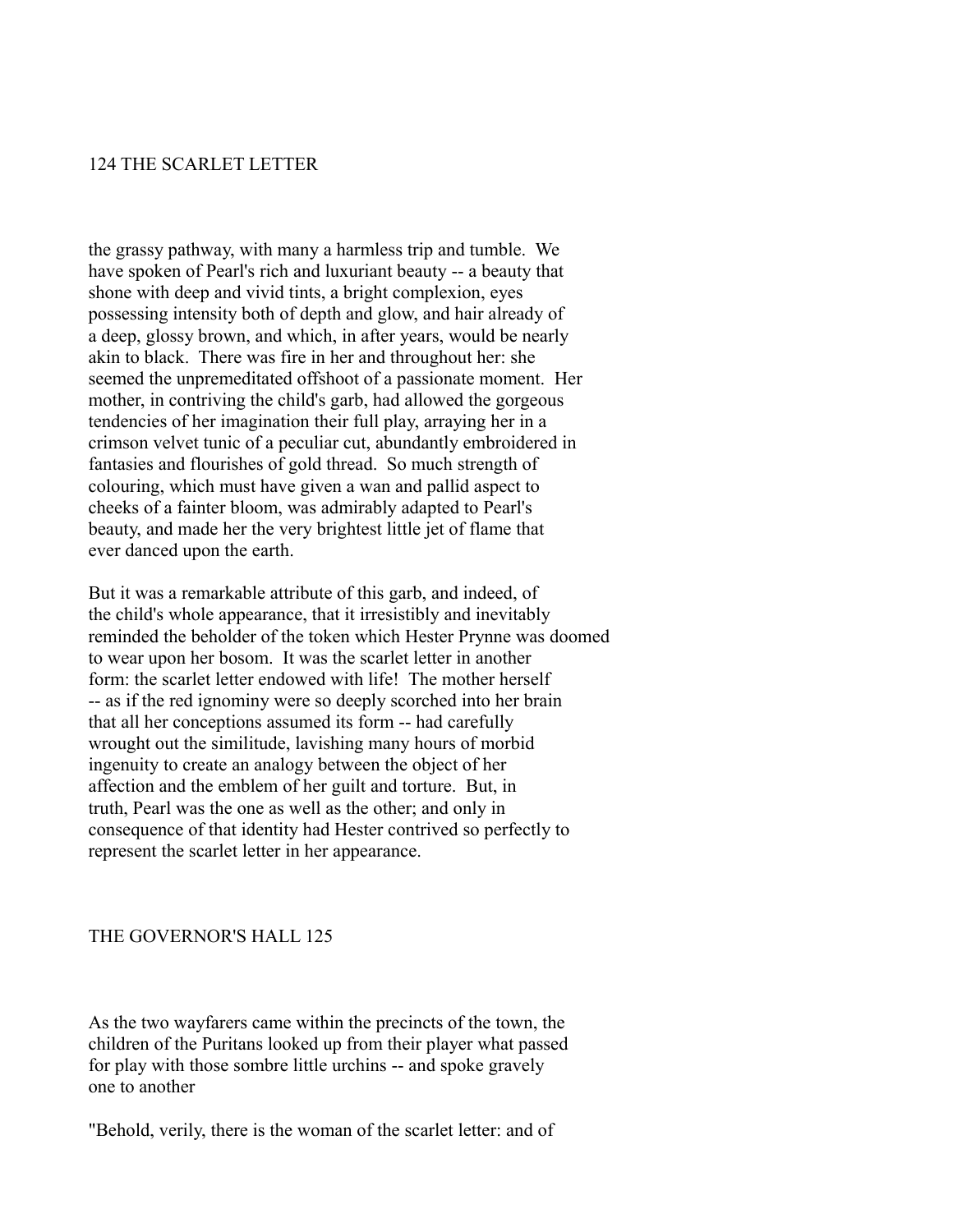the grassy pathway, with many a harmless trip and tumble. We have spoken of Pearl's rich and luxuriant beauty -- a beauty that shone with deep and vivid tints, a bright complexion, eyes possessing intensity both of depth and glow, and hair already of a deep, glossy brown, and which, in after years, would be nearly akin to black. There was fire in her and throughout her: she seemed the unpremeditated offshoot of a passionate moment. Her mother, in contriving the child's garb, had allowed the gorgeous tendencies of her imagination their full play, arraying her in a crimson velvet tunic of a peculiar cut, abundantly embroidered in fantasies and flourishes of gold thread. So much strength of colouring, which must have given a wan and pallid aspect to cheeks of a fainter bloom, was admirably adapted to Pearl's beauty, and made her the very brightest little jet of flame that ever danced upon the earth.

But it was a remarkable attribute of this garb, and indeed, of the child's whole appearance, that it irresistibly and inevitably reminded the beholder of the token which Hester Prynne was doomed to wear upon her bosom. It was the scarlet letter in another form: the scarlet letter endowed with life! The mother herself -- as if the red ignominy were so deeply scorched into her brain that all her conceptions assumed its form -- had carefully wrought out the similitude, lavishing many hours of morbid ingenuity to create an analogy between the object of her affection and the emblem of her guilt and torture. But, in truth, Pearl was the one as well as the other; and only in consequence of that identity had Hester contrived so perfectly to represent the scarlet letter in her appearance.

As the two wayfarers came within the precincts of the town, the children of the Puritans looked up from their player what passed for play with those sombre little urchins -- and spoke gravely one to another

"Behold, verily, there is the woman of the scarlet letter: and of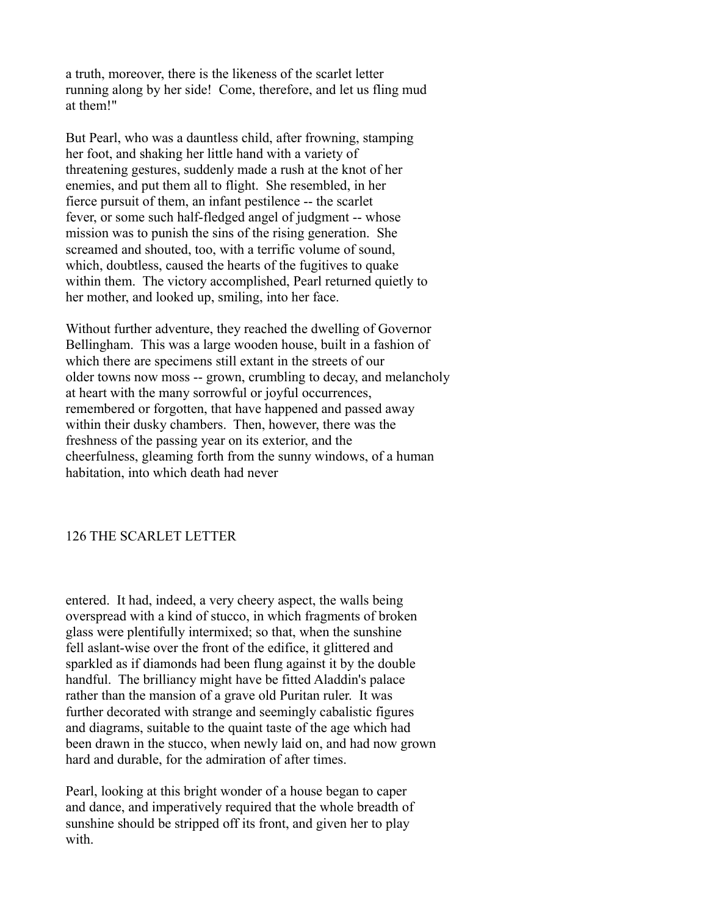a truth, moreover, there is the likeness of the scarlet letter running along by her side! Come, therefore, and let us fling mud at them!"

But Pearl, who was a dauntless child, after frowning, stamping her foot, and shaking her little hand with a variety of threatening gestures, suddenly made a rush at the knot of her enemies, and put them all to flight. She resembled, in her fierce pursuit of them, an infant pestilence -- the scarlet fever, or some such half-fledged angel of judgment -- whose mission was to punish the sins of the rising generation. She screamed and shouted, too, with a terrific volume of sound, which, doubtless, caused the hearts of the fugitives to quake within them. The victory accomplished, Pearl returned quietly to her mother, and looked up, smiling, into her face.

Without further adventure, they reached the dwelling of Governor Bellingham. This was a large wooden house, built in a fashion of which there are specimens still extant in the streets of our older towns now moss -- grown, crumbling to decay, and melancholy at heart with the many sorrowful or joyful occurrences, remembered or forgotten, that have happened and passed away within their dusky chambers. Then, however, there was the freshness of the passing year on its exterior, and the cheerfulness, gleaming forth from the sunny windows, of a human habitation, into which death had never entered. It had, indeed, a very cheery aspect, the walls being overspread with a kind of stucco, in which fragments of broken glass were plentifully intermixed; so that, when the sunshine fell aslant-wise over the front of the edifice, it glittered and sparkled as if diamonds had been flung against it by the double handful. The brilliancy might have be fitted Aladdin's palace rather than the mansion of a grave old Puritan ruler. It was further decorated with strange and seemingly cabalistic figures and diagrams, suitable to the quaint taste of the age which had been drawn in the stucco, when newly laid on, and had now grown hard and durable, for the admiration of after times.

Pearl, looking at this bright wonder of a house began to caper and dance, and imperatively required that the whole breadth of sunshine should be stripped off its front, and given her to play with.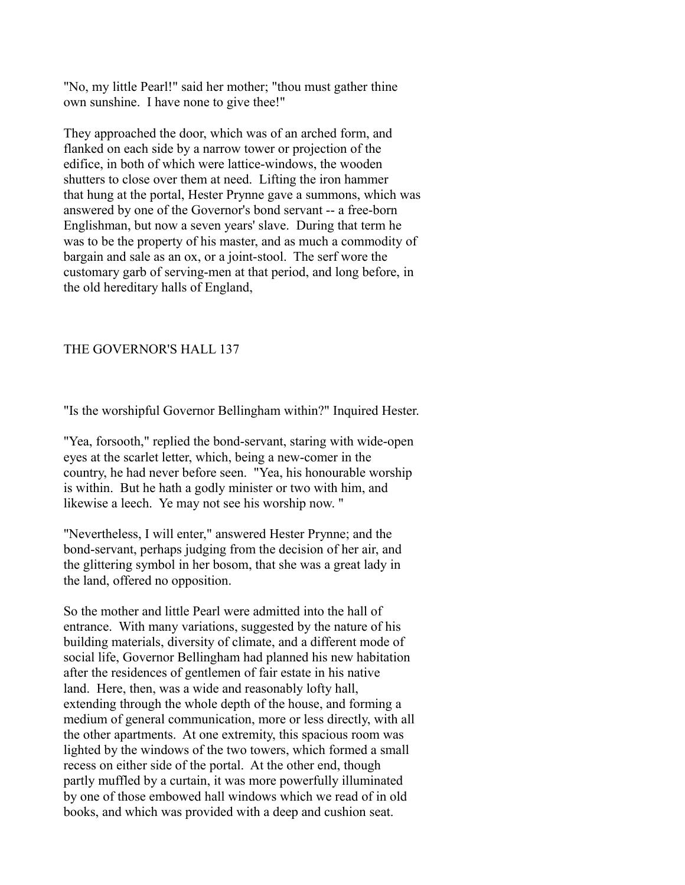"No, my little Pearl!" said her mother; "thou must gather thine own sunshine. I have none to give thee!"

They approached the door, which was of an arched form, and flanked on each side by a narrow tower or projection of the edifice, in both of which were lattice-windows, the wooden shutters to close over them at need. Lifting the iron hammer that hung at the portal, Hester Prynne gave a summons, which was answered by one of the Governor's bond servant -- a free-born Englishman, but now a seven years' slave. During that term he was to be the property of his master, and as much a commodity of bargain and sale as an ox, or a joint-stool. The serf wore the customary garb of serving-men at that period, and long before, in the old hereditary halls of England,

"Is the worshipful Governor Bellingham within?" Inquired Hester.

"Yea, forsooth," replied the bond-servant, staring with wide-open eyes at the scarlet letter, which, being a new-comer in the country, he had never before seen. "Yea, his honourable worship is within. But he hath a godly minister or two with him, and likewise a leech. Ye may not see his worship now. "

"Nevertheless, I will enter," answered Hester Prynne; and the bond-servant, perhaps judging from the decision of her air, and the glittering symbol in her bosom, that she was a great lady in the land, offered no opposition.

So the mother and little Pearl were admitted into the hall of entrance. With many variations, suggested by the nature of his building materials, diversity of climate, and a different mode of social life, Governor Bellingham had planned his new habitation after the residences of gentlemen of fair estate in his native land. Here, then, was a wide and reasonably lofty hall, extending through the whole depth of the house, and forming a medium of general communication, more or less directly, with all the other apartments. At one extremity, this spacious room was lighted by the windows of the two towers, which formed a small recess on either side of the portal. At the other end, though partly muffled by a curtain, it was more powerfully illuminated by one of those embowed hall windows which we read of in old books, and which was provided with a deep and cushion seat.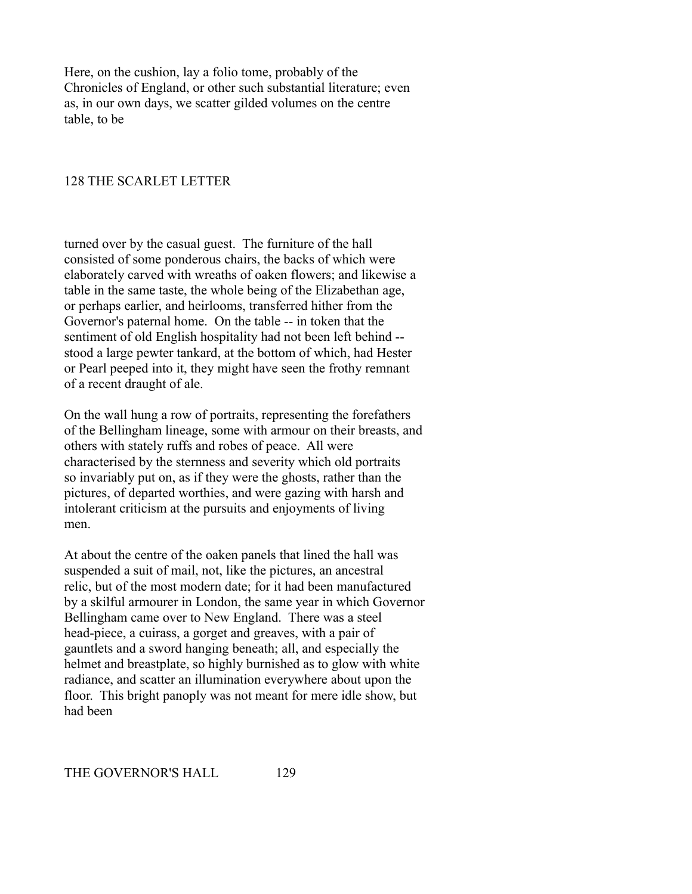Here, on the cushion, lay a folio tome, probably of the Chronicles of England, or other such substantial literature; even as, in our own days, we scatter gilded volumes on the centre table, to be turned over by the casual guest. The furniture of the hall consisted of some ponderous chairs, the backs of which were elaborately carved with wreaths of oaken flowers; and likewise a table in the same taste, the whole being of the Elizabethan age, or perhaps earlier, and heirlooms, transferred hither from the Governor's paternal home. On the table -- in token that the sentiment of old English hospitality had not been left behind -- stood a large pewter tankard, at the bottom of which, had Hester or Pearl peeped into it, they might have seen the frothy remnant of a recent draught of ale.

On the wall hung a row of portraits, representing the forefathers of the Bellingham lineage, some with armour on their breasts, and others with stately ruffs and robes of peace. All were characterised by the sternness and severity which old portraits so invariably put on, as if they were the ghosts, rather than the pictures, of departed worthies, and were gazing with harsh and intolerant criticism at the pursuits and enjoyments of living men.

At about the centre of the oaken panels that lined the hall was suspended a suit of mail, not, like the pictures, an ancestral relic, but of the most modern date; for it had been manufactured by a skilful armourer in London, the same year in which Governor Bellingham came over to New England. There was a steel head-piece, a cuirass, a gorget and greaves, with a pair of gauntlets and a sword hanging beneath; all, and especially the helmet and breastplate, so highly burnished as to glow with white radiance, and scatter an illumination everywhere about upon the floor. This bright panoply was not meant for mere idle show, but had been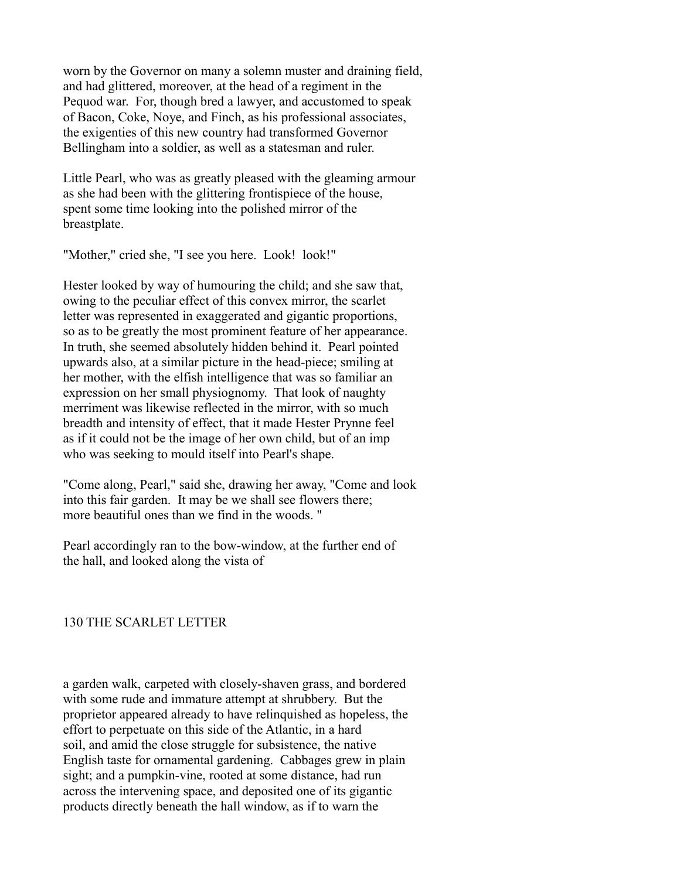worn by the Governor on many a solemn muster and draining field, and had glittered, moreover, at the head of a regiment in the Pequod war. For, though bred a lawyer, and accustomed to speak of Bacon, Coke, Noye, and Finch, as his professional associates, the exigenties of this new country had transformed Governor Bellingham into a soldier, as well as a statesman and ruler.

Little Pearl, who was as greatly pleased with the gleaming armour as she had been with the glittering frontispiece of the house, spent some time looking into the polished mirror of the breastplate.

"Mother," cried she, "I see you here. Look! look!"

Hester looked by way of humouring the child; and she saw that, owing to the peculiar effect of this convex mirror, the scarlet letter was represented in exaggerated and gigantic proportions, so as to be greatly the most prominent feature of her appearance. In truth, she seemed absolutely hidden behind it. Pearl pointed upwards also, at a similar picture in the head-piece; smiling at her mother, with the elfish intelligence that was so familiar an expression on her small physiognomy. That look of naughty merriment was likewise reflected in the mirror, with so much breadth and intensity of effect, that it made Hester Prynne feel as if it could not be the image of her own child, but of an imp who was seeking to mould itself into Pearl's shape.

"Come along, Pearl," said she, drawing her away, "Come and look into this fair garden. It may be we shall see flowers there; more beautiful ones than we find in the woods. "

Pearl accordingly ran to the bow-window, at the further end of the hall, and looked along the vista of a garden walk, carpeted with closely-shaven grass, and bordered with some rude and immature attempt at shrubbery. But the proprietor appeared already to have relinquished as hopeless, the effort to perpetuate on this side of the Atlantic, in a hard soil, and amid the close struggle for subsistence, the native English taste for ornamental gardening. Cabbages grew in plain sight; and a pumpkin-vine, rooted at some distance, had run across the intervening space, and deposited one of its gigantic products directly beneath the hall window, as if to warn the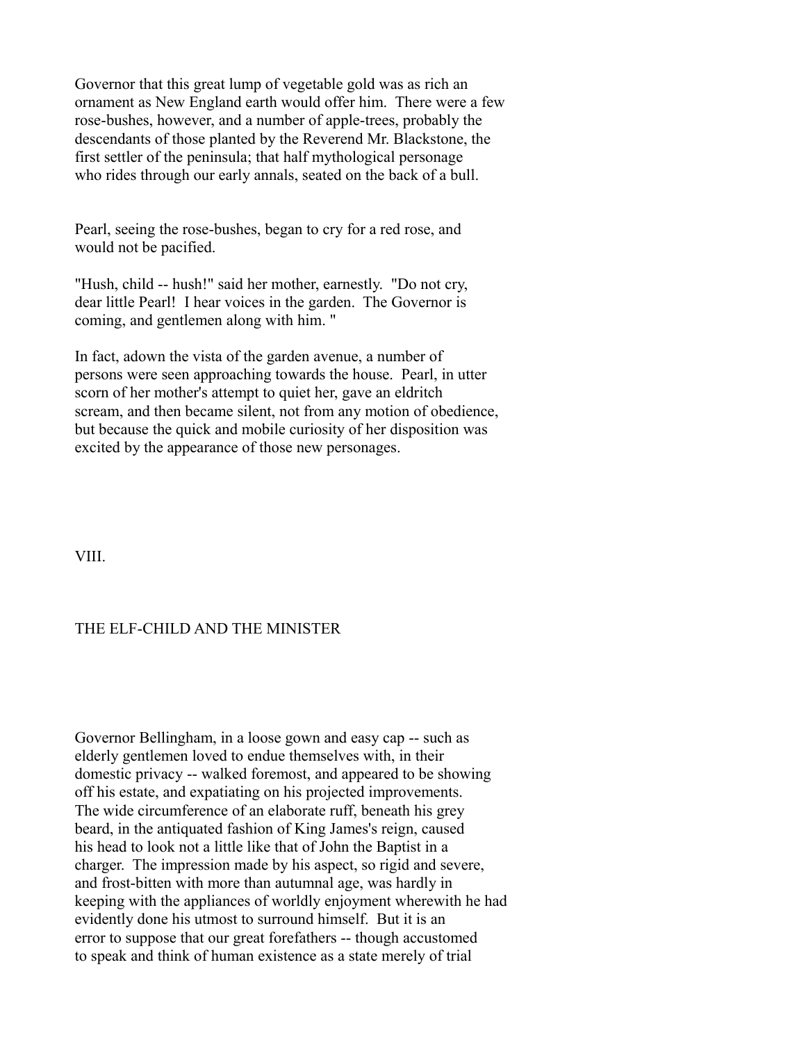Governor that this great lump of vegetable gold was as rich an ornament as New England earth would offer him. There were a few rose-bushes, however, and a number of apple-trees, probably the descendants of those planted by the Reverend Mr. Blackstone, the first settler of the peninsula; that half mythological personage who rides through our early annals, seated on the back of a bull.

Pearl, seeing the rose-bushes, began to cry for a red rose, and would not be pacified.

"Hush, child -- hush!" said her mother, earnestly. "Do not cry, dear little Pearl! I hear voices in the garden. The Governor is coming, and gentlemen along with him. "

In fact, adown the vista of the garden avenue, a number of persons were seen approaching towards the house. Pearl, in utter scorn of her mother's attempt to quiet her, gave an eldritch scream, and then became silent, not from any motion of obedience, but because the quick and mobile curiosity of her disposition was excited by the appearance of those new personages.

## VIII.

## THE ELF-CHILD AND THE MINISTER

Governor Bellingham, in a loose gown and easy cap -- such as elderly gentlemen loved to endue themselves with, in their domestic privacy -- walked foremost, and appeared to be showing off his estate, and expatiating on his projected improvements. The wide circumference of an elaborate ruff, beneath his grey beard, in the antiquated fashion of King James's reign, caused his head to look not a little like that of John the Baptist in a charger. The impression made by his aspect, so rigid and severe, and frost-bitten with more than autumnal age, was hardly in keeping with the appliances of worldly enjoyment wherewith he had evidently done his utmost to surround himself. But it is an error to suppose that our great forefathers -- though accustomed to speak and think of human existence as a state merely of trial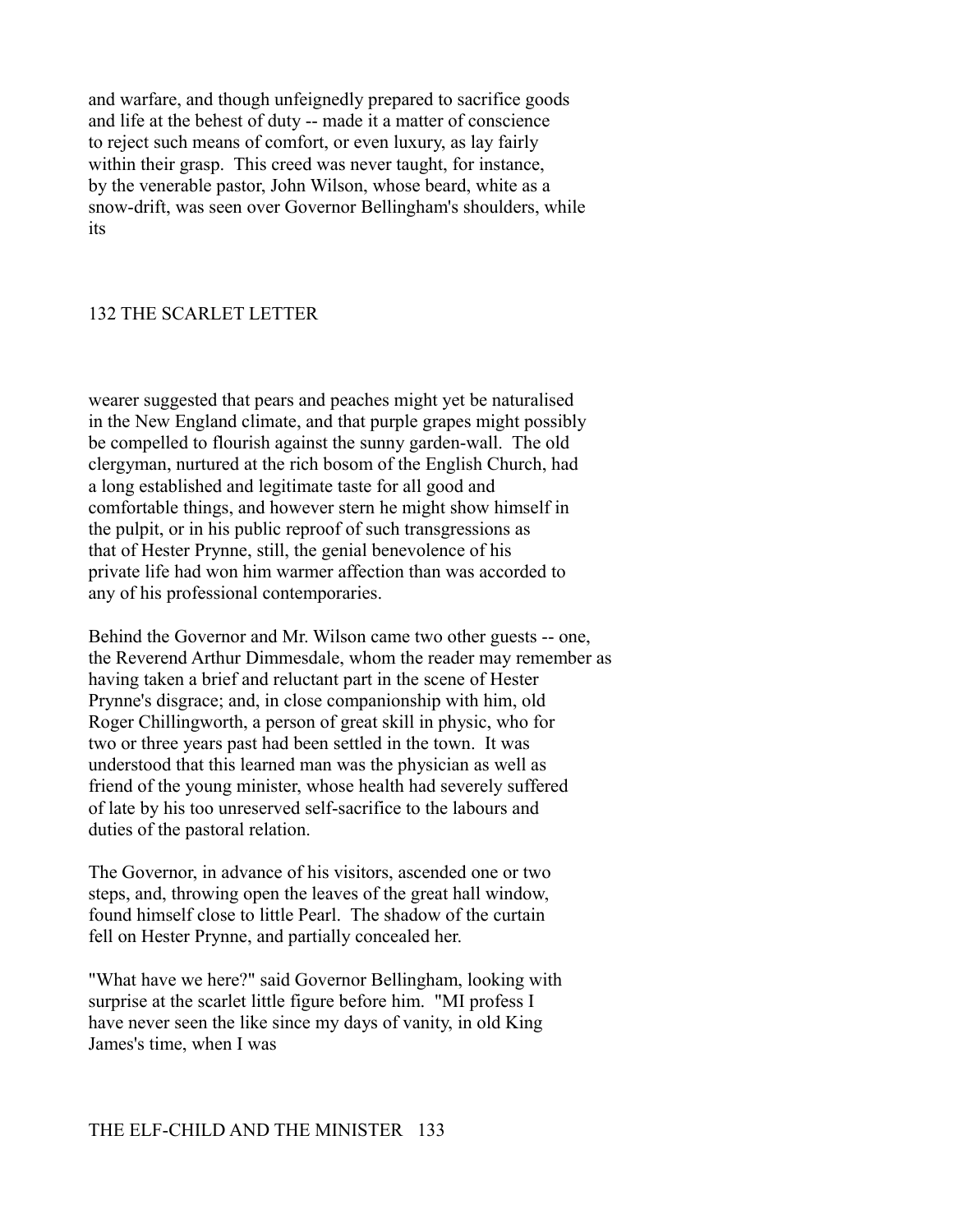and warfare, and though unfeignedly prepared to sacrifice goods and life at the behest of duty -- made it a matter of conscience to reject such means of comfort, or even luxury, as lay fairly within their grasp. This creed was never taught, for instance, by the venerable pastor, John Wilson, whose beard, white as a snow-drift, was seen over Governor Bellingham's shoulders, while its wearer suggested that pears and peaches might yet be naturalised in the New England climate, and that purple grapes might possibly be compelled to flourish against the sunny garden-wall. The old clergyman, nurtured at the rich bosom of the English Church, had a long established and legitimate taste for all good and comfortable things, and however stern he might show himself in the pulpit, or in his public reproof of such transgressions as that of Hester Prynne, still, the genial benevolence of his private life had won him warmer affection than was accorded to any of his professional contemporaries.

Behind the Governor and Mr. Wilson came two other guests -- one, the Reverend Arthur Dimmesdale, whom the reader may remember as having taken a brief and reluctant part in the scene of Hester Prynne's disgrace; and, in close companionship with him, old Roger Chillingworth, a person of great skill in physic, who for two or three years past had been settled in the town. It was understood that this learned man was the physician as well as friend of the young minister, whose health had severely suffered of late by his too unreserved self-sacrifice to the labours and duties of the pastoral relation.

The Governor, in advance of his visitors, ascended one or two steps, and, throwing open the leaves of the great hall window, found himself close to little Pearl. The shadow of the curtain fell on Hester Prynne, and partially concealed her.

"What have we here?" said Governor Bellingham, looking with surprise at the scarlet little figure before him. "MI profess I have never seen the like since my days of vanity, in old King James's time, when I was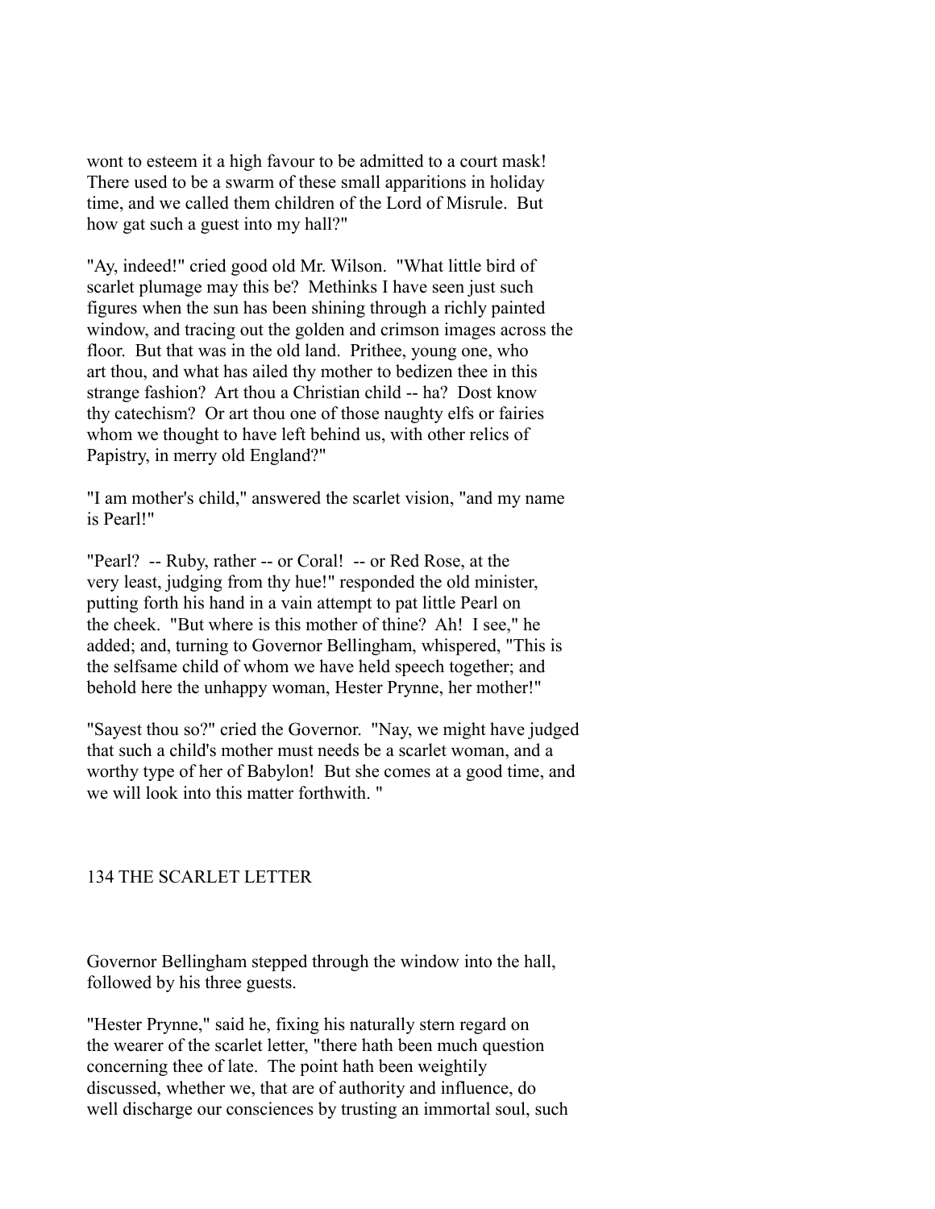wont to esteem it a high favour to be admitted to a court mask! There used to be a swarm of these small apparitions in holiday time, and we called them children of the Lord of Misrule. But how gat such a guest into my hall?"

"Ay, indeed!" cried good old Mr. Wilson. "What little bird of scarlet plumage may this be? Methinks I have seen just such figures when the sun has been shining through a richly painted window, and tracing out the golden and crimson images across the floor. But that was in the old land. Prithee, young one, who art thou, and what has ailed thy mother to bedizen thee in this strange fashion? Art thou a Christian child -- ha? Dost know thy catechism? Or art thou one of those naughty elfs or fairies whom we thought to have left behind us, with other relics of Papistry, in merry old England?"

"I am mother's child," answered the scarlet vision, "and my name is Pearl!"

"Pearl? -- Ruby, rather -- or Coral! -- or Red Rose, at the very least, judging from thy hue!" responded the old minister, putting forth his hand in a vain attempt to pat little Pearl on the cheek. "But where is this mother of thine? Ah! I see," he added; and, turning to Governor Bellingham, whispered, "This is the selfsame child of whom we have held speech together; and behold here the unhappy woman, Hester Prynne, her mother!"

"Sayest thou so?" cried the Governor. "Nay, we might have judged that such a child's mother must needs be a scarlet woman, and a worthy type of her of Babylon! But she comes at a good time, and we will look into this matter forthwith. "

Governor Bellingham stepped through the window into the hall, followed by his three guests.

"Hester Prynne," said he, fixing his naturally stern regard on the wearer of the scarlet letter, "there hath been much question concerning thee of late. The point hath been weightily discussed, whether we, that are of authority and influence, do well discharge our consciences by trusting an immortal soul, such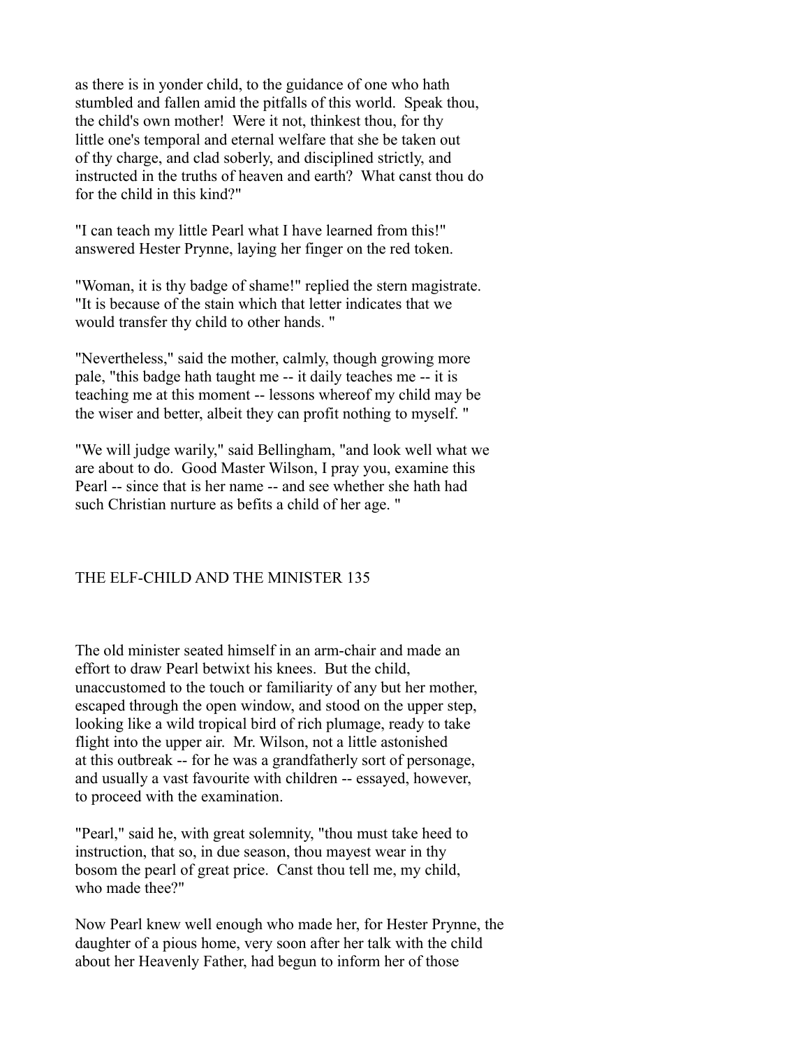as there is in yonder child, to the guidance of one who hath stumbled and fallen amid the pitfalls of this world. Speak thou, the child's own mother! Were it not, thinkest thou, for thy little one's temporal and eternal welfare that she be taken out of thy charge, and clad soberly, and disciplined strictly, and instructed in the truths of heaven and earth? What canst thou do for the child in this kind?"

"I can teach my little Pearl what I have learned from this!" answered Hester Prynne, laying her finger on the red token.

"Woman, it is thy badge of shame!" replied the stern magistrate. "It is because of the stain which that letter indicates that we would transfer thy child to other hands. "

"Nevertheless," said the mother, calmly, though growing more pale, "this badge hath taught me -- it daily teaches me -- it is teaching me at this moment -- lessons whereof my child may be the wiser and better, albeit they can profit nothing to myself. "

"We will judge warily," said Bellingham, "and look well what we are about to do. Good Master Wilson, I pray you, examine this Pearl -- since that is her name -- and see whether she hath had such Christian nurture as befits a child of her age. "

The old minister seated himself in an arm-chair and made an effort to draw Pearl betwixt his knees. But the child, unaccustomed to the touch or familiarity of any but her mother, escaped through the open window, and stood on the upper step, looking like a wild tropical bird of rich plumage, ready to take flight into the upper air. Mr. Wilson, not a little astonished at this outbreak -- for he was a grandfatherly sort of personage, and usually a vast favourite with children -- essayed, however, to proceed with the examination.

"Pearl," said he, with great solemnity, "thou must take heed to instruction, that so, in due season, thou mayest wear in thy bosom the pearl of great price. Canst thou tell me, my child, who made thee?"

Now Pearl knew well enough who made her, for Hester Prynne, the daughter of a pious home, very soon after her talk with the child about her Heavenly Father, had begun to inform her of those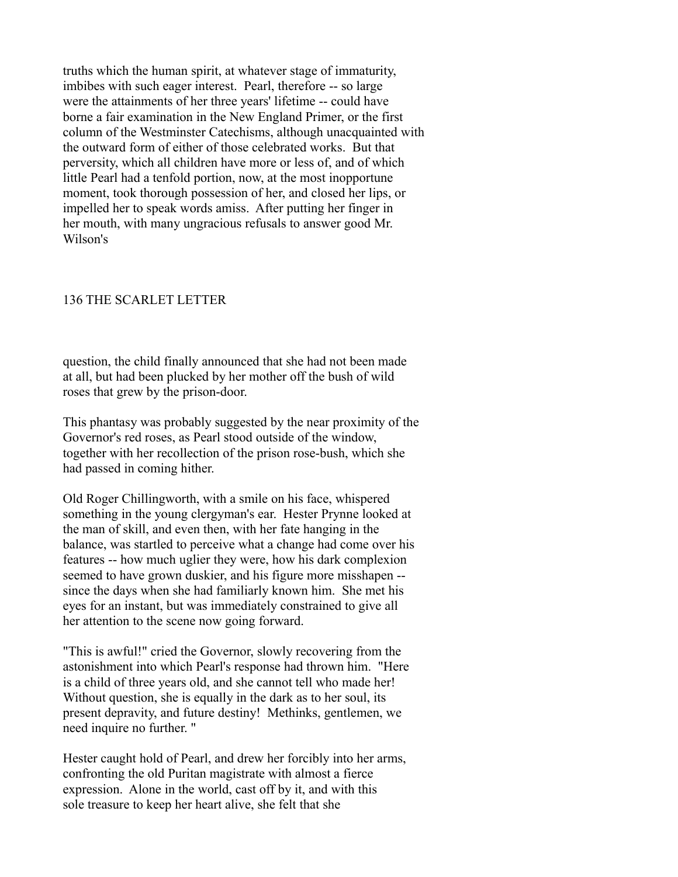truths which the human spirit, at whatever stage of immaturity, imbibes with such eager interest. Pearl, therefore -- so large were the attainments of her three years' lifetime -- could have borne a fair examination in the New England Primer, or the first column of the Westminster Catechisms, although unacquainted with the outward form of either of those celebrated works. But that perversity, which all children have more or less of, and of which little Pearl had a tenfold portion, now, at the most inopportune moment, took thorough possession of her, and closed her lips, or impelled her to speak words amiss. After putting her finger in her mouth, with many ungracious refusals to answer good Mr. Wilson's question, the child finally announced that she had not been made at all, but had been plucked by her mother off the bush of wild roses that grew by the prison-door.

This phantasy was probably suggested by the near proximity of the Governor's red roses, as Pearl stood outside of the window, together with her recollection of the prison rose-bush, which she had passed in coming hither.

Old Roger Chillingworth, with a smile on his face, whispered something in the young clergyman's ear. Hester Prynne looked at the man of skill, and even then, with her fate hanging in the balance, was startled to perceive what a change had come over his features -- how much uglier they were, how his dark complexion seemed to have grown duskier, and his figure more misshapen -- since the days when she had familiarly known him. She met his eyes for an instant, but was immediately constrained to give all her attention to the scene now going forward.

"This is awful!" cried the Governor, slowly recovering from the astonishment into which Pearl's response had thrown him. "Here is a child of three years old, and she cannot tell who made her! Without question, she is equally in the dark as to her soul, its present depravity, and future destiny! Methinks, gentlemen, we need inquire no further. "

Hester caught hold of Pearl, and drew her forcibly into her arms, confronting the old Puritan magistrate with almost a fierce expression. Alone in the world, cast off by it, and with this sole treasure to keep her heart alive, she felt that she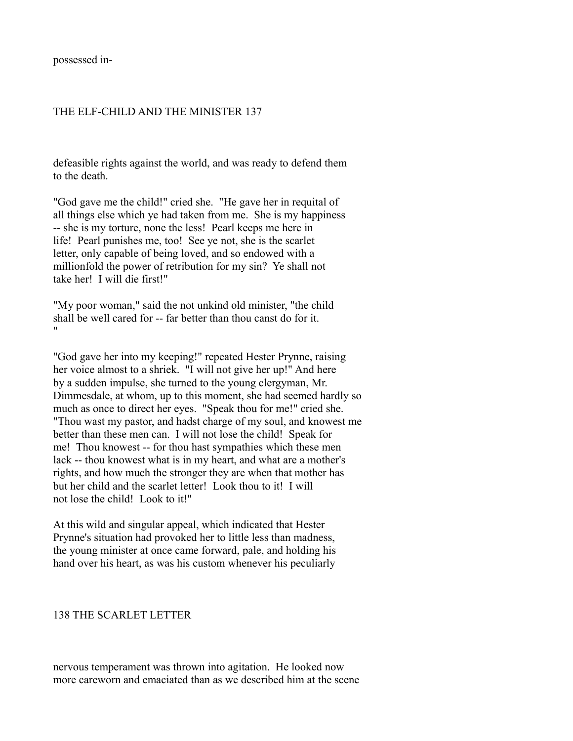possessed in-

defeasible rights against the world, and was ready to defend them to the death.

"God gave me the child!" cried she. "He gave her in requital of all things else which ye had taken from me. She is my happiness -- she is my torture, none the less! Pearl keeps me here in life! Pearl punishes me, too! See ye not, she is the scarlet letter, only capable of being loved, and so endowed with a millionfold the power of retribution for my sin? Ye shall not take her! I will die first!"

"My poor woman," said the not unkind old minister, "the child shall be well cared for -- far better than thou canst do for it. "

"God gave her into my keeping!" repeated Hester Prynne, raising her voice almost to a shriek. "I will not give her up!" And here by a sudden impulse, she turned to the young clergyman, Mr. Dimmesdale, at whom, up to this moment, she had seemed hardly so much as once to direct her eyes. "Speak thou for me!" cried she. "Thou wast my pastor, and hadst charge of my soul, and knowest me better than these men can. I will not lose the child! Speak for me! Thou knowest -- for thou hast sympathies which these men lack -- thou knowest what is in my heart, and what are a mother's rights, and how much the stronger they are when that mother has but her child and the scarlet letter! Look thou to it! I will not lose the child! Look to it!"

At this wild and singular appeal, which indicated that Hester Prynne's situation had provoked her to little less than madness, the young minister at once came forward, pale, and holding his hand over his heart, as was his custom whenever his peculiarly

nervous temperament was thrown into agitation. He looked now more careworn and emaciated than as we described him at the scene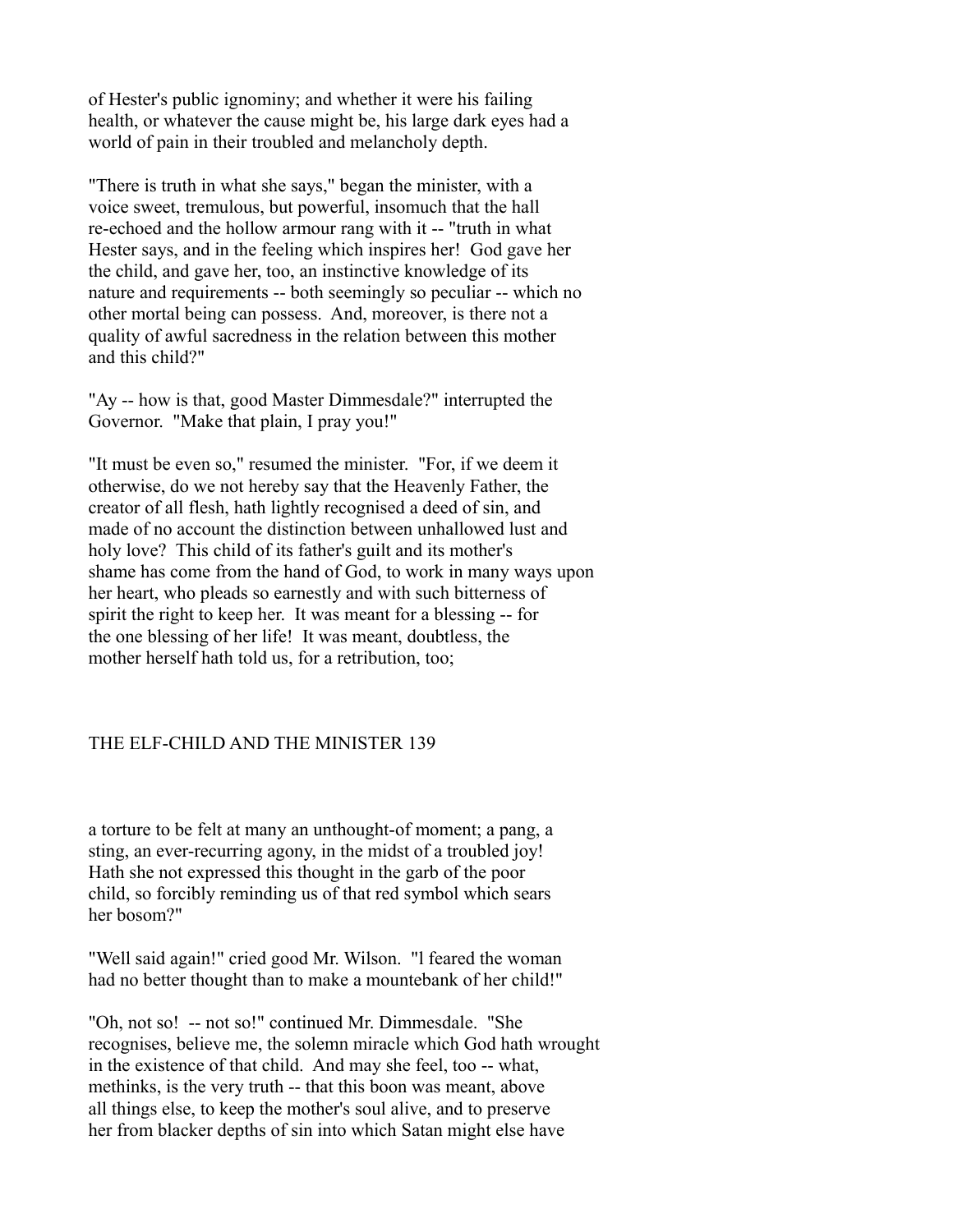of Hester's public ignominy; and whether it were his failing health, or whatever the cause might be, his large dark eyes had a world of pain in their troubled and melancholy depth.

"There is truth in what she says," began the minister, with a voice sweet, tremulous, but powerful, insomuch that the hall re-echoed and the hollow armour rang with it -- "truth in what Hester says, and in the feeling which inspires her! God gave her the child, and gave her, too, an instinctive knowledge of its nature and requirements -- both seemingly so peculiar -- which no other mortal being can possess. And, moreover, is there not a quality of awful sacredness in the relation between this mother and this child?"

"Ay -- how is that, good Master Dimmesdale?" interrupted the Governor. "Make that plain, I pray you!"

"It must be even so," resumed the minister. "For, if we deem it otherwise, do we not hereby say that the Heavenly Father, the creator of all flesh, hath lightly recognised a deed of sin, and made of no account the distinction between unhallowed lust and holy love? This child of its father's guilt and its mother's shame has come from the hand of God, to work in many ways upon her heart, who pleads so earnestly and with such bitterness of spirit the right to keep her. It was meant for a blessing -- for the one blessing of her life! It was meant, doubtless, the mother herself hath told us, for a retribution, too; a torture to be felt at many an unthought-of moment; a pang, a sting, an ever-recurring agony, in the midst of a troubled joy! Hath she not expressed this thought in the garb of the poor child, so forcibly reminding us of that red symbol which sears her bosom?"

"Well said again!" cried good Mr. Wilson. "I feared the woman had no better thought than to make a mountebank of her child!"

"Oh, not so! -- not so!" continued Mr. Dimmesdale. "She recognises, believe me, the solemn miracle which God hath wrought in the existence of that child. And may she feel, too -- what, methinks, is the very truth -- that this boon was meant, above all things else, to keep the mother's soul alive, and to preserve her from blacker depths of sin into which Satan might else have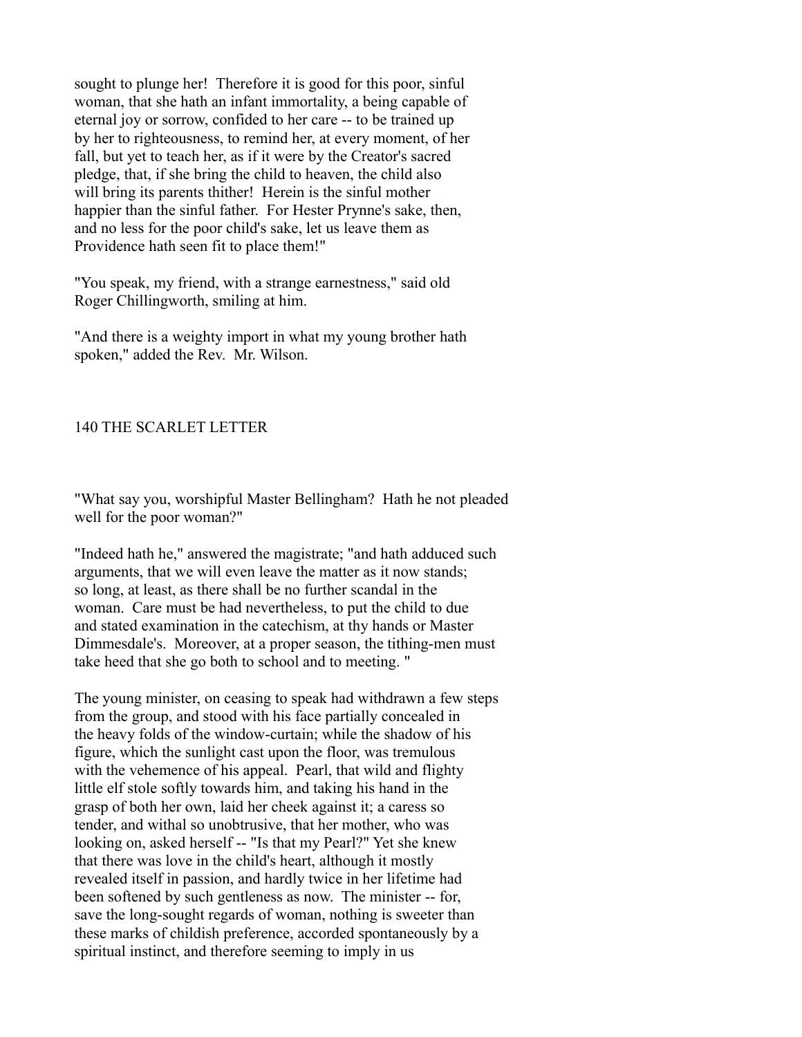sought to plunge her! Therefore it is good for this poor, sinful woman, that she hath an infant immortality, a being capable of eternal joy or sorrow, confided to her care -- to be trained up by her to righteousness, to remind her, at every moment, of her fall, but yet to teach her, as if it were by the Creator's sacred pledge, that, if she bring the child to heaven, the child also will bring its parents thither! Herein is the sinful mother happier than the sinful father. For Hester Prynne's sake, then, and no less for the poor child's sake, let us leave them as Providence hath seen fit to place them!"

"You speak, my friend, with a strange earnestness," said old Roger Chillingworth, smiling at him.

"And there is a weighty import in what my young brother hath spoken," added the Rev. Mr. Wilson.

"What say you, worshipful Master Bellingham? Hath he not pleaded well for the poor woman?"

"Indeed hath he," answered the magistrate; "and hath adduced such arguments, that we will even leave the matter as it now stands; so long, at least, as there shall be no further scandal in the woman. Care must be had nevertheless, to put the child to due and stated examination in the catechism, at thy hands or Master Dimmesdale's. Moreover, at a proper season, the tithing-men must take heed that she go both to school and to meeting. "

The young minister, on ceasing to speak had withdrawn a few steps from the group, and stood with his face partially concealed in the heavy folds of the window-curtain; while the shadow of his figure, which the sunlight cast upon the floor, was tremulous with the vehemence of his appeal. Pearl, that wild and flighty little elf stole softly towards him, and taking his hand in the grasp of both her own, laid her cheek against it; a caress so tender, and withal so unobtrusive, that her mother, who was looking on, asked herself -- "Is that my Pearl?" Yet she knew that there was love in the child's heart, although it mostly revealed itself in passion, and hardly twice in her lifetime had been softened by such gentleness as now. The minister -- for, save the long-sought regards of woman, nothing is sweeter than these marks of childish preference, accorded spontaneously by a spiritual instinct, and therefore seeming to imply in us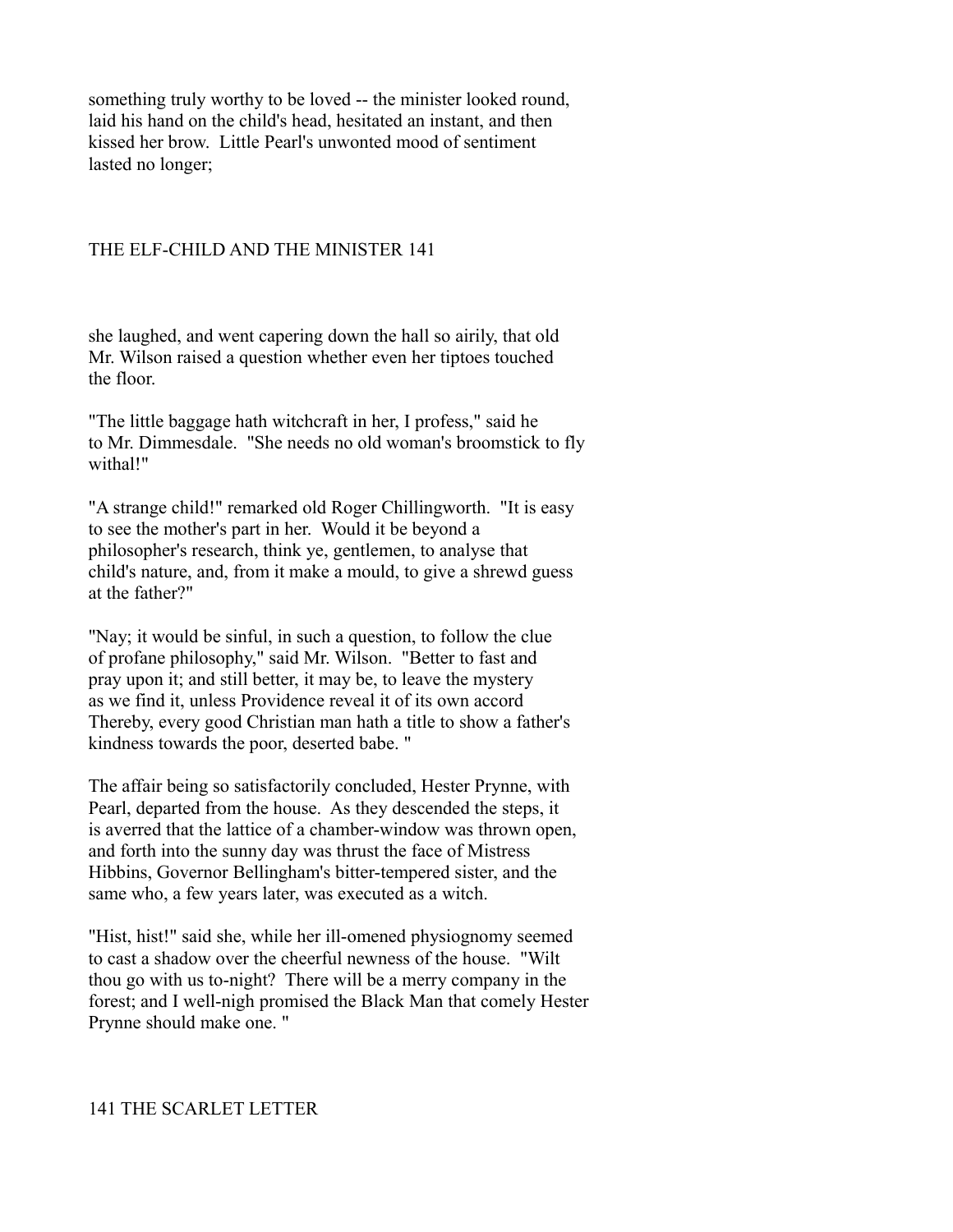something truly worthy to be loved -- the minister looked round, laid his hand on the child's head, hesitated an instant, and then kissed her brow. Little Pearl's unwonted mood of sentiment lasted no longer;

she laughed, and went capering down the hall so airily, that old Mr. Wilson raised a question whether even her tiptoes touched the floor.

"The little baggage hath witchcraft in her, I profess," said he to Mr. Dimmesdale. "She needs no old woman's broomstick to fly withal!"

"A strange child!" remarked old Roger Chillingworth. "It is easy to see the mother's part in her. Would it be beyond a philosopher's research, think ye, gentlemen, to analyse that child's nature, and, from it make a mould, to give a shrewd guess at the father?"

"Nay; it would be sinful, in such a question, to follow the clue of profane philosophy," said Mr. Wilson. "Better to fast and pray upon it; and still better, it may be, to leave the mystery as we find it, unless Providence reveal it of its own accord Thereby, every good Christian man hath a title to show a father's kindness towards the poor, deserted babe. "

The affair being so satisfactorily concluded, Hester Prynne, with Pearl, departed from the house. As they descended the steps, it is averred that the lattice of a chamber-window was thrown open, and forth into the sunny day was thrust the face of Mistress Hibbins, Governor Bellingham's bitter-tempered sister, and the same who, a few years later, was executed as a witch.

"Hist, hist!" said she, while her ill-omened physiognomy seemed to cast a shadow over the cheerful newness of the house. "Wilt thou go with us to-night? There will be a merry company in the forest; and I well-nigh promised the Black Man that comely Hester Prynne should make one. "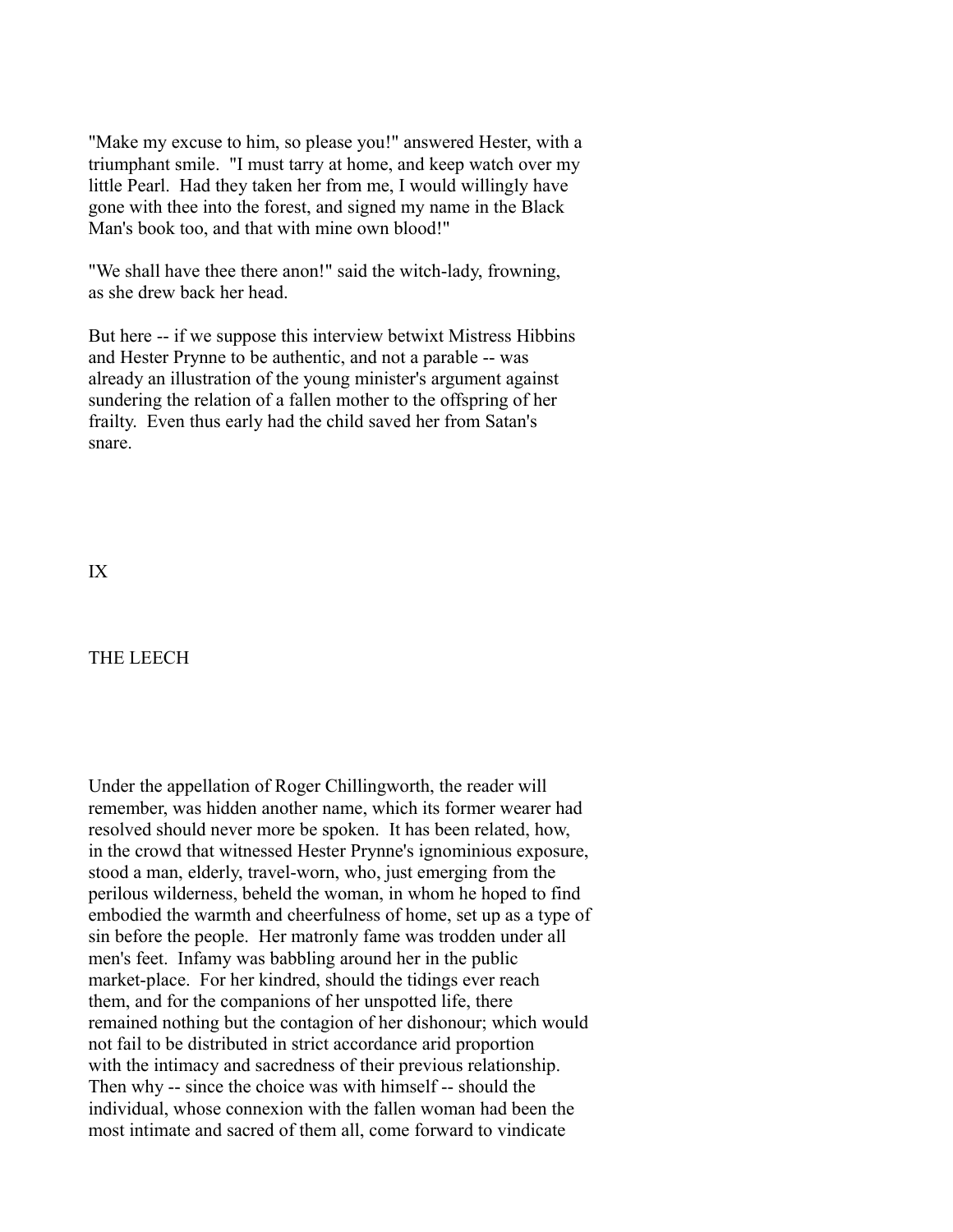"Make my excuse to him, so please you!" answered Hester, with a triumphant smile. "I must tarry at home, and keep watch over my little Pearl. Had they taken her from me, I would willingly have gone with thee into the forest, and signed my name in the Black Man's book too, and that with mine own blood!"

"We shall have thee there anon!" said the witch-lady, frowning, as she drew back her head.

But here -- if we suppose this interview betwixt Mistress Hibbins and Hester Prynne to be authentic, and not a parable -- was already an illustration of the young minister's argument against sundering the relation of a fallen mother to the offspring of her frailty. Even thus early had the child saved her from Satan's snare.

# IX

## THE LEECH

Under the appellation of Roger Chillingworth, the reader will remember, was hidden another name, which its former wearer had resolved should never more be spoken. It has been related, how, in the crowd that witnessed Hester Prynne's ignominious exposure, stood a man, elderly, travel-worn, who, just emerging from the perilous wilderness, beheld the woman, in whom he hoped to find embodied the warmth and cheerfulness of home, set up as a type of sin before the people. Her matronly fame was trodden under all men's feet. Infamy was babbling around her in the public market-place. For her kindred, should the tidings ever reach them, and for the companions of her unspotted life, there remained nothing but the contagion of her dishonour; which would not fail to be distributed in strict accordance arid proportion with the intimacy and sacredness of their previous relationship. Then why -- since the choice was with himself -- should the individual, whose connexion with the fallen woman had been the most intimate and sacred of them all, come forward to vindicate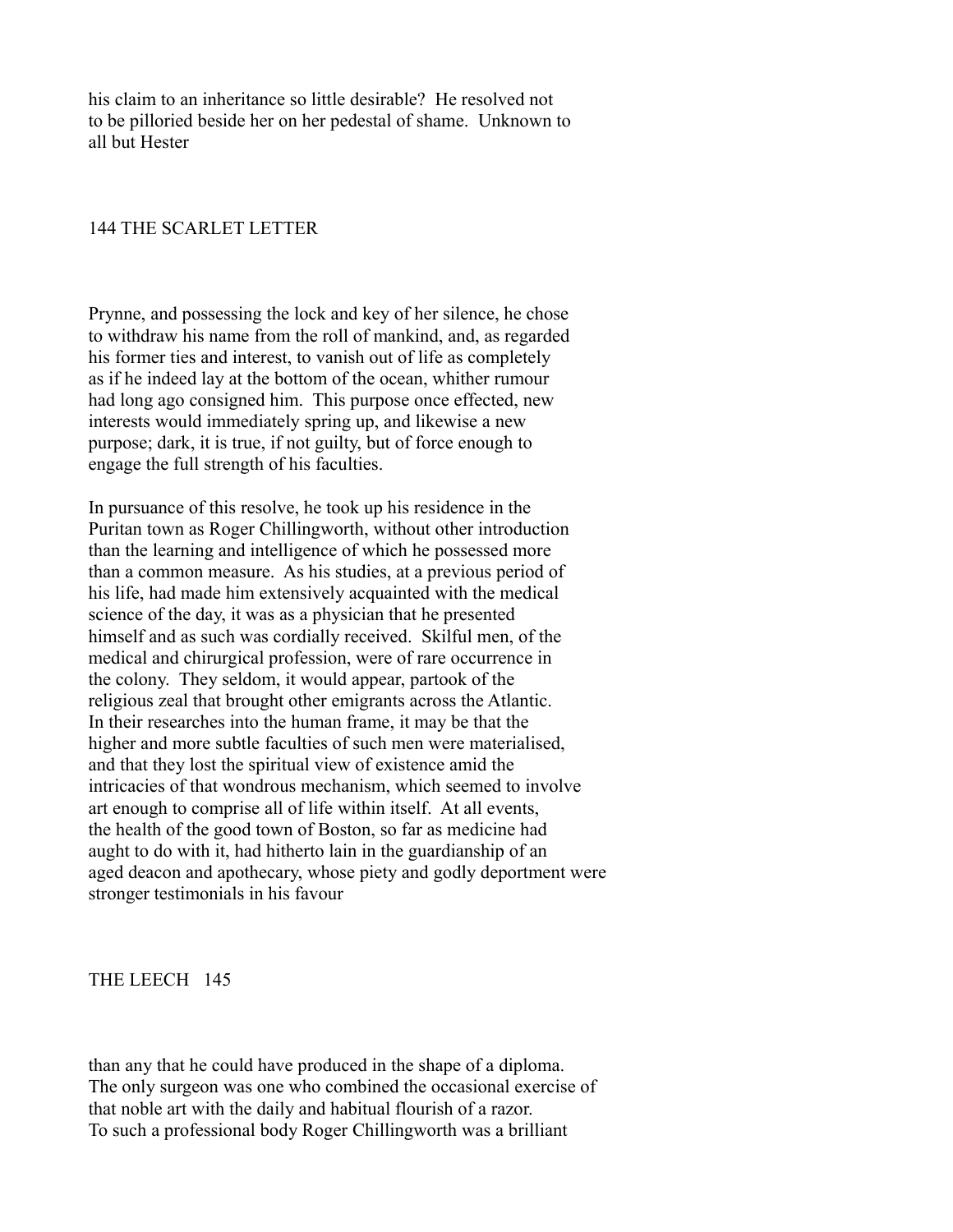his claim to an inheritance so little desirable? He resolved not to be pilloried beside her on her pedestal of shame. Unknown to all but Hester Prynne, and possessing the lock and key of her silence, he chose to withdraw his name from the roll of mankind, and, as regarded his former ties and interest, to vanish out of life as completely as if he indeed lay at the bottom of the ocean, whither rumour had long ago consigned him. This purpose once effected, new interests would immediately spring up, and likewise a new purpose; dark, it is true, if not guilty, but of force enough to engage the full strength of his faculties.

In pursuance of this resolve, he took up his residence in the Puritan town as Roger Chillingworth, without other introduction than the learning and intelligence of which he possessed more than a common measure. As his studies, at a previous period of his life, had made him extensively acquainted with the medical science of the day, it was as a physician that he presented himself and as such was cordially received. Skilful men, of the medical and chirurgical profession, were of rare occurrence in the colony. They seldom, it would appear, partook of the religious zeal that brought other emigrants across the Atlantic. In their researches into the human frame, it may be that the higher and more subtle faculties of such men were materialised, and that they lost the spiritual view of existence amid the intricacies of that wondrous mechanism, which seemed to involve art enough to comprise all of life within itself. At all events, the health of the good town of Boston, so far as medicine had aught to do with it, had hitherto lain in the guardianship of an aged deacon and apothecary, whose piety and godly deportment were stronger testimonials in his favour than any that he could have produced in the shape of a diploma. The only surgeon was one who combined the occasional exercise of that noble art with the daily and habitual flourish of a razor. To such a professional body Roger Chillingworth was a brilliant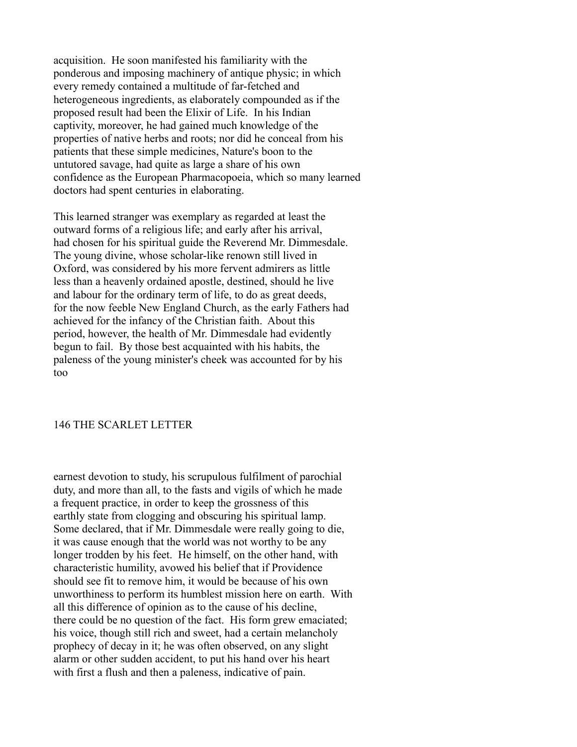acquisition. He soon manifested his familiarity with the ponderous and imposing machinery of antique physic; in which every remedy contained a multitude of far-fetched and heterogeneous ingredients, as elaborately compounded as if the proposed result had been the Elixir of Life. In his Indian captivity, moreover, he had gained much knowledge of the properties of native herbs and roots; nor did he conceal from his patients that these simple medicines, Nature's boon to the untutored savage, had quite as large a share of his own confidence as the European Pharmacopoeia, which so many learned doctors had spent centuries in elaborating.

This learned stranger was exemplary as regarded at least the outward forms of a religious life; and early after his arrival, had chosen for his spiritual guide the Reverend Mr. Dimmesdale. The young divine, whose scholar-like renown still lived in Oxford, was considered by his more fervent admirers as little less than a heavenly ordained apostle, destined, should he live and labour for the ordinary term of life, to do as great deeds, for the now feeble New England Church, as the early Fathers had achieved for the infancy of the Christian faith. About this period, however, the health of Mr. Dimmesdale had evidently begun to fail. By those best acquainted with his habits, the paleness of the young minister's cheek was accounted for by his too earnest devotion to study, his scrupulous fulfilment of parochial duty, and more than all, to the fasts and vigils of which he made a frequent practice, in order to keep the grossness of this earthly state from clogging and obscuring his spiritual lamp. Some declared, that if Mr. Dimmesdale were really going to die, it was cause enough that the world was not worthy to be any longer trodden by his feet. He himself, on the other hand, with characteristic humility, avowed his belief that if Providence should see fit to remove him, it would be because of his own unworthiness to perform its humblest mission here on earth. With all this difference of opinion as to the cause of his decline, there could be no question of the fact. His form grew emaciated; his voice, though still rich and sweet, had a certain melancholy prophecy of decay in it; he was often observed, on any slight alarm or other sudden accident, to put his hand over his heart with first a flush and then a paleness, indicative of pain.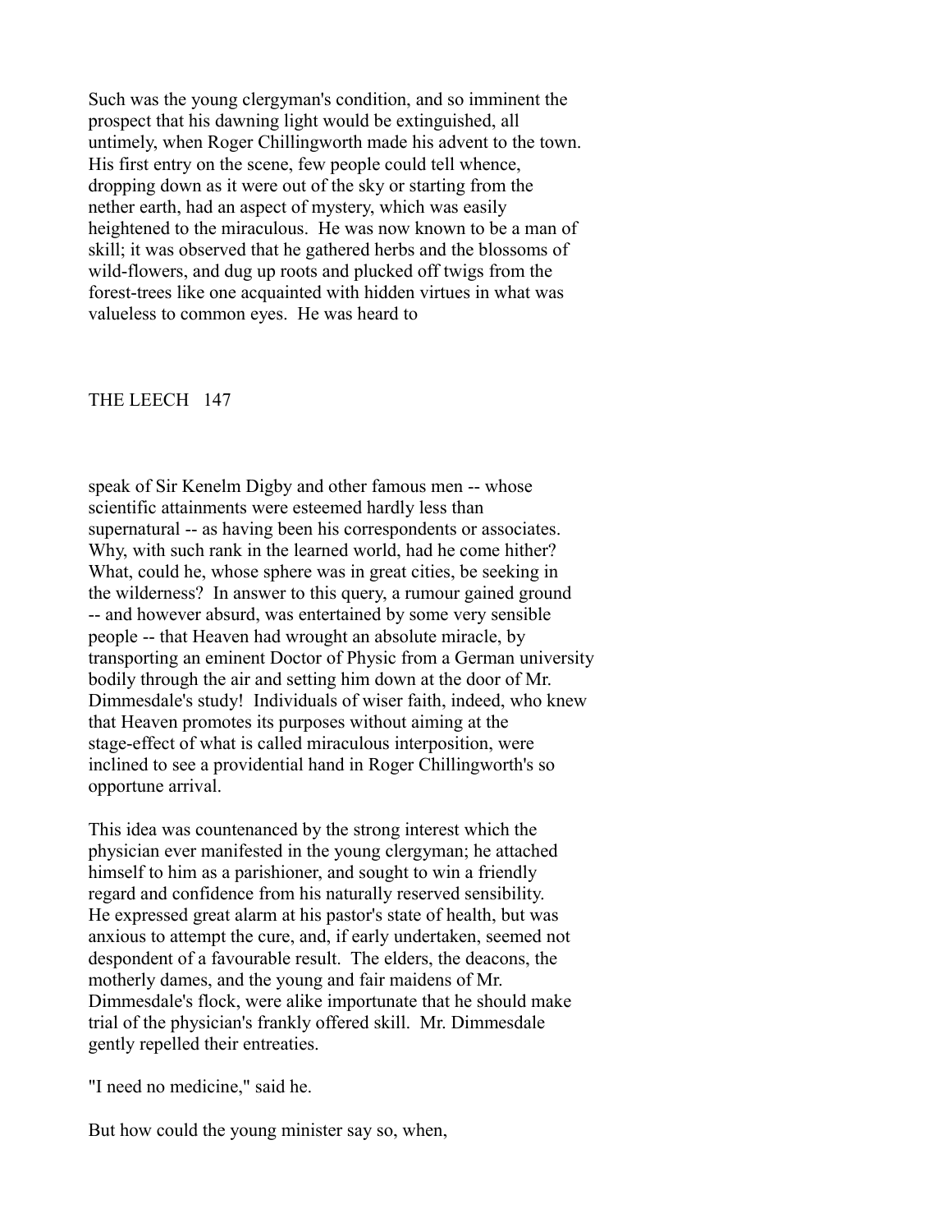Such was the young clergyman's condition, and so imminent the prospect that his dawning light would be extinguished, all untimely, when Roger Chillingworth made his advent to the town. His first entry on the scene, few people could tell whence, dropping down as it were out of the sky or starting from the nether earth, had an aspect of mystery, which was easily heightened to the miraculous. He was now known to be a man of skill; it was observed that he gathered herbs and the blossoms of wild-flowers, and dug up roots and plucked off twigs from the forest-trees like one acquainted with hidden virtues in what was valueless to common eyes. He was heard to speak of Sir Kenelm Digby and other famous men -- whose scientific attainments were esteemed hardly less than supernatural -- as having been his correspondents or associates. Why, with such rank in the learned world, had he come hither? What, could he, whose sphere was in great cities, be seeking in the wilderness? In answer to this query, a rumour gained ground -- and however absurd, was entertained by some very sensible people -- that Heaven had wrought an absolute miracle, by transporting an eminent Doctor of Physic from a German university bodily through the air and setting him down at the door of Mr. Dimmesdale's study! Individuals of wiser faith, indeed, who knew that Heaven promotes its purposes without aiming at the stage-effect of what is called miraculous interposition, were inclined to see a providential hand in Roger Chillingworth's so opportune arrival.

This idea was countenanced by the strong interest which the physician ever manifested in the young clergyman; he attached himself to him as a parishioner, and sought to win a friendly regard and confidence from his naturally reserved sensibility. He expressed great alarm at his pastor's state of health, but was anxious to attempt the cure, and, if early undertaken, seemed not despondent of a favourable result. The elders, the deacons, the motherly dames, and the young and fair maidens of Mr. Dimmesdale's flock, were alike importunate that he should make trial of the physician's frankly offered skill. Mr. Dimmesdale gently repelled their entreaties.

"I need no medicine," said he.

But how could the young minister say so, when,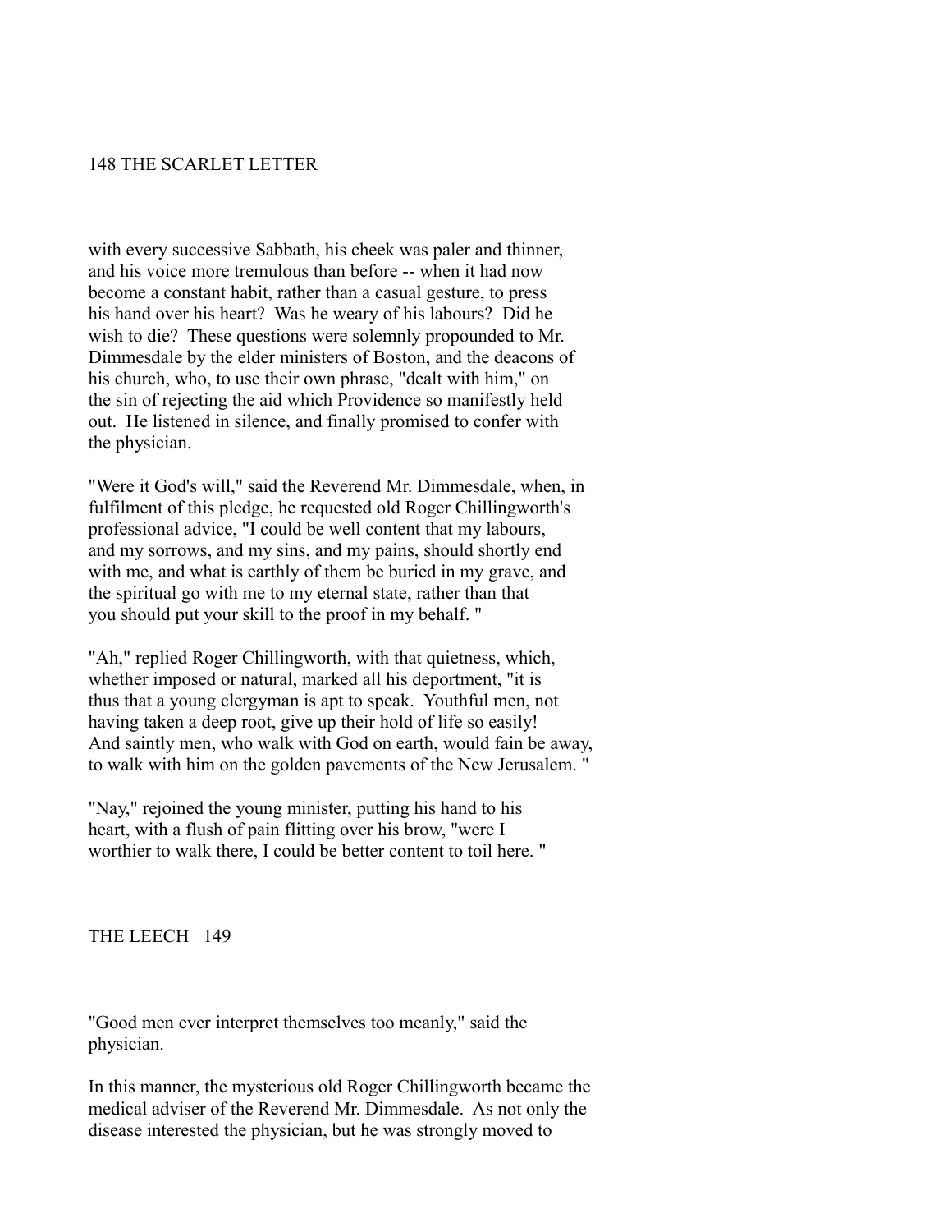with every successive Sabbath, his cheek was paler and thinner, and his voice more tremulous than before -- when it had now become a constant habit, rather than a casual gesture, to press his hand over his heart? Was he weary of his labours? Did he wish to die? These questions were solemnly propounded to Mr. Dimmesdale by the elder ministers of Boston, and the deacons of his church, who, to use their own phrase, "dealt with him," on the sin of rejecting the aid which Providence so manifestly held out. He listened in silence, and finally promised to confer with the physician.

"Were it God's will," said the Reverend Mr. Dimmesdale, when, in fulfilment of this pledge, he requested old Roger Chillingworth's professional advice, "I could be well content that my labours, and my sorrows, and my sins, and my pains, should shortly end with me, and what is earthly of them be buried in my grave, and the spiritual go with me to my eternal state, rather than that you should put your skill to the proof in my behalf. "

"Ah," replied Roger Chillingworth, with that quietness, which, whether imposed or natural, marked all his deportment, "it is thus that a young clergyman is apt to speak. Youthful men, not having taken a deep root, give up their hold of life so easily! And saintly men, who walk with God on earth, would fain be away, to walk with him on the golden pavements of the New Jerusalem. "

"Nay," rejoined the young minister, putting his hand to his heart, with a flush of pain flitting over his brow, "were I worthier to walk there, I could be better content to toil here. "

"Good men ever interpret themselves too meanly," said the physician.

In this manner, the mysterious old Roger Chillingworth became the medical adviser of the Reverend Mr. Dimmesdale. As not only the disease interested the physician, but he was strongly moved to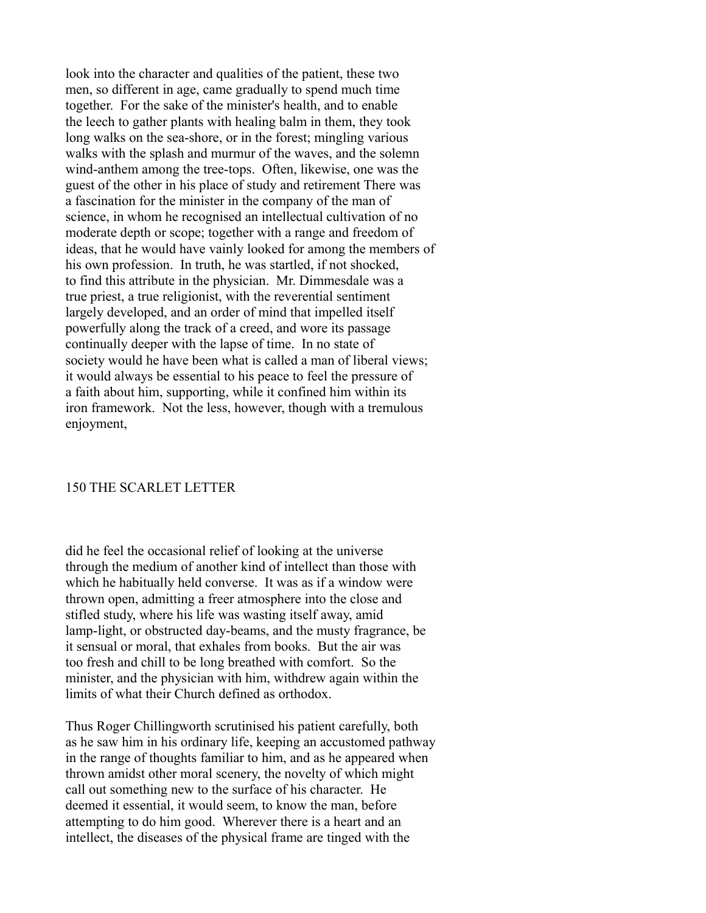look into the character and qualities of the patient, these two men, so different in age, came gradually to spend much time together. For the sake of the minister's health, and to enable the leech to gather plants with healing balm in them, they took long walks on the sea-shore, or in the forest; mingling various walks with the splash and murmur of the waves, and the solemn wind-anthem among the tree-tops. Often, likewise, one was the guest of the other in his place of study and retirement There was a fascination for the minister in the company of the man of science, in whom he recognised an intellectual cultivation of no moderate depth or scope; together with a range and freedom of ideas, that he would have vainly looked for among the members of his own profession. In truth, he was startled, if not shocked, to find this attribute in the physician. Mr. Dimmesdale was a true priest, a true religionist, with the reverential sentiment largely developed, and an order of mind that impelled itself powerfully along the track of a creed, and wore its passage continually deeper with the lapse of time. In no state of society would he have been what is called a man of liberal views; it would always be essential to his peace to feel the pressure of a faith about him, supporting, while it confined him within its iron framework. Not the less, however, though with a tremulous enjoyment, did he feel the occasional relief of looking at the universe through the medium of another kind of intellect than those with which he habitually held converse. It was as if a window were thrown open, admitting a freer atmosphere into the close and stifled study, where his life was wasting itself away, amid lamp-light, or obstructed day-beams, and the musty fragrance, be it sensual or moral, that exhales from books. But the air was too fresh and chill to be long breathed with comfort. So the minister, and the physician with him, withdrew again within the limits of what their Church defined as orthodox.

Thus Roger Chillingworth scrutinised his patient carefully, both as he saw him in his ordinary life, keeping an accustomed pathway in the range of thoughts familiar to him, and as he appeared when thrown amidst other moral scenery, the novelty of which might call out something new to the surface of his character. He deemed it essential, it would seem, to know the man, before attempting to do him good. Wherever there is a heart and an intellect, the diseases of the physical frame are tinged with the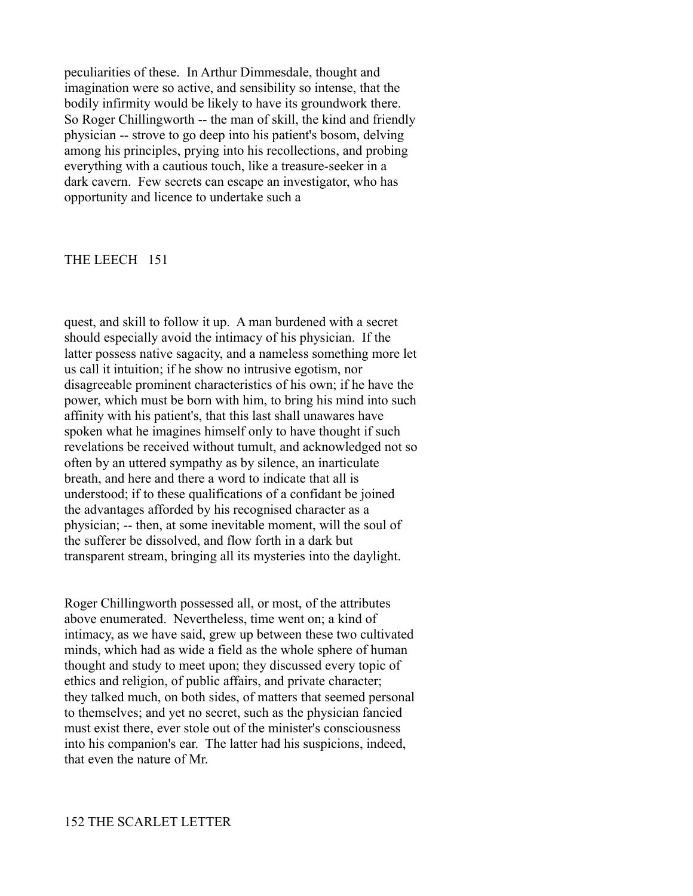peculiarities of these. In Arthur Dimmesdale, thought and imagination were so active, and sensibility so intense, that the bodily infirmity would be likely to have its groundwork there. So Roger Chillingworth -- the man of skill, the kind and friendly physician -- strove to go deep into his patient's bosom, delving among his principles, prying into his recollections, and probing everything with a cautious touch, like a treasure-seeker in a dark cavern. Few secrets can escape an investigator, who has opportunity and licence to undertake such a quest, and skill to follow it up. A man burdened with a secret should especially avoid the intimacy of his physician. If the latter possess native sagacity, and a nameless something more let us call it intuition; if he show no intrusive egotism, nor disagreeable prominent characteristics of his own; if he have the power, which must be born with him, to bring his mind into such affinity with his patient's, that this last shall unawares have spoken what he imagines himself only to have thought if such revelations be received without tumult, and acknowledged not so often by an uttered sympathy as by silence, an inarticulate breath, and here and there a word to indicate that all is understood; if to these qualifications of a confidant be joined the advantages afforded by his recognised character as a physician; -- then, at some inevitable moment, will the soul of the sufferer be dissolved, and flow forth in a dark but transparent stream, bringing all its mysteries into the daylight.

Roger Chillingworth possessed all, or most, of the attributes above enumerated. Nevertheless, time went on; a kind of intimacy, as we have said, grew up between these two cultivated minds, which had as wide a field as the whole sphere of human thought and study to meet upon; they discussed every topic of ethics and religion, of public affairs, and private character; they talked much, on both sides, of matters that seemed personal to themselves; and yet no secret, such as the physician fancied must exist there, ever stole out of the minister's consciousness into his companion's ear. The latter had his suspicions, indeed, that even the nature of Mr.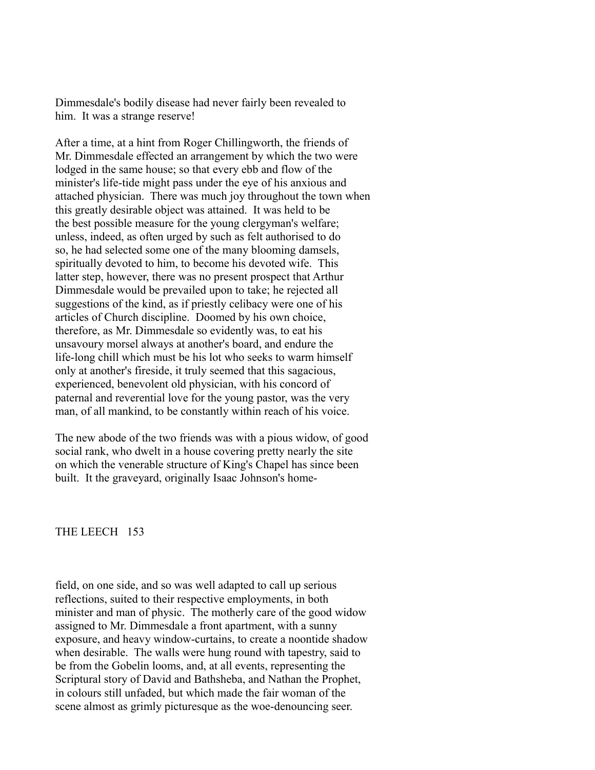Dimmesdale's bodily disease had never fairly been revealed to him. It was a strange reserve!

After a time, at a hint from Roger Chillingworth, the friends of Mr. Dimmesdale effected an arrangement by which the two were lodged in the same house; so that every ebb and flow of the minister's life-tide might pass under the eye of his anxious and attached physician. There was much joy throughout the town when this greatly desirable object was attained. It was held to be the best possible measure for the young clergyman's welfare; unless, indeed, as often urged by such as felt authorised to do so, he had selected some one of the many blooming damsels, spiritually devoted to him, to become his devoted wife. This latter step, however, there was no present prospect that Arthur Dimmesdale would be prevailed upon to take; he rejected all suggestions of the kind, as if priestly celibacy were one of his articles of Church discipline. Doomed by his own choice, therefore, as Mr. Dimmesdale so evidently was, to eat his unsavoury morsel always at another's board, and endure the life-long chill which must be his lot who seeks to warm himself only at another's fireside, it truly seemed that this sagacious, experienced, benevolent old physician, with his concord of paternal and reverential love for the young pastor, was the very man, of all mankind, to be constantly within reach of his voice.

The new abode of the two friends was with a pious widow, of good social rank, who dwelt in a house covering pretty nearly the site on which the venerable structure of King's Chapel has since been built. It the graveyard, originally Isaac Johnson's home-field, on one side, and so was well adapted to call up serious reflections, suited to their respective employments, in both minister and man of physic. The motherly care of the good widow assigned to Mr. Dimmesdale a front apartment, with a sunny exposure, and heavy window-curtains, to create a noontide shadow when desirable. The walls were hung round with tapestry, said to be from the Gobelin looms, and, at all events, representing the Scriptural story of David and Bathsheba, and Nathan the Prophet, in colours still unfaded, but which made the fair woman of the scene almost as grimly picturesque as the woe-denouncing seer.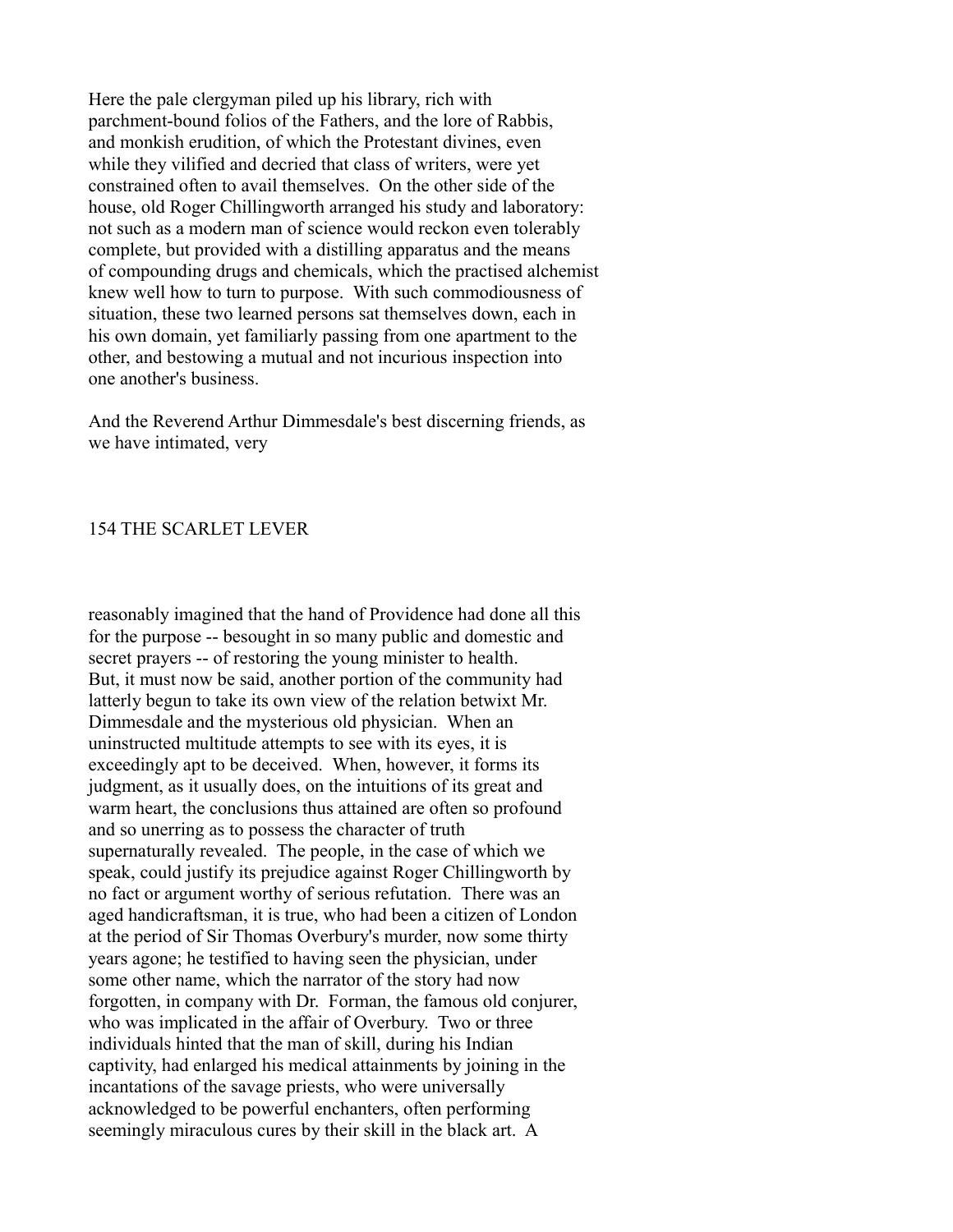Here the pale clergyman piled up his library, rich with parchment-bound folios of the Fathers, and the lore of Rabbis, and monkish erudition, of which the Protestant divines, even while they vilified and decried that class of writers, were yet constrained often to avail themselves. On the other side of the house, old Roger Chillingworth arranged his study and laboratory: not such as a modern man of science would reckon even tolerably complete, but provided with a distilling apparatus and the means of compounding drugs and chemicals, which the practised alchemist knew well how to turn to purpose. With such commodiousness of situation, these two learned persons sat themselves down, each in his own domain, yet familiarly passing from one apartment to the other, and bestowing a mutual and not incurious inspection into one another's business.

And the Reverend Arthur Dimmesdale's best discerning friends, as we have intimated, very reasonably imagined that the hand of Providence had done all this for the purpose -- besought in so many public and domestic and secret prayers -- of restoring the young minister to health. But, it must now be said, another portion of the community had latterly begun to take its own view of the relation betwixt Mr. Dimmesdale and the mysterious old physician. When an uninstructed multitude attempts to see with its eyes, it is exceedingly apt to be deceived. When, however, it forms its judgment, as it usually does, on the intuitions of its great and warm heart, the conclusions thus attained are often so profound and so unerring as to possess the character of truth supernaturally revealed. The people, in the case of which we speak, could justify its prejudice against Roger Chillingworth by no fact or argument worthy of serious refutation. There was an aged handicraftsman, it is true, who had been a citizen of London at the period of Sir Thomas Overbury's murder, now some thirty years agone; he testified to having seen the physician, under some other name, which the narrator of the story had now forgotten, in company with Dr. Forman, the famous old conjurer, who was implicated in the affair of Overbury. Two or three individuals hinted that the man of skill, during his Indian captivity, had enlarged his medical attainments by joining in the incantations of the savage priests, who were universally acknowledged to be powerful enchanters, often performing seemingly miraculous cures by their skill in the black art. A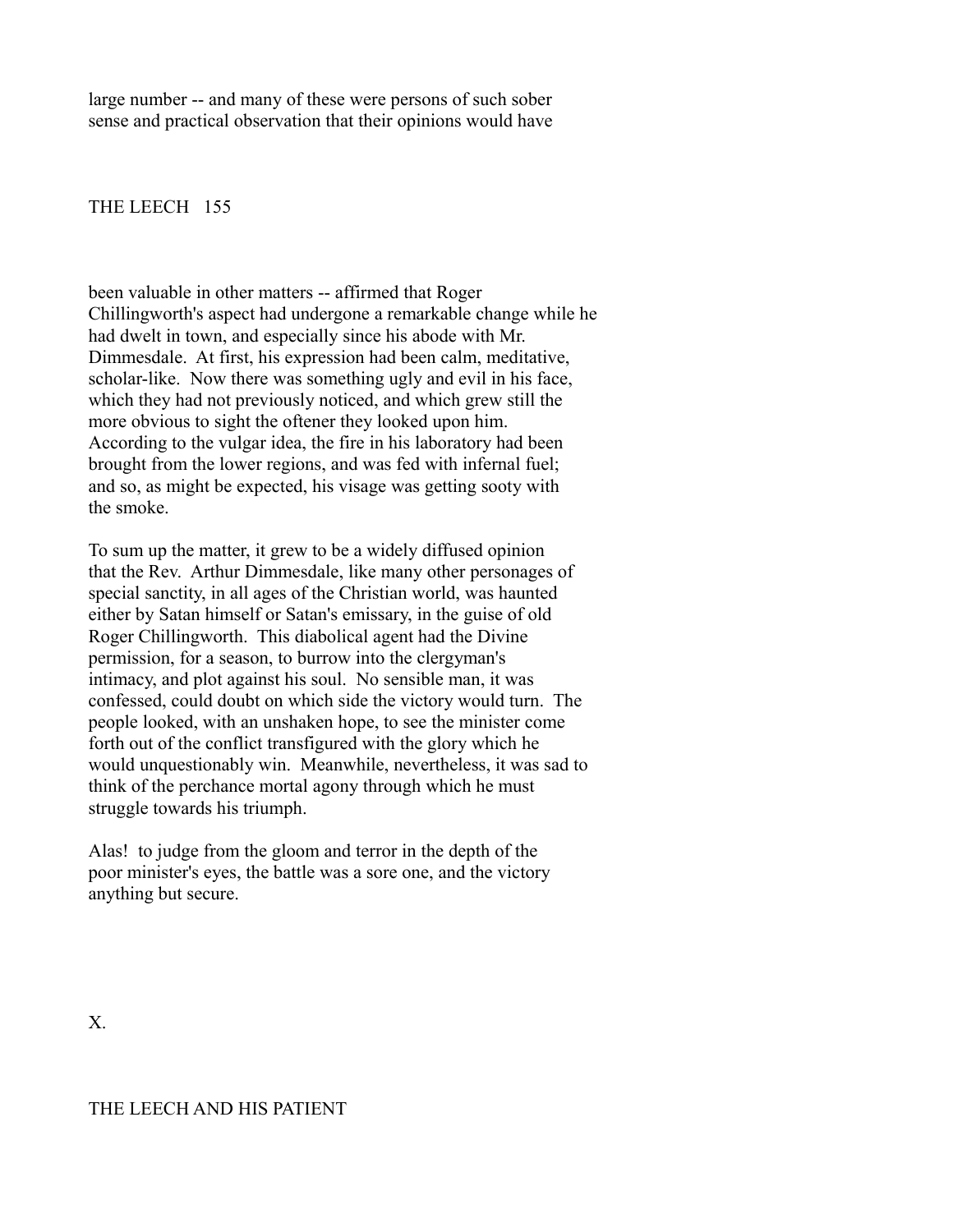large number -- and many of these were persons of such sober sense and practical observation that their opinions would have been valuable in other matters -- affirmed that Roger Chillingworth's aspect had undergone a remarkable change while he had dwelt in town, and especially since his abode with Mr. Dimmesdale. At first, his expression had been calm, meditative, scholar-like. Now there was something ugly and evil in his face, which they had not previously noticed, and which grew still the more obvious to sight the oftener they looked upon him. According to the vulgar idea, the fire in his laboratory had been brought from the lower regions, and was fed with infernal fuel; and so, as might be expected, his visage was getting sooty with the smoke.

To sum up the matter, it grew to be a widely diffused opinion that the Rev. Arthur Dimmesdale, like many other personages of special sanctity, in all ages of the Christian world, was haunted either by Satan himself or Satan's emissary, in the guise of old Roger Chillingworth. This diabolical agent had the Divine permission, for a season, to burrow into the clergyman's intimacy, and plot against his soul. No sensible man, it was confessed, could doubt on which side the victory would turn. The people looked, with an unshaken hope, to see the minister come forth out of the conflict transfigured with the glory which he would unquestionably win. Meanwhile, nevertheless, it was sad to think of the perchance mortal agony through which he must struggle towards his triumph.

Alas! to judge from the gloom and terror in the depth of the poor minister's eyes, the battle was a sore one, and the victory anything but secure.

# X.

## THE LEECH AND HIS PATIENT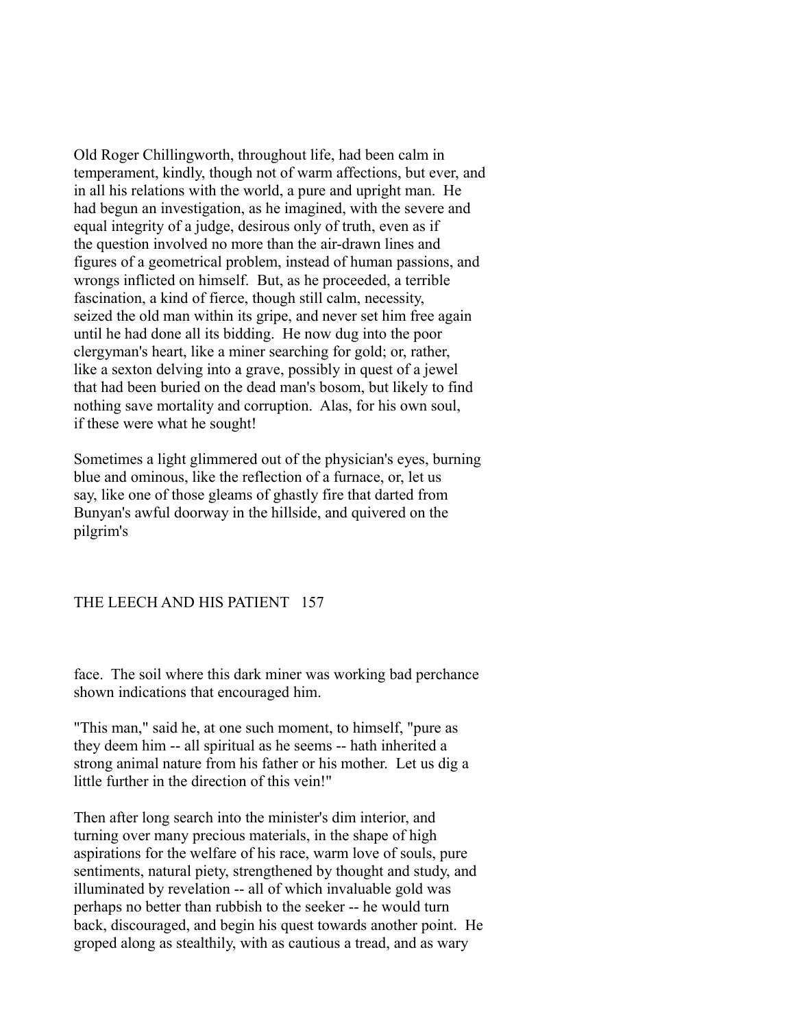Old Roger Chillingworth, throughout life, had been calm in temperament, kindly, though not of warm affections, but ever, and in all his relations with the world, a pure and upright man. He had begun an investigation, as he imagined, with the severe and equal integrity of a judge, desirous only of truth, even as if the question involved no more than the air-drawn lines and figures of a geometrical problem, instead of human passions, and wrongs inflicted on himself. But, as he proceeded, a terrible fascination, a kind of fierce, though still calm, necessity, seized the old man within its gripe, and never set him free again until he had done all its bidding. He now dug into the poor clergyman's heart, like a miner searching for gold; or, rather, like a sexton delving into a grave, possibly in quest of a jewel that had been buried on the dead man's bosom, but likely to find nothing save mortality and corruption. Alas, for his own soul, if these were what he sought!

Sometimes a light glimmered out of the physician's eyes, burning blue and ominous, like the reflection of a furnace, or, let us say, like one of those gleams of ghastly fire that darted from Bunyan's awful doorway in the hillside, and quivered on the pilgrim's face. The soil where this dark miner was working bad perchance shown indications that encouraged him.

"This man," said he, at one such moment, to himself, "pure as they deem him -- all spiritual as he seems -- hath inherited a strong animal nature from his father or his mother. Let us dig a little further in the direction of this vein!"

Then after long search into the minister's dim interior, and turning over many precious materials, in the shape of high aspirations for the welfare of his race, warm love of souls, pure sentiments, natural piety, strengthened by thought and study, and illuminated by revelation -- all of which invaluable gold was perhaps no better than rubbish to the seeker -- he would turn back, discouraged, and begin his quest towards another point. He groped along as stealthily, with as cautious a tread, and as wary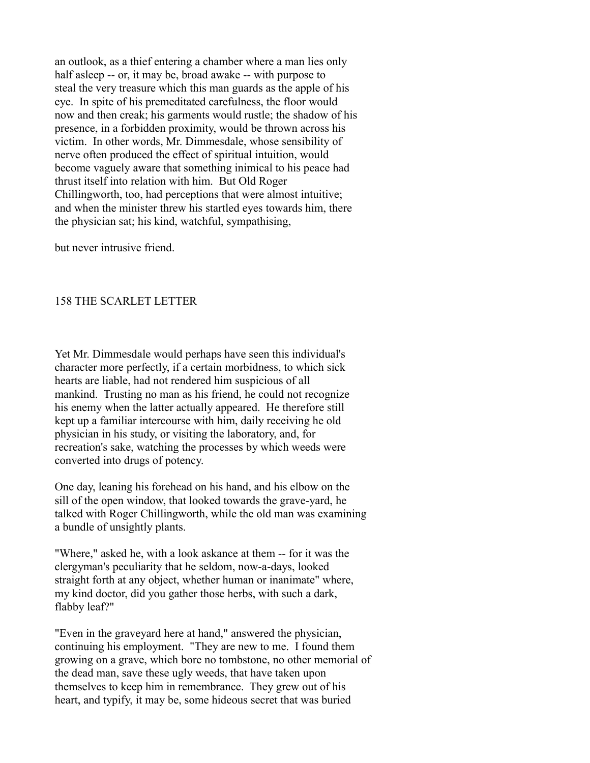an outlook, as a thief entering a chamber where a man lies only half asleep -- or, it may be, broad awake -- with purpose to steal the very treasure which this man guards as the apple of his eye. In spite of his premeditated carefulness, the floor would now and then creak; his garments would rustle; the shadow of his presence, in a forbidden proximity, would be thrown across his victim. In other words, Mr. Dimmesdale, whose sensibility of nerve often produced the effect of spiritual intuition, would become vaguely aware that something inimical to his peace had thrust itself into relation with him. But Old Roger Chillingworth, too, had perceptions that were almost intuitive; and when the minister threw his startled eyes towards him, there the physician sat; his kind, watchful, sympathising,

but never intrusive friend.

Yet Mr. Dimmesdale would perhaps have seen this individual's character more perfectly, if a certain morbidness, to which sick hearts are liable, had not rendered him suspicious of all mankind. Trusting no man as his friend, he could not recognize his enemy when the latter actually appeared. He therefore still kept up a familiar intercourse with him, daily receiving he old physician in his study, or visiting the laboratory, and, for recreation's sake, watching the processes by which weeds were converted into drugs of potency.

One day, leaning his forehead on his hand, and his elbow on the sill of the open window, that looked towards the grave-yard, he talked with Roger Chillingworth, while the old man was examining a bundle of unsightly plants.

"Where," asked he, with a look askance at them -- for it was the clergyman's peculiarity that he seldom, now-a-days, looked straight forth at any object, whether human or inanimate" where, my kind doctor, did you gather those herbs, with such a dark, flabby leaf?"

"Even in the graveyard here at hand," answered the physician, continuing his employment. "They are new to me. I found them growing on a grave, which bore no tombstone, no other memorial of the dead man, save these ugly weeds, that have taken upon themselves to keep him in remembrance. They grew out of his heart, and typify, it may be, some hideous secret that was buried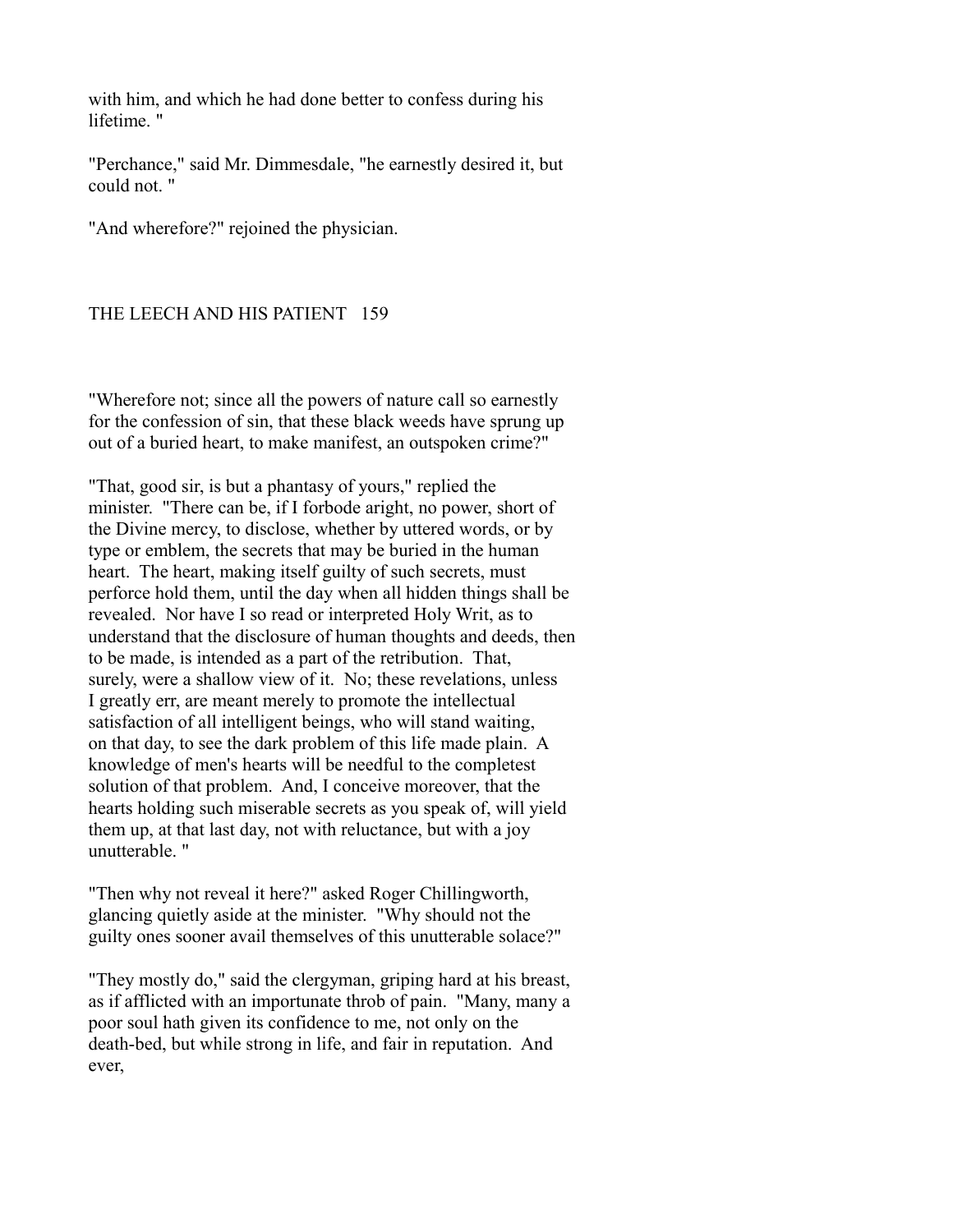with him, and which he had done better to confess during his lifetime. "

"Perchance," said Mr. Dimmesdale, "he earnestly desired it, but could not. "

"And wherefore?" rejoined the physician.

"Wherefore not; since all the powers of nature call so earnestly for the confession of sin, that these black weeds have sprung up out of a buried heart, to make manifest, an outspoken crime?"

"That, good sir, is but a phantasy of yours," replied the minister. "There can be, if I forbode aright, no power, short of the Divine mercy, to disclose, whether by uttered words, or by type or emblem, the secrets that may be buried in the human heart. The heart, making itself guilty of such secrets, must perforce hold them, until the day when all hidden things shall be revealed. Nor have I so read or interpreted Holy Writ, as to understand that the disclosure of human thoughts and deeds, then to be made, is intended as a part of the retribution. That, surely, were a shallow view of it. No; these revelations, unless I greatly err, are meant merely to promote the intellectual satisfaction of all intelligent beings, who will stand waiting, on that day, to see the dark problem of this life made plain. A knowledge of men's hearts will be needful to the completest solution of that problem. And, I conceive moreover, that the hearts holding such miserable secrets as you speak of, will yield them up, at that last day, not with reluctance, but with a joy unutterable. "

"Then why not reveal it here?" asked Roger Chillingworth, glancing quietly aside at the minister. "Why should not the guilty ones sooner avail themselves of this unutterable solace?"

"They mostly do," said the clergyman, griping hard at his breast, as if afflicted with an importunate throb of pain. "Many, many a poor soul hath given its confidence to me, not only on the death-bed, but while strong in life, and fair in reputation. And ever,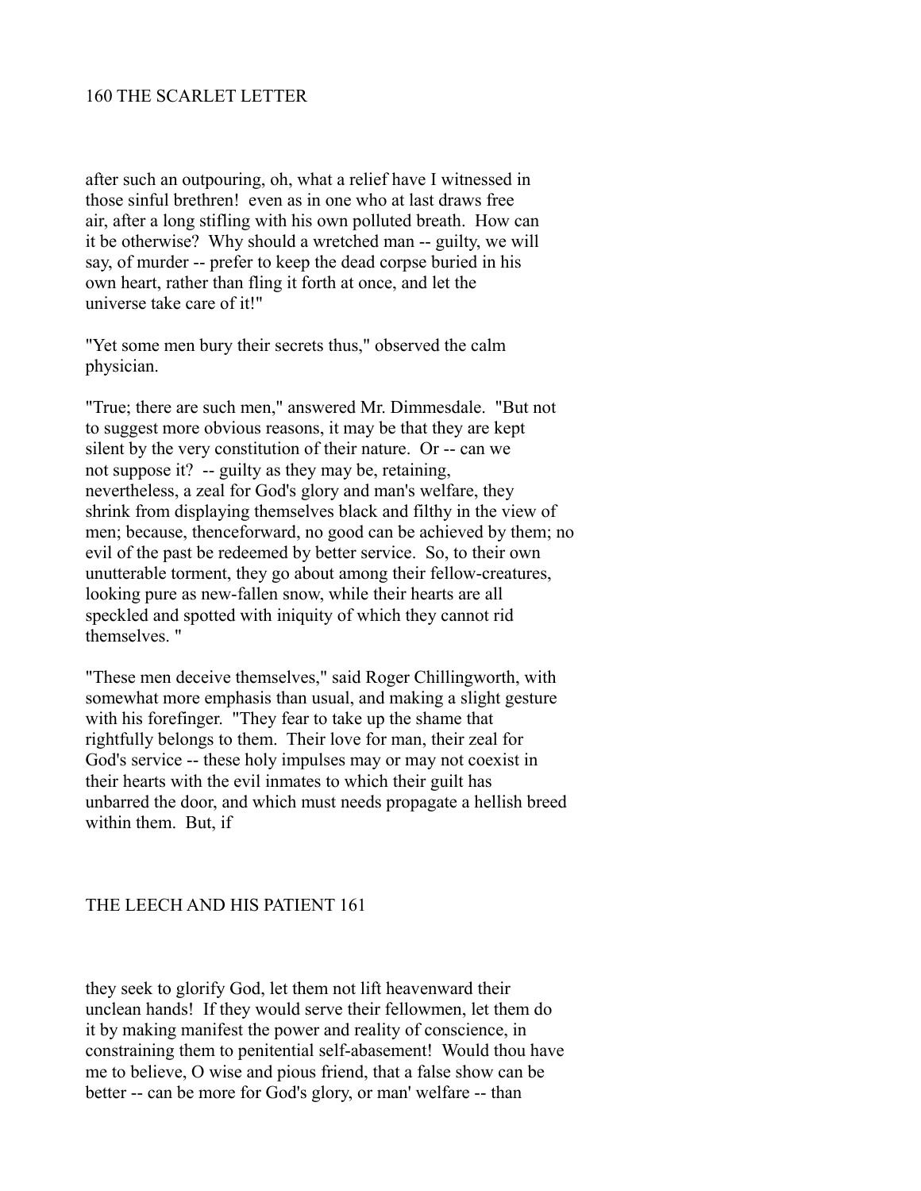after such an outpouring, oh, what a relief have I witnessed in those sinful brethren! even as in one who at last draws free air, after a long stifling with his own polluted breath. How can it be otherwise? Why should a wretched man -- guilty, we will say, of murder -- prefer to keep the dead corpse buried in his own heart, rather than fling it forth at once, and let the universe take care of it!"

"Yet some men bury their secrets thus," observed the calm physician.

"True; there are such men," answered Mr. Dimmesdale. "But not to suggest more obvious reasons, it may be that they are kept silent by the very constitution of their nature. Or -- can we not suppose it? -- guilty as they may be, retaining, nevertheless, a zeal for God's glory and man's welfare, they shrink from displaying themselves black and filthy in the view of men; because, thenceforward, no good can be achieved by them; no evil of the past be redeemed by better service. So, to their own unutterable torment, they go about among their fellow-creatures, looking pure as new-fallen snow, while their hearts are all speckled and spotted with iniquity of which they cannot rid themselves. "

"These men deceive themselves," said Roger Chillingworth, with somewhat more emphasis than usual, and making a slight gesture with his forefinger. "They fear to take up the shame that rightfully belongs to them. Their love for man, their zeal for God's service -- these holy impulses may or may not coexist in their hearts with the evil inmates to which their guilt has unbarred the door, and which must needs propagate a hellish breed within them. But, if they seek to glorify God, let them not lift heavenward their unclean hands! If they would serve their fellowmen, let them do it by making manifest the power and reality of conscience, in constraining them to penitential self-abasement! Would thou have me to believe, O wise and pious friend, that a false show can be better -- can be more for God's glory, or man' welfare -- than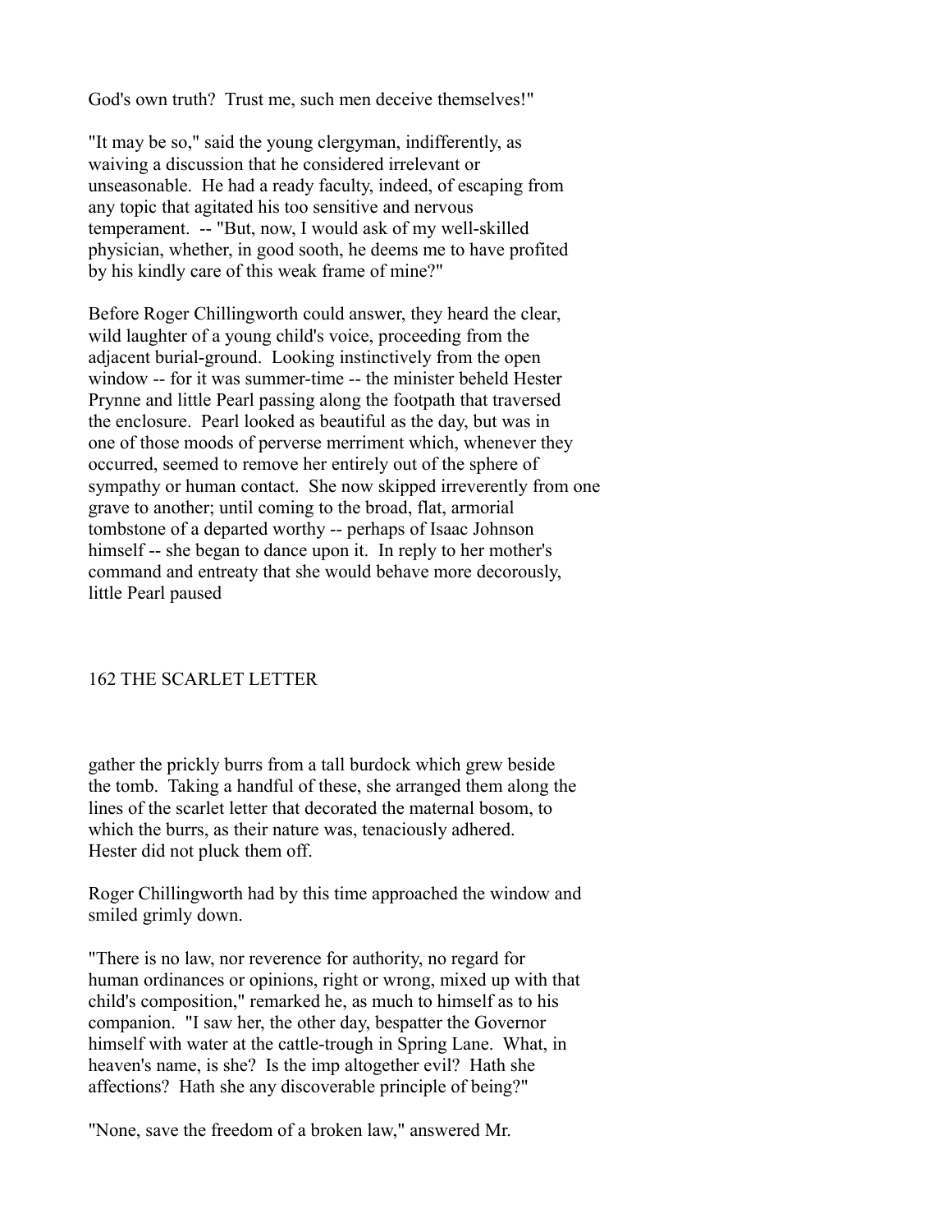God's own truth? Trust me, such men deceive themselves!"

"It may be so," said the young clergyman, indifferently, as waiving a discussion that he considered irrelevant or unseasonable. He had a ready faculty, indeed, of escaping from any topic that agitated his too sensitive and nervous temperament. -- "But, now, I would ask of my well-skilled physician, whether, in good sooth, he deems me to have profited by his kindly care of this weak frame of mine?"

Before Roger Chillingworth could answer, they heard the clear, wild laughter of a young child's voice, proceeding from the adjacent burial-ground. Looking instinctively from the open window -- for it was summer-time -- the minister beheld Hester Prynne and little Pearl passing along the footpath that traversed the enclosure. Pearl looked as beautiful as the day, but was in one of those moods of perverse merriment which, whenever they occurred, seemed to remove her entirely out of the sphere of sympathy or human contact. She now skipped irreverently from one grave to another; until coming to the broad, flat, armorial tombstone of a departed worthy -- perhaps of Isaac Johnson himself -- she began to dance upon it. In reply to her mother's command and entreaty that she would behave more decorously, little Pearl paused

gather the prickly burrs from a tall burdock which grew beside the tomb. Taking a handful of these, she arranged them along the lines of the scarlet letter that decorated the maternal bosom, to which the burrs, as their nature was, tenaciously adhered. Hester did not pluck them off.

Roger Chillingworth had by this time approached the window and smiled grimly down.

"There is no law, nor reverence for authority, no regard for human ordinances or opinions, right or wrong, mixed up with that child's composition," remarked he, as much to himself as to his companion. "I saw her, the other day, bespatter the Governor himself with water at the cattle-trough in Spring Lane. What, in heaven's name, is she? Is the imp altogether evil? Hath she affections? Hath she any discoverable principle of being?"

"None, save the freedom of a broken law," answered Mr.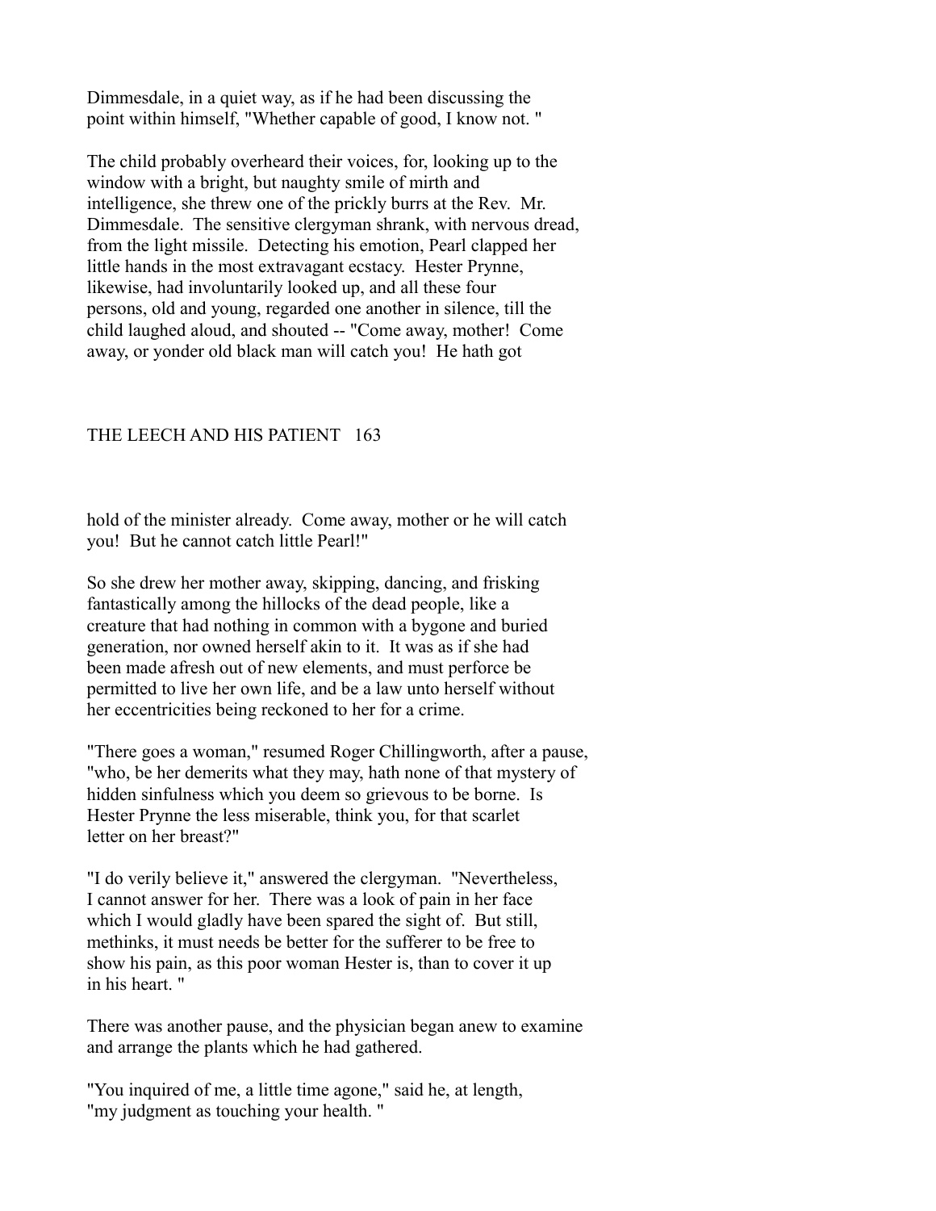Dimmesdale, in a quiet way, as if he had been discussing the point within himself, "Whether capable of good, I know not. "

The child probably overheard their voices, for, looking up to the window with a bright, but naughty smile of mirth and intelligence, she threw one of the prickly burrs at the Rev. Mr. Dimmesdale. The sensitive clergyman shrank, with nervous dread, from the light missile. Detecting his emotion, Pearl clapped her little hands in the most extravagant ecstacy. Hester Prynne, likewise, had involuntarily looked up, and all these four persons, old and young, regarded one another in silence, till the child laughed aloud, and shouted -- "Come away, mother! Come away, or yonder old black man will catch you! He hath got hold of the minister already. Come away, mother or he will catch you! But he cannot catch little Pearl!"

So she drew her mother away, skipping, dancing, and frisking fantastically among the hillocks of the dead people, like a creature that had nothing in common with a bygone and buried generation, nor owned herself akin to it. It was as if she had been made afresh out of new elements, and must perforce be permitted to live her own life, and be a law unto herself without her eccentricities being reckoned to her for a crime.

"There goes a woman," resumed Roger Chillingworth, after a pause, "who, be her demerits what they may, hath none of that mystery of hidden sinfulness which you deem so grievous to be borne. Is Hester Prynne the less miserable, think you, for that scarlet letter on her breast?"

"I do verily believe it," answered the clergyman. "Nevertheless, I cannot answer for her. There was a look of pain in her face which I would gladly have been spared the sight of. But still, methinks, it must needs be better for the sufferer to be free to show his pain, as this poor woman Hester is, than to cover it up in his heart. "

There was another pause, and the physician began anew to examine and arrange the plants which he had gathered.

"You inquired of me, a little time agone," said he, at length, "my judgment as touching your health. "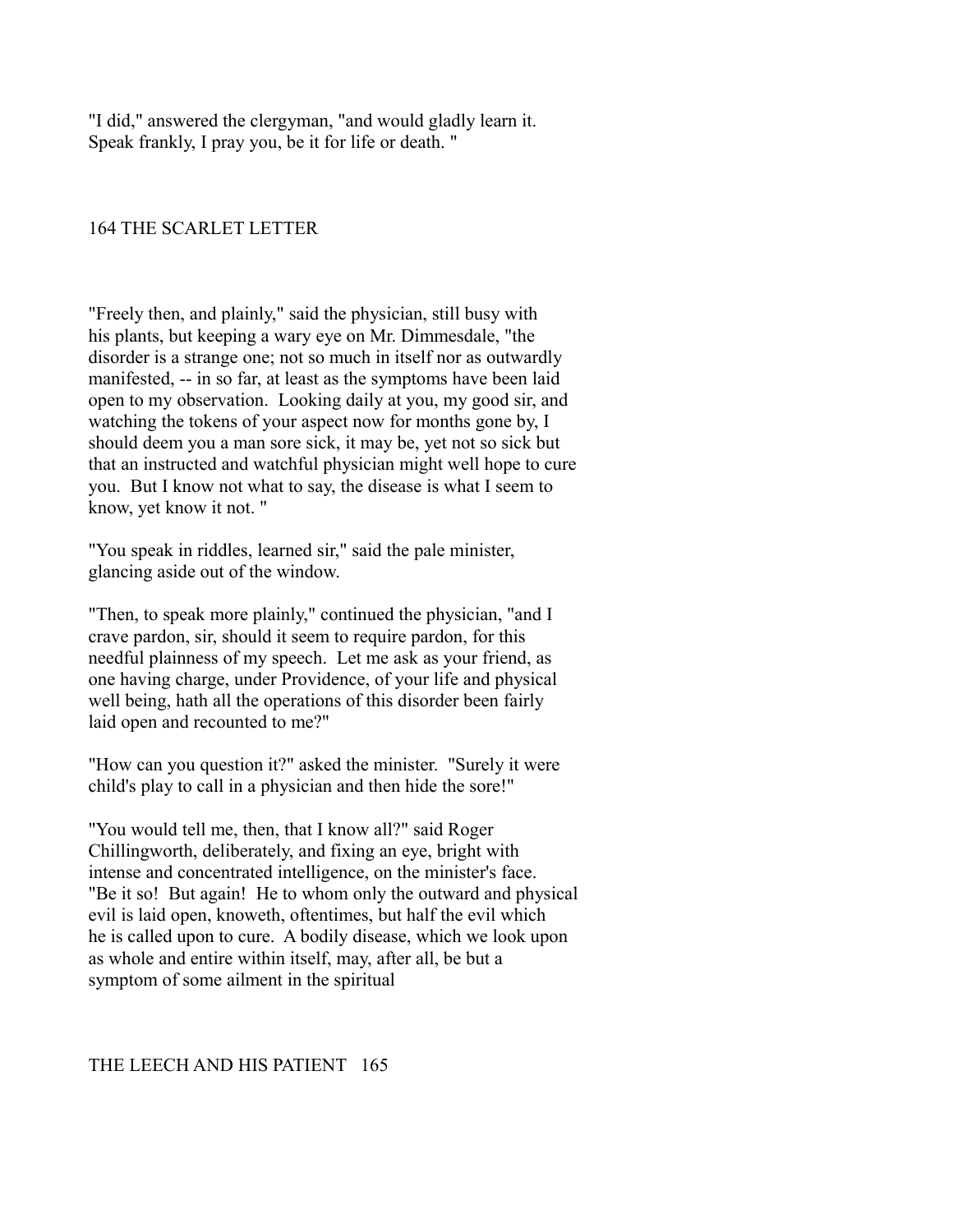"I did," answered the clergyman, "and would gladly learn it. Speak frankly, I pray you, be it for life or death. "

"Freely then, and plainly," said the physician, still busy with his plants, but keeping a wary eye on Mr. Dimmesdale, "the disorder is a strange one; not so much in itself nor as outwardly manifested, -- in so far, at least as the symptoms have been laid open to my observation. Looking daily at you, my good sir, and watching the tokens of your aspect now for months gone by, I should deem you a man sore sick, it may be, yet not so sick but that an instructed and watchful physician might well hope to cure you. But I know not what to say, the disease is what I seem to know, yet know it not. "

"You speak in riddles, learned sir," said the pale minister, glancing aside out of the window.

"Then, to speak more plainly," continued the physician, "and I crave pardon, sir, should it seem to require pardon, for this needful plainness of my speech. Let me ask as your friend, as one having charge, under Providence, of your life and physical well being, hath all the operations of this disorder been fairly laid open and recounted to me?"

"How can you question it?" asked the minister. "Surely it were child's play to call in a physician and then hide the sore!"

"You would tell me, then, that I know all?" said Roger Chillingworth, deliberately, and fixing an eye, bright with intense and concentrated intelligence, on the minister's face. "Be it so! But again! He to whom only the outward and physical evil is laid open, knoweth, oftentimes, but half the evil which he is called upon to cure. A bodily disease, which we look upon as whole and entire within itself, may, after all, be but a symptom of some ailment in the spiritual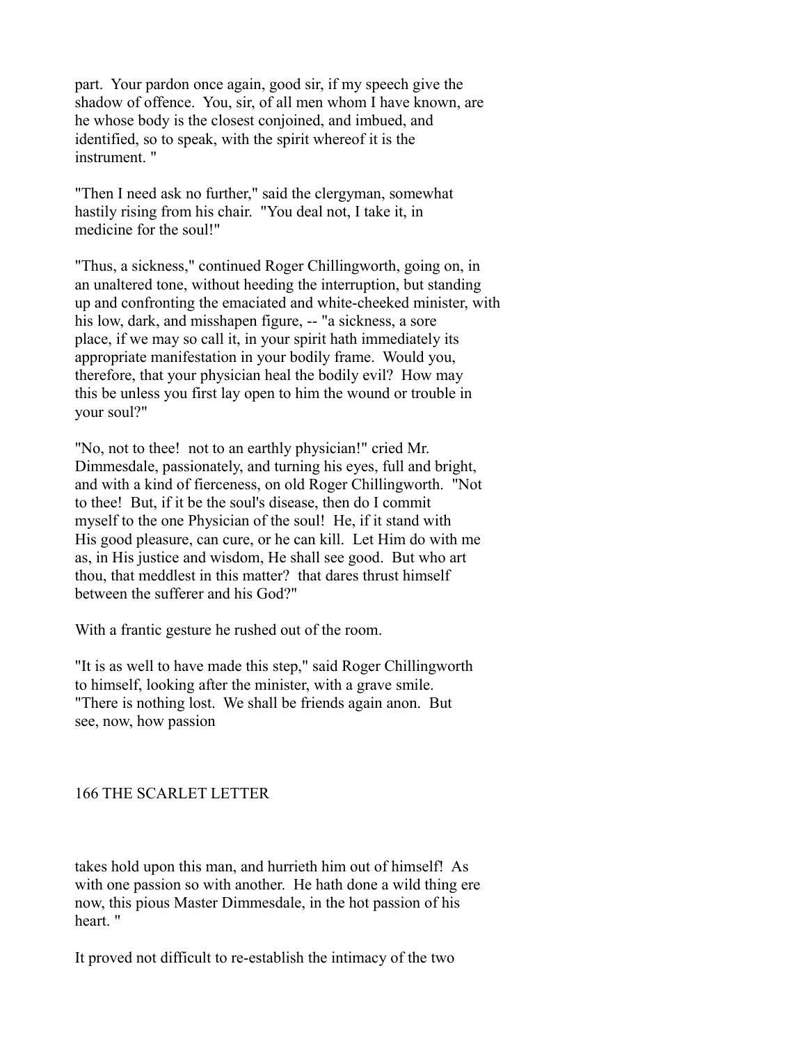part. Your pardon once again, good sir, if my speech give the shadow of offence. You, sir, of all men whom I have known, are he whose body is the closest conjoined, and imbued, and identified, so to speak, with the spirit whereof it is the instrument. "

"Then I need ask no further," said the clergyman, somewhat hastily rising from his chair. "You deal not, I take it, in medicine for the soul!"

"Thus, a sickness," continued Roger Chillingworth, going on, in an unaltered tone, without heeding the interruption, but standing up and confronting the emaciated and white-cheeked minister, with his low, dark, and misshapen figure, -- "a sickness, a sore place, if we may so call it, in your spirit hath immediately its appropriate manifestation in your bodily frame. Would you, therefore, that your physician heal the bodily evil? How may this be unless you first lay open to him the wound or trouble in your soul?"

"No, not to thee! not to an earthly physician!" cried Mr. Dimmesdale, passionately, and turning his eyes, full and bright, and with a kind of fierceness, on old Roger Chillingworth. "Not to thee! But, if it be the soul's disease, then do I commit myself to the one Physician of the soul! He, if it stand with His good pleasure, can cure, or he can kill. Let Him do with me as, in His justice and wisdom, He shall see good. But who art thou, that meddlest in this matter? that dares thrust himself between the sufferer and his God?"

With a frantic gesture he rushed out of the room.

"It is as well to have made this step," said Roger Chillingworth to himself, looking after the minister, with a grave smile. "There is nothing lost. We shall be friends again anon. But see, now, how passion takes hold upon this man, and hurrieth him out of himself! As with one passion so with another. He hath done a wild thing ere now, this pious Master Dimmesdale, in the hot passion of his heart. "

It proved not difficult to re-establish the intimacy of the two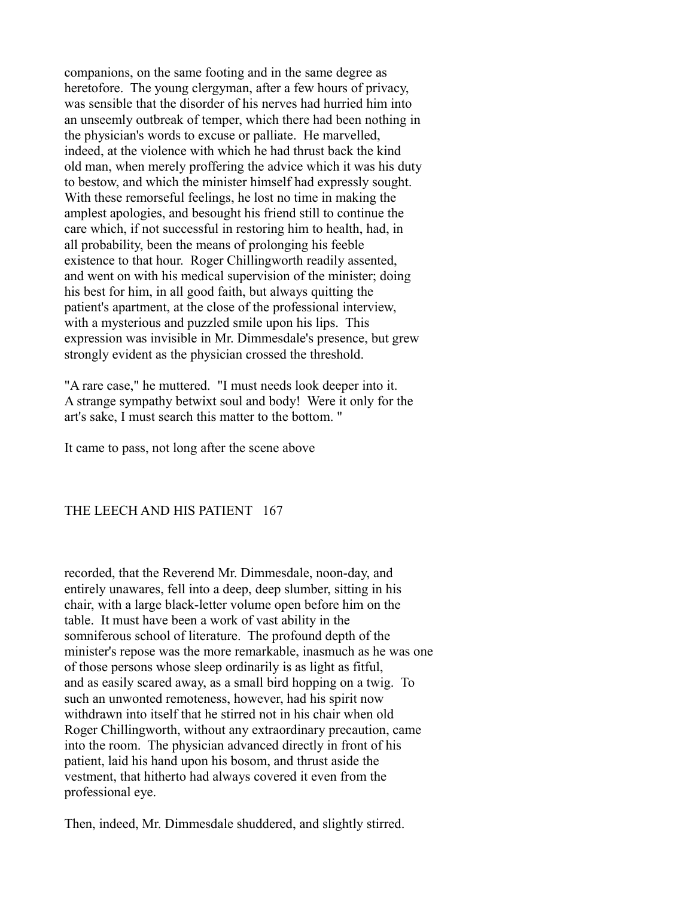companions, on the same footing and in the same degree as heretofore. The young clergyman, after a few hours of privacy, was sensible that the disorder of his nerves had hurried him into an unseemly outbreak of temper, which there had been nothing in the physician's words to excuse or palliate. He marvelled, indeed, at the violence with which he had thrust back the kind old man, when merely proffering the advice which it was his duty to bestow, and which the minister himself had expressly sought. With these remorseful feelings, he lost no time in making the amplest apologies, and besought his friend still to continue the care which, if not successful in restoring him to health, had, in all probability, been the means of prolonging his feeble existence to that hour. Roger Chillingworth readily assented, and went on with his medical supervision of the minister; doing his best for him, in all good faith, but always quitting the patient's apartment, at the close of the professional interview, with a mysterious and puzzled smile upon his lips. This expression was invisible in Mr. Dimmesdale's presence, but grew strongly evident as the physician crossed the threshold.

"A rare case," he muttered. "I must needs look deeper into it. A strange sympathy betwixt soul and body! Were it only for the art's sake, I must search this matter to the bottom. "

It came to pass, not long after the scene above recorded, that the Reverend Mr. Dimmesdale, noon-day, and entirely unawares, fell into a deep, deep slumber, sitting in his chair, with a large black-letter volume open before him on the table. It must have been a work of vast ability in the somniferous school of literature. The profound depth of the minister's repose was the more remarkable, inasmuch as he was one of those persons whose sleep ordinarily is as light as fitful, and as easily scared away, as a small bird hopping on a twig. To such an unwonted remoteness, however, had his spirit now withdrawn into itself that he stirred not in his chair when old Roger Chillingworth, without any extraordinary precaution, came into the room. The physician advanced directly in front of his patient, laid his hand upon his bosom, and thrust aside the vestment, that hitherto had always covered it even from the professional eye.

Then, indeed, Mr. Dimmesdale shuddered, and slightly stirred.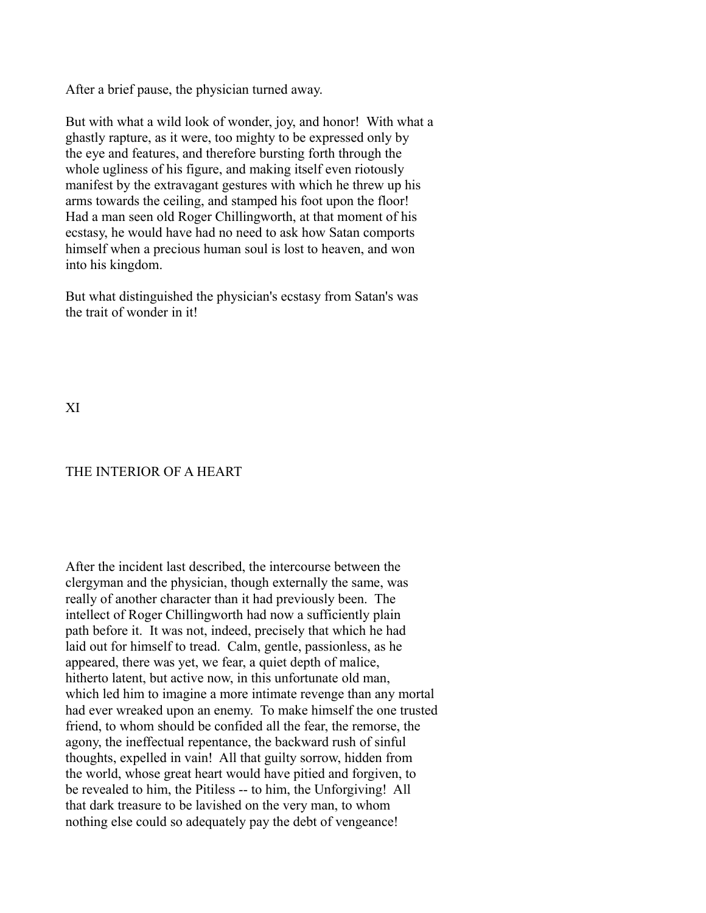After a brief pause, the physician turned away.

But with what a wild look of wonder, joy, and honor! With what a ghastly rapture, as it were, too mighty to be expressed only by the eye and features, and therefore bursting forth through the whole ugliness of his figure, and making itself even riotously manifest by the extravagant gestures with which he threw up his arms towards the ceiling, and stamped his foot upon the floor! Had a man seen old Roger Chillingworth, at that moment of his ecstasy, he would have had no need to ask how Satan comports himself when a precious human soul is lost to heaven, and won into his kingdom.

But what distinguished the physician's ecstasy from Satan's was the trait of wonder in it!

# XI

## THE INTERIOR OF A HEART

After the incident last described, the intercourse between the clergyman and the physician, though externally the same, was really of another character than it had previously been. The intellect of Roger Chillingworth had now a sufficiently plain path before it. It was not, indeed, precisely that which he had laid out for himself to tread. Calm, gentle, passionless, as he appeared, there was yet, we fear, a quiet depth of malice, hitherto latent, but active now, in this unfortunate old man, which led him to imagine a more intimate revenge than any mortal had ever wreaked upon an enemy. To make himself the one trusted friend, to whom should be confided all the fear, the remorse, the agony, the ineffectual repentance, the backward rush of sinful thoughts, expelled in vain! All that guilty sorrow, hidden from the world, whose great heart would have pitied and forgiven, to be revealed to him, the Pitiless -- to him, the Unforgiving! All that dark treasure to be lavished on the very man, to whom nothing else could so adequately pay the debt of vengeance!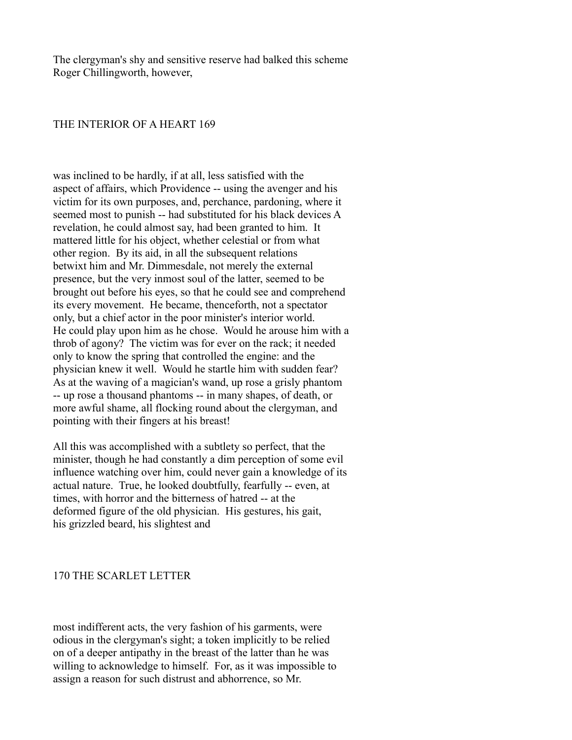The clergyman's shy and sensitive reserve had balked this scheme Roger Chillingworth, however,

was inclined to be hardly, if at all, less satisfied with the aspect of affairs, which Providence -- using the avenger and his victim for its own purposes, and, perchance, pardoning, where it seemed most to punish -- had substituted for his black devices A revelation, he could almost say, had been granted to him. It mattered little for his object, whether celestial or from what other region. By its aid, in all the subsequent relations betwixt him and Mr. Dimmesdale, not merely the external presence, but the very inmost soul of the latter, seemed to be brought out before his eyes, so that he could see and comprehend its every movement. He became, thenceforth, not a spectator only, but a chief actor in the poor minister's interior world. He could play upon him as he chose. Would he arouse him with a throb of agony? The victim was for ever on the rack; it needed only to know the spring that controlled the engine: and the physician knew it well. Would he startle him with sudden fear? As at the waving of a magician's wand, up rose a grisly phantom -- up rose a thousand phantoms -- in many shapes, of death, or more awful shame, all flocking round about the clergyman, and pointing with their fingers at his breast!

All this was accomplished with a subtlety so perfect, that the minister, though he had constantly a dim perception of some evil influence watching over him, could never gain a knowledge of its actual nature. True, he looked doubtfully, fearfully -- even, at times, with horror and the bitterness of hatred -- at the deformed figure of the old physician. His gestures, his gait, his grizzled beard, his slightest and most indifferent acts, the very fashion of his garments, were odious in the clergyman's sight; a token implicitly to be relied on of a deeper antipathy in the breast of the latter than he was willing to acknowledge to himself. For, as it was impossible to assign a reason for such distrust and abhorrence, so Mr.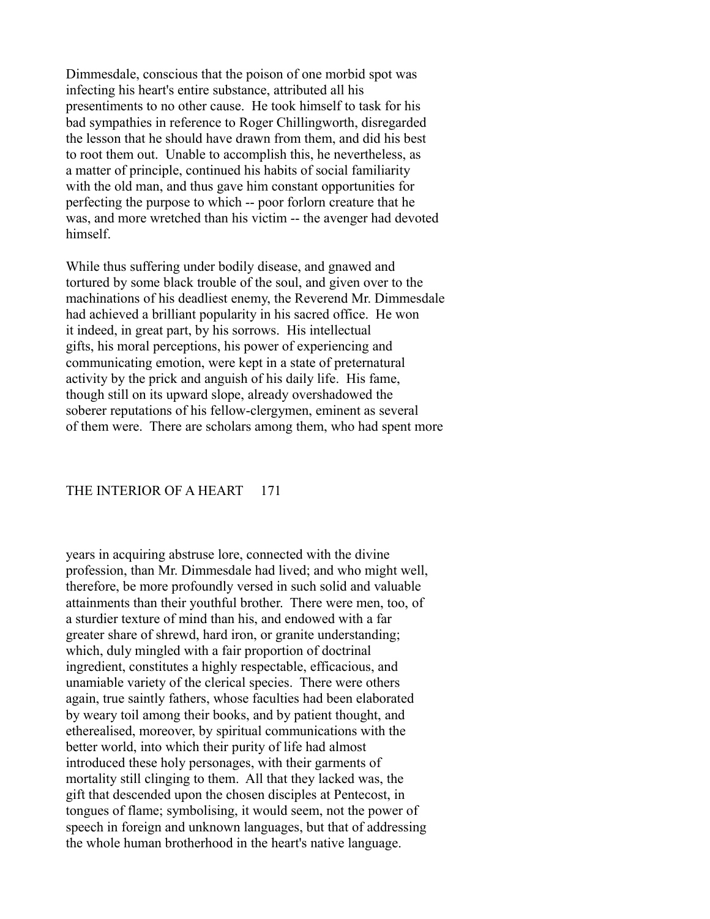Dimmesdale, conscious that the poison of one morbid spot was infecting his heart's entire substance, attributed all his presentiments to no other cause. He took himself to task for his bad sympathies in reference to Roger Chillingworth, disregarded the lesson that he should have drawn from them, and did his best to root them out. Unable to accomplish this, he nevertheless, as a matter of principle, continued his habits of social familiarity with the old man, and thus gave him constant opportunities for perfecting the purpose to which -- poor forlorn creature that he was, and more wretched than his victim -- the avenger had devoted himself.

While thus suffering under bodily disease, and gnawed and tortured by some black trouble of the soul, and given over to the machinations of his deadliest enemy, the Reverend Mr. Dimmesdale had achieved a brilliant popularity in his sacred office. He won it indeed, in great part, by his sorrows. His intellectual gifts, his moral perceptions, his power of experiencing and communicating emotion, were kept in a state of preternatural activity by the prick and anguish of his daily life. His fame, though still on its upward slope, already overshadowed the soberer reputations of his fellow-clergymen, eminent as several of them were. There are scholars among them, who had spent more years in acquiring abstruse lore, connected with the divine profession, than Mr. Dimmesdale had lived; and who might well, therefore, be more profoundly versed in such solid and valuable attainments than their youthful brother. There were men, too, of a sturdier texture of mind than his, and endowed with a far greater share of shrewd, hard iron, or granite understanding; which, duly mingled with a fair proportion of doctrinal ingredient, constitutes a highly respectable, efficacious, and unamiable variety of the clerical species. There were others again, true saintly fathers, whose faculties had been elaborated by weary toil among their books, and by patient thought, and etherealised, moreover, by spiritual communications with the better world, into which their purity of life had almost introduced these holy personages, with their garments of mortality still clinging to them. All that they lacked was, the gift that descended upon the chosen disciples at Pentecost, in tongues of flame; symbolising, it would seem, not the power of speech in foreign and unknown languages, but that of addressing the whole human brotherhood in the heart's native language.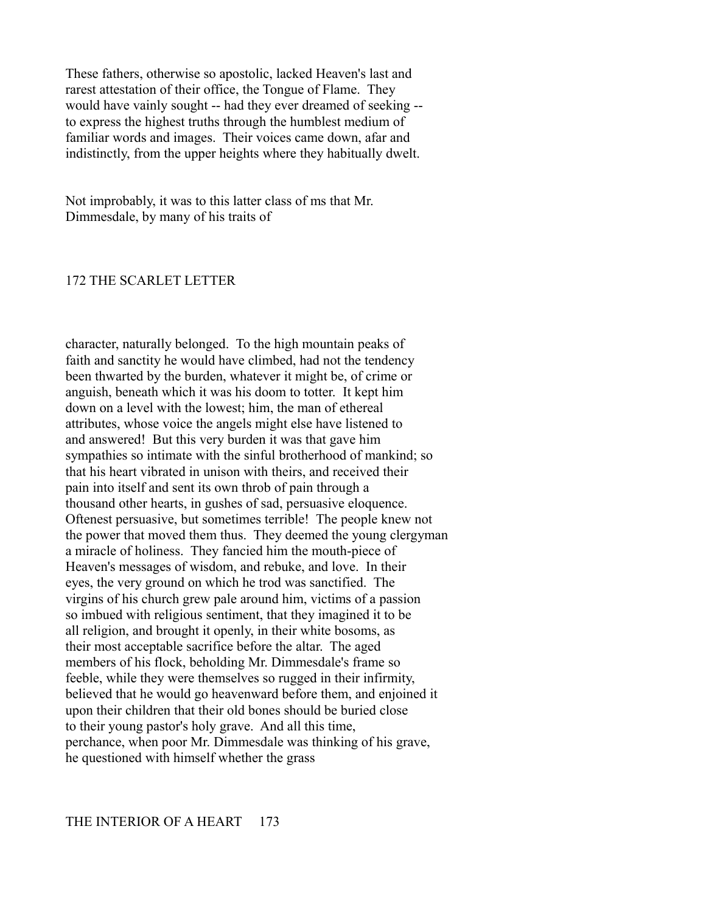These fathers, otherwise so apostolic, lacked Heaven's last and rarest attestation of their office, the Tongue of Flame. They would have vainly sought -- had they ever dreamed of seeking -- to express the highest truths through the humblest medium of familiar words and images. Their voices came down, afar and indistinctly, from the upper heights where they habitually dwelt.

Not improbably, it was to this latter class of ms that Mr. Dimmesdale, by many of his traits of character, naturally belonged. To the high mountain peaks of faith and sanctity he would have climbed, had not the tendency been thwarted by the burden, whatever it might be, of crime or anguish, beneath which it was his doom to totter. It kept him down on a level with the lowest; him, the man of ethereal attributes, whose voice the angels might else have listened to and answered! But this very burden it was that gave him sympathies so intimate with the sinful brotherhood of mankind; so that his heart vibrated in unison with theirs, and received their pain into itself and sent its own throb of pain through a thousand other hearts, in gushes of sad, persuasive eloquence. Oftenest persuasive, but sometimes terrible! The people knew not the power that moved them thus. They deemed the young clergyman a miracle of holiness. They fancied him the mouth-piece of Heaven's messages of wisdom, and rebuke, and love. In their eyes, the very ground on which he trod was sanctified. The virgins of his church grew pale around him, victims of a passion so imbued with religious sentiment, that they imagined it to be all religion, and brought it openly, in their white bosoms, as their most acceptable sacrifice before the altar. The aged members of his flock, beholding Mr. Dimmesdale's frame so feeble, while they were themselves so rugged in their infirmity, believed that he would go heavenward before them, and enjoined it upon their children that their old bones should be buried close to their young pastor's holy grave. And all this time, perchance, when poor Mr. Dimmesdale was thinking of his grave, he questioned with himself whether the grass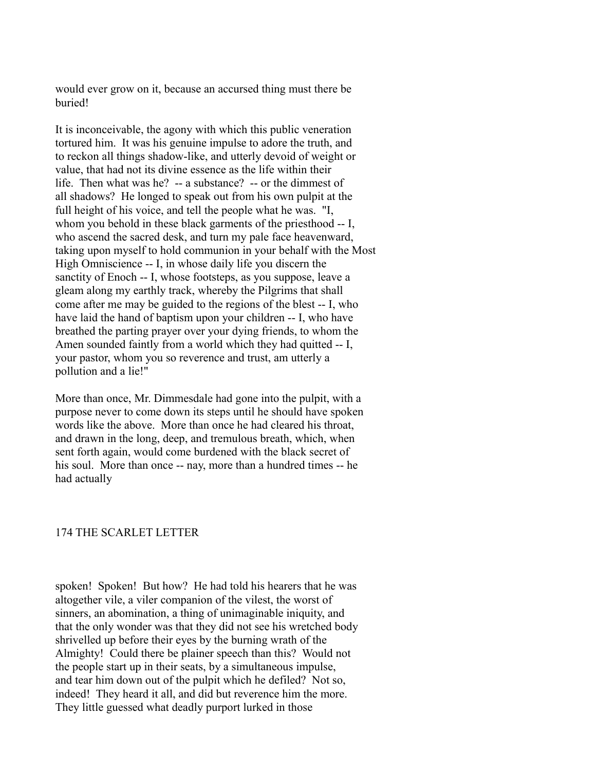would ever grow on it, because an accursed thing must there be buried!

It is inconceivable, the agony with which this public veneration tortured him. It was his genuine impulse to adore the truth, and to reckon all things shadow-like, and utterly devoid of weight or value, that had not its divine essence as the life within their life. Then what was he? -- a substance? -- or the dimmest of all shadows? He longed to speak out from his own pulpit at the full height of his voice, and tell the people what he was. "I, whom you behold in these black garments of the priesthood -- I, who ascend the sacred desk, and turn my pale face heavenward, taking upon myself to hold communion in your behalf with the Most High Omniscience -- I, in whose daily life you discern the sanctity of Enoch -- I, whose footsteps, as you suppose, leave a gleam along my earthly track, whereby the Pilgrims that shall come after me may be guided to the regions of the blest -- I, who have laid the hand of baptism upon your children -- I, who have breathed the parting prayer over your dying friends, to whom the Amen sounded faintly from a world which they had quitted -- I, your pastor, whom you so reverence and trust, am utterly a pollution and a lie!"

More than once, Mr. Dimmesdale had gone into the pulpit, with a purpose never to come down its steps until he should have spoken words like the above. More than once he had cleared his throat, and drawn in the long, deep, and tremulous breath, which, when sent forth again, would come burdened with the black secret of his soul. More than once -- nay, more than a hundred times -- he had actually spoken! Spoken! But how? He had told his hearers that he was altogether vile, a viler companion of the vilest, the worst of sinners, an abomination, a thing of unimaginable iniquity, and that the only wonder was that they did not see his wretched body shrivelled up before their eyes by the burning wrath of the Almighty! Could there be plainer speech than this? Would not the people start up in their seats, by a simultaneous impulse, and tear him down out of the pulpit which he defiled? Not so, indeed! They heard it all, and did but reverence him the more. They little guessed what deadly purport lurked in those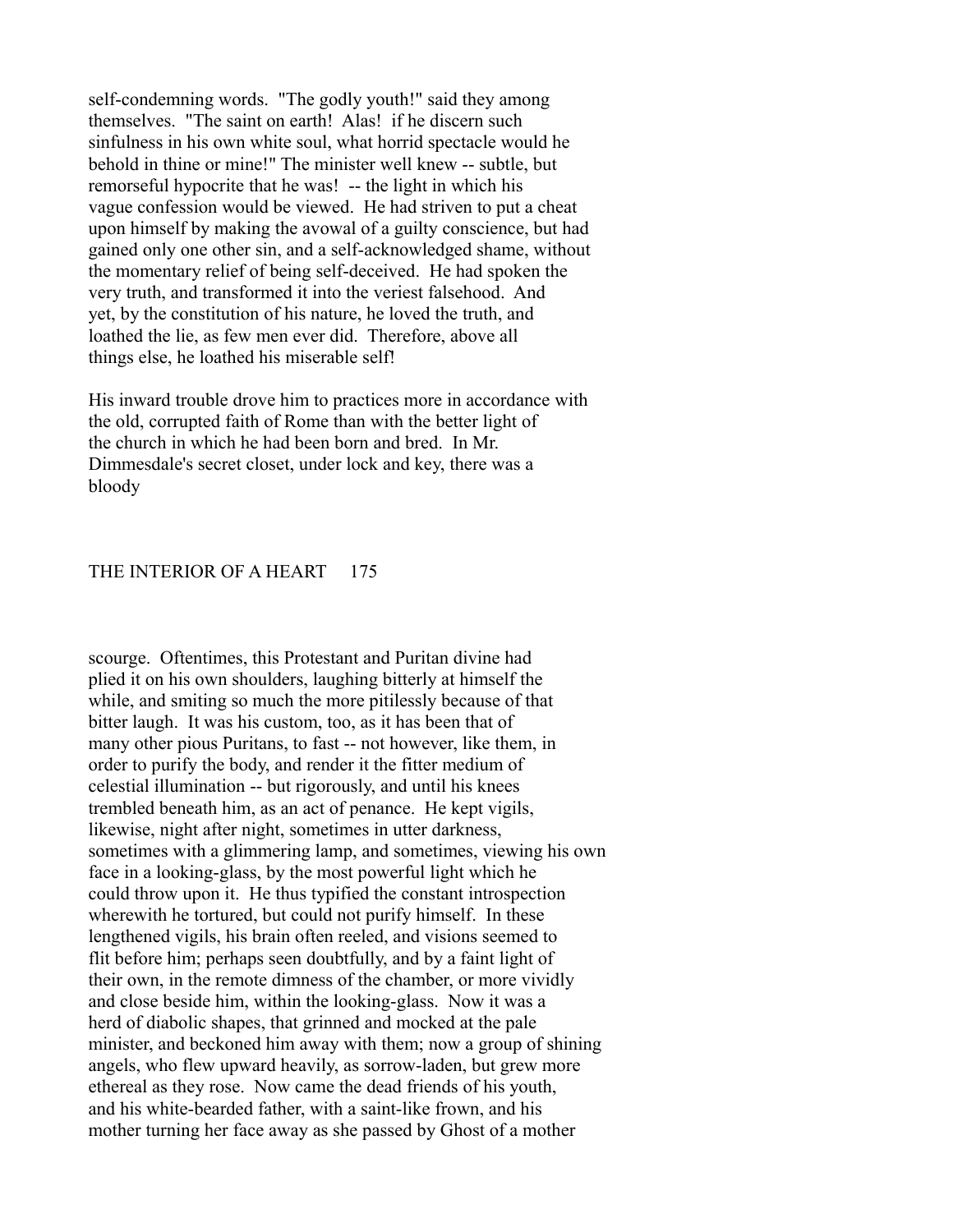self-condemning words. "The godly youth!" said they among themselves. "The saint on earth! Alas! if he discern such sinfulness in his own white soul, what horrid spectacle would he behold in thine or mine!" The minister well knew -- subtle, but remorseful hypocrite that he was! -- the light in which his vague confession would be viewed. He had striven to put a cheat upon himself by making the avowal of a guilty conscience, but had gained only one other sin, and a self-acknowledged shame, without the momentary relief of being self-deceived. He had spoken the very truth, and transformed it into the veriest falsehood. And yet, by the constitution of his nature, he loved the truth, and loathed the lie, as few men ever did. Therefore, above all things else, he loathed his miserable self!

His inward trouble drove him to practices more in accordance with the old, corrupted faith of Rome than with the better light of the church in which he had been born and bred. In Mr. Dimmesdale's secret closet, under lock and key, there was a bloody scourge. Oftentimes, this Protestant and Puritan divine had plied it on his own shoulders, laughing bitterly at himself the while, and smiting so much the more pitilessly because of that bitter laugh. It was his custom, too, as it has been that of many other pious Puritans, to fast -- not however, like them, in order to purify the body, and render it the fitter medium of celestial illumination -- but rigorously, and until his knees trembled beneath him, as an act of penance. He kept vigils, likewise, night after night, sometimes in utter darkness, sometimes with a glimmering lamp, and sometimes, viewing his own face in a looking-glass, by the most powerful light which he could throw upon it. He thus typified the constant introspection wherewith he tortured, but could not purify himself. In these lengthened vigils, his brain often reeled, and visions seemed to flit before him; perhaps seen doubtfully, and by a faint light of their own, in the remote dimness of the chamber, or more vividly and close beside him, within the looking-glass. Now it was a herd of diabolic shapes, that grinned and mocked at the pale minister, and beckoned him away with them; now a group of shining angels, who flew upward heavily, as sorrow-laden, but grew more ethereal as they rose. Now came the dead friends of his youth, and his white-bearded father, with a saint-like frown, and his mother turning her face away as she passed by Ghost of a mother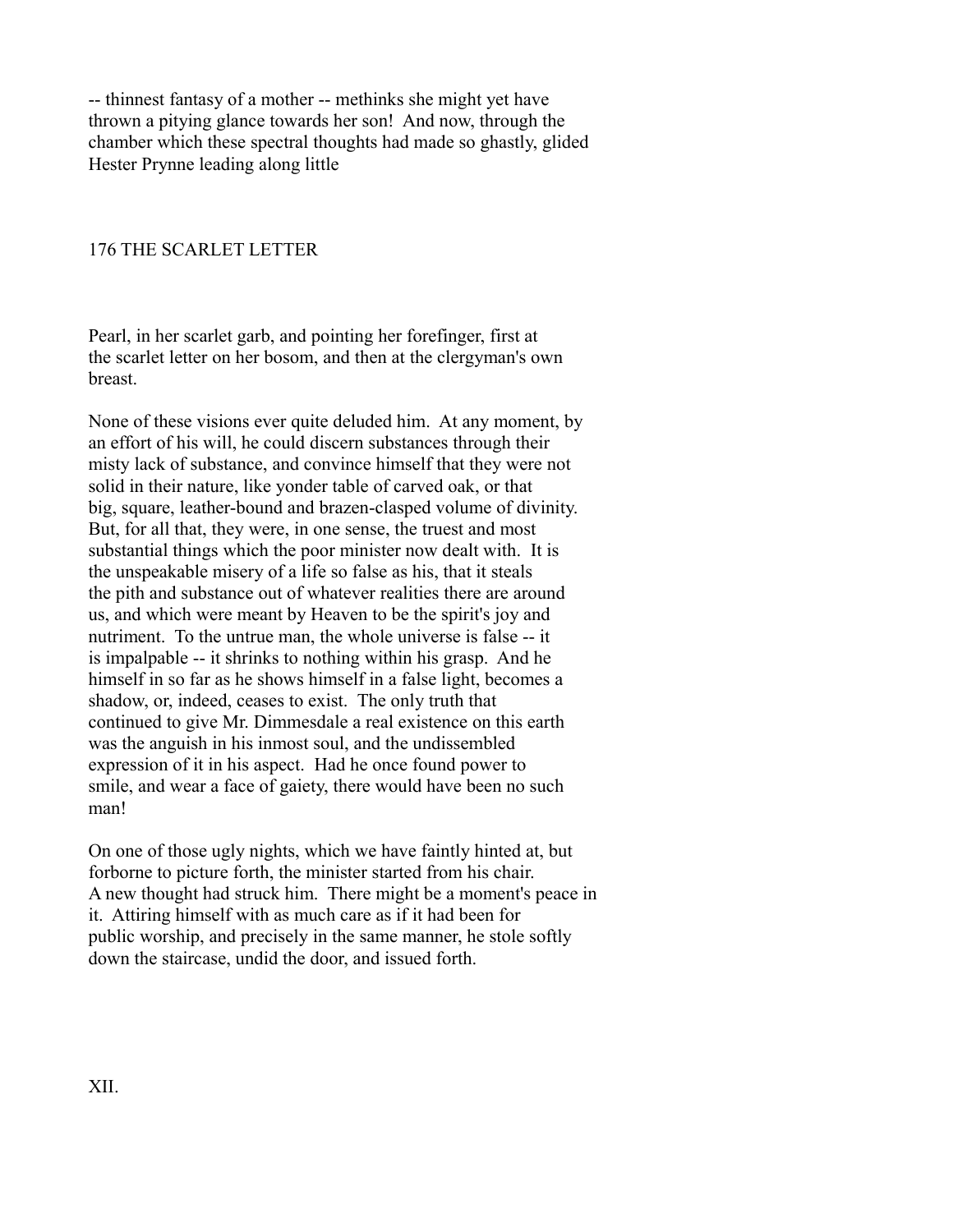-- thinnest fantasy of a mother -- methinks she might yet have thrown a pitying glance towards her son! And now, through the chamber which these spectral thoughts had made so ghastly, glided Hester Prynne leading along little Pearl, in her scarlet garb, and pointing her forefinger, first at the scarlet letter on her bosom, and then at the clergyman's own breast.

None of these visions ever quite deluded him. At any moment, by an effort of his will, he could discern substances through their misty lack of substance, and convince himself that they were not solid in their nature, like yonder table of carved oak, or that big, square, leather-bound and brazen-clasped volume of divinity. But, for all that, they were, in one sense, the truest and most substantial things which the poor minister now dealt with. It is the unspeakable misery of a life so false as his, that it steals the pith and substance out of whatever realities there are around us, and which were meant by Heaven to be the spirit's joy and nutriment. To the untrue man, the whole universe is false -- it is impalpable -- it shrinks to nothing within his grasp. And he himself in so far as he shows himself in a false light, becomes a shadow, or, indeed, ceases to exist. The only truth that continued to give Mr. Dimmesdale a real existence on this earth was the anguish in his inmost soul, and the undissembled expression of it in his aspect. Had he once found power to smile, and wear a face of gaiety, there would have been no such man!

On one of those ugly nights, which we have faintly hinted at, but forborne to picture forth, the minister started from his chair. A new thought had struck him. There might be a moment's peace in it. Attiring himself with as much care as if it had been for public worship, and precisely in the same manner, he stole softly down the staircase, undid the door, and issued forth.

## XII.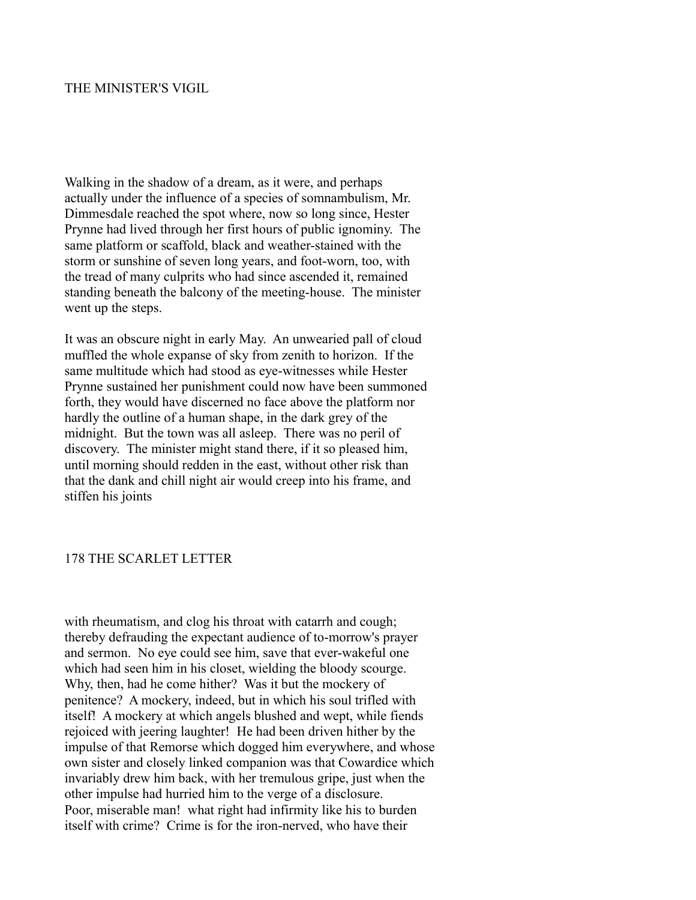## THE MINISTER'S VIGIL

Walking in the shadow of a dream, as it were, and perhaps actually under the influence of a species of somnambulism, Mr. Dimmesdale reached the spot where, now so long since, Hester Prynne had lived through her first hours of public ignominy. The same platform or scaffold, black and weather-stained with the storm or sunshine of seven long years, and foot-worn, too, with the tread of many culprits who had since ascended it, remained standing beneath the balcony of the meeting-house. The minister went up the steps.

It was an obscure night in early May. An unwearied pall of cloud muffled the whole expanse of sky from zenith to horizon. If the same multitude which had stood as eye-witnesses while Hester Prynne sustained her punishment could now have been summoned forth, they would have discerned no face above the platform nor hardly the outline of a human shape, in the dark grey of the midnight. But the town was all asleep. There was no peril of discovery. The minister might stand there, if it so pleased him, until morning should redden in the east, without other risk than that the dank and chill night air would creep into his frame, and stiffen his joints with rheumatism, and clog his throat with catarrh and cough; thereby defrauding the expectant audience of to-morrow's prayer and sermon. No eye could see him, save that ever-wakeful one which had seen him in his closet, wielding the bloody scourge. Why, then, had he come hither? Was it but the mockery of penitence? A mockery, indeed, but in which his soul trifled with itself! A mockery at which angels blushed and wept, while fiends rejoiced with jeering laughter! He had been driven hither by the impulse of that Remorse which dogged him everywhere, and whose own sister and closely linked companion was that Cowardice which invariably drew him back, with her tremulous gripe, just when the other impulse had hurried him to the verge of a disclosure. Poor, miserable man! what right had infirmity like his to burden itself with crime? Crime is for the iron-nerved, who have their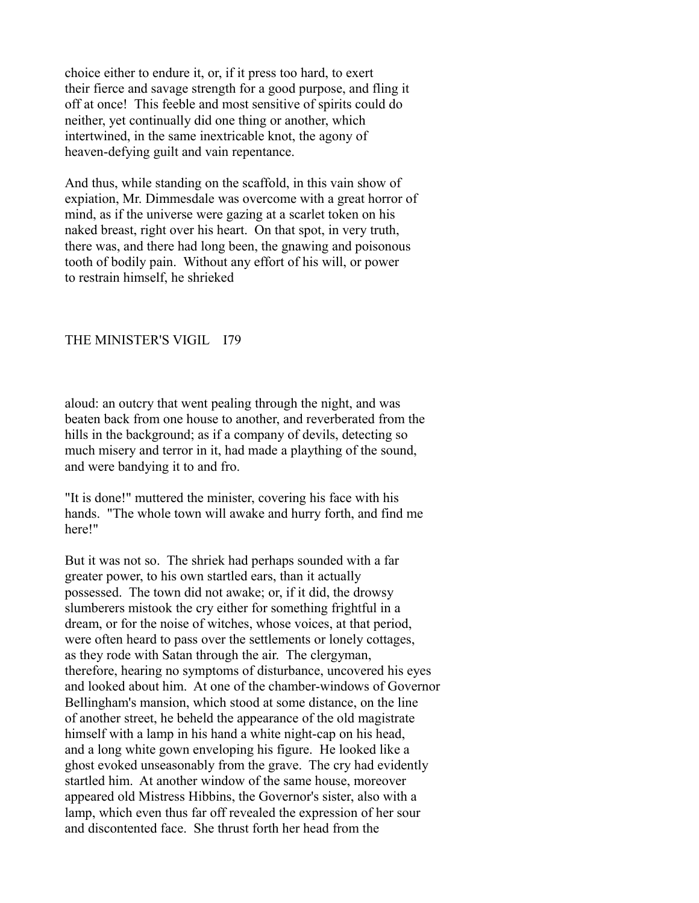choice either to endure it, or, if it press too hard, to exert their fierce and savage strength for a good purpose, and fling it off at once! This feeble and most sensitive of spirits could do neither, yet continually did one thing or another, which intertwined, in the same inextricable knot, the agony of heaven-defying guilt and vain repentance.

And thus, while standing on the scaffold, in this vain show of expiation, Mr. Dimmesdale was overcome with a great horror of mind, as if the universe were gazing at a scarlet token on his naked breast, right over his heart. On that spot, in very truth, there was, and there had long been, the gnawing and poisonous tooth of bodily pain. Without any effort of his will, or power to restrain himself, he shrieked aloud: an outcry that went pealing through the night, and was beaten back from one house to another, and reverberated from the hills in the background; as if a company of devils, detecting so much misery and terror in it, had made a plaything of the sound, and were bandying it to and fro.

"It is done!" muttered the minister, covering his face with his hands. "The whole town will awake and hurry forth, and find me here!"

But it was not so. The shriek had perhaps sounded with a far greater power, to his own startled ears, than it actually possessed. The town did not awake; or, if it did, the drowsy slumberers mistook the cry either for something frightful in a dream, or for the noise of witches, whose voices, at that period, were often heard to pass over the settlements or lonely cottages, as they rode with Satan through the air. The clergyman, therefore, hearing no symptoms of disturbance, uncovered his eyes and looked about him. At one of the chamber-windows of Governor Bellingham's mansion, which stood at some distance, on the line of another street, he beheld the appearance of the old magistrate himself with a lamp in his hand a white night-cap on his head, and a long white gown enveloping his figure. He looked like a ghost evoked unseasonably from the grave. The cry had evidently startled him. At another window of the same house, moreover appeared old Mistress Hibbins, the Governor's sister, also with a lamp, which even thus far off revealed the expression of her sour and discontented face. She thrust forth her head from the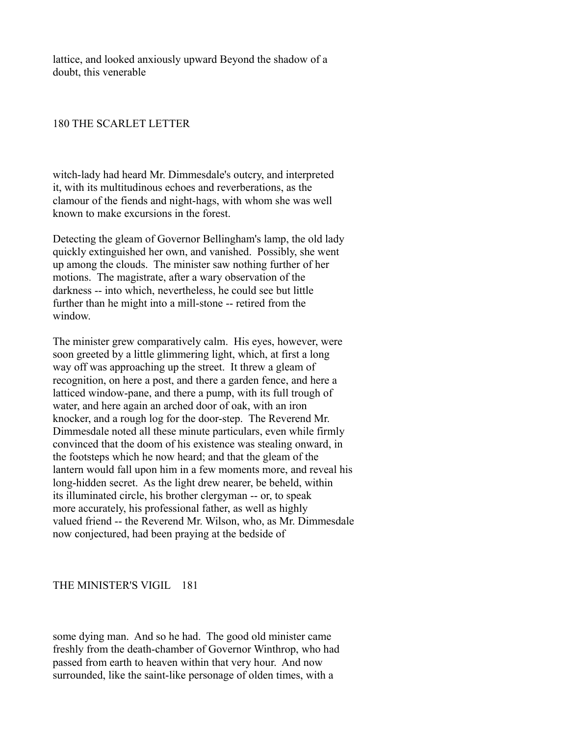lattice, and looked anxiously upward Beyond the shadow of a doubt, this venerable

witch-lady had heard Mr. Dimmesdale's outcry, and interpreted it, with its multitudinous echoes and reverberations, as the clamour of the fiends and night-hags, with whom she was well known to make excursions in the forest.

Detecting the gleam of Governor Bellingham's lamp, the old lady quickly extinguished her own, and vanished. Possibly, she went up among the clouds. The minister saw nothing further of her motions. The magistrate, after a wary observation of the darkness -- into which, nevertheless, he could see but little further than he might into a mill-stone -- retired from the window.

The minister grew comparatively calm. His eyes, however, were soon greeted by a little glimmering light, which, at first a long way off was approaching up the street. It threw a gleam of recognition, on here a post, and there a garden fence, and here a latticed window-pane, and there a pump, with its full trough of water, and here again an arched door of oak, with an iron knocker, and a rough log for the door-step. The Reverend Mr. Dimmesdale noted all these minute particulars, even while firmly convinced that the doom of his existence was stealing onward, in the footsteps which he now heard; and that the gleam of the lantern would fall upon him in a few moments more, and reveal his long-hidden secret. As the light drew nearer, be beheld, within its illuminated circle, his brother clergyman -- or, to speak more accurately, his professional father, as well as highly valued friend -- the Reverend Mr. Wilson, who, as Mr. Dimmesdale now conjectured, had been praying at the bedside of

some dying man. And so he had. The good old minister came freshly from the death-chamber of Governor Winthrop, who had passed from earth to heaven within that very hour. And now surrounded, like the saint-like personage of olden times, with a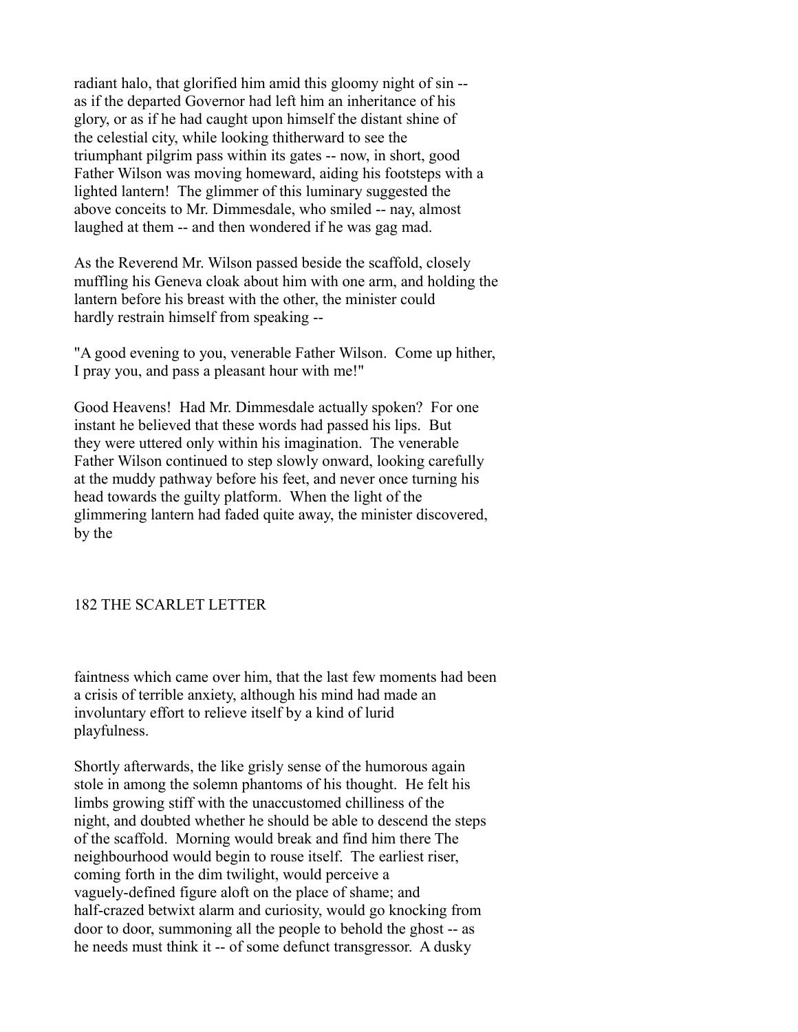radiant halo, that glorified him amid this gloomy night of sin -- as if the departed Governor had left him an inheritance of his glory, or as if he had caught upon himself the distant shine of the celestial city, while looking thitherward to see the triumphant pilgrim pass within its gates -- now, in short, good Father Wilson was moving homeward, aiding his footsteps with a lighted lantern! The glimmer of this luminary suggested the above conceits to Mr. Dimmesdale, who smiled -- nay, almost laughed at them -- and then wondered if he was gag mad.

As the Reverend Mr. Wilson passed beside the scaffold, closely muffling his Geneva cloak about him with one arm, and holding the lantern before his breast with the other, the minister could hardly restrain himself from speaking --

"A good evening to you, venerable Father Wilson. Come up hither, I pray you, and pass a pleasant hour with me!"

Good Heavens! Had Mr. Dimmesdale actually spoken? For one instant he believed that these words had passed his lips. But they were uttered only within his imagination. The venerable Father Wilson continued to step slowly onward, looking carefully at the muddy pathway before his feet, and never once turning his head towards the guilty platform. When the light of the glimmering lantern had faded quite away, the minister discovered, by the faintness which came over him, that the last few moments had been a crisis of terrible anxiety, although his mind had made an involuntary effort to relieve itself by a kind of lurid playfulness.

Shortly afterwards, the like grisly sense of the humorous again stole in among the solemn phantoms of his thought. He felt his limbs growing stiff with the unaccustomed chilliness of the night, and doubted whether he should be able to descend the steps of the scaffold. Morning would break and find him there The neighbourhood would begin to rouse itself. The earliest riser, coming forth in the dim twilight, would perceive a vaguely-defined figure aloft on the place of shame; and half-crazed betwixt alarm and curiosity, would go knocking from door to door, summoning all the people to behold the ghost -- as he needs must think it -- of some defunct transgressor. A dusky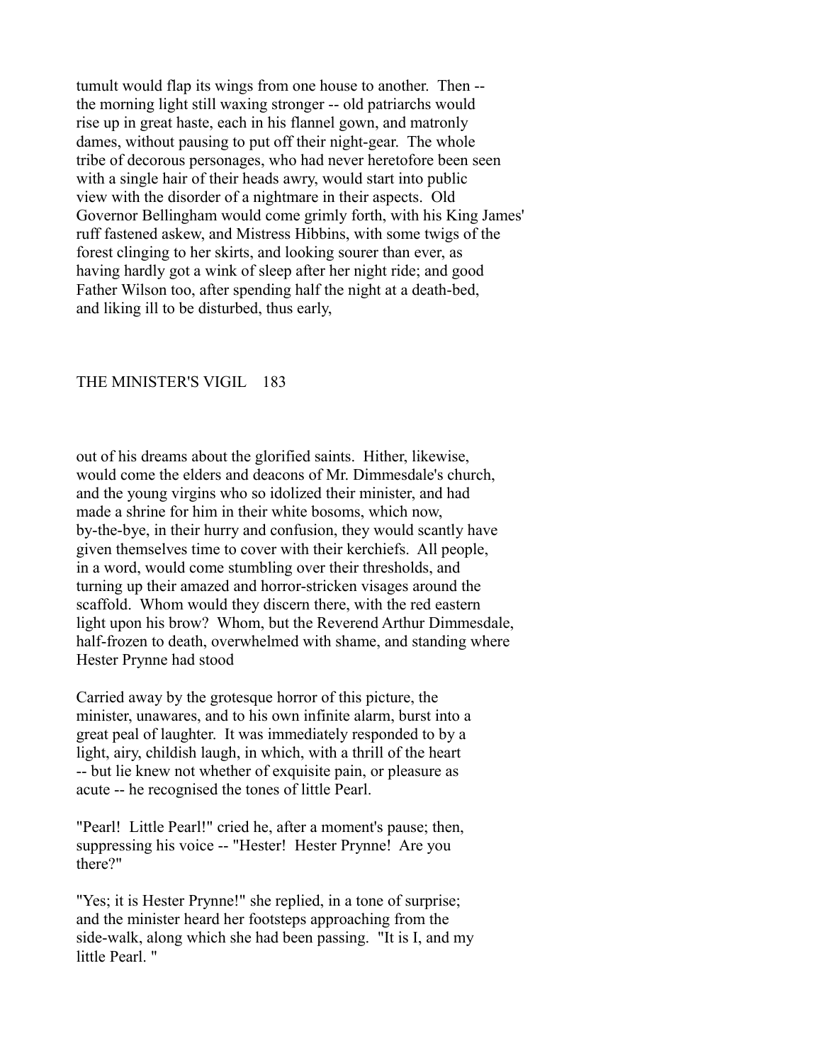tumult would flap its wings from one house to another. Then -- the morning light still waxing stronger -- old patriarchs would rise up in great haste, each in his flannel gown, and matronly dames, without pausing to put off their night-gear. The whole tribe of decorous personages, who had never heretofore been seen with a single hair of their heads awry, would start into public view with the disorder of a nightmare in their aspects. Old Governor Bellingham would come grimly forth, with his King James' ruff fastened askew, and Mistress Hibbins, with some twigs of the forest clinging to her skirts, and looking sourer than ever, as having hardly got a wink of sleep after her night ride; and good Father Wilson too, after spending half the night at a death-bed, and liking ill to be disturbed, thus early,

out of his dreams about the glorified saints. Hither, likewise, would come the elders and deacons of Mr. Dimmesdale's church, and the young virgins who so idolized their minister, and had made a shrine for him in their white bosoms, which now, by-the-bye, in their hurry and confusion, they would scantly have given themselves time to cover with their kerchiefs. All people, in a word, would come stumbling over their thresholds, and turning up their amazed and horror-stricken visages around the scaffold. Whom would they discern there, with the red eastern light upon his brow? Whom, but the Reverend Arthur Dimmesdale, half-frozen to death, overwhelmed with shame, and standing where Hester Prynne had stood

Carried away by the grotesque horror of this picture, the minister, unawares, and to his own infinite alarm, burst into a great peal of laughter. It was immediately responded to by a light, airy, childish laugh, in which, with a thrill of the heart -- but lie knew not whether of exquisite pain, or pleasure as acute -- he recognised the tones of little Pearl.

"Pearl! Little Pearl!" cried he, after a moment's pause; then, suppressing his voice -- "Hester! Hester Prynne! Are you there?"

"Yes; it is Hester Prynne!" she replied, in a tone of surprise; and the minister heard her footsteps approaching from the side-walk, along which she had been passing. "It is I, and my little Pearl. "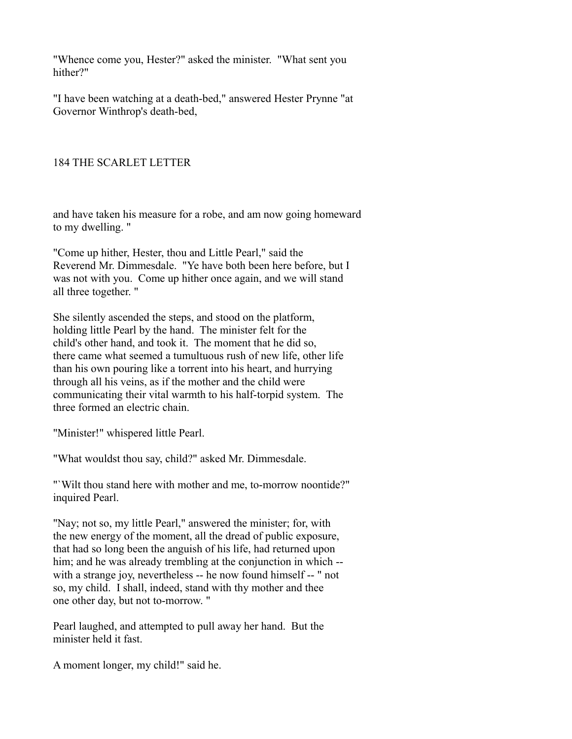"Whence come you, Hester?" asked the minister. "What sent you hither?"

"I have been watching at a death-bed," answered Hester Prynne "at Governor Winthrop's death-bed, and have taken his measure for a robe, and am now going homeward to my dwelling. "

"Come up hither, Hester, thou and Little Pearl," said the Reverend Mr. Dimmesdale. "Ye have both been here before, but I was not with you. Come up hither once again, and we will stand all three together. "

She silently ascended the steps, and stood on the platform, holding little Pearl by the hand. The minister felt for the child's other hand, and took it. The moment that he did so, there came what seemed a tumultuous rush of new life, other life than his own pouring like a torrent into his heart, and hurrying through all his veins, as if the mother and the child were communicating their vital warmth to his half-torpid system. The three formed an electric chain.

"Minister!" whispered little Pearl.

"What wouldst thou say, child?" asked Mr. Dimmesdale.

"`Wilt thou stand here with mother and me, to-morrow noontide?" inquired Pearl.

"Nay; not so, my little Pearl," answered the minister; for, with the new energy of the moment, all the dread of public exposure, that had so long been the anguish of his life, had returned upon him; and he was already trembling at the conjunction in which -- with a strange joy, nevertheless -- he now found himself -- " not so, my child. I shall, indeed, stand with thy mother and thee one other day, but not to-morrow. "

Pearl laughed, and attempted to pull away her hand. But the minister held it fast.

A moment longer, my child!" said he.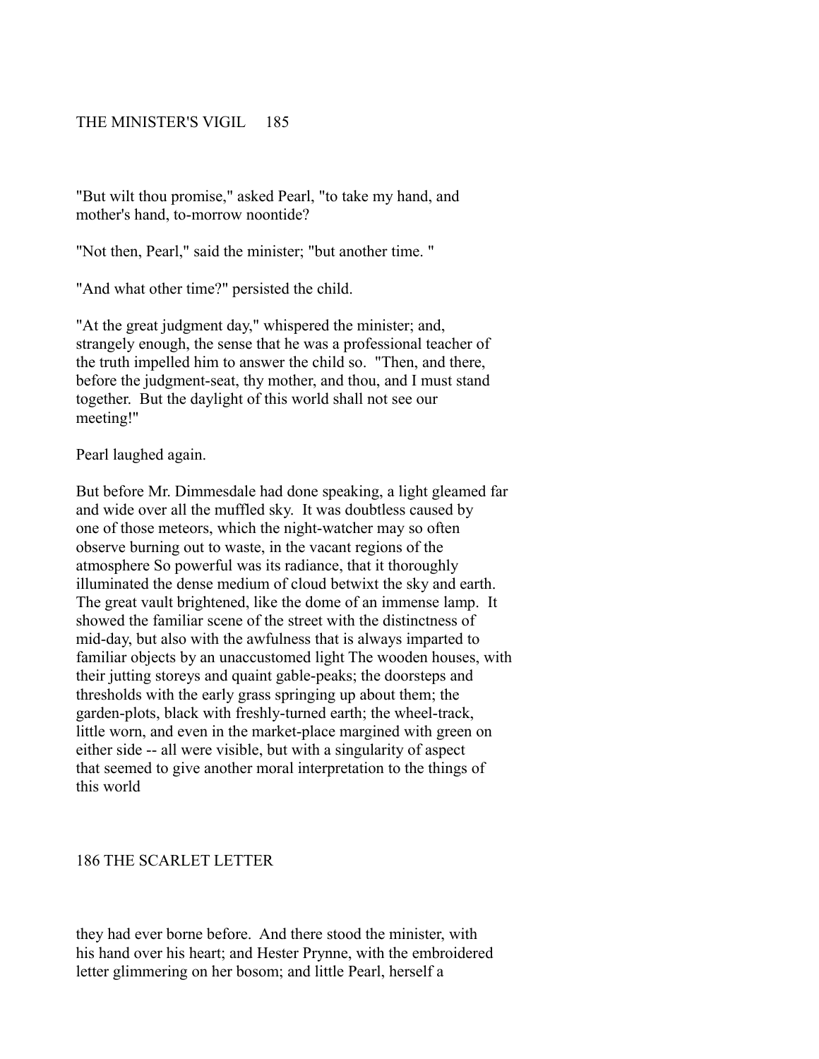"But wilt thou promise," asked Pearl, "to take my hand, and mother's hand, to-morrow noontide?

"Not then, Pearl," said the minister; "but another time. "

"And what other time?" persisted the child.

"At the great judgment day," whispered the minister; and, strangely enough, the sense that he was a professional teacher of the truth impelled him to answer the child so. "Then, and there, before the judgment-seat, thy mother, and thou, and I must stand together. But the daylight of this world shall not see our meeting!"

Pearl laughed again.

But before Mr. Dimmesdale had done speaking, a light gleamed far and wide over all the muffled sky. It was doubtless caused by one of those meteors, which the night-watcher may so often observe burning out to waste, in the vacant regions of the atmosphere So powerful was its radiance, that it thoroughly illuminated the dense medium of cloud betwixt the sky and earth. The great vault brightened, like the dome of an immense lamp. It showed the familiar scene of the street with the distinctness of mid-day, but also with the awfulness that is always imparted to familiar objects by an unaccustomed light The wooden houses, with their jutting storeys and quaint gable-peaks; the doorsteps and thresholds with the early grass springing up about them; the garden-plots, black with freshly-turned earth; the wheel-track, little worn, and even in the market-place margined with green on either side -- all were visible, but with a singularity of aspect that seemed to give another moral interpretation to the things of this world they had ever borne before. And there stood the minister, with his hand over his heart; and Hester Prynne, with the embroidered letter glimmering on her bosom; and little Pearl, herself a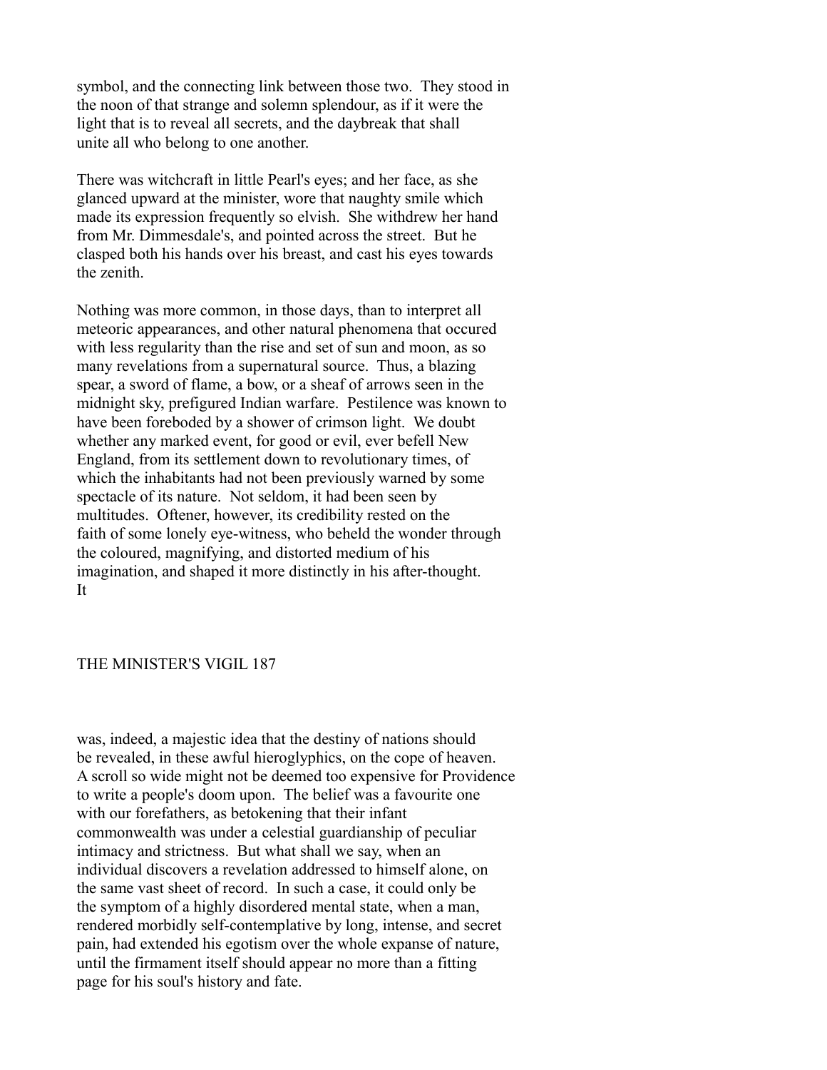symbol, and the connecting link between those two. They stood in the noon of that strange and solemn splendour, as if it were the light that is to reveal all secrets, and the daybreak that shall unite all who belong to one another.

There was witchcraft in little Pearl's eyes; and her face, as she glanced upward at the minister, wore that naughty smile which made its expression frequently so elvish. She withdrew her hand from Mr. Dimmesdale's, and pointed across the street. But he clasped both his hands over his breast, and cast his eyes towards the zenith.

Nothing was more common, in those days, than to interpret all meteoric appearances, and other natural phenomena that occured with less regularity than the rise and set of sun and moon, as so many revelations from a supernatural source. Thus, a blazing spear, a sword of flame, a bow, or a sheaf of arrows seen in the midnight sky, prefigured Indian warfare. Pestilence was known to have been foreboded by a shower of crimson light. We doubt whether any marked event, for good or evil, ever befell New England, from its settlement down to revolutionary times, of which the inhabitants had not been previously warned by some spectacle of its nature. Not seldom, it had been seen by multitudes. Oftener, however, its credibility rested on the faith of some lonely eye-witness, who beheld the wonder through the coloured, magnifying, and distorted medium of his imagination, and shaped it more distinctly in his after-thought. It was, indeed, a majestic idea that the destiny of nations should be revealed, in these awful hieroglyphics, on the cope of heaven. A scroll so wide might not be deemed too expensive for Providence to write a people's doom upon. The belief was a favourite one with our forefathers, as betokening that their infant commonwealth was under a celestial guardianship of peculiar intimacy and strictness. But what shall we say, when an individual discovers a revelation addressed to himself alone, on the same vast sheet of record. In such a case, it could only be the symptom of a highly disordered mental state, when a man, rendered morbidly self-contemplative by long, intense, and secret pain, had extended his egotism over the whole expanse of nature, until the firmament itself should appear no more than a fitting page for his soul's history and fate.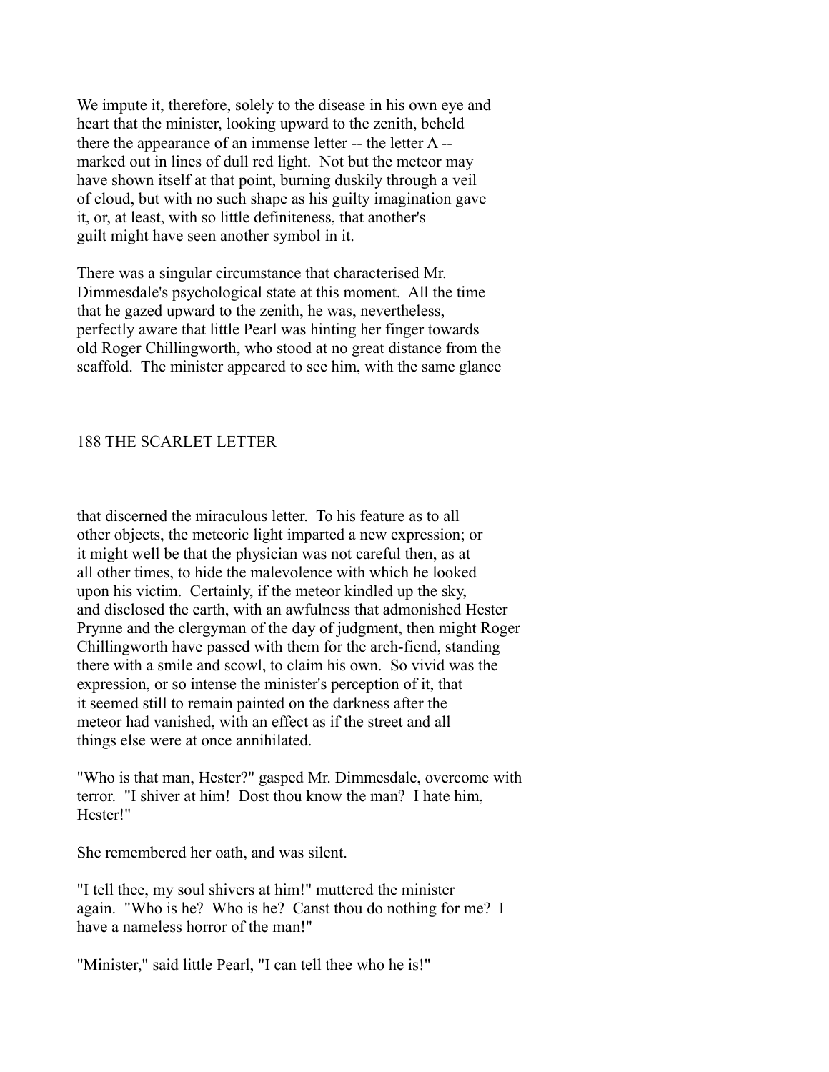We impute it, therefore, solely to the disease in his own eye and heart that the minister, looking upward to the zenith, beheld there the appearance of an immense letter -- the letter A -- marked out in lines of dull red light. Not but the meteor may have shown itself at that point, burning duskily through a veil of cloud, but with no such shape as his guilty imagination gave it, or, at least, with so little definiteness, that another's guilt might have seen another symbol in it.

There was a singular circumstance that characterised Mr. Dimmesdale's psychological state at this moment. All the time that he gazed upward to the zenith, he was, nevertheless, perfectly aware that little Pearl was hinting her finger towards old Roger Chillingworth, who stood at no great distance from the scaffold. The minister appeared to see him, with the same glance that discerned the miraculous letter. To his feature as to all other objects, the meteoric light imparted a new expression; or it might well be that the physician was not careful then, as at all other times, to hide the malevolence with which he looked upon his victim. Certainly, if the meteor kindled up the sky, and disclosed the earth, with an awfulness that admonished Hester Prynne and the clergyman of the day of judgment, then might Roger Chillingworth have passed with them for the arch-fiend, standing there with a smile and scowl, to claim his own. So vivid was the expression, or so intense the minister's perception of it, that it seemed still to remain painted on the darkness after the meteor had vanished, with an effect as if the street and all things else were at once annihilated.

"Who is that man, Hester?" gasped Mr. Dimmesdale, overcome with terror. "I shiver at him! Dost thou know the man? I hate him, Hester!"

She remembered her oath, and was silent.

"I tell thee, my soul shivers at him!" muttered the minister again. "Who is he? Who is he? Canst thou do nothing for me? I have a nameless horror of the man!"

"Minister," said little Pearl, "I can tell thee who he is!"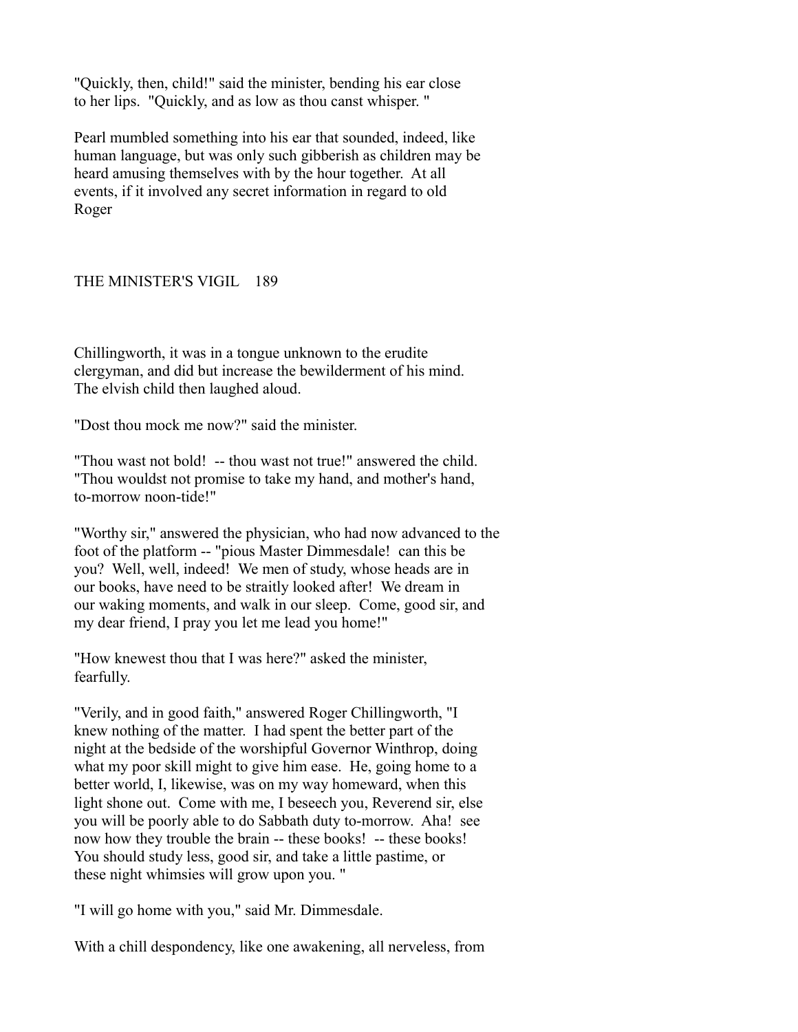"Quickly, then, child!" said the minister, bending his ear close to her lips. "Quickly, and as low as thou canst whisper. "

Pearl mumbled something into his ear that sounded, indeed, like human language, but was only such gibberish as children may be heard amusing themselves with by the hour together. At all events, if it involved any secret information in regard to old Roger Chillingworth, it was in a tongue unknown to the erudite clergyman, and did but increase the bewilderment of his mind. The elvish child then laughed aloud.

"Dost thou mock me now?" said the minister.

"Thou wast not bold! -- thou wast not true!" answered the child. "Thou wouldst not promise to take my hand, and mother's hand, to-morrow noon-tide!"

"Worthy sir," answered the physician, who had now advanced to the foot of the platform -- "pious Master Dimmesdale! can this be you? Well, well, indeed! We men of study, whose heads are in our books, have need to be straitly looked after! We dream in our waking moments, and walk in our sleep. Come, good sir, and my dear friend, I pray you let me lead you home!"

"How knewest thou that I was here?" asked the minister, fearfully.

"Verily, and in good faith," answered Roger Chillingworth, "I knew nothing of the matter. I had spent the better part of the night at the bedside of the worshipful Governor Winthrop, doing what my poor skill might to give him ease. He, going home to a better world, I, likewise, was on my way homeward, when this light shone out. Come with me, I beseech you, Reverend sir, else you will be poorly able to do Sabbath duty to-morrow. Aha! see now how they trouble the brain -- these books! -- these books! You should study less, good sir, and take a little pastime, or these night whimsies will grow upon you. "

"I will go home with you," said Mr. Dimmesdale.

With a chill despondency, like one awakening, all nerveless, from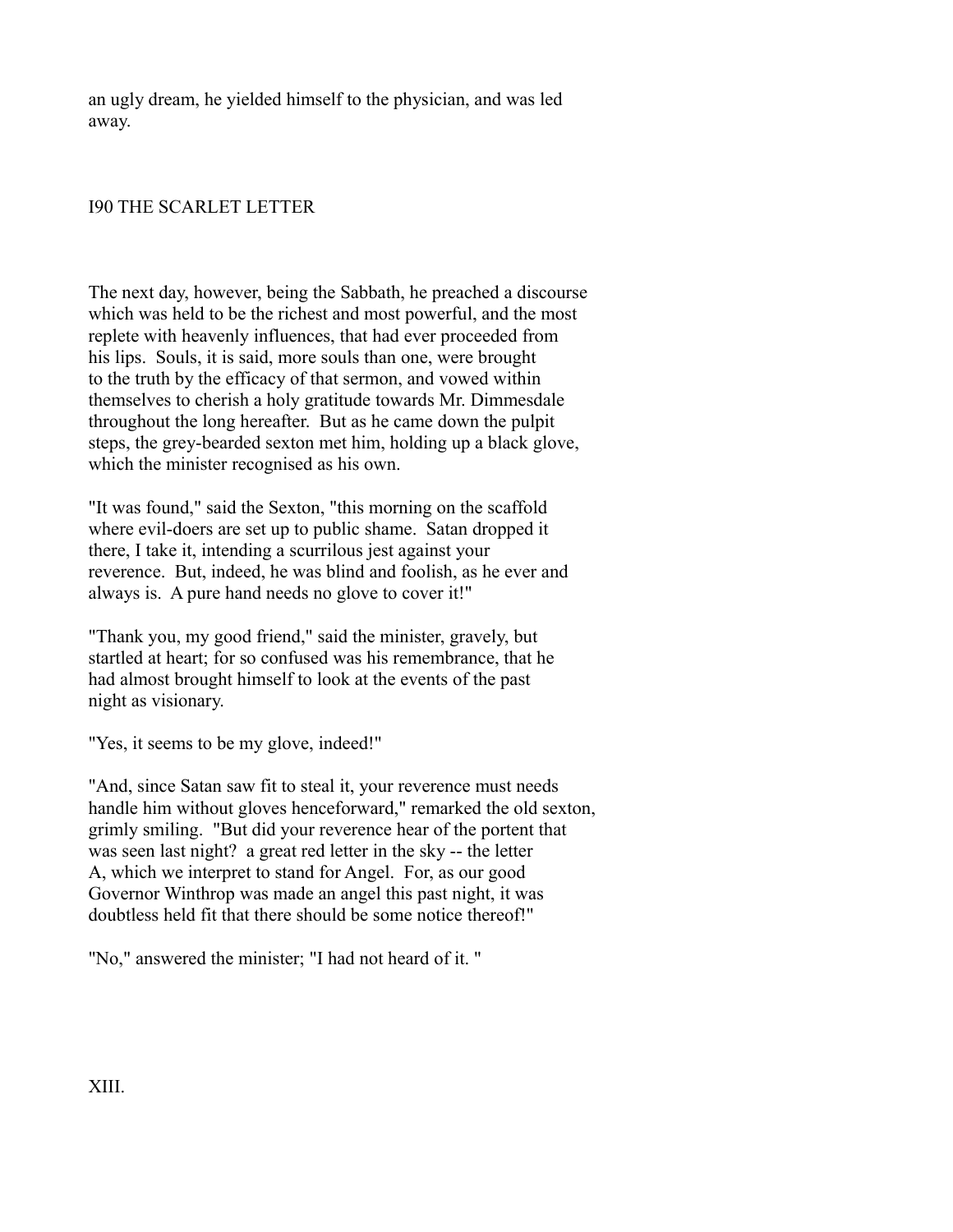an ugly dream, he yielded himself to the physician, and was led away.

The next day, however, being the Sabbath, he preached a discourse which was held to be the richest and most powerful, and the most replete with heavenly influences, that had ever proceeded from his lips. Souls, it is said, more souls than one, were brought to the truth by the efficacy of that sermon, and vowed within themselves to cherish a holy gratitude towards Mr. Dimmesdale throughout the long hereafter. But as he came down the pulpit steps, the grey-bearded sexton met him, holding up a black glove, which the minister recognised as his own.

"It was found," said the Sexton, "this morning on the scaffold where evil-doers are set up to public shame. Satan dropped it there, I take it, intending a scurrilous jest against your reverence. But, indeed, he was blind and foolish, as he ever and always is. A pure hand needs no glove to cover it!"

"Thank you, my good friend," said the minister, gravely, but startled at heart; for so confused was his remembrance, that he had almost brought himself to look at the events of the past night as visionary.

"Yes, it seems to be my glove, indeed!"

"And, since Satan saw fit to steal it, your reverence must needs handle him without gloves henceforward," remarked the old sexton, grimly smiling. "But did your reverence hear of the portent that was seen last night? a great red letter in the sky -- the letter A, which we interpret to stand for Angel. For, as our good Governor Winthrop was made an angel this past night, it was doubtless held fit that there should be some notice thereof!"

"No," answered the minister; "I had not heard of it. "

## XIII.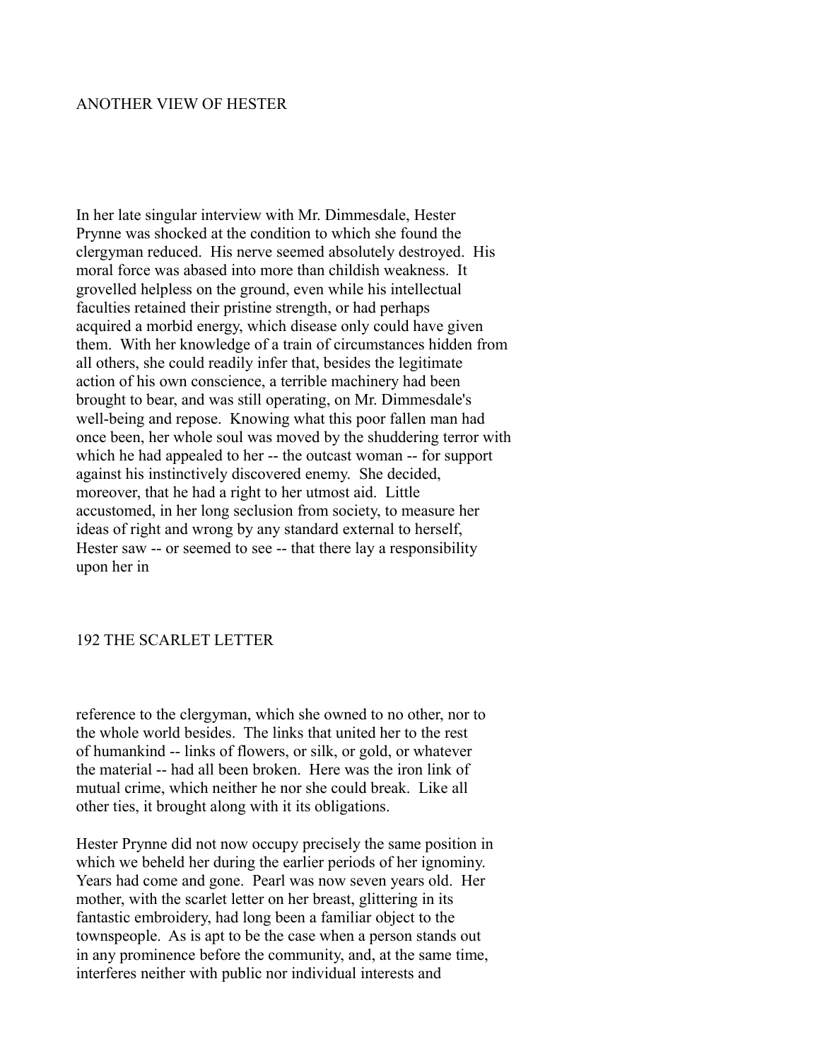## ANOTHER VIEW OF HESTER

In her late singular interview with Mr. Dimmesdale, Hester Prynne was shocked at the condition to which she found the clergyman reduced. His nerve seemed absolutely destroyed. His moral force was abased into more than childish weakness. It grovelled helpless on the ground, even while his intellectual faculties retained their pristine strength, or had perhaps acquired a morbid energy, which disease only could have given them. With her knowledge of a train of circumstances hidden from all others, she could readily infer that, besides the legitimate action of his own conscience, a terrible machinery had been brought to bear, and was still operating, on Mr. Dimmesdale's well-being and repose. Knowing what this poor fallen man had once been, her whole soul was moved by the shuddering terror with which he had appealed to her -- the outcast woman -- for support against his instinctively discovered enemy. She decided, moreover, that he had a right to her utmost aid. Little accustomed, in her long seclusion from society, to measure her ideas of right and wrong by any standard external to herself, Hester saw -- or seemed to see -- that there lay a responsibility upon her in reference to the clergyman, which she owned to no other, nor to the whole world besides. The links that united her to the rest of humankind -- links of flowers, or silk, or gold, or whatever the material -- had all been broken. Here was the iron link of mutual crime, which neither he nor she could break. Like all other ties, it brought along with it its obligations.

Hester Prynne did not now occupy precisely the same position in which we beheld her during the earlier periods of her ignominy. Years had come and gone. Pearl was now seven years old. Her mother, with the scarlet letter on her breast, glittering in its fantastic embroidery, had long been a familiar object to the townspeople. As is apt to be the case when a person stands out in any prominence before the community, and, at the same time, interferes neither with public nor individual interests and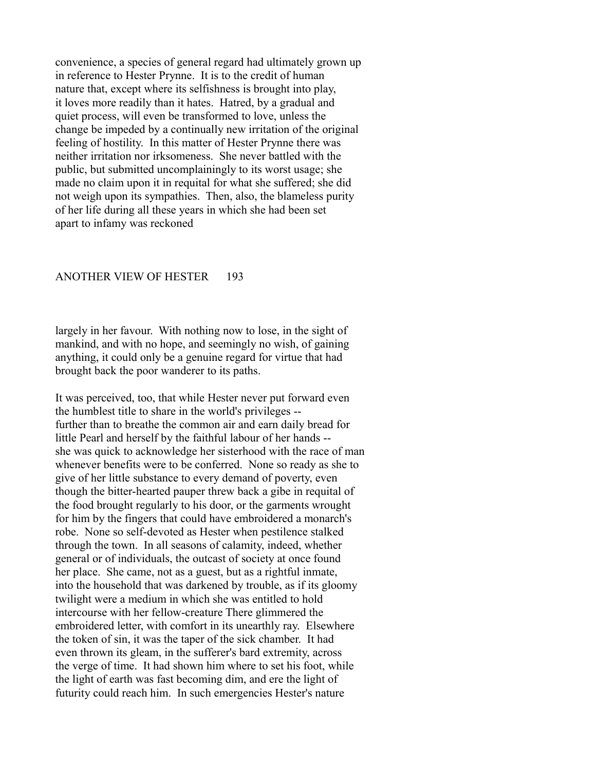convenience, a species of general regard had ultimately grown up in reference to Hester Prynne. It is to the credit of human nature that, except where its selfishness is brought into play, it loves more readily than it hates. Hatred, by a gradual and quiet process, will even be transformed to love, unless the change be impeded by a continually new irritation of the original feeling of hostility. In this matter of Hester Prynne there was neither irritation nor irksomeness. She never battled with the public, but submitted uncomplainingly to its worst usage; she made no claim upon it in requital for what she suffered; she did not weigh upon its sympathies. Then, also, the blameless purity of her life during all these years in which she had been set apart to infamy was reckoned largely in her favour. With nothing now to lose, in the sight of mankind, and with no hope, and seemingly no wish, of gaining anything, it could only be a genuine regard for virtue that had brought back the poor wanderer to its paths.

It was perceived, too, that while Hester never put forward even the humblest title to share in the world's privileges -- further than to breathe the common air and earn daily bread for little Pearl and herself by the faithful labour of her hands -- she was quick to acknowledge her sisterhood with the race of man whenever benefits were to be conferred. None so ready as she to give of her little substance to every demand of poverty, even though the bitter-hearted pauper threw back a gibe in requital of the food brought regularly to his door, or the garments wrought for him by the fingers that could have embroidered a monarch's robe. None so self-devoted as Hester when pestilence stalked through the town. In all seasons of calamity, indeed, whether general or of individuals, the outcast of society at once found her place. She came, not as a guest, but as a rightful inmate, into the household that was darkened by trouble, as if its gloomy twilight were a medium in which she was entitled to hold intercourse with her fellow-creature There glimmered the embroidered letter, with comfort in its unearthly ray. Elsewhere the token of sin, it was the taper of the sick chamber. It had even thrown its gleam, in the sufferer's bard extremity, across the verge of time. It had shown him where to set his foot, while the light of earth was fast becoming dim, and ere the light of futurity could reach him. In such emergencies Hester's nature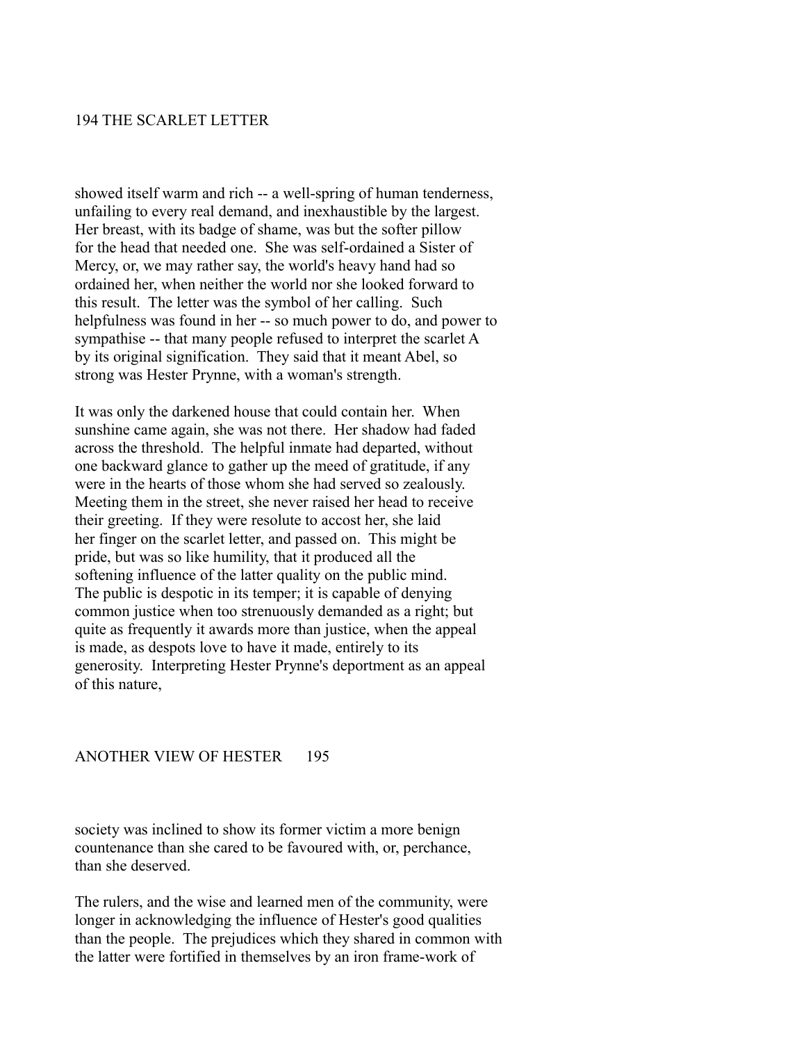showed itself warm and rich -- a well-spring of human tenderness, unfailing to every real demand, and inexhaustible by the largest. Her breast, with its badge of shame, was but the softer pillow for the head that needed one. She was self-ordained a Sister of Mercy, or, we may rather say, the world's heavy hand had so ordained her, when neither the world nor she looked forward to this result. The letter was the symbol of her calling. Such helpfulness was found in her -- so much power to do, and power to sympathise -- that many people refused to interpret the scarlet A by its original signification. They said that it meant Abel, so strong was Hester Prynne, with a woman's strength.

It was only the darkened house that could contain her. When sunshine came again, she was not there. Her shadow had faded across the threshold. The helpful inmate had departed, without one backward glance to gather up the meed of gratitude, if any were in the hearts of those whom she had served so zealously. Meeting them in the street, she never raised her head to receive their greeting. If they were resolute to accost her, she laid her finger on the scarlet letter, and passed on. This might be pride, but was so like humility, that it produced all the softening influence of the latter quality on the public mind. The public is despotic in its temper; it is capable of denying common justice when too strenuously demanded as a right; but quite as frequently it awards more than justice, when the appeal is made, as despots love to have it made, entirely to its generosity. Interpreting Hester Prynne's deportment as an appeal of this nature, society was inclined to show its former victim a more benign countenance than she cared to be favoured with, or, perchance, than she deserved.

The rulers, and the wise and learned men of the community, were longer in acknowledging the influence of Hester's good qualities than the people. The prejudices which they shared in common with the latter were fortified in themselves by an iron frame-work of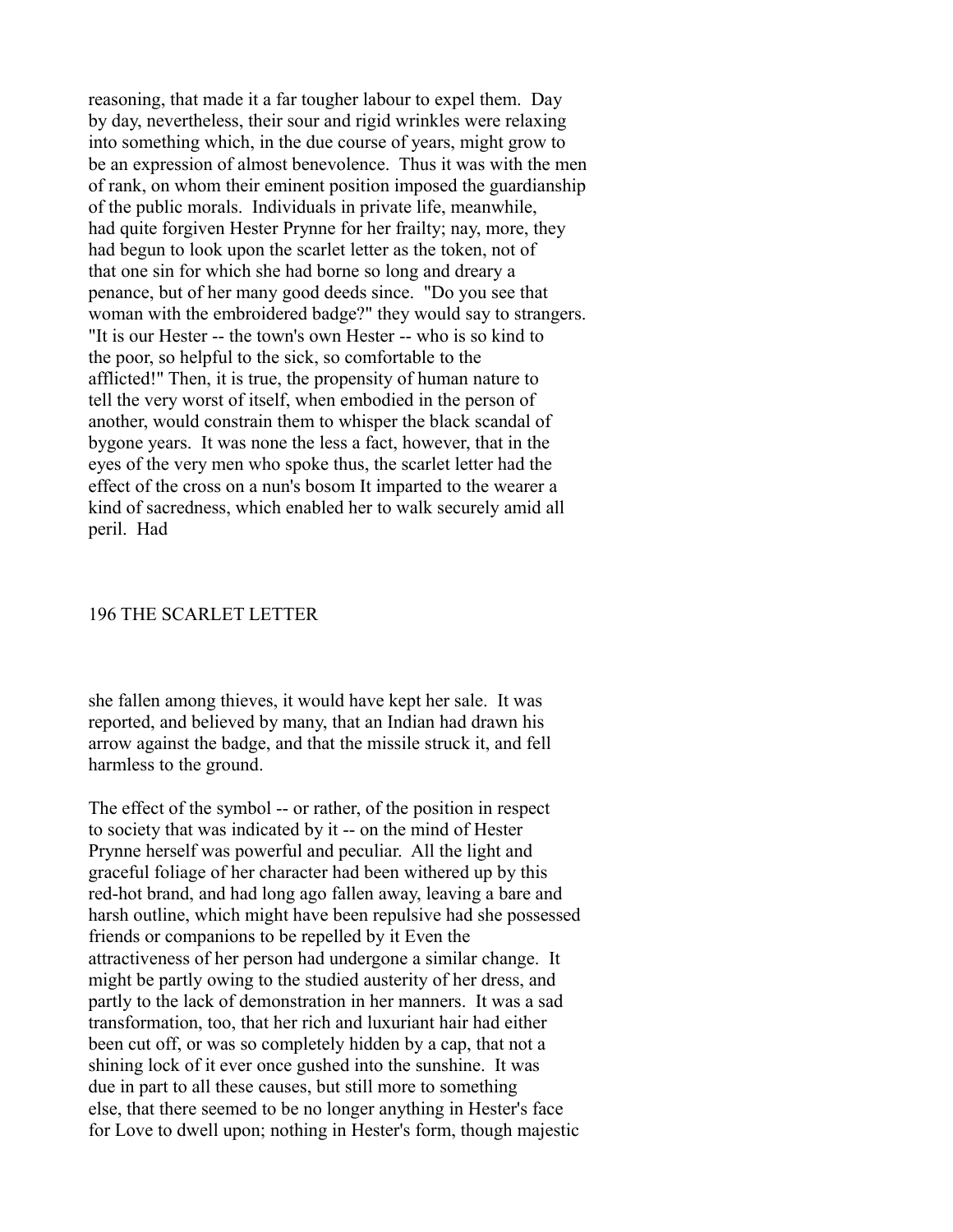reasoning, that made it a far tougher labour to expel them. Day by day, nevertheless, their sour and rigid wrinkles were relaxing into something which, in the due course of years, might grow to be an expression of almost benevolence. Thus it was with the men of rank, on whom their eminent position imposed the guardianship of the public morals. Individuals in private life, meanwhile, had quite forgiven Hester Prynne for her frailty; nay, more, they had begun to look upon the scarlet letter as the token, not of that one sin for which she had borne so long and dreary a penance, but of her many good deeds since. "Do you see that woman with the embroidered badge?" they would say to strangers. "It is our Hester -- the town's own Hester -- who is so kind to the poor, so helpful to the sick, so comfortable to the afflicted!" Then, it is true, the propensity of human nature to tell the very worst of itself, when embodied in the person of another, would constrain them to whisper the black scandal of bygone years. It was none the less a fact, however, that in the eyes of the very men who spoke thus, the scarlet letter had the effect of the cross on a nun's bosom It imparted to the wearer a kind of sacredness, which enabled her to walk securely amid all peril. Had she fallen among thieves, it would have kept her sale. It was reported, and believed by many, that an Indian had drawn his arrow against the badge, and that the missile struck it, and fell harmless to the ground.

The effect of the symbol -- or rather, of the position in respect to society that was indicated by it -- on the mind of Hester Prynne herself was powerful and peculiar. All the light and graceful foliage of her character had been withered up by this red-hot brand, and had long ago fallen away, leaving a bare and harsh outline, which might have been repulsive had she possessed friends or companions to be repelled by it Even the attractiveness of her person had undergone a similar change. It might be partly owing to the studied austerity of her dress, and partly to the lack of demonstration in her manners. It was a sad transformation, too, that her rich and luxuriant hair had either been cut off, or was so completely hidden by a cap, that not a shining lock of it ever once gushed into the sunshine. It was due in part to all these causes, but still more to something else, that there seemed to be no longer anything in Hester's face for Love to dwell upon; nothing in Hester's form, though majestic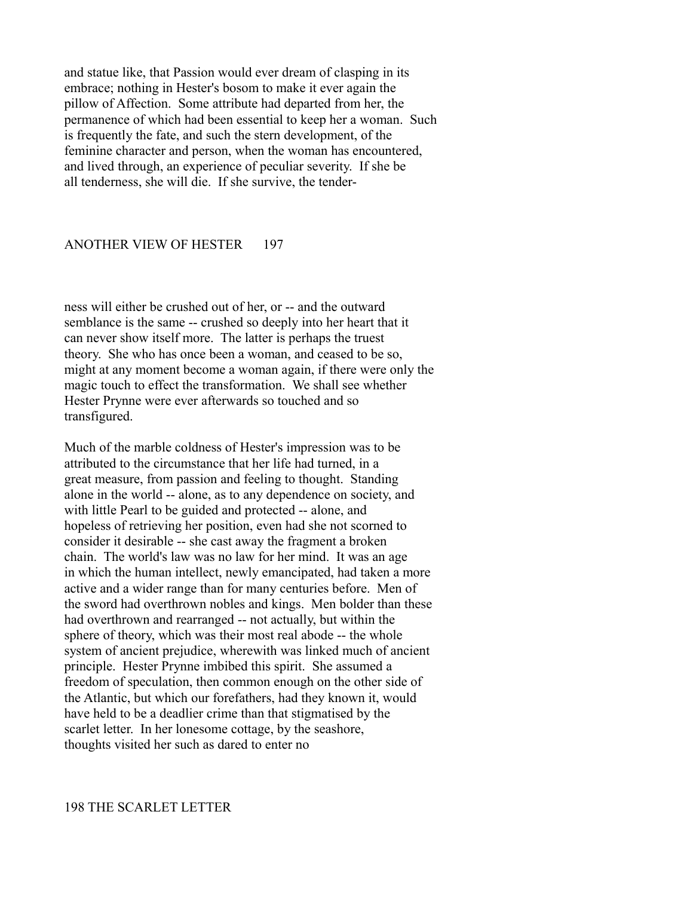and statue like, that Passion would ever dream of clasping in its embrace; nothing in Hester's bosom to make it ever again the pillow of Affection. Some attribute had departed from her, the permanence of which had been essential to keep her a woman. Such is frequently the fate, and such the stern development, of the feminine character and person, when the woman has encountered, and lived through, an experience of peculiar severity. If she be all tenderness, she will die. If she survive, the tenderness will either be crushed out of her, or -- and the outward semblance is the same -- crushed so deeply into her heart that it can never show itself more. The latter is perhaps the truest theory. She who has once been a woman, and ceased to be so, might at any moment become a woman again, if there were only the magic touch to effect the transformation. We shall see whether Hester Prynne were ever afterwards so touched and so transfigured.

Much of the marble coldness of Hester's impression was to be attributed to the circumstance that her life had turned, in a great measure, from passion and feeling to thought. Standing alone in the world -- alone, as to any dependence on society, and with little Pearl to be guided and protected -- alone, and hopeless of retrieving her position, even had she not scorned to consider it desirable -- she cast away the fragment a broken chain. The world's law was no law for her mind. It was an age in which the human intellect, newly emancipated, had taken a more active and a wider range than for many centuries before. Men of the sword had overthrown nobles and kings. Men bolder than these had overthrown and rearranged -- not actually, but within the sphere of theory, which was their most real abode -- the whole system of ancient prejudice, wherewith was linked much of ancient principle. Hester Prynne imbibed this spirit. She assumed a freedom of speculation, then common enough on the other side of the Atlantic, but which our forefathers, had they known it, would have held to be a deadlier crime than that stigmatised by the scarlet letter. In her lonesome cottage, by the seashore, thoughts visited her such as dared to enter no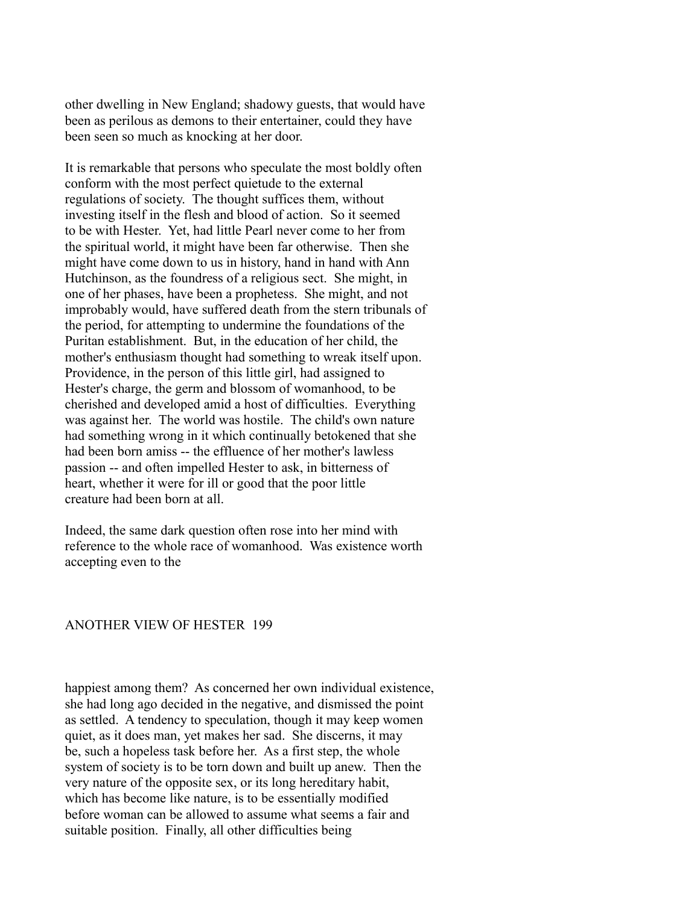other dwelling in New England; shadowy guests, that would have been as perilous as demons to their entertainer, could they have been seen so much as knocking at her door.

It is remarkable that persons who speculate the most boldly often conform with the most perfect quietude to the external regulations of society. The thought suffices them, without investing itself in the flesh and blood of action. So it seemed to be with Hester. Yet, had little Pearl never come to her from the spiritual world, it might have been far otherwise. Then she might have come down to us in history, hand in hand with Ann Hutchinson, as the foundress of a religious sect. She might, in one of her phases, have been a prophetess. She might, and not improbably would, have suffered death from the stern tribunals of the period, for attempting to undermine the foundations of the Puritan establishment. But, in the education of her child, the mother's enthusiasm thought had something to wreak itself upon. Providence, in the person of this little girl, had assigned to Hester's charge, the germ and blossom of womanhood, to be cherished and developed amid a host of difficulties. Everything was against her. The world was hostile. The child's own nature had something wrong in it which continually betokened that she had been born amiss -- the effluence of her mother's lawless passion -- and often impelled Hester to ask, in bitterness of heart, whether it were for ill or good that the poor little creature had been born at all.

Indeed, the same dark question often rose into her mind with reference to the whole race of womanhood. Was existence worth accepting even to the happiest among them? As concerned her own individual existence, she had long ago decided in the negative, and dismissed the point as settled. A tendency to speculation, though it may keep women quiet, as it does man, yet makes her sad. She discerns, it may be, such a hopeless task before her. As a first step, the whole system of society is to be torn down and built up anew. Then the very nature of the opposite sex, or its long hereditary habit, which has become like nature, is to be essentially modified before woman can be allowed to assume what seems a fair and suitable position. Finally, all other difficulties being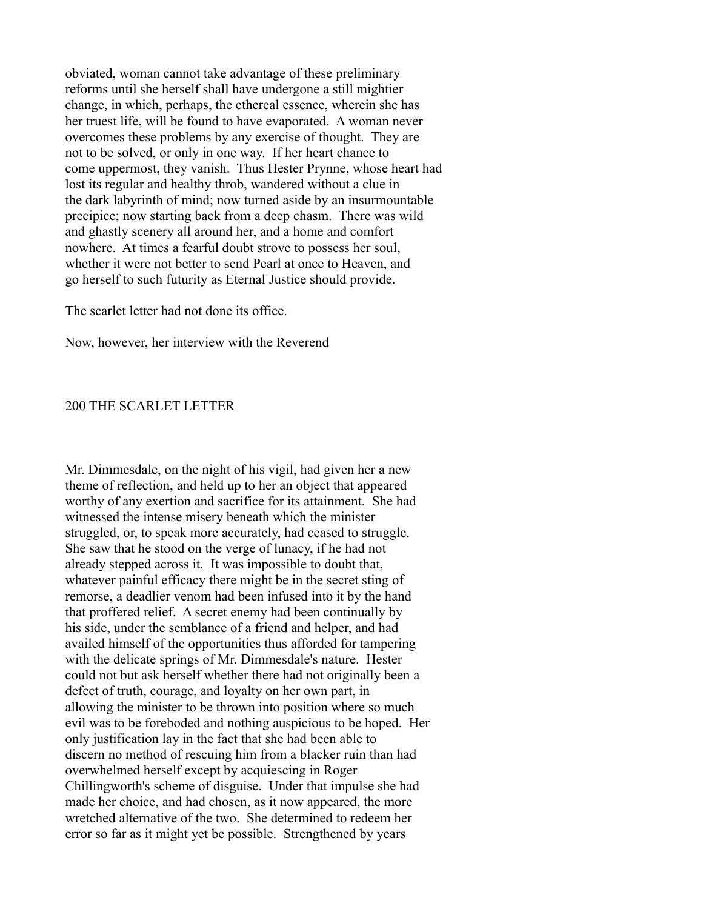obviated, woman cannot take advantage of these preliminary reforms until she herself shall have undergone a still mightier change, in which, perhaps, the ethereal essence, wherein she has her truest life, will be found to have evaporated. A woman never overcomes these problems by any exercise of thought. They are not to be solved, or only in one way. If her heart chance to come uppermost, they vanish. Thus Hester Prynne, whose heart had lost its regular and healthy throb, wandered without a clue in the dark labyrinth of mind; now turned aside by an insurmountable precipice; now starting back from a deep chasm. There was wild and ghastly scenery all around her, and a home and comfort nowhere. At times a fearful doubt strove to possess her soul, whether it were not better to send Pearl at once to Heaven, and go herself to such futurity as Eternal Justice should provide.

The scarlet letter had not done its office.

Now, however, her interview with the Reverend Mr. Dimmesdale, on the night of his vigil, had given her a new theme of reflection, and held up to her an object that appeared worthy of any exertion and sacrifice for its attainment. She had witnessed the intense misery beneath which the minister struggled, or, to speak more accurately, had ceased to struggle. She saw that he stood on the verge of lunacy, if he had not already stepped across it. It was impossible to doubt that, whatever painful efficacy there might be in the secret sting of remorse, a deadlier venom had been infused into it by the hand that proffered relief. A secret enemy had been continually by his side, under the semblance of a friend and helper, and had availed himself of the opportunities thus afforded for tampering with the delicate springs of Mr. Dimmesdale's nature. Hester could not but ask herself whether there had not originally been a defect of truth, courage, and loyalty on her own part, in allowing the minister to be thrown into position where so much evil was to be foreboded and nothing auspicious to be hoped. Her only justification lay in the fact that she had been able to discern no method of rescuing him from a blacker ruin than had overwhelmed herself except by acquiescing in Roger Chillingworth's scheme of disguise. Under that impulse she had made her choice, and had chosen, as it now appeared, the more wretched alternative of the two. She determined to redeem her error so far as it might yet be possible. Strengthened by years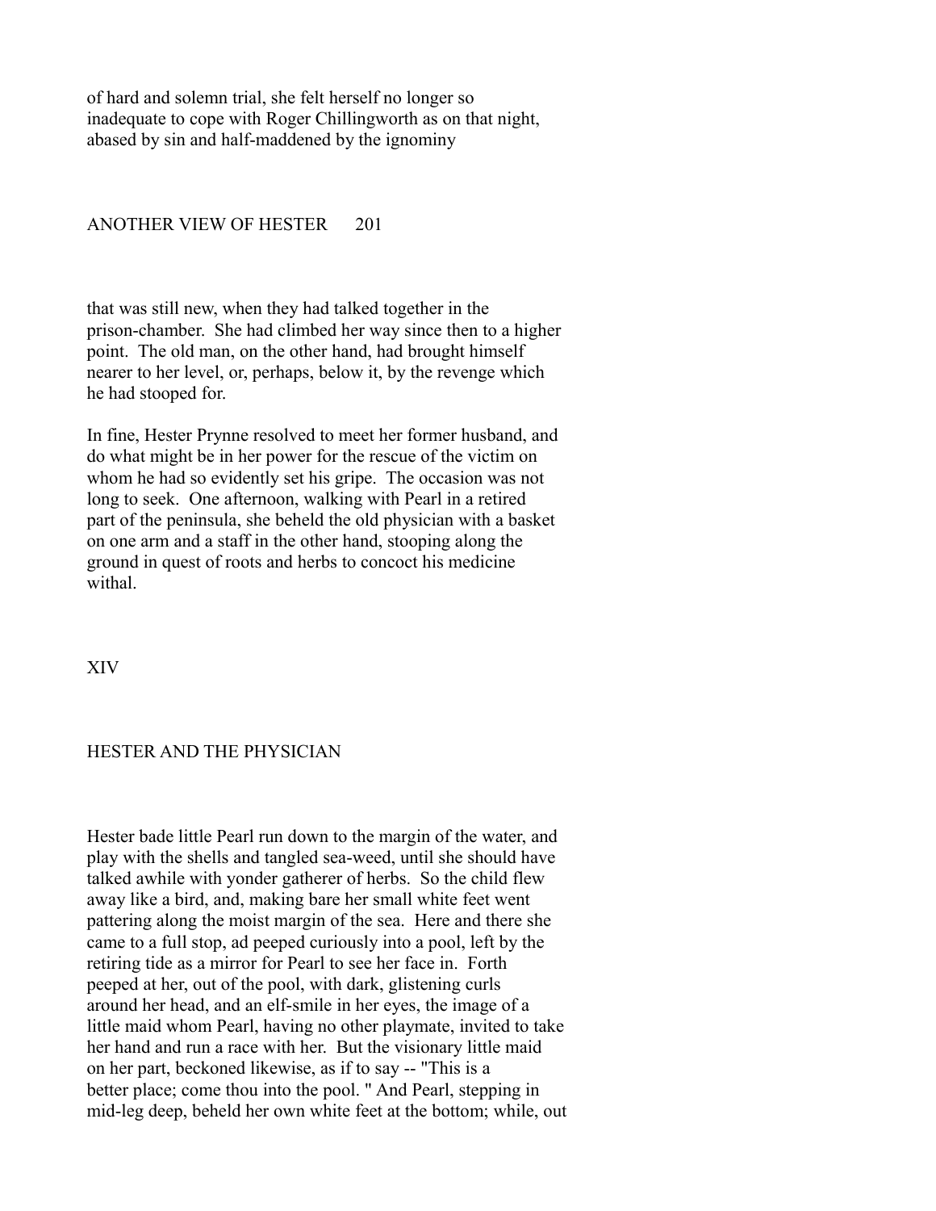of hard and solemn trial, she felt herself no longer so inadequate to cope with Roger Chillingworth as on that night, abased by sin and half-maddened by the ignominy that was still new, when they had talked together in the prison-chamber. She had climbed her way since then to a higher point. The old man, on the other hand, had brought himself nearer to her level, or, perhaps, below it, by the revenge which he had stooped for.

In fine, Hester Prynne resolved to meet her former husband, and do what might be in her power for the rescue of the victim on whom he had so evidently set his gripe. The occasion was not long to seek. One afternoon, walking with Pearl in a retired part of the peninsula, she beheld the old physician with a basket on one arm and a staff in the other hand, stooping along the ground in quest of roots and herbs to concoct his medicine withal.

## XIV

## HESTER AND THE PHYSICIAN

Hester bade little Pearl run down to the margin of the water, and play with the shells and tangled sea-weed, until she should have talked awhile with yonder gatherer of herbs. So the child flew away like a bird, and, making bare her small white feet went pattering along the moist margin of the sea. Here and there she came to a full stop, ad peeped curiously into a pool, left by the retiring tide as a mirror for Pearl to see her face in. Forth peeped at her, out of the pool, with dark, glistening curls around her head, and an elf-smile in her eyes, the image of a little maid whom Pearl, having no other playmate, invited to take her hand and run a race with her. But the visionary little maid on her part, beckoned likewise, as if to say -- "This is a better place; come thou into the pool. " And Pearl, stepping in mid-leg deep, beheld her own white feet at the bottom; while, out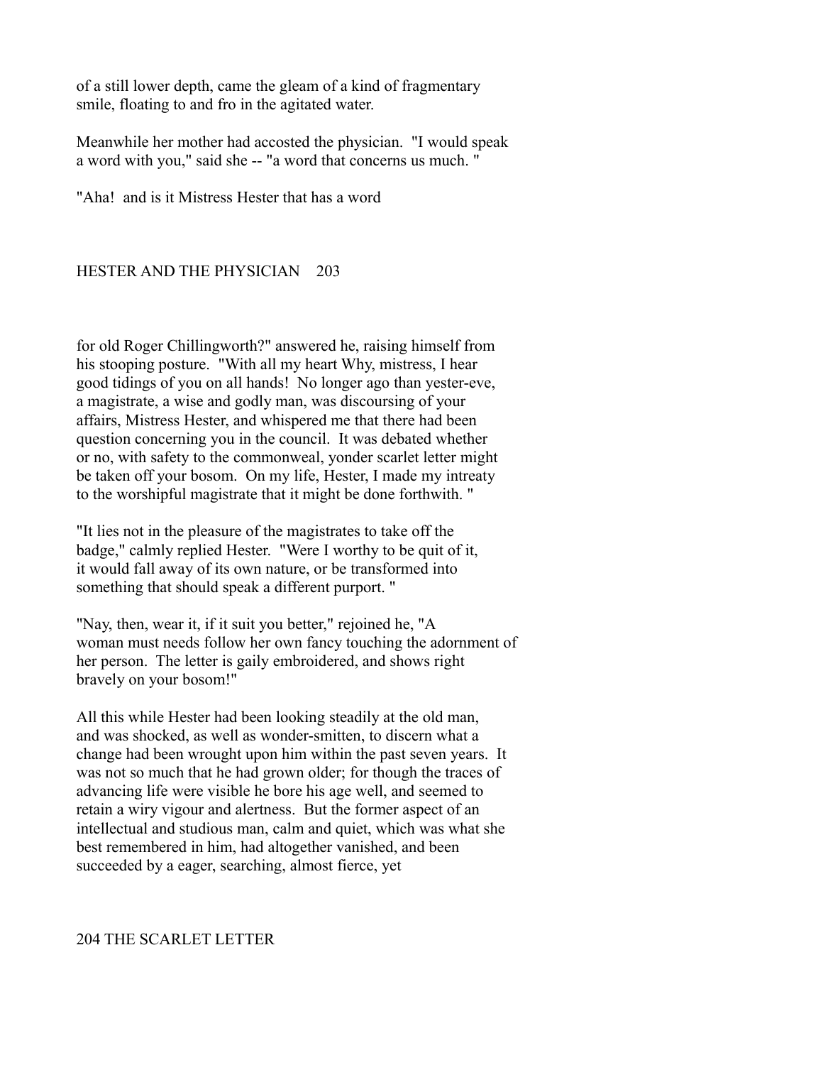of a still lower depth, came the gleam of a kind of fragmentary smile, floating to and fro in the agitated water.

Meanwhile her mother had accosted the physician. "I would speak a word with you," said she -- "a word that concerns us much."

"Aha! and is it Mistress Hester that has a word for old Roger Chillingworth?" answered he, raising himself from his stooping posture. "With all my heart Why, mistress, I hear good tidings of you on all hands! No longer ago than yester-eve, a magistrate, a wise and godly man, was discoursing of your affairs, Mistress Hester, and whispered me that there had been question concerning you in the council. It was debated whether or no, with safety to the commonweal, yonder scarlet letter might be taken off your bosom. On my life, Hester, I made my intreaty to the worshipful magistrate that it might be done forthwith."

"It lies not in the pleasure of the magistrates to take off the badge," calmly replied Hester. "Were I worthy to be quit of it, it would fall away of its own nature, or be transformed into something that should speak a different purport."

"Nay, then, wear it, if it suit you better," rejoined he, "A woman must needs follow her own fancy touching the adornment of her person. The letter is gaily embroidered, and shows right bravely on your bosom!"

All this while Hester had been looking steadily at the old man, and was shocked, as well as wonder-smitten, to discern what a change had been wrought upon him within the past seven years. It was not so much that he had grown older; for though the traces of advancing life were visible he bore his age well, and seemed to retain a wiry vigour and alertness. But the former aspect of an intellectual and studious man, calm and quiet, which was what she best remembered in him, had altogether vanished, and been succeeded by a eager, searching, almost fierce, yet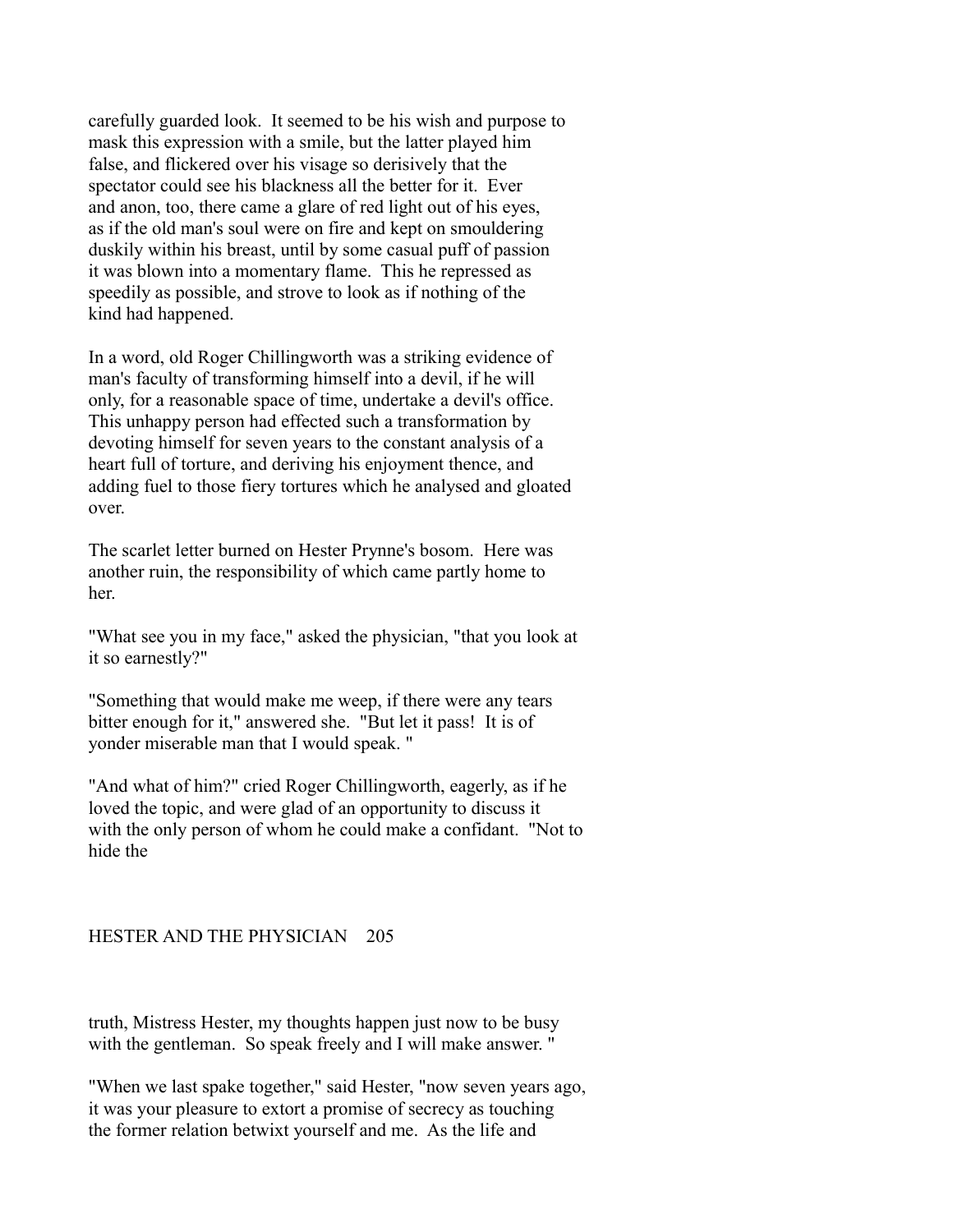carefully guarded look. It seemed to be his wish and purpose to mask this expression with a smile, but the latter played him false, and flickered over his visage so derisively that the spectator could see his blackness all the better for it. Ever and anon, too, there came a glare of red light out of his eyes, as if the old man's soul were on fire and kept on smouldering duskily within his breast, until by some casual puff of passion it was blown into a momentary flame. This he repressed as speedily as possible, and strove to look as if nothing of the kind had happened.

In a word, old Roger Chillingworth was a striking evidence of man's faculty of transforming himself into a devil, if he will only, for a reasonable space of time, undertake a devil's office. This unhappy person had effected such a transformation by devoting himself for seven years to the constant analysis of a heart full of torture, and deriving his enjoyment thence, and adding fuel to those fiery tortures which he analysed and gloated over.

The scarlet letter burned on Hester Prynne's bosom. Here was another ruin, the responsibility of which came partly home to her.

"What see you in my face," asked the physician, "that you look at it so earnestly?"

"Something that would make me weep, if there were any tears bitter enough for it," answered she. "But let it pass! It is of yonder miserable man that I would speak."

"And what of him?" cried Roger Chillingworth, eagerly, as if he loved the topic, and were glad of an opportunity to discuss it with the only person of whom he could make a confidant. "Not to hide the truth, Mistress Hester, my thoughts happen just now to be busy with the gentleman. So speak freely and I will make answer."

"When we last spake together," said Hester, "now seven years ago, it was your pleasure to extort a promise of secrecy as touching the former relation betwixt yourself and me. As the life and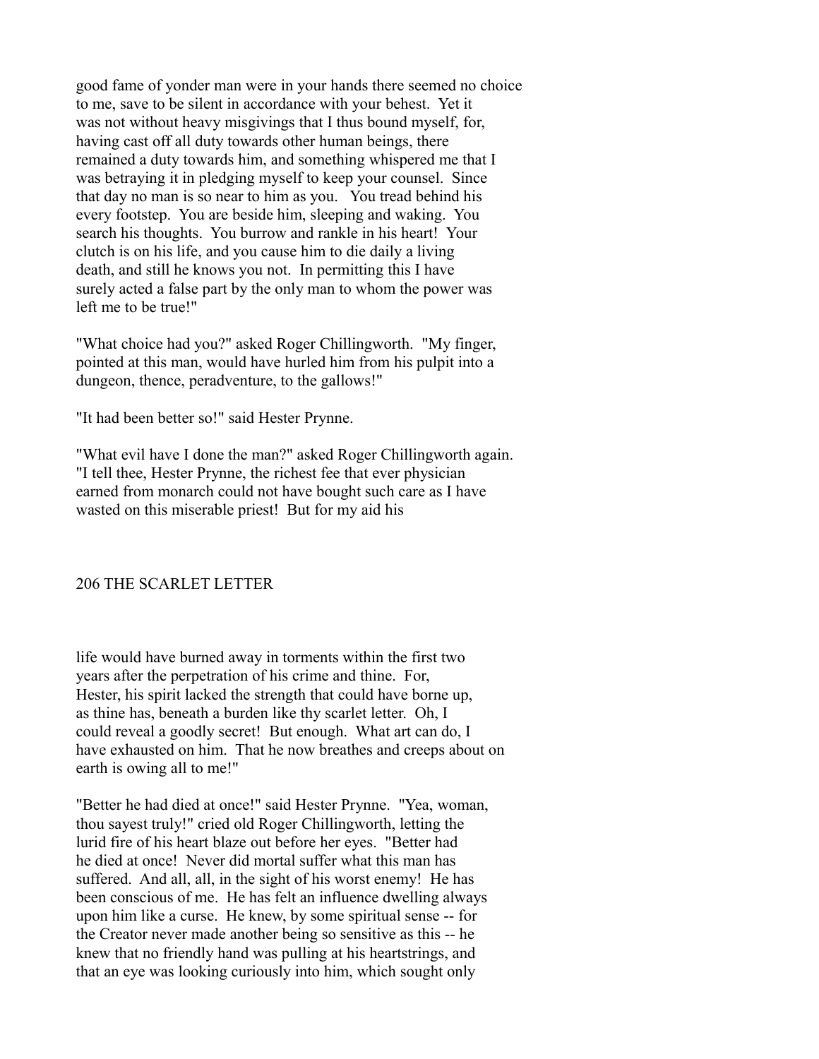good fame of yonder man were in your hands there seemed no choice to me, save to be silent in accordance with your behest. Yet it was not without heavy misgivings that I thus bound myself, for, having cast off all duty towards other human beings, there remained a duty towards him, and something whispered me that I was betraying it in pledging myself to keep your counsel. Since that day no man is so near to him as you. You tread behind his every footstep. You are beside him, sleeping and waking. You search his thoughts. You burrow and rankle in his heart! Your clutch is on his life, and you cause him to die daily a living death, and still he knows you not. In permitting this I have surely acted a false part by the only man to whom the power was left me to be true!"

"What choice had you?" asked Roger Chillingworth. "My finger, pointed at this man, would have hurled him from his pulpit into a dungeon, thence, peradventure, to the gallows!"

"It had been better so!" said Hester Prynne.

"What evil have I done the man?" asked Roger Chillingworth again. "I tell thee, Hester Prynne, the richest fee that ever physician earned from monarch could not have bought such care as I have wasted on this miserable priest! But for my aid his life would have burned away in torments within the first two years after the perpetration of his crime and thine. For, Hester, his spirit lacked the strength that could have borne up, as thine has, beneath a burden like thy scarlet letter. Oh, I could reveal a goodly secret! But enough. What art can do, I have exhausted on him. That he now breathes and creeps about on earth is owing all to me!"

"Better he had died at once!" said Hester Prynne. "Yea, woman, thou sayest truly!" cried old Roger Chillingworth, letting the lurid fire of his heart blaze out before her eyes. "Better had he died at once! Never did mortal suffer what this man has suffered. And all, all, in the sight of his worst enemy! He has been conscious of me. He has felt an influence dwelling always upon him like a curse. He knew, by some spiritual sense -- for the Creator never made another being so sensitive as this -- he knew that no friendly hand was pulling at his heartstrings, and that an eye was looking curiously into him, which sought only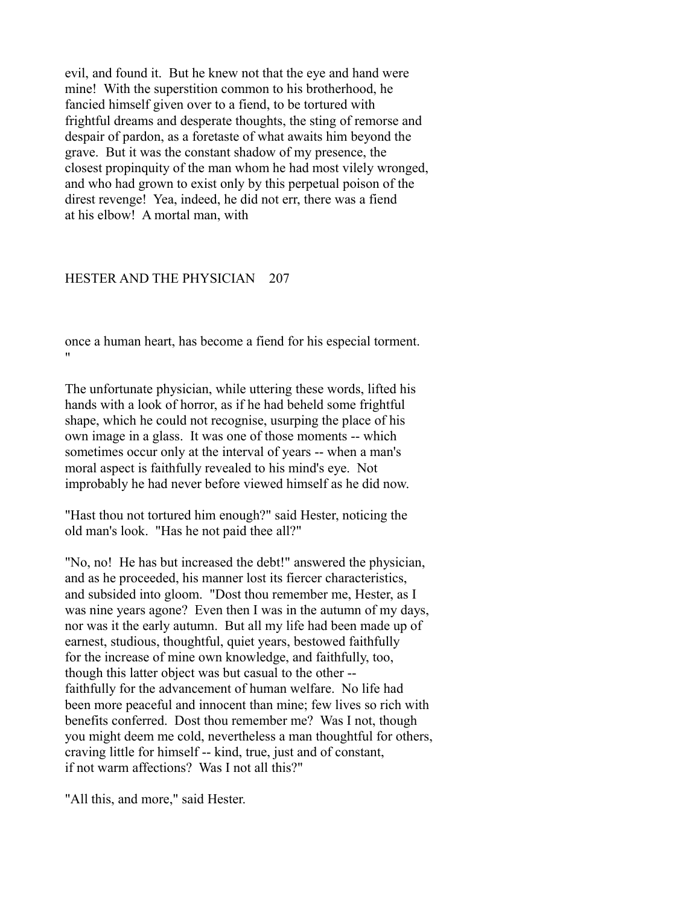evil, and found it. But he knew not that the eye and hand were mine! With the superstition common to his brotherhood, he fancied himself given over to a fiend, to be tortured with frightful dreams and desperate thoughts, the sting of remorse and despair of pardon, as a foretaste of what awaits him beyond the grave. But it was the constant shadow of my presence, the closest propinquity of the man whom he had most vilely wronged, and who had grown to exist only by this perpetual poison of the direst revenge! Yea, indeed, he did not err, there was a fiend at his elbow! A mortal man, with once a human heart, has become a fiend for his especial torment."

The unfortunate physician, while uttering these words, lifted his hands with a look of horror, as if he had beheld some frightful shape, which he could not recognise, usurping the place of his own image in a glass. It was one of those moments -- which sometimes occur only at the interval of years -- when a man's moral aspect is faithfully revealed to his mind's eye. Not improbably he had never before viewed himself as he did now.

"Hast thou not tortured him enough?" said Hester, noticing the old man's look. "Has he not paid thee all?"

"No, no! He has but increased the debt!" answered the physician, and as he proceeded, his manner lost its fiercer characteristics, and subsided into gloom. "Dost thou remember me, Hester, as I was nine years agone? Even then I was in the autumn of my days, nor was it the early autumn. But all my life had been made up of earnest, studious, thoughtful, quiet years, bestowed faithfully for the increase of mine own knowledge, and faithfully, too, though this latter object was but casual to the other -- faithfully for the advancement of human welfare. No life had been more peaceful and innocent than mine; few lives so rich with benefits conferred. Dost thou remember me? Was I not, though you might deem me cold, nevertheless a man thoughtful for others, craving little for himself -- kind, true, just and of constant, if not warm affections? Was I not all this?"

"All this, and more," said Hester.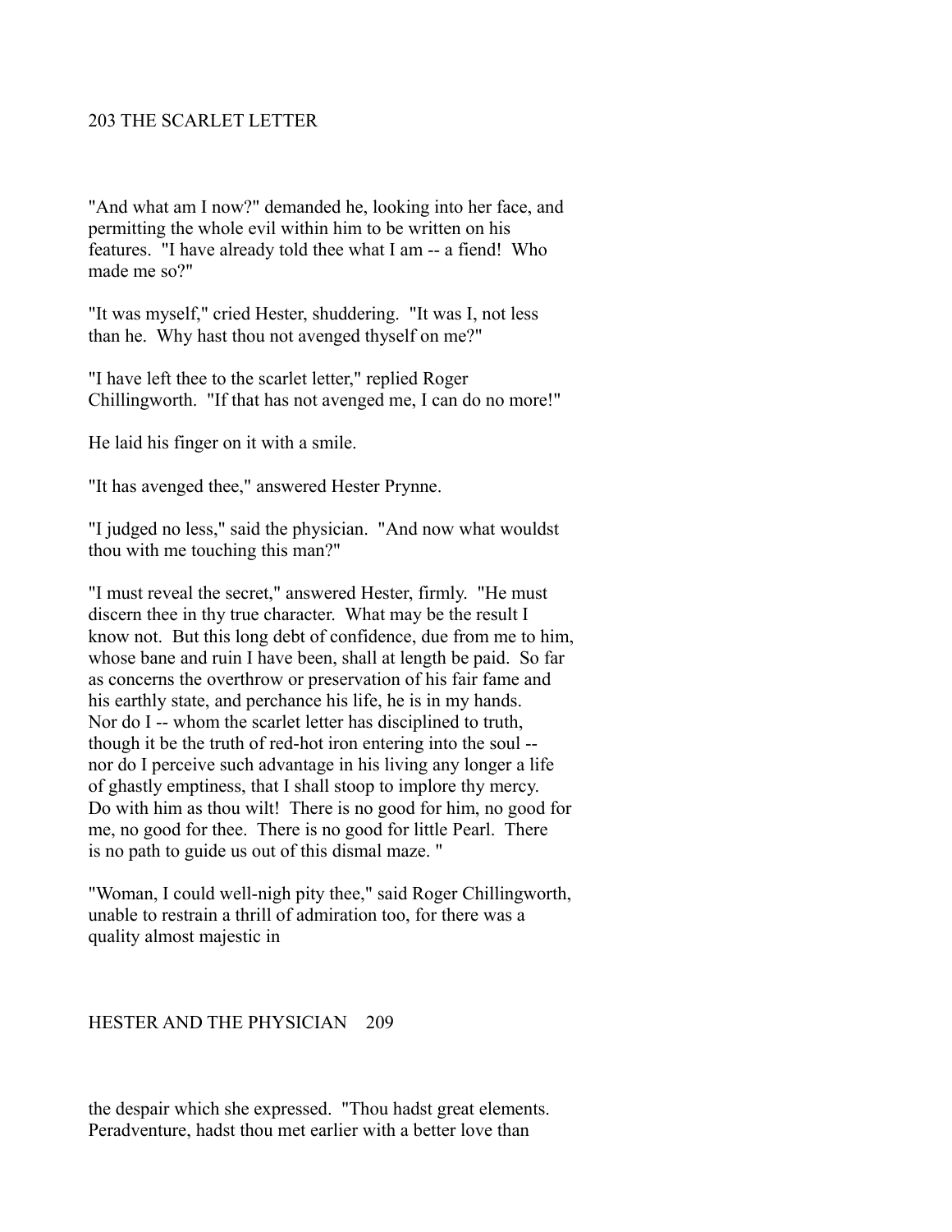"And what am I now?" demanded he, looking into her face, and permitting the whole evil within him to be written on his features. "I have already told thee what I am -- a fiend! Who made me so?"

"It was myself," cried Hester, shuddering. "It was I, not less than he. Why hast thou not avenged thyself on me?"

"I have left thee to the scarlet letter," replied Roger Chillingworth. "If that has not avenged me, I can do no more!"

He laid his finger on it with a smile.

"It has avenged thee," answered Hester Prynne.

"I judged no less," said the physician. "And now what wouldst thou with me touching this man?"

"I must reveal the secret," answered Hester, firmly. "He must discern thee in thy true character. What may be the result I know not. But this long debt of confidence, due from me to him, whose bane and ruin I have been, shall at length be paid. So far as concerns the overthrow or preservation of his fair fame and his earthly state, and perchance his life, he is in my hands. Nor do I -- whom the scarlet letter has disciplined to truth, though it be the truth of red-hot iron entering into the soul -- nor do I perceive such advantage in his living any longer a life of ghastly emptiness, that I shall stoop to implore thy mercy. Do with him as thou wilt! There is no good for him, no good for me, no good for thee. There is no good for little Pearl. There is no path to guide us out of this dismal maze. "

"Woman, I could well-nigh pity thee," said Roger Chillingworth, unable to restrain a thrill of admiration too, for there was a quality almost majestic in the despair which she expressed. "Thou hadst great elements. Peradventure, hadst thou met earlier with a better love than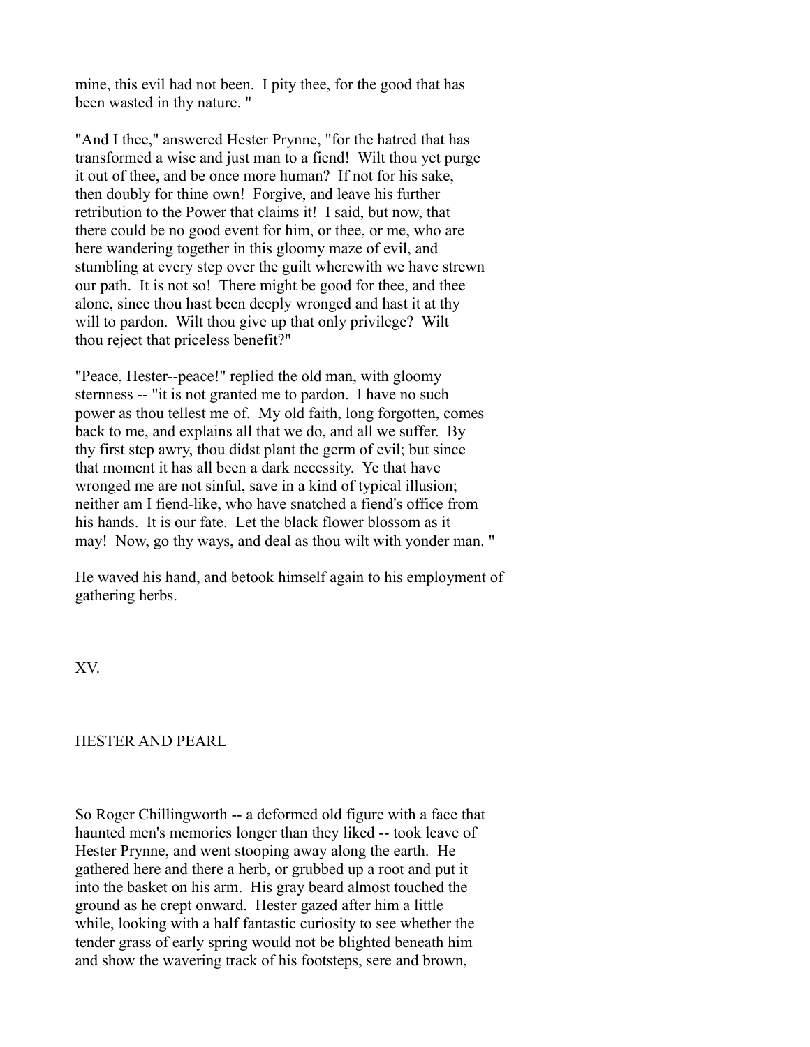mine, this evil had not been. I pity thee, for the good that has been wasted in thy nature. "

"And I thee," answered Hester Prynne, "for the hatred that has transformed a wise and just man to a fiend! Wilt thou yet purge it out of thee, and be once more human? If not for his sake, then doubly for thine own! Forgive, and leave his further retribution to the Power that claims it! I said, but now, that there could be no good event for him, or thee, or me, who are here wandering together in this gloomy maze of evil, and stumbling at every step over the guilt wherewith we have strewn our path. It is not so! There might be good for thee, and thee alone, since thou hast been deeply wronged and hast it at thy will to pardon. Wilt thou give up that only privilege? Wilt thou reject that priceless benefit?"

"Peace, Hester--peace!" replied the old man, with gloomy sternness -- "it is not granted me to pardon. I have no such power as thou tellest me of. My old faith, long forgotten, comes back to me, and explains all that we do, and all we suffer. By thy first step awry, thou didst plant the germ of evil; but since that moment it has all been a dark necessity. Ye that have wronged me are not sinful, save in a kind of typical illusion; neither am I fiend-like, who have snatched a fiend's office from his hands. It is our fate. Let the black flower blossom as it may! Now, go thy ways, and deal as thou wilt with yonder man. "

He waved his hand, and betook himself again to his employment of gathering herbs.

# XV.

## HESTER AND PEARL

So Roger Chillingworth -- a deformed old figure with a face that haunted men's memories longer than they liked -- took leave of Hester Prynne, and went stooping away along the earth. He gathered here and there a herb, or grubbed up a root and put it into the basket on his arm. His gray beard almost touched the ground as he crept onward. Hester gazed after him a little while, looking with a half fantastic curiosity to see whether the tender grass of early spring would not be blighted beneath him and show the wavering track of his footsteps, sere and brown,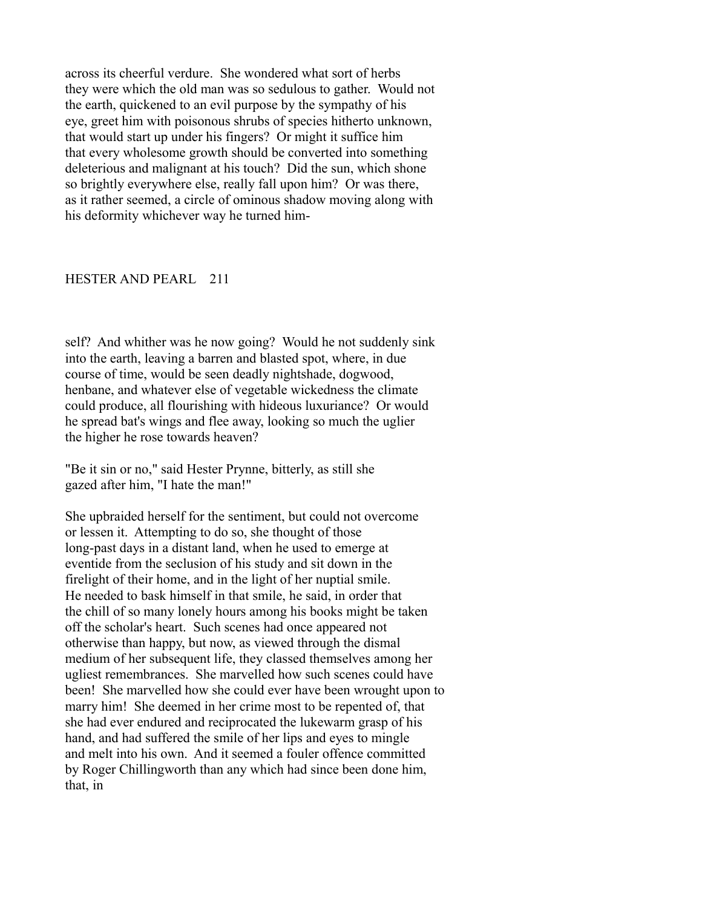across its cheerful verdure. She wondered what sort of herbs they were which the old man was so sedulous to gather. Would not the earth, quickened to an evil purpose by the sympathy of his eye, greet him with poisonous shrubs of species hitherto unknown, that would start up under his fingers? Or might it suffice him that every wholesome growth should be converted into something deleterious and malignant at his touch? Did the sun, which shone so brightly everywhere else, really fall upon him? Or was there, as it rather seemed, a circle of ominous shadow moving along with his deformity whichever way he turned himself? And whither was he now going? Would he not suddenly sink into the earth, leaving a barren and blasted spot, where, in due course of time, would be seen deadly nightshade, dogwood, henbane, and whatever else of vegetable wickedness the climate could produce, all flourishing with hideous luxuriance? Or would he spread bat's wings and flee away, looking so much the uglier the higher he rose towards heaven?

"Be it sin or no," said Hester Prynne, bitterly, as still she gazed after him, "I hate the man!"

She upbraided herself for the sentiment, but could not overcome or lessen it. Attempting to do so, she thought of those long-past days in a distant land, when he used to emerge at eventide from the seclusion of his study and sit down in the firelight of their home, and in the light of her nuptial smile. He needed to bask himself in that smile, he said, in order that the chill of so many lonely hours among his books might be taken off the scholar's heart. Such scenes had once appeared not otherwise than happy, but now, as viewed through the dismal medium of her subsequent life, they classed themselves among her ugliest remembrances. She marvelled how such scenes could have been! She marvelled how she could ever have been wrought upon to marry him! She deemed in her crime most to be repented of, that she had ever endured and reciprocated the lukewarm grasp of his hand, and had suffered the smile of her lips and eyes to mingle and melt into his own. And it seemed a fouler offence committed by Roger Chillingworth than any which had since been done him, that, in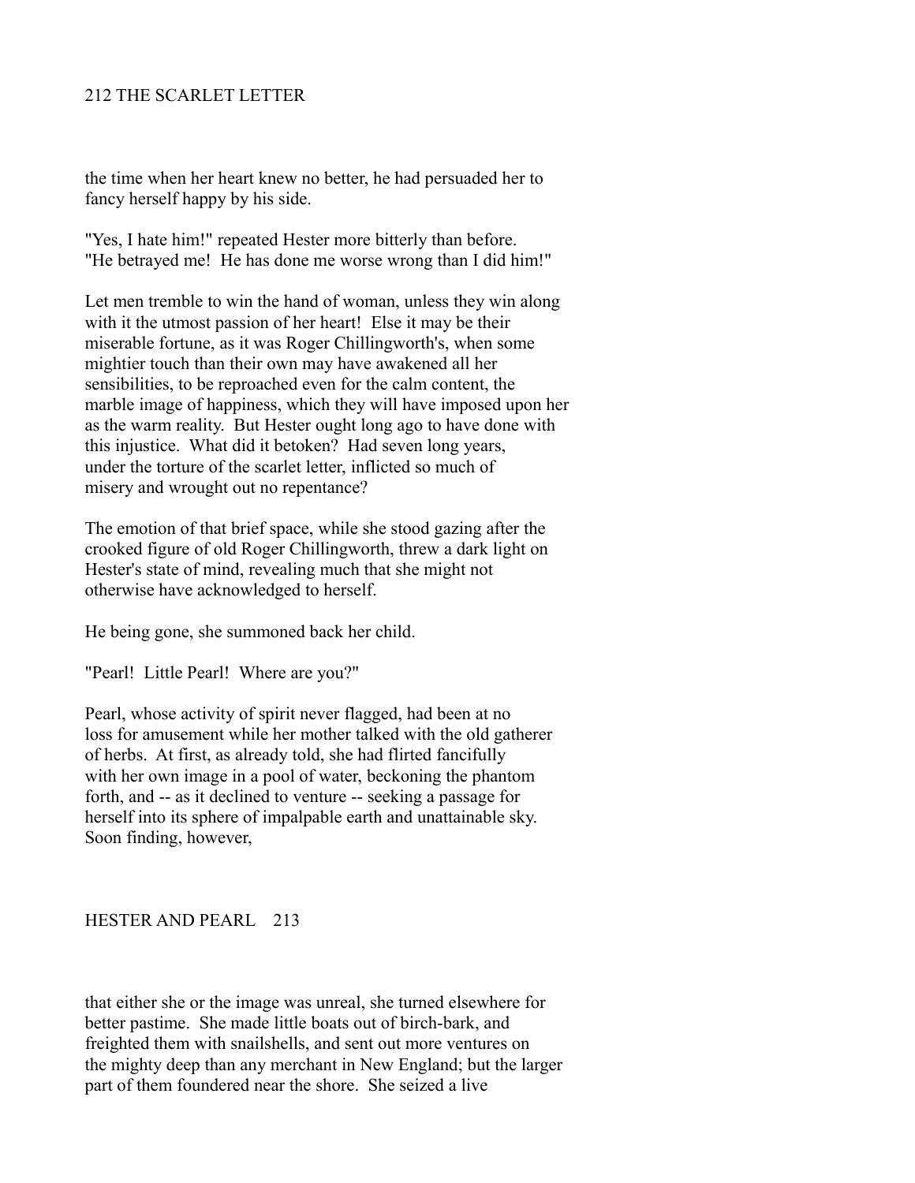the time when her heart knew no better, he had persuaded her to fancy herself happy by his side.

"Yes, I hate him!" repeated Hester more bitterly than before. "He betrayed me! He has done me worse wrong than I did him!"

Let men tremble to win the hand of woman, unless they win along with it the utmost passion of her heart! Else it may be their miserable fortune, as it was Roger Chillingworth's, when some mightier touch than their own may have awakened all her sensibilities, to be reproached even for the calm content, the marble image of happiness, which they will have imposed upon her as the warm reality. But Hester ought long ago to have done with this injustice. What did it betoken? Had seven long years, under the torture of the scarlet letter, inflicted so much of misery and wrought out no repentance?

The emotion of that brief space, while she stood gazing after the crooked figure of old Roger Chillingworth, threw a dark light on Hester's state of mind, revealing much that she might not otherwise have acknowledged to herself.

He being gone, she summoned back her child.

"Pearl! Little Pearl! Where are you?"

Pearl, whose activity of spirit never flagged, had been at no loss for amusement while her mother talked with the old gatherer of herbs. At first, as already told, she had flirted fancifully with her own image in a pool of water, beckoning the phantom forth, and -- as it declined to venture -- seeking a passage for herself into its sphere of impalpable earth and unattainable sky. Soon finding, however, that either she or the image was unreal, she turned elsewhere for better pastime. She made little boats out of birch-bark, and freighted them with snailshells, and sent out more ventures on the mighty deep than any merchant in New England; but the larger part of them foundered near the shore. She seized a live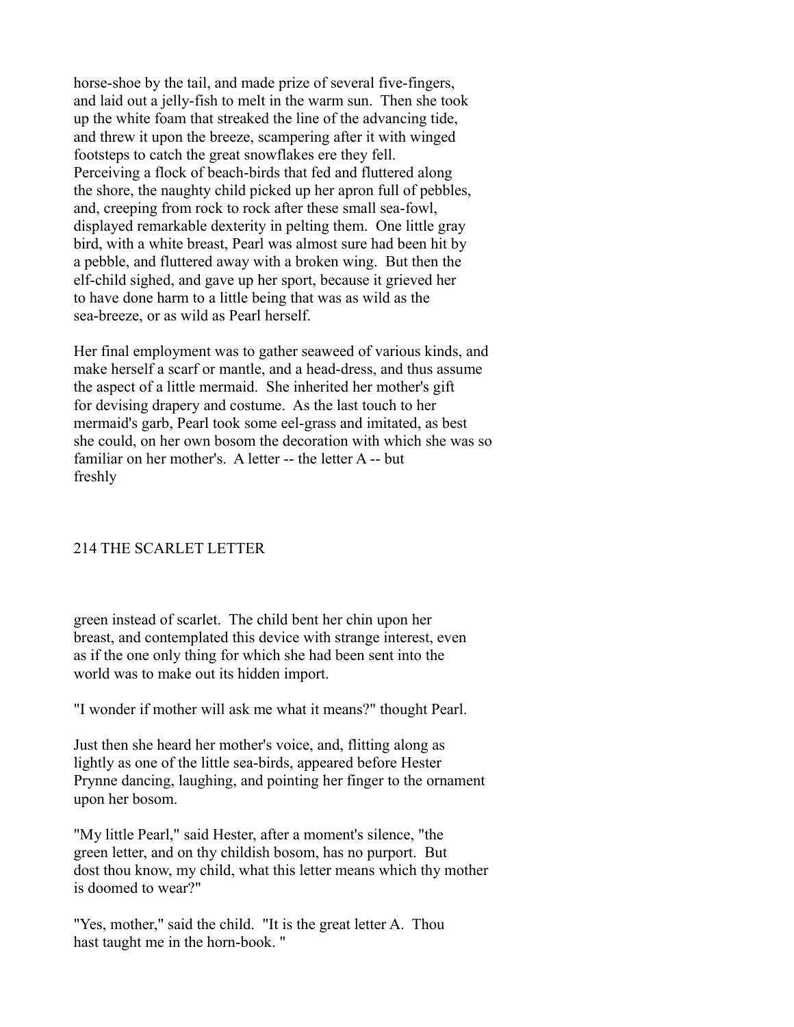horse-shoe by the tail, and made prize of several five-fingers, and laid out a jelly-fish to melt in the warm sun. Then she took up the white foam that streaked the line of the advancing tide, and threw it upon the breeze, scampering after it with winged footsteps to catch the great snowflakes ere they fell. Perceiving a flock of beach-birds that fed and fluttered along the shore, the naughty child picked up her apron full of pebbles, and, creeping from rock to rock after these small sea-fowl, displayed remarkable dexterity in pelting them. One little gray bird, with a white breast, Pearl was almost sure had been hit by a pebble, and fluttered away with a broken wing. But then the elf-child sighed, and gave up her sport, because it grieved her to have done harm to a little being that was as wild as the sea-breeze, or as wild as Pearl herself.

Her final employment was to gather seaweed of various kinds, and make herself a scarf or mantle, and a head-dress, and thus assume the aspect of a little mermaid. She inherited her mother's gift for devising drapery and costume. As the last touch to her mermaid's garb, Pearl took some eel-grass and imitated, as best she could, on her own bosom the decoration with which she was so familiar on her mother's. A letter -- the letter A -- but freshly green instead of scarlet. The child bent her chin upon her breast, and contemplated this device with strange interest, even as if the one only thing for which she had been sent into the world was to make out its hidden import.

"I wonder if mother will ask me what it means?" thought Pearl.

Just then she heard her mother's voice, and, flitting along as lightly as one of the little sea-birds, appeared before Hester Prynne dancing, laughing, and pointing her finger to the ornament upon her bosom.

"My little Pearl," said Hester, after a moment's silence, "the green letter, and on thy childish bosom, has no purport. But dost thou know, my child, what this letter means which thy mother is doomed to wear?"

"Yes, mother," said the child. "It is the great letter A. Thou hast taught me in the horn-book. "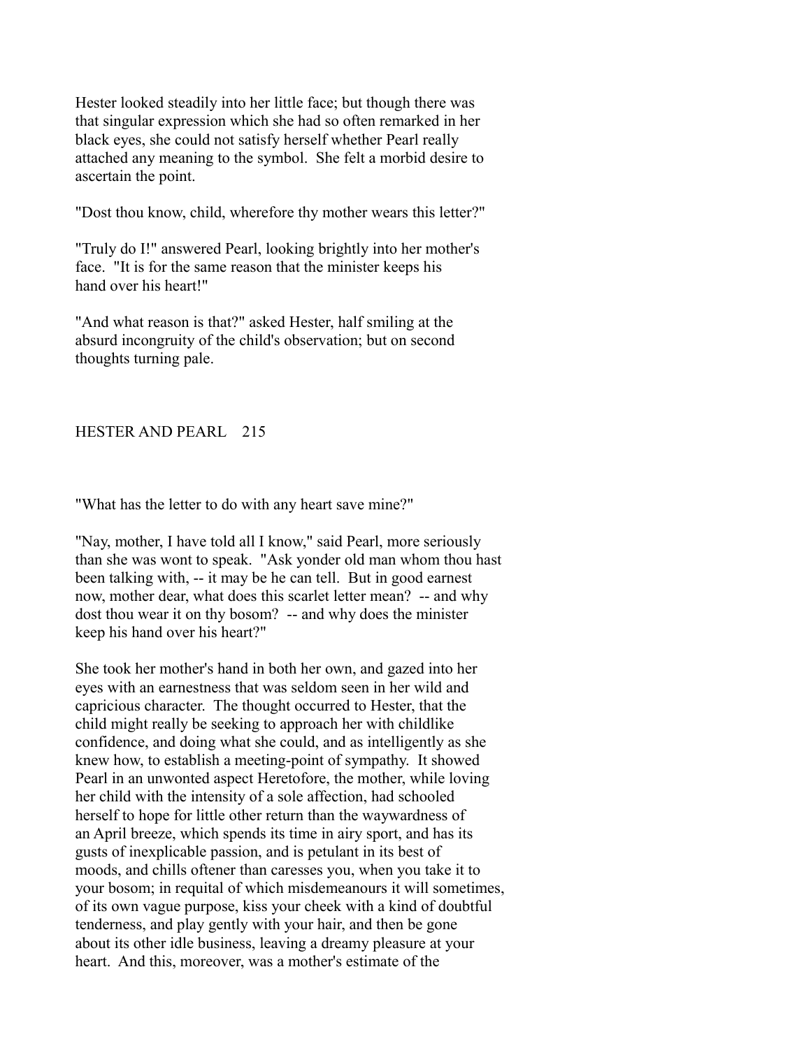Hester looked steadily into her little face; but though there was that singular expression which she had so often remarked in her black eyes, she could not satisfy herself whether Pearl really attached any meaning to the symbol. She felt a morbid desire to ascertain the point.

"Dost thou know, child, wherefore thy mother wears this letter?"

"Truly do I!" answered Pearl, looking brightly into her mother's face. "It is for the same reason that the minister keeps his hand over his heart!"

"And what reason is that?" asked Hester, half smiling at the absurd incongruity of the child's observation; but on second thoughts turning pale.

"What has the letter to do with any heart save mine?"

"Nay, mother, I have told all I know," said Pearl, more seriously than she was wont to speak. "Ask yonder old man whom thou hast been talking with, -- it may be he can tell. But in good earnest now, mother dear, what does this scarlet letter mean? -- and why dost thou wear it on thy bosom? -- and why does the minister keep his hand over his heart?"

She took her mother's hand in both her own, and gazed into her eyes with an earnestness that was seldom seen in her wild and capricious character. The thought occurred to Hester, that the child might really be seeking to approach her with childlike confidence, and doing what she could, and as intelligently as she knew how, to establish a meeting-point of sympathy. It showed Pearl in an unwonted aspect Heretofore, the mother, while loving her child with the intensity of a sole affection, had schooled herself to hope for little other return than the waywardness of an April breeze, which spends its time in airy sport, and has its gusts of inexplicable passion, and is petulant in its best of moods, and chills oftener than caresses you, when you take it to your bosom; in requital of which misdemeanours it will sometimes, of its own vague purpose, kiss your cheek with a kind of doubtful tenderness, and play gently with your hair, and then be gone about its other idle business, leaving a dreamy pleasure at your heart. And this, moreover, was a mother's estimate of the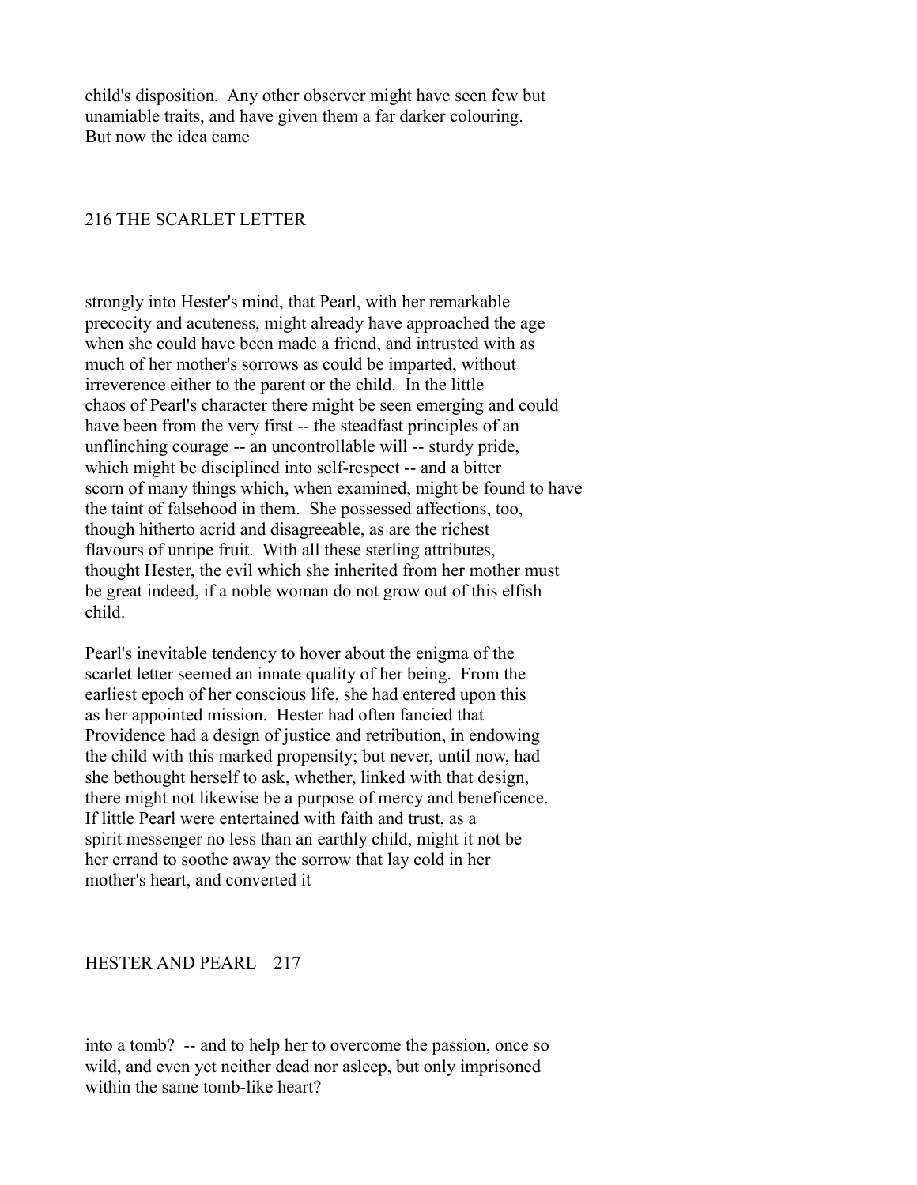child's disposition. Any other observer might have seen few but unamiable traits, and have given them a far darker colouring. But now the idea came strongly into Hester's mind, that Pearl, with her remarkable precocity and acuteness, might already have approached the age when she could have been made a friend, and intrusted with as much of her mother's sorrows as could be imparted, without irreverence either to the parent or the child. In the little chaos of Pearl's character there might be seen emerging and could have been from the very first -- the steadfast principles of an unflinching courage -- an uncontrollable will -- sturdy pride, which might be disciplined into self-respect -- and a bitter scorn of many things which, when examined, might be found to have the taint of falsehood in them. She possessed affections, too, though hitherto acrid and disagreeable, as are the richest flavours of unripe fruit. With all these sterling attributes, thought Hester, the evil which she inherited from her mother must be great indeed, if a noble woman do not grow out of this elfish child.

Pearl's inevitable tendency to hover about the enigma of the scarlet letter seemed an innate quality of her being. From the earliest epoch of her conscious life, she had entered upon this as her appointed mission. Hester had often fancied that Providence had a design of justice and retribution, in endowing the child with this marked propensity; but never, until now, had she bethought herself to ask, whether, linked with that design, there might not likewise be a purpose of mercy and beneficence. If little Pearl were entertained with faith and trust, as a spirit messenger no less than an earthly child, might it not be her errand to soothe away the sorrow that lay cold in her mother's heart, and converted it into a tomb? -- and to help her to overcome the passion, once so wild, and even yet neither dead nor asleep, but only imprisoned within the same tomb-like heart?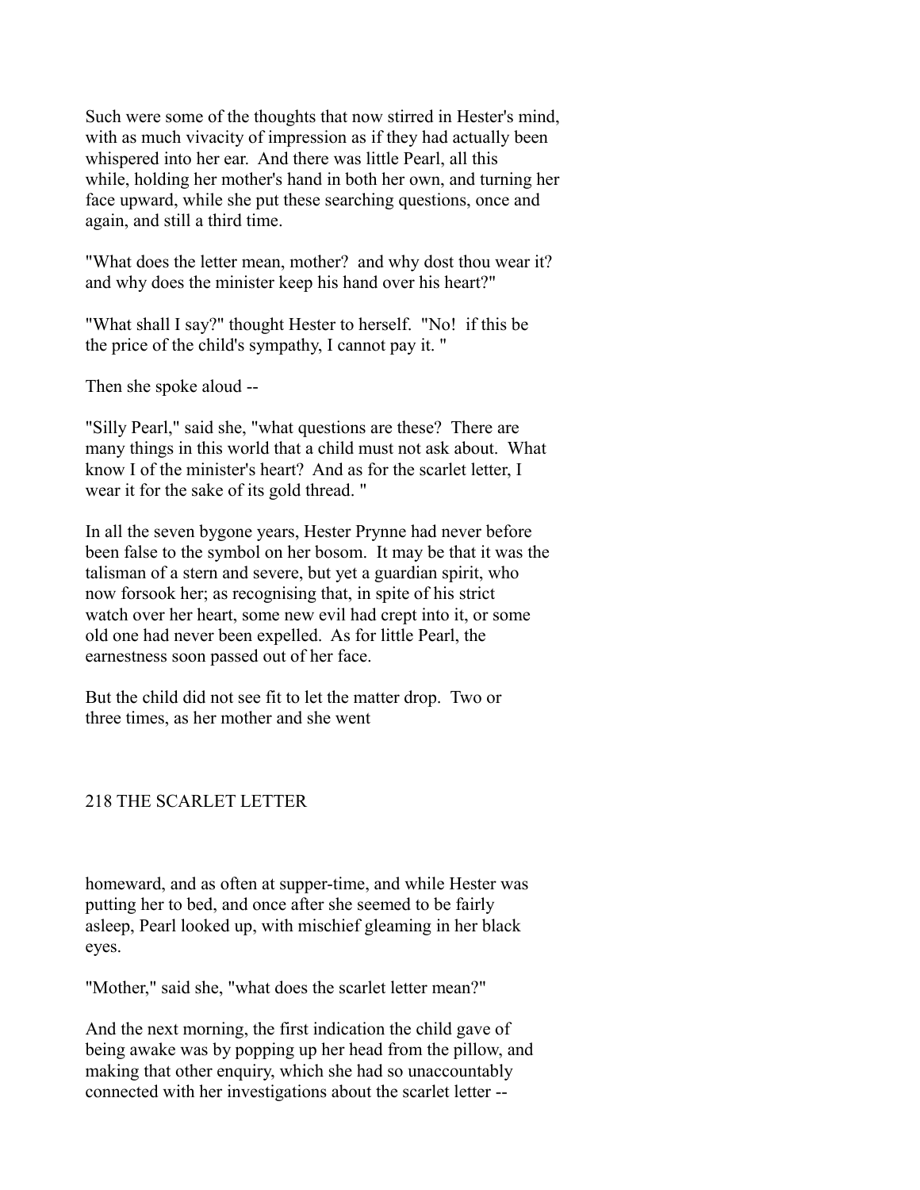Such were some of the thoughts that now stirred in Hester's mind, with as much vivacity of impression as if they had actually been whispered into her ear. And there was little Pearl, all this while, holding her mother's hand in both her own, and turning her face upward, while she put these searching questions, once and again, and still a third time.

"What does the letter mean, mother? and why dost thou wear it? and why does the minister keep his hand over his heart?"

"What shall I say?" thought Hester to herself. "No! if this be the price of the child's sympathy, I cannot pay it. "

Then she spoke aloud --

"Silly Pearl," said she, "what questions are these? There are many things in this world that a child must not ask about. What know I of the minister's heart? And as for the scarlet letter, I wear it for the sake of its gold thread. "

In all the seven bygone years, Hester Prynne had never before been false to the symbol on her bosom. It may be that it was the talisman of a stern and severe, but yet a guardian spirit, who now forsook her; as recognising that, in spite of his strict watch over her heart, some new evil had crept into it, or some old one had never been expelled. As for little Pearl, the earnestness soon passed out of her face.

But the child did not see fit to let the matter drop. Two or three times, as her mother and she went homeward, and as often at supper-time, and while Hester was putting her to bed, and once after she seemed to be fairly asleep, Pearl looked up, with mischief gleaming in her black eyes.

"Mother," said she, "what does the scarlet letter mean?"

And the next morning, the first indication the child gave of being awake was by popping up her head from the pillow, and making that other enquiry, which she had so unaccountably connected with her investigations about the scarlet letter --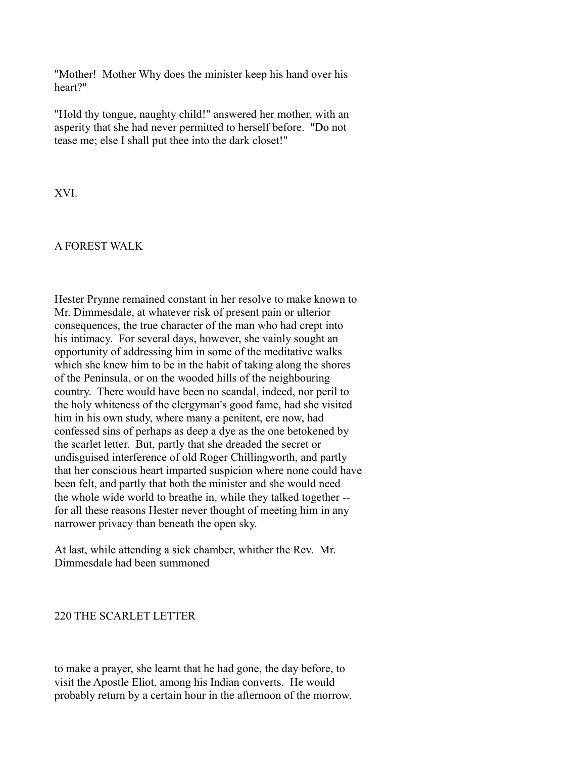"Mother! Mother Why does the minister keep his hand over his heart?"

"Hold thy tongue, naughty child!" answered her mother, with an asperity that she had never permitted to herself before. "Do not tease me; else I shall put thee into the dark closet!"

## XVI.

## A FOREST WALK

Hester Prynne remained constant in her resolve to make known to Mr. Dimmesdale, at whatever risk of present pain or ulterior consequences, the true character of the man who had crept into his intimacy. For several days, however, she vainly sought an opportunity of addressing him in some of the meditative walks which she knew him to be in the habit of taking along the shores of the Peninsula, or on the wooded hills of the neighbouring country. There would have been no scandal, indeed, nor peril to the holy whiteness of the clergyman's good fame, had she visited him in his own study, where many a penitent, ere now, had confessed sins of perhaps as deep a dye as the one betokened by the scarlet letter. But, partly that she dreaded the secret or undisguised interference of old Roger Chillingworth, and partly that her conscious heart imparted suspicion where none could have been felt, and partly that both the minister and she would need the whole wide world to breathe in, while they talked together -- for all these reasons Hester never thought of meeting him in any narrower privacy than beneath the open sky.

At last, while attending a sick chamber, whither the Rev. Mr. Dimmesdale had been summoned to make a prayer, she learnt that he had gone, the day before, to visit the Apostle Eliot, among his Indian converts. He would probably return by a certain hour in the afternoon of the morrow.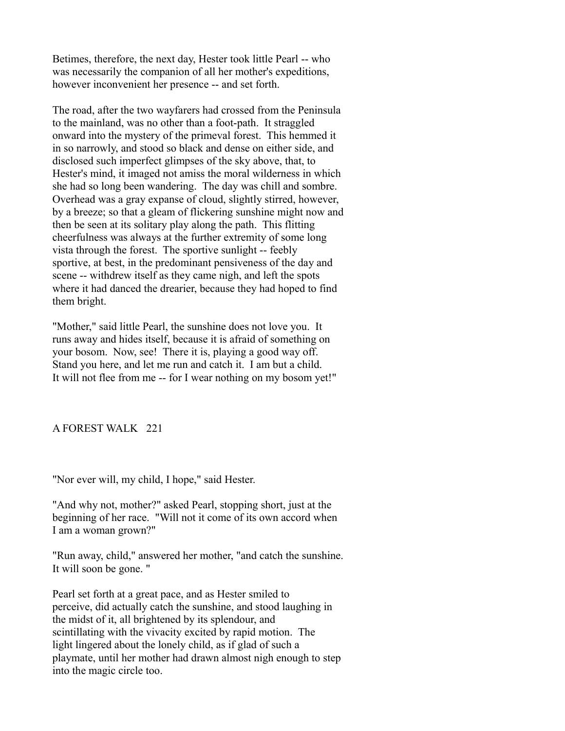Betimes, therefore, the next day, Hester took little Pearl -- who was necessarily the companion of all her mother's expeditions, however inconvenient her presence -- and set forth.

The road, after the two wayfarers had crossed from the Peninsula to the mainland, was no other than a foot-path. It straggled onward into the mystery of the primeval forest. This hemmed it in so narrowly, and stood so black and dense on either side, and disclosed such imperfect glimpses of the sky above, that, to Hester's mind, it imaged not amiss the moral wilderness in which she had so long been wandering. The day was chill and sombre. Overhead was a gray expanse of cloud, slightly stirred, however, by a breeze; so that a gleam of flickering sunshine might now and then be seen at its solitary play along the path. This flitting cheerfulness was always at the further extremity of some long vista through the forest. The sportive sunlight -- feebly sportive, at best, in the predominant pensiveness of the day and scene -- withdrew itself as they came nigh, and left the spots where it had danced the drearier, because they had hoped to find them bright.

"Mother," said little Pearl, the sunshine does not love you. It runs away and hides itself, because it is afraid of something on your bosom. Now, see! There it is, playing a good way off. Stand you here, and let me run and catch it. I am but a child. It will not flee from me -- for I wear nothing on my bosom yet!"

"Nor ever will, my child, I hope," said Hester.

"And why not, mother?" asked Pearl, stopping short, just at the beginning of her race. "Will not it come of its own accord when I am a woman grown?"

"Run away, child," answered her mother, "and catch the sunshine. It will soon be gone. "

Pearl set forth at a great pace, and as Hester smiled to perceive, did actually catch the sunshine, and stood laughing in the midst of it, all brightened by its splendour, and scintillating with the vivacity excited by rapid motion. The light lingered about the lonely child, as if glad of such a playmate, until her mother had drawn almost nigh enough to step into the magic circle too.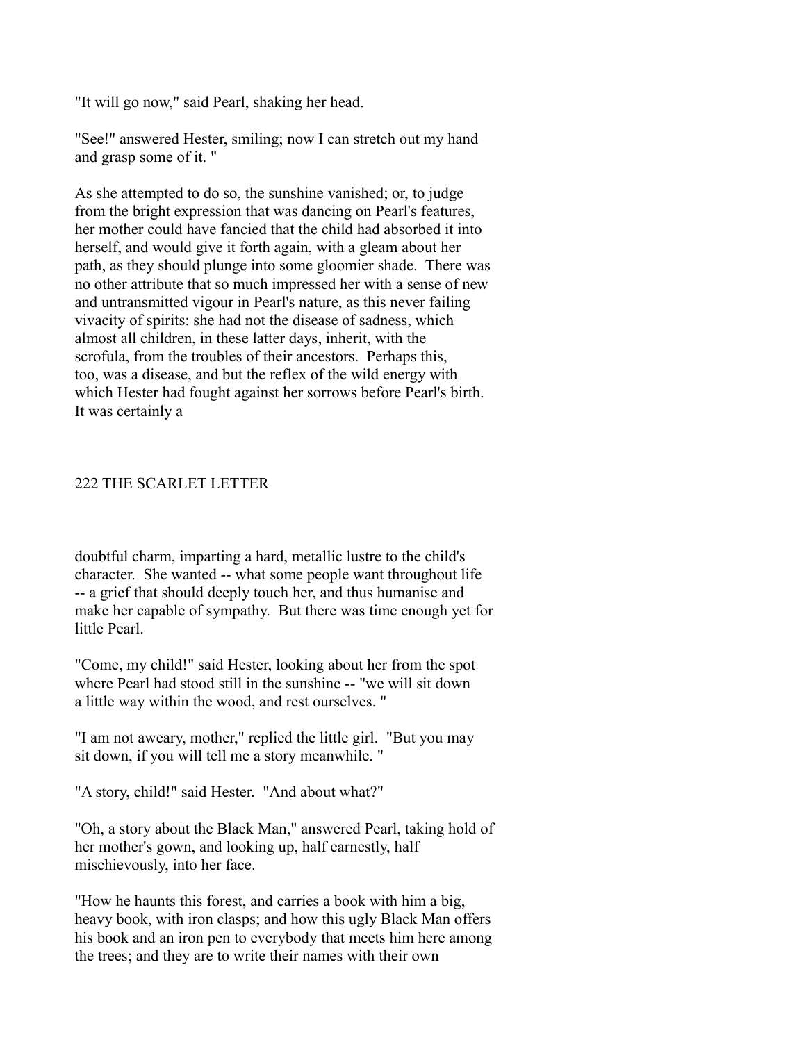"It will go now," said Pearl, shaking her head.

"See!" answered Hester, smiling; now I can stretch out my hand and grasp some of it. "

As she attempted to do so, the sunshine vanished; or, to judge from the bright expression that was dancing on Pearl's features, her mother could have fancied that the child had absorbed it into herself, and would give it forth again, with a gleam about her path, as they should plunge into some gloomier shade. There was no other attribute that so much impressed her with a sense of new and untransmitted vigour in Pearl's nature, as this never failing vivacity of spirits: she had not the disease of sadness, which almost all children, in these latter days, inherit, with the scrofula, from the troubles of their ancestors. Perhaps this, too, was a disease, and but the reflex of the wild energy with which Hester had fought against her sorrows before Pearl's birth. It was certainly a doubtful charm, imparting a hard, metallic lustre to the child's character. She wanted -- what some people want throughout life -- a grief that should deeply touch her, and thus humanise and make her capable of sympathy. But there was time enough yet for little Pearl.

"Come, my child!" said Hester, looking about her from the spot where Pearl had stood still in the sunshine -- "we will sit down a little way within the wood, and rest ourselves. "

"I am not aweary, mother," replied the little girl. "But you may sit down, if you will tell me a story meanwhile. "

"A story, child!" said Hester. "And about what?"

"Oh, a story about the Black Man," answered Pearl, taking hold of her mother's gown, and looking up, half earnestly, half mischievously, into her face.

"How he haunts this forest, and carries a book with him a big, heavy book, with iron clasps; and how this ugly Black Man offers his book and an iron pen to everybody that meets him here among the trees; and they are to write their names with their own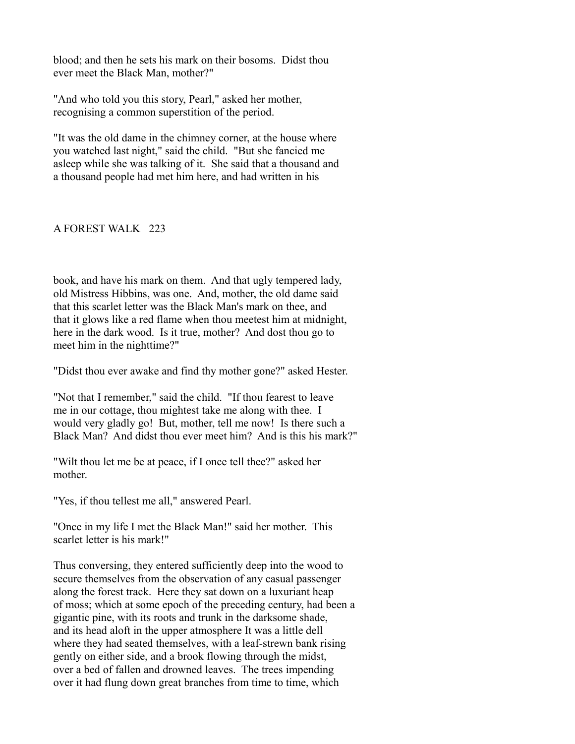blood; and then he sets his mark on their bosoms. Didst thou ever meet the Black Man, mother?"

"And who told you this story, Pearl," asked her mother, recognising a common superstition of the period.

"It was the old dame in the chimney corner, at the house where you watched last night," said the child. "But she fancied me asleep while she was talking of it. She said that a thousand and a thousand people had met him here, and had written in his book, and have his mark on them. And that ugly tempered lady, old Mistress Hibbins, was one. And, mother, the old dame said that this scarlet letter was the Black Man's mark on thee, and that it glows like a red flame when thou meetest him at midnight, here in the dark wood. Is it true, mother? And dost thou go to meet him in the nighttime?"

"Didst thou ever awake and find thy mother gone?" asked Hester.

"Not that I remember," said the child. "If thou fearest to leave me in our cottage, thou mightest take me along with thee. I would very gladly go! But, mother, tell me now! Is there such a Black Man? And didst thou ever meet him? And is this his mark?"

"Wilt thou let me be at peace, if I once tell thee?" asked her mother.

"Yes, if thou tellest me all," answered Pearl.

"Once in my life I met the Black Man!" said her mother. This scarlet letter is his mark!"

Thus conversing, they entered sufficiently deep into the wood to secure themselves from the observation of any casual passenger along the forest track. Here they sat down on a luxuriant heap of moss; which at some epoch of the preceding century, had been a gigantic pine, with its roots and trunk in the darksome shade, and its head aloft in the upper atmosphere It was a little dell where they had seated themselves, with a leaf-strewn bank rising gently on either side, and a brook flowing through the midst, over a bed of fallen and drowned leaves. The trees impending over it had flung down great branches from time to time, which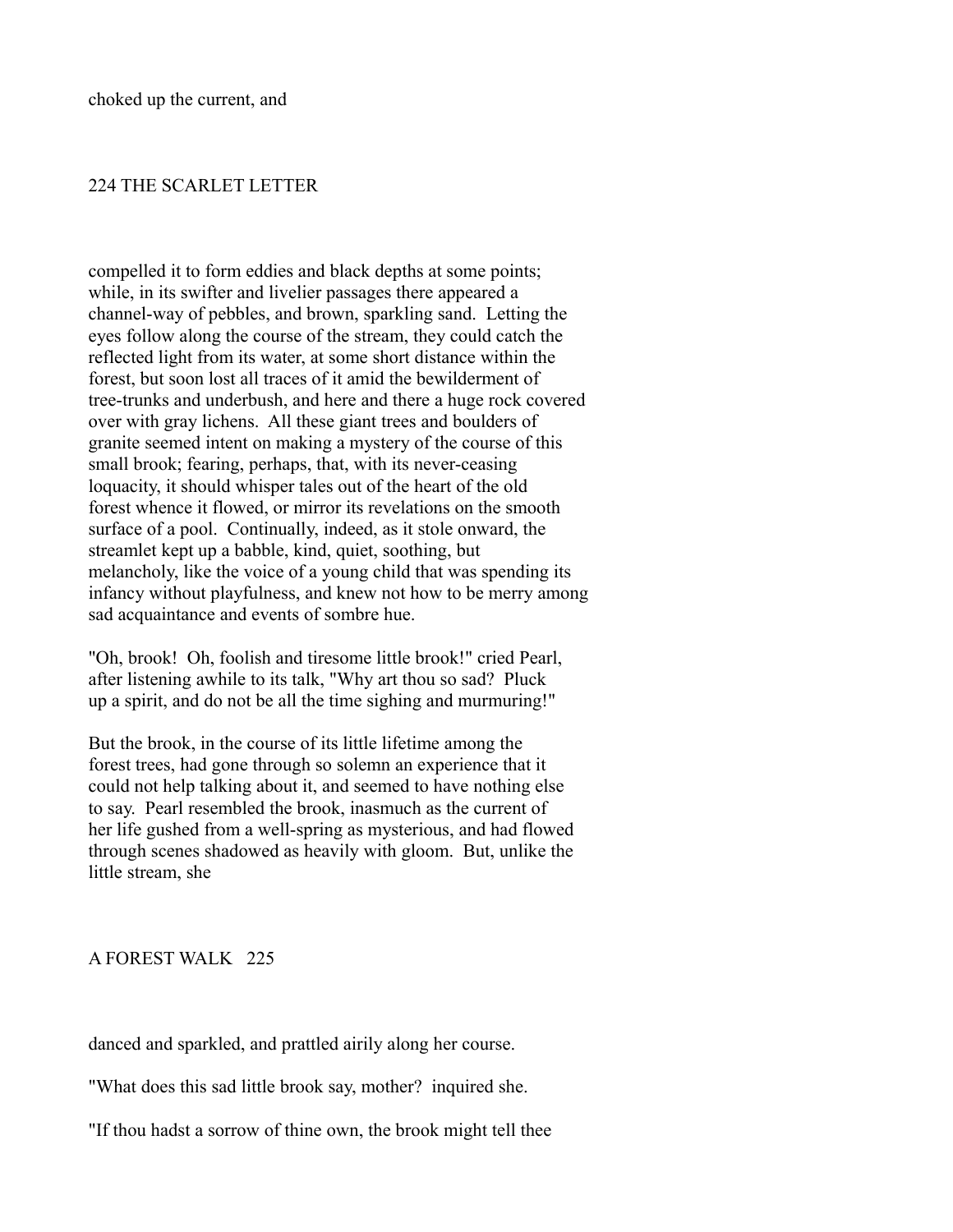choked up the current, and

compelled it to form eddies and black depths at some points; while, in its swifter and livelier passages there appeared a channel-way of pebbles, and brown, sparkling sand. Letting the eyes follow along the course of the stream, they could catch the reflected light from its water, at some short distance within the forest, but soon lost all traces of it amid the bewilderment of tree-trunks and underbush, and here and there a huge rock covered over with gray lichens. All these giant trees and boulders of granite seemed intent on making a mystery of the course of this small brook; fearing, perhaps, that, with its never-ceasing loquacity, it should whisper tales out of the heart of the old forest whence it flowed, or mirror its revelations on the smooth surface of a pool. Continually, indeed, as it stole onward, the streamlet kept up a babble, kind, quiet, soothing, but melancholy, like the voice of a young child that was spending its infancy without playfulness, and knew not how to be merry among sad acquaintance and events of sombre hue.

"Oh, brook! Oh, foolish and tiresome little brook!" cried Pearl, after listening awhile to its talk, "Why art thou so sad? Pluck up a spirit, and do not be all the time sighing and murmuring!"

But the brook, in the course of its little lifetime among the forest trees, had gone through so solemn an experience that it could not help talking about it, and seemed to have nothing else to say. Pearl resembled the brook, inasmuch as the current of her life gushed from a well-spring as mysterious, and had flowed through scenes shadowed as heavily with gloom. But, unlike the little stream, she

danced and sparkled, and prattled airily along her course.

"What does this sad little brook say, mother? inquired she.

"If thou hadst a sorrow of thine own, the brook might tell thee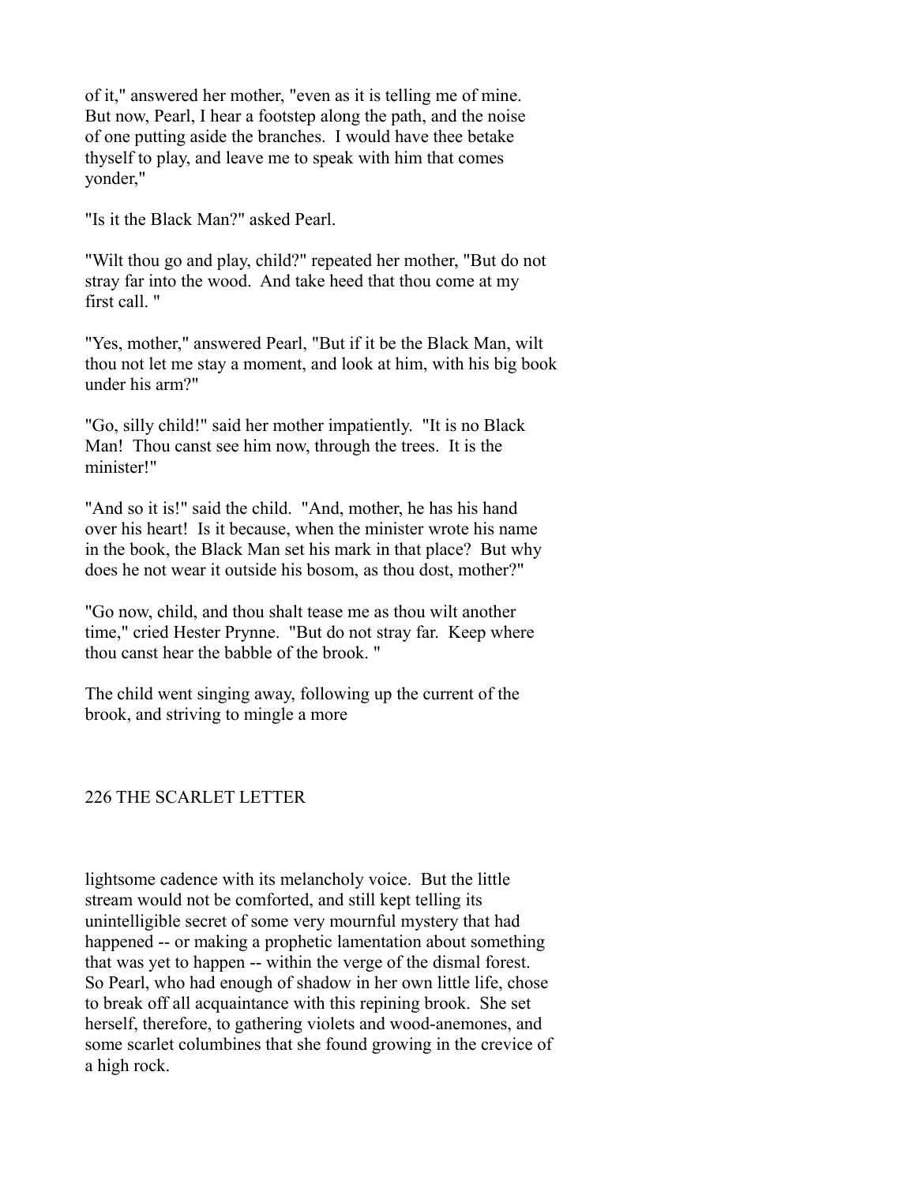of it," answered her mother, "even as it is telling me of mine. But now, Pearl, I hear a footstep along the path, and the noise of one putting aside the branches. I would have thee betake thyself to play, and leave me to speak with him that comes yonder,"

"Is it the Black Man?" asked Pearl.

"Wilt thou go and play, child?" repeated her mother, "But do not stray far into the wood. And take heed that thou come at my first call. "

"Yes, mother," answered Pearl, "But if it be the Black Man, wilt thou not let me stay a moment, and look at him, with his big book under his arm?"

"Go, silly child!" said her mother impatiently. "It is no Black Man! Thou canst see him now, through the trees. It is the minister!"

"And so it is!" said the child. "And, mother, he has his hand over his heart! Is it because, when the minister wrote his name in the book, the Black Man set his mark in that place? But why does he not wear it outside his bosom, as thou dost, mother?"

"Go now, child, and thou shalt tease me as thou wilt another time," cried Hester Prynne. "But do not stray far. Keep where thou canst hear the babble of the brook. "

The child went singing away, following up the current of the brook, and striving to mingle a more lightsome cadence with its melancholy voice. But the little stream would not be comforted, and still kept telling its unintelligible secret of some very mournful mystery that had happened -- or making a prophetic lamentation about something that was yet to happen -- within the verge of the dismal forest. So Pearl, who had enough of shadow in her own little life, chose to break off all acquaintance with this repining brook. She set herself, therefore, to gathering violets and wood-anemones, and some scarlet columbines that she found growing in the crevice of a high rock.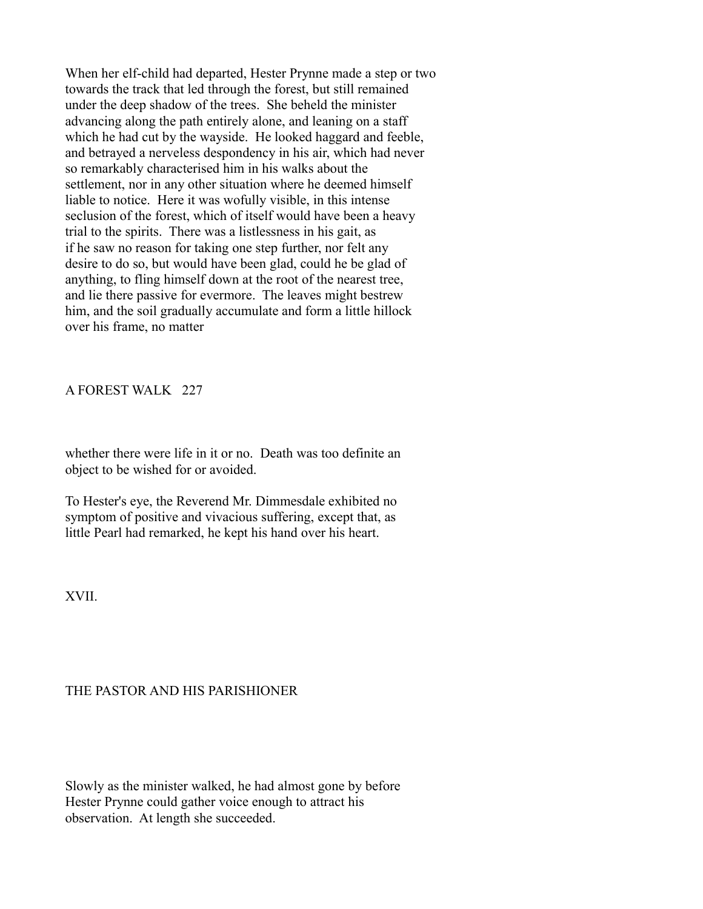When her elf-child had departed, Hester Prynne made a step or two towards the track that led through the forest, but still remained under the deep shadow of the trees. She beheld the minister advancing along the path entirely alone, and leaning on a staff which he had cut by the wayside. He looked haggard and feeble, and betrayed a nerveless despondency in his air, which had never so remarkably characterised him in his walks about the settlement, nor in any other situation where he deemed himself liable to notice. Here it was wofully visible, in this intense seclusion of the forest, which of itself would have been a heavy trial to the spirits. There was a listlessness in his gait, as if he saw no reason for taking one step further, nor felt any desire to do so, but would have been glad, could he be glad of anything, to fling himself down at the root of the nearest tree, and lie there passive for evermore. The leaves might bestrew him, and the soil gradually accumulate and form a little hillock over his frame, no matter whether there were life in it or no. Death was too definite an object to be wished for or avoided.

To Hester's eye, the Reverend Mr. Dimmesdale exhibited no symptom of positive and vivacious suffering, except that, as little Pearl had remarked, he kept his hand over his heart.

## XVII.

## THE PASTOR AND HIS PARISHIONER

Slowly as the minister walked, he had almost gone by before Hester Prynne could gather voice enough to attract his observation. At length she succeeded.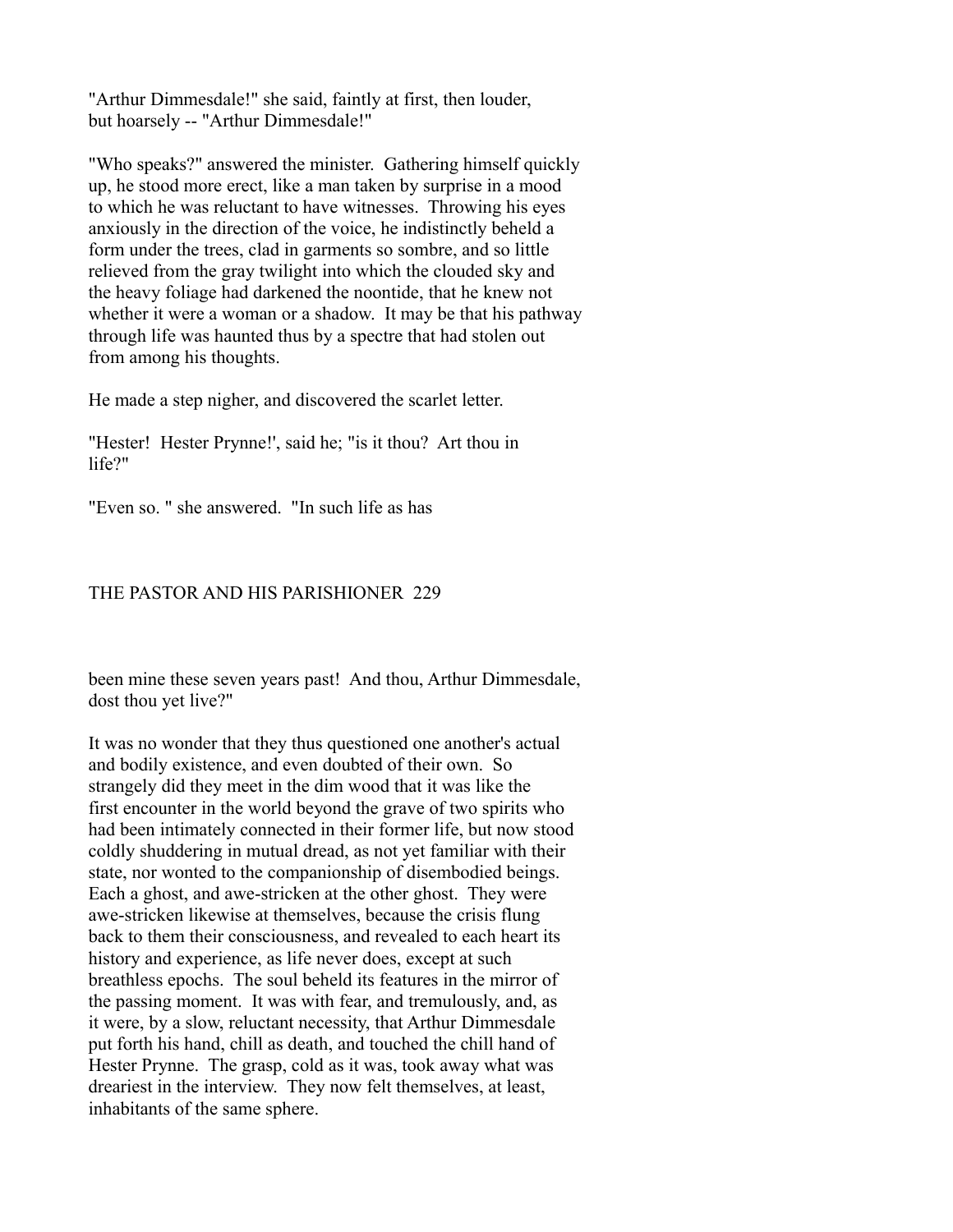"Arthur Dimmesdale!" she said, faintly at first, then louder, but hoarsely -- "Arthur Dimmesdale!"

"Who speaks?" answered the minister. Gathering himself quickly up, he stood more erect, like a man taken by surprise in a mood to which he was reluctant to have witnesses. Throwing his eyes anxiously in the direction of the voice, he indistinctly beheld a form under the trees, clad in garments so sombre, and so little relieved from the gray twilight into which the clouded sky and the heavy foliage had darkened the noontide, that he knew not whether it were a woman or a shadow. It may be that his pathway through life was haunted thus by a spectre that had stolen out from among his thoughts.

He made a step nigher, and discovered the scarlet letter.

"Hester! Hester Prynne!', said he; "is it thou? Art thou in life?"

"Even so. " she answered. "In such life as has been mine these seven years past! And thou, Arthur Dimmesdale, dost thou yet live?"

It was no wonder that they thus questioned one another's actual and bodily existence, and even doubted of their own. So strangely did they meet in the dim wood that it was like the first encounter in the world beyond the grave of two spirits who had been intimately connected in their former life, but now stood coldly shuddering in mutual dread, as not yet familiar with their state, nor wonted to the companionship of disembodied beings. Each a ghost, and awe-stricken at the other ghost. They were awe-stricken likewise at themselves, because the crisis flung back to them their consciousness, and revealed to each heart its history and experience, as life never does, except at such breathless epochs. The soul beheld its features in the mirror of the passing moment. It was with fear, and tremulously, and, as it were, by a slow, reluctant necessity, that Arthur Dimmesdale put forth his hand, chill as death, and touched the chill hand of Hester Prynne. The grasp, cold as it was, took away what was dreariest in the interview. They now felt themselves, at least, inhabitants of the same sphere.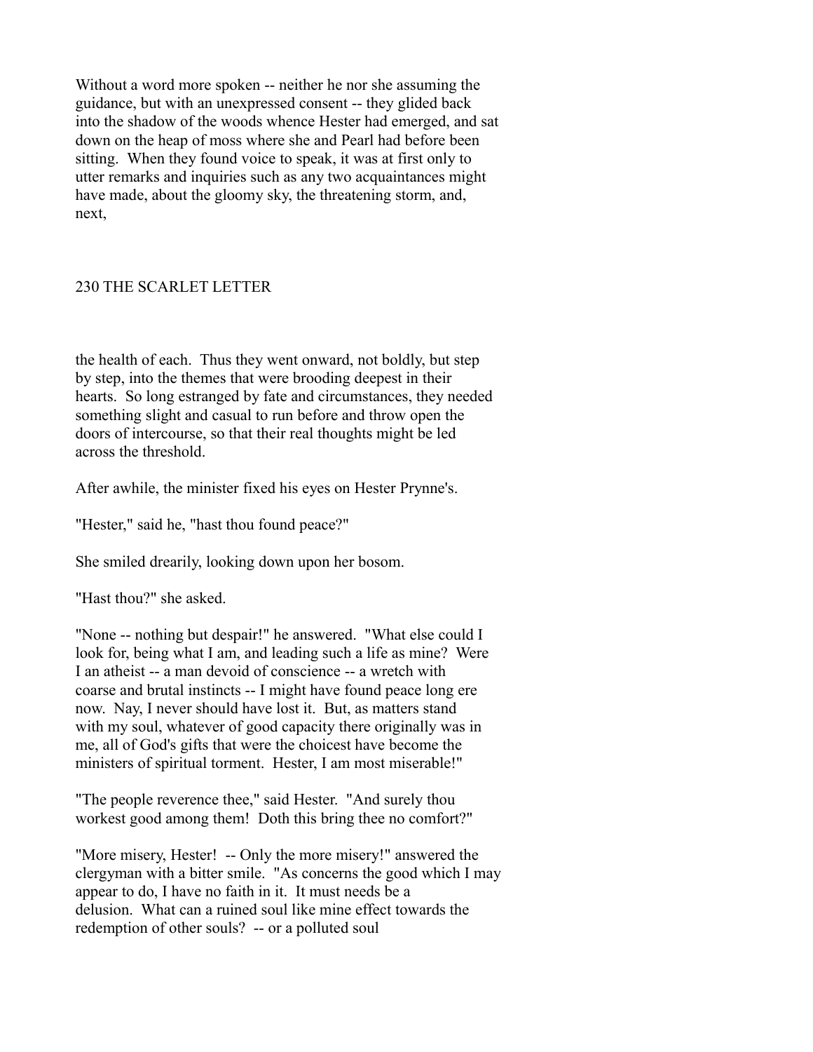Without a word more spoken -- neither he nor she assuming the guidance, but with an unexpressed consent -- they glided back into the shadow of the woods whence Hester had emerged, and sat down on the heap of moss where she and Pearl had before been sitting. When they found voice to speak, it was at first only to utter remarks and inquiries such as any two acquaintances might have made, about the gloomy sky, the threatening storm, and, next, the health of each. Thus they went onward, not boldly, but step by step, into the themes that were brooding deepest in their hearts. So long estranged by fate and circumstances, they needed something slight and casual to run before and throw open the doors of intercourse, so that their real thoughts might be led across the threshold.

After awhile, the minister fixed his eyes on Hester Prynne's.

"Hester," said he, "hast thou found peace?"

She smiled drearily, looking down upon her bosom.

"Hast thou?" she asked.

"None -- nothing but despair!" he answered. "What else could I look for, being what I am, and leading such a life as mine? Were I an atheist -- a man devoid of conscience -- a wretch with coarse and brutal instincts -- I might have found peace long ere now. Nay, I never should have lost it. But, as matters stand with my soul, whatever of good capacity there originally was in me, all of God's gifts that were the choicest have become the ministers of spiritual torment. Hester, I am most miserable!"

"The people reverence thee," said Hester. "And surely thou workest good among them! Doth this bring thee no comfort?"

"More misery, Hester! -- Only the more misery!" answered the clergyman with a bitter smile. "As concerns the good which I may appear to do, I have no faith in it. It must needs be a delusion. What can a ruined soul like mine effect towards the redemption of other souls? -- or a polluted soul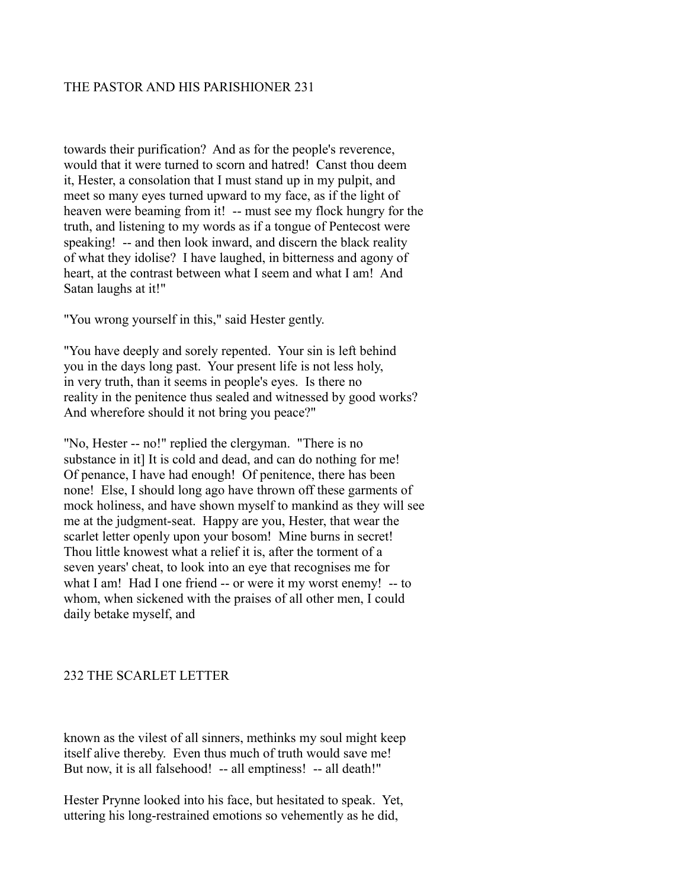towards their purification? And as for the people's reverence, would that it were turned to scorn and hatred! Canst thou deem it, Hester, a consolation that I must stand up in my pulpit, and meet so many eyes turned upward to my face, as if the light of heaven were beaming from it! -- must see my flock hungry for the truth, and listening to my words as if a tongue of Pentecost were speaking! -- and then look inward, and discern the black reality of what they idolise? I have laughed, in bitterness and agony of heart, at the contrast between what I seem and what I am! And Satan laughs at it!"

"You wrong yourself in this," said Hester gently.

"You have deeply and sorely repented. Your sin is left behind you in the days long past. Your present life is not less holy, in very truth, than it seems in people's eyes. Is there no reality in the penitence thus sealed and witnessed by good works? And wherefore should it not bring you peace?"

"No, Hester -- no!" replied the clergyman. "There is no substance in it] It is cold and dead, and can do nothing for me! Of penance, I have had enough! Of penitence, there has been none! Else, I should long ago have thrown off these garments of mock holiness, and have shown myself to mankind as they will see me at the judgment-seat. Happy are you, Hester, that wear the scarlet letter openly upon your bosom! Mine burns in secret! Thou little knowest what a relief it is, after the torment of a seven years' cheat, to look into an eye that recognises me for what I am! Had I one friend -- or were it my worst enemy! -- to whom, when sickened with the praises of all other men, I could daily betake myself, and known as the vilest of all sinners, methinks my soul might keep itself alive thereby. Even thus much of truth would save me! But now, it is all falsehood! -- all emptiness! -- all death!"

Hester Prynne looked into his face, but hesitated to speak. Yet, uttering his long-restrained emotions so vehemently as he did,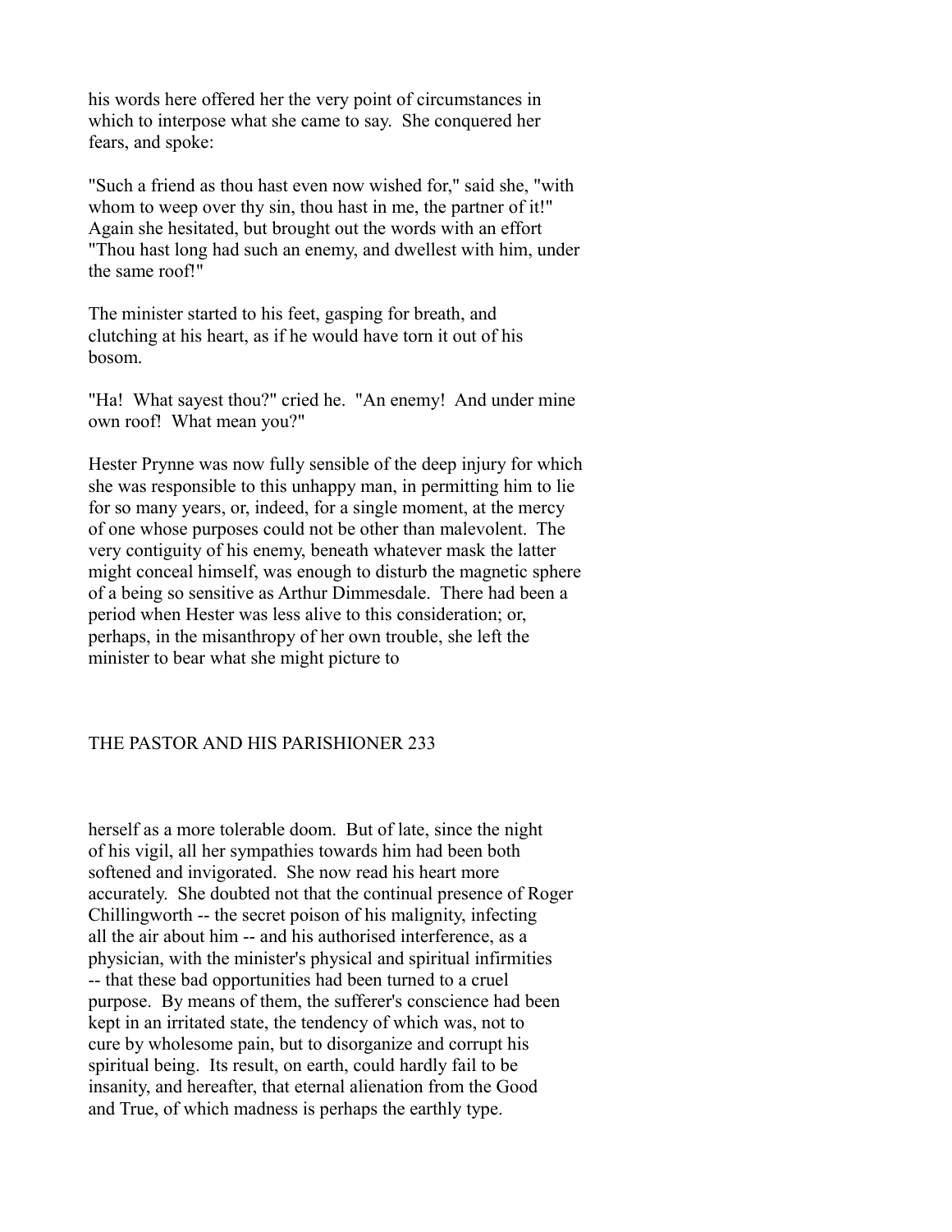his words here offered her the very point of circumstances in which to interpose what she came to say. She conquered her fears, and spoke:

"Such a friend as thou hast even now wished for," said she, "with whom to weep over thy sin, thou hast in me, the partner of it!" Again she hesitated, but brought out the words with an effort "Thou hast long had such an enemy, and dwellest with him, under the same roof!"

The minister started to his feet, gasping for breath, and clutching at his heart, as if he would have torn it out of his bosom.

"Ha! What sayest thou?" cried he. "An enemy! And under mine own roof! What mean you?"

Hester Prynne was now fully sensible of the deep injury for which she was responsible to this unhappy man, in permitting him to lie for so many years, or, indeed, for a single moment, at the mercy of one whose purposes could not be other than malevolent. The very contiguity of his enemy, beneath whatever mask the latter might conceal himself, was enough to disturb the magnetic sphere of a being so sensitive as Arthur Dimmesdale. There had been a period when Hester was less alive to this consideration; or, perhaps, in the misanthropy of her own trouble, she left the minister to bear what she might picture to herself as a more tolerable doom. But of late, since the night of his vigil, all her sympathies towards him had been both softened and invigorated. She now read his heart more accurately. She doubted not that the continual presence of Roger Chillingworth -- the secret poison of his malignity, infecting all the air about him -- and his authorised interference, as a physician, with the minister's physical and spiritual infirmities -- that these bad opportunities had been turned to a cruel purpose. By means of them, the sufferer's conscience had been kept in an irritated state, the tendency of which was, not to cure by wholesome pain, but to disorganize and corrupt his spiritual being. Its result, on earth, could hardly fail to be insanity, and hereafter, that eternal alienation from the Good and True, of which madness is perhaps the earthly type.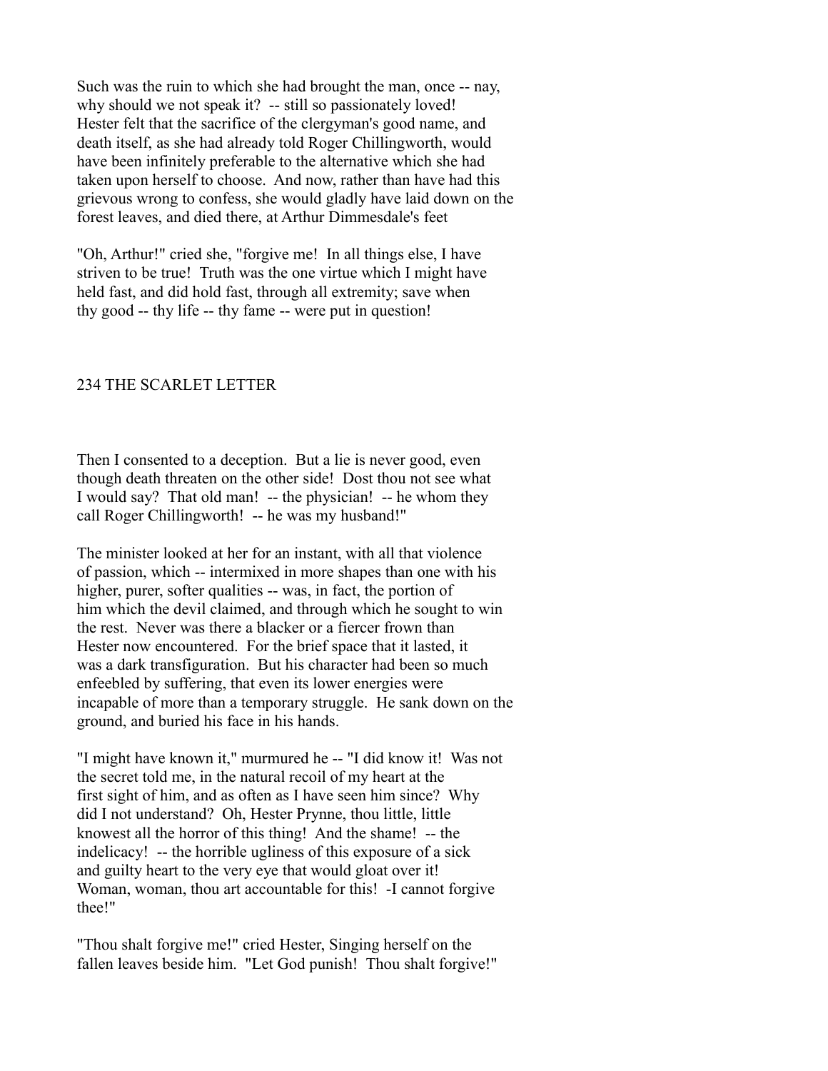Such was the ruin to which she had brought the man, once -- nay, why should we not speak it? -- still so passionately loved! Hester felt that the sacrifice of the clergyman's good name, and death itself, as she had already told Roger Chillingworth, would have been infinitely preferable to the alternative which she had taken upon herself to choose. And now, rather than have had this grievous wrong to confess, she would gladly have laid down on the forest leaves, and died there, at Arthur Dimmesdale's feet

"Oh, Arthur!" cried she, "forgive me! In all things else, I have striven to be true! Truth was the one virtue which I might have held fast, and did hold fast, through all extremity; save when thy good -- thy life -- thy fame -- were put in question! Then I consented to a deception. But a lie is never good, even though death threaten on the other side! Dost thou not see what I would say? That old man! -- the physician! -- he whom they call Roger Chillingworth! -- he was my husband!"

The minister looked at her for an instant, with all that violence of passion, which -- intermixed in more shapes than one with his higher, purer, softer qualities -- was, in fact, the portion of him which the devil claimed, and through which he sought to win the rest. Never was there a blacker or a fiercer frown than Hester now encountered. For the brief space that it lasted, it was a dark transfiguration. But his character had been so much enfeebled by suffering, that even its lower energies were incapable of more than a temporary struggle. He sank down on the ground, and buried his face in his hands.

"I might have known it," murmured he -- "I did know it! Was not the secret told me, in the natural recoil of my heart at the first sight of him, and as often as I have seen him since? Why did I not understand? Oh, Hester Prynne, thou little, little knowest all the horror of this thing! And the shame! -- the indelicacy! -- the horrible ugliness of this exposure of a sick and guilty heart to the very eye that would gloat over it! Woman, woman, thou art accountable for this! -I cannot forgive thee!"

"Thou shalt forgive me!" cried Hester, Singing herself on the fallen leaves beside him. "Let God punish! Thou shalt forgive!"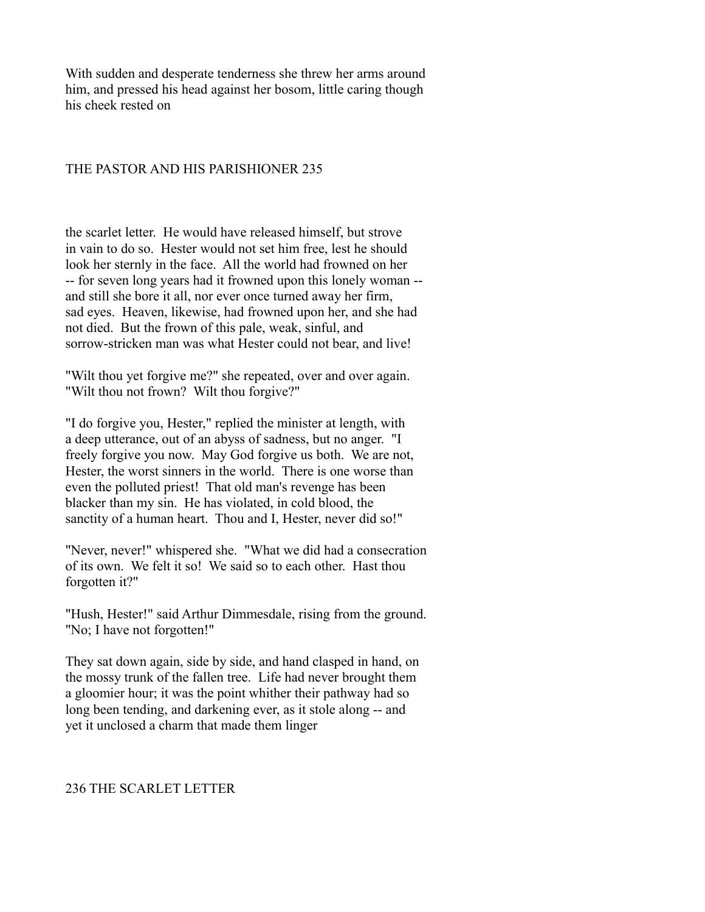With sudden and desperate tenderness she threw her arms around him, and pressed his head against her bosom, little caring though his cheek rested on the scarlet letter. He would have released himself, but strove in vain to do so. Hester would not set him free, lest he should look her sternly in the face. All the world had frowned on her -- for seven long years had it frowned upon this lonely woman -- and still she bore it all, nor ever once turned away her firm, sad eyes. Heaven, likewise, had frowned upon her, and she had not died. But the frown of this pale, weak, sinful, and sorrow-stricken man was what Hester could not bear, and live!

"Wilt thou yet forgive me?" she repeated, over and over again. "Wilt thou not frown? Wilt thou forgive?"

"I do forgive you, Hester," replied the minister at length, with a deep utterance, out of an abyss of sadness, but no anger. "I freely forgive you now. May God forgive us both. We are not, Hester, the worst sinners in the world. There is one worse than even the polluted priest! That old man's revenge has been blacker than my sin. He has violated, in cold blood, the sanctity of a human heart. Thou and I, Hester, never did so!"

"Never, never!" whispered she. "What we did had a consecration of its own. We felt it so! We said so to each other. Hast thou forgotten it?"

"Hush, Hester!" said Arthur Dimmesdale, rising from the ground. "No; I have not forgotten!"

They sat down again, side by side, and hand clasped in hand, on the mossy trunk of the fallen tree. Life had never brought them a gloomier hour; it was the point whither their pathway had so long been tending, and darkening ever, as it stole along -- and yet it unclosed a charm that made them linger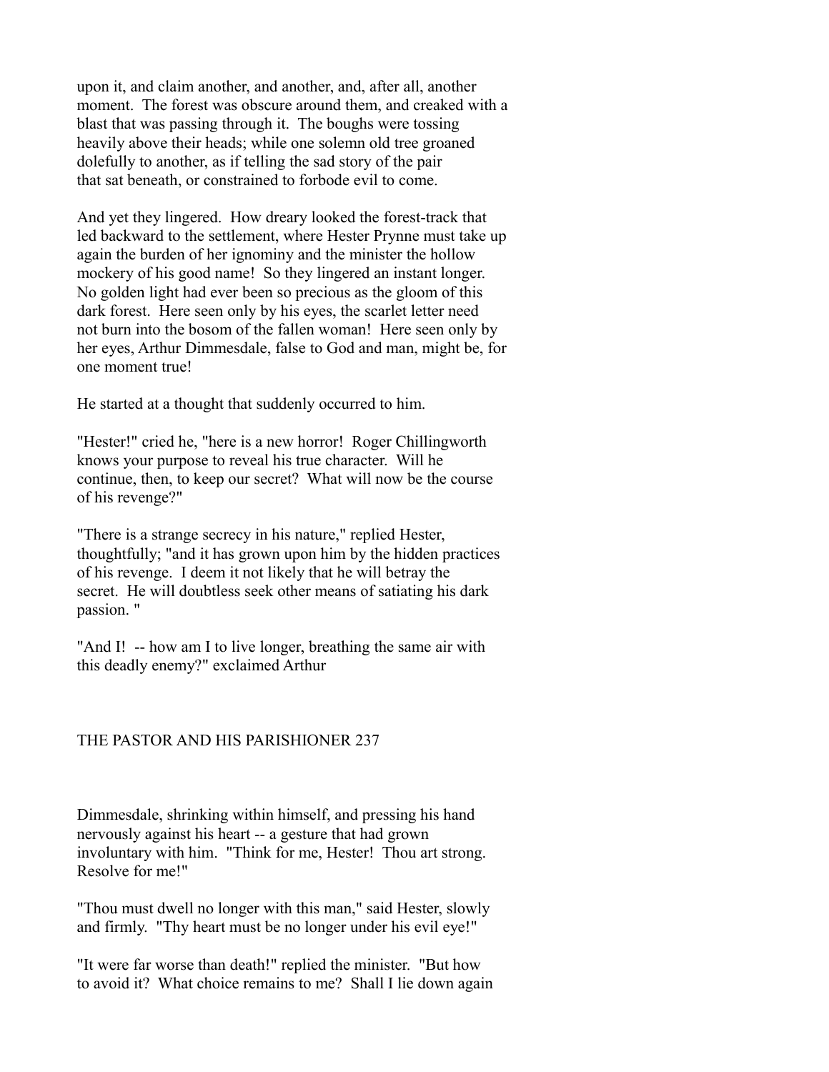upon it, and claim another, and another, and, after all, another moment. The forest was obscure around them, and creaked with a blast that was passing through it. The boughs were tossing heavily above their heads; while one solemn old tree groaned dolefully to another, as if telling the sad story of the pair that sat beneath, or constrained to forbode evil to come.

And yet they lingered. How dreary looked the forest-track that led backward to the settlement, where Hester Prynne must take up again the burden of her ignominy and the minister the hollow mockery of his good name! So they lingered an instant longer. No golden light had ever been so precious as the gloom of this dark forest. Here seen only by his eyes, the scarlet letter need not burn into the bosom of the fallen woman! Here seen only by her eyes, Arthur Dimmesdale, false to God and man, might be, for one moment true!

He started at a thought that suddenly occurred to him.

"Hester!" cried he, "here is a new horror! Roger Chillingworth knows your purpose to reveal his true character. Will he continue, then, to keep our secret? What will now be the course of his revenge?"

"There is a strange secrecy in his nature," replied Hester, thoughtfully; "and it has grown upon him by the hidden practices of his revenge. I deem it not likely that he will betray the secret. He will doubtless seek other means of satiating his dark passion. "

"And I! -- how am I to live longer, breathing the same air with this deadly enemy?" exclaimed Arthur Dimmesdale, shrinking within himself, and pressing his hand nervously against his heart -- a gesture that had grown involuntary with him. "Think for me, Hester! Thou art strong. Resolve for me!"

"Thou must dwell no longer with this man," said Hester, slowly and firmly. "Thy heart must be no longer under his evil eye!"

"It were far worse than death!" replied the minister. "But how to avoid it? What choice remains to me? Shall I lie down again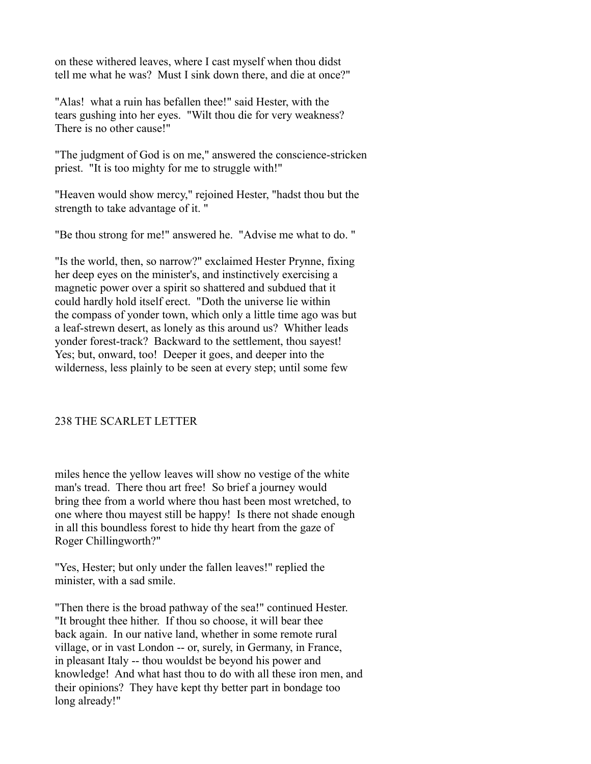on these withered leaves, where I cast myself when thou didst tell me what he was? Must I sink down there, and die at once?"

"Alas! what a ruin has befallen thee!" said Hester, with the tears gushing into her eyes. "Wilt thou die for very weakness? There is no other cause!"

"The judgment of God is on me," answered the conscience-stricken priest. "It is too mighty for me to struggle with!"

"Heaven would show mercy," rejoined Hester, "hadst thou but the strength to take advantage of it. "

"Be thou strong for me!" answered he. "Advise me what to do. "

"Is the world, then, so narrow?" exclaimed Hester Prynne, fixing her deep eyes on the minister's, and instinctively exercising a magnetic power over a spirit so shattered and subdued that it could hardly hold itself erect. "Doth the universe lie within the compass of yonder town, which only a little time ago was but a leaf-strewn desert, as lonely as this around us? Whither leads yonder forest-track? Backward to the settlement, thou sayest! Yes; but, onward, too! Deeper it goes, and deeper into the wilderness, less plainly to be seen at every step; until some few miles hence the yellow leaves will show no vestige of the white man's tread. There thou art free! So brief a journey would bring thee from a world where thou hast been most wretched, to one where thou mayest still be happy! Is there not shade enough in all this boundless forest to hide thy heart from the gaze of Roger Chillingworth?"

"Yes, Hester; but only under the fallen leaves!" replied the minister, with a sad smile.

"Then there is the broad pathway of the sea!" continued Hester. "It brought thee hither. If thou so choose, it will bear thee back again. In our native land, whether in some remote rural village, or in vast London -- or, surely, in Germany, in France, in pleasant Italy -- thou wouldst be beyond his power and knowledge! And what hast thou to do with all these iron men, and their opinions? They have kept thy better part in bondage too long already!"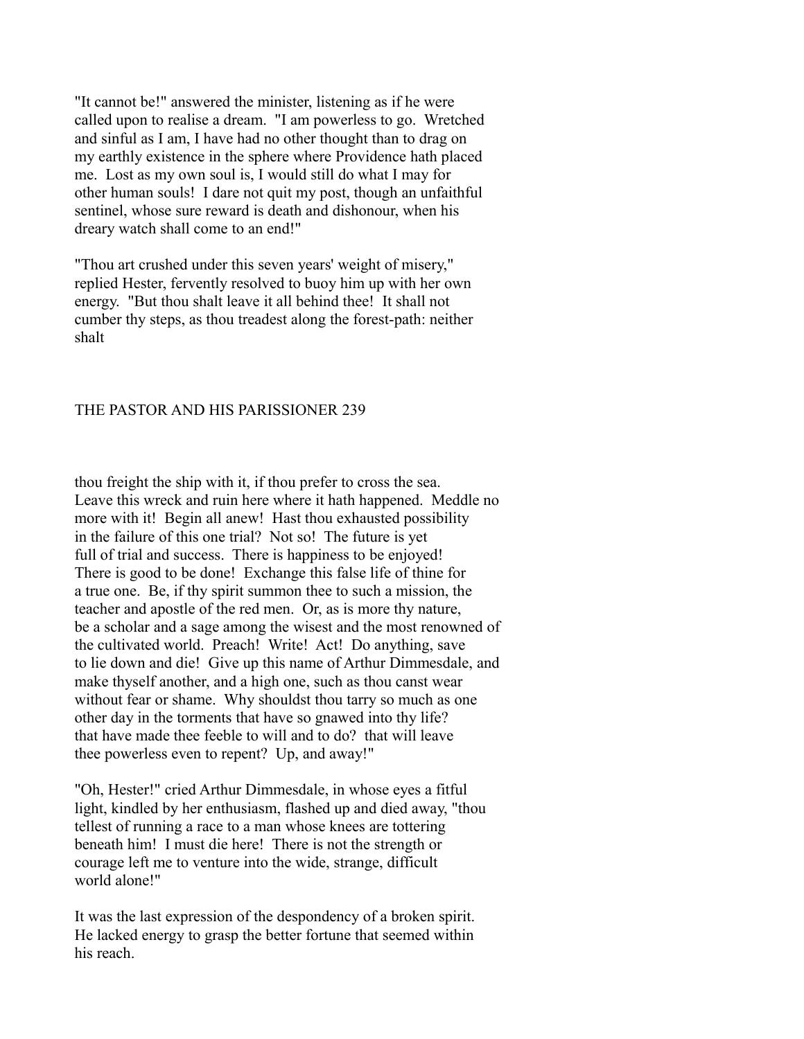"It cannot be!" answered the minister, listening as if he were called upon to realise a dream. "I am powerless to go. Wretched and sinful as I am, I have had no other thought than to drag on my earthly existence in the sphere where Providence hath placed me. Lost as my own soul is, I would still do what I may for other human souls! I dare not quit my post, though an unfaithful sentinel, whose sure reward is death and dishonour, when his dreary watch shall come to an end!"

"Thou art crushed under this seven years' weight of misery," replied Hester, fervently resolved to buoy him up with her own energy. "But thou shalt leave it all behind thee! It shall not cumber thy steps, as thou treadest along the forest-path: neither shalt thou freight the ship with it, if thou prefer to cross the sea. Leave this wreck and ruin here where it hath happened. Meddle no more with it! Begin all anew! Hast thou exhausted possibility in the failure of this one trial? Not so! The future is yet full of trial and success. There is happiness to be enjoyed! There is good to be done! Exchange this false life of thine for a true one. Be, if thy spirit summon thee to such a mission, the teacher and apostle of the red men. Or, as is more thy nature, be a scholar and a sage among the wisest and the most renowned of the cultivated world. Preach! Write! Act! Do anything, save to lie down and die! Give up this name of Arthur Dimmesdale, and make thyself another, and a high one, such as thou canst wear without fear or shame. Why shouldst thou tarry so much as one other day in the torments that have so gnawed into thy life? that have made thee feeble to will and to do? that will leave thee powerless even to repent? Up, and away!"

"Oh, Hester!" cried Arthur Dimmesdale, in whose eyes a fitful light, kindled by her enthusiasm, flashed up and died away, "thou tellest of running a race to a man whose knees are tottering beneath him! I must die here! There is not the strength or courage left me to venture into the wide, strange, difficult world alone!"

It was the last expression of the despondency of a broken spirit. He lacked energy to grasp the better fortune that seemed within his reach.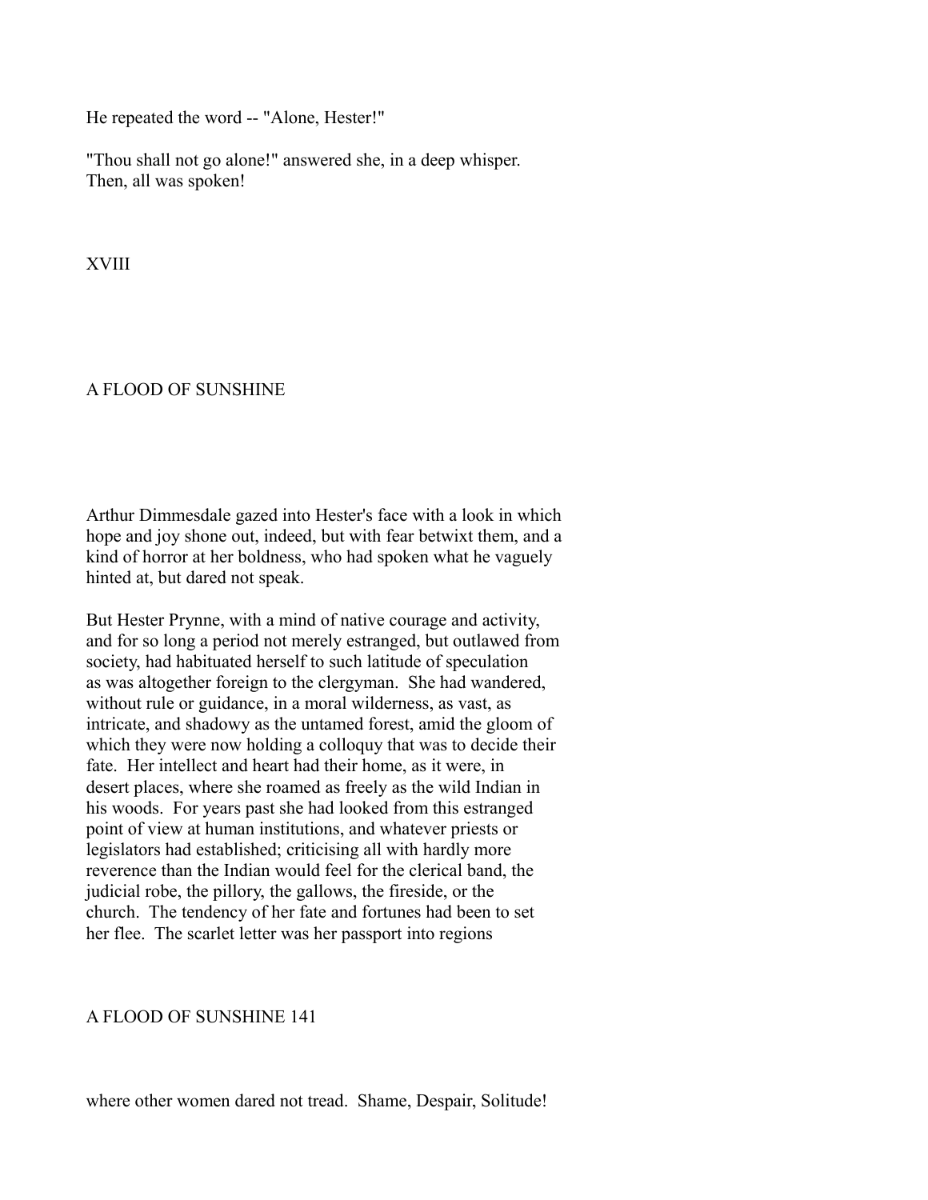He repeated the word -- "Alone, Hester!"

"Thou shall not go alone!" answered she, in a deep whisper. Then, all was spoken!

## XVIII

## A FLOOD OF SUNSHINE

Arthur Dimmesdale gazed into Hester's face with a look in which hope and joy shone out, indeed, but with fear betwixt them, and a kind of horror at her boldness, who had spoken what he vaguely hinted at, but dared not speak.

But Hester Prynne, with a mind of native courage and activity, and for so long a period not merely estranged, but outlawed from society, had habituated herself to such latitude of speculation as was altogether foreign to the clergyman. She had wandered, without rule or guidance, in a moral wilderness, as vast, as intricate, and shadowy as the untamed forest, amid the gloom of which they were now holding a colloquy that was to decide their fate. Her intellect and heart had their home, as it were, in desert places, where she roamed as freely as the wild Indian in his woods. For years past she had looked from this estranged point of view at human institutions, and whatever priests or legislators had established; criticising all with hardly more reverence than the Indian would feel for the clerical band, the judicial robe, the pillory, the gallows, the fireside, or the church. The tendency of her fate and fortunes had been to set her flee. The scarlet letter was her passport into regions where other women dared not tread. Shame, Despair, Solitude!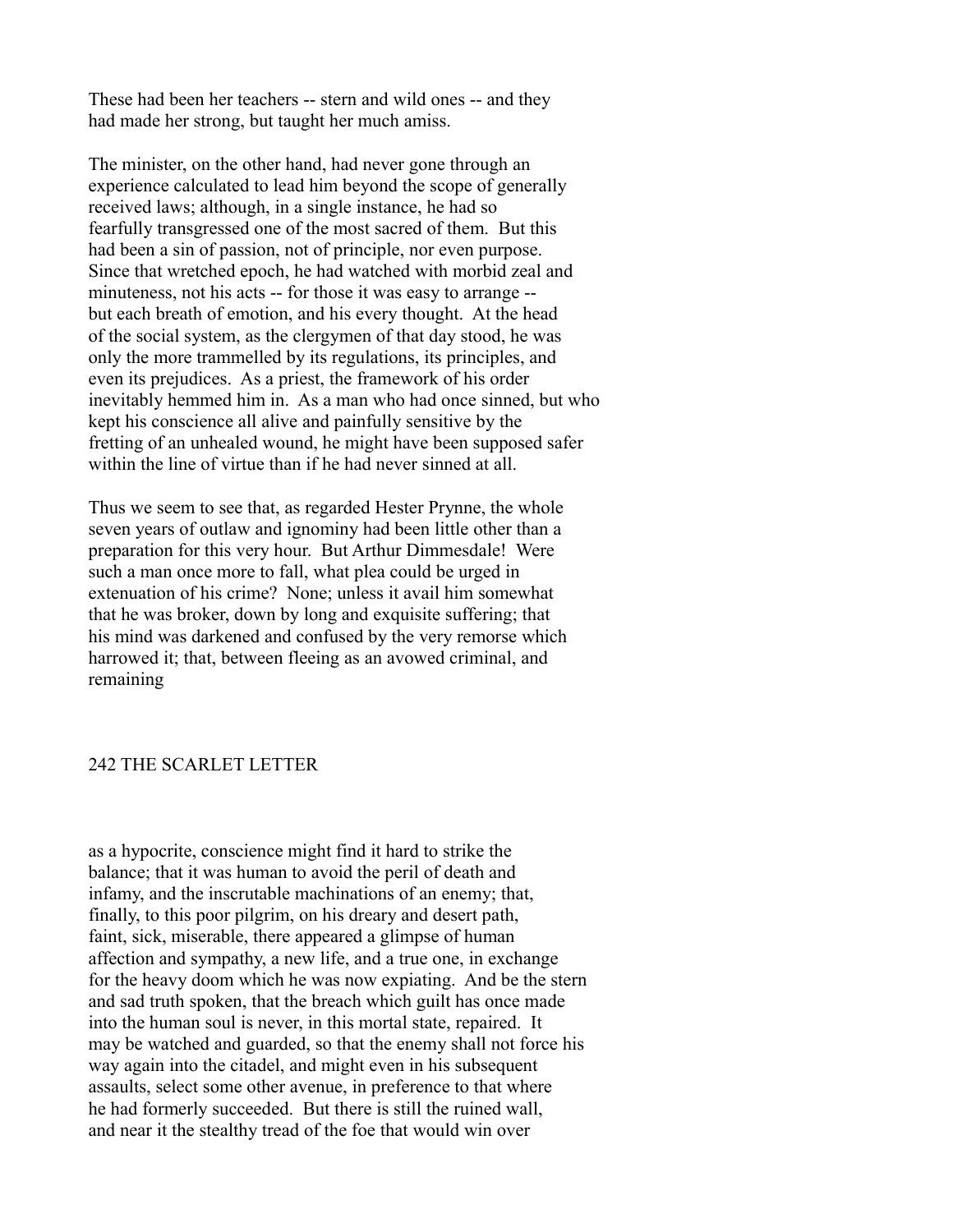These had been her teachers -- stern and wild ones -- and they had made her strong, but taught her much amiss.

The minister, on the other hand, had never gone through an experience calculated to lead him beyond the scope of generally received laws; although, in a single instance, he had so fearfully transgressed one of the most sacred of them. But this had been a sin of passion, not of principle, nor even purpose. Since that wretched epoch, he had watched with morbid zeal and minuteness, not his acts -- for those it was easy to arrange -- but each breath of emotion, and his every thought. At the head of the social system, as the clergymen of that day stood, he was only the more trammelled by its regulations, its principles, and even its prejudices. As a priest, the framework of his order inevitably hemmed him in. As a man who had once sinned, but who kept his conscience all alive and painfully sensitive by the fretting of an unhealed wound, he might have been supposed safer within the line of virtue than if he had never sinned at all.

Thus we seem to see that, as regarded Hester Prynne, the whole seven years of outlaw and ignominy had been little other than a preparation for this very hour. But Arthur Dimmesdale! Were such a man once more to fall, what plea could be urged in extenuation of his crime? None; unless it avail him somewhat that he was broker, down by long and exquisite suffering; that his mind was darkened and confused by the very remorse which harrowed it; that, between fleeing as an avowed criminal, and remaining as a hypocrite, conscience might find it hard to strike the balance; that it was human to avoid the peril of death and infamy, and the inscrutable machinations of an enemy; that, finally, to this poor pilgrim, on his dreary and desert path, faint, sick, miserable, there appeared a glimpse of human affection and sympathy, a new life, and a true one, in exchange for the heavy doom which he was now expiating. And be the stern and sad truth spoken, that the breach which guilt has once made into the human soul is never, in this mortal state, repaired. It may be watched and guarded, so that the enemy shall not force his way again into the citadel, and might even in his subsequent assaults, select some other avenue, in preference to that where he had formerly succeeded. But there is still the ruined wall, and near it the stealthy tread of the foe that would win over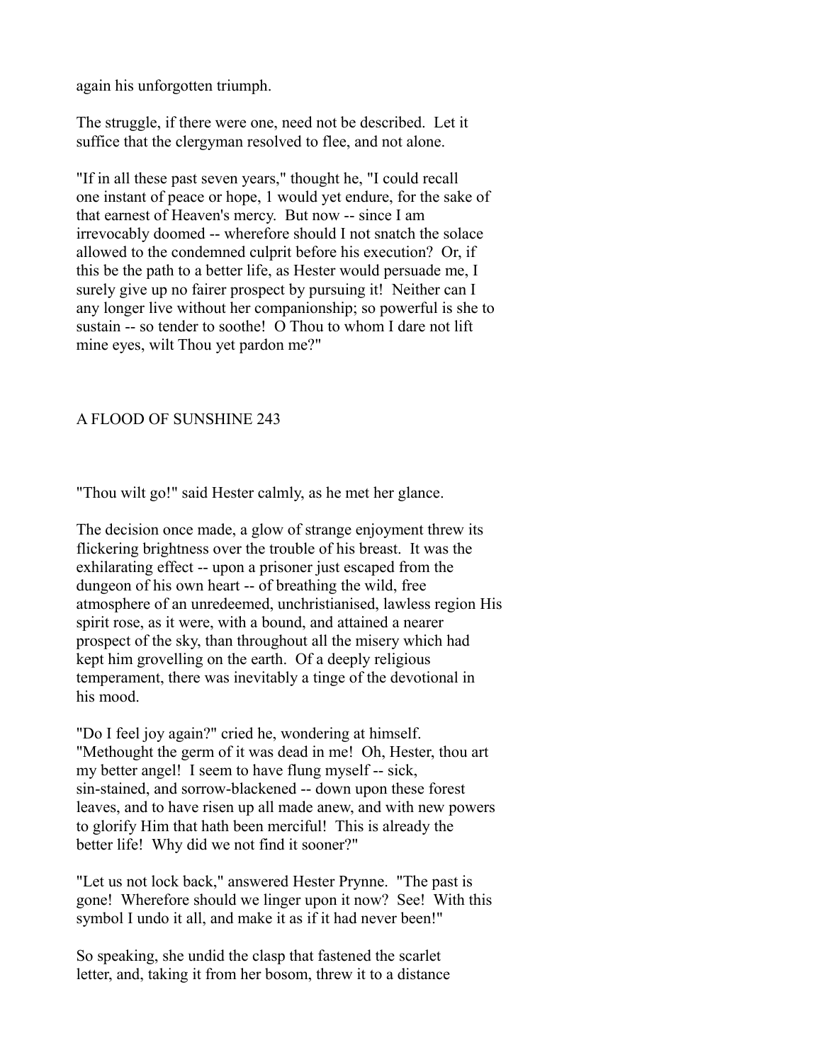again his unforgotten triumph.

The struggle, if there were one, need not be described. Let it suffice that the clergyman resolved to flee, and not alone.

"If in all these past seven years," thought he, "I could recall one instant of peace or hope, 1 would yet endure, for the sake of that earnest of Heaven's mercy. But now -- since I am irrevocably doomed -- wherefore should I not snatch the solace allowed to the condemned culprit before his execution? Or, if this be the path to a better life, as Hester would persuade me, I surely give up no fairer prospect by pursuing it! Neither can I any longer live without her companionship; so powerful is she to sustain -- so tender to soothe! O Thou to whom I dare not lift mine eyes, wilt Thou yet pardon me?"

"Thou wilt go!" said Hester calmly, as he met her glance.

The decision once made, a glow of strange enjoyment threw its flickering brightness over the trouble of his breast. It was the exhilarating effect -- upon a prisoner just escaped from the dungeon of his own heart -- of breathing the wild, free atmosphere of an unredeemed, unchristianised, lawless region His spirit rose, as it were, with a bound, and attained a nearer prospect of the sky, than throughout all the misery which had kept him grovelling on the earth. Of a deeply religious temperament, there was inevitably a tinge of the devotional in his mood.

"Do I feel joy again?" cried he, wondering at himself. "Methought the germ of it was dead in me! Oh, Hester, thou art my better angel! I seem to have flung myself -- sick, sin-stained, and sorrow-blackened -- down upon these forest leaves, and to have risen up all made anew, and with new powers to glorify Him that hath been merciful! This is already the better life! Why did we not find it sooner?"

"Let us not lock back," answered Hester Prynne. "The past is gone! Wherefore should we linger upon it now? See! With this symbol I undo it all, and make it as if it had never been!"

So speaking, she undid the clasp that fastened the scarlet letter, and, taking it from her bosom, threw it to a distance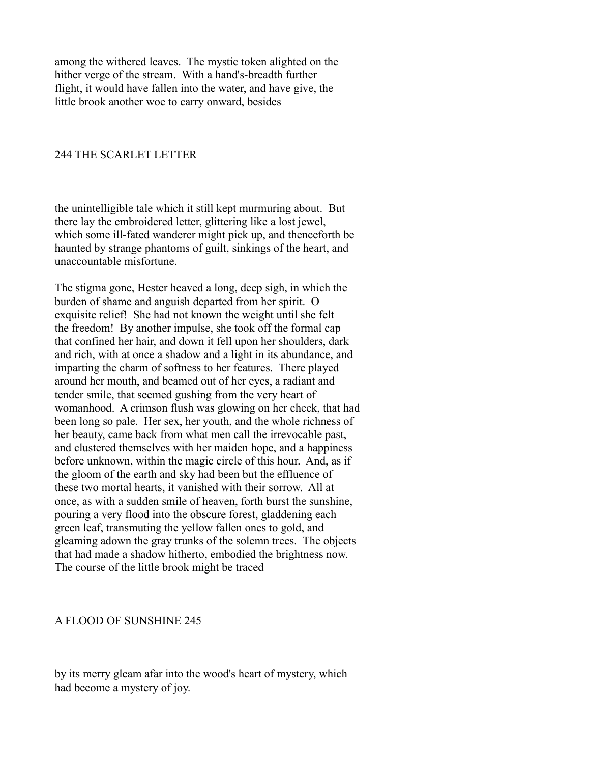among the withered leaves. The mystic token alighted on the hither verge of the stream. With a hand's-breadth further flight, it would have fallen into the water, and have give, the little brook another woe to carry onward, besides the unintelligible tale which it still kept murmuring about. But there lay the embroidered letter, glittering like a lost jewel, which some ill-fated wanderer might pick up, and thenceforth be haunted by strange phantoms of guilt, sinkings of the heart, and unaccountable misfortune.

The stigma gone, Hester heaved a long, deep sigh, in which the burden of shame and anguish departed from her spirit. O exquisite relief! She had not known the weight until she felt the freedom! By another impulse, she took off the formal cap that confined her hair, and down it fell upon her shoulders, dark and rich, with at once a shadow and a light in its abundance, and imparting the charm of softness to her features. There played around her mouth, and beamed out of her eyes, a radiant and tender smile, that seemed gushing from the very heart of womanhood. A crimson flush was glowing on her cheek, that had been long so pale. Her sex, her youth, and the whole richness of her beauty, came back from what men call the irrevocable past, and clustered themselves with her maiden hope, and a happiness before unknown, within the magic circle of this hour. And, as if the gloom of the earth and sky had been but the effluence of these two mortal hearts, it vanished with their sorrow. All at once, as with a sudden smile of heaven, forth burst the sunshine, pouring a very flood into the obscure forest, gladdening each green leaf, transmuting the yellow fallen ones to gold, and gleaming adown the gray trunks of the solemn trees. The objects that had made a shadow hitherto, embodied the brightness now. The course of the little brook might be traced by its merry gleam afar into the wood's heart of mystery, which had become a mystery of joy.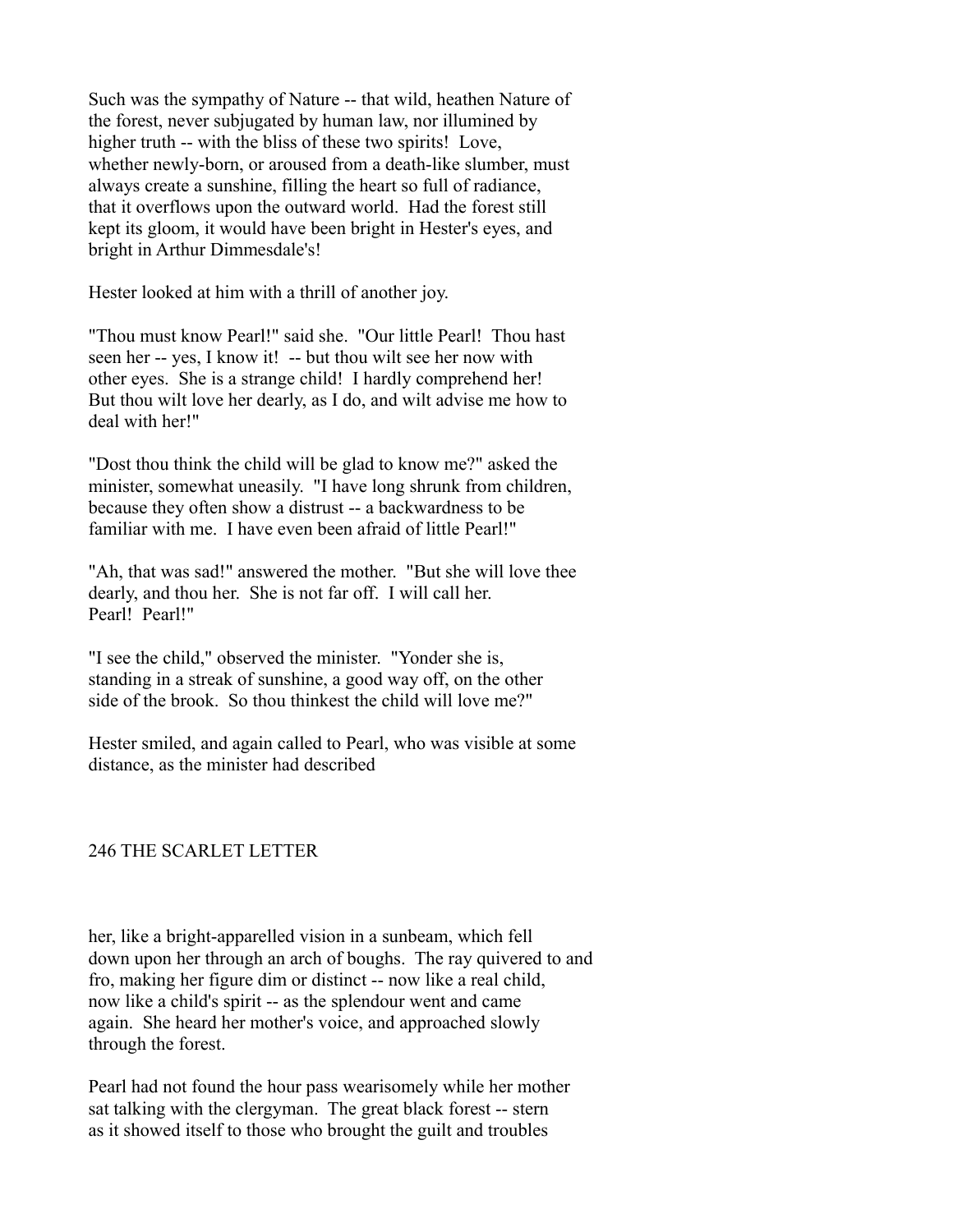Such was the sympathy of Nature -- that wild, heathen Nature of the forest, never subjugated by human law, nor illumined by higher truth -- with the bliss of these two spirits! Love, whether newly-born, or aroused from a death-like slumber, must always create a sunshine, filling the heart so full of radiance, that it overflows upon the outward world. Had the forest still kept its gloom, it would have been bright in Hester's eyes, and bright in Arthur Dimmesdale's!

Hester looked at him with a thrill of another joy.

"Thou must know Pearl!" said she. "Our little Pearl! Thou hast seen her -- yes, I know it! -- but thou wilt see her now with other eyes. She is a strange child! I hardly comprehend her! But thou wilt love her dearly, as I do, and wilt advise me how to deal with her!"

"Dost thou think the child will be glad to know me?" asked the minister, somewhat uneasily. "I have long shrunk from children, because they often show a distrust -- a backwardness to be familiar with me. I have even been afraid of little Pearl!"

"Ah, that was sad!" answered the mother. "But she will love thee dearly, and thou her. She is not far off. I will call her. Pearl! Pearl!"

"I see the child," observed the minister. "Yonder she is, standing in a streak of sunshine, a good way off, on the other side of the brook. So thou thinkest the child will love me?"

Hester smiled, and again called to Pearl, who was visible at some distance, as the minister had described her, like a bright-apparelled vision in a sunbeam, which fell down upon her through an arch of boughs. The ray quivered to and fro, making her figure dim or distinct -- now like a real child, now like a child's spirit -- as the splendour went and came again. She heard her mother's voice, and approached slowly through the forest.

Pearl had not found the hour pass wearisomely while her mother sat talking with the clergyman. The great black forest -- stern as it showed itself to those who brought the guilt and troubles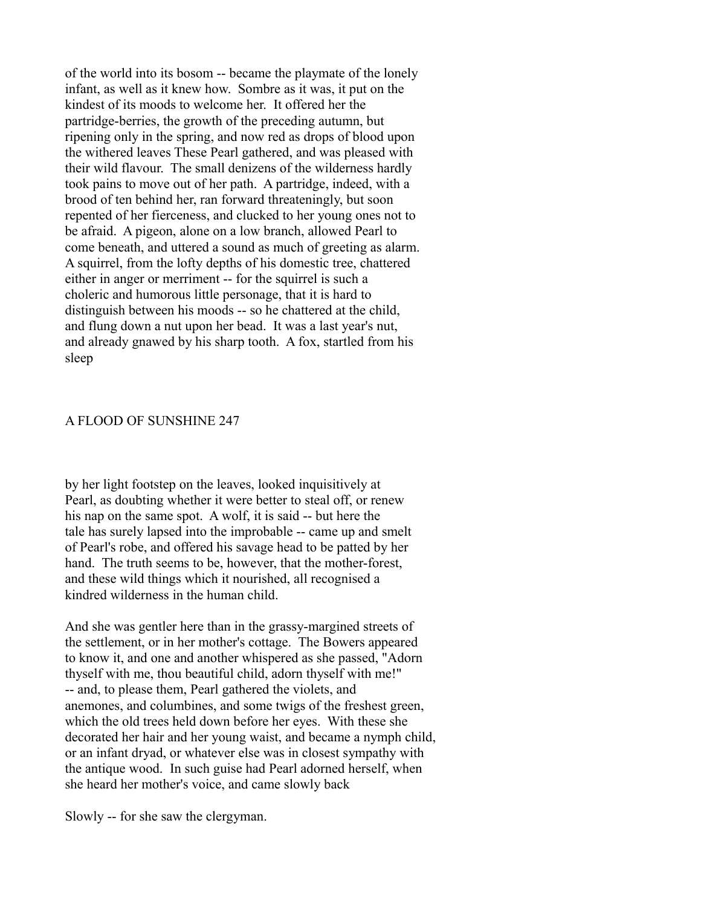of the world into its bosom -- became the playmate of the lonely infant, as well as it knew how. Sombre as it was, it put on the kindest of its moods to welcome her. It offered her the partridge-berries, the growth of the preceding autumn, but ripening only in the spring, and now red as drops of blood upon the withered leaves These Pearl gathered, and was pleased with their wild flavour. The small denizens of the wilderness hardly took pains to move out of her path. A partridge, indeed, with a brood of ten behind her, ran forward threateningly, but soon repented of her fierceness, and clucked to her young ones not to be afraid. A pigeon, alone on a low branch, allowed Pearl to come beneath, and uttered a sound as much of greeting as alarm. A squirrel, from the lofty depths of his domestic tree, chattered either in anger or merriment -- for the squirrel is such a choleric and humorous little personage, that it is hard to distinguish between his moods -- so he chattered at the child, and flung down a nut upon her bead. It was a last year's nut, and already gnawed by his sharp tooth. A fox, startled from his sleep by her light footstep on the leaves, looked inquisitively at Pearl, as doubting whether it were better to steal off, or renew his nap on the same spot. A wolf, it is said -- but here the tale has surely lapsed into the improbable -- came up and smelt of Pearl's robe, and offered his savage head to be patted by her hand. The truth seems to be, however, that the mother-forest, and these wild things which it nourished, all recognised a kindred wilderness in the human child.

And she was gentler here than in the grassy-margined streets of the settlement, or in her mother's cottage. The Bowers appeared to know it, and one and another whispered as she passed, "Adorn thyself with me, thou beautiful child, adorn thyself with me!" -- and, to please them, Pearl gathered the violets, and anemones, and columbines, and some twigs of the freshest green, which the old trees held down before her eyes. With these she decorated her hair and her young waist, and became a nymph child, or an infant dryad, or whatever else was in closest sympathy with the antique wood. In such guise had Pearl adorned herself, when she heard her mother's voice, and came slowly back

Slowly -- for she saw the clergyman.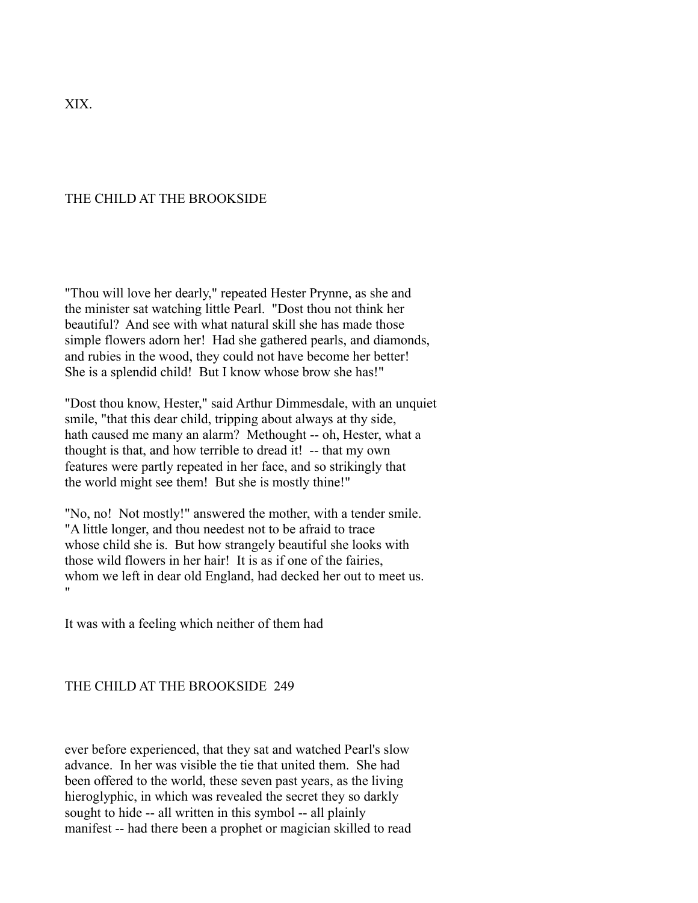# XIX.

## THE CHILD AT THE BROOKSIDE

"Thou will love her dearly," repeated Hester Prynne, as she and the minister sat watching little Pearl. "Dost thou not think her beautiful? And see with what natural skill she has made those simple flowers adorn her! Had she gathered pearls, and diamonds, and rubies in the wood, they could not have become her better! She is a splendid child! But I know whose brow she has!"

"Dost thou know, Hester," said Arthur Dimmesdale, with an unquiet smile, "that this dear child, tripping about always at thy side, hath caused me many an alarm? Methought -- oh, Hester, what a thought is that, and how terrible to dread it! -- that my own features were partly repeated in her face, and so strikingly that the world might see them! But she is mostly thine!"

"No, no! Not mostly!" answered the mother, with a tender smile. "A little longer, and thou needest not to be afraid to trace whose child she is. But how strangely beautiful she looks with those wild flowers in her hair! It is as if one of the fairies, whom we left in dear old England, had decked her out to meet us."

It was with a feeling which neither of them had ever before experienced, that they sat and watched Pearl's slow advance. In her was visible the tie that united them. She had been offered to the world, these seven past years, as the living hieroglyphic, in which was revealed the secret they so darkly sought to hide -- all written in this symbol -- all plainly manifest -- had there been a prophet or magician skilled to read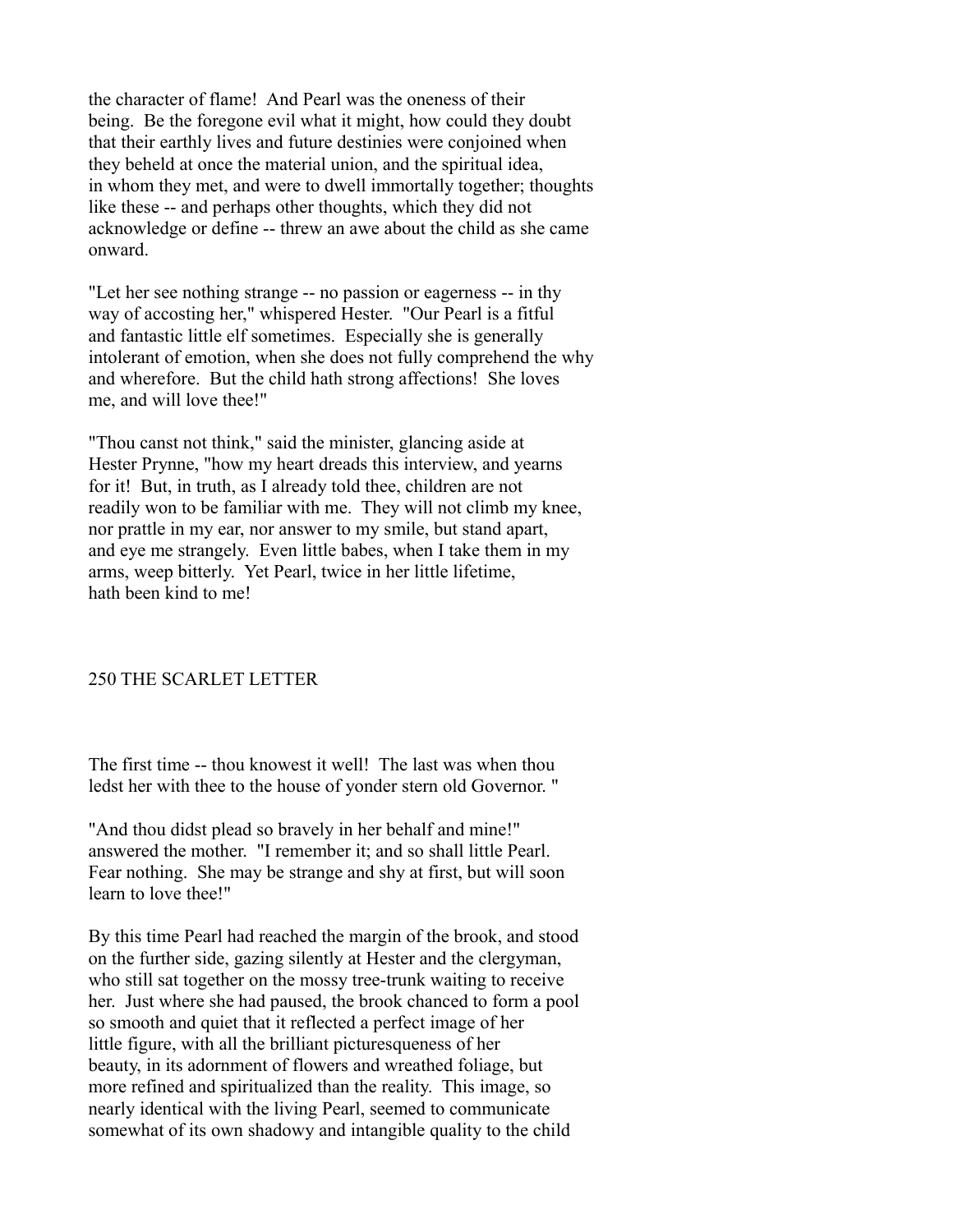the character of flame! And Pearl was the oneness of their being. Be the foregone evil what it might, how could they doubt that their earthly lives and future destinies were conjoined when they beheld at once the material union, and the spiritual idea, in whom they met, and were to dwell immortally together; thoughts like these -- and perhaps other thoughts, which they did not acknowledge or define -- threw an awe about the child as she came onward.

"Let her see nothing strange -- no passion or eagerness -- in thy way of accosting her," whispered Hester. "Our Pearl is a fitful and fantastic little elf sometimes. Especially she is generally intolerant of emotion, when she does not fully comprehend the why and wherefore. But the child hath strong affections! She loves me, and will love thee!"

"Thou canst not think," said the minister, glancing aside at Hester Prynne, "how my heart dreads this interview, and yearns for it! But, in truth, as I already told thee, children are not readily won to be familiar with me. They will not climb my knee, nor prattle in my ear, nor answer to my smile, but stand apart, and eye me strangely. Even little babes, when I take them in my arms, weep bitterly. Yet Pearl, twice in her little lifetime, hath been kind to me!

The first time -- thou knowest it well! The last was when thou ledst her with thee to the house of yonder stern old Governor. "

"And thou didst plead so bravely in her behalf and mine!" answered the mother. "I remember it; and so shall little Pearl. Fear nothing. She may be strange and shy at first, but will soon learn to love thee!"

By this time Pearl had reached the margin of the brook, and stood on the further side, gazing silently at Hester and the clergyman, who still sat together on the mossy tree-trunk waiting to receive her. Just where she had paused, the brook chanced to form a pool so smooth and quiet that it reflected a perfect image of her little figure, with all the brilliant picturesqueness of her beauty, in its adornment of flowers and wreathed foliage, but more refined and spiritualized than the reality. This image, so nearly identical with the living Pearl, seemed to communicate somewhat of its own shadowy and intangible quality to the child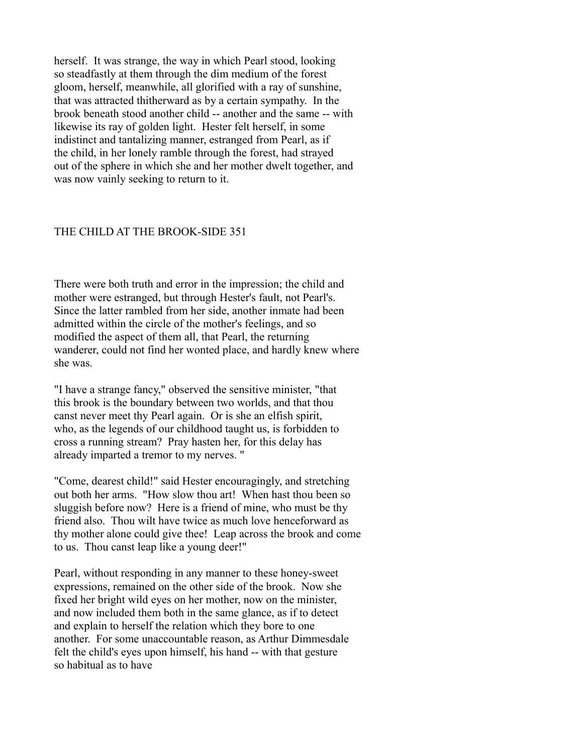herself. It was strange, the way in which Pearl stood, looking so steadfastly at them through the dim medium of the forest gloom, herself, meanwhile, all glorified with a ray of sunshine, that was attracted thitherward as by a certain sympathy. In the brook beneath stood another child -- another and the same -- with likewise its ray of golden light. Hester felt herself, in some indistinct and tantalizing manner, estranged from Pearl, as if the child, in her lonely ramble through the forest, had strayed out of the sphere in which she and her mother dwelt together, and was now vainly seeking to return to it.

There were both truth and error in the impression; the child and mother were estranged, but through Hester's fault, not Pearl's. Since the latter rambled from her side, another inmate had been admitted within the circle of the mother's feelings, and so modified the aspect of them all, that Pearl, the returning wanderer, could not find her wonted place, and hardly knew where she was.

"I have a strange fancy," observed the sensitive minister, "that this brook is the boundary between two worlds, and that thou canst never meet thy Pearl again. Or is she an elfish spirit, who, as the legends of our childhood taught us, is forbidden to cross a running stream? Pray hasten her, for this delay has already imparted a tremor to my nerves. "

"Come, dearest child!" said Hester encouragingly, and stretching out both her arms. "How slow thou art! When hast thou been so sluggish before now? Here is a friend of mine, who must be thy friend also. Thou wilt have twice as much love henceforward as thy mother alone could give thee! Leap across the brook and come to us. Thou canst leap like a young deer!"

Pearl, without responding in any manner to these honey-sweet expressions, remained on the other side of the brook. Now she fixed her bright wild eyes on her mother, now on the minister, and now included them both in the same glance, as if to detect and explain to herself the relation which they bore to one another. For some unaccountable reason, as Arthur Dimmesdale felt the child's eyes upon himself, his hand -- with that gesture so habitual as to have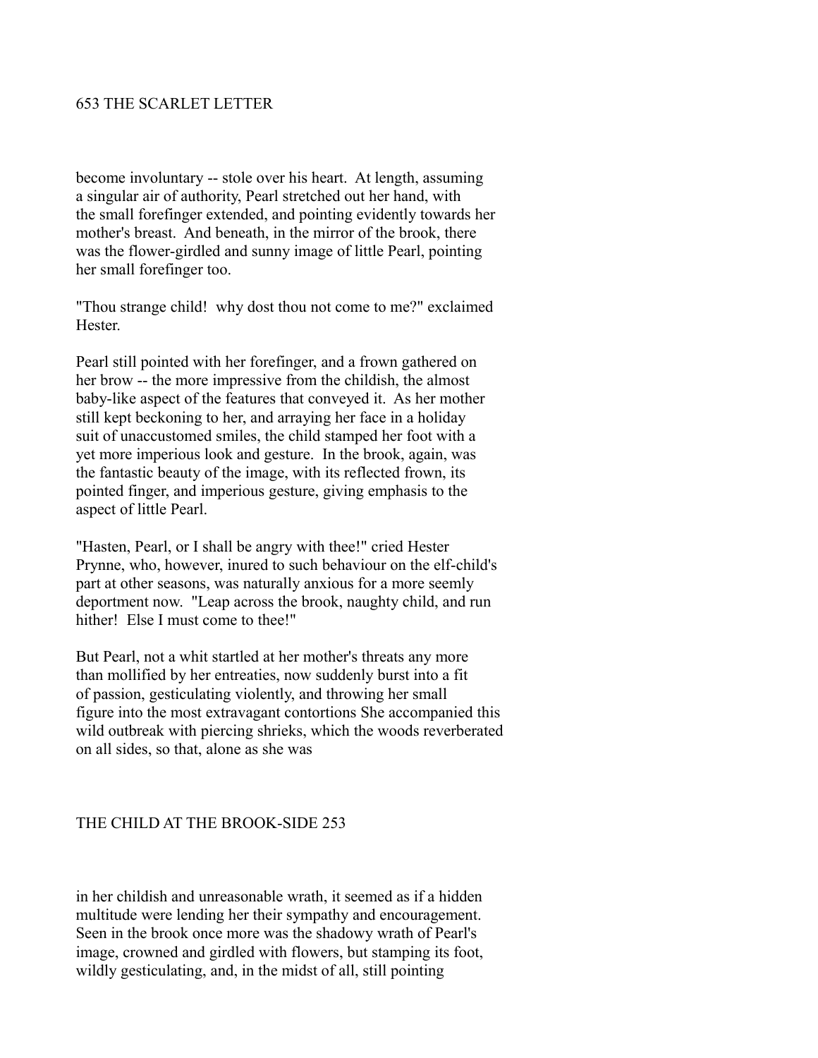become involuntary -- stole over his heart. At length, assuming a singular air of authority, Pearl stretched out her hand, with the small forefinger extended, and pointing evidently towards her mother's breast. And beneath, in the mirror of the brook, there was the flower-girdled and sunny image of little Pearl, pointing her small forefinger too.

"Thou strange child! why dost thou not come to me?" exclaimed Hester.

Pearl still pointed with her forefinger, and a frown gathered on her brow -- the more impressive from the childish, the almost baby-like aspect of the features that conveyed it. As her mother still kept beckoning to her, and arraying her face in a holiday suit of unaccustomed smiles, the child stamped her foot with a yet more imperious look and gesture. In the brook, again, was the fantastic beauty of the image, with its reflected frown, its pointed finger, and imperious gesture, giving emphasis to the aspect of little Pearl.

"Hasten, Pearl, or I shall be angry with thee!" cried Hester Prynne, who, however, inured to such behaviour on the elf-child's part at other seasons, was naturally anxious for a more seemly deportment now. "Leap across the brook, naughty child, and run hither! Else I must come to thee!"

But Pearl, not a whit startled at her mother's threats any more than mollified by her entreaties, now suddenly burst into a fit of passion, gesticulating violently, and throwing her small figure into the most extravagant contortions She accompanied this wild outbreak with piercing shrieks, which the woods reverberated on all sides, so that, alone as she was in her childish and unreasonable wrath, it seemed as if a hidden multitude were lending her their sympathy and encouragement. Seen in the brook once more was the shadowy wrath of Pearl's image, crowned and girdled with flowers, but stamping its foot, wildly gesticulating, and, in the midst of all, still pointing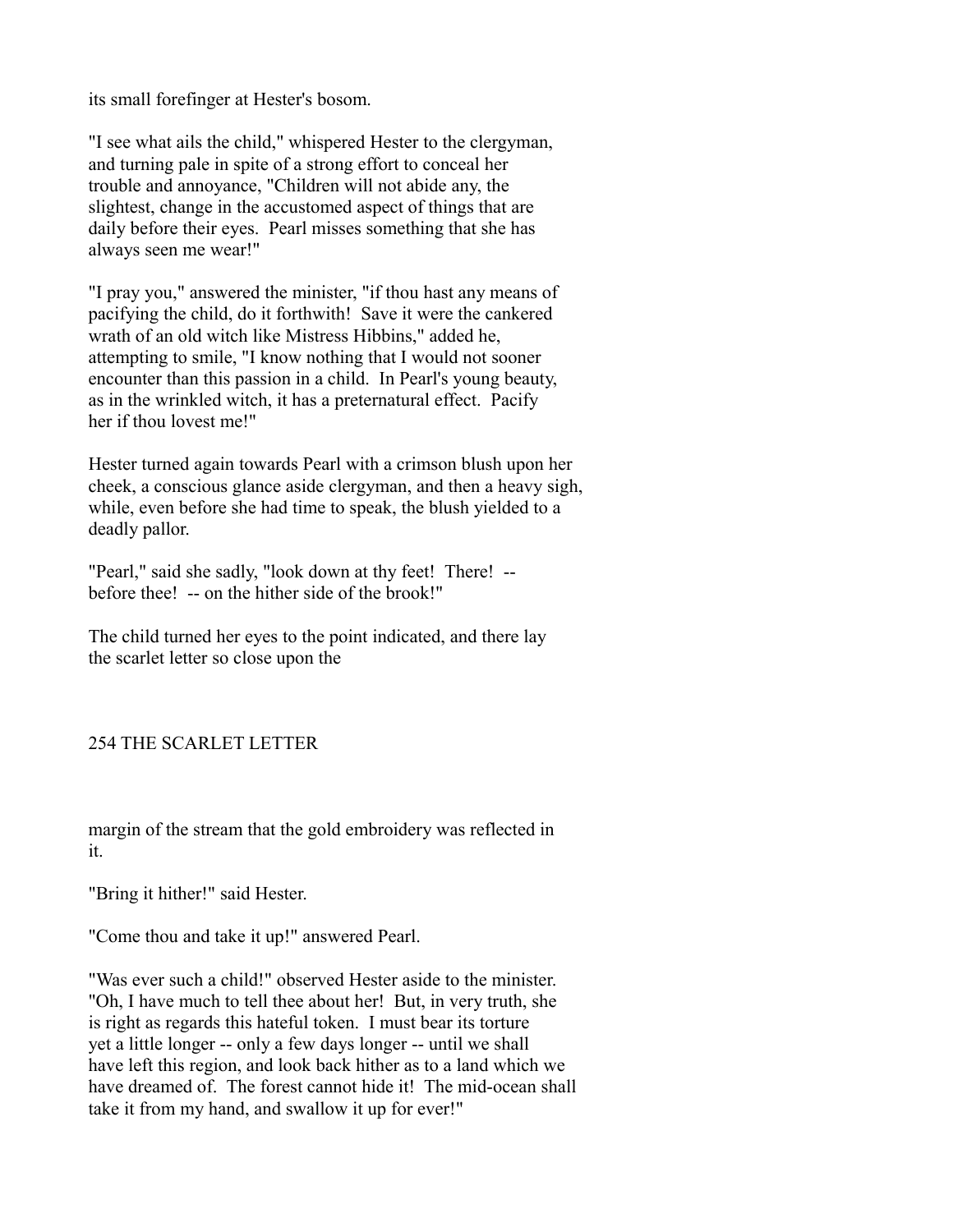its small forefinger at Hester's bosom.

"I see what ails the child," whispered Hester to the clergyman, and turning pale in spite of a strong effort to conceal her trouble and annoyance, "Children will not abide any, the slightest, change in the accustomed aspect of things that are daily before their eyes. Pearl misses something that she has always seen me wear!"

"I pray you," answered the minister, "if thou hast any means of pacifying the child, do it forthwith! Save it were the cankered wrath of an old witch like Mistress Hibbins," added he, attempting to smile, "I know nothing that I would not sooner encounter than this passion in a child. In Pearl's young beauty, as in the wrinkled witch, it has a preternatural effect. Pacify her if thou lovest me!"

Hester turned again towards Pearl with a crimson blush upon her cheek, a conscious glance aside clergyman, and then a heavy sigh, while, even before she had time to speak, the blush yielded to a deadly pallor.

"Pearl," said she sadly, "look down at thy feet! There! -- before thee! -- on the hither side of the brook!"

The child turned her eyes to the point indicated, and there lay the scarlet letter so close upon the margin of the stream that the gold embroidery was reflected in it.

"Bring it hither!" said Hester.

"Come thou and take it up!" answered Pearl.

"Was ever such a child!" observed Hester aside to the minister. "Oh, I have much to tell thee about her! But, in very truth, she is right as regards this hateful token. I must bear its torture yet a little longer -- only a few days longer -- until we shall have left this region, and look back hither as to a land which we have dreamed of. The forest cannot hide it! The mid-ocean shall take it from my hand, and swallow it up for ever!"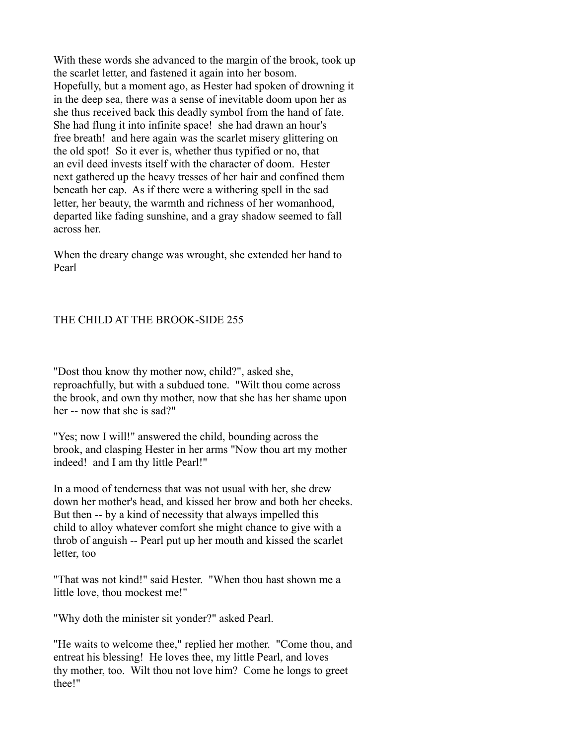With these words she advanced to the margin of the brook, took up the scarlet letter, and fastened it again into her bosom. Hopefully, but a moment ago, as Hester had spoken of drowning it in the deep sea, there was a sense of inevitable doom upon her as she thus received back this deadly symbol from the hand of fate. She had flung it into infinite space! she had drawn an hour's free breath! and here again was the scarlet misery glittering on the old spot! So it ever is, whether thus typified or no, that an evil deed invests itself with the character of doom. Hester next gathered up the heavy tresses of her hair and confined them beneath her cap. As if there were a withering spell in the sad letter, her beauty, the warmth and richness of her womanhood, departed like fading sunshine, and a gray shadow seemed to fall across her.

When the dreary change was wrought, she extended her hand to Pearl

"Dost thou know thy mother now, child?", asked she, reproachfully, but with a subdued tone. "Wilt thou come across the brook, and own thy mother, now that she has her shame upon her -- now that she is sad?"

"Yes; now I will!" answered the child, bounding across the brook, and clasping Hester in her arms "Now thou art my mother indeed! and I am thy little Pearl!"

In a mood of tenderness that was not usual with her, she drew down her mother's head, and kissed her brow and both her cheeks. But then -- by a kind of necessity that always impelled this child to alloy whatever comfort she might chance to give with a throb of anguish -- Pearl put up her mouth and kissed the scarlet letter, too

"That was not kind!" said Hester. "When thou hast shown me a little love, thou mockest me!"

"Why doth the minister sit yonder?" asked Pearl.

"He waits to welcome thee," replied her mother. "Come thou, and entreat his blessing! He loves thee, my little Pearl, and loves thy mother, too. Wilt thou not love him? Come he longs to greet thee!"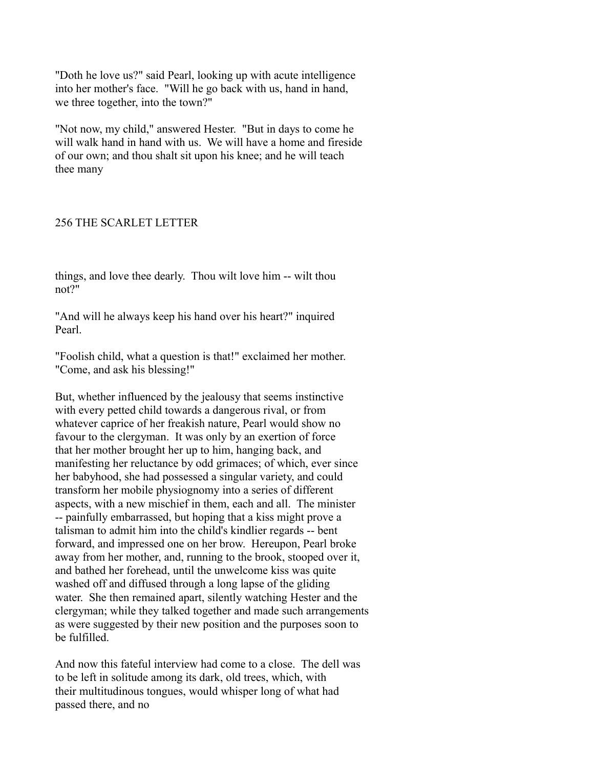"Doth he love us?" said Pearl, looking up with acute intelligence into her mother's face. "Will he go back with us, hand in hand, we three together, into the town?"

"Not now, my child," answered Hester. "But in days to come he will walk hand in hand with us. We will have a home and fireside of our own; and thou shalt sit upon his knee; and he will teach thee many things, and love thee dearly. Thou wilt love him -- wilt thou not?"

"And will he always keep his hand over his heart?" inquired Pearl.

"Foolish child, what a question is that!" exclaimed her mother. "Come, and ask his blessing!"

But, whether influenced by the jealousy that seems instinctive with every petted child towards a dangerous rival, or from whatever caprice of her freakish nature, Pearl would show no favour to the clergyman. It was only by an exertion of force that her mother brought her up to him, hanging back, and manifesting her reluctance by odd grimaces; of which, ever since her babyhood, she had possessed a singular variety, and could transform her mobile physiognomy into a series of different aspects, with a new mischief in them, each and all. The minister -- painfully embarrassed, but hoping that a kiss might prove a talisman to admit him into the child's kindlier regards -- bent forward, and impressed one on her brow. Hereupon, Pearl broke away from her mother, and, running to the brook, stooped over it, and bathed her forehead, until the unwelcome kiss was quite washed off and diffused through a long lapse of the gliding water. She then remained apart, silently watching Hester and the clergyman; while they talked together and made such arrangements as were suggested by their new position and the purposes soon to be fulfilled.

And now this fateful interview had come to a close. The dell was to be left in solitude among its dark, old trees, which, with their multitudinous tongues, would whisper long of what had passed there, and no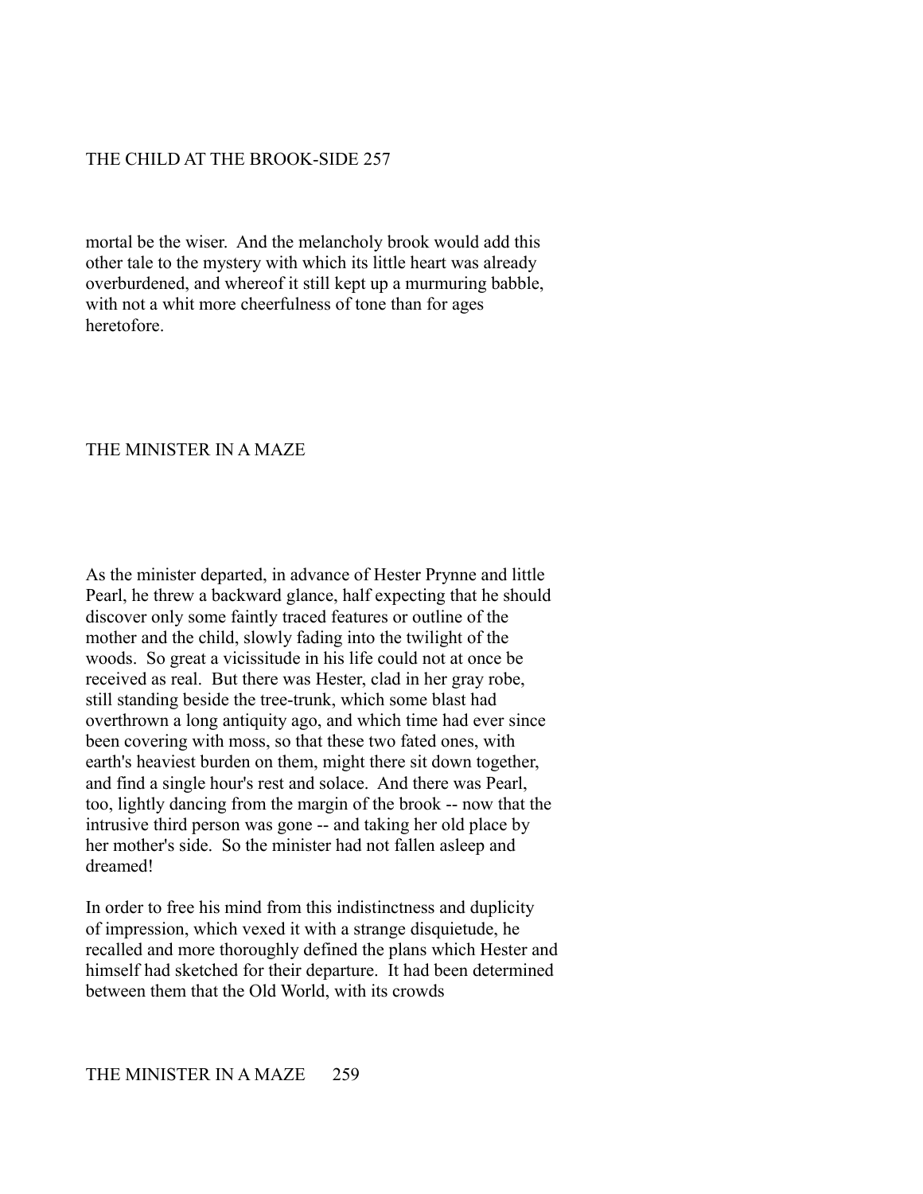mortal be the wiser. And the melancholy brook would add this other tale to the mystery with which its little heart was already overburdened, and whereof it still kept up a murmuring babble, with not a whit more cheerfulness of tone than for ages heretofore.

## THE MINISTER IN A MAZE

As the minister departed, in advance of Hester Prynne and little Pearl, he threw a backward glance, half expecting that he should discover only some faintly traced features or outline of the mother and the child, slowly fading into the twilight of the woods. So great a vicissitude in his life could not at once be received as real. But there was Hester, clad in her gray robe, still standing beside the tree-trunk, which some blast had overthrown a long antiquity ago, and which time had ever since been covering with moss, so that these two fated ones, with earth's heaviest burden on them, might there sit down together, and find a single hour's rest and solace. And there was Pearl, too, lightly dancing from the margin of the brook -- now that the intrusive third person was gone -- and taking her old place by her mother's side. So the minister had not fallen asleep and dreamed!

In order to free his mind from this indistinctness and duplicity of impression, which vexed it with a strange disquietude, he recalled and more thoroughly defined the plans which Hester and himself had sketched for their departure. It had been determined between them that the Old World, with its crowds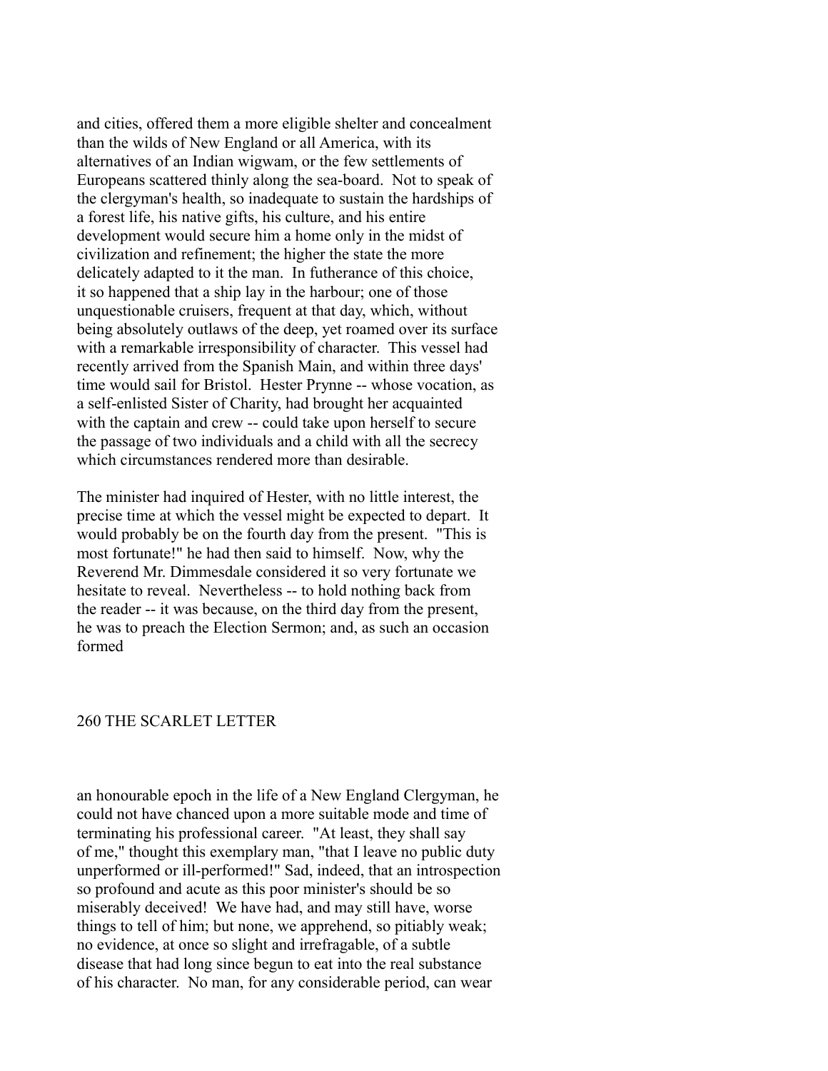and cities, offered them a more eligible shelter and concealment than the wilds of New England or all America, with its alternatives of an Indian wigwam, or the few settlements of Europeans scattered thinly along the sea-board. Not to speak of the clergyman's health, so inadequate to sustain the hardships of a forest life, his native gifts, his culture, and his entire development would secure him a home only in the midst of civilization and refinement; the higher the state the more delicately adapted to it the man. In futherance of this choice, it so happened that a ship lay in the harbour; one of those unquestionable cruisers, frequent at that day, which, without being absolutely outlaws of the deep, yet roamed over its surface with a remarkable irresponsibility of character. This vessel had recently arrived from the Spanish Main, and within three days' time would sail for Bristol. Hester Prynne -- whose vocation, as a self-enlisted Sister of Charity, had brought her acquainted with the captain and crew -- could take upon herself to secure the passage of two individuals and a child with all the secrecy which circumstances rendered more than desirable.

The minister had inquired of Hester, with no little interest, the precise time at which the vessel might be expected to depart. It would probably be on the fourth day from the present. "This is most fortunate!" he had then said to himself. Now, why the Reverend Mr. Dimmesdale considered it so very fortunate we hesitate to reveal. Nevertheless -- to hold nothing back from the reader -- it was because, on the third day from the present, he was to preach the Election Sermon; and, as such an occasion formed an honourable epoch in the life of a New England Clergyman, he could not have chanced upon a more suitable mode and time of terminating his professional career. "At least, they shall say of me," thought this exemplary man, "that I leave no public duty unperformed or ill-performed!" Sad, indeed, that an introspection so profound and acute as this poor minister's should be so miserably deceived! We have had, and may still have, worse things to tell of him; but none, we apprehend, so pitiably weak; no evidence, at once so slight and irrefragable, of a subtle disease that had long since begun to eat into the real substance of his character. No man, for any considerable period, can wear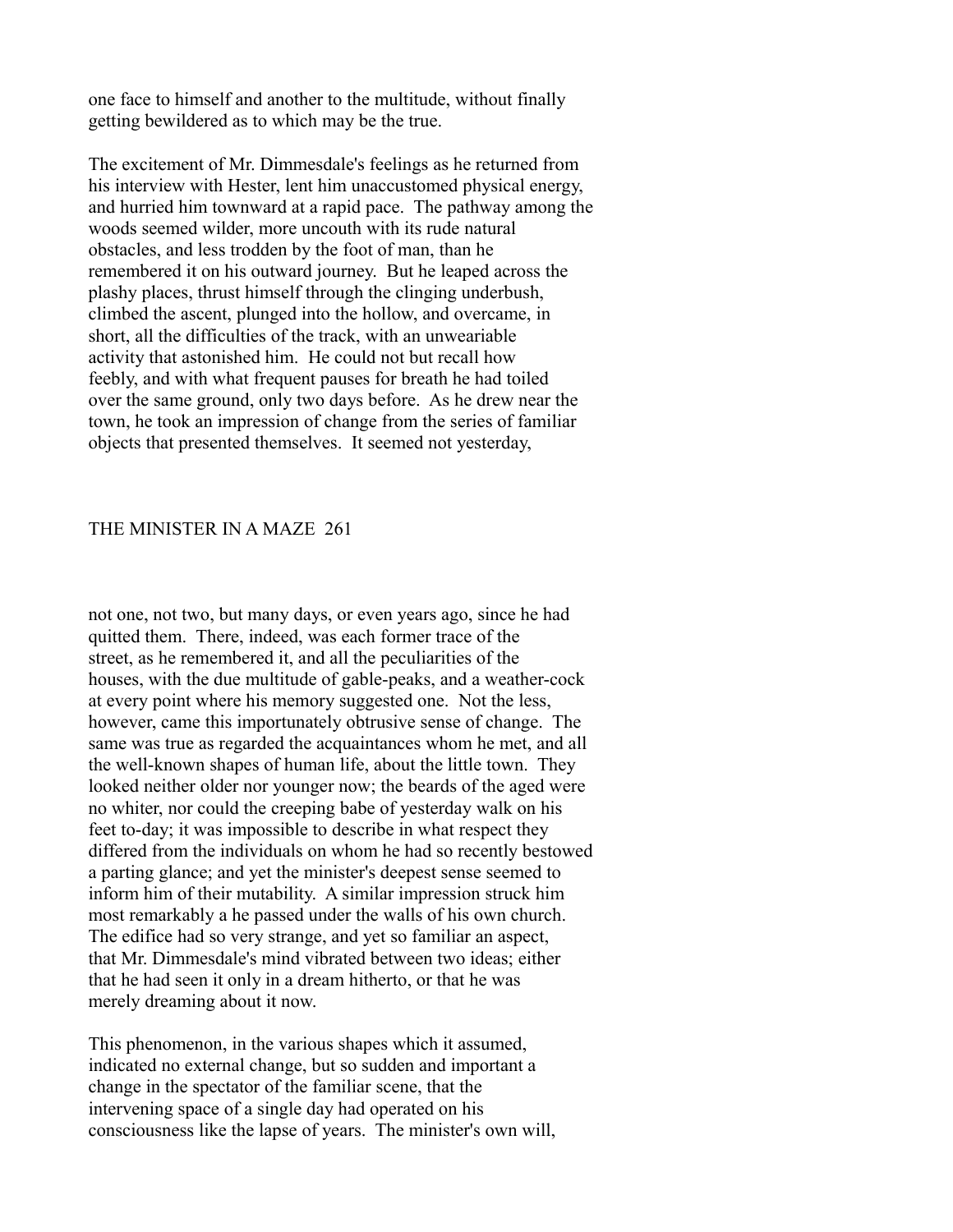one face to himself and another to the multitude, without finally getting bewildered as to which may be the true.

The excitement of Mr. Dimmesdale's feelings as he returned from his interview with Hester, lent him unaccustomed physical energy, and hurried him townward at a rapid pace. The pathway among the woods seemed wilder, more uncouth with its rude natural obstacles, and less trodden by the foot of man, than he remembered it on his outward journey. But he leaped across the plashy places, thrust himself through the clinging underbush, climbed the ascent, plunged into the hollow, and overcame, in short, all the difficulties of the track, with an unweariable activity that astonished him. He could not but recall how feebly, and with what frequent pauses for breath he had toiled over the same ground, only two days before. As he drew near the town, he took an impression of change from the series of familiar objects that presented themselves. It seemed not yesterday, not one, not two, but many days, or even years ago, since he had quitted them. There, indeed, was each former trace of the street, as he remembered it, and all the peculiarities of the houses, with the due multitude of gable-peaks, and a weather-cock at every point where his memory suggested one. Not the less, however, came this importunately obtrusive sense of change. The same was true as regarded the acquaintances whom he met, and all the well-known shapes of human life, about the little town. They looked neither older nor younger now; the beards of the aged were no whiter, nor could the creeping babe of yesterday walk on his feet to-day; it was impossible to describe in what respect they differed from the individuals on whom he had so recently bestowed a parting glance; and yet the minister's deepest sense seemed to inform him of their mutability. A similar impression struck him most remarkably a he passed under the walls of his own church. The edifice had so very strange, and yet so familiar an aspect, that Mr. Dimmesdale's mind vibrated between two ideas; either that he had seen it only in a dream hitherto, or that he was merely dreaming about it now.

This phenomenon, in the various shapes which it assumed, indicated no external change, but so sudden and important a change in the spectator of the familiar scene, that the intervening space of a single day had operated on his consciousness like the lapse of years. The minister's own will,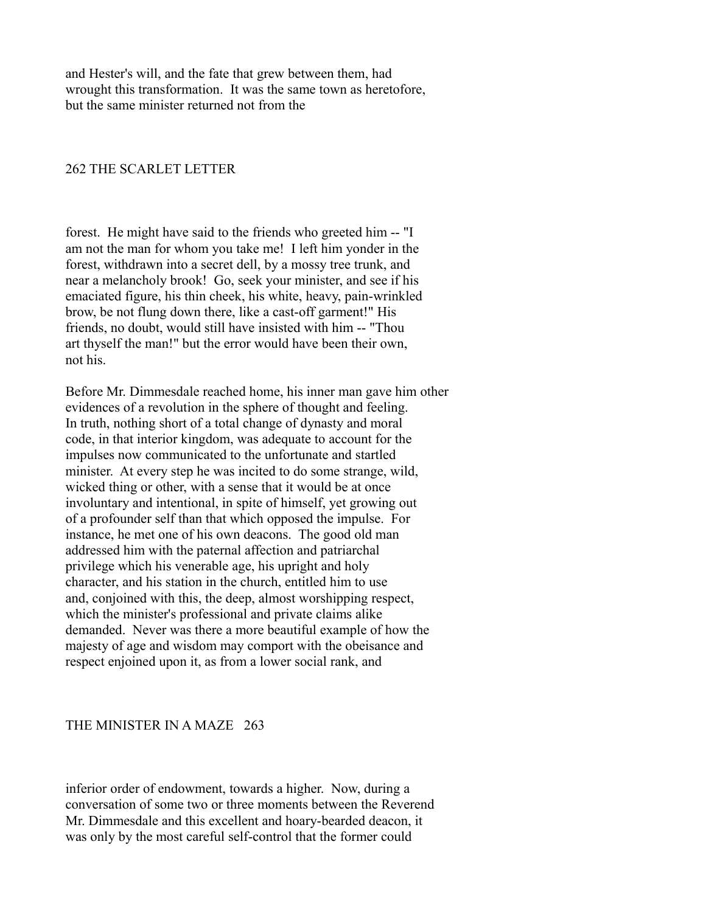and Hester's will, and the fate that grew between them, had wrought this transformation. It was the same town as heretofore, but the same minister returned not from the forest. He might have said to the friends who greeted him -- "I am not the man for whom you take me! I left him yonder in the forest, withdrawn into a secret dell, by a mossy tree trunk, and near a melancholy brook! Go, seek your minister, and see if his emaciated figure, his thin cheek, his white, heavy, pain-wrinkled brow, be not flung down there, like a cast-off garment!" His friends, no doubt, would still have insisted with him -- "Thou art thyself the man!" but the error would have been their own, not his.

Before Mr. Dimmesdale reached home, his inner man gave him other evidences of a revolution in the sphere of thought and feeling. In truth, nothing short of a total change of dynasty and moral code, in that interior kingdom, was adequate to account for the impulses now communicated to the unfortunate and startled minister. At every step he was incited to do some strange, wild, wicked thing or other, with a sense that it would be at once involuntary and intentional, in spite of himself, yet growing out of a profounder self than that which opposed the impulse. For instance, he met one of his own deacons. The good old man addressed him with the paternal affection and patriarchal privilege which his venerable age, his upright and holy character, and his station in the church, entitled him to use and, conjoined with this, the deep, almost worshipping respect, which the minister's professional and private claims alike demanded. Never was there a more beautiful example of how the majesty of age and wisdom may comport with the obeisance and respect enjoined upon it, as from a lower social rank, and inferior order of endowment, towards a higher. Now, during a conversation of some two or three moments between the Reverend Mr. Dimmesdale and this excellent and hoary-bearded deacon, it was only by the most careful self-control that the former could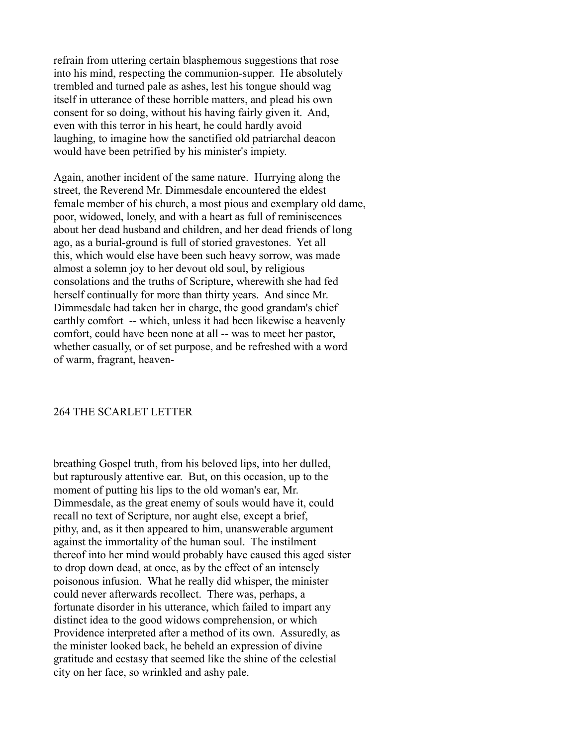refrain from uttering certain blasphemous suggestions that rose into his mind, respecting the communion-supper. He absolutely trembled and turned pale as ashes, lest his tongue should wag itself in utterance of these horrible matters, and plead his own consent for so doing, without his having fairly given it. And, even with this terror in his heart, he could hardly avoid laughing, to imagine how the sanctified old patriarchal deacon would have been petrified by his minister's impiety.

Again, another incident of the same nature. Hurrying along the street, the Reverend Mr. Dimmesdale encountered the eldest female member of his church, a most pious and exemplary old dame, poor, widowed, lonely, and with a heart as full of reminiscences about her dead husband and children, and her dead friends of long ago, as a burial-ground is full of storied gravestones. Yet all this, which would else have been such heavy sorrow, was made almost a solemn joy to her devout old soul, by religious consolations and the truths of Scripture, wherewith she had fed herself continually for more than thirty years. And since Mr. Dimmesdale had taken her in charge, the good grandam's chief earthly comfort -- which, unless it had been likewise a heavenly comfort, could have been none at all -- was to meet her pastor, whether casually, or of set purpose, and be refreshed with a word of warm, fragrant, heaven-breathing Gospel truth, from his beloved lips, into her dulled, but rapturously attentive ear. But, on this occasion, up to the moment of putting his lips to the old woman's ear, Mr. Dimmesdale, as the great enemy of souls would have it, could recall no text of Scripture, nor aught else, except a brief, pithy, and, as it then appeared to him, unanswerable argument against the immortality of the human soul. The instilment thereof into her mind would probably have caused this aged sister to drop down dead, at once, as by the effect of an intensely poisonous infusion. What he really did whisper, the minister could never afterwards recollect. There was, perhaps, a fortunate disorder in his utterance, which failed to impart any distinct idea to the good widows comprehension, or which Providence interpreted after a method of its own. Assuredly, as the minister looked back, he beheld an expression of divine gratitude and ecstasy that seemed like the shine of the celestial city on her face, so wrinkled and ashy pale.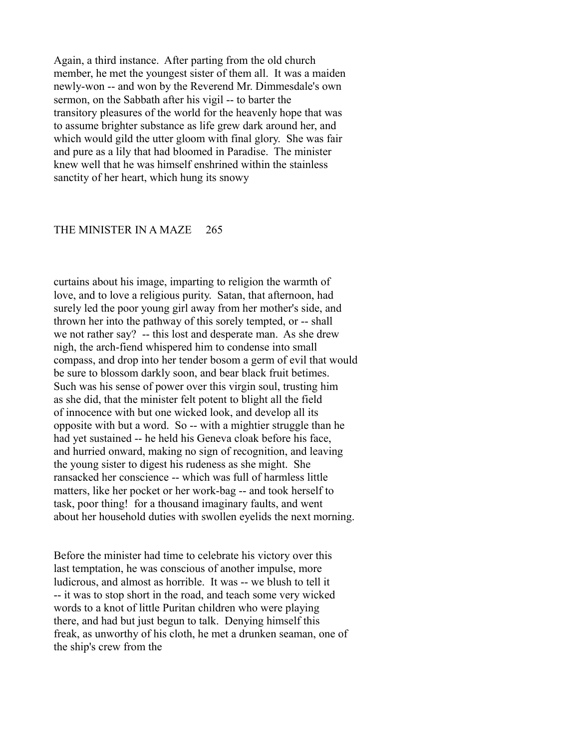Again, a third instance. After parting from the old church member, he met the youngest sister of them all. It was a maiden newly-won -- and won by the Reverend Mr. Dimmesdale's own sermon, on the Sabbath after his vigil -- to barter the transitory pleasures of the world for the heavenly hope that was to assume brighter substance as life grew dark around her, and which would gild the utter gloom with final glory. She was fair and pure as a lily that had bloomed in Paradise. The minister knew well that he was himself enshrined within the stainless sanctity of her heart, which hung its snowy curtains about his image, imparting to religion the warmth of love, and to love a religious purity. Satan, that afternoon, had surely led the poor young girl away from her mother's side, and thrown her into the pathway of this sorely tempted, or -- shall we not rather say? -- this lost and desperate man. As she drew nigh, the arch-fiend whispered him to condense into small compass, and drop into her tender bosom a germ of evil that would be sure to blossom darkly soon, and bear black fruit betimes. Such was his sense of power over this virgin soul, trusting him as she did, that the minister felt potent to blight all the field of innocence with but one wicked look, and develop all its opposite with but a word. So -- with a mightier struggle than he had yet sustained -- he held his Geneva cloak before his face, and hurried onward, making no sign of recognition, and leaving the young sister to digest his rudeness as she might. She ransacked her conscience -- which was full of harmless little matters, like her pocket or her work-bag -- and took herself to task, poor thing! for a thousand imaginary faults, and went about her household duties with swollen eyelids the next morning.

Before the minister had time to celebrate his victory over this last temptation, he was conscious of another impulse, more ludicrous, and almost as horrible. It was -- we blush to tell it -- it was to stop short in the road, and teach some very wicked words to a knot of little Puritan children who were playing there, and had but just begun to talk. Denying himself this freak, as unworthy of his cloth, he met a drunken seaman, one of the ship's crew from the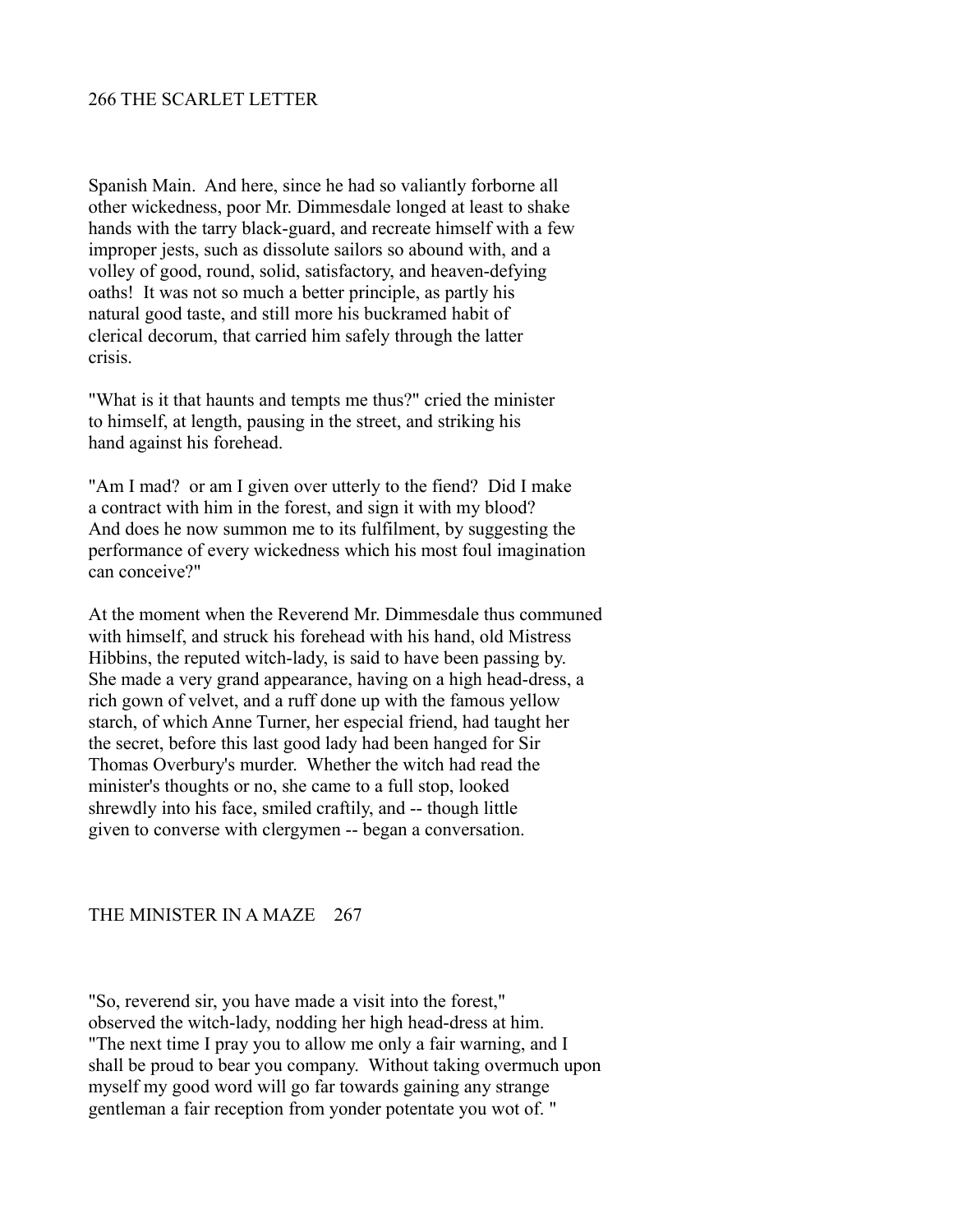Spanish Main. And here, since he had so valiantly forborne all other wickedness, poor Mr. Dimmesdale longed at least to shake hands with the tarry black-guard, and recreate himself with a few improper jests, such as dissolute sailors so abound with, and a volley of good, round, solid, satisfactory, and heaven-defying oaths! It was not so much a better principle, as partly his natural good taste, and still more his buckramed habit of clerical decorum, that carried him safely through the latter crisis.

"What is it that haunts and tempts me thus?" cried the minister to himself, at length, pausing in the street, and striking his hand against his forehead.

"Am I mad? or am I given over utterly to the fiend? Did I make a contract with him in the forest, and sign it with my blood? And does he now summon me to its fulfilment, by suggesting the performance of every wickedness which his most foul imagination can conceive?"

At the moment when the Reverend Mr. Dimmesdale thus communed with himself, and struck his forehead with his hand, old Mistress Hibbins, the reputed witch-lady, is said to have been passing by. She made a very grand appearance, having on a high head-dress, a rich gown of velvet, and a ruff done up with the famous yellow starch, of which Anne Turner, her especial friend, had taught her the secret, before this last good lady had been hanged for Sir Thomas Overbury's murder. Whether the witch had read the minister's thoughts or no, she came to a full stop, looked shrewdly into his face, smiled craftily, and -- though little given to converse with clergymen -- began a conversation.

"So, reverend sir, you have made a visit into the forest," observed the witch-lady, nodding her high head-dress at him. "The next time I pray you to allow me only a fair warning, and I shall be proud to bear you company. Without taking overmuch upon myself my good word will go far towards gaining any strange gentleman a fair reception from yonder potentate you wot of. "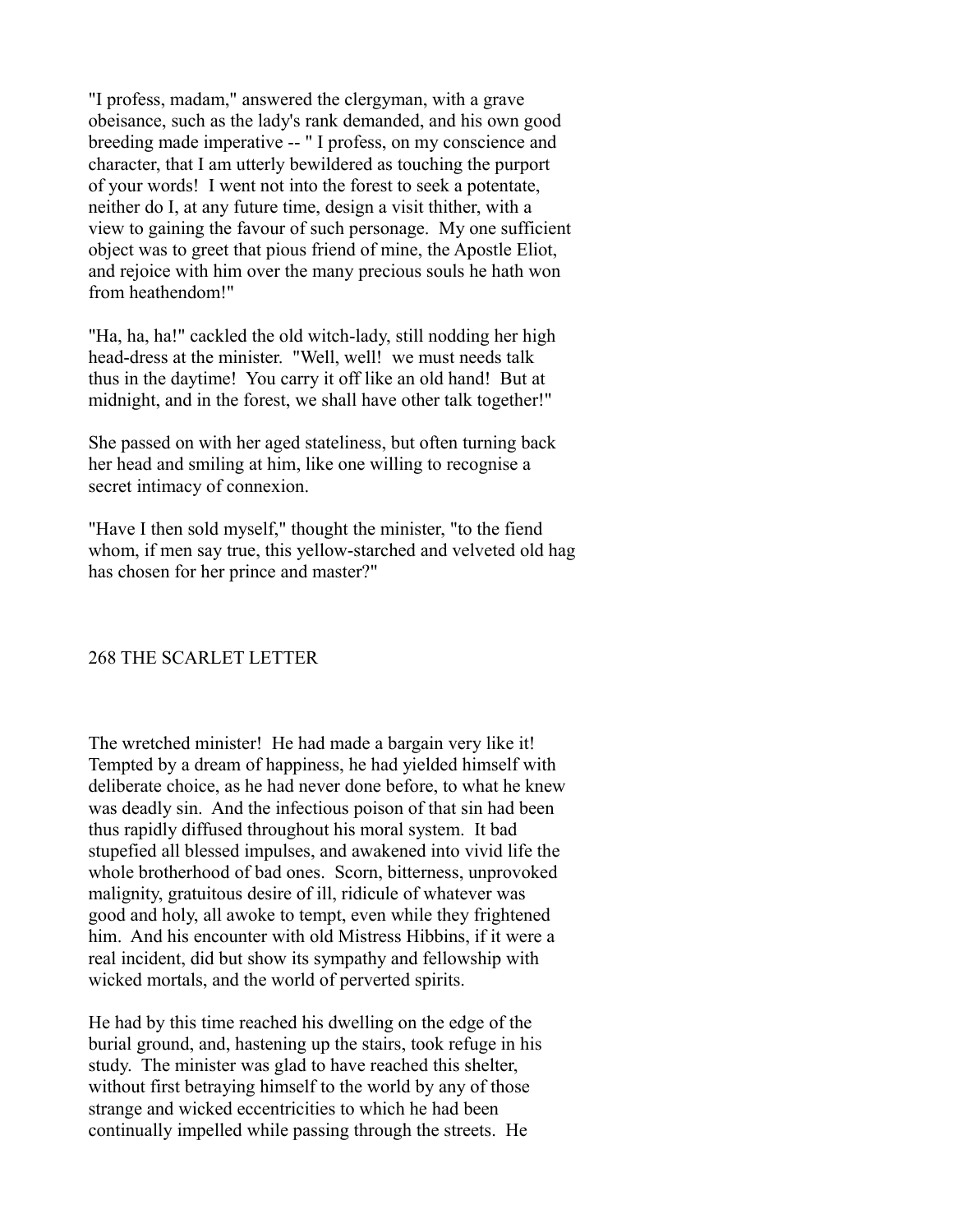"I profess, madam," answered the clergyman, with a grave obeisance, such as the lady's rank demanded, and his own good breeding made imperative -- " I profess, on my conscience and character, that I am utterly bewildered as touching the purport of your words! I went not into the forest to seek a potentate, neither do I, at any future time, design a visit thither, with a view to gaining the favour of such personage. My one sufficient object was to greet that pious friend of mine, the Apostle Eliot, and rejoice with him over the many precious souls he hath won from heathendom!"

"Ha, ha, ha!" cackled the old witch-lady, still nodding her high head-dress at the minister. "Well, well! we must needs talk thus in the daytime! You carry it off like an old hand! But at midnight, and in the forest, we shall have other talk together!"

She passed on with her aged stateliness, but often turning back her head and smiling at him, like one willing to recognise a secret intimacy of connexion.

"Have I then sold myself," thought the minister, "to the fiend whom, if men say true, this yellow-starched and velveted old hag has chosen for her prince and master?"

The wretched minister! He had made a bargain very like it! Tempted by a dream of happiness, he had yielded himself with deliberate choice, as he had never done before, to what he knew was deadly sin. And the infectious poison of that sin had been thus rapidly diffused throughout his moral system. It bad stupefied all blessed impulses, and awakened into vivid life the whole brotherhood of bad ones. Scorn, bitterness, unprovoked malignity, gratuitous desire of ill, ridicule of whatever was good and holy, all awoke to tempt, even while they frightened him. And his encounter with old Mistress Hibbins, if it were a real incident, did but show its sympathy and fellowship with wicked mortals, and the world of perverted spirits.

He had by this time reached his dwelling on the edge of the burial ground, and, hastening up the stairs, took refuge in his study. The minister was glad to have reached this shelter, without first betraying himself to the world by any of those strange and wicked eccentricities to which he had been continually impelled while passing through the streets. He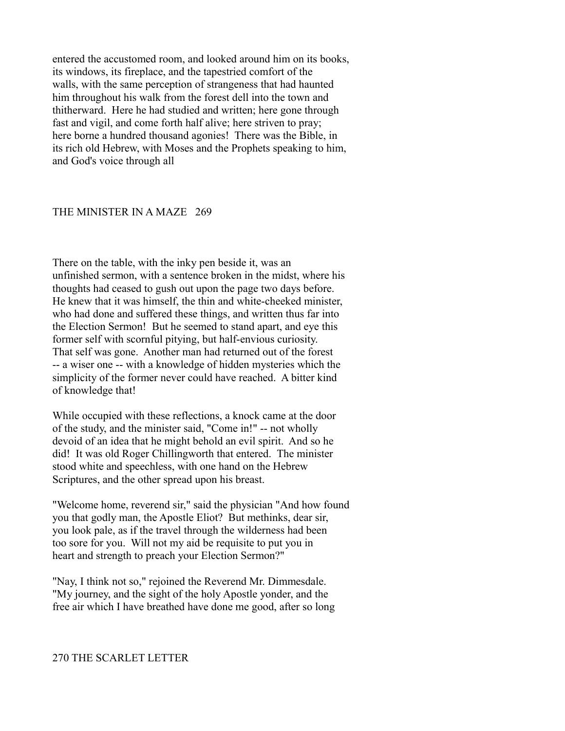entered the accustomed room, and looked around him on its books, its windows, its fireplace, and the tapestried comfort of the walls, with the same perception of strangeness that had haunted him throughout his walk from the forest dell into the town and thitherward. Here he had studied and written; here gone through fast and vigil, and come forth half alive; here striven to pray; here borne a hundred thousand agonies! There was the Bible, in its rich old Hebrew, with Moses and the Prophets speaking to him, and God's voice through all

There on the table, with the inky pen beside it, was an unfinished sermon, with a sentence broken in the midst, where his thoughts had ceased to gush out upon the page two days before. He knew that it was himself, the thin and white-cheeked minister, who had done and suffered these things, and written thus far into the Election Sermon! But he seemed to stand apart, and eye this former self with scornful pitying, but half-envious curiosity. That self was gone. Another man had returned out of the forest -- a wiser one -- with a knowledge of hidden mysteries which the simplicity of the former never could have reached. A bitter kind of knowledge that!

While occupied with these reflections, a knock came at the door of the study, and the minister said, "Come in!" -- not wholly devoid of an idea that he might behold an evil spirit. And so he did! It was old Roger Chillingworth that entered. The minister stood white and speechless, with one hand on the Hebrew Scriptures, and the other spread upon his breast.

"Welcome home, reverend sir," said the physician "And how found you that godly man, the Apostle Eliot? But methinks, dear sir, you look pale, as if the travel through the wilderness had been too sore for you. Will not my aid be requisite to put you in heart and strength to preach your Election Sermon?"

"Nay, I think not so," rejoined the Reverend Mr. Dimmesdale. "My journey, and the sight of the holy Apostle yonder, and the free air which I have breathed have done me good, after so long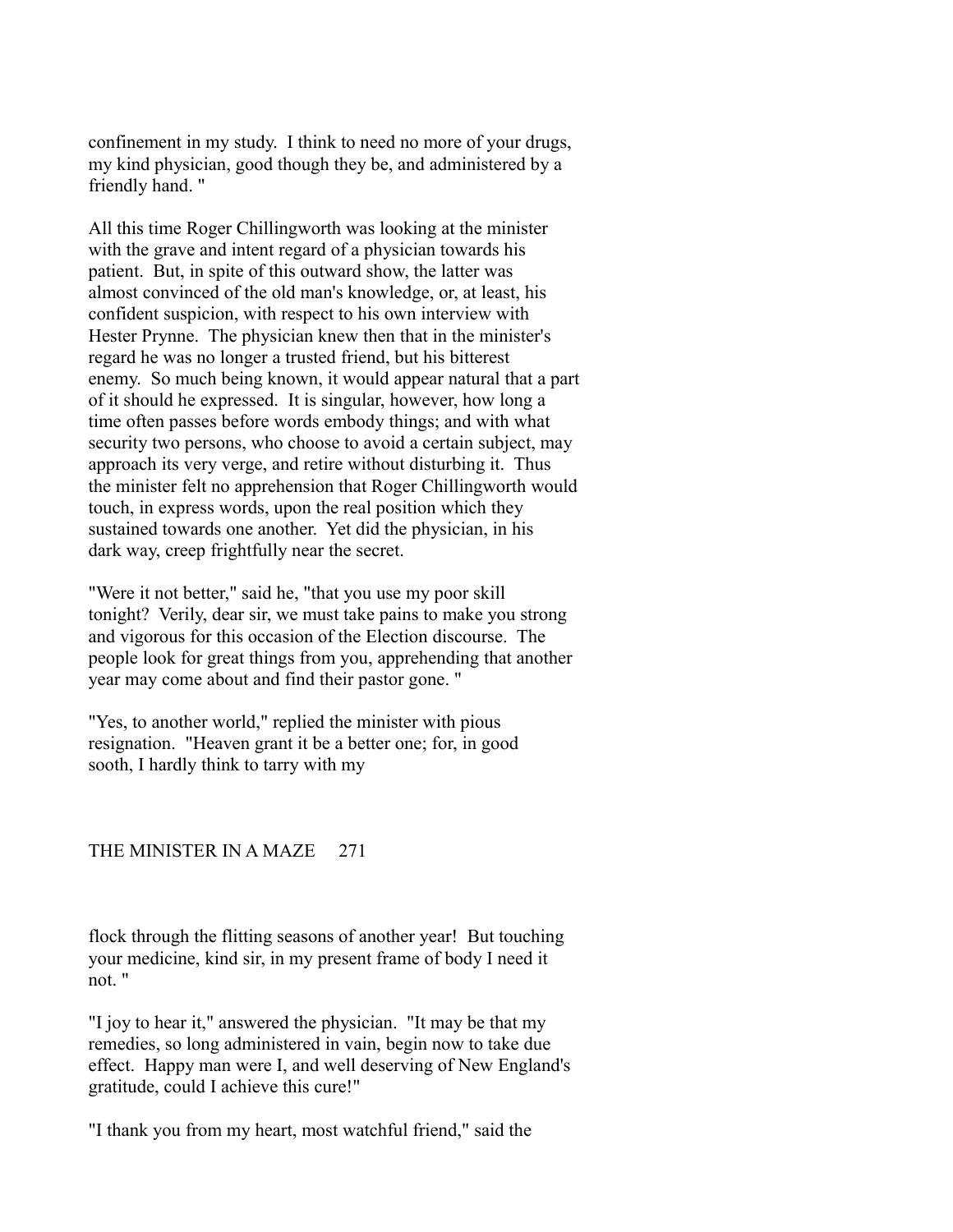confinement in my study. I think to need no more of your drugs, my kind physician, good though they be, and administered by a friendly hand. "

All this time Roger Chillingworth was looking at the minister with the grave and intent regard of a physician towards his patient. But, in spite of this outward show, the latter was almost convinced of the old man's knowledge, or, at least, his confident suspicion, with respect to his own interview with Hester Prynne. The physician knew then that in the minister's regard he was no longer a trusted friend, but his bitterest enemy. So much being known, it would appear natural that a part of it should he expressed. It is singular, however, how long a time often passes before words embody things; and with what security two persons, who choose to avoid a certain subject, may approach its very verge, and retire without disturbing it. Thus the minister felt no apprehension that Roger Chillingworth would touch, in express words, upon the real position which they sustained towards one another. Yet did the physician, in his dark way, creep frightfully near the secret.

"Were it not better," said he, "that you use my poor skill tonight? Verily, dear sir, we must take pains to make you strong and vigorous for this occasion of the Election discourse. The people look for great things from you, apprehending that another year may come about and find their pastor gone. "

"Yes, to another world," replied the minister with pious resignation. "Heaven grant it be a better one; for, in good sooth, I hardly think to tarry with my flock through the flitting seasons of another year! But touching your medicine, kind sir, in my present frame of body I need it not. "

"I joy to hear it," answered the physician. "It may be that my remedies, so long administered in vain, begin now to take due effect. Happy man were I, and well deserving of New England's gratitude, could I achieve this cure!"

"I thank you from my heart, most watchful friend," said the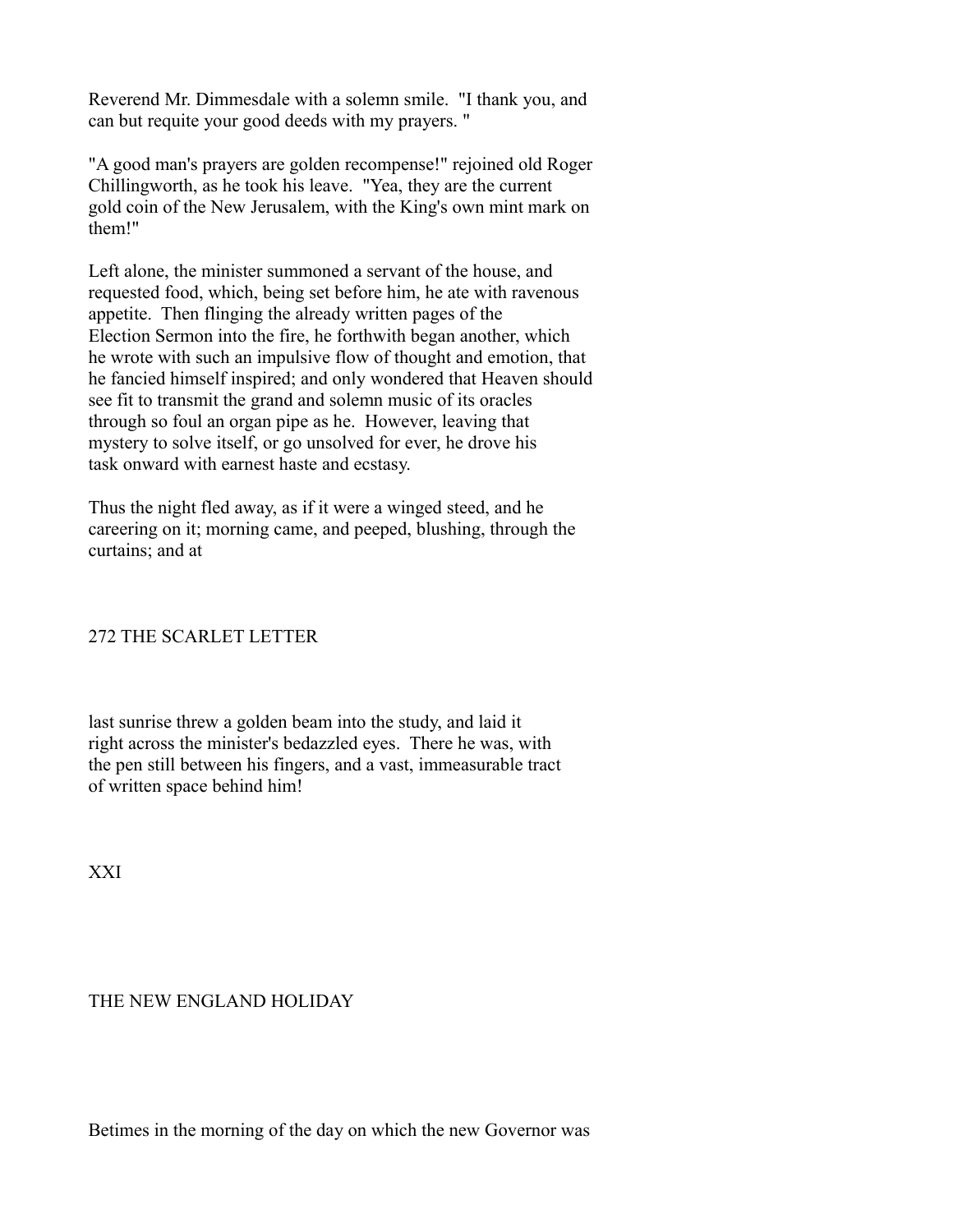Reverend Mr. Dimmesdale with a solemn smile. "I thank you, and can but requite your good deeds with my prayers. "

"A good man's prayers are golden recompense!" rejoined old Roger Chillingworth, as he took his leave. "Yea, they are the current gold coin of the New Jerusalem, with the King's own mint mark on them!"

Left alone, the minister summoned a servant of the house, and requested food, which, being set before him, he ate with ravenous appetite. Then flinging the already written pages of the Election Sermon into the fire, he forthwith began another, which he wrote with such an impulsive flow of thought and emotion, that he fancied himself inspired; and only wondered that Heaven should see fit to transmit the grand and solemn music of its oracles through so foul an organ pipe as he. However, leaving that mystery to solve itself, or go unsolved for ever, he drove his task onward with earnest haste and ecstasy.

Thus the night fled away, as if it were a winged steed, and he careering on it; morning came, and peeped, blushing, through the curtains; and at last sunrise threw a golden beam into the study, and laid it right across the minister's bedazzled eyes. There he was, with the pen still between his fingers, and a vast, immeasurable tract of written space behind him!

## XXI

## THE NEW ENGLAND HOLIDAY

Betimes in the morning of the day on which the new Governor was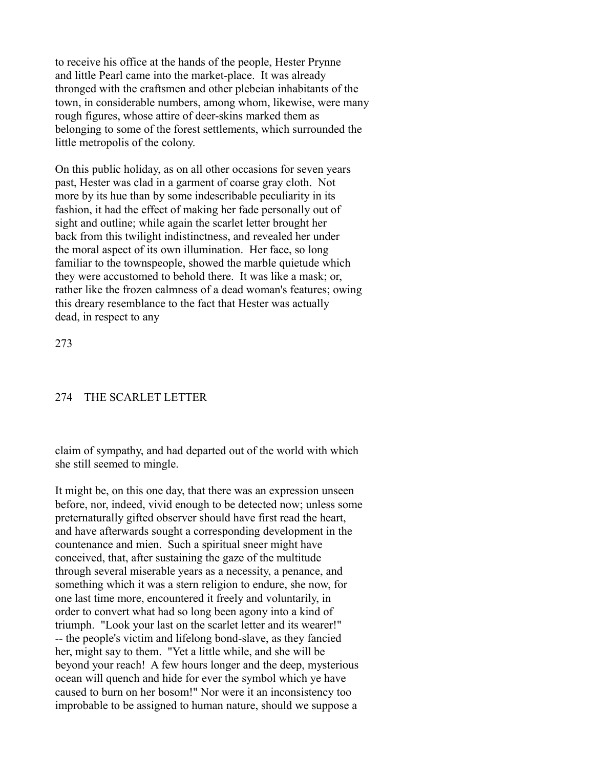to receive his office at the hands of the people, Hester Prynne and little Pearl came into the market-place. It was already thronged with the craftsmen and other plebeian inhabitants of the town, in considerable numbers, among whom, likewise, were many rough figures, whose attire of deer-skins marked them as belonging to some of the forest settlements, which surrounded the little metropolis of the colony.

On this public holiday, as on all other occasions for seven years past, Hester was clad in a garment of coarse gray cloth. Not more by its hue than by some indescribable peculiarity in its fashion, it had the effect of making her fade personally out of sight and outline; while again the scarlet letter brought her back from this twilight indistinctness, and revealed her under the moral aspect of its own illumination. Her face, so long familiar to the townspeople, showed the marble quietude which they were accustomed to behold there. It was like a mask; or, rather like the frozen calmness of a dead woman's features; owing this dreary resemblance to the fact that Hester was actually dead, in respect to any claim of sympathy, and had departed out of the world with which she still seemed to mingle.

It might be, on this one day, that there was an expression unseen before, nor, indeed, vivid enough to be detected now; unless some preternaturally gifted observer should have first read the heart, and have afterwards sought a corresponding development in the countenance and mien. Such a spiritual sneer might have conceived, that, after sustaining the gaze of the multitude through several miserable years as a necessity, a penance, and something which it was a stern religion to endure, she now, for one last time more, encountered it freely and voluntarily, in order to convert what had so long been agony into a kind of triumph. "Look your last on the scarlet letter and its wearer!" -- the people's victim and lifelong bond-slave, as they fancied her, might say to them. "Yet a little while, and she will be beyond your reach! A few hours longer and the deep, mysterious ocean will quench and hide for ever the symbol which ye have caused to burn on her bosom!" Nor were it an inconsistency too improbable to be assigned to human nature, should we suppose a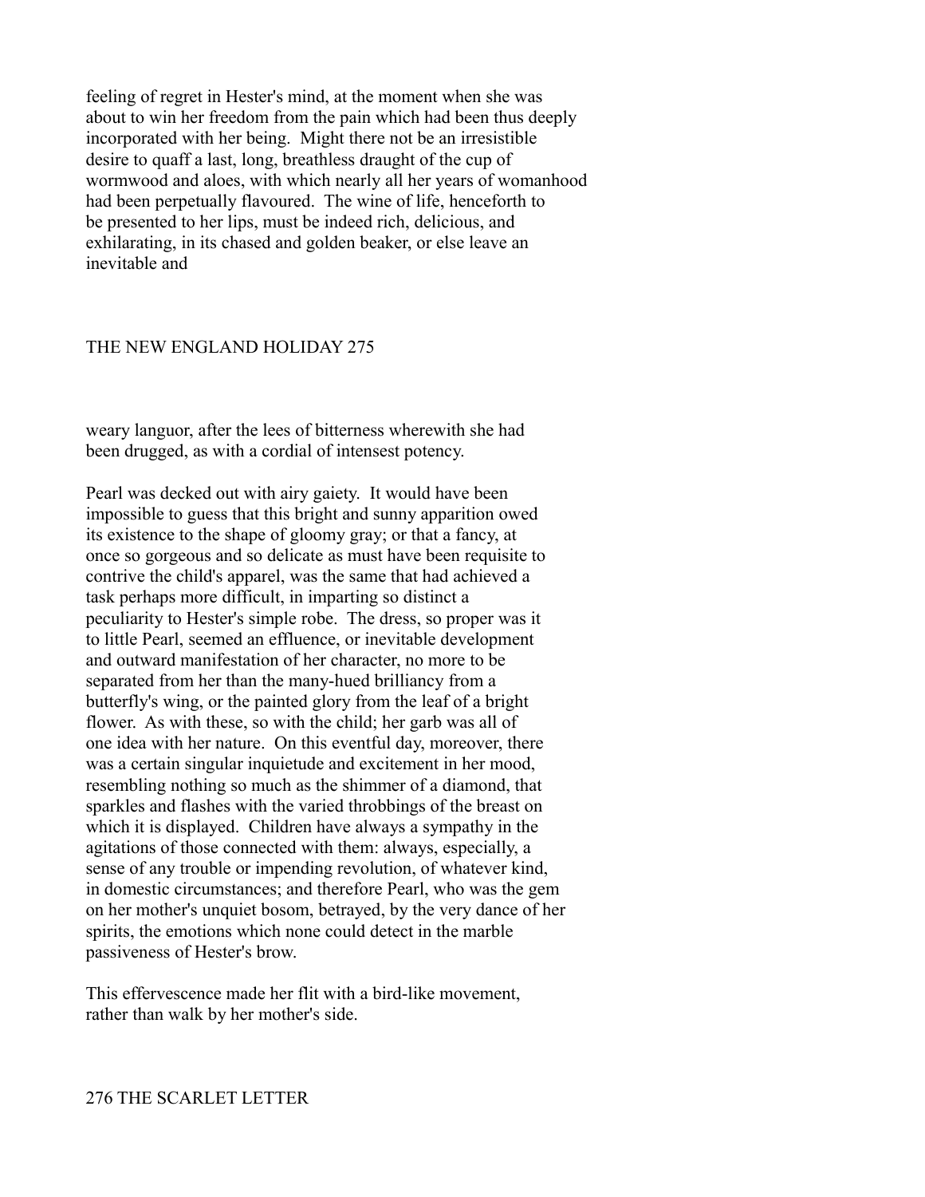feeling of regret in Hester's mind, at the moment when she was about to win her freedom from the pain which had been thus deeply incorporated with her being. Might there not be an irresistible desire to quaff a last, long, breathless draught of the cup of wormwood and aloes, with which nearly all her years of womanhood had been perpetually flavoured. The wine of life, henceforth to be presented to her lips, must be indeed rich, delicious, and exhilarating, in its chased and golden beaker, or else leave an inevitable and weary languor, after the lees of bitterness wherewith she had been drugged, as with a cordial of intensest potency.

Pearl was decked out with airy gaiety. It would have been impossible to guess that this bright and sunny apparition owed its existence to the shape of gloomy gray; or that a fancy, at once so gorgeous and so delicate as must have been requisite to contrive the child's apparel, was the same that had achieved a task perhaps more difficult, in imparting so distinct a peculiarity to Hester's simple robe. The dress, so proper was it to little Pearl, seemed an effluence, or inevitable development and outward manifestation of her character, no more to be separated from her than the many-hued brilliancy from a butterfly's wing, or the painted glory from the leaf of a bright flower. As with these, so with the child; her garb was all of one idea with her nature. On this eventful day, moreover, there was a certain singular inquietude and excitement in her mood, resembling nothing so much as the shimmer of a diamond, that sparkles and flashes with the varied throbbings of the breast on which it is displayed. Children have always a sympathy in the agitations of those connected with them: always, especially, a sense of any trouble or impending revolution, of whatever kind, in domestic circumstances; and therefore Pearl, who was the gem on her mother's unquiet bosom, betrayed, by the very dance of her spirits, the emotions which none could detect in the marble passiveness of Hester's brow.

This effervescence made her flit with a bird-like movement, rather than walk by her mother's side.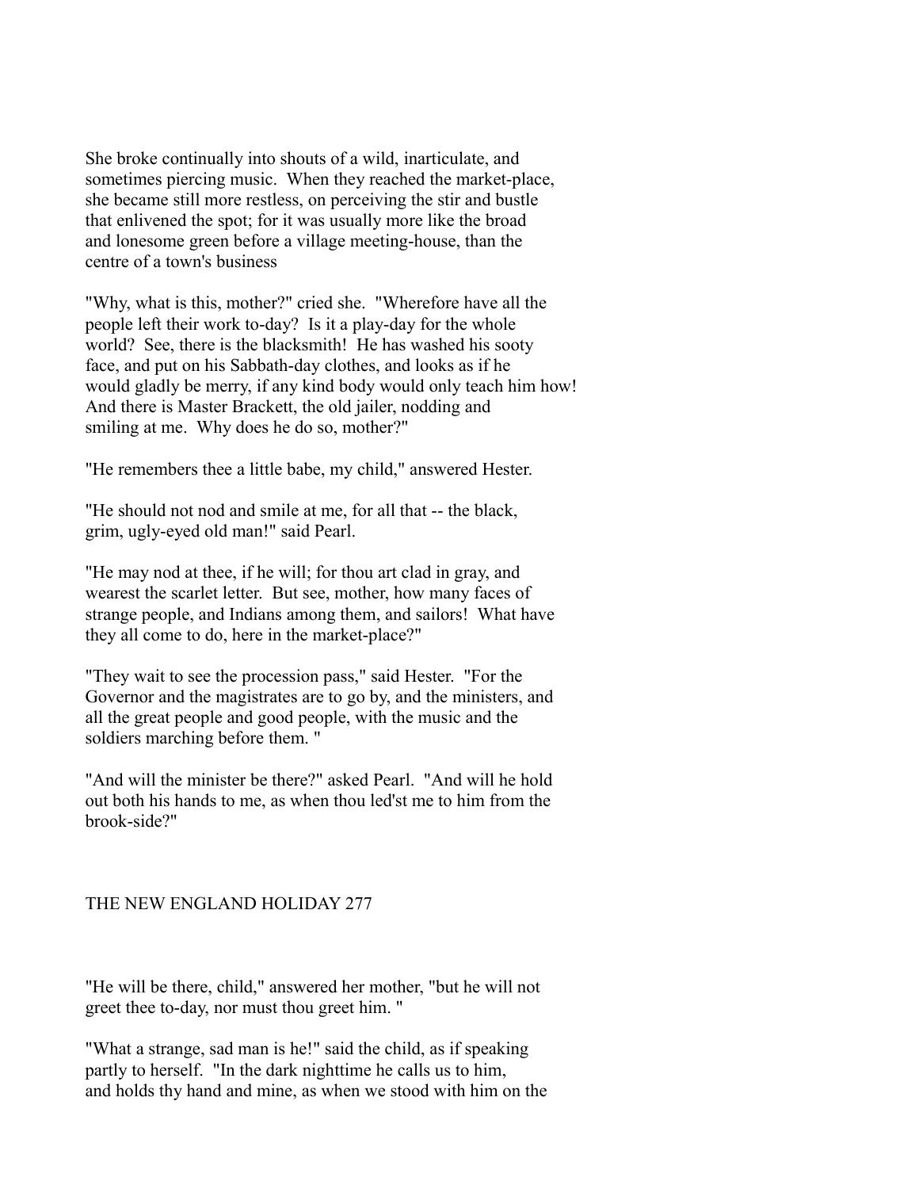She broke continually into shouts of a wild, inarticulate, and sometimes piercing music. When they reached the market-place, she became still more restless, on perceiving the stir and bustle that enlivened the spot; for it was usually more like the broad and lonesome green before a village meeting-house, than the centre of a town's business

"Why, what is this, mother?" cried she. "Wherefore have all the people left their work to-day? Is it a play-day for the whole world? See, there is the blacksmith! He has washed his sooty face, and put on his Sabbath-day clothes, and looks as if he would gladly be merry, if any kind body would only teach him how! And there is Master Brackett, the old jailer, nodding and smiling at me. Why does he do so, mother?"

"He remembers thee a little babe, my child," answered Hester.

"He should not nod and smile at me, for all that -- the black, grim, ugly-eyed old man!" said Pearl.

"He may nod at thee, if he will; for thou art clad in gray, and wearest the scarlet letter. But see, mother, how many faces of strange people, and Indians among them, and sailors! What have they all come to do, here in the market-place?"

"They wait to see the procession pass," said Hester. "For the Governor and the magistrates are to go by, and the ministers, and all the great people and good people, with the music and the soldiers marching before them. "

"And will the minister be there?" asked Pearl. "And will he hold out both his hands to me, as when thou led'st me to him from the brook-side?"

"He will be there, child," answered her mother, "but he will not greet thee to-day, nor must thou greet him. "

"What a strange, sad man is he!" said the child, as if speaking partly to herself. "In the dark nighttime he calls us to him, and holds thy hand and mine, as when we stood with him on the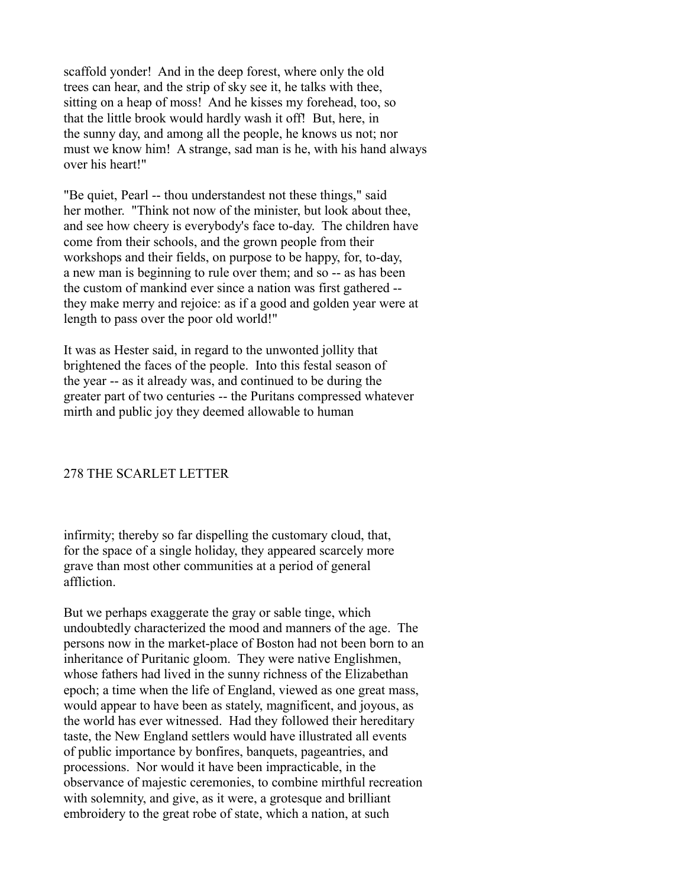scaffold yonder! And in the deep forest, where only the old trees can hear, and the strip of sky see it, he talks with thee, sitting on a heap of moss! And he kisses my forehead, too, so that the little brook would hardly wash it off! But, here, in the sunny day, and among all the people, he knows us not; nor must we know him! A strange, sad man is he, with his hand always over his heart!"

"Be quiet, Pearl -- thou understandest not these things," said her mother. "Think not now of the minister, but look about thee, and see how cheery is everybody's face to-day. The children have come from their schools, and the grown people from their workshops and their fields, on purpose to be happy, for, to-day, a new man is beginning to rule over them; and so -- as has been the custom of mankind ever since a nation was first gathered -- they make merry and rejoice: as if a good and golden year were at length to pass over the poor old world!"

It was as Hester said, in regard to the unwonted jollity that brightened the faces of the people. Into this festal season of the year -- as it already was, and continued to be during the greater part of two centuries -- the Puritans compressed whatever mirth and public joy they deemed allowable to human infirmity; thereby so far dispelling the customary cloud, that, for the space of a single holiday, they appeared scarcely more grave than most other communities at a period of general affliction.

But we perhaps exaggerate the gray or sable tinge, which undoubtedly characterized the mood and manners of the age. The persons now in the market-place of Boston had not been born to an inheritance of Puritanic gloom. They were native Englishmen, whose fathers had lived in the sunny richness of the Elizabethan epoch; a time when the life of England, viewed as one great mass, would appear to have been as stately, magnificent, and joyous, as the world has ever witnessed. Had they followed their hereditary taste, the New England settlers would have illustrated all events of public importance by bonfires, banquets, pageantries, and processions. Nor would it have been impracticable, in the observance of majestic ceremonies, to combine mirthful recreation with solemnity, and give, as it were, a grotesque and brilliant embroidery to the great robe of state, which a nation, at such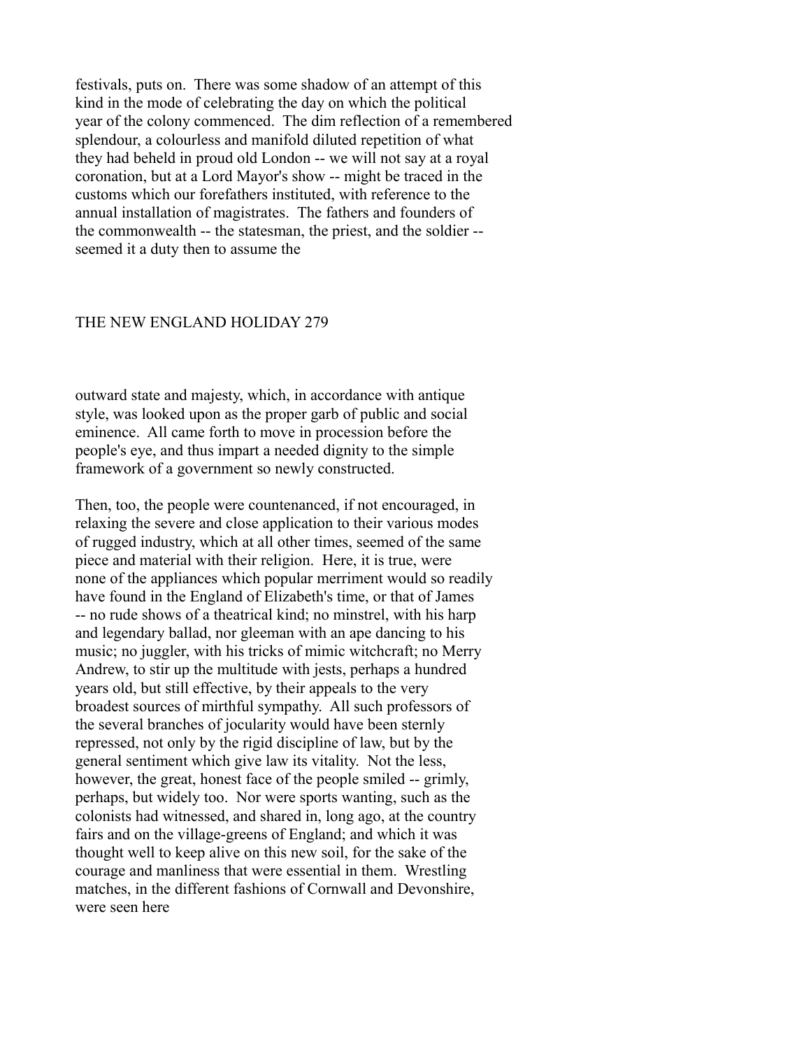festivals, puts on. There was some shadow of an attempt of this kind in the mode of celebrating the day on which the political year of the colony commenced. The dim reflection of a remembered splendour, a colourless and manifold diluted repetition of what they had beheld in proud old London -- we will not say at a royal coronation, but at a Lord Mayor's show -- might be traced in the customs which our forefathers instituted, with reference to the annual installation of magistrates. The fathers and founders of the commonwealth -- the statesman, the priest, and the soldier -- seemed it a duty then to assume the outward state and majesty, which, in accordance with antique style, was looked upon as the proper garb of public and social eminence. All came forth to move in procession before the people's eye, and thus impart a needed dignity to the simple framework of a government so newly constructed.

Then, too, the people were countenanced, if not encouraged, in relaxing the severe and close application to their various modes of rugged industry, which at all other times, seemed of the same piece and material with their religion. Here, it is true, were none of the appliances which popular merriment would so readily have found in the England of Elizabeth's time, or that of James -- no rude shows of a theatrical kind; no minstrel, with his harp and legendary ballad, nor gleeman with an ape dancing to his music; no juggler, with his tricks of mimic witchcraft; no Merry Andrew, to stir up the multitude with jests, perhaps a hundred years old, but still effective, by their appeals to the very broadest sources of mirthful sympathy. All such professors of the several branches of jocularity would have been sternly repressed, not only by the rigid discipline of law, but by the general sentiment which give law its vitality. Not the less, however, the great, honest face of the people smiled -- grimly, perhaps, but widely too. Nor were sports wanting, such as the colonists had witnessed, and shared in, long ago, at the country fairs and on the village-greens of England; and which it was thought well to keep alive on this new soil, for the sake of the courage and manliness that were essential in them. Wrestling matches, in the different fashions of Cornwall and Devonshire, were seen here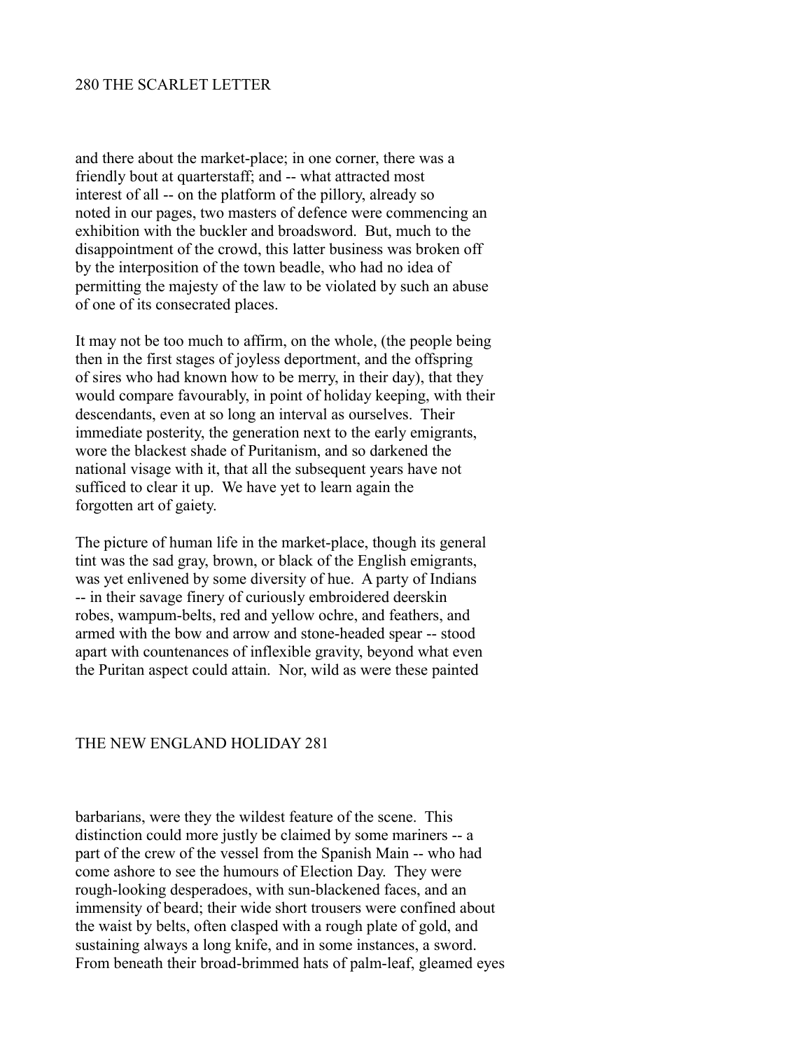and there about the market-place; in one corner, there was a friendly bout at quarterstaff; and -- what attracted most interest of all -- on the platform of the pillory, already so noted in our pages, two masters of defence were commencing an exhibition with the buckler and broadsword. But, much to the disappointment of the crowd, this latter business was broken off by the interposition of the town beadle, who had no idea of permitting the majesty of the law to be violated by such an abuse of one of its consecrated places.

It may not be too much to affirm, on the whole, (the people being then in the first stages of joyless deportment, and the offspring of sires who had known how to be merry, in their day), that they would compare favourably, in point of holiday keeping, with their descendants, even at so long an interval as ourselves. Their immediate posterity, the generation next to the early emigrants, wore the blackest shade of Puritanism, and so darkened the national visage with it, that all the subsequent years have not sufficed to clear it up. We have yet to learn again the forgotten art of gaiety.

The picture of human life in the market-place, though its general tint was the sad gray, brown, or black of the English emigrants, was yet enlivened by some diversity of hue. A party of Indians -- in their savage finery of curiously embroidered deerskin robes, wampum-belts, red and yellow ochre, and feathers, and armed with the bow and arrow and stone-headed spear -- stood apart with countenances of inflexible gravity, beyond what even the Puritan aspect could attain. Nor, wild as were these painted barbarians, were they the wildest feature of the scene. This distinction could more justly be claimed by some mariners -- a part of the crew of the vessel from the Spanish Main -- who had come ashore to see the humours of Election Day. They were rough-looking desperadoes, with sun-blackened faces, and an immensity of beard; their wide short trousers were confined about the waist by belts, often clasped with a rough plate of gold, and sustaining always a long knife, and in some instances, a sword. From beneath their broad-brimmed hats of palm-leaf, gleamed eyes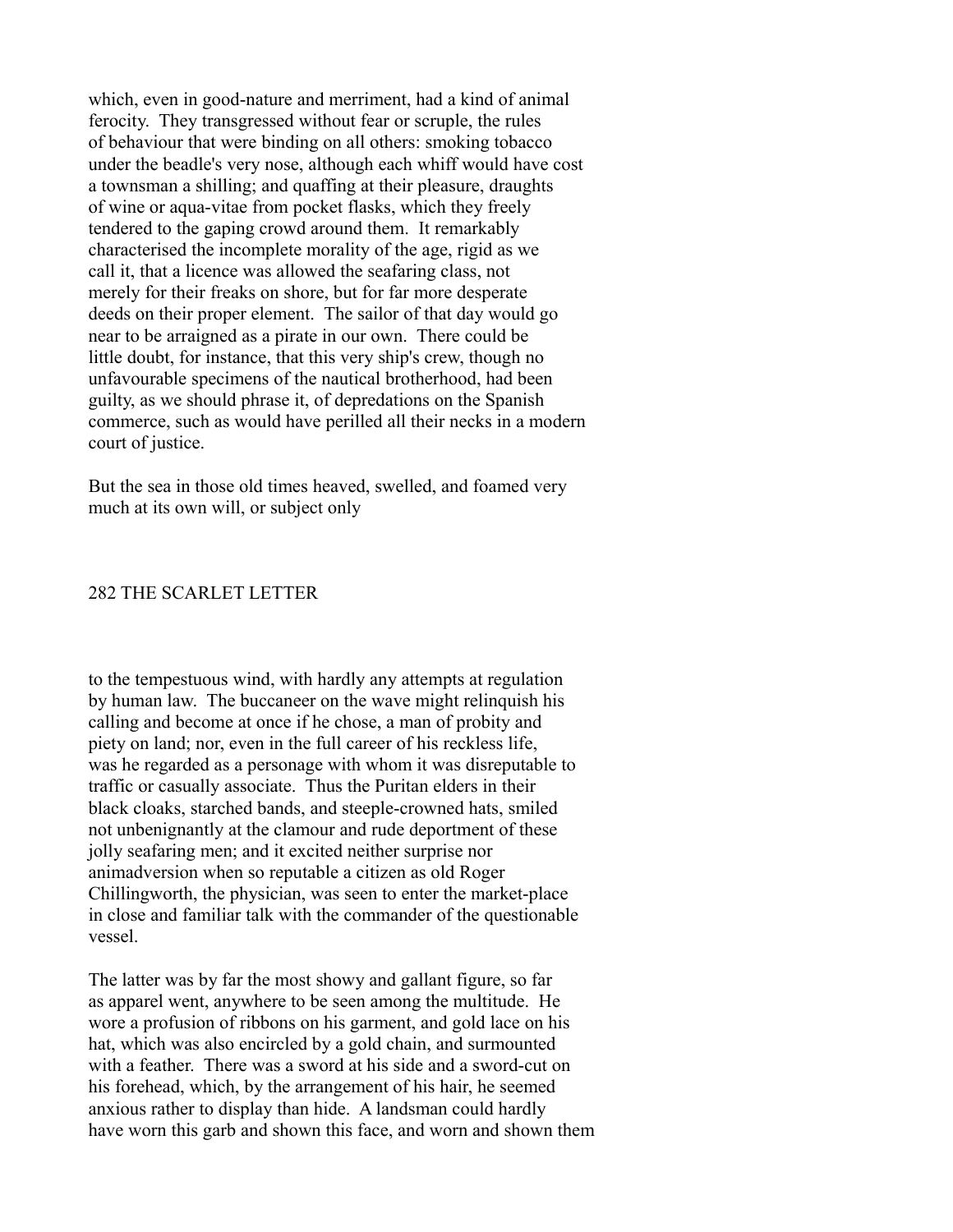which, even in good-nature and merriment, had a kind of animal ferocity. They transgressed without fear or scruple, the rules of behaviour that were binding on all others: smoking tobacco under the beadle's very nose, although each whiff would have cost a townsman a shilling; and quaffing at their pleasure, draughts of wine or aqua-vitae from pocket flasks, which they freely tendered to the gaping crowd around them. It remarkably characterised the incomplete morality of the age, rigid as we call it, that a licence was allowed the seafaring class, not merely for their freaks on shore, but for far more desperate deeds on their proper element. The sailor of that day would go near to be arraigned as a pirate in our own. There could be little doubt, for instance, that this very ship's crew, though no unfavourable specimens of the nautical brotherhood, had been guilty, as we should phrase it, of depredations on the Spanish commerce, such as would have perilled all their necks in a modern court of justice.

But the sea in those old times heaved, swelled, and foamed very much at its own will, or subject only to the tempestuous wind, with hardly any attempts at regulation by human law. The buccaneer on the wave might relinquish his calling and become at once if he chose, a man of probity and piety on land; nor, even in the full career of his reckless life, was he regarded as a personage with whom it was disreputable to traffic or casually associate. Thus the Puritan elders in their black cloaks, starched bands, and steeple-crowned hats, smiled not unbenignantly at the clamour and rude deportment of these jolly seafaring men; and it excited neither surprise nor animadversion when so reputable a citizen as old Roger Chillingworth, the physician, was seen to enter the market-place in close and familiar talk with the commander of the questionable vessel.

The latter was by far the most showy and gallant figure, so far as apparel went, anywhere to be seen among the multitude. He wore a profusion of ribbons on his garment, and gold lace on his hat, which was also encircled by a gold chain, and surmounted with a feather. There was a sword at his side and a sword-cut on his forehead, which, by the arrangement of his hair, he seemed anxious rather to display than hide. A landsman could hardly have worn this garb and shown this face, and worn and shown them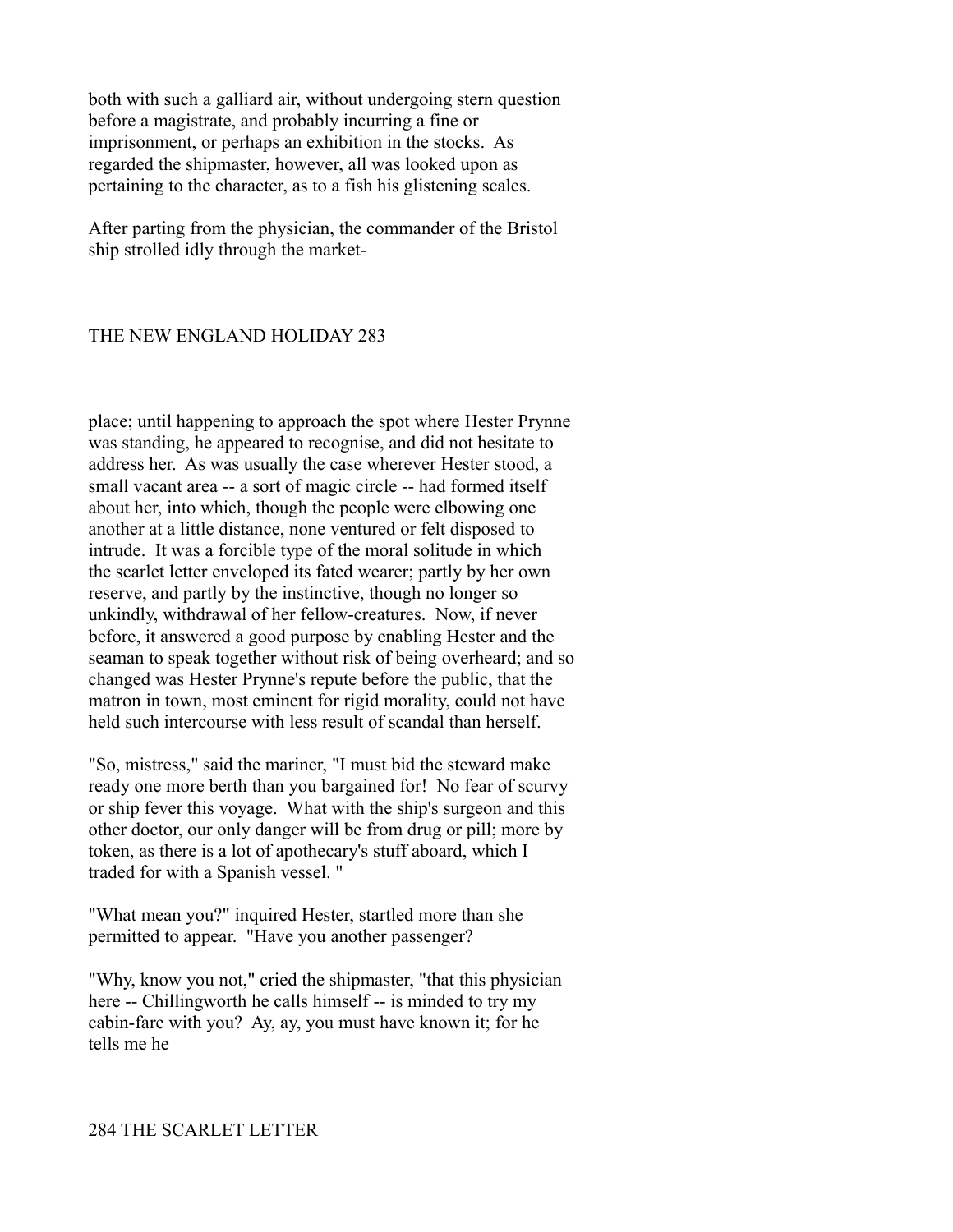both with such a galliard air, without undergoing stern question before a magistrate, and probably incurring a fine or imprisonment, or perhaps an exhibition in the stocks. As regarded the shipmaster, however, all was looked upon as pertaining to the character, as to a fish his glistening scales.

After parting from the physician, the commander of the Bristol ship strolled idly through the market-place; until happening to approach the spot where Hester Prynne was standing, he appeared to recognise, and did not hesitate to address her. As was usually the case wherever Hester stood, a small vacant area -- a sort of magic circle -- had formed itself about her, into which, though the people were elbowing one another at a little distance, none ventured or felt disposed to intrude. It was a forcible type of the moral solitude in which the scarlet letter enveloped its fated wearer; partly by her own reserve, and partly by the instinctive, though no longer so unkindly, withdrawal of her fellow-creatures. Now, if never before, it answered a good purpose by enabling Hester and the seaman to speak together without risk of being overheard; and so changed was Hester Prynne's repute before the public, that the matron in town, most eminent for rigid morality, could not have held such intercourse with less result of scandal than herself.

"So, mistress," said the mariner, "I must bid the steward make ready one more berth than you bargained for! No fear of scurvy or ship fever this voyage. What with the ship's surgeon and this other doctor, our only danger will be from drug or pill; more by token, as there is a lot of apothecary's stuff aboard, which I traded for with a Spanish vessel. "

"What mean you?" inquired Hester, startled more than she permitted to appear. "Have you another passenger?

"Why, know you not," cried the shipmaster, "that this physician here -- Chillingworth he calls himself -- is minded to try my cabin-fare with you? Ay, ay, you must have known it; for he tells me he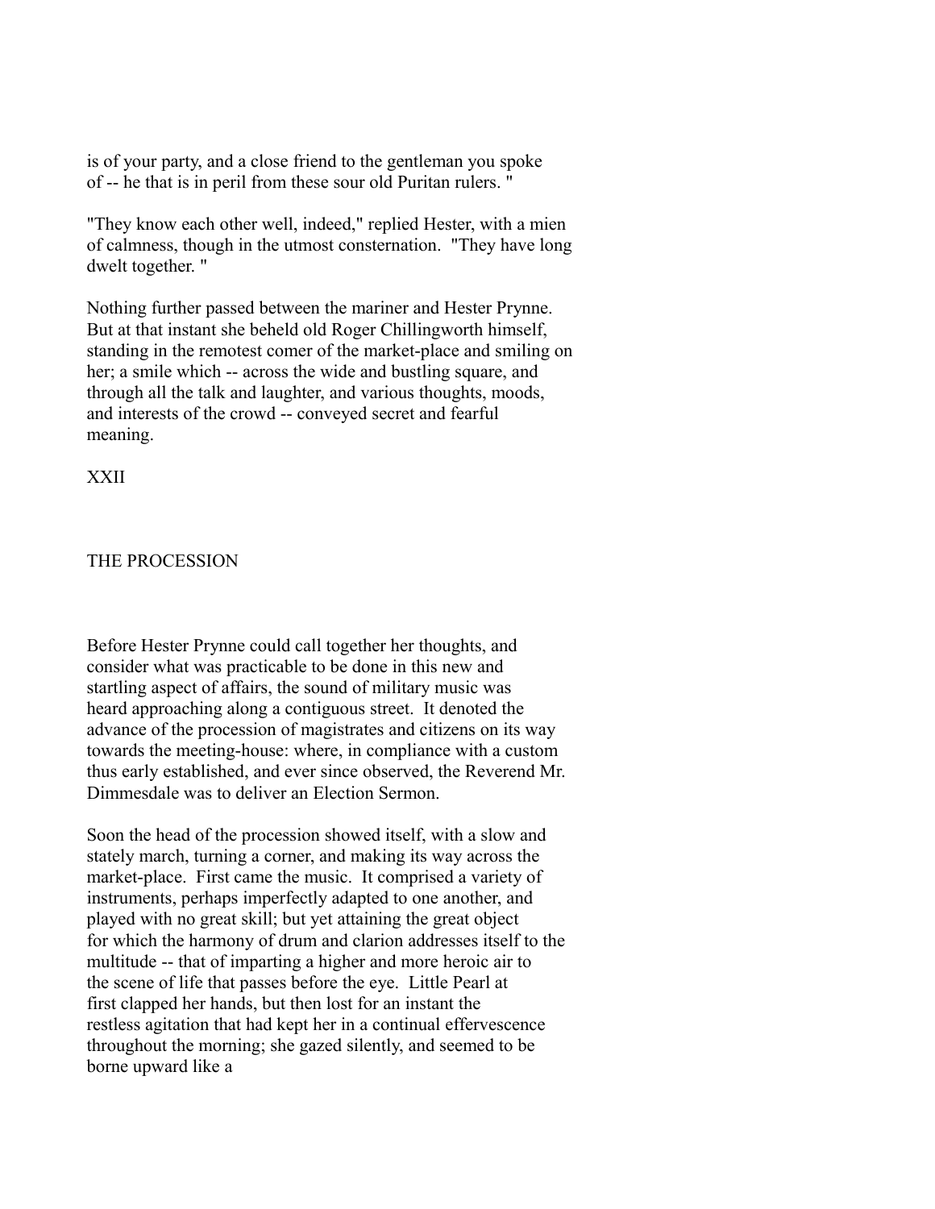is of your party, and a close friend to the gentleman you spoke of -- he that is in peril from these sour old Puritan rulers. "

"They know each other well, indeed," replied Hester, with a mien of calmness, though in the utmost consternation. "They have long dwelt together. "

Nothing further passed between the mariner and Hester Prynne. But at that instant she beheld old Roger Chillingworth himself, standing in the remotest comer of the market-place and smiling on her; a smile which -- across the wide and bustling square, and through all the talk and laughter, and various thoughts, moods, and interests of the crowd -- conveyed secret and fearful meaning.

## XXII

## THE PROCESSION

Before Hester Prynne could call together her thoughts, and consider what was practicable to be done in this new and startling aspect of affairs, the sound of military music was heard approaching along a contiguous street. It denoted the advance of the procession of magistrates and citizens on its way towards the meeting-house: where, in compliance with a custom thus early established, and ever since observed, the Reverend Mr. Dimmesdale was to deliver an Election Sermon.

Soon the head of the procession showed itself, with a slow and stately march, turning a corner, and making its way across the market-place. First came the music. It comprised a variety of instruments, perhaps imperfectly adapted to one another, and played with no great skill; but yet attaining the great object for which the harmony of drum and clarion addresses itself to the multitude -- that of imparting a higher and more heroic air to the scene of life that passes before the eye. Little Pearl at first clapped her hands, but then lost for an instant the restless agitation that had kept her in a continual effervescence throughout the morning; she gazed silently, and seemed to be borne upward like a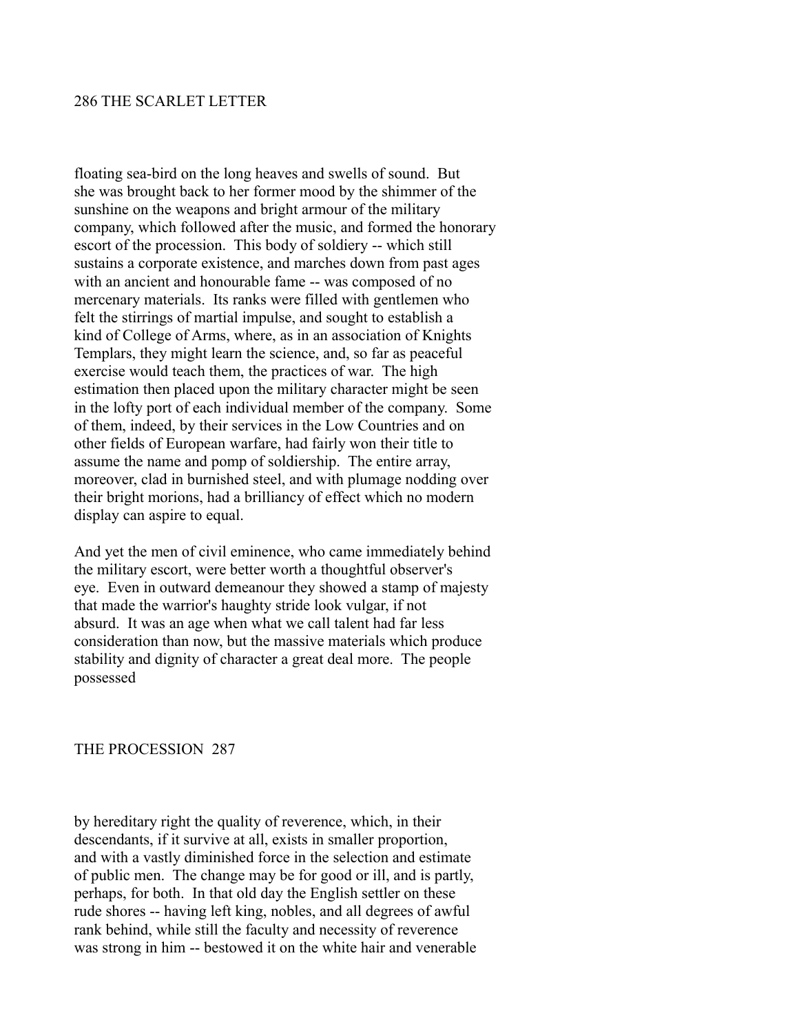floating sea-bird on the long heaves and swells of sound. But she was brought back to her former mood by the shimmer of the sunshine on the weapons and bright armour of the military company, which followed after the music, and formed the honorary escort of the procession. This body of soldiery -- which still sustains a corporate existence, and marches down from past ages with an ancient and honourable fame -- was composed of no mercenary materials. Its ranks were filled with gentlemen who felt the stirrings of martial impulse, and sought to establish a kind of College of Arms, where, as in an association of Knights Templars, they might learn the science, and, so far as peaceful exercise would teach them, the practices of war. The high estimation then placed upon the military character might be seen in the lofty port of each individual member of the company. Some of them, indeed, by their services in the Low Countries and on other fields of European warfare, had fairly won their title to assume the name and pomp of soldiership. The entire array, moreover, clad in burnished steel, and with plumage nodding over their bright morions, had a brilliancy of effect which no modern display can aspire to equal.

And yet the men of civil eminence, who came immediately behind the military escort, were better worth a thoughtful observer's eye. Even in outward demeanour they showed a stamp of majesty that made the warrior's haughty stride look vulgar, if not absurd. It was an age when what we call talent had far less consideration than now, but the massive materials which produce stability and dignity of character a great deal more. The people possessed by hereditary right the quality of reverence, which, in their descendants, if it survive at all, exists in smaller proportion, and with a vastly diminished force in the selection and estimate of public men. The change may be for good or ill, and is partly, perhaps, for both. In that old day the English settler on these rude shores -- having left king, nobles, and all degrees of awful rank behind, while still the faculty and necessity of reverence was strong in him -- bestowed it on the white hair and venerable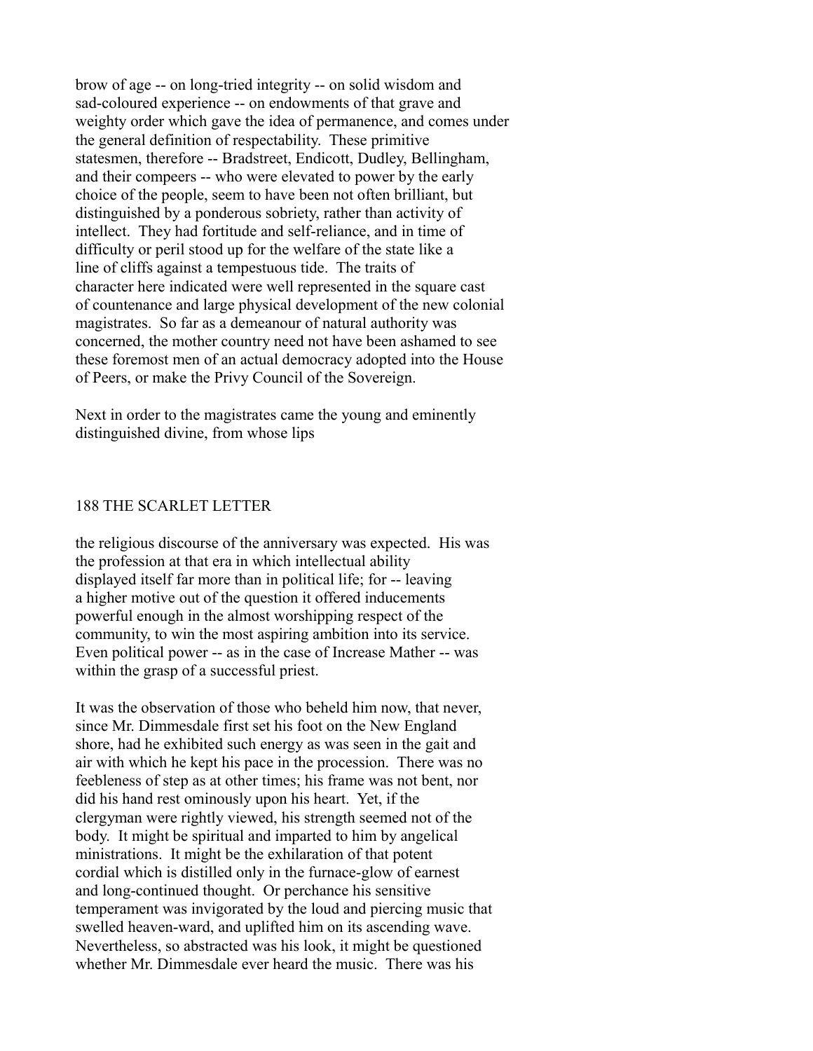brow of age -- on long-tried integrity -- on solid wisdom and sad-coloured experience -- on endowments of that grave and weighty order which gave the idea of permanence, and comes under the general definition of respectability. These primitive statesmen, therefore -- Bradstreet, Endicott, Dudley, Bellingham, and their compeers -- who were elevated to power by the early choice of the people, seem to have been not often brilliant, but distinguished by a ponderous sobriety, rather than activity of intellect. They had fortitude and self-reliance, and in time of difficulty or peril stood up for the welfare of the state like a line of cliffs against a tempestuous tide. The traits of character here indicated were well represented in the square cast of countenance and large physical development of the new colonial magistrates. So far as a demeanour of natural authority was concerned, the mother country need not have been ashamed to see these foremost men of an actual democracy adopted into the House of Peers, or make the Privy Council of the Sovereign.

Next in order to the magistrates came the young and eminently distinguished divine, from whose lips the religious discourse of the anniversary was expected. His was the profession at that era in which intellectual ability displayed itself far more than in political life; for -- leaving a higher motive out of the question it offered inducements powerful enough in the almost worshipping respect of the community, to win the most aspiring ambition into its service. Even political power -- as in the case of Increase Mather -- was within the grasp of a successful priest.

It was the observation of those who beheld him now, that never, since Mr. Dimmesdale first set his foot on the New England shore, had he exhibited such energy as was seen in the gait and air with which he kept his pace in the procession. There was no feebleness of step as at other times; his frame was not bent, nor did his hand rest ominously upon his heart. Yet, if the clergyman were rightly viewed, his strength seemed not of the body. It might be spiritual and imparted to him by angelical ministrations. It might be the exhilaration of that potent cordial which is distilled only in the furnace-glow of earnest and long-continued thought. Or perchance his sensitive temperament was invigorated by the loud and piercing music that swelled heaven-ward, and uplifted him on its ascending wave. Nevertheless, so abstracted was his look, it might be questioned whether Mr. Dimmesdale ever heard the music. There was his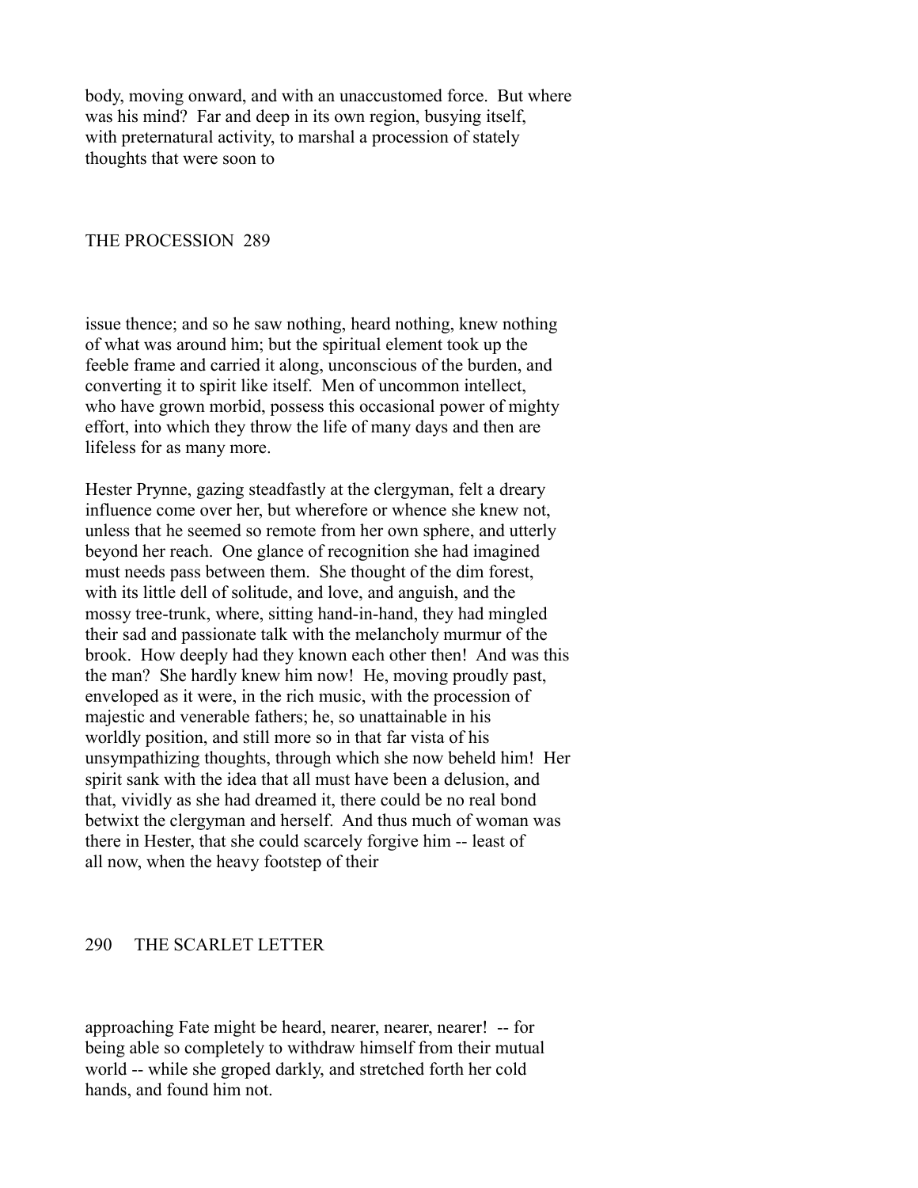body, moving onward, and with an unaccustomed force. But where was his mind? Far and deep in its own region, busying itself, with preternatural activity, to marshal a procession of stately thoughts that were soon to issue thence; and so he saw nothing, heard nothing, knew nothing of what was around him; but the spiritual element took up the feeble frame and carried it along, unconscious of the burden, and converting it to spirit like itself. Men of uncommon intellect, who have grown morbid, possess this occasional power of mighty effort, into which they throw the life of many days and then are lifeless for as many more.

Hester Prynne, gazing steadfastly at the clergyman, felt a dreary influence come over her, but wherefore or whence she knew not, unless that he seemed so remote from her own sphere, and utterly beyond her reach. One glance of recognition she had imagined must needs pass between them. She thought of the dim forest, with its little dell of solitude, and love, and anguish, and the mossy tree-trunk, where, sitting hand-in-hand, they had mingled their sad and passionate talk with the melancholy murmur of the brook. How deeply had they known each other then! And was this the man? She hardly knew him now! He, moving proudly past, enveloped as it were, in the rich music, with the procession of majestic and venerable fathers; he, so unattainable in his worldly position, and still more so in that far vista of his unsympathizing thoughts, through which she now beheld him! Her spirit sank with the idea that all must have been a delusion, and that, vividly as she had dreamed it, there could be no real bond betwixt the clergyman and herself. And thus much of woman was there in Hester, that she could scarcely forgive him -- least of all now, when the heavy footstep of their approaching Fate might be heard, nearer, nearer, nearer! -- for being able so completely to withdraw himself from their mutual world -- while she groped darkly, and stretched forth her cold hands, and found him not.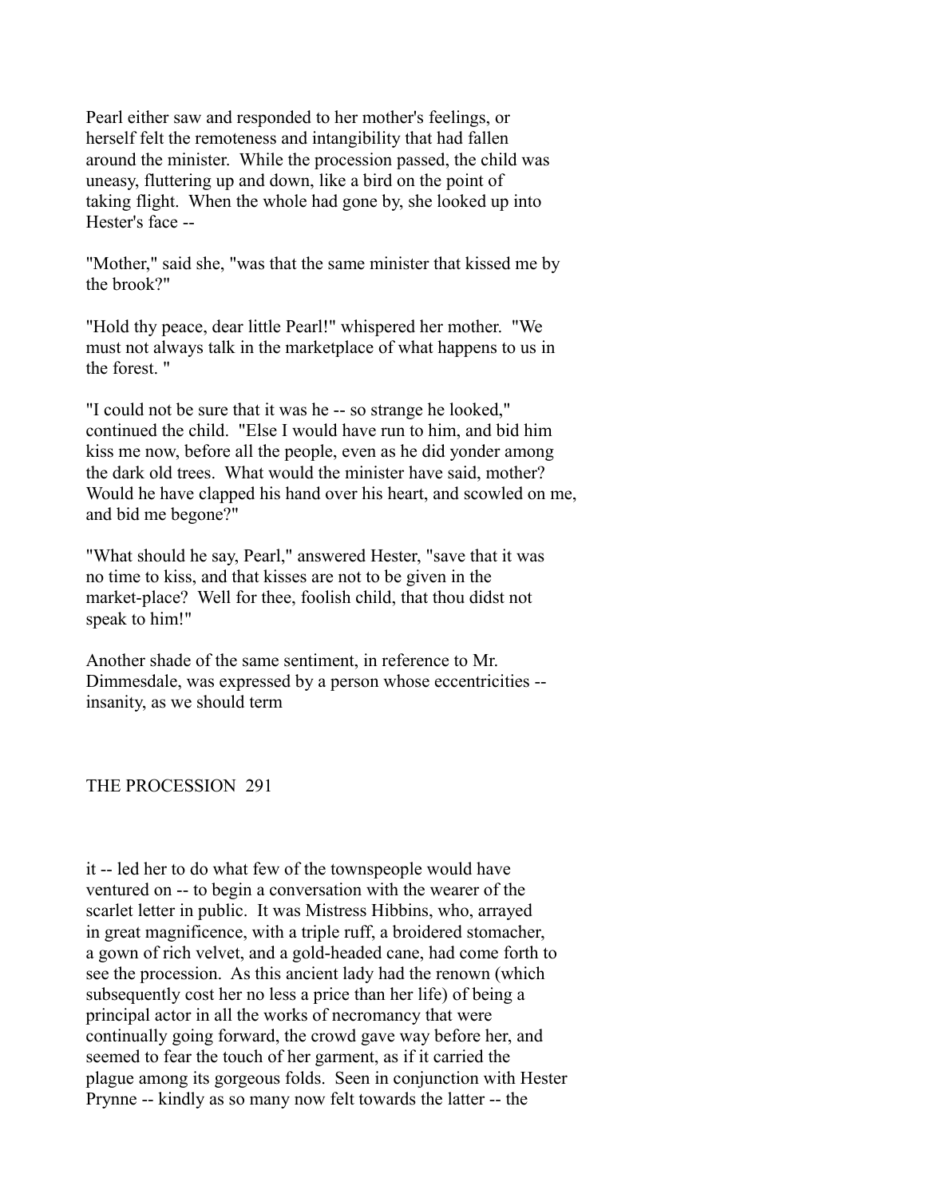Pearl either saw and responded to her mother's feelings, or herself felt the remoteness and intangibility that had fallen around the minister. While the procession passed, the child was uneasy, fluttering up and down, like a bird on the point of taking flight. When the whole had gone by, she looked up into Hester's face --

"Mother," said she, "was that the same minister that kissed me by the brook?"

"Hold thy peace, dear little Pearl!" whispered her mother. "We must not always talk in the marketplace of what happens to us in the forest. "

"I could not be sure that it was he -- so strange he looked," continued the child. "Else I would have run to him, and bid him kiss me now, before all the people, even as he did yonder among the dark old trees. What would the minister have said, mother? Would he have clapped his hand over his heart, and scowled on me, and bid me begone?"

"What should he say, Pearl," answered Hester, "save that it was no time to kiss, and that kisses are not to be given in the market-place? Well for thee, foolish child, that thou didst not speak to him!"

Another shade of the same sentiment, in reference to Mr. Dimmesdale, was expressed by a person whose eccentricities -- insanity, as we should term it -- led her to do what few of the townspeople would have ventured on -- to begin a conversation with the wearer of the scarlet letter in public. It was Mistress Hibbins, who, arrayed in great magnificence, with a triple ruff, a broidered stomacher, a gown of rich velvet, and a gold-headed cane, had come forth to see the procession. As this ancient lady had the renown (which subsequently cost her no less a price than her life) of being a principal actor in all the works of necromancy that were continually going forward, the crowd gave way before her, and seemed to fear the touch of her garment, as if it carried the plague among its gorgeous folds. Seen in conjunction with Hester Prynne -- kindly as so many now felt towards the latter -- the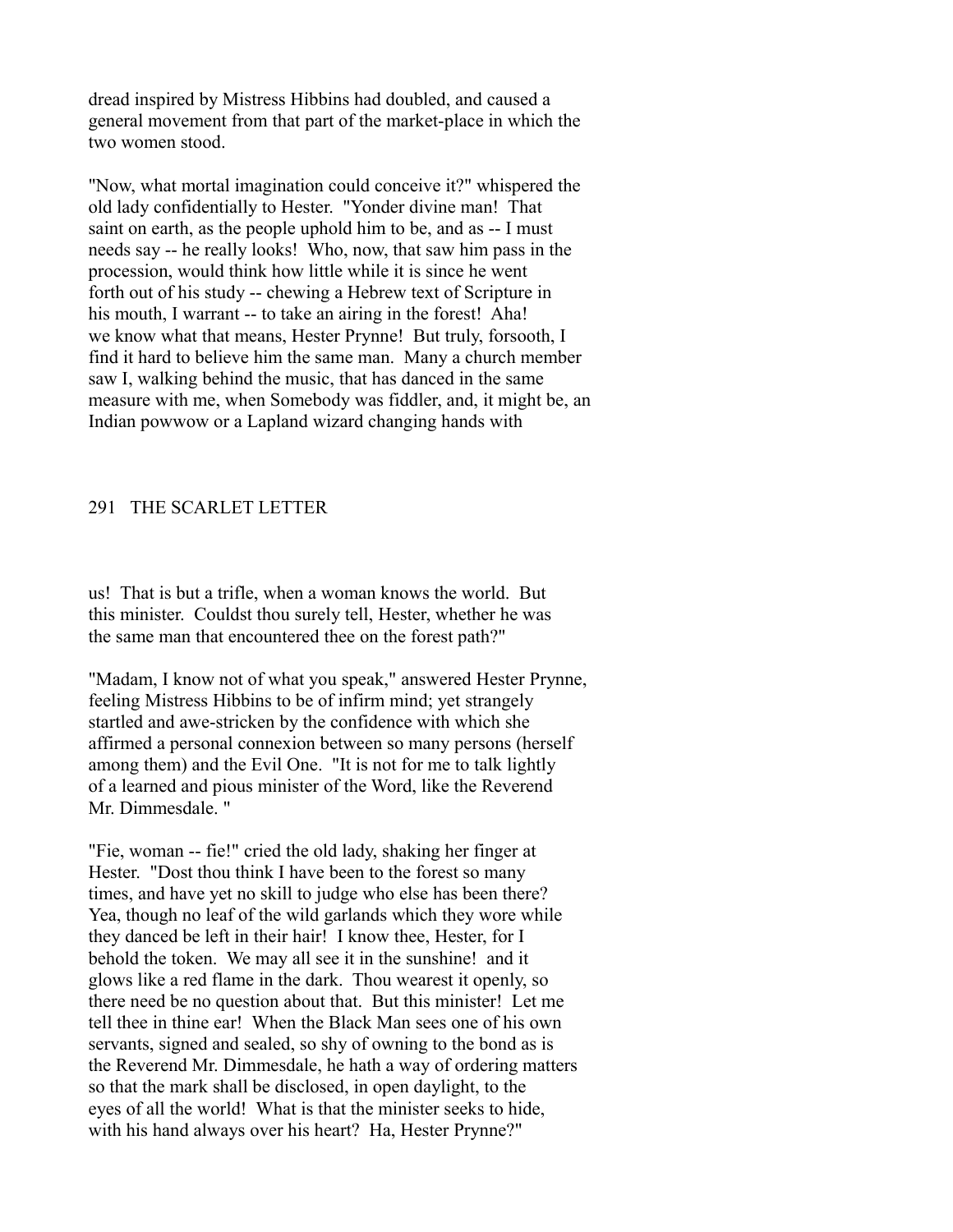dread inspired by Mistress Hibbins had doubled, and caused a general movement from that part of the market-place in which the two women stood.

"Now, what mortal imagination could conceive it?" whispered the old lady confidentially to Hester. "Yonder divine man! That saint on earth, as the people uphold him to be, and as -- I must needs say -- he really looks! Who, now, that saw him pass in the procession, would think how little while it is since he went forth out of his study -- chewing a Hebrew text of Scripture in his mouth, I warrant -- to take an airing in the forest! Aha! we know what that means, Hester Prynne! But truly, forsooth, I find it hard to believe him the same man. Many a church member saw I, walking behind the music, that has danced in the same measure with me, when Somebody was fiddler, and, it might be, an Indian powwow or a Lapland wizard changing hands with us! That is but a trifle, when a woman knows the world. But this minister. Couldst thou surely tell, Hester, whether he was the same man that encountered thee on the forest path?"

"Madam, I know not of what you speak," answered Hester Prynne, feeling Mistress Hibbins to be of infirm mind; yet strangely startled and awe-stricken by the confidence with which she affirmed a personal connexion between so many persons (herself among them) and the Evil One. "It is not for me to talk lightly of a learned and pious minister of the Word, like the Reverend Mr. Dimmesdale."

"Fie, woman -- fie!" cried the old lady, shaking her finger at Hester. "Dost thou think I have been to the forest so many times, and have yet no skill to judge who else has been there? Yea, though no leaf of the wild garlands which they wore while they danced be left in their hair! I know thee, Hester, for I behold the token. We may all see it in the sunshine! and it glows like a red flame in the dark. Thou wearest it openly, so there need be no question about that. But this minister! Let me tell thee in thine ear! When the Black Man sees one of his own servants, signed and sealed, so shy of owning to the bond as is the Reverend Mr. Dimmesdale, he hath a way of ordering matters so that the mark shall be disclosed, in open daylight, to the eyes of all the world! What is that the minister seeks to hide, with his hand always over his heart? Ha, Hester Prynne?"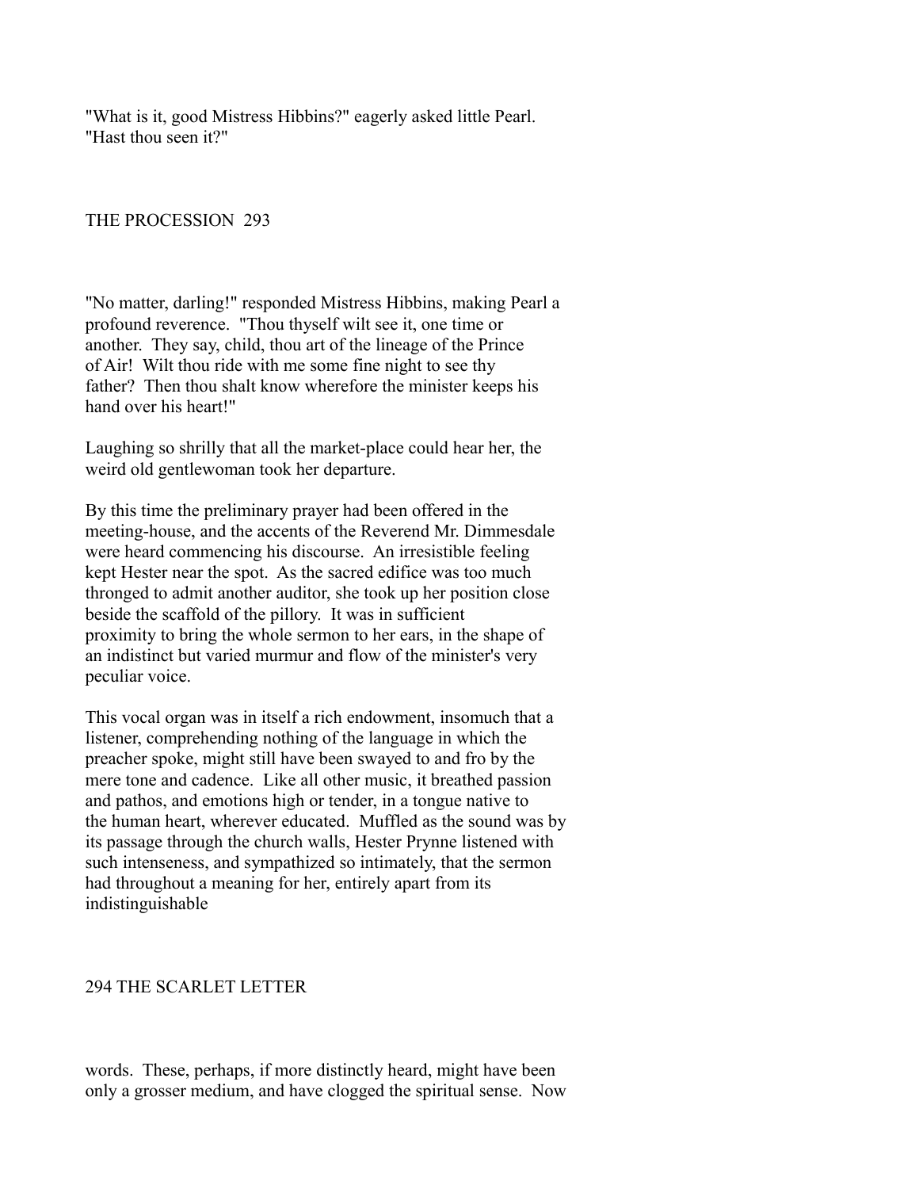"What is it, good Mistress Hibbins?" eagerly asked little Pearl. "Hast thou seen it?"

"No matter, darling!" responded Mistress Hibbins, making Pearl a profound reverence. "Thou thyself wilt see it, one time or another. They say, child, thou art of the lineage of the Prince of Air! Wilt thou ride with me some fine night to see thy father? Then thou shalt know wherefore the minister keeps his hand over his heart!"

Laughing so shrilly that all the market-place could hear her, the weird old gentlewoman took her departure.

By this time the preliminary prayer had been offered in the meeting-house, and the accents of the Reverend Mr. Dimmesdale were heard commencing his discourse. An irresistible feeling kept Hester near the spot. As the sacred edifice was too much thronged to admit another auditor, she took up her position close beside the scaffold of the pillory. It was in sufficient proximity to bring the whole sermon to her ears, in the shape of an indistinct but varied murmur and flow of the minister's very peculiar voice.

This vocal organ was in itself a rich endowment, insomuch that a listener, comprehending nothing of the language in which the preacher spoke, might still have been swayed to and fro by the mere tone and cadence. Like all other music, it breathed passion and pathos, and emotions high or tender, in a tongue native to the human heart, wherever educated. Muffled as the sound was by its passage through the church walls, Hester Prynne listened with such intenseness, and sympathized so intimately, that the sermon had throughout a meaning for her, entirely apart from its indistinguishable words. These, perhaps, if more distinctly heard, might have been only a grosser medium, and have clogged the spiritual sense. Now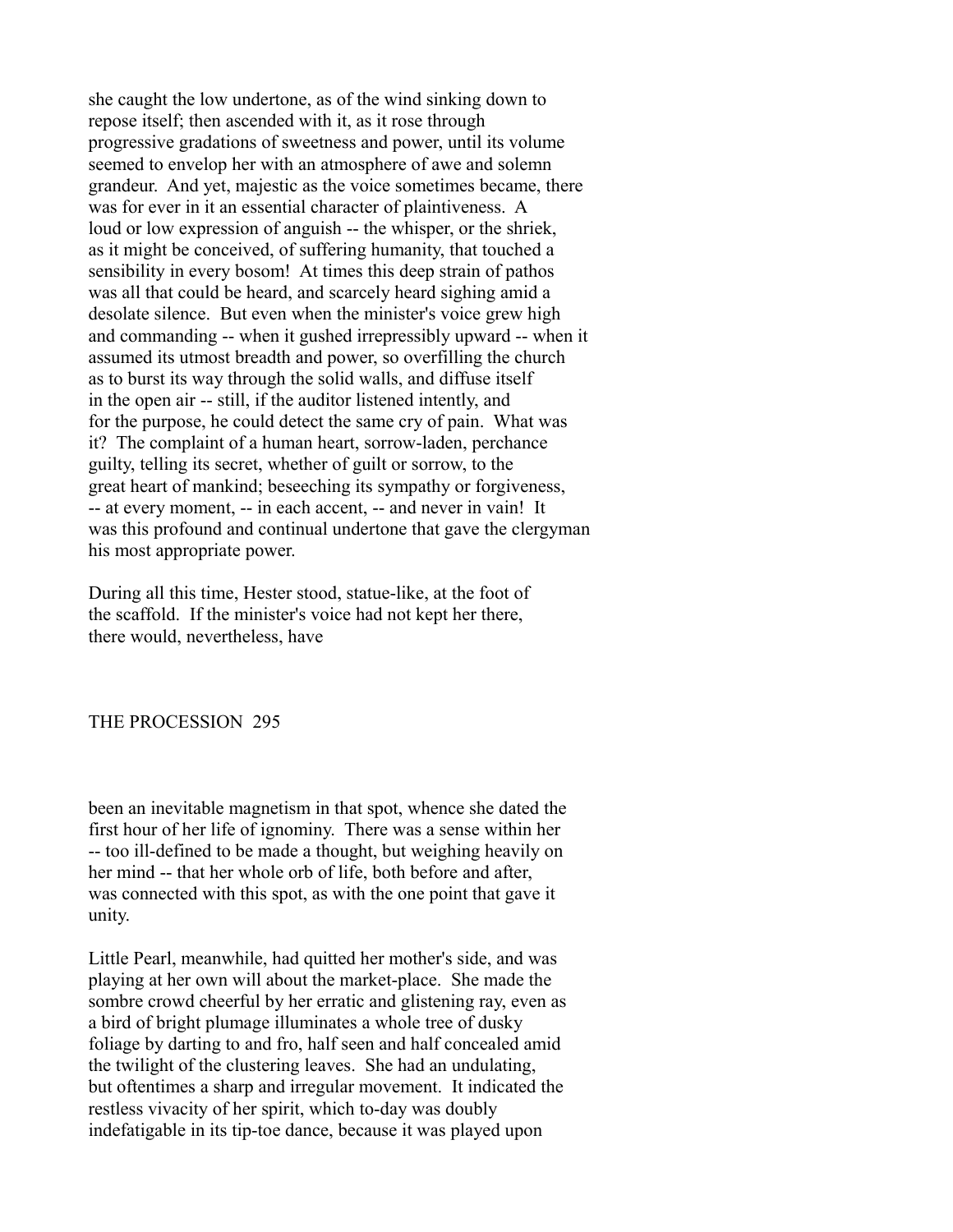she caught the low undertone, as of the wind sinking down to repose itself; then ascended with it, as it rose through progressive gradations of sweetness and power, until its volume seemed to envelop her with an atmosphere of awe and solemn grandeur. And yet, majestic as the voice sometimes became, there was for ever in it an essential character of plaintiveness. A loud or low expression of anguish -- the whisper, or the shriek, as it might be conceived, of suffering humanity, that touched a sensibility in every bosom! At times this deep strain of pathos was all that could be heard, and scarcely heard sighing amid a desolate silence. But even when the minister's voice grew high and commanding -- when it gushed irrepressibly upward -- when it assumed its utmost breadth and power, so overfilling the church as to burst its way through the solid walls, and diffuse itself in the open air -- still, if the auditor listened intently, and for the purpose, he could detect the same cry of pain. What was it? The complaint of a human heart, sorrow-laden, perchance guilty, telling its secret, whether of guilt or sorrow, to the great heart of mankind; beseeching its sympathy or forgiveness, -- at every moment, -- in each accent, -- and never in vain! It was this profound and continual undertone that gave the clergyman his most appropriate power.

During all this time, Hester stood, statue-like, at the foot of the scaffold. If the minister's voice had not kept her there, there would, nevertheless, have been an inevitable magnetism in that spot, whence she dated the first hour of her life of ignominy. There was a sense within her -- too ill-defined to be made a thought, but weighing heavily on her mind -- that her whole orb of life, both before and after, was connected with this spot, as with the one point that gave it unity.

Little Pearl, meanwhile, had quitted her mother's side, and was playing at her own will about the market-place. She made the sombre crowd cheerful by her erratic and glistening ray, even as a bird of bright plumage illuminates a whole tree of dusky foliage by darting to and fro, half seen and half concealed amid the twilight of the clustering leaves. She had an undulating, but oftentimes a sharp and irregular movement. It indicated the restless vivacity of her spirit, which to-day was doubly indefatigable in its tip-toe dance, because it was played upon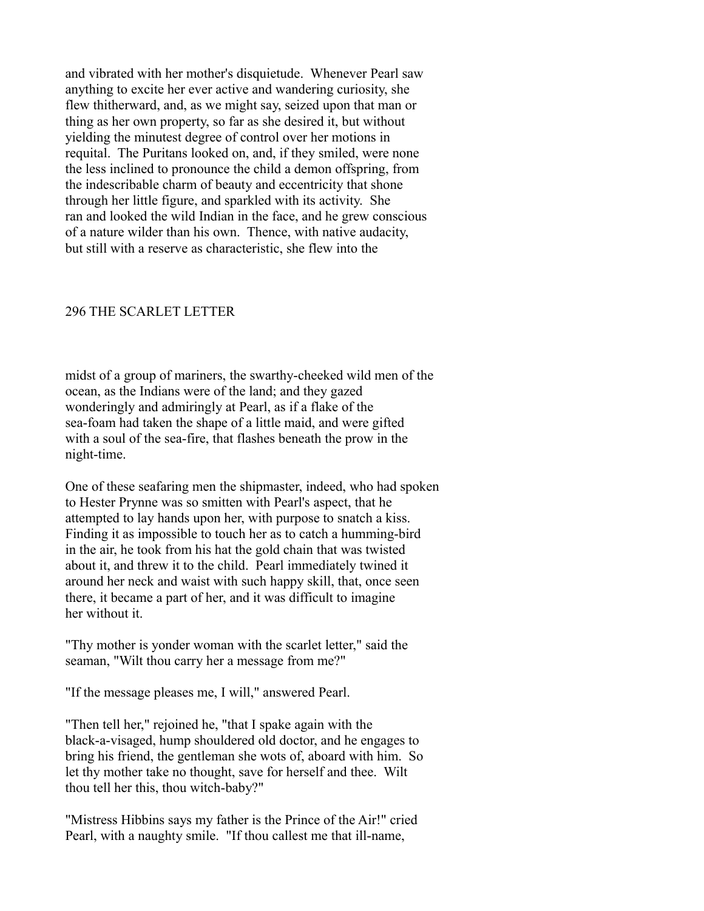and vibrated with her mother's disquietude. Whenever Pearl saw anything to excite her ever active and wandering curiosity, she flew thitherward, and, as we might say, seized upon that man or thing as her own property, so far as she desired it, but without yielding the minutest degree of control over her motions in requital. The Puritans looked on, and, if they smiled, were none the less inclined to pronounce the child a demon offspring, from the indescribable charm of beauty and eccentricity that shone through her little figure, and sparkled with its activity. She ran and looked the wild Indian in the face, and he grew conscious of a nature wilder than his own. Thence, with native audacity, but still with a reserve as characteristic, she flew into the midst of a group of mariners, the swarthy-cheeked wild men of the ocean, as the Indians were of the land; and they gazed wonderingly and admiringly at Pearl, as if a flake of the sea-foam had taken the shape of a little maid, and were gifted with a soul of the sea-fire, that flashes beneath the prow in the night-time.

One of these seafaring men the shipmaster, indeed, who had spoken to Hester Prynne was so smitten with Pearl's aspect, that he attempted to lay hands upon her, with purpose to snatch a kiss. Finding it as impossible to touch her as to catch a humming-bird in the air, he took from his hat the gold chain that was twisted about it, and threw it to the child. Pearl immediately twined it around her neck and waist with such happy skill, that, once seen there, it became a part of her, and it was difficult to imagine her without it.

"Thy mother is yonder woman with the scarlet letter," said the seaman, "Wilt thou carry her a message from me?"

"If the message pleases me, I will," answered Pearl.

"Then tell her," rejoined he, "that I spake again with the black-a-visaged, hump shouldered old doctor, and he engages to bring his friend, the gentleman she wots of, aboard with him. So let thy mother take no thought, save for herself and thee. Wilt thou tell her this, thou witch-baby?"

"Mistress Hibbins says my father is the Prince of the Air!" cried Pearl, with a naughty smile. "If thou callest me that ill-name,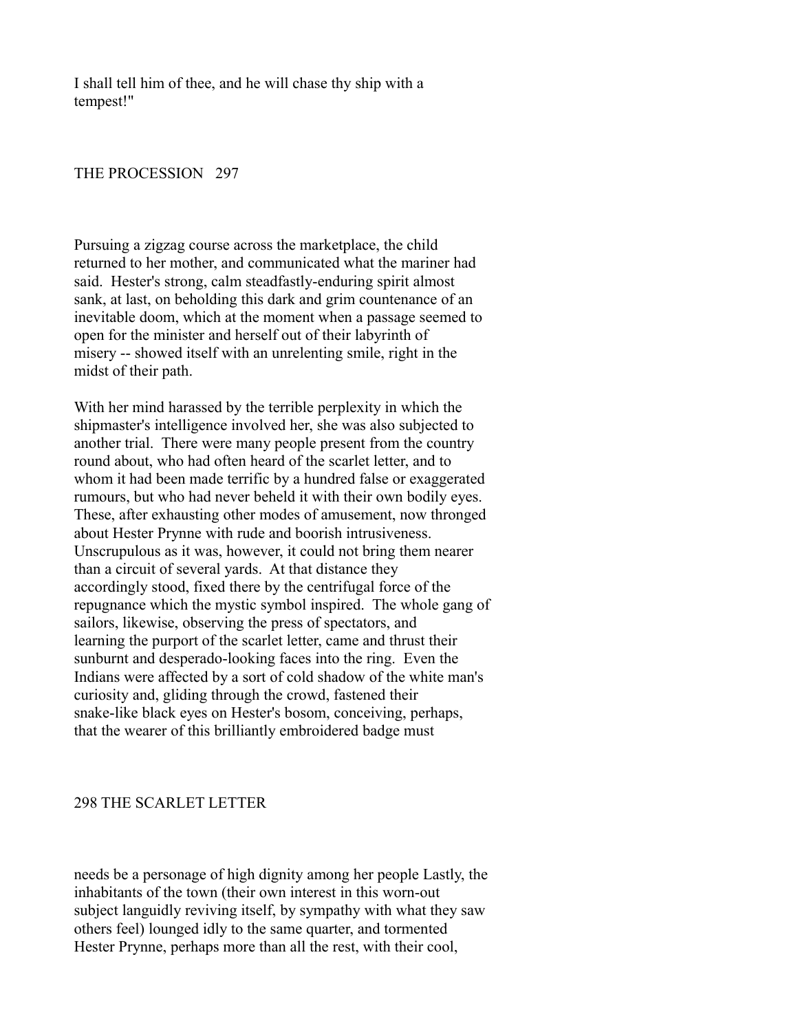I shall tell him of thee, and he will chase thy ship with a tempest!"

Pursuing a zigzag course across the marketplace, the child returned to her mother, and communicated what the mariner had said. Hester's strong, calm steadfastly-enduring spirit almost sank, at last, on beholding this dark and grim countenance of an inevitable doom, which at the moment when a passage seemed to open for the minister and herself out of their labyrinth of misery -- showed itself with an unrelenting smile, right in the midst of their path.

With her mind harassed by the terrible perplexity in which the shipmaster's intelligence involved her, she was also subjected to another trial. There were many people present from the country round about, who had often heard of the scarlet letter, and to whom it had been made terrific by a hundred false or exaggerated rumours, but who had never beheld it with their own bodily eyes. These, after exhausting other modes of amusement, now thronged about Hester Prynne with rude and boorish intrusiveness. Unscrupulous as it was, however, it could not bring them nearer than a circuit of several yards. At that distance they accordingly stood, fixed there by the centrifugal force of the repugnance which the mystic symbol inspired. The whole gang of sailors, likewise, observing the press of spectators, and learning the purport of the scarlet letter, came and thrust their sunburnt and desperado-looking faces into the ring. Even the Indians were affected by a sort of cold shadow of the white man's curiosity and, gliding through the crowd, fastened their snake-like black eyes on Hester's bosom, conceiving, perhaps, that the wearer of this brilliantly embroidered badge must needs be a personage of high dignity among her people Lastly, the inhabitants of the town (their own interest in this worn-out subject languidly reviving itself, by sympathy with what they saw others feel) lounged idly to the same quarter, and tormented Hester Prynne, perhaps more than all the rest, with their cool,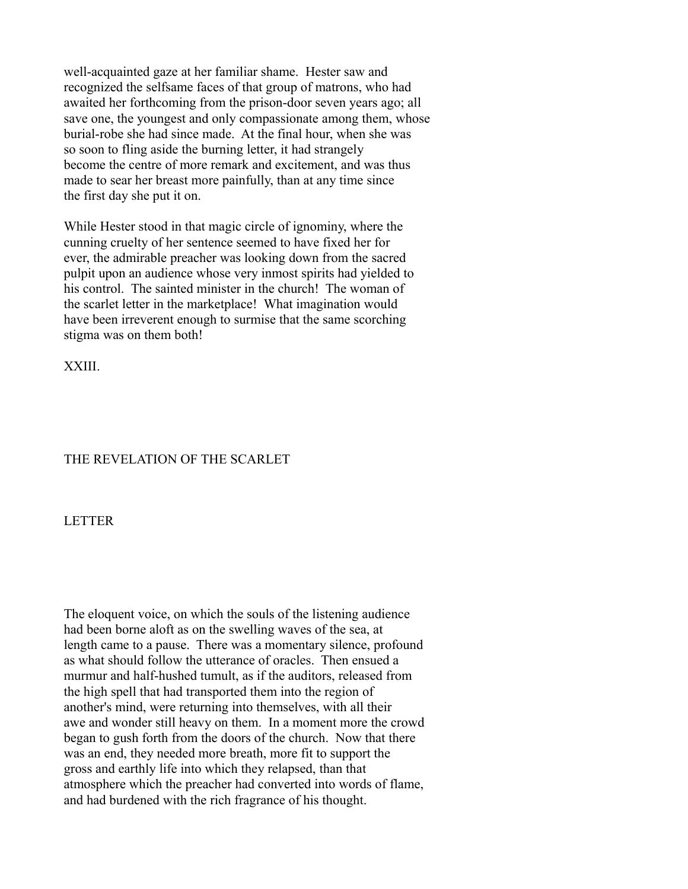well-acquainted gaze at her familiar shame. Hester saw and recognized the selfsame faces of that group of matrons, who had awaited her forthcoming from the prison-door seven years ago; all save one, the youngest and only compassionate among them, whose burial-robe she had since made. At the final hour, when she was so soon to fling aside the burning letter, it had strangely become the centre of more remark and excitement, and was thus made to sear her breast more painfully, than at any time since the first day she put it on.

While Hester stood in that magic circle of ignominy, where the cunning cruelty of her sentence seemed to have fixed her for ever, the admirable preacher was looking down from the sacred pulpit upon an audience whose very inmost spirits had yielded to his control. The sainted minister in the church! The woman of the scarlet letter in the marketplace! What imagination would have been irreverent enough to surmise that the same scorching stigma was on them both!

## XXIII.

## THE REVELATION OF THE SCARLET LETTER

The eloquent voice, on which the souls of the listening audience had been borne aloft as on the swelling waves of the sea, at length came to a pause. There was a momentary silence, profound as what should follow the utterance of oracles. Then ensued a murmur and half-hushed tumult, as if the auditors, released from the high spell that had transported them into the region of another's mind, were returning into themselves, with all their awe and wonder still heavy on them. In a moment more the crowd began to gush forth from the doors of the church. Now that there was an end, they needed more breath, more fit to support the gross and earthly life into which they relapsed, than that atmosphere which the preacher had converted into words of flame, and had burdened with the rich fragrance of his thought.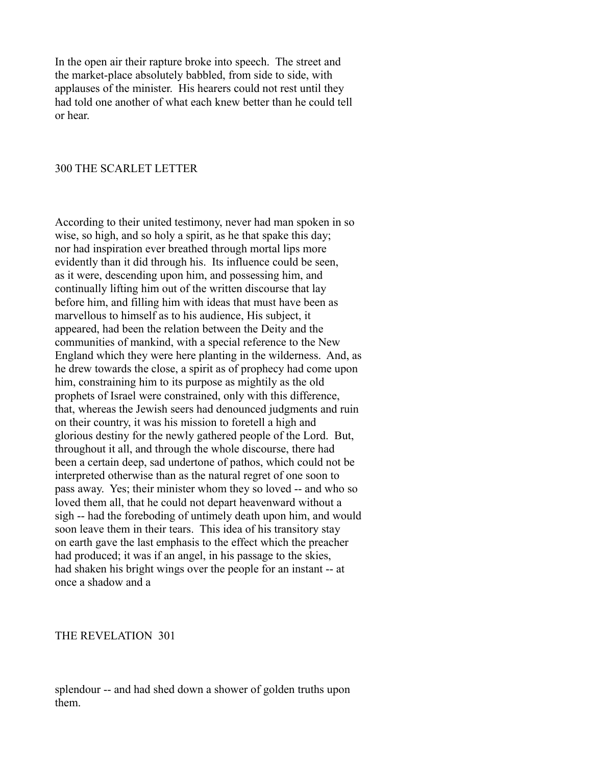In the open air their rapture broke into speech. The street and the market-place absolutely babbled, from side to side, with applauses of the minister. His hearers could not rest until they had told one another of what each knew better than he could tell or hear.

According to their united testimony, never had man spoken in so wise, so high, and so holy a spirit, as he that spake this day; nor had inspiration ever breathed through mortal lips more evidently than it did through his. Its influence could be seen, as it were, descending upon him, and possessing him, and continually lifting him out of the written discourse that lay before him, and filling him with ideas that must have been as marvellous to himself as to his audience, His subject, it appeared, had been the relation between the Deity and the communities of mankind, with a special reference to the New England which they were here planting in the wilderness. And, as he drew towards the close, a spirit as of prophecy had come upon him, constraining him to its purpose as mightily as the old prophets of Israel were constrained, only with this difference, that, whereas the Jewish seers had denounced judgments and ruin on their country, it was his mission to foretell a high and glorious destiny for the newly gathered people of the Lord. But, throughout it all, and through the whole discourse, there had been a certain deep, sad undertone of pathos, which could not be interpreted otherwise than as the natural regret of one soon to pass away. Yes; their minister whom they so loved -- and who so loved them all, that he could not depart heavenward without a sigh -- had the foreboding of untimely death upon him, and would soon leave them in their tears. This idea of his transitory stay on earth gave the last emphasis to the effect which the preacher had produced; it was if an angel, in his passage to the skies, had shaken his bright wings over the people for an instant -- at once a shadow and a splendour -- and had shed down a shower of golden truths upon them.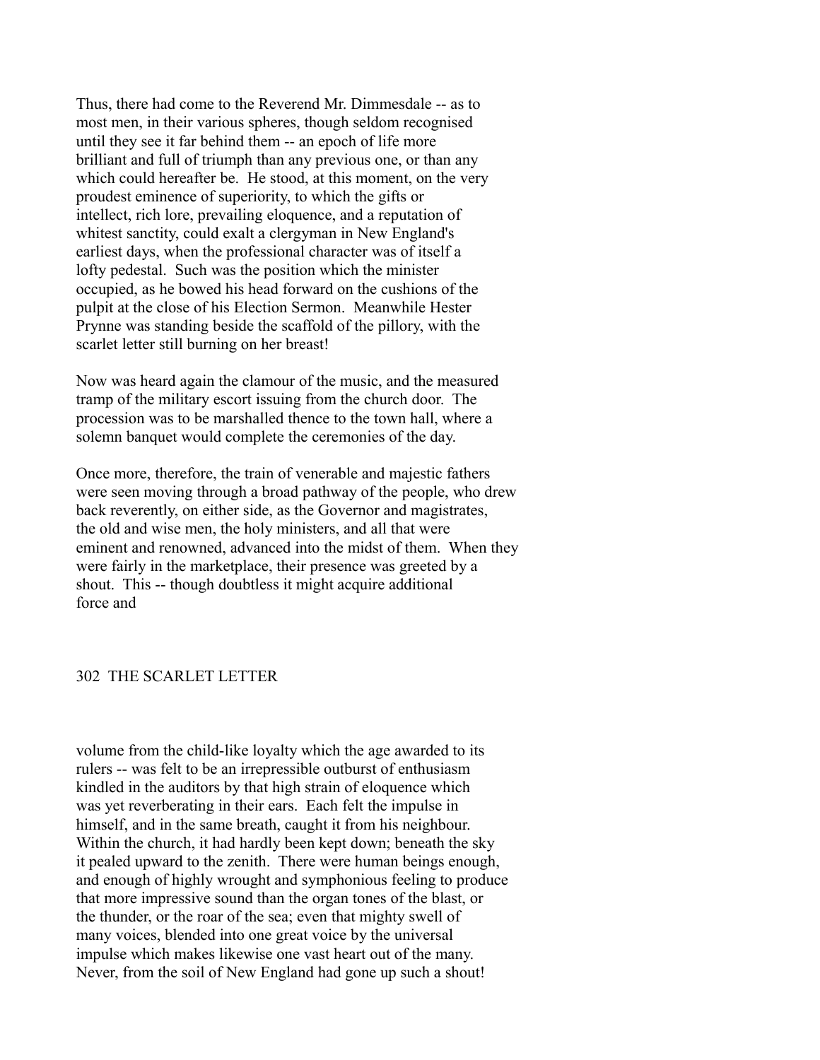Thus, there had come to the Reverend Mr. Dimmesdale -- as to most men, in their various spheres, though seldom recognised until they see it far behind them -- an epoch of life more brilliant and full of triumph than any previous one, or than any which could hereafter be. He stood, at this moment, on the very proudest eminence of superiority, to which the gifts or intellect, rich lore, prevailing eloquence, and a reputation of whitest sanctity, could exalt a clergyman in New England's earliest days, when the professional character was of itself a lofty pedestal. Such was the position which the minister occupied, as he bowed his head forward on the cushions of the pulpit at the close of his Election Sermon. Meanwhile Hester Prynne was standing beside the scaffold of the pillory, with the scarlet letter still burning on her breast!

Now was heard again the clamour of the music, and the measured tramp of the military escort issuing from the church door. The procession was to be marshalled thence to the town hall, where a solemn banquet would complete the ceremonies of the day.

Once more, therefore, the train of venerable and majestic fathers were seen moving through a broad pathway of the people, who drew back reverently, on either side, as the Governor and magistrates, the old and wise men, the holy ministers, and all that were eminent and renowned, advanced into the midst of them. When they were fairly in the marketplace, their presence was greeted by a shout. This -- though doubtless it might acquire additional force and volume from the child-like loyalty which the age awarded to its rulers -- was felt to be an irrepressible outburst of enthusiasm kindled in the auditors by that high strain of eloquence which was yet reverberating in their ears. Each felt the impulse in himself, and in the same breath, caught it from his neighbour. Within the church, it had hardly been kept down; beneath the sky it pealed upward to the zenith. There were human beings enough, and enough of highly wrought and symphonious feeling to produce that more impressive sound than the organ tones of the blast, or the thunder, or the roar of the sea; even that mighty swell of many voices, blended into one great voice by the universal impulse which makes likewise one vast heart out of the many. Never, from the soil of New England had gone up such a shout!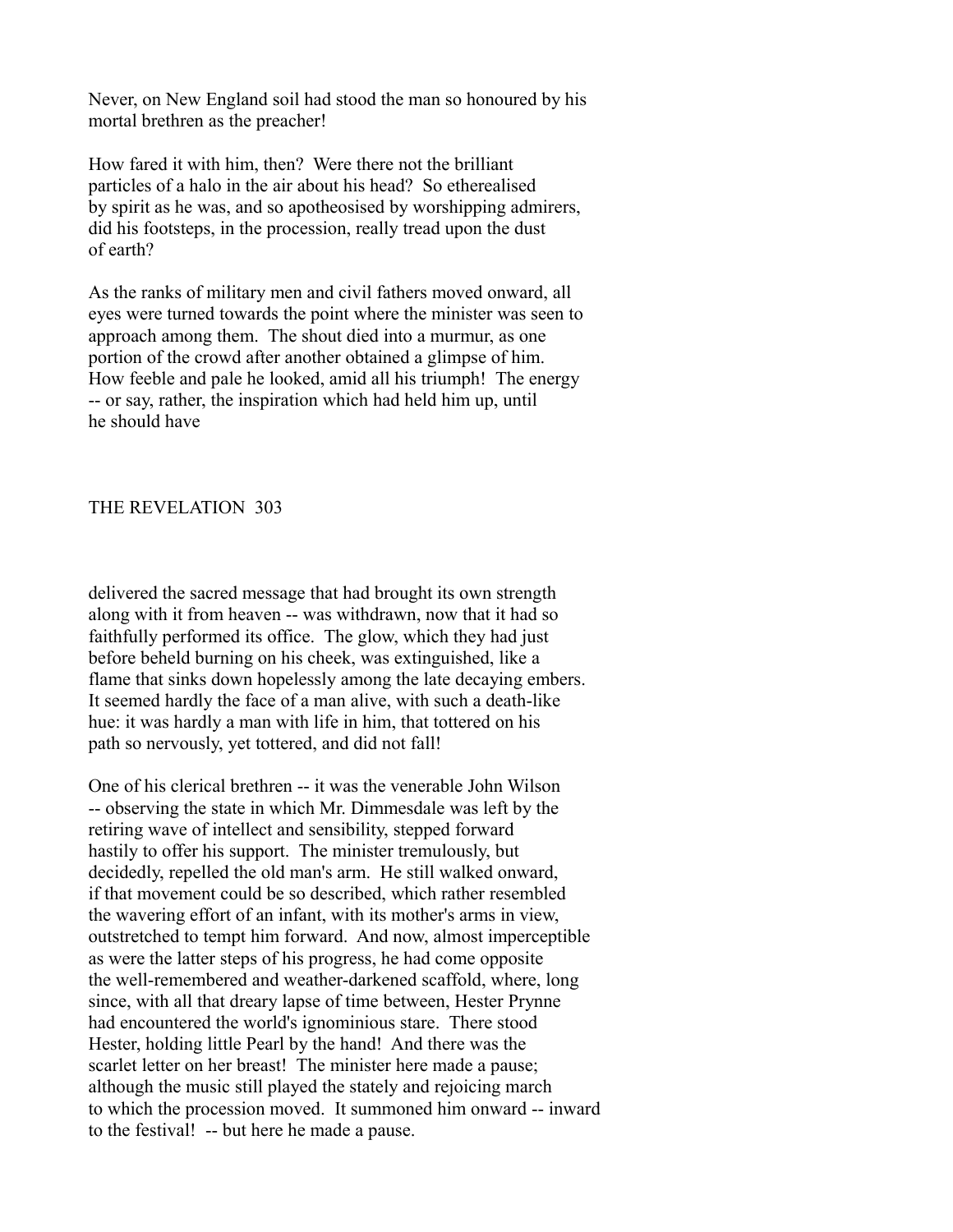Never, on New England soil had stood the man so honoured by his mortal brethren as the preacher!

How fared it with him, then? Were there not the brilliant particles of a halo in the air about his head? So etherealised by spirit as he was, and so apotheosised by worshipping admirers, did his footsteps, in the procession, really tread upon the dust of earth?

As the ranks of military men and civil fathers moved onward, all eyes were turned towards the point where the minister was seen to approach among them. The shout died into a murmur, as one portion of the crowd after another obtained a glimpse of him. How feeble and pale he looked, amid all his triumph! The energy -- or say, rather, the inspiration which had held him up, until he should have delivered the sacred message that had brought its own strength along with it from heaven -- was withdrawn, now that it had so faithfully performed its office. The glow, which they had just before beheld burning on his cheek, was extinguished, like a flame that sinks down hopelessly among the late decaying embers. It seemed hardly the face of a man alive, with such a death-like hue: it was hardly a man with life in him, that tottered on his path so nervously, yet tottered, and did not fall!

One of his clerical brethren -- it was the venerable John Wilson -- observing the state in which Mr. Dimmesdale was left by the retiring wave of intellect and sensibility, stepped forward hastily to offer his support. The minister tremulously, but decidedly, repelled the old man's arm. He still walked onward, if that movement could be so described, which rather resembled the wavering effort of an infant, with its mother's arms in view, outstretched to tempt him forward. And now, almost imperceptible as were the latter steps of his progress, he had come opposite the well-remembered and weather-darkened scaffold, where, long since, with all that dreary lapse of time between, Hester Prynne had encountered the world's ignominious stare. There stood Hester, holding little Pearl by the hand! And there was the scarlet letter on her breast! The minister here made a pause; although the music still played the stately and rejoicing march to which the procession moved. It summoned him onward -- inward to the festival! -- but here he made a pause.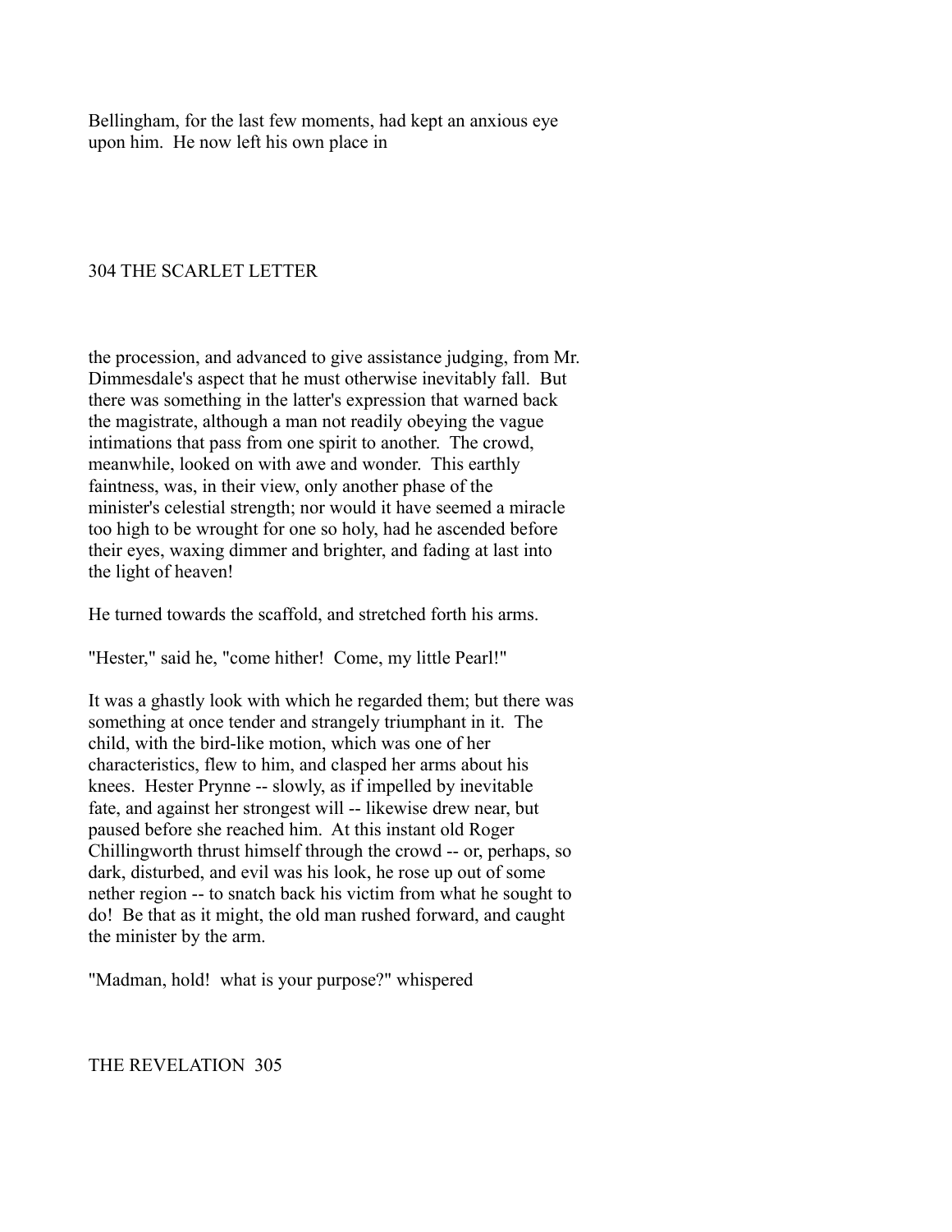Bellingham, for the last few moments, had kept an anxious eye upon him. He now left his own place in

the procession, and advanced to give assistance judging, from Mr. Dimmesdale's aspect that he must otherwise inevitably fall. But there was something in the latter's expression that warned back the magistrate, although a man not readily obeying the vague intimations that pass from one spirit to another. The crowd, meanwhile, looked on with awe and wonder. This earthly faintness, was, in their view, only another phase of the minister's celestial strength; nor would it have seemed a miracle too high to be wrought for one so holy, had he ascended before their eyes, waxing dimmer and brighter, and fading at last into the light of heaven!

He turned towards the scaffold, and stretched forth his arms.

"Hester," said he, "come hither! Come, my little Pearl!"

It was a ghastly look with which he regarded them; but there was something at once tender and strangely triumphant in it. The child, with the bird-like motion, which was one of her characteristics, flew to him, and clasped her arms about his knees. Hester Prynne -- slowly, as if impelled by inevitable fate, and against her strongest will -- likewise drew near, but paused before she reached him. At this instant old Roger Chillingworth thrust himself through the crowd -- or, perhaps, so dark, disturbed, and evil was his look, he rose up out of some nether region -- to snatch back his victim from what he sought to do! Be that as it might, the old man rushed forward, and caught the minister by the arm.

"Madman, hold! what is your purpose?" whispered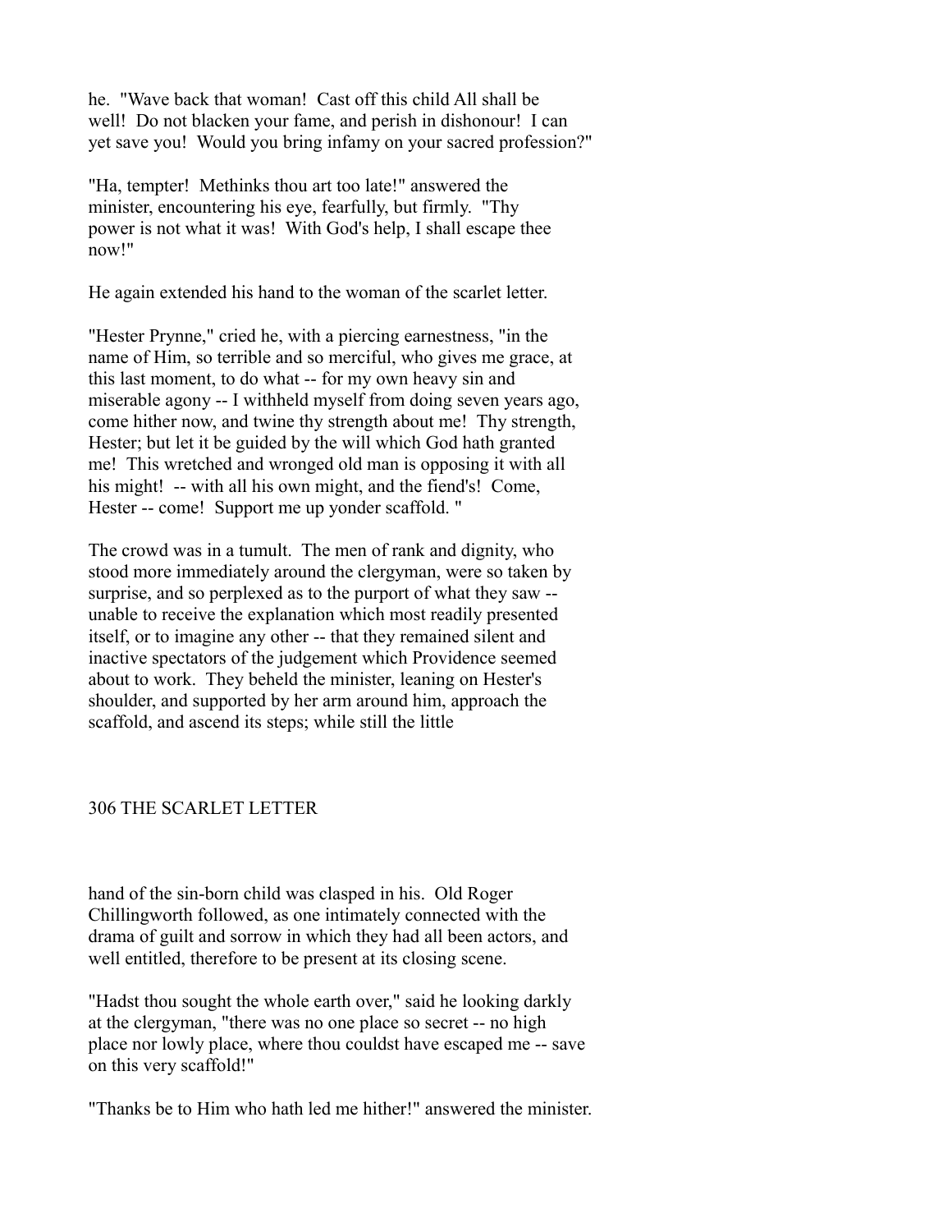he. "Wave back that woman! Cast off this child All shall be well! Do not blacken your fame, and perish in dishonour! I can yet save you! Would you bring infamy on your sacred profession?"

"Ha, tempter! Methinks thou art too late!" answered the minister, encountering his eye, fearfully, but firmly. "Thy power is not what it was! With God's help, I shall escape thee now!"

He again extended his hand to the woman of the scarlet letter.

"Hester Prynne," cried he, with a piercing earnestness, "in the name of Him, so terrible and so merciful, who gives me grace, at this last moment, to do what -- for my own heavy sin and miserable agony -- I withheld myself from doing seven years ago, come hither now, and twine thy strength about me! Thy strength, Hester; but let it be guided by the will which God hath granted me! This wretched and wronged old man is opposing it with all his might! -- with all his own might, and the fiend's! Come, Hester -- come! Support me up yonder scaffold. "

The crowd was in a tumult. The men of rank and dignity, who stood more immediately around the clergyman, were so taken by surprise, and so perplexed as to the purport of what they saw -- unable to receive the explanation which most readily presented itself, or to imagine any other -- that they remained silent and inactive spectators of the judgement which Providence seemed about to work. They beheld the minister, leaning on Hester's shoulder, and supported by her arm around him, approach the scaffold, and ascend its steps; while still the little hand of the sin-born child was clasped in his. Old Roger Chillingworth followed, as one intimately connected with the drama of guilt and sorrow in which they had all been actors, and well entitled, therefore to be present at its closing scene.

"Hadst thou sought the whole earth over," said he looking darkly at the clergyman, "there was no one place so secret -- no high place nor lowly place, where thou couldst have escaped me -- save on this very scaffold!"

"Thanks be to Him who hath led me hither!" answered the minister.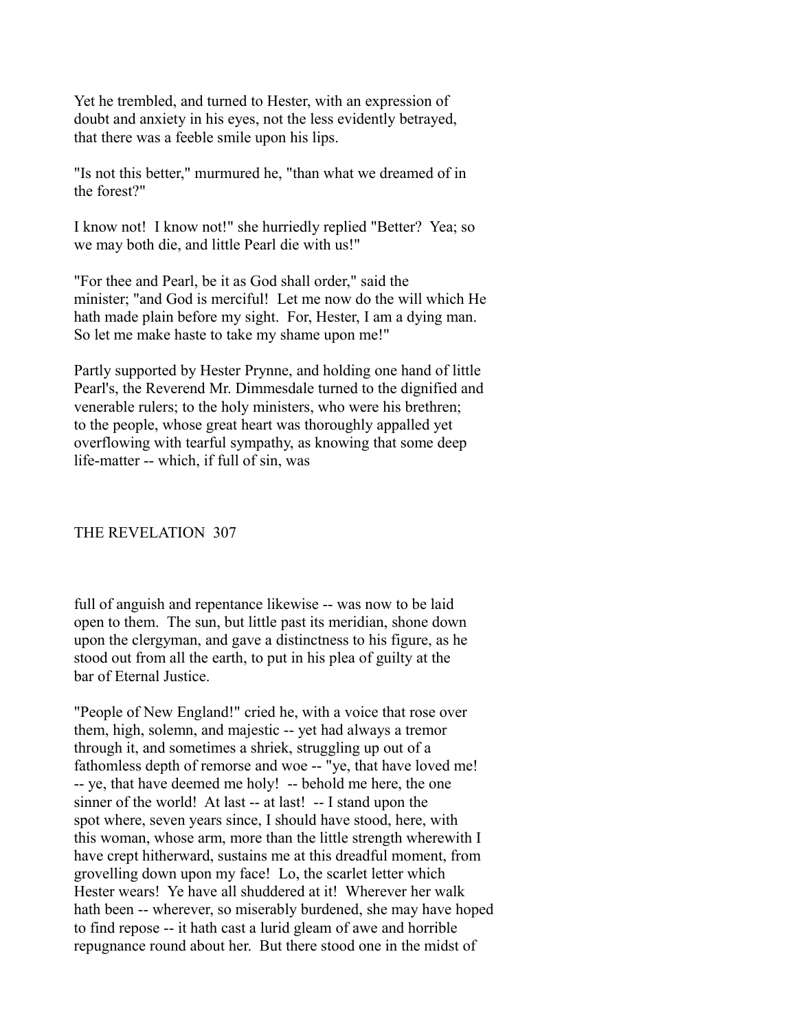Yet he trembled, and turned to Hester, with an expression of doubt and anxiety in his eyes, not the less evidently betrayed, that there was a feeble smile upon his lips.

"Is not this better," murmured he, "than what we dreamed of in the forest?"

I know not! I know not!" she hurriedly replied "Better? Yea; so we may both die, and little Pearl die with us!"

"For thee and Pearl, be it as God shall order," said the minister; "and God is merciful! Let me now do the will which He hath made plain before my sight. For, Hester, I am a dying man. So let me make haste to take my shame upon me!"

Partly supported by Hester Prynne, and holding one hand of little Pearl's, the Reverend Mr. Dimmesdale turned to the dignified and venerable rulers; to the holy ministers, who were his brethren; to the people, whose great heart was thoroughly appalled yet overflowing with tearful sympathy, as knowing that some deep life-matter -- which, if full of sin, was full of anguish and repentance likewise -- was now to be laid open to them. The sun, but little past its meridian, shone down upon the clergyman, and gave a distinctness to his figure, as he stood out from all the earth, to put in his plea of guilty at the bar of Eternal Justice.

"People of New England!" cried he, with a voice that rose over them, high, solemn, and majestic -- yet had always a tremor through it, and sometimes a shriek, struggling up out of a fathomless depth of remorse and woe -- "ye, that have loved me! -- ye, that have deemed me holy! -- behold me here, the one sinner of the world! At last -- at last! -- I stand upon the spot where, seven years since, I should have stood, here, with this woman, whose arm, more than the little strength wherewith I have crept hitherward, sustains me at this dreadful moment, from grovelling down upon my face! Lo, the scarlet letter which Hester wears! Ye have all shuddered at it! Wherever her walk hath been -- wherever, so miserably burdened, she may have hoped to find repose -- it hath cast a lurid gleam of awe and horrible repugnance round about her. But there stood one in the midst of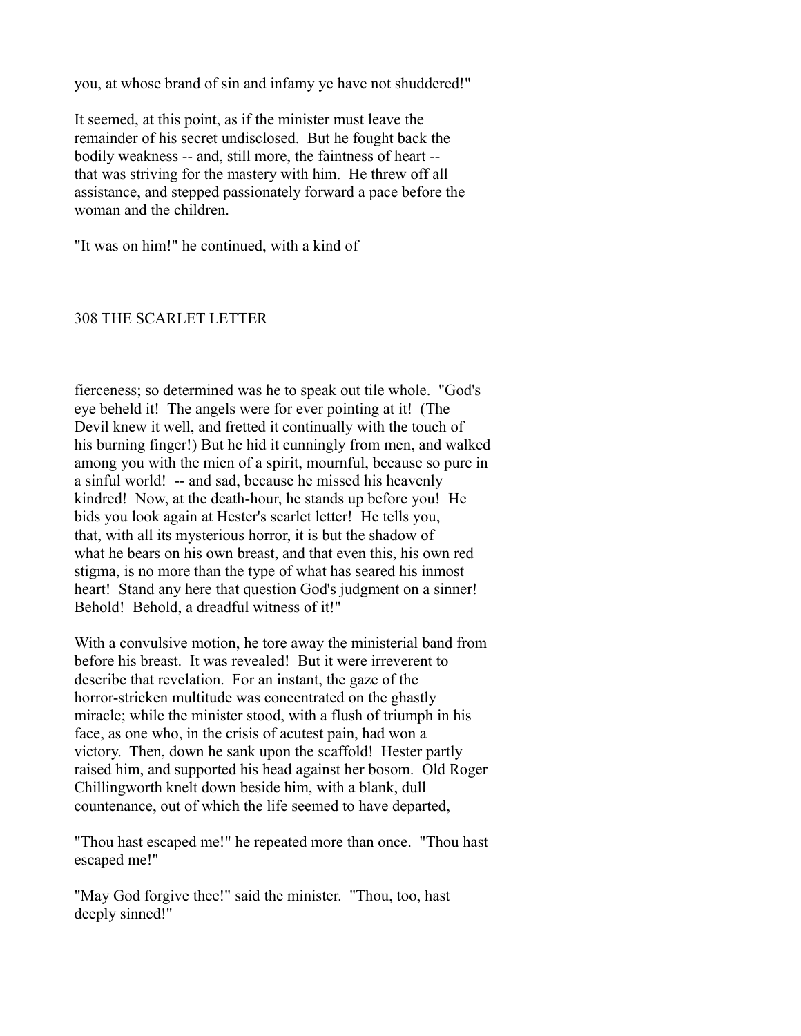you, at whose brand of sin and infamy ye have not shuddered!"

It seemed, at this point, as if the minister must leave the remainder of his secret undisclosed. But he fought back the bodily weakness -- and, still more, the faintness of heart -- that was striving for the mastery with him. He threw off all assistance, and stepped passionately forward a pace before the woman and the children.

"It was on him!" he continued, with a kind of fierceness; so determined was he to speak out tile whole. "God's eye beheld it! The angels were for ever pointing at it! (The Devil knew it well, and fretted it continually with the touch of his burning finger!) But he hid it cunningly from men, and walked among you with the mien of a spirit, mournful, because so pure in a sinful world! -- and sad, because he missed his heavenly kindred! Now, at the death-hour, he stands up before you! He bids you look again at Hester's scarlet letter! He tells you, that, with all its mysterious horror, it is but the shadow of what he bears on his own breast, and that even this, his own red stigma, is no more than the type of what has seared his inmost heart! Stand any here that question God's judgment on a sinner! Behold! Behold, a dreadful witness of it!"

With a convulsive motion, he tore away the ministerial band from before his breast. It was revealed! But it were irreverent to describe that revelation. For an instant, the gaze of the horror-stricken multitude was concentrated on the ghastly miracle; while the minister stood, with a flush of triumph in his face, as one who, in the crisis of acutest pain, had won a victory. Then, down he sank upon the scaffold! Hester partly raised him, and supported his head against her bosom. Old Roger Chillingworth knelt down beside him, with a blank, dull countenance, out of which the life seemed to have departed,

"Thou hast escaped me!" he repeated more than once. "Thou hast escaped me!"

"May God forgive thee!" said the minister. "Thou, too, hast deeply sinned!"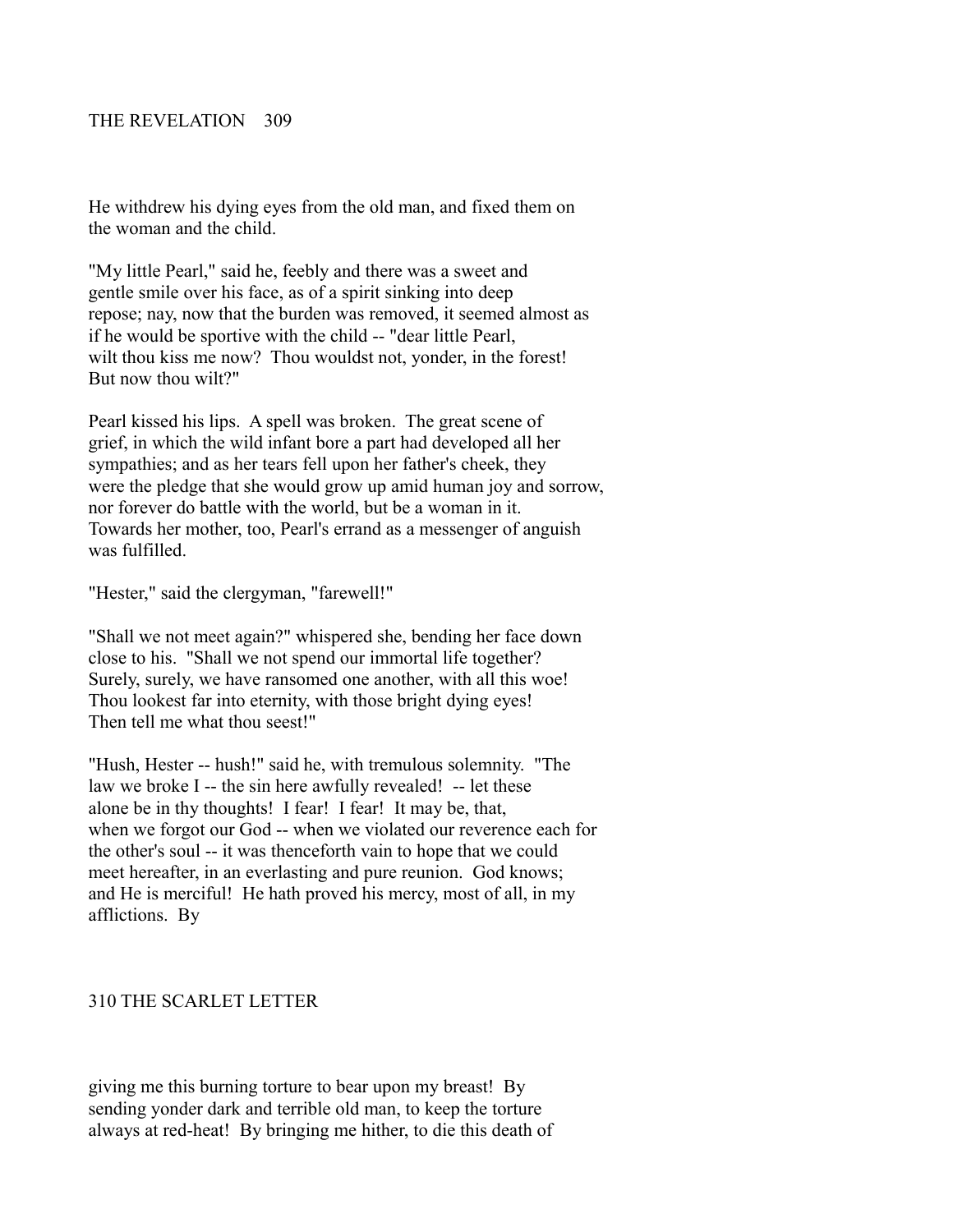He withdrew his dying eyes from the old man, and fixed them on the woman and the child.

"My little Pearl," said he, feebly and there was a sweet and gentle smile over his face, as of a spirit sinking into deep repose; nay, now that the burden was removed, it seemed almost as if he would be sportive with the child -- "dear little Pearl, wilt thou kiss me now? Thou wouldst not, yonder, in the forest! But now thou wilt?"

Pearl kissed his lips. A spell was broken. The great scene of grief, in which the wild infant bore a part had developed all her sympathies; and as her tears fell upon her father's cheek, they were the pledge that she would grow up amid human joy and sorrow, nor forever do battle with the world, but be a woman in it. Towards her mother, too, Pearl's errand as a messenger of anguish was fulfilled.

"Hester," said the clergyman, "farewell!"

"Shall we not meet again?" whispered she, bending her face down close to his. "Shall we not spend our immortal life together? Surely, surely, we have ransomed one another, with all this woe! Thou lookest far into eternity, with those bright dying eyes! Then tell me what thou seest!"

"Hush, Hester -- hush!" said he, with tremulous solemnity. "The law we broke I -- the sin here awfully revealed! -- let these alone be in thy thoughts! I fear! I fear! It may be, that, when we forgot our God -- when we violated our reverence each for the other's soul -- it was thenceforth vain to hope that we could meet hereafter, in an everlasting and pure reunion. God knows; and He is merciful! He hath proved his mercy, most of all, in my afflictions. By giving me this burning torture to bear upon my breast! By sending yonder dark and terrible old man, to keep the torture always at red-heat! By bringing me hither, to die this death of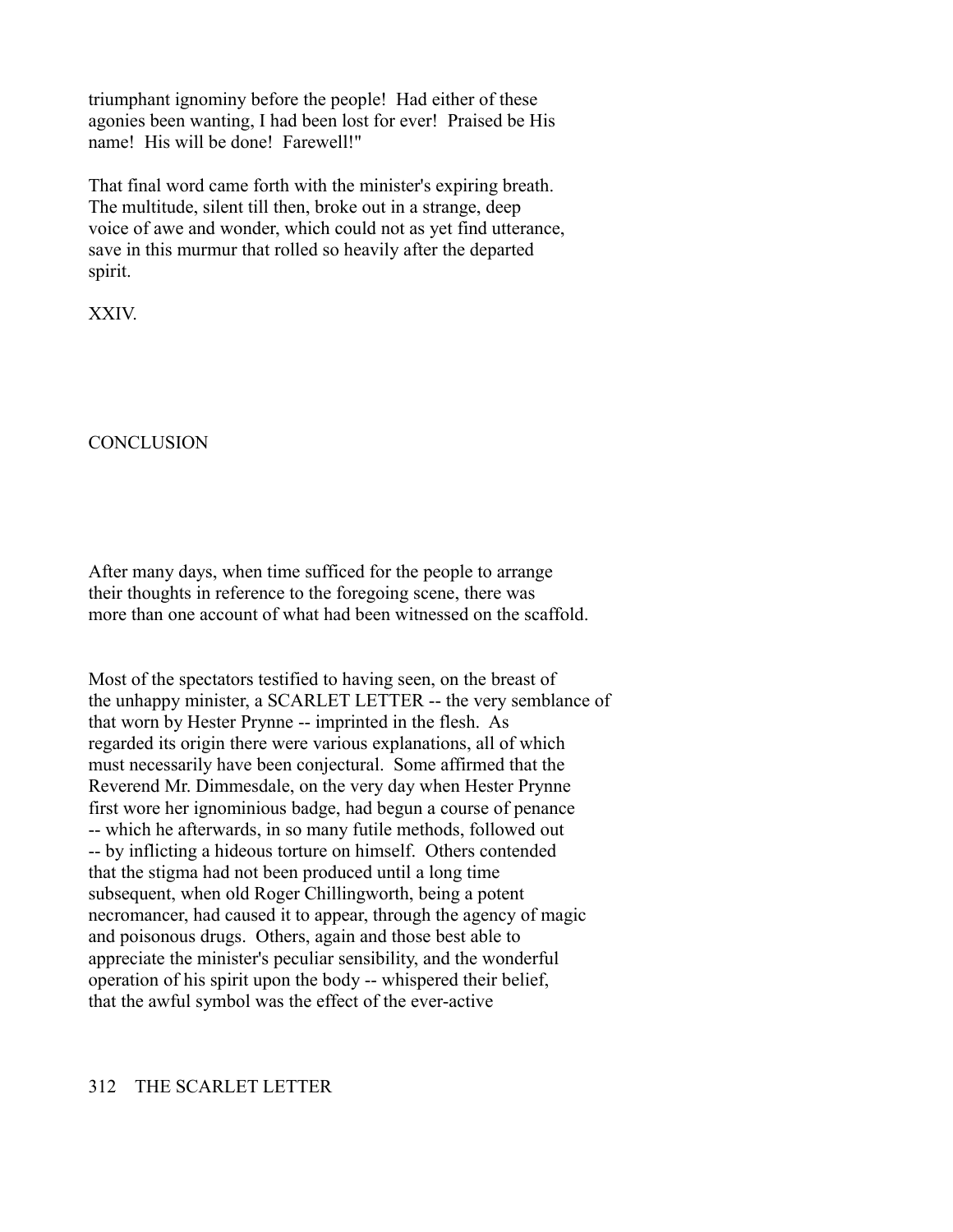triumphant ignominy before the people! Had either of these agonies been wanting, I had been lost for ever! Praised be His name! His will be done! Farewell!"

That final word came forth with the minister's expiring breath. The multitude, silent till then, broke out in a strange, deep voice of awe and wonder, which could not as yet find utterance, save in this murmur that rolled so heavily after the departed spirit.

## XXIV.

## CONCLUSION

After many days, when time sufficed for the people to arrange their thoughts in reference to the foregoing scene, there was more than one account of what had been witnessed on the scaffold.

Most of the spectators testified to having seen, on the breast of the unhappy minister, a SCARLET LETTER -- the very semblance of that worn by Hester Prynne -- imprinted in the flesh. As regarded its origin there were various explanations, all of which must necessarily have been conjectural. Some affirmed that the Reverend Mr. Dimmesdale, on the very day when Hester Prynne first wore her ignominious badge, had begun a course of penance -- which he afterwards, in so many futile methods, followed out -- by inflicting a hideous torture on himself. Others contended that the stigma had not been produced until a long time subsequent, when old Roger Chillingworth, being a potent necromancer, had caused it to appear, through the agency of magic and poisonous drugs. Others, again and those best able to appreciate the minister's peculiar sensibility, and the wonderful operation of his spirit upon the body -- whispered their belief, that the awful symbol was the effect of the ever-active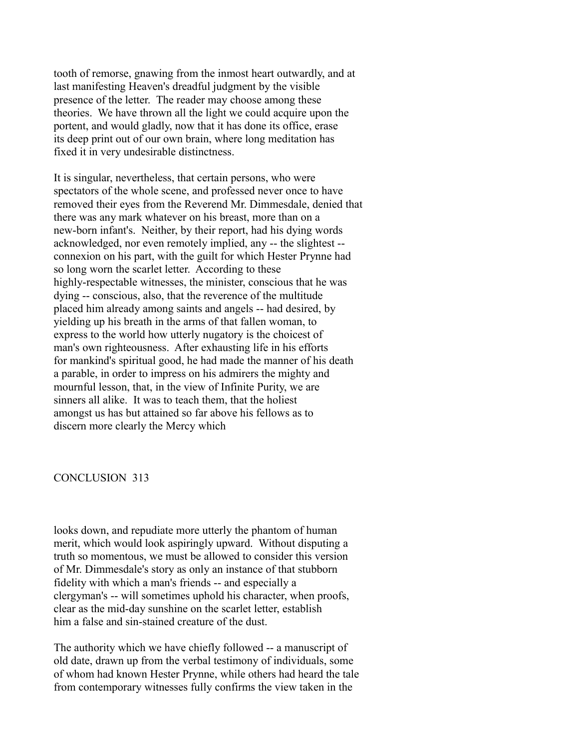tooth of remorse, gnawing from the inmost heart outwardly, and at last manifesting Heaven's dreadful judgment by the visible presence of the letter. The reader may choose among these theories. We have thrown all the light we could acquire upon the portent, and would gladly, now that it has done its office, erase its deep print out of our own brain, where long meditation has fixed it in very undesirable distinctness.

It is singular, nevertheless, that certain persons, who were spectators of the whole scene, and professed never once to have removed their eyes from the Reverend Mr. Dimmesdale, denied that there was any mark whatever on his breast, more than on a new-born infant's. Neither, by their report, had his dying words acknowledged, nor even remotely implied, any -- the slightest -- connexion on his part, with the guilt for which Hester Prynne had so long worn the scarlet letter. According to these highly-respectable witnesses, the minister, conscious that he was dying -- conscious, also, that the reverence of the multitude placed him already among saints and angels -- had desired, by yielding up his breath in the arms of that fallen woman, to express to the world how utterly nugatory is the choicest of man's own righteousness. After exhausting life in his efforts for mankind's spiritual good, he had made the manner of his death a parable, in order to impress on his admirers the mighty and mournful lesson, that, in the view of Infinite Purity, we are sinners all alike. It was to teach them, that the holiest amongst us has but attained so far above his fellows as to discern more clearly the Mercy which looks down, and repudiate more utterly the phantom of human merit, which would look aspiringly upward. Without disputing a truth so momentous, we must be allowed to consider this version of Mr. Dimmesdale's story as only an instance of that stubborn fidelity with which a man's friends -- and especially a clergyman's -- will sometimes uphold his character, when proofs, clear as the mid-day sunshine on the scarlet letter, establish him a false and sin-stained creature of the dust.

The authority which we have chiefly followed -- a manuscript of old date, drawn up from the verbal testimony of individuals, some of whom had known Hester Prynne, while others had heard the tale from contemporary witnesses fully confirms the view taken in the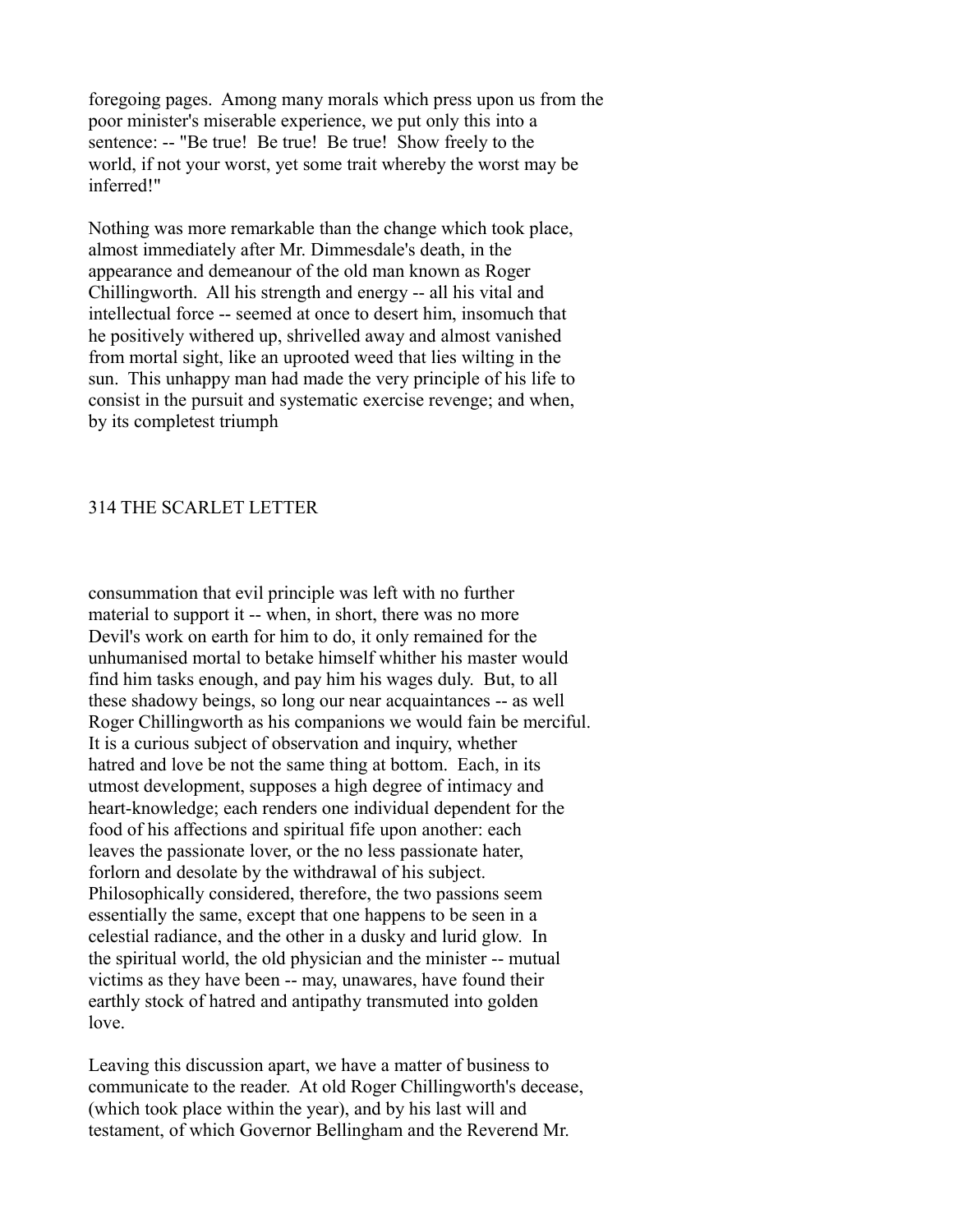foregoing pages. Among many morals which press upon us from the poor minister's miserable experience, we put only this into a sentence: -- "Be true! Be true! Be true! Show freely to the world, if not your worst, yet some trait whereby the worst may be inferred!"

Nothing was more remarkable than the change which took place, almost immediately after Mr. Dimmesdale's death, in the appearance and demeanour of the old man known as Roger Chillingworth. All his strength and energy -- all his vital and intellectual force -- seemed at once to desert him, insomuch that he positively withered up, shrivelled away and almost vanished from mortal sight, like an uprooted weed that lies wilting in the sun. This unhappy man had made the very principle of his life to consist in the pursuit and systematic exercise revenge; and when, by its completest triumph consummation that evil principle was left with no further material to support it -- when, in short, there was no more Devil's work on earth for him to do, it only remained for the unhumanised mortal to betake himself whither his master would find him tasks enough, and pay him his wages duly. But, to all these shadowy beings, so long our near acquaintances -- as well Roger Chillingworth as his companions we would fain be merciful. It is a curious subject of observation and inquiry, whether hatred and love be not the same thing at bottom. Each, in its utmost development, supposes a high degree of intimacy and heart-knowledge; each renders one individual dependent for the food of his affections and spiritual fife upon another: each leaves the passionate lover, or the no less passionate hater, forlorn and desolate by the withdrawal of his subject. Philosophically considered, therefore, the two passions seem essentially the same, except that one happens to be seen in a celestial radiance, and the other in a dusky and lurid glow. In the spiritual world, the old physician and the minister -- mutual victims as they have been -- may, unawares, have found their earthly stock of hatred and antipathy transmuted into golden love.

Leaving this discussion apart, we have a matter of business to communicate to the reader. At old Roger Chillingworth's decease, (which took place within the year), and by his last will and testament, of which Governor Bellingham and the Reverend Mr.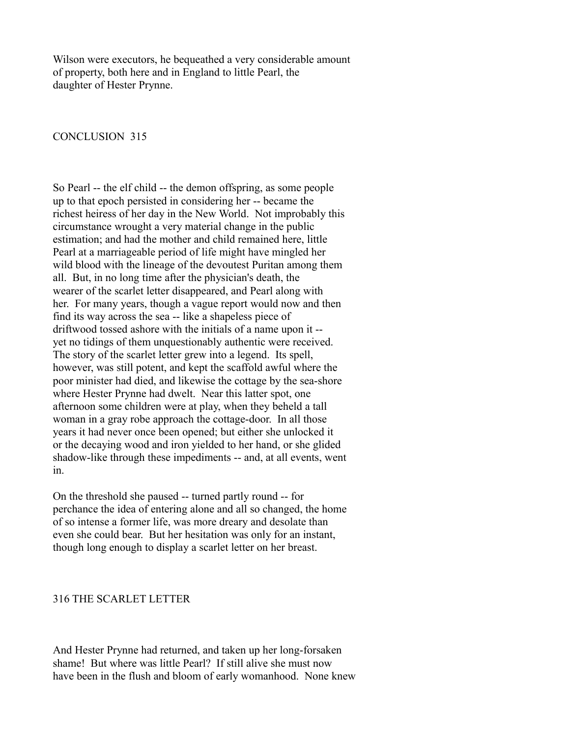Wilson were executors, he bequeathed a very considerable amount of property, both here and in England to little Pearl, the daughter of Hester Prynne.

So Pearl -- the elf child -- the demon offspring, as some people up to that epoch persisted in considering her -- became the richest heiress of her day in the New World. Not improbably this circumstance wrought a very material change in the public estimation; and had the mother and child remained here, little Pearl at a marriageable period of life might have mingled her wild blood with the lineage of the devoutest Puritan among them all. But, in no long time after the physician's death, the wearer of the scarlet letter disappeared, and Pearl along with her. For many years, though a vague report would now and then find its way across the sea -- like a shapeless piece of driftwood tossed ashore with the initials of a name upon it -- yet no tidings of them unquestionably authentic were received. The story of the scarlet letter grew into a legend. Its spell, however, was still potent, and kept the scaffold awful where the poor minister had died, and likewise the cottage by the sea-shore where Hester Prynne had dwelt. Near this latter spot, one afternoon some children were at play, when they beheld a tall woman in a gray robe approach the cottage-door. In all those years it had never once been opened; but either she unlocked it or the decaying wood and iron yielded to her hand, or she glided shadow-like through these impediments -- and, at all events, went in.

On the threshold she paused -- turned partly round -- for perchance the idea of entering alone and all so changed, the home of so intense a former life, was more dreary and desolate than even she could bear. But her hesitation was only for an instant, though long enough to display a scarlet letter on her breast.

And Hester Prynne had returned, and taken up her long-forsaken shame! But where was little Pearl? If still alive she must now have been in the flush and bloom of early womanhood. None knew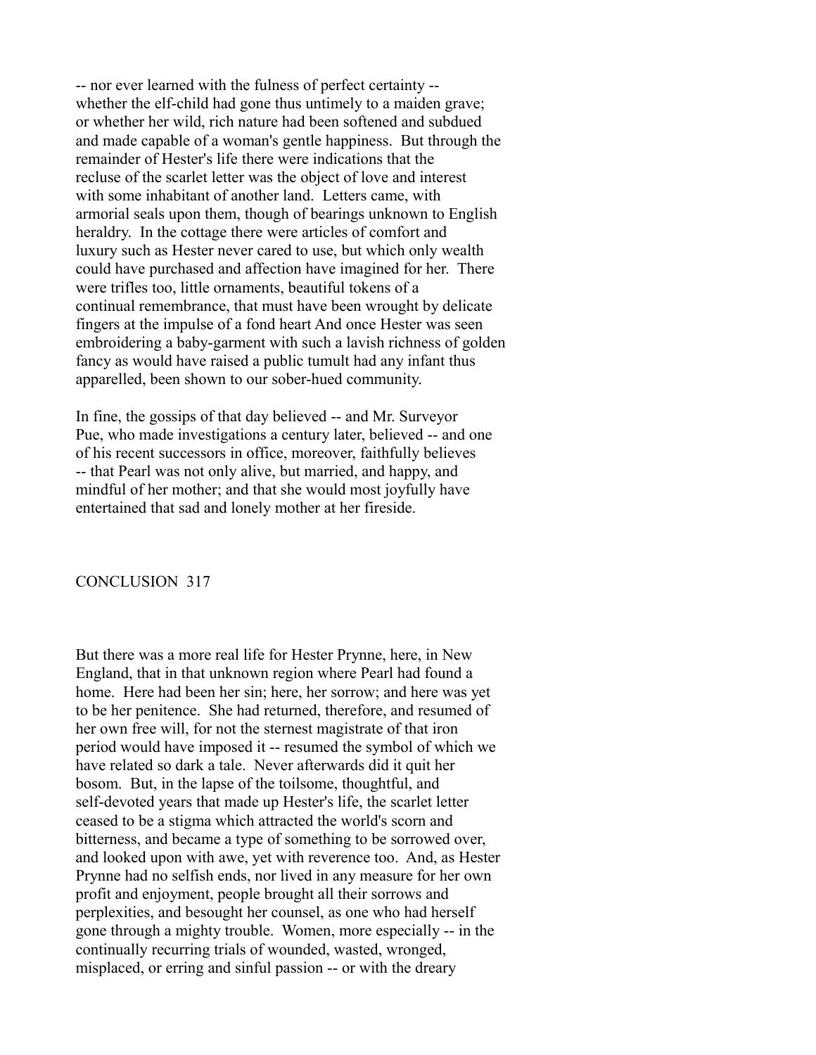-- nor ever learned with the fulness of perfect certainty -- whether the elf-child had gone thus untimely to a maiden grave; or whether her wild, rich nature had been softened and subdued and made capable of a woman's gentle happiness. But through the remainder of Hester's life there were indications that the recluse of the scarlet letter was the object of love and interest with some inhabitant of another land. Letters came, with armorial seals upon them, though of bearings unknown to English heraldry. In the cottage there were articles of comfort and luxury such as Hester never cared to use, but which only wealth could have purchased and affection have imagined for her. There were trifles too, little ornaments, beautiful tokens of a continual remembrance, that must have been wrought by delicate fingers at the impulse of a fond heart And once Hester was seen embroidering a baby-garment with such a lavish richness of golden fancy as would have raised a public tumult had any infant thus apparelled, been shown to our sober-hued community.

In fine, the gossips of that day believed -- and Mr. Surveyor Pue, who made investigations a century later, believed -- and one of his recent successors in office, moreover, faithfully believes -- that Pearl was not only alive, but married, and happy, and mindful of her mother; and that she would most joyfully have entertained that sad and lonely mother at her fireside.

But there was a more real life for Hester Prynne, here, in New England, that in that unknown region where Pearl had found a home. Here had been her sin; here, her sorrow; and here was yet to be her penitence. She had returned, therefore, and resumed of her own free will, for not the sternest magistrate of that iron period would have imposed it -- resumed the symbol of which we have related so dark a tale. Never afterwards did it quit her bosom. But, in the lapse of the toilsome, thoughtful, and self-devoted years that made up Hester's life, the scarlet letter ceased to be a stigma which attracted the world's scorn and bitterness, and became a type of something to be sorrowed over, and looked upon with awe, yet with reverence too. And, as Hester Prynne had no selfish ends, nor lived in any measure for her own profit and enjoyment, people brought all their sorrows and perplexities, and besought her counsel, as one who had herself gone through a mighty trouble. Women, more especially -- in the continually recurring trials of wounded, wasted, wronged, misplaced, or erring and sinful passion -- or with the dreary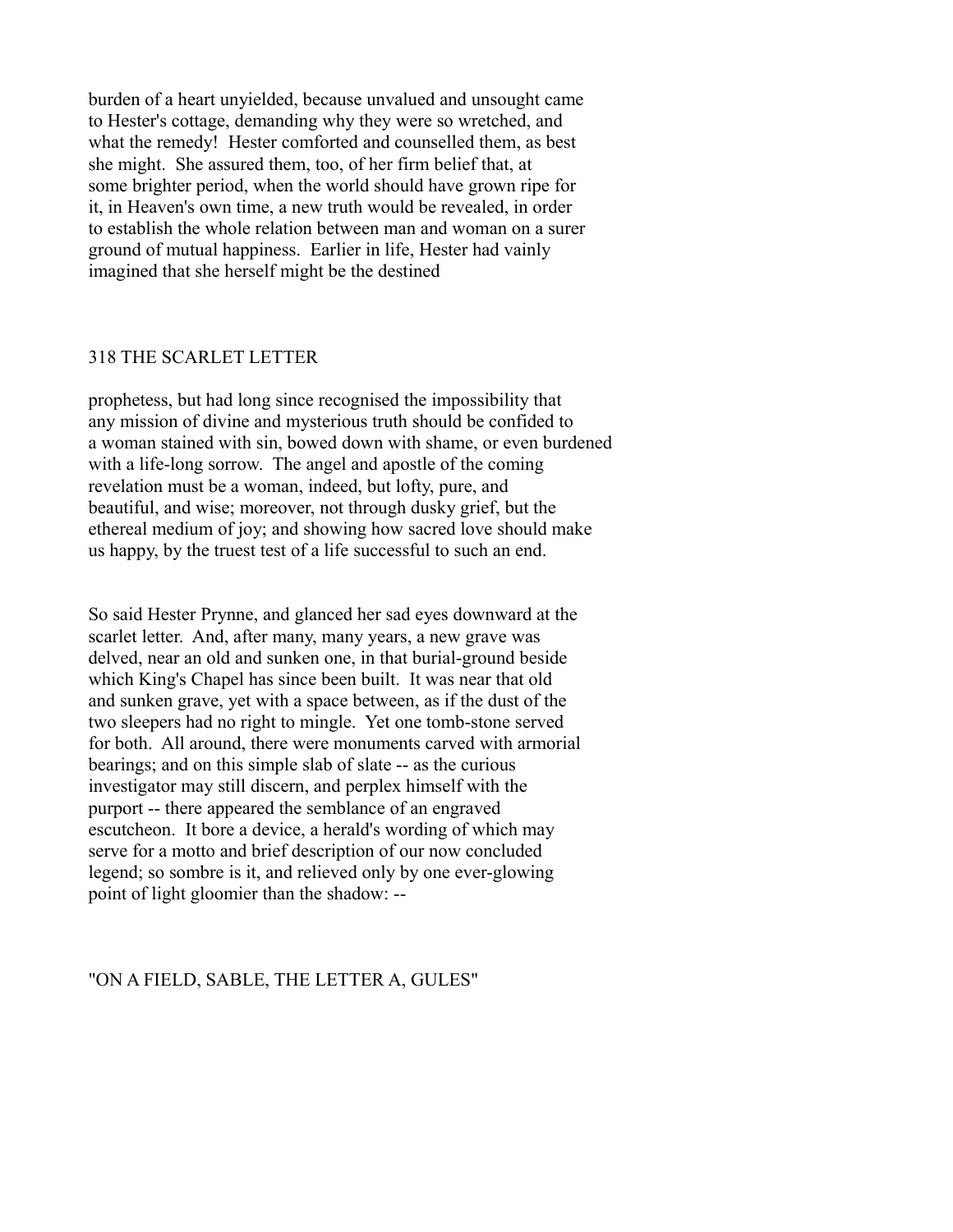burden of a heart unyielded, because unvalued and unsought came to Hester's cottage, demanding why they were so wretched, and what the remedy! Hester comforted and counselled them, as best she might. She assured them, too, of her firm belief that, at some brighter period, when the world should have grown ripe for it, in Heaven's own time, a new truth would be revealed, in order to establish the whole relation between man and woman on a surer ground of mutual happiness. Earlier in life, Hester had vainly imagined that she herself might be the destined prophetess, but had long since recognised the impossibility that any mission of divine and mysterious truth should be confided to a woman stained with sin, bowed down with shame, or even burdened with a life-long sorrow. The angel and apostle of the coming revelation must be a woman, indeed, but lofty, pure, and beautiful, and wise; moreover, not through dusky grief, but the ethereal medium of joy; and showing how sacred love should make us happy, by the truest test of a life successful to such an end.

So said Hester Prynne, and glanced her sad eyes downward at the scarlet letter. And, after many, many years, a new grave was delved, near an old and sunken one, in that burial-ground beside which King's Chapel has since been built. It was near that old and sunken grave, yet with a space between, as if the dust of the two sleepers had no right to mingle. Yet one tomb-stone served for both. All around, there were monuments carved with armorial bearings; and on this simple slab of slate -- as the curious investigator may still discern, and perplex himself with the purport -- there appeared the semblance of an engraved escutcheon. It bore a device, a herald's wording of which may serve for a motto and brief description of our now concluded legend; so sombre is it, and relieved only by one ever-glowing point of light gloomier than the shadow: --

"ON A FIELD, SABLE, THE LETTER A, GULES"